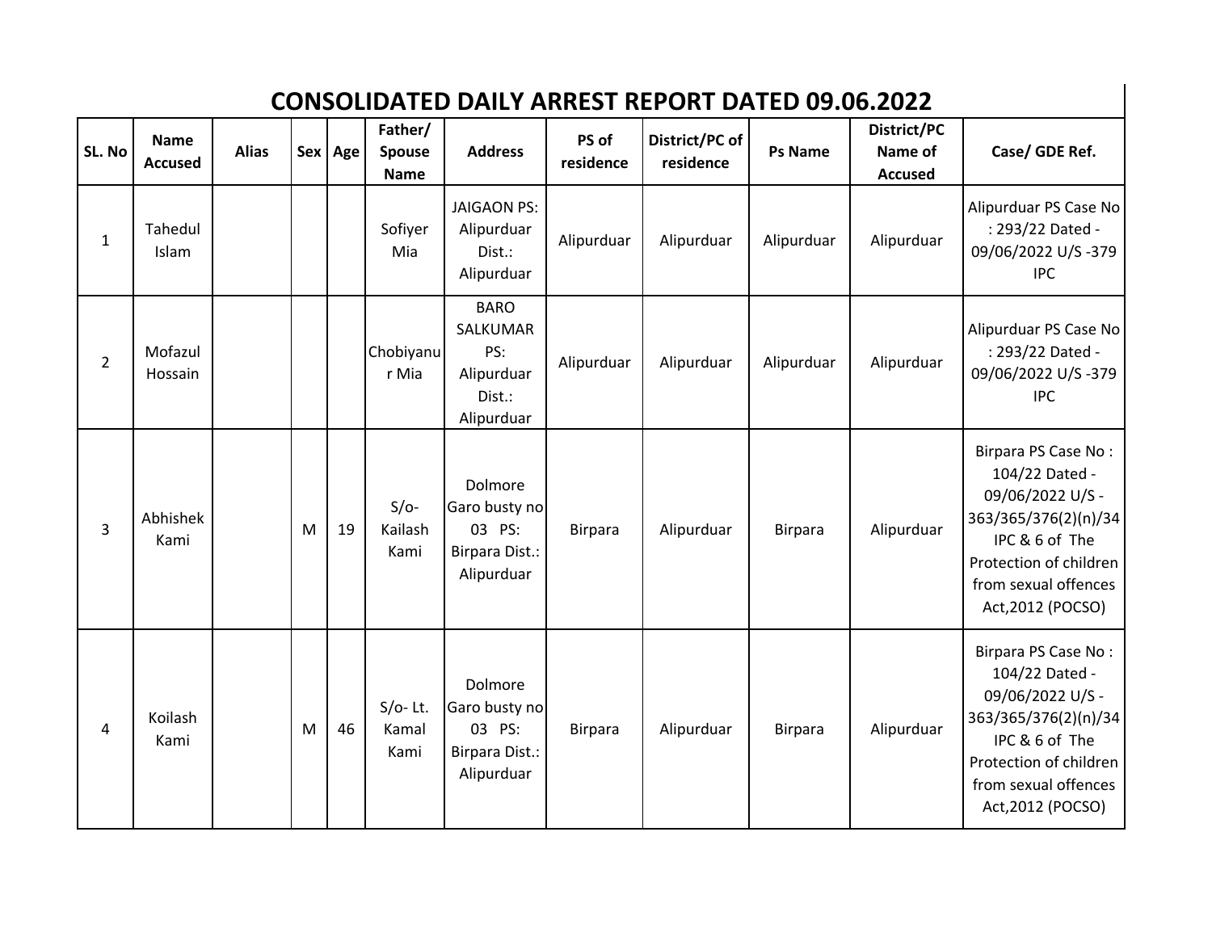# CONSOLIDATED DAILY ARREST REPORT DATED 09.06.2022

| SL. No | Name Accused | Alias | Sex | Age | Father/ Spouse Name | Address | PS of residence | District/PC of residence | Ps Name | District/PC Name of Accused | Case/ GDE Ref. |
|---|---|---|---|---|---|---|---|---|---|---|---|
| 1 | Tahedul Islam | | | | Sofiyer Mia | JAIGAON PS: Alipurduar Dist.: Alipurduar | Alipurduar | Alipurduar | Alipurduar | Alipurduar | Alipurduar PS Case No : 293/22 Dated - 09/06/2022 U/S -379 IPC |
| 2 | Mofazul Hossain | | | | Chobiyanur Mia | BARO SALKUMAR PS: Alipurduar Dist.: Alipurduar | Alipurduar | Alipurduar | Alipurduar | Alipurduar | Alipurduar PS Case No : 293/22 Dated - 09/06/2022 U/S -379 IPC |
| 3 | Abhishek Kami | | M | 19 | S/o- Kailash Kami | Dolmore Garo busty no 03 PS: Birpara Dist.: Alipurduar | Birpara | Alipurduar | Birpara | Alipurduar | Birpara PS Case No : 104/22 Dated - 09/06/2022 U/S - 363/365/376(2)(n)/34 IPC & 6 of The Protection of children from sexual offences Act,2012 (POCSO) |
| 4 | Koilash Kami | | M | 46 | S/o- Lt. Kamal Kami | Dolmore Garo busty no 03 PS: Birpara Dist.: Alipurduar | Birpara | Alipurduar | Birpara | Alipurduar | Birpara PS Case No : 104/22 Dated - 09/06/2022 U/S - 363/365/376(2)(n)/34 IPC & 6 of The Protection of children from sexual offences Act,2012 (POCSO) |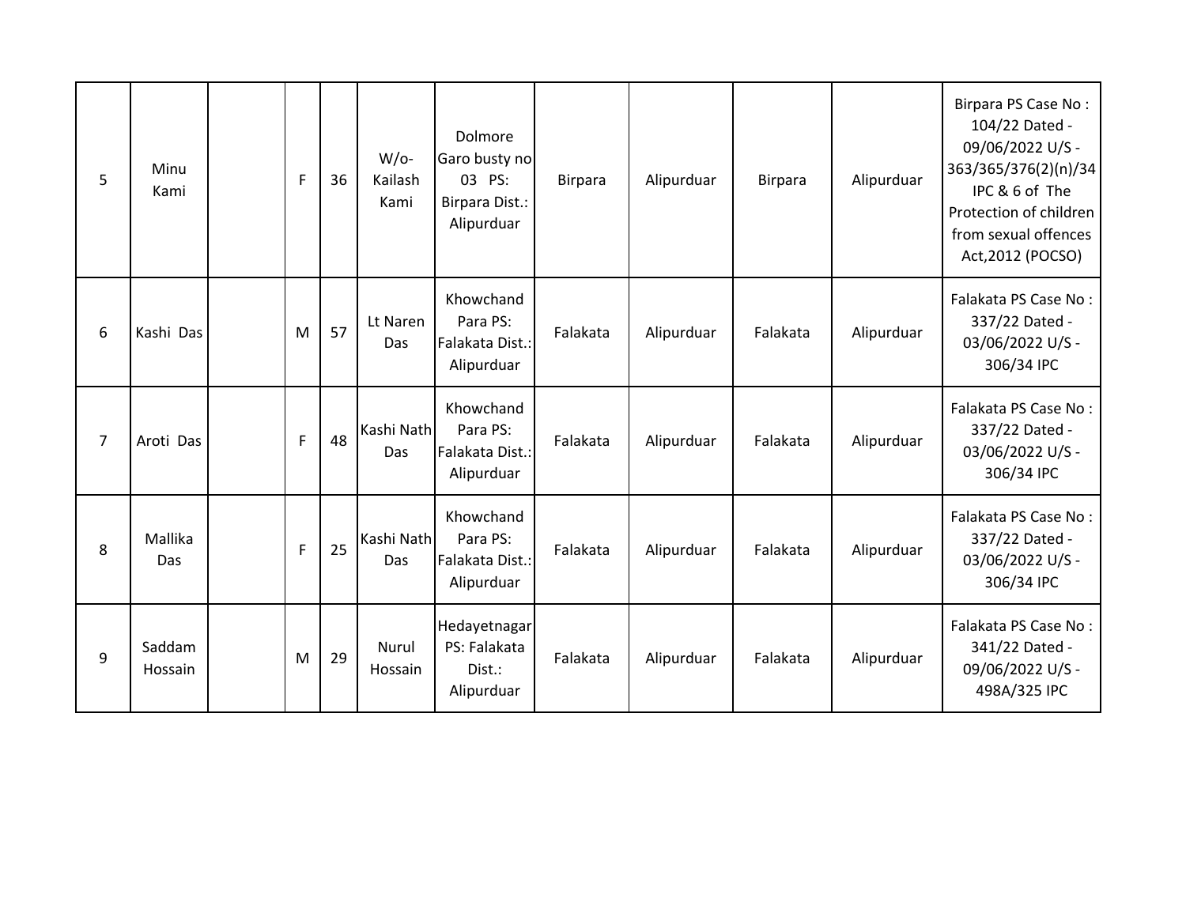| | | | | | | | | | | | |
|---|---|---|---|---|---|---|---|---|---|---|---|
| 5 | Minu Kami | | F | 36 | W/o- Kailash Kami | Dolmore Garo busty no 03 PS: Birpara Dist.: Alipurduar | Birpara | Alipurduar | Birpara | Alipurduar | Birpara PS Case No : 104/22 Dated - 09/06/2022 U/S - 363/365/376(2)(n)/34 IPC & 6 of The Protection of children from sexual offences Act,2012 (POCSO) |
| 6 | Kashi Das | | M | 57 | Lt Naren Das | Khowchand Para PS: Falakata Dist.: Alipurduar | Falakata | Alipurduar | Falakata | Alipurduar | Falakata PS Case No : 337/22 Dated - 03/06/2022 U/S - 306/34 IPC |
| 7 | Aroti Das | | F | 48 | Kashi Nath Das | Khowchand Para PS: Falakata Dist.: Alipurduar | Falakata | Alipurduar | Falakata | Alipurduar | Falakata PS Case No : 337/22 Dated - 03/06/2022 U/S - 306/34 IPC |
| 8 | Mallika Das | | F | 25 | Kashi Nath Das | Khowchand Para PS: Falakata Dist.: Alipurduar | Falakata | Alipurduar | Falakata | Alipurduar | Falakata PS Case No : 337/22 Dated - 03/06/2022 U/S - 306/34 IPC |
| 9 | Saddam Hossain | | M | 29 | Nurul Hossain | Hedayetnagar PS: Falakata Dist.: Alipurduar | Falakata | Alipurduar | Falakata | Alipurduar | Falakata PS Case No : 341/22 Dated - 09/06/2022 U/S - 498A/325 IPC |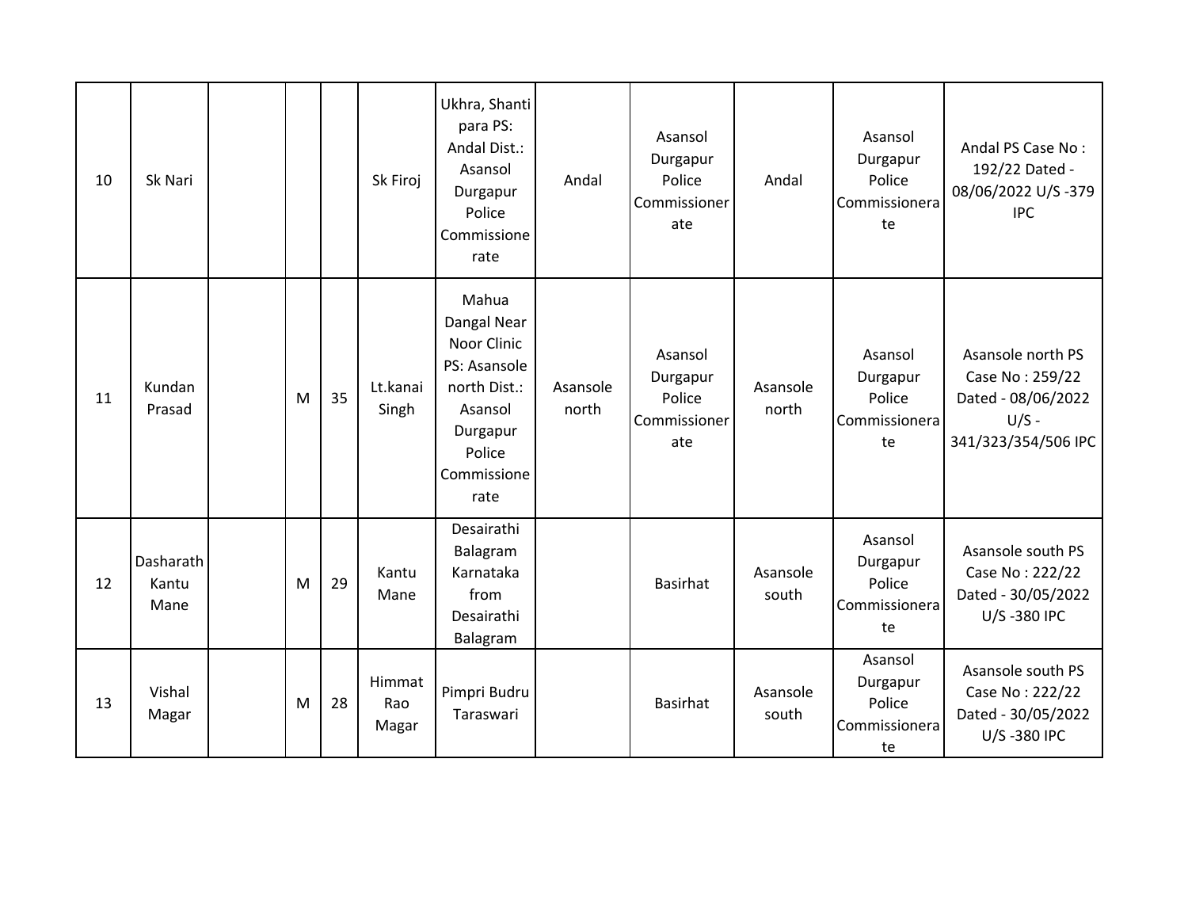| 10 | Sk Nari | | | | Sk Firoj | Ukhra, Shanti para PS: Andal Dist.: Asansol Durgapur Police Commissionerate | Andal | Asansol Durgapur Police Commissionerate | Andal | Asansol Durgapur Police Commissionerate | Andal PS Case No : 192/22 Dated - 08/06/2022 U/S -379 IPC |
|---|---|---|---|---|---|---|---|---|---|---|---|
| 11 | Kundan Prasad | | M | 35 | Lt.kanai Singh | Mahua Dangal Near Noor Clinic PS: Asansole north Dist.: Asansol Durgapur Police Commissionerate | Asansole north | Asansol Durgapur Police Commissionerate | Asansole north | Asansol Durgapur Police Commissionerate | Asansole north PS Case No : 259/22 Dated - 08/06/2022 U/S - 341/323/354/506 IPC |
| 12 | Dasharath Kantu Mane | | M | 29 | Kantu Mane | Desairathi Balagram Karnataka from Desairathi Balagram | | Basirhat | Asansole south | Asansol Durgapur Police Commissionerate | Asansole south PS Case No : 222/22 Dated - 30/05/2022 U/S -380 IPC |
| 13 | Vishal Magar | | M | 28 | Himmat Rao Magar | Pimpri Budru Taraswari | | Basirhat | Asansole south | Asansol Durgapur Police Commissionerate | Asansole south PS Case No : 222/22 Dated - 30/05/2022 U/S -380 IPC |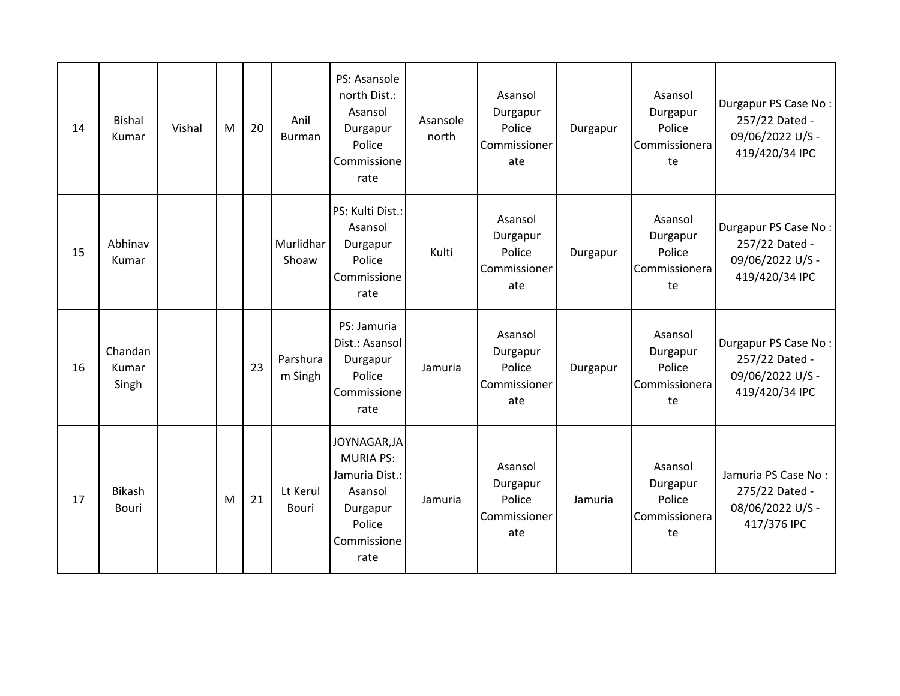| | | | | | | | | | | | |
|---|---|---|---|---|---|---|---|---|---|---|---|
| 14 | Bishal Kumar | Vishal | M | 20 | Anil Burman | PS: Asansole north Dist.: Asansol Durgapur Police Commissionerate | Asansole north | Asansol Durgapur Police Commissionerate | Durgapur | Asansol Durgapur Police Commissionerate | Durgapur PS Case No : 257/22 Dated - 09/06/2022 U/S - 419/420/34 IPC |
| 15 | Abhinav Kumar | | | | Murlidhar Shoaw | PS: Kulti Dist.: Asansol Durgapur Police Commissionerate | Kulti | Asansol Durgapur Police Commissionerate | Durgapur | Asansol Durgapur Police Commissionerate | Durgapur PS Case No : 257/22 Dated - 09/06/2022 U/S - 419/420/34 IPC |
| 16 | Chandan Kumar Singh | | | 23 | Parshuram Singh | PS: Jamuria Dist.: Asansol Durgapur Police Commissionerate | Jamuria | Asansol Durgapur Police Commissionerate | Durgapur | Asansol Durgapur Police Commissionerate | Durgapur PS Case No : 257/22 Dated - 09/06/2022 U/S - 419/420/34 IPC |
| 17 | Bikash Bouri | | M | 21 | Lt Kerul Bouri | JOYNAGAR,JAMURIA PS: Jamuria Dist.: Asansol Durgapur Police Commissionerate | Jamuria | Asansol Durgapur Police Commissionerate | Jamuria | Asansol Durgapur Police Commissionerate | Jamuria PS Case No : 275/22 Dated - 08/06/2022 U/S - 417/376 IPC |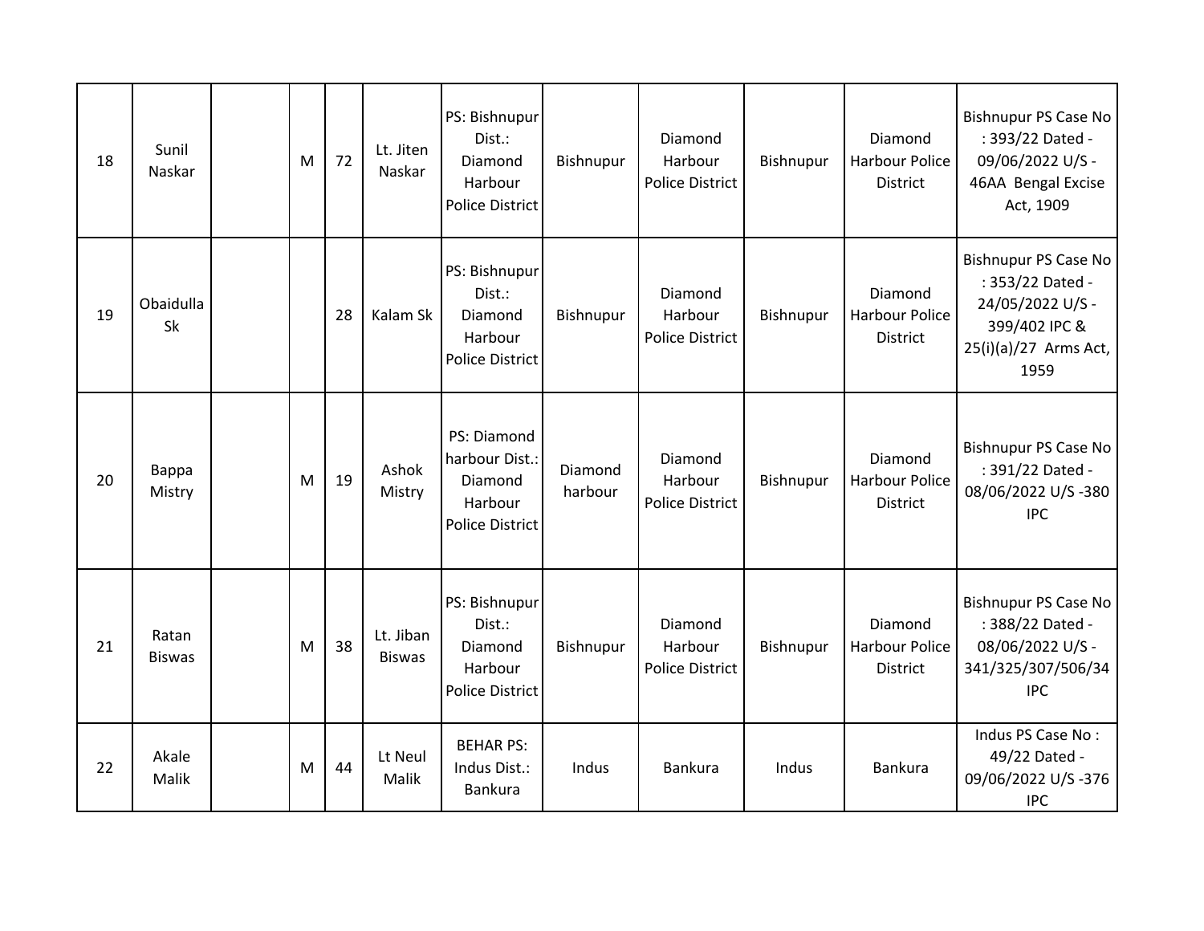| 18 | Sunil Naskar | | M | 72 | Lt. Jiten Naskar | PS: Bishnupur Dist.: Diamond Harbour Police District | Bishnupur | Diamond Harbour Police District | Bishnupur | Diamond Harbour Police District | Bishnupur PS Case No : 393/22 Dated - 09/06/2022 U/S - 46AA Bengal Excise Act, 1909 |
|---|---|---|---|---|---|---|---|---|---|---|---|
| 19 | Obaidulla Sk | | | 28 | Kalam Sk | PS: Bishnupur Dist.: Diamond Harbour Police District | Bishnupur | Diamond Harbour Police District | Bishnupur | Diamond Harbour Police District | Bishnupur PS Case No : 353/22 Dated - 24/05/2022 U/S - 399/402 IPC & 25(i)(a)/27 Arms Act, 1959 |
| 20 | Bappa Mistry | | M | 19 | Ashok Mistry | PS: Diamond harbour Dist.: Diamond Harbour Police District | Diamond harbour | Diamond Harbour Police District | Bishnupur | Diamond Harbour Police District | Bishnupur PS Case No : 391/22 Dated - 08/06/2022 U/S -380 IPC |
| 21 | Ratan Biswas | | M | 38 | Lt. Jiban Biswas | PS: Bishnupur Dist.: Diamond Harbour Police District | Bishnupur | Diamond Harbour Police District | Bishnupur | Diamond Harbour Police District | Bishnupur PS Case No : 388/22 Dated - 08/06/2022 U/S - 341/325/307/506/34 IPC |
| 22 | Akale Malik | | M | 44 | Lt Neul Malik | BEHAR PS: Indus Dist.: Bankura | Indus | Bankura | Indus | Bankura | Indus PS Case No : 49/22 Dated - 09/06/2022 U/S -376 IPC |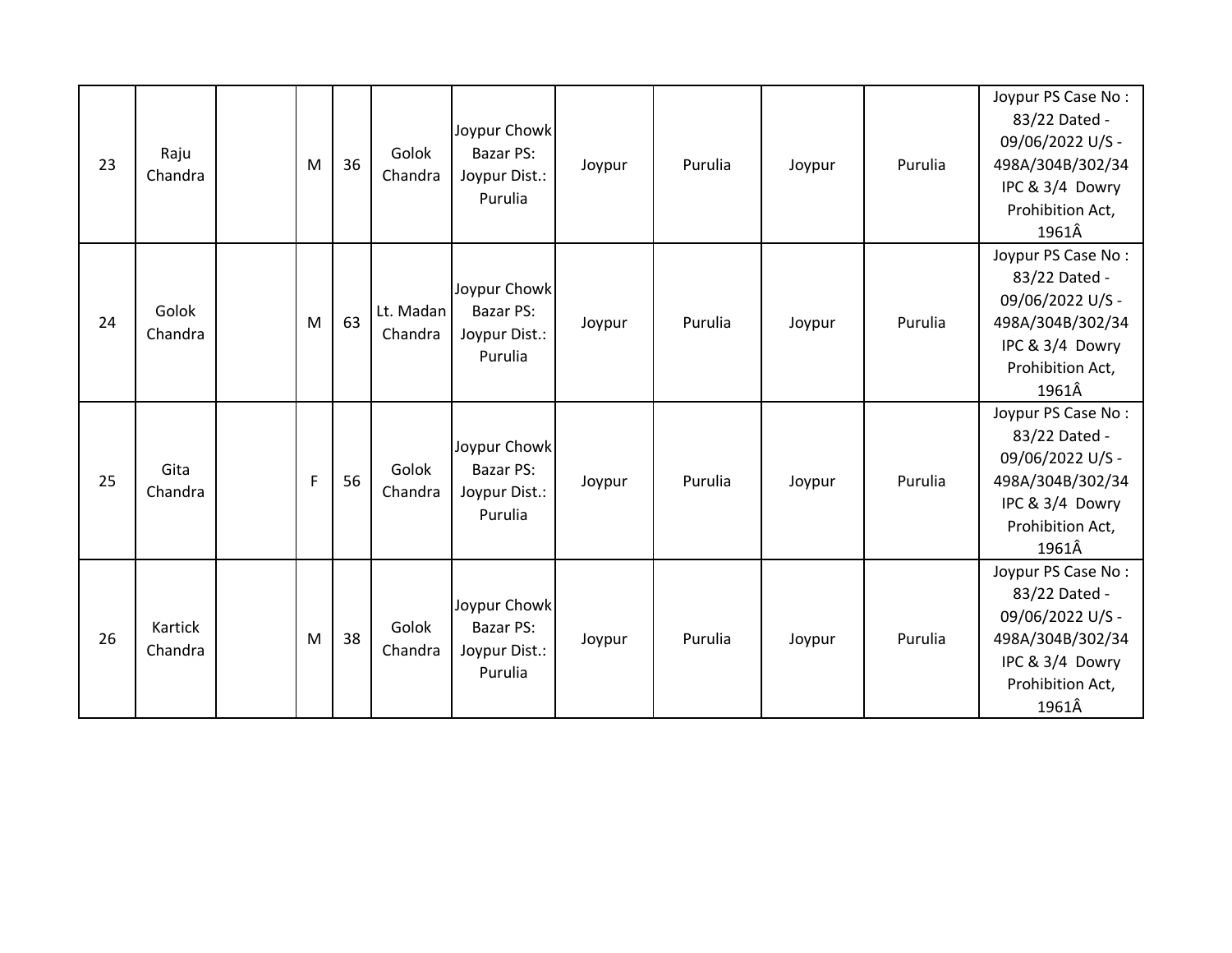| 23 | Raju Chandra | | M | 36 | Golok Chandra | Joypur Chowk Bazar PS: Joypur Dist.: Purulia | Joypur | Purulia | Joypur | Purulia | Joypur PS Case No : 83/22 Dated - 09/06/2022 U/S - 498A/304B/302/34 IPC & 3/4 Dowry Prohibition Act, 1961Â |
|---|---|---|---|---|---|---|---|---|---|---|---|
| 24 | Golok Chandra | | M | 63 | Lt. Madan Chandra | Joypur Chowk Bazar PS: Joypur Dist.: Purulia | Joypur | Purulia | Joypur | Purulia | Joypur PS Case No : 83/22 Dated - 09/06/2022 U/S - 498A/304B/302/34 IPC & 3/4 Dowry Prohibition Act, 1961Â |
| 25 | Gita Chandra | | F | 56 | Golok Chandra | Joypur Chowk Bazar PS: Joypur Dist.: Purulia | Joypur | Purulia | Joypur | Purulia | Joypur PS Case No : 83/22 Dated - 09/06/2022 U/S - 498A/304B/302/34 IPC & 3/4 Dowry Prohibition Act, 1961Â |
| 26 | Kartick Chandra | | M | 38 | Golok Chandra | Joypur Chowk Bazar PS: Joypur Dist.: Purulia | Joypur | Purulia | Joypur | Purulia | Joypur PS Case No : 83/22 Dated - 09/06/2022 U/S - 498A/304B/302/34 IPC & 3/4 Dowry Prohibition Act, 1961Â |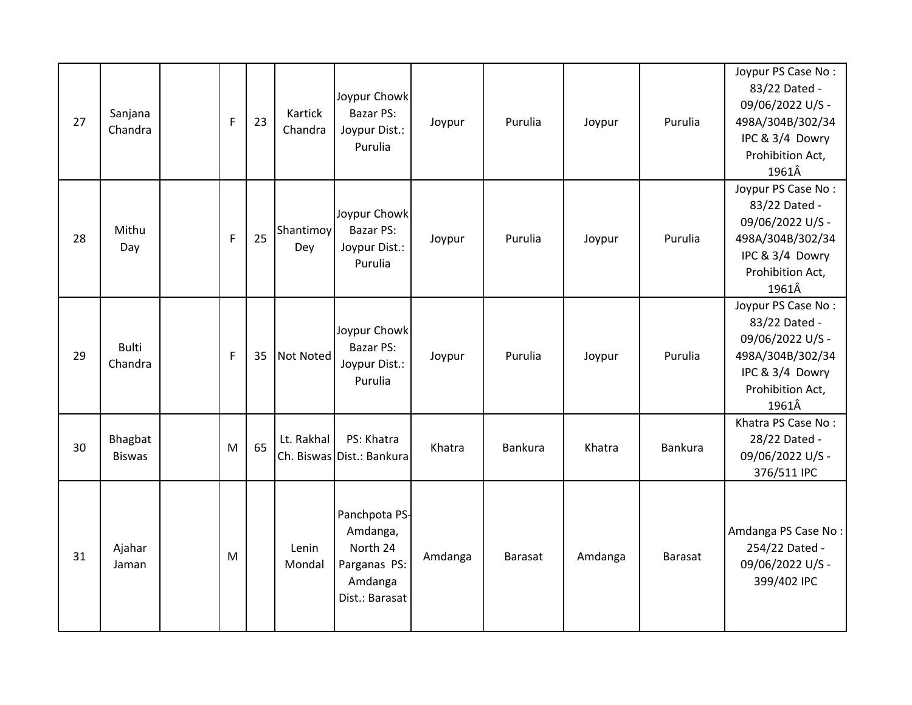| 27 | Sanjana Chandra | | F | 23 | Kartick Chandra | Joypur Chowk Bazar PS: Joypur Dist.: Purulia | Joypur | Purulia | Joypur | Purulia | Joypur PS Case No : 83/22 Dated - 09/06/2022 U/S - 498A/304B/302/34 IPC & 3/4 Dowry Prohibition Act, 1961Â |
|---|---|---|---|---|---|---|---|---|---|---|---|
| 28 | Mithu Day | | F | 25 | Shantimoy Dey | Joypur Chowk Bazar PS: Joypur Dist.: Purulia | Joypur | Purulia | Joypur | Purulia | Joypur PS Case No : 83/22 Dated - 09/06/2022 U/S - 498A/304B/302/34 IPC & 3/4 Dowry Prohibition Act, 1961Â |
| 29 | Bulti Chandra | | F | 35 | Not Noted | Joypur Chowk Bazar PS: Joypur Dist.: Purulia | Joypur | Purulia | Joypur | Purulia | Joypur PS Case No : 83/22 Dated - 09/06/2022 U/S - 498A/304B/302/34 IPC & 3/4 Dowry Prohibition Act, 1961Â |
| 30 | Bhagbat Biswas | | M | 65 | Lt. Rakhal Ch. Biswas | PS: Khatra Dist.: Bankura | Khatra | Bankura | Khatra | Bankura | Khatra PS Case No : 28/22 Dated - 09/06/2022 U/S - 376/511 IPC |
| 31 | Ajahar Jaman | | M | | Lenin Mondal | Panchpota PS-Amdanga, North 24 Parganas PS: Amdanga Dist.: Barasat | Amdanga | Barasat | Amdanga | Barasat | Amdanga PS Case No : 254/22 Dated - 09/06/2022 U/S - 399/402 IPC |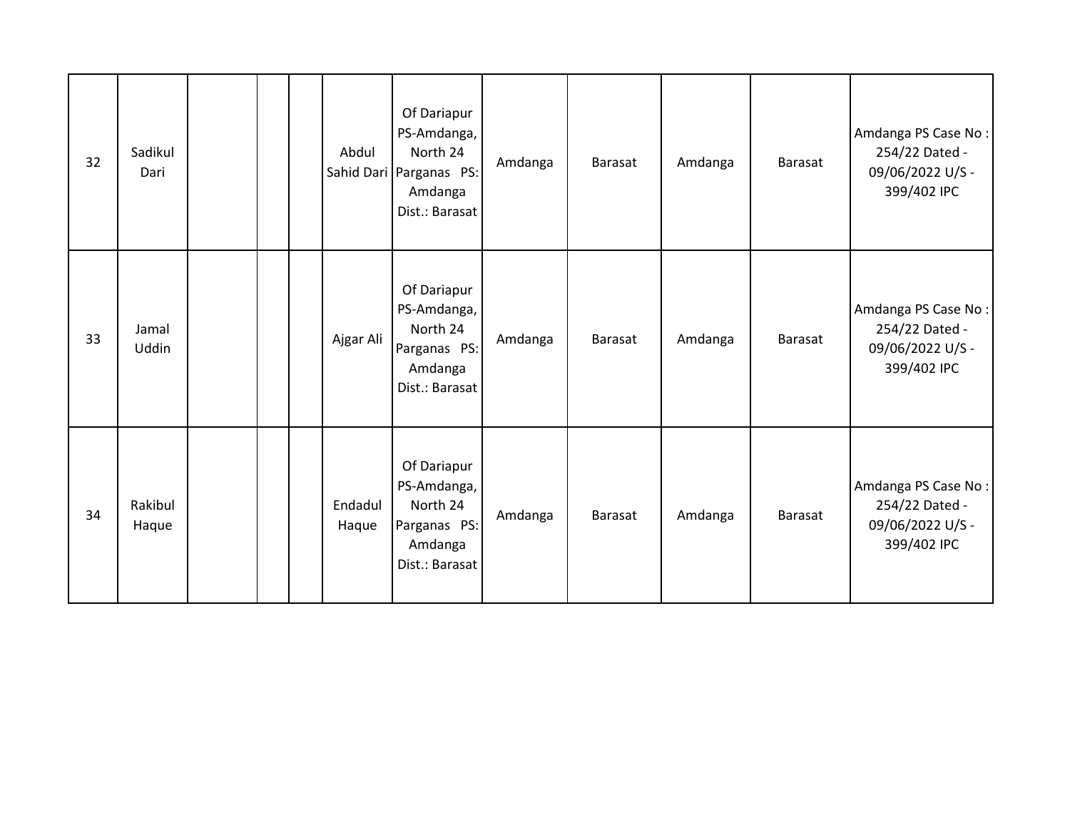| | | | | | | | | | | | |
|---|---|---|---|---|---|---|---|---|---|---|---|
| 32 | Sadikul Dari | | | | Abdul Sahid Dari | Of Dariapur PS-Amdanga, North 24 Parganas PS: Amdanga Dist.: Barasat | Amdanga | Barasat | Amdanga | Barasat | Amdanga PS Case No : 254/22 Dated - 09/06/2022 U/S - 399/402 IPC |
| 33 | Jamal Uddin | | | | Ajgar Ali | Of Dariapur PS-Amdanga, North 24 Parganas PS: Amdanga Dist.: Barasat | Amdanga | Barasat | Amdanga | Barasat | Amdanga PS Case No : 254/22 Dated - 09/06/2022 U/S - 399/402 IPC |
| 34 | Rakibul Haque | | | | Endadul Haque | Of Dariapur PS-Amdanga, North 24 Parganas PS: Amdanga Dist.: Barasat | Amdanga | Barasat | Amdanga | Barasat | Amdanga PS Case No : 254/22 Dated - 09/06/2022 U/S - 399/402 IPC |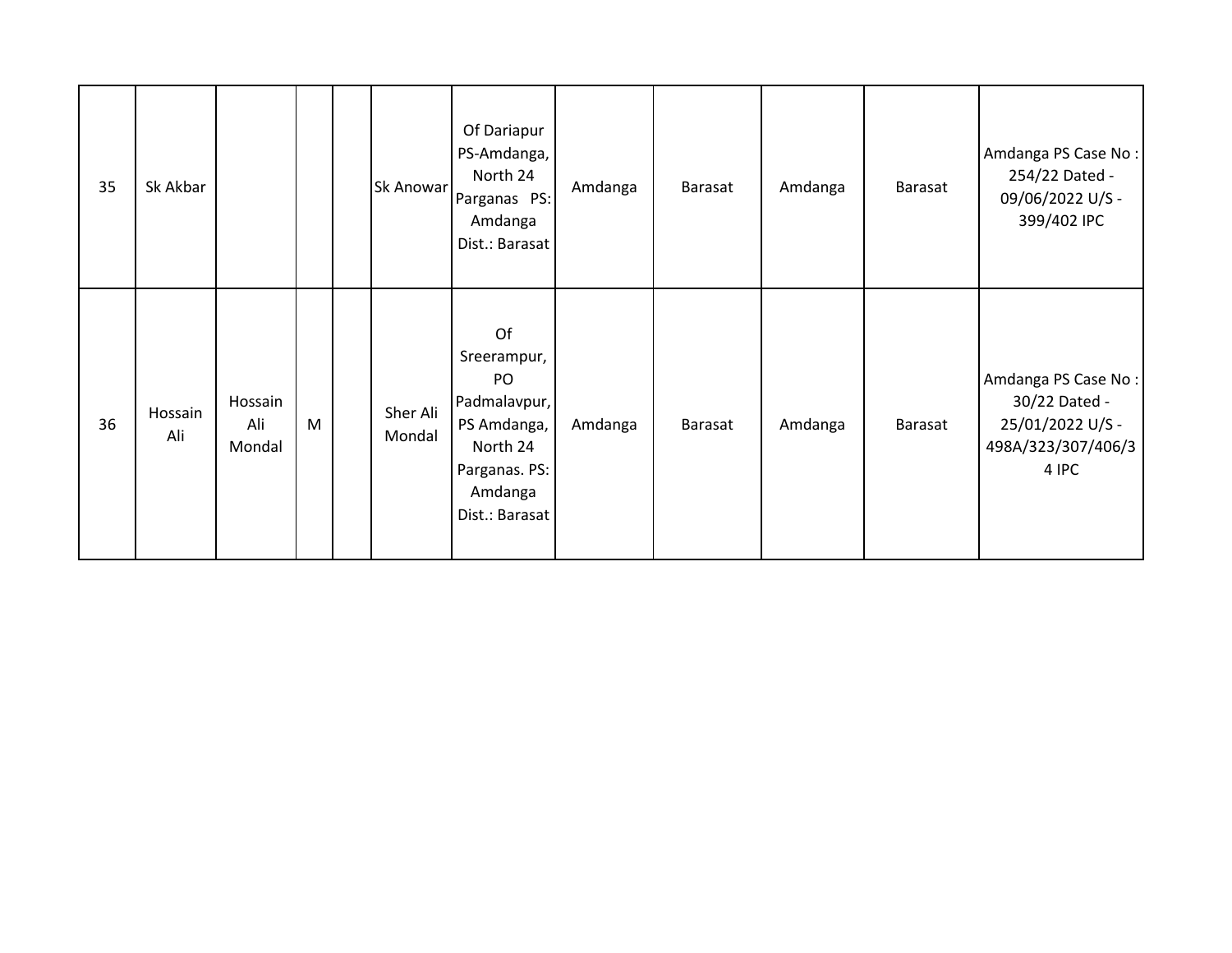|  |  |  |  |  |  |  |  |  |  |  |  |
|---|---|---|---|---|---|---|---|---|---|---|---|
| 35 | Sk Akbar |  |  |  | Sk Anowar | Of Dariapur PS-Amdanga, North 24 Parganas PS: Amdanga Dist.: Barasat | Amdanga | Barasat | Amdanga | Barasat | Amdanga PS Case No : 254/22 Dated - 09/06/2022 U/S - 399/402 IPC |
| 36 | Hossain Ali | Hossain Ali Mondal | M |  | Sher Ali Mondal | Of Sreerampur, PO Padmalavpur, PS Amdanga, North 24 Parganas. PS: Amdanga Dist.: Barasat | Amdanga | Barasat | Amdanga | Barasat | Amdanga PS Case No : 30/22 Dated - 25/01/2022 U/S - 498A/323/307/406/34 IPC |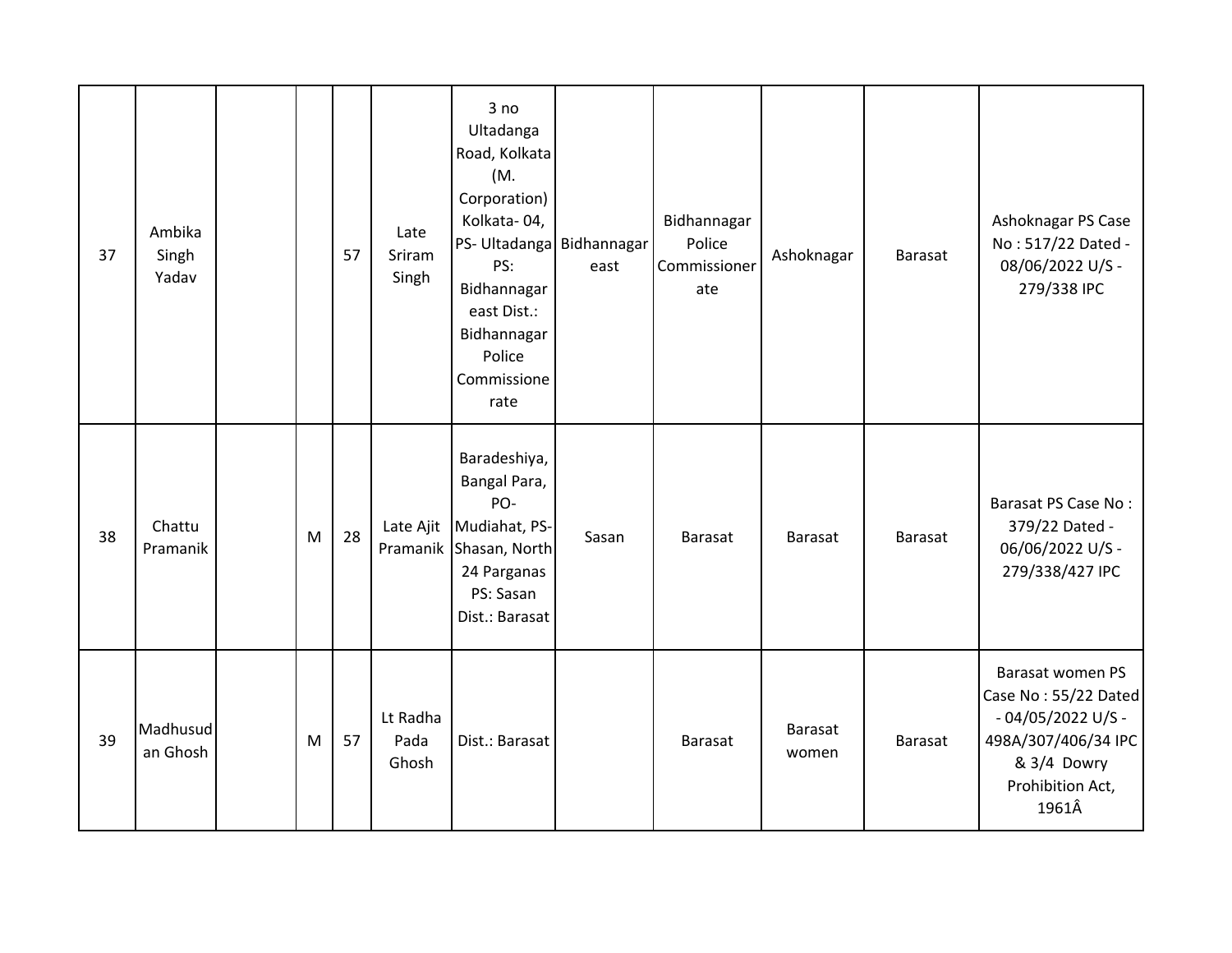| | | | | | | | | | | | |
|---|---|---|---|---|---|---|---|---|---|---|---|
| 37 | Ambika Singh Yadav | | | 57 | Late Sriram Singh | 3 no Ultadanga Road, Kolkata (M. Corporation) Kolkata- 04, PS- Ultadanga PS: Bidhannagar east Dist.: Bidhannagar Police Commissionerate | Bidhannagar east | Bidhannagar Police Commissionerate | Ashoknagar | Barasat | Ashoknagar PS Case No : 517/22 Dated - 08/06/2022 U/S - 279/338 IPC |
| 38 | Chattu Pramanik | | M | 28 | Late Ajit Pramanik | Baradeshiya, Bangal Para, PO- Mudiahat, PS- Shasan, North 24 Parganas PS: Sasan Dist.: Barasat | Sasan | Barasat | Barasat | Barasat | Barasat PS Case No : 379/22 Dated - 06/06/2022 U/S - 279/338/427 IPC |
| 39 | Madhusudan Ghosh | | M | 57 | Lt Radha Pada Ghosh | Dist.: Barasat | | Barasat | Barasat women | Barasat | Barasat women PS Case No : 55/22 Dated - 04/05/2022 U/S - 498A/307/406/34 IPC & 3/4 Dowry Prohibition Act, 1961Â |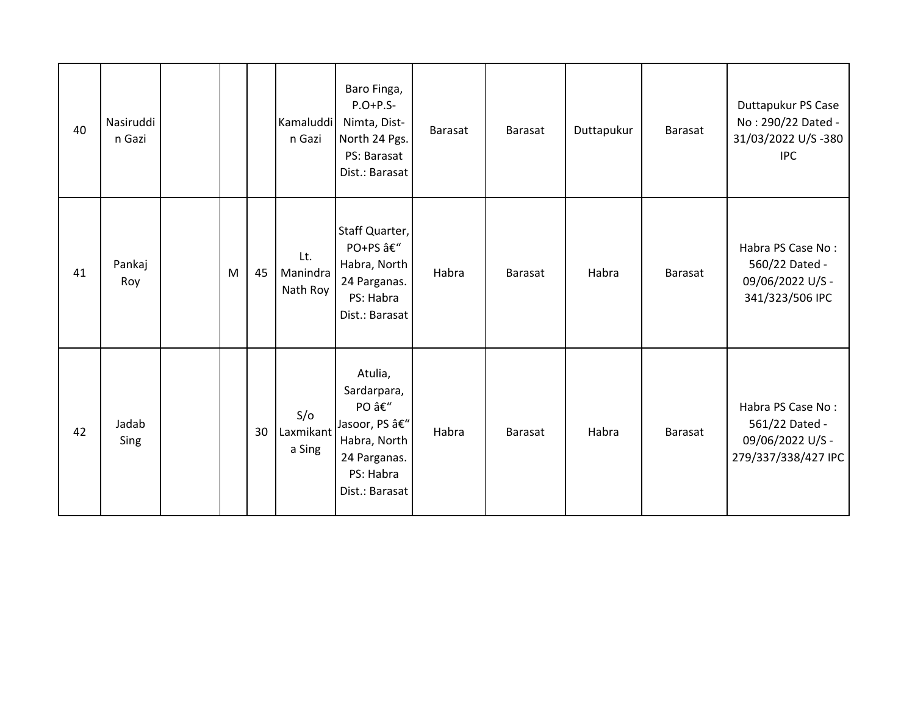| | | | | | | | | | | | |
|---|---|---|---|---|---|---|---|---|---|---|---|
| 40 | Nasiruddin Gazi | | | | Kamaluddin Gazi | Baro Finga, P.O+P.S-Nimta, Dist-North 24 Pgs. PS: Barasat Dist.: Barasat | Barasat | Barasat | Duttapukur | Barasat | Duttapukur PS Case No : 290/22 Dated - 31/03/2022 U/S -380 IPC |
| 41 | Pankaj Roy | | M | 45 | Lt. Manindra Nath Roy | Staff Quarter, PO+PS â€“ Habra, North 24 Parganas. PS: Habra Dist.: Barasat | Habra | Barasat | Habra | Barasat | Habra PS Case No : 560/22 Dated - 09/06/2022 U/S - 341/323/506 IPC |
| 42 | Jadab Sing | | | 30 | S/o Laxmikanta Sing | Atulia, Sardarpara, PO â€“ Jasoor, PS â€“ Habra, North 24 Parganas. PS: Habra Dist.: Barasat | Habra | Barasat | Habra | Barasat | Habra PS Case No : 561/22 Dated - 09/06/2022 U/S - 279/337/338/427 IPC |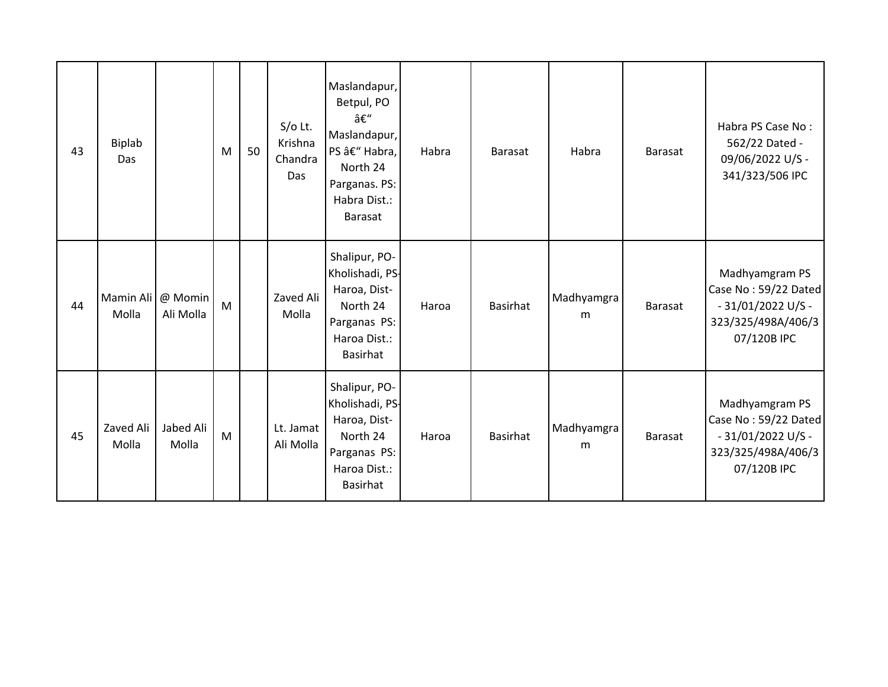| 43 | Biplab Das | | M | 50 | S/o Lt. Krishna Chandra Das | Maslandapur, Betpul, PO â€“ Maslandapur, PS â€“ Habra, North 24 Parganas. PS: Habra Dist.: Barasat | Habra | Barasat | Habra | Barasat | Habra PS Case No : 562/22 Dated - 09/06/2022 U/S - 341/323/506 IPC |
|---|---|---|---|---|---|---|---|---|---|---|---|
| 44 | Mamin Ali Molla | @ Momin Ali Molla | M | | Zaved Ali Molla | Shalipur, PO-Kholishadi, PS-Haroa, Dist-North 24 Parganas PS: Haroa Dist.: Basirhat | Haroa | Basirhat | Madhyamgram | Barasat | Madhyamgram PS Case No : 59/22 Dated - 31/01/2022 U/S - 323/325/498A/406/307/120B IPC |
| 45 | Zaved Ali Molla | Jabed Ali Molla | M | | Lt. Jamat Ali Molla | Shalipur, PO-Kholishadi, PS-Haroa, Dist-North 24 Parganas PS: Haroa Dist.: Basirhat | Haroa | Basirhat | Madhyamgram | Barasat | Madhyamgram PS Case No : 59/22 Dated - 31/01/2022 U/S - 323/325/498A/406/307/120B IPC |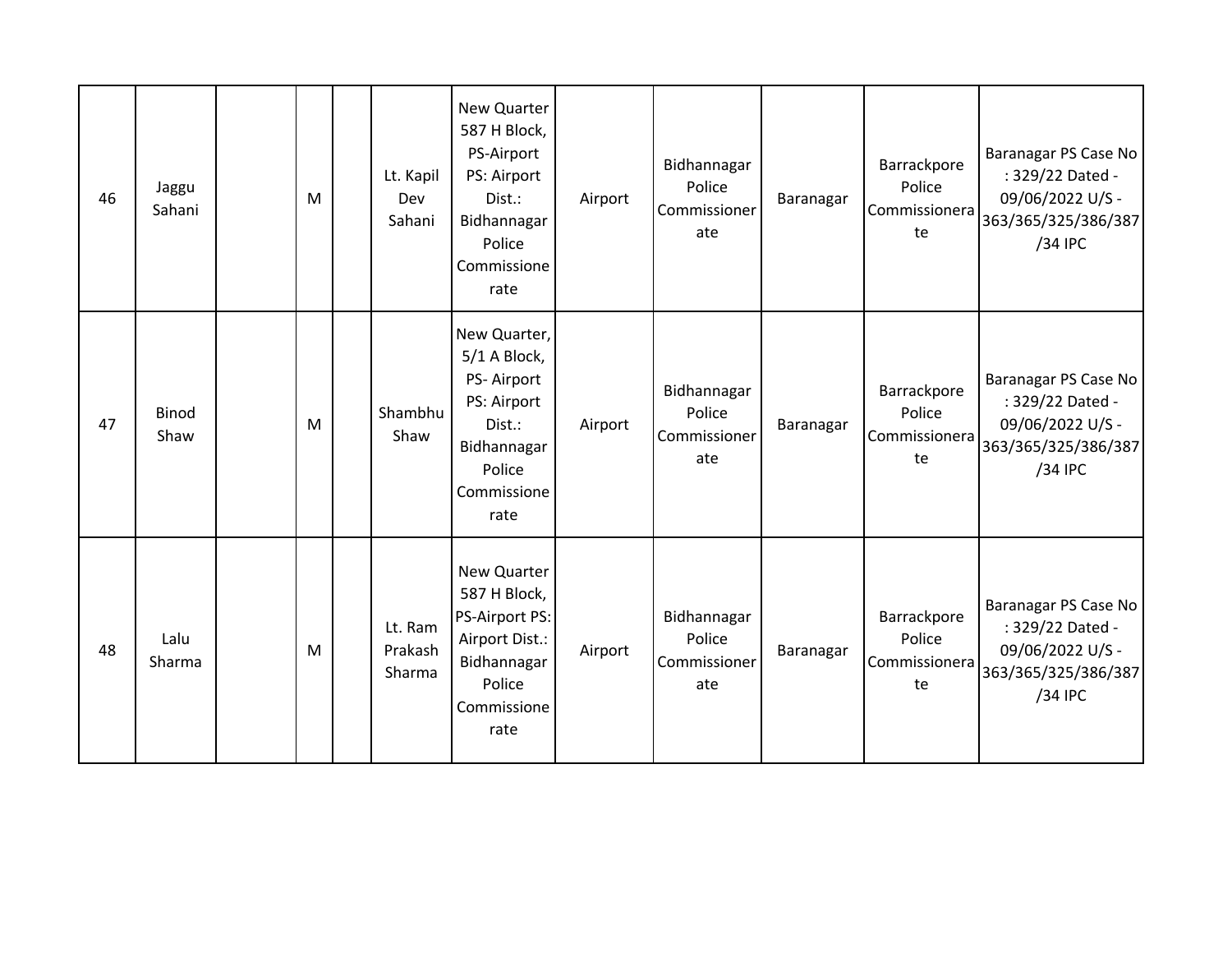| | | | | | | | | | | | |
|---|---|---|---|---|---|---|---|---|---|---|---|
| 46 | Jaggu Sahani | | M | | Lt. Kapil Dev Sahani | New Quarter 587 H Block, PS-Airport PS: Airport Dist.: Bidhannagar Police Commissionerate | Airport | Bidhannagar Police Commissionerate | Baranagar | Barrackpore Police Commissionerate | Baranagar PS Case No : 329/22 Dated - 09/06/2022 U/S - 363/365/325/386/387/34 IPC |
| 47 | Binod Shaw | | M | | Shambhu Shaw | New Quarter, 5/1 A Block, PS- Airport PS: Airport Dist.: Bidhannagar Police Commissionerate | Airport | Bidhannagar Police Commissionerate | Baranagar | Barrackpore Police Commissionerate | Baranagar PS Case No : 329/22 Dated - 09/06/2022 U/S - 363/365/325/386/387/34 IPC |
| 48 | Lalu Sharma | | M | | Lt. Ram Prakash Sharma | New Quarter 587 H Block, PS-Airport PS: Airport Dist.: Bidhannagar Police Commissionerate | Airport | Bidhannagar Police Commissionerate | Baranagar | Barrackpore Police Commissionerate | Baranagar PS Case No : 329/22 Dated - 09/06/2022 U/S - 363/365/325/386/387/34 IPC |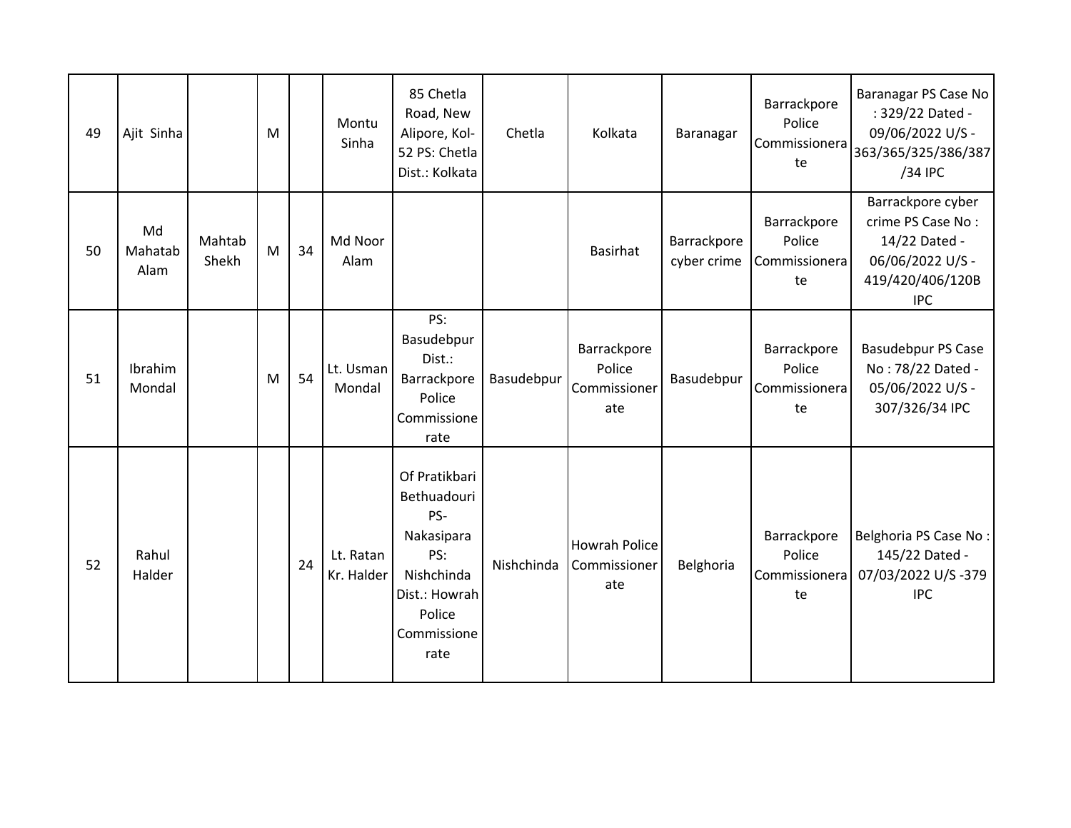| | | | | | | | | | | | |
|---|---|---|---|---|---|---|---|---|---|---|---|
| 49 | Ajit Sinha | | M | | Montu Sinha | 85 Chetla Road, New Alipore, Kol-52 PS: Chetla Dist.: Kolkata | Chetla | Kolkata | Baranagar | Barrackpore Police Commissionerate | Baranagar PS Case No : 329/22 Dated - 09/06/2022 U/S - 363/365/325/386/387/34 IPC |
| 50 | Md Mahatab Alam | Mahtab Shekh | M | 34 | Md Noor Alam | | | Basirhat | Barrackpore cyber crime | Barrackpore Police Commissionerate | Barrackpore cyber crime PS Case No : 14/22 Dated - 06/06/2022 U/S - 419/420/406/120B IPC |
| 51 | Ibrahim Mondal | | M | 54 | Lt. Usman Mondal | PS: Basudebpur Dist.: Barrackpore Police Commissionerate | Basudebpur | Barrackpore Police Commissionerate | Basudebpur | Barrackpore Police Commissionerate | Basudebpur PS Case No : 78/22 Dated - 05/06/2022 U/S - 307/326/34 IPC |
| 52 | Rahul Halder | | | 24 | Lt. Ratan Kr. Halder | Of Pratikbari Bethuadouri PS-Nakasipara PS: Nishchinda Dist.: Howrah Police Commissionerate | Nishchinda | Howrah Police Commissionerate | Belghoria | Barrackpore Police Commissionerate | Belghoria PS Case No : 145/22 Dated - 07/03/2022 U/S -379 IPC |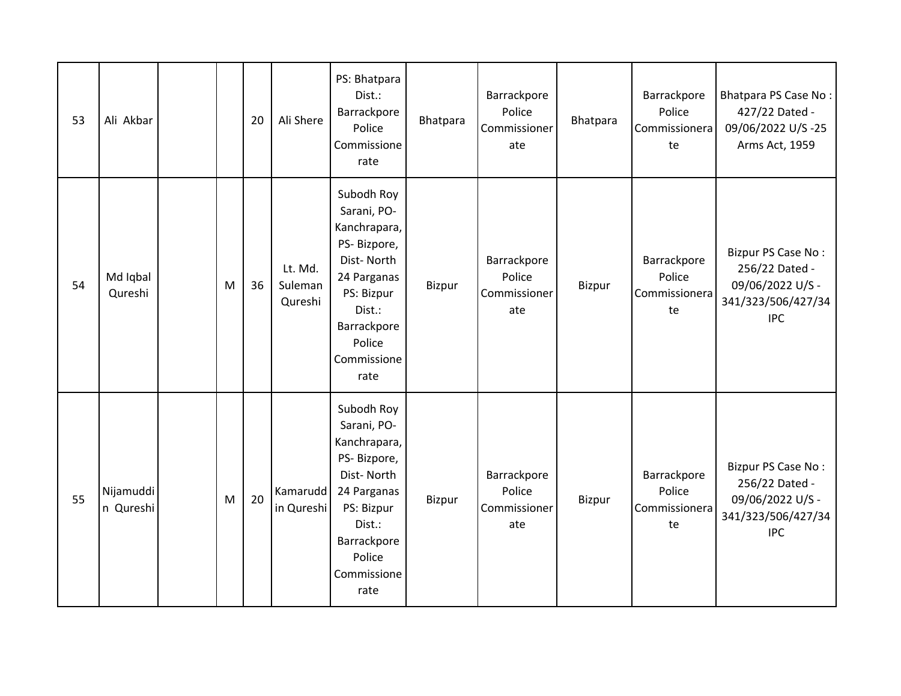| | | | | | | | | | | | |
|---|---|---|---|---|---|---|---|---|---|---|---|
| 53 | Ali Akbar | | | 20 | Ali Shere | PS: Bhatpara Dist.: Barrackpore Police Commissionerate | Bhatpara | Barrackpore Police Commissionerate | Bhatpara | Barrackpore Police Commissionerate | Bhatpara PS Case No : 427/22 Dated - 09/06/2022 U/S -25 Arms Act, 1959 |
| 54 | Md Iqbal Qureshi | | M | 36 | Lt. Md. Suleman Qureshi | Subodh Roy Sarani, PO- Kanchrapara, PS- Bizpore, Dist- North 24 Parganas PS: Bizpur Dist.: Barrackpore Police Commissionerate | Bizpur | Barrackpore Police Commissionerate | Bizpur | Barrackpore Police Commissionerate | Bizpur PS Case No : 256/22 Dated - 09/06/2022 U/S - 341/323/506/427/34 IPC |
| 55 | Nijamuddin Qureshi | | M | 20 | Kamaruddin Qureshi | Subodh Roy Sarani, PO- Kanchrapara, PS- Bizpore, Dist- North 24 Parganas PS: Bizpur Dist.: Barrackpore Police Commissionerate | Bizpur | Barrackpore Police Commissionerate | Bizpur | Barrackpore Police Commissionerate | Bizpur PS Case No : 256/22 Dated - 09/06/2022 U/S - 341/323/506/427/34 IPC |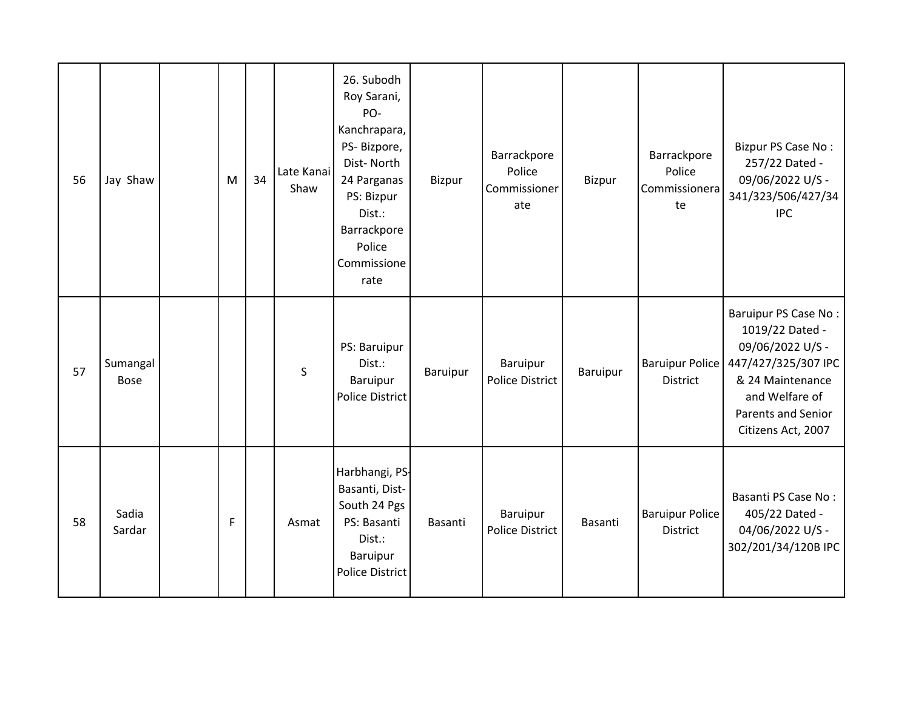|  |  |  |  |  |  |  |  |  |  |  |  |
|---|---|---|---|---|---|---|---|---|---|---|---|
| 56 | Jay Shaw |  | M | 34 | Late Kanai Shaw | 26. Subodh Roy Sarani, PO- Kanchrapara, PS- Bizpore, Dist- North 24 Parganas PS: Bizpur Dist.: Barrackpore Police Commissionerate | Bizpur | Barrackpore Police Commissionerate | Bizpur | Barrackpore Police Commissionerate | Bizpur PS Case No : 257/22 Dated - 09/06/2022 U/S - 341/323/506/427/34 IPC |
| 57 | Sumangal Bose |  |  |  | S | PS: Baruipur Dist.: Baruipur Police District | Baruipur | Baruipur Police District | Baruipur | Baruipur Police District | Baruipur PS Case No : 1019/22 Dated - 09/06/2022 U/S - 447/427/325/307 IPC & 24 Maintenance and Welfare of Parents and Senior Citizens Act, 2007 |
| 58 | Sadia Sardar |  | F |  | Asmat | Harbhangi, PS-Basanti, Dist- South 24 Pgs PS: Basanti Dist.: Baruipur Police District | Basanti | Baruipur Police District | Basanti | Baruipur Police District | Basanti PS Case No : 405/22 Dated - 04/06/2022 U/S - 302/201/34/120B IPC |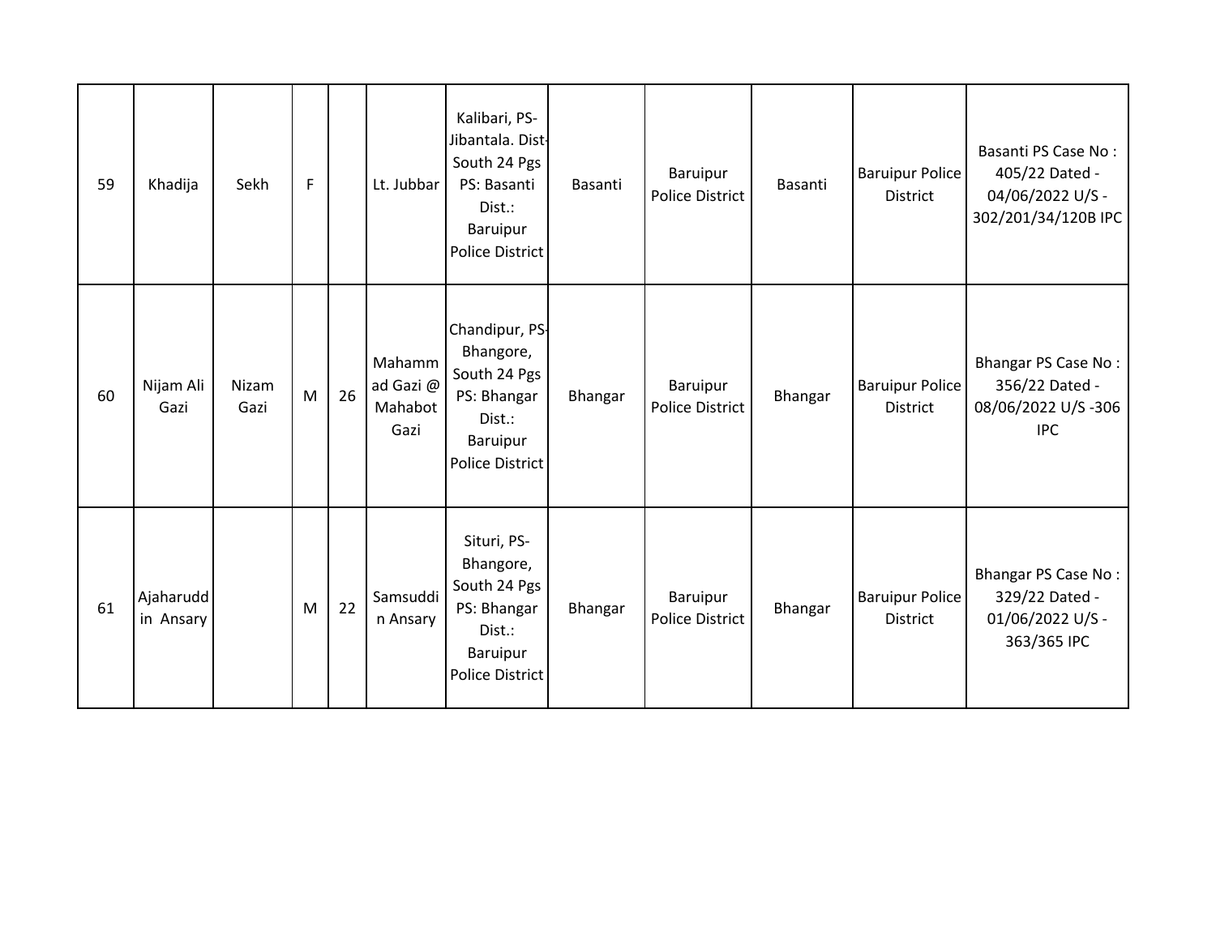| | | | | | | | | | | | |
|---|---|---|---|---|---|---|---|---|---|---|---|
| 59 | Khadija | Sekh | F | | Lt. Jubbar | Kalibari, PS-Jibantala. Dist-South 24 Pgs PS: Basanti Dist.: Baruipur Police District | Basanti | Baruipur Police District | Basanti | Baruipur Police District | Basanti PS Case No : 405/22 Dated - 04/06/2022 U/S - 302/201/34/120B IPC |
| 60 | Nijam Ali Gazi | Nizam Gazi | M | 26 | Mahammad Gazi @ Mahabot Gazi | Chandipur, PS-Bhangore, South 24 Pgs PS: Bhangar Dist.: Baruipur Police District | Bhangar | Baruipur Police District | Bhangar | Baruipur Police District | Bhangar PS Case No : 356/22 Dated - 08/06/2022 U/S -306 IPC |
| 61 | Ajaharuddin Ansary | | M | 22 | Samsuddin Ansary | Situri, PS-Bhangore, South 24 Pgs PS: Bhangar Dist.: Baruipur Police District | Bhangar | Baruipur Police District | Bhangar | Baruipur Police District | Bhangar PS Case No : 329/22 Dated - 01/06/2022 U/S - 363/365 IPC |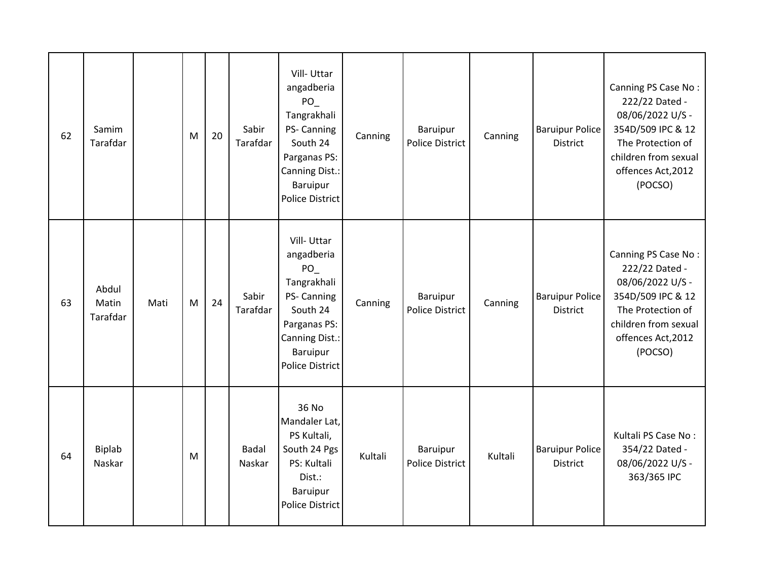| 62 | Samim Tarafdar | | M | 20 | Sabir Tarafdar | Vill- Uttar angadberia PO_ Tangrakhali PS- Canning South 24 Parganas PS: Canning Dist.: Baruipur Police District | Canning | Baruipur Police District | Canning | Baruipur Police District | Canning PS Case No : 222/22 Dated - 08/06/2022 U/S - 354D/509 IPC & 12 The Protection of children from sexual offences Act,2012 (POCSO) |
|---|---|---|---|---|---|---|---|---|---|---|---|
| 63 | Abdul Matin Tarafdar | Mati | M | 24 | Sabir Tarafdar | Vill- Uttar angadberia PO_ Tangrakhali PS- Canning South 24 Parganas PS: Canning Dist.: Baruipur Police District | Canning | Baruipur Police District | Canning | Baruipur Police District | Canning PS Case No : 222/22 Dated - 08/06/2022 U/S - 354D/509 IPC & 12 The Protection of children from sexual offences Act,2012 (POCSO) |
| 64 | Biplab Naskar | | M | | Badal Naskar | 36 No Mandaler Lat, PS Kultali, South 24 Pgs PS: Kultali Dist.: Baruipur Police District | Kultali | Baruipur Police District | Kultali | Baruipur Police District | Kultali PS Case No : 354/22 Dated - 08/06/2022 U/S - 363/365 IPC |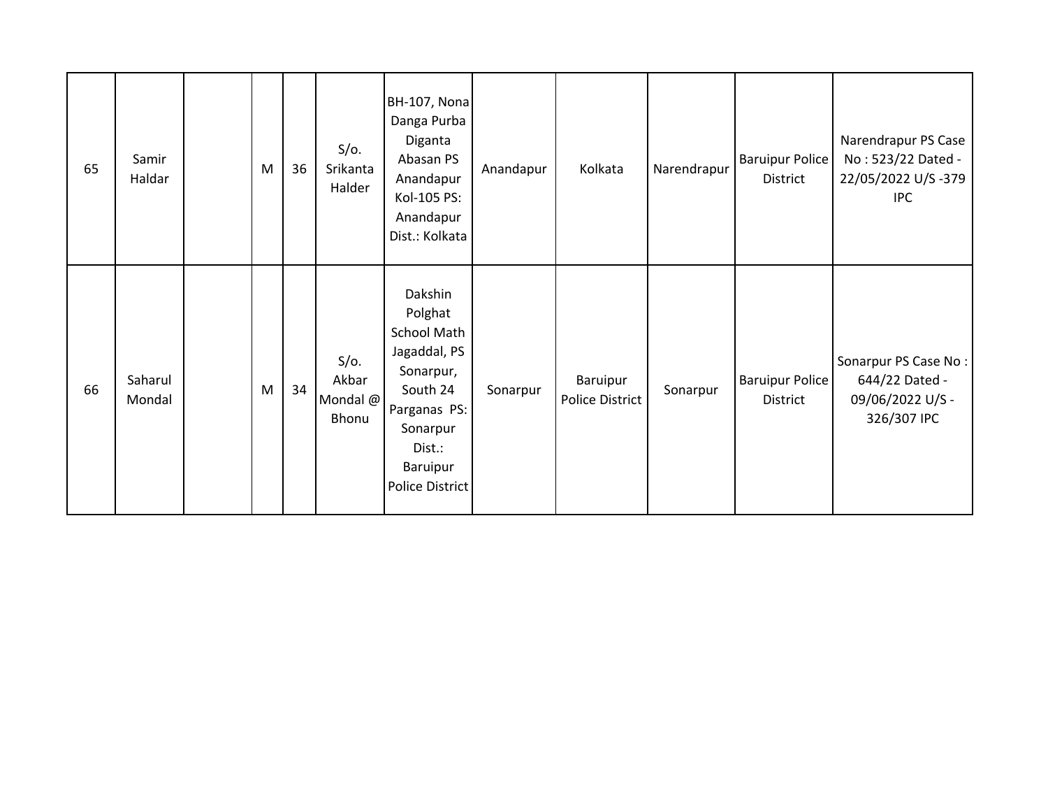| | | | | | | | | | | | |
|---|---|---|---|---|---|---|---|---|---|---|---|
| 65 | Samir Haldar | | M | 36 | S/o. Srikanta Halder | BH-107, Nona Danga Purba Diganta Abasan PS Anandapur Kol-105 PS: Anandapur Dist.: Kolkata | Anandapur | Kolkata | Narendrapur | Baruipur Police District | Narendrapur PS Case No : 523/22 Dated - 22/05/2022 U/S -379 IPC |
| 66 | Saharul Mondal | | M | 34 | S/o. Akbar Mondal @ Bhonu | Dakshin Polghat School Math Jagaddal, PS Sonarpur, South 24 Parganas PS: Sonarpur Dist.: Baruipur Police District | Sonarpur | Baruipur Police District | Sonarpur | Baruipur Police District | Sonarpur PS Case No : 644/22 Dated - 09/06/2022 U/S - 326/307 IPC |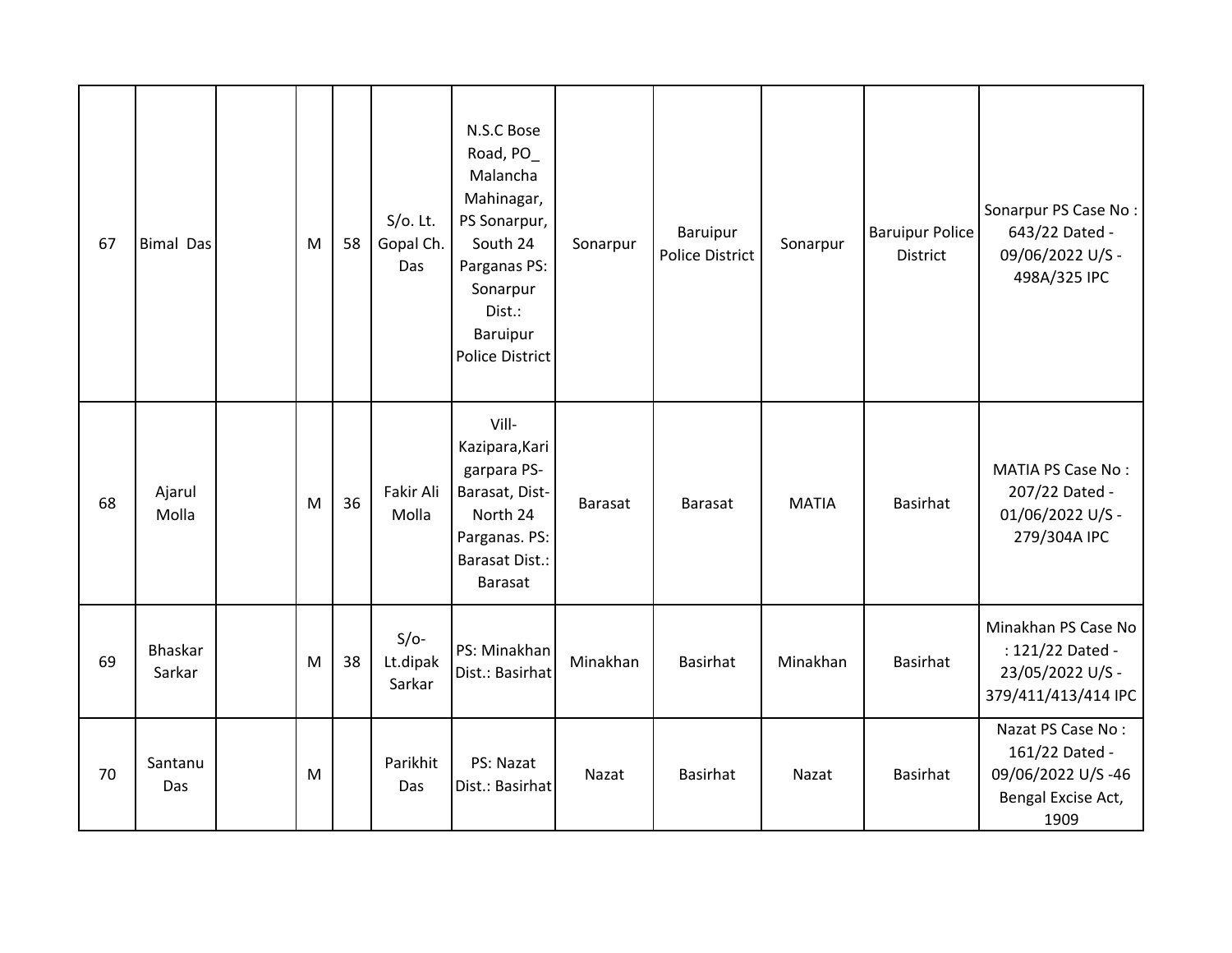| | | | | | | | | | | | |
|---|---|---|---|---|---|---|---|---|---|---|---|
| 67 | Bimal Das | | M | 58 | S/o. Lt. Gopal Ch. Das | N.S.C Bose Road, PO_ Malancha Mahinagar, PS Sonarpur, South 24 Parganas PS: Sonarpur Dist.: Baruipur Police District | Sonarpur | Baruipur Police District | Sonarpur | Baruipur Police District | Sonarpur PS Case No : 643/22 Dated - 09/06/2022 U/S - 498A/325 IPC |
| 68 | Ajarul Molla | | M | 36 | Fakir Ali Molla | Vill-Kazipara,Karigarpara PS-Barasat, Dist-North 24 Parganas. PS: Barasat Dist.: Barasat | Barasat | Barasat | MATIA | Basirhat | MATIA PS Case No : 207/22 Dated - 01/06/2022 U/S - 279/304A IPC |
| 69 | Bhaskar Sarkar | | M | 38 | S/o-Lt.dipak Sarkar | PS: Minakhan Dist.: Basirhat | Minakhan | Basirhat | Minakhan | Basirhat | Minakhan PS Case No : 121/22 Dated - 23/05/2022 U/S - 379/411/413/414 IPC |
| 70 | Santanu Das | | M | | Parikhit Das | PS: Nazat Dist.: Basirhat | Nazat | Basirhat | Nazat | Basirhat | Nazat PS Case No : 161/22 Dated - 09/06/2022 U/S -46 Bengal Excise Act, 1909 |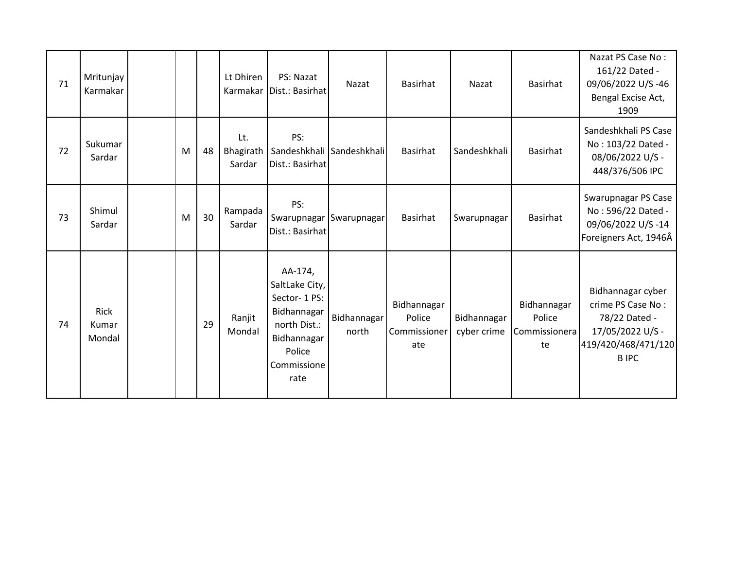| 71 | Mritunjay Karmakar | | | | Lt Dhiren Karmakar | PS: Nazat Dist.: Basirhat | Nazat | Basirhat | Nazat | Basirhat | Nazat PS Case No : 161/22 Dated - 09/06/2022 U/S -46 Bengal Excise Act, 1909 |
|---|---|---|---|---|---|---|---|---|---|---|---|
| 72 | Sukumar Sardar | | M | 48 | Lt. Bhagirath Sardar | PS: Sandeshkhali Dist.: Basirhat | Sandeshkhali | Basirhat | Sandeshkhali | Basirhat | Sandeshkhali PS Case No : 103/22 Dated - 08/06/2022 U/S - 448/376/506 IPC |
| 73 | Shimul Sardar | | M | 30 | Rampada Sardar | PS: Swarupnagar Dist.: Basirhat | Swarupnagar | Basirhat | Swarupnagar | Basirhat | Swarupnagar PS Case No : 596/22 Dated - 09/06/2022 U/S -14 Foreigners Act, 1946Â |
| 74 | Rick Kumar Mondal | | | 29 | Ranjit Mondal | AA-174, SaltLake City, Sector- 1 PS: Bidhannagar north Dist.: Bidhannagar Police Commissionerate | Bidhannagar north | Bidhannagar Police Commissionerate | Bidhannagar cyber crime | Bidhannagar Police Commissionerate | Bidhannagar cyber crime PS Case No : 78/22 Dated - 17/05/2022 U/S - 419/420/468/471/120 B IPC |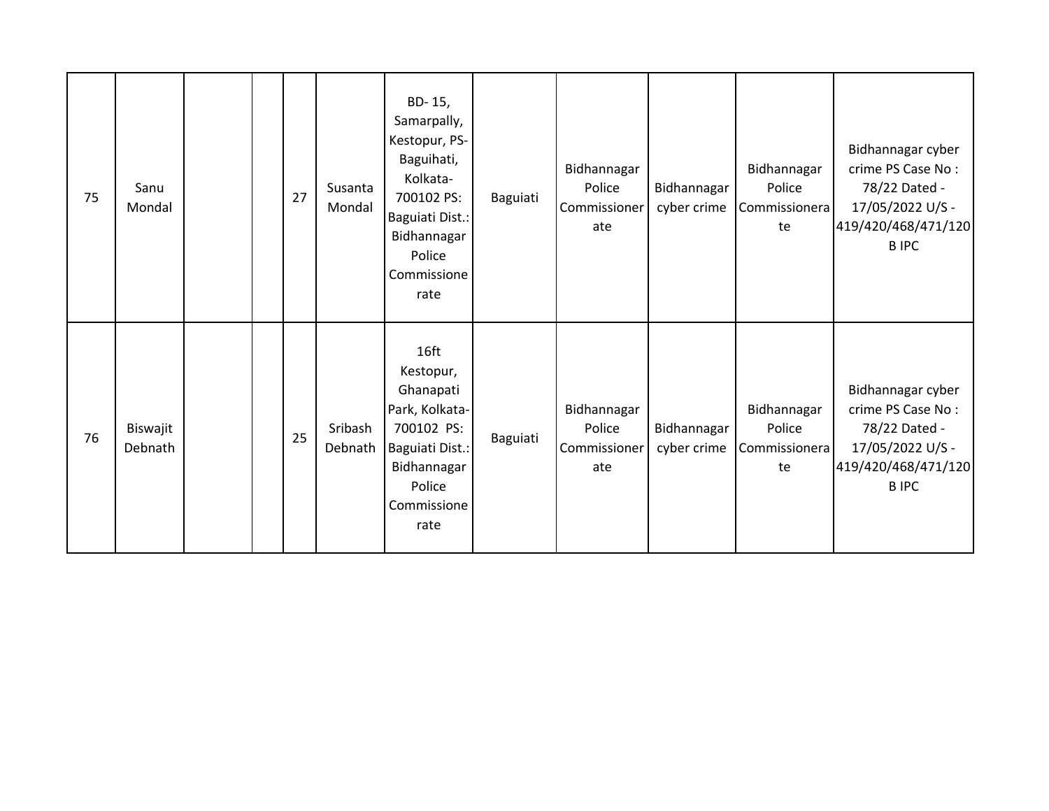| 75 | Sanu Mondal | | | 27 | Susanta Mondal | BD- 15, Samarpally, Kestopur, PS- Baguihati, Kolkata- 700102 PS: Baguiati Dist.: Bidhannagar Police Commissionerate | Baguiati | Bidhannagar Police Commissionerate | Bidhannagar cyber crime | Bidhannagar Police Commissionerate | Bidhannagar cyber crime PS Case No : 78/22 Dated - 17/05/2022 U/S - 419/420/468/471/120 B IPC |
|---|---|---|---|---|---|---|---|---|---|---|---|
| 76 | Biswajit Debnath | | | 25 | Sribash Debnath | 16ft Kestopur, Ghanapati Park, Kolkata- 700102 PS: Baguiati Dist.: Bidhannagar Police Commissionerate | Baguiati | Bidhannagar Police Commissionerate | Bidhannagar cyber crime | Bidhannagar Police Commissionerate | Bidhannagar cyber crime PS Case No : 78/22 Dated - 17/05/2022 U/S - 419/420/468/471/120 B IPC |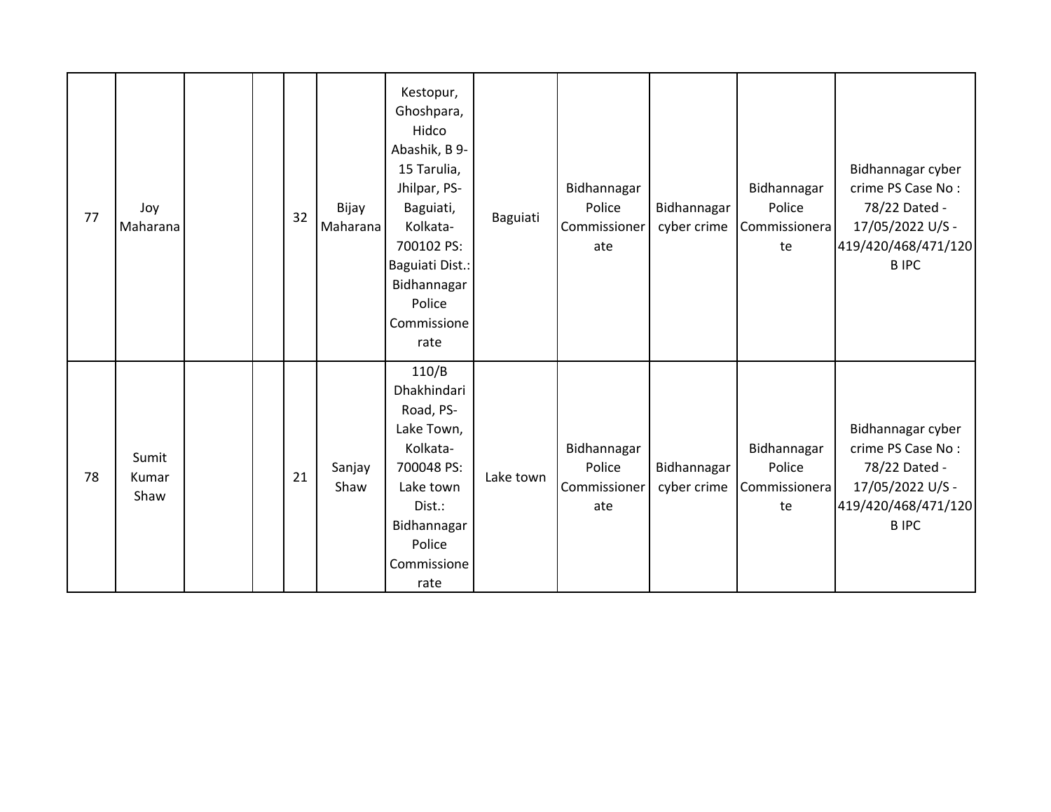| | | | | | | | | | | | |
|---|---|---|---|---|---|---|---|---|---|---|---|
| 77 | Joy Maharana | | | 32 | Bijay Maharana | Kestopur, Ghoshpara, Hidco Abashik, B 9-15 Tarulia, Jhilpar, PS-Baguiati, Kolkata-700102 PS: Baguiati Dist.: Bidhannagar Police Commissionerate | Baguiati | Bidhannagar Police Commissionerate | Bidhannagar cyber crime | Bidhannagar Police Commissionerate | Bidhannagar cyber crime PS Case No : 78/22 Dated - 17/05/2022 U/S - 419/420/468/471/120 B IPC |
| 78 | Sumit Kumar Shaw | | | 21 | Sanjay Shaw | 110/B Dhakhindari Road, PS-Lake Town, Kolkata-700048 PS: Lake town Dist.: Bidhannagar Police Commissionerate | Lake town | Bidhannagar Police Commissionerate | Bidhannagar cyber crime | Bidhannagar Police Commissionerate | Bidhannagar cyber crime PS Case No : 78/22 Dated - 17/05/2022 U/S - 419/420/468/471/120 B IPC |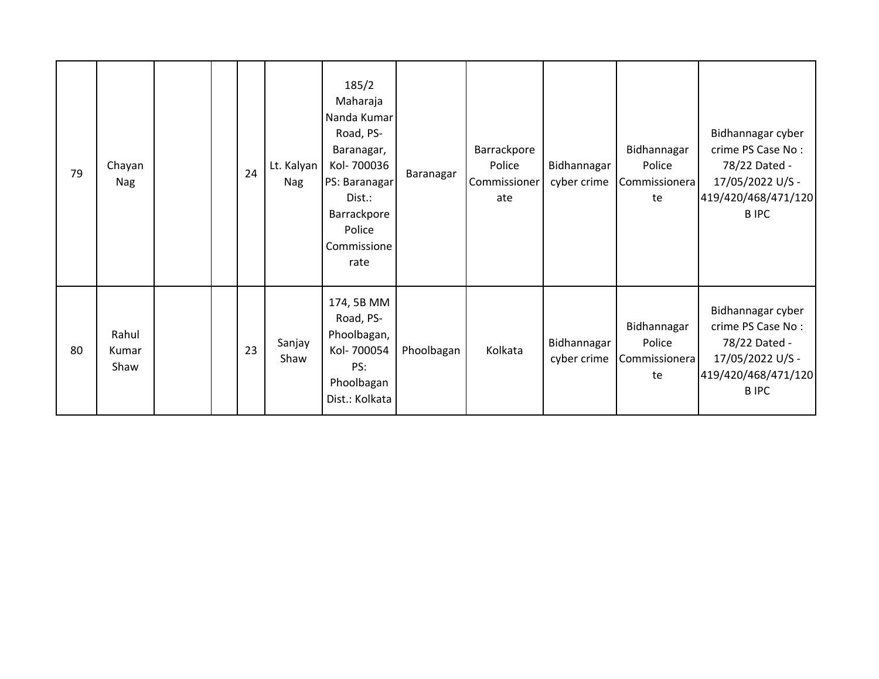| | | | | | | | | | | | |
|---|---|---|---|---|---|---|---|---|---|---|---|
| 79 | Chayan Nag | | | 24 | Lt. Kalyan Nag | 185/2 Maharaja Nanda Kumar Road, PS- Baranagar, Kol- 700036 PS: Baranagar Dist.: Barrackpore Police Commissionerate | Baranagar | Barrackpore Police Commissionerate | Bidhannagar cyber crime | Bidhannagar Police Commissionerate | Bidhannagar cyber crime PS Case No : 78/22 Dated - 17/05/2022 U/S - 419/420/468/471/120 B IPC |
| 80 | Rahul Kumar Shaw | | | 23 | Sanjay Shaw | 174, 5B MM Road, PS- Phoolbagan, Kol- 700054 PS: Phoolbagan Dist.: Kolkata | Phoolbagan | Kolkata | Bidhannagar cyber crime | Bidhannagar Police Commissionerate | Bidhannagar cyber crime PS Case No : 78/22 Dated - 17/05/2022 U/S - 419/420/468/471/120 B IPC |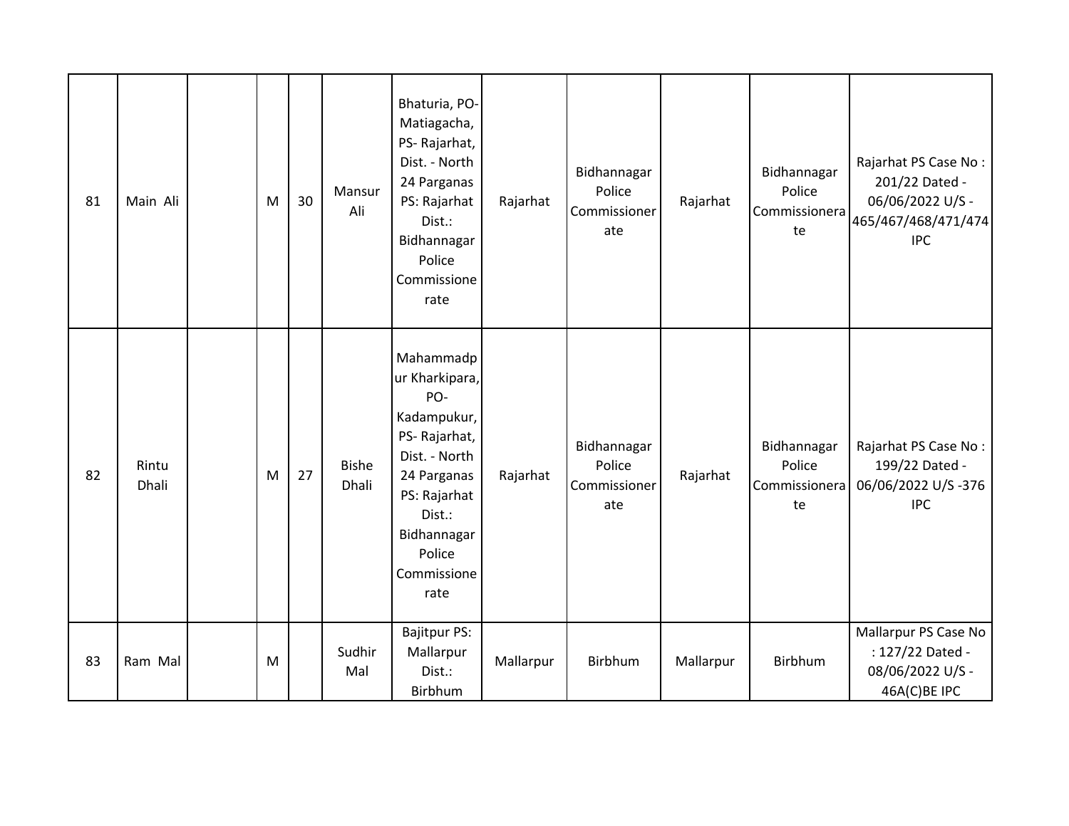| 81 | Main Ali | | M | 30 | Mansur Ali | Bhaturia, PO- Matiagacha, PS- Rajarhat, Dist. - North 24 Parganas PS: Rajarhat Dist.: Bidhannagar Police Commissionerate | Rajarhat | Bidhannagar Police Commissionerate | Rajarhat | Bidhannagar Police Commissionerate | Rajarhat PS Case No : 201/22 Dated - 06/06/2022 U/S - 465/467/468/471/474 IPC |
|---|---|---|---|---|---|---|---|---|---|---|---|
| 82 | Rintu Dhali | | M | 27 | Bishe Dhali | Mahammadpur Kharkipara, PO- Kadampukur, PS- Rajarhat, Dist. - North 24 Parganas PS: Rajarhat Dist.: Bidhannagar Police Commissionerate | Rajarhat | Bidhannagar Police Commissionerate | Rajarhat | Bidhannagar Police Commissionerate | Rajarhat PS Case No : 199/22 Dated - 06/06/2022 U/S -376 IPC |
| 83 | Ram Mal | | M | | Sudhir Mal | Bajitpur PS: Mallarpur Dist.: Birbhum | Mallarpur | Birbhum | Mallarpur | Birbhum | Mallarpur PS Case No : 127/22 Dated - 08/06/2022 U/S - 46A(C)BE IPC |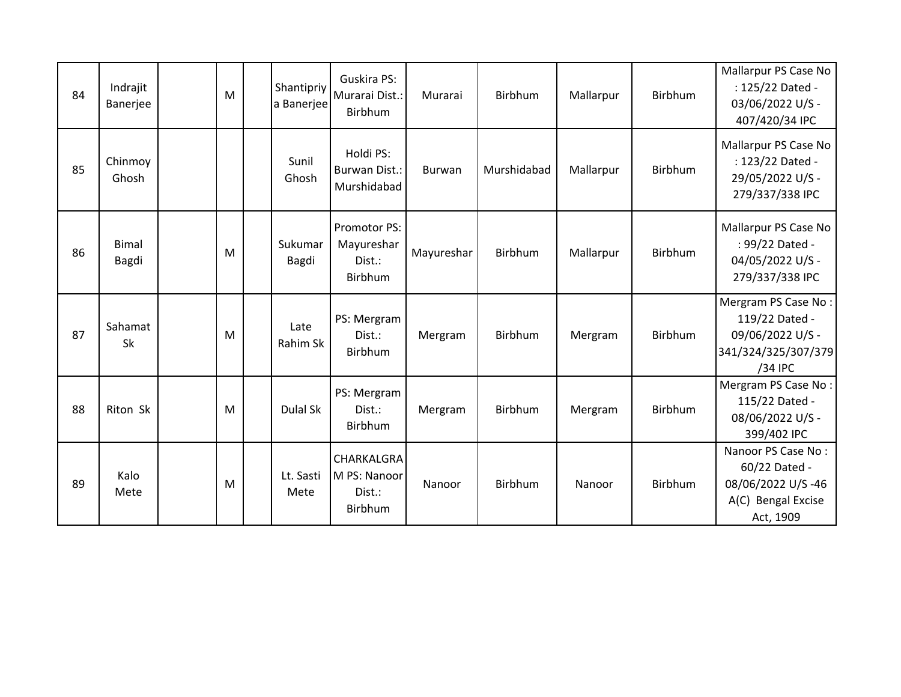| 84 | Indrajit Banerjee | | M | | Shantipriya Banerjee | Guskira PS: Murarai Dist.: Birbhum | Murarai | Birbhum | Mallarpur | Birbhum | Mallarpur PS Case No : 125/22 Dated - 03/06/2022 U/S - 407/420/34 IPC |
|---|---|---|---|---|---|---|---|---|---|---|---|
| 85 | Chinmoy Ghosh | | | | Sunil Ghosh | Holdi PS: Burwan Dist.: Murshidabad | Burwan | Murshidabad | Mallarpur | Birbhum | Mallarpur PS Case No : 123/22 Dated - 29/05/2022 U/S - 279/337/338 IPC |
| 86 | Bimal Bagdi | | M | | Sukumar Bagdi | Promotor PS: Mayureshar Dist.: Birbhum | Mayureshar | Birbhum | Mallarpur | Birbhum | Mallarpur PS Case No : 99/22 Dated - 04/05/2022 U/S - 279/337/338 IPC |
| 87 | Sahamat Sk | | M | | Late Rahim Sk | PS: Mergram Dist.: Birbhum | Mergram | Birbhum | Mergram | Birbhum | Mergram PS Case No : 119/22 Dated - 09/06/2022 U/S - 341/324/325/307/379/34 IPC |
| 88 | Riton Sk | | M | | Dulal Sk | PS: Mergram Dist.: Birbhum | Mergram | Birbhum | Mergram | Birbhum | Mergram PS Case No : 115/22 Dated - 08/06/2022 U/S - 399/402 IPC |
| 89 | Kalo Mete | | M | | Lt. Sasti Mete | CHARKALGRAM PS: Nanoor Dist.: Birbhum | Nanoor | Birbhum | Nanoor | Birbhum | Nanoor PS Case No : 60/22 Dated - 08/06/2022 U/S -46 A(C) Bengal Excise Act, 1909 |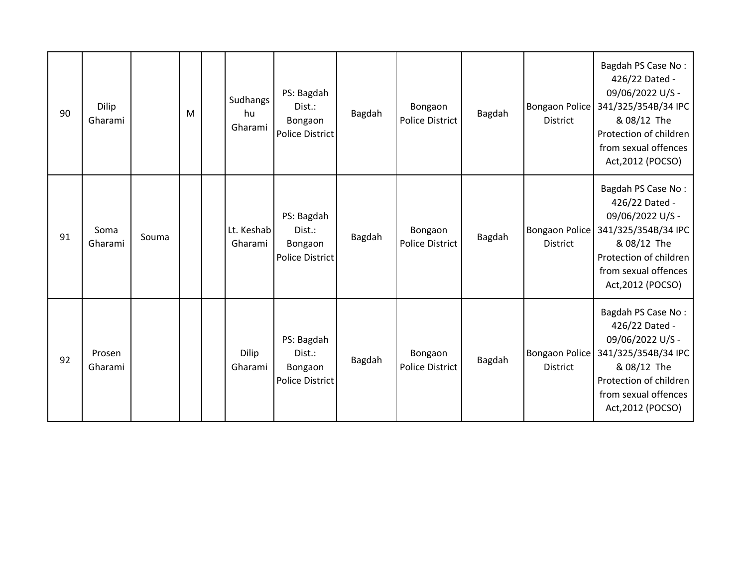| 90 | Dilip Gharami | | M | | Sudhangshu Gharami | PS: Bagdah Dist.: Bongaon Police District | Bagdah | Bongaon Police District | Bagdah | Bongaon Police District | Bagdah PS Case No : 426/22 Dated - 09/06/2022 U/S - 341/325/354B/34 IPC & 08/12 The Protection of children from sexual offences Act,2012 (POCSO) |
|---|---|---|---|---|---|---|---|---|---|---|---|
| 91 | Soma Gharami | Souma | | | Lt. Keshab Gharami | PS: Bagdah Dist.: Bongaon Police District | Bagdah | Bongaon Police District | Bagdah | Bongaon Police District | Bagdah PS Case No : 426/22 Dated - 09/06/2022 U/S - 341/325/354B/34 IPC & 08/12 The Protection of children from sexual offences Act,2012 (POCSO) |
| 92 | Prosen Gharami | | | | Dilip Gharami | PS: Bagdah Dist.: Bongaon Police District | Bagdah | Bongaon Police District | Bagdah | Bongaon Police District | Bagdah PS Case No : 426/22 Dated - 09/06/2022 U/S - 341/325/354B/34 IPC & 08/12 The Protection of children from sexual offences Act,2012 (POCSO) |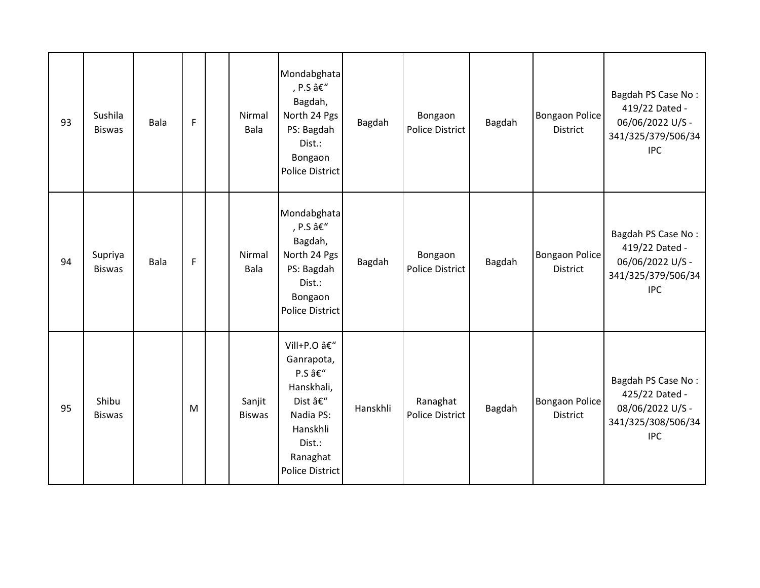| 93 | Sushila Biswas | Bala | F | | Nirmal Bala | Mondabghata , P.S â€“ Bagdah, North 24 Pgs PS: Bagdah Dist.: Bongaon Police District | Bagdah | Bongaon Police District | Bagdah | Bongaon Police District | Bagdah PS Case No : 419/22 Dated - 06/06/2022 U/S - 341/325/379/506/34 IPC |
|---|---|---|---|---|---|---|---|---|---|---|---|
| 94 | Supriya Biswas | Bala | F | | Nirmal Bala | Mondabghata , P.S â€“ Bagdah, North 24 Pgs PS: Bagdah Dist.: Bongaon Police District | Bagdah | Bongaon Police District | Bagdah | Bongaon Police District | Bagdah PS Case No : 419/22 Dated - 06/06/2022 U/S - 341/325/379/506/34 IPC |
| 95 | Shibu Biswas | | M | | Sanjit Biswas | Vill+P.O â€“ Ganrapota, P.S â€“ Hanskhali, Dist â€“ Nadia PS: Hanskhli Dist.: Ranaghat Police District | Hanskhli | Ranaghat Police District | Bagdah | Bongaon Police District | Bagdah PS Case No : 425/22 Dated - 08/06/2022 U/S - 341/325/308/506/34 IPC |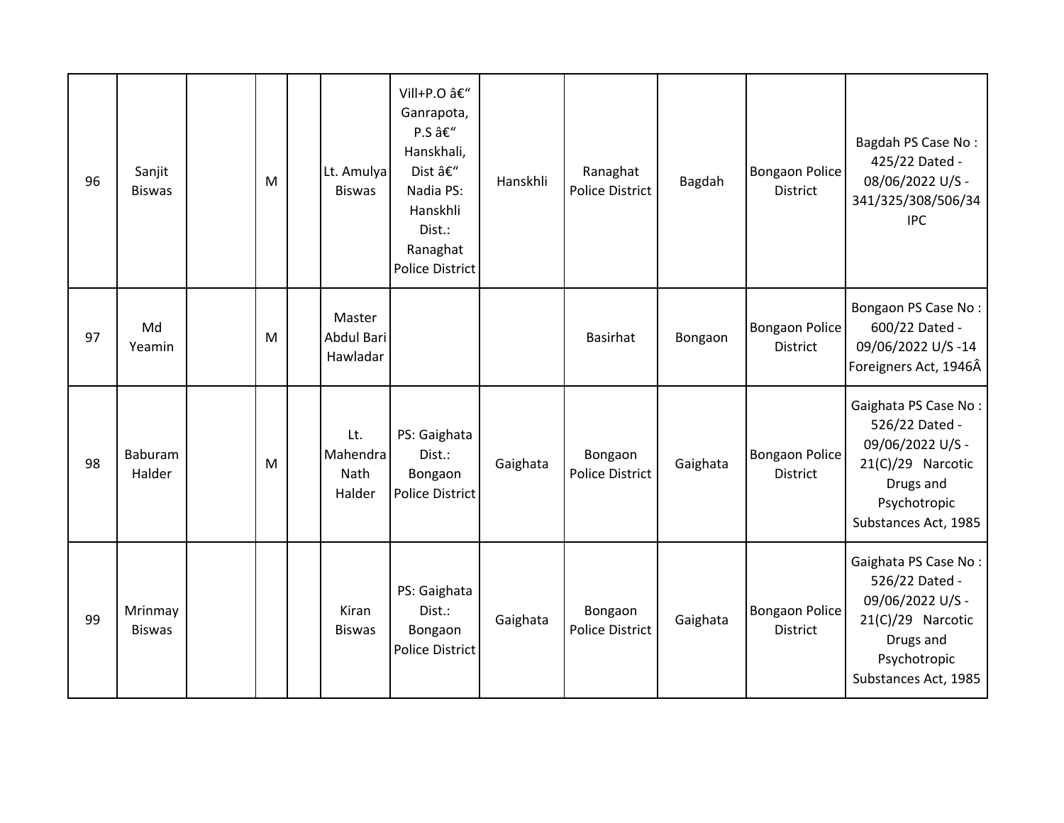| 96 | Sanjit Biswas | | M | | Lt. Amulya Biswas | Vill+P.O â€“ Ganrapota, P.S â€“ Hanskhali, Dist â€“ Nadia PS: Hanskhli Dist.: Ranaghat Police District | Hanskhli | Ranaghat Police District | Bagdah | Bongaon Police District | Bagdah PS Case No : 425/22 Dated - 08/06/2022 U/S - 341/325/308/506/34 IPC |
|---|---|---|---|---|---|---|---|---|---|---|---|
| 97 | Md Yeamin | | M | | Master Abdul Bari Hawladar | | | Basirhat | Bongaon | Bongaon Police District | Bongaon PS Case No : 600/22 Dated - 09/06/2022 U/S -14 Foreigners Act, 1946Â |
| 98 | Baburam Halder | | M | | Lt. Mahendra Nath Halder | PS: Gaighata Dist.: Bongaon Police District | Gaighata | Bongaon Police District | Gaighata | Bongaon Police District | Gaighata PS Case No : 526/22 Dated - 09/06/2022 U/S - 21(C)/29 Narcotic Drugs and Psychotropic Substances Act, 1985 |
| 99 | Mrinmay Biswas | | | | Kiran Biswas | PS: Gaighata Dist.: Bongaon Police District | Gaighata | Bongaon Police District | Gaighata | Bongaon Police District | Gaighata PS Case No : 526/22 Dated - 09/06/2022 U/S - 21(C)/29 Narcotic Drugs and Psychotropic Substances Act, 1985 |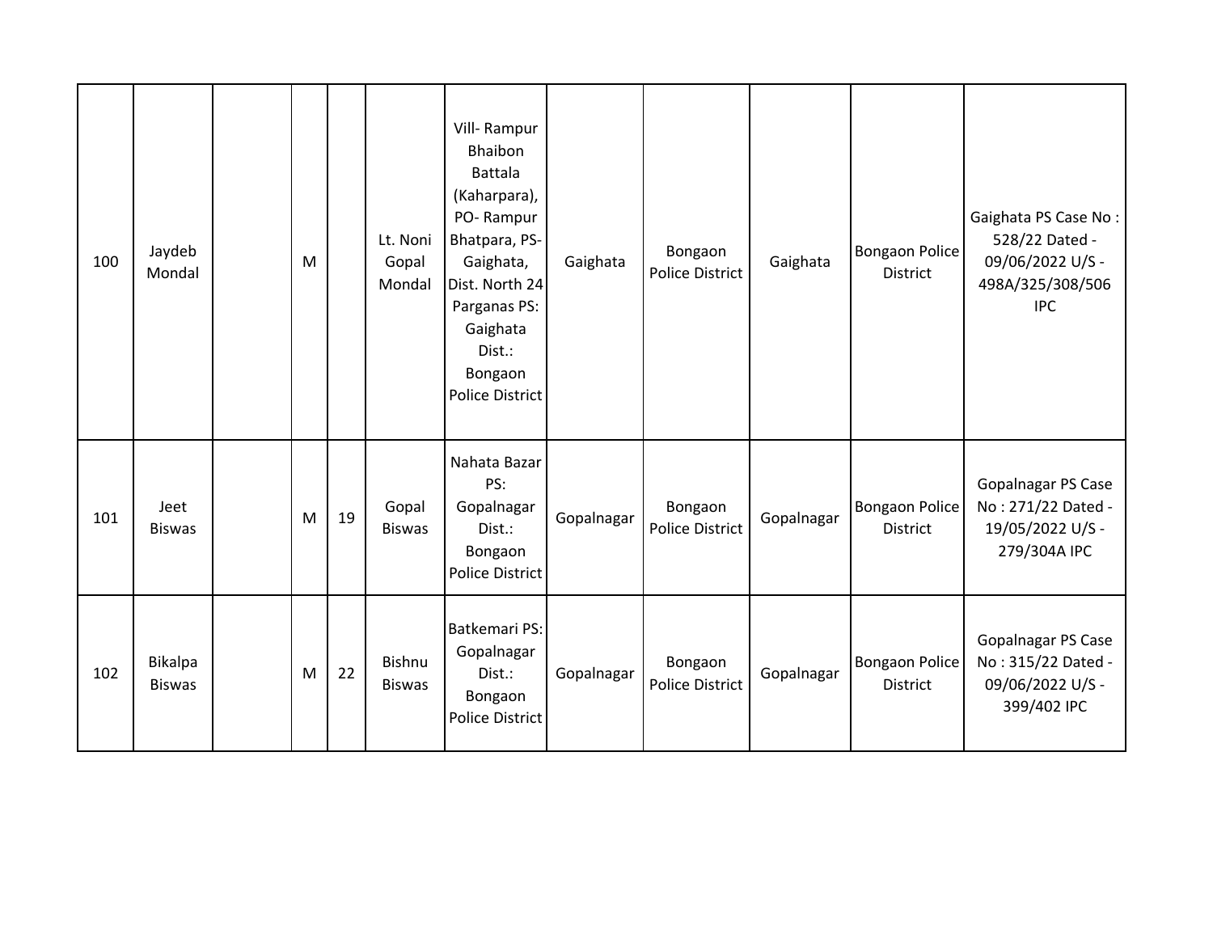| | | | | | | | | | | | |
|---|---|---|---|---|---|---|---|---|---|---|---|
| 100 | Jaydeb Mondal | | M | | Lt. Noni Gopal Mondal | Vill- Rampur Bhaibon Battala (Kaharpara), PO- Rampur Bhatpara, PS- Gaighata, Dist. North 24 Parganas PS: Gaighata Dist.: Bongaon Police District | Gaighata | Bongaon Police District | Gaighata | Bongaon Police District | Gaighata PS Case No : 528/22 Dated - 09/06/2022 U/S - 498A/325/308/506 IPC |
| 101 | Jeet Biswas | | M | 19 | Gopal Biswas | Nahata Bazar PS: Gopalnagar Dist.: Bongaon Police District | Gopalnagar | Bongaon Police District | Gopalnagar | Bongaon Police District | Gopalnagar PS Case No : 271/22 Dated - 19/05/2022 U/S - 279/304A IPC |
| 102 | Bikalpa Biswas | | M | 22 | Bishnu Biswas | Batkemari PS: Gopalnagar Dist.: Bongaon Police District | Gopalnagar | Bongaon Police District | Gopalnagar | Bongaon Police District | Gopalnagar PS Case No : 315/22 Dated - 09/06/2022 U/S - 399/402 IPC |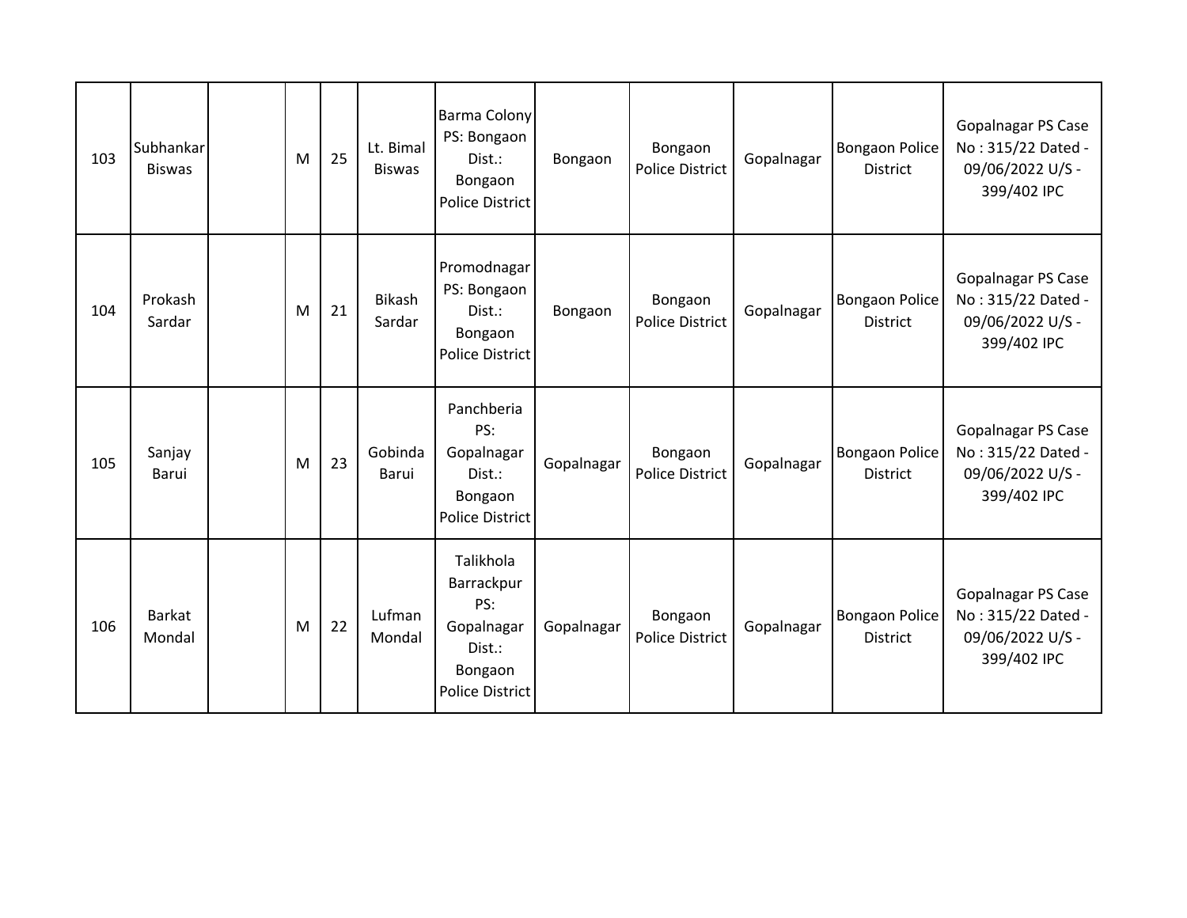| 103 | Subhankar Biswas | | M | 25 | Lt. Bimal Biswas | Barma Colony PS: Bongaon Dist.: Bongaon Police District | Bongaon | Bongaon Police District | Gopalnagar | Bongaon Police District | Gopalnagar PS Case No : 315/22 Dated - 09/06/2022 U/S - 399/402 IPC |
|---|---|---|---|---|---|---|---|---|---|---|---|
| 104 | Prokash Sardar | | M | 21 | Bikash Sardar | Promodnagar PS: Bongaon Dist.: Bongaon Police District | Bongaon | Bongaon Police District | Gopalnagar | Bongaon Police District | Gopalnagar PS Case No : 315/22 Dated - 09/06/2022 U/S - 399/402 IPC |
| 105 | Sanjay Barui | | M | 23 | Gobinda Barui | Panchberia PS: Gopalnagar Dist.: Bongaon Police District | Gopalnagar | Bongaon Police District | Gopalnagar | Bongaon Police District | Gopalnagar PS Case No : 315/22 Dated - 09/06/2022 U/S - 399/402 IPC |
| 106 | Barkat Mondal | | M | 22 | Lufman Mondal | Talikhola Barrackpur PS: Gopalnagar Dist.: Bongaon Police District | Gopalnagar | Bongaon Police District | Gopalnagar | Bongaon Police District | Gopalnagar PS Case No : 315/22 Dated - 09/06/2022 U/S - 399/402 IPC |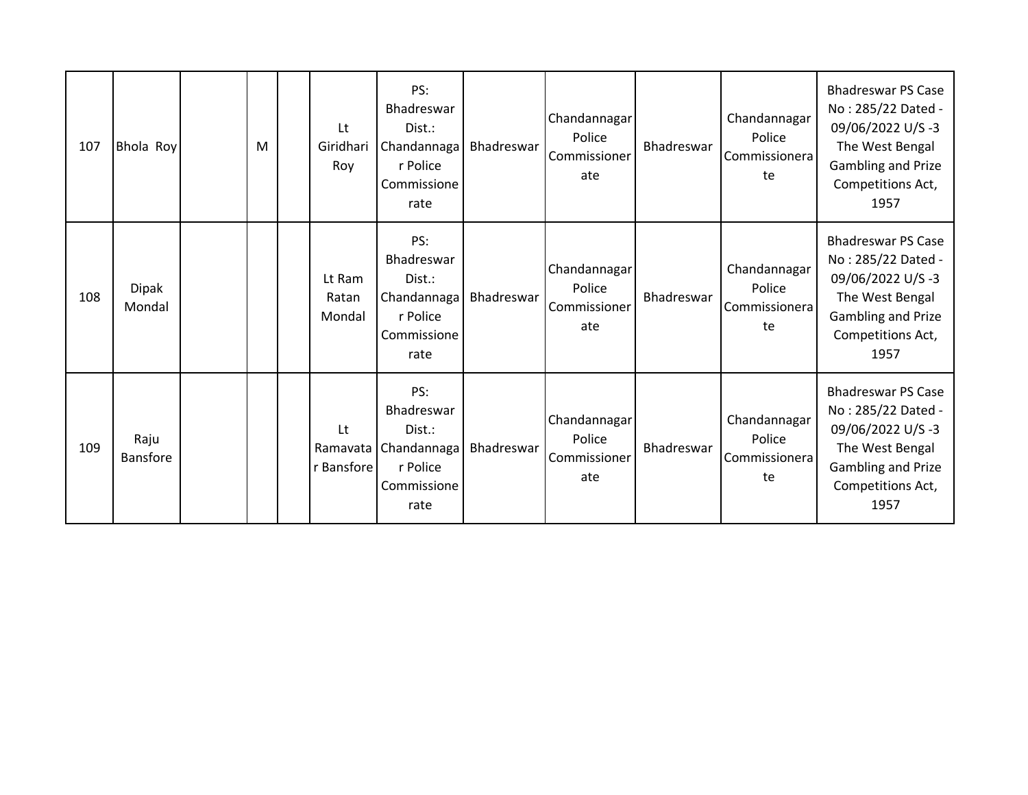| | | | | | | | | | | | |
|---|---|---|---|---|---|---|---|---|---|---|---|
| 107 | Bhola Roy | | M | | Lt Giridhari Roy | PS: Bhadreswar Dist.: Chandannagar Police Commissionerate | Bhadreswar | Chandannagar Police Commissionerate | Bhadreswar | Chandannagar Police Commissionerate | Bhadreswar PS Case No : 285/22 Dated - 09/06/2022 U/S -3 The West Bengal Gambling and Prize Competitions Act, 1957 |
| 108 | Dipak Mondal | | | | Lt Ram Ratan Mondal | PS: Bhadreswar Dist.: Chandannagar Police Commissionerate | Bhadreswar | Chandannagar Police Commissionerate | Bhadreswar | Chandannagar Police Commissionerate | Bhadreswar PS Case No : 285/22 Dated - 09/06/2022 U/S -3 The West Bengal Gambling and Prize Competitions Act, 1957 |
| 109 | Raju Bansfore | | | | Lt Ramavatar Bansfore | PS: Bhadreswar Dist.: Chandannagar Police Commissionerate | Bhadreswar | Chandannagar Police Commissionerate | Bhadreswar | Chandannagar Police Commissionerate | Bhadreswar PS Case No : 285/22 Dated - 09/06/2022 U/S -3 The West Bengal Gambling and Prize Competitions Act, 1957 |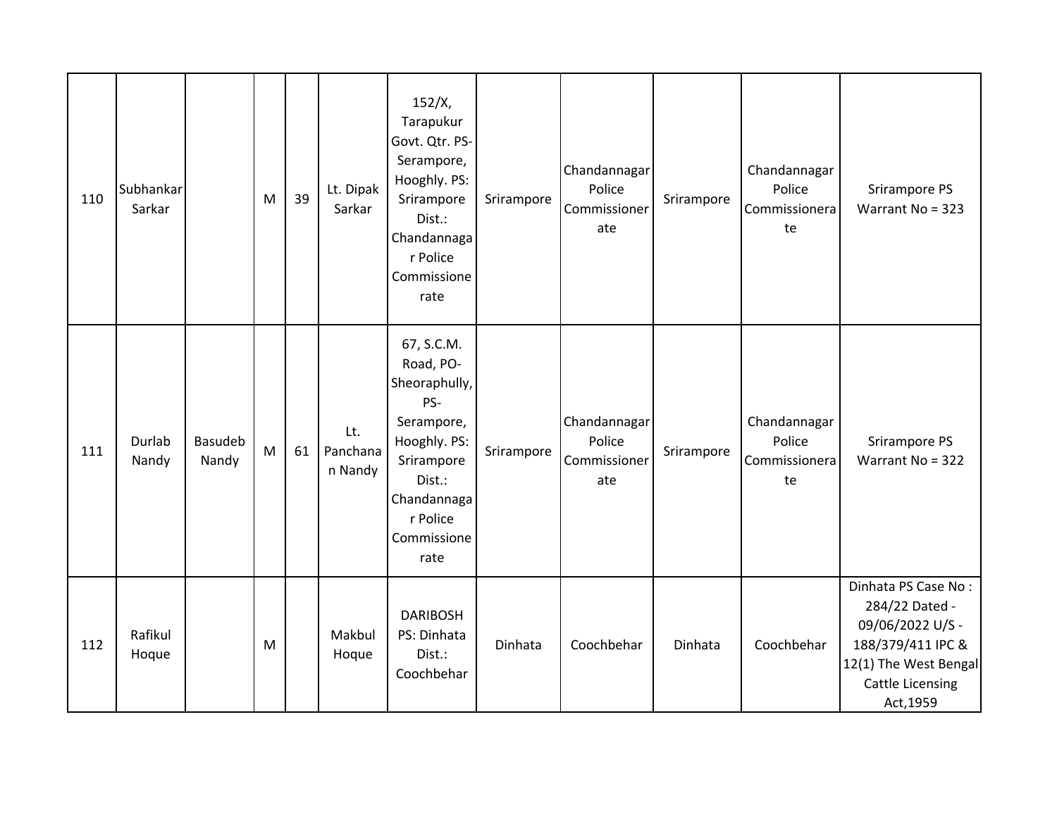| | | | | | | | | | | | |
|---|---|---|---|---|---|---|---|---|---|---|---|
| 110 | Subhankar Sarkar | | M | 39 | Lt. Dipak Sarkar | 152/X, Tarapukur Govt. Qtr. PS-Serampore, Hooghly. PS: Srirampore Dist.: Chandannagar Police Commissionerate | Srirampore | Chandannagar Police Commissionerate | Srirampore | Chandannagar Police Commissionerate | Srirampore PS Warrant No = 323 |
| 111 | Durlab Nandy | Basudeb Nandy | M | 61 | Lt. Panchanan Nandy | 67, S.C.M. Road, PO-Sheoraphully, PS-Serampore, Hooghly. PS: Srirampore Dist.: Chandannagar Police Commissionerate | Srirampore | Chandannagar Police Commissionerate | Srirampore | Chandannagar Police Commissionerate | Srirampore PS Warrant No = 322 |
| 112 | Rafikul Hoque | | M | | Makbul Hoque | DARIBOSH PS: Dinhata Dist.: Coochbehar | Dinhata | Coochbehar | Dinhata | Coochbehar | Dinhata PS Case No : 284/22 Dated - 09/06/2022 U/S - 188/379/411 IPC & 12(1) The West Bengal Cattle Licensing Act,1959 |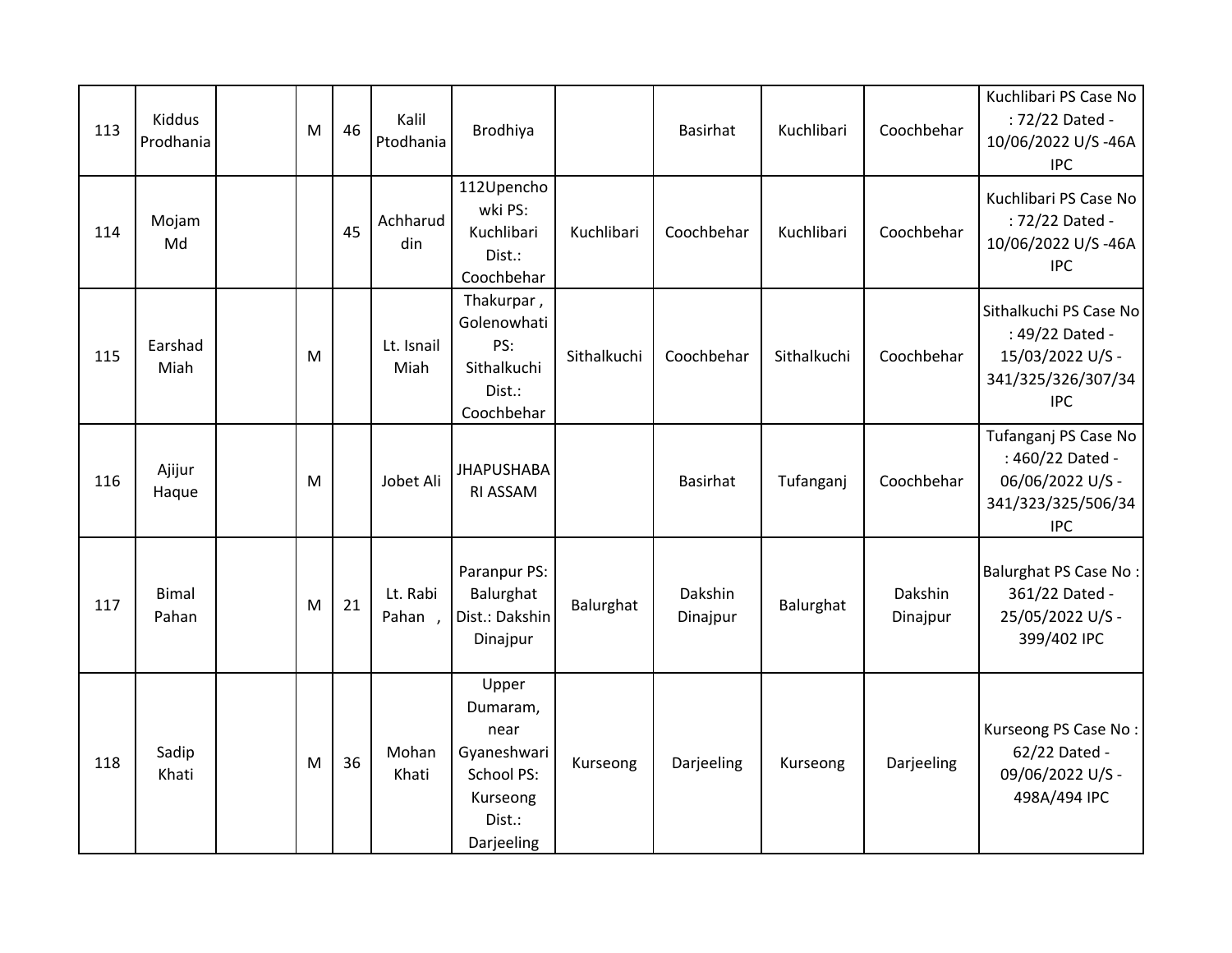| 113 | Kiddus Prodhania | | M | 46 | Kalil Ptodhania | Brodhiya | | Basirhat | Kuchlibari | Coochbehar | Kuchlibari PS Case No : 72/22 Dated - 10/06/2022 U/S -46A IPC |
|---|---|---|---|---|---|---|---|---|---|---|---|
| 114 | Mojam Md | | | 45 | Achharud din | 112Upencho wki PS: Kuchlibari Dist.: Coochbehar | Kuchlibari | Coochbehar | Kuchlibari | Coochbehar | Kuchlibari PS Case No : 72/22 Dated - 10/06/2022 U/S -46A IPC |
| 115 | Earshad Miah | | M | | Lt. Isnail Miah | Thakurpar , Golenowhati PS: Sithalkuchi Dist.: Coochbehar | Sithalkuchi | Coochbehar | Sithalkuchi | Coochbehar | Sithalkuchi PS Case No : 49/22 Dated - 15/03/2022 U/S - 341/325/326/307/34 IPC |
| 116 | Ajijur Haque | | M | | Jobet Ali | JHAPUSHABA RI ASSAM | | Basirhat | Tufanganj | Coochbehar | Tufanganj PS Case No : 460/22 Dated - 06/06/2022 U/S - 341/323/325/506/34 IPC |
| 117 | Bimal Pahan | | M | 21 | Lt. Rabi Pahan , | Paranpur PS: Balurghat Dist.: Dakshin Dinajpur | Balurghat | Dakshin Dinajpur | Balurghat | Dakshin Dinajpur | Balurghat PS Case No : 361/22 Dated - 25/05/2022 U/S - 399/402 IPC |
| 118 | Sadip Khati | | M | 36 | Mohan Khati | Upper Dumaram, near Gyaneshwari School PS: Kurseong Dist.: Darjeeling | Kurseong | Darjeeling | Kurseong | Darjeeling | Kurseong PS Case No : 62/22 Dated - 09/06/2022 U/S - 498A/494 IPC |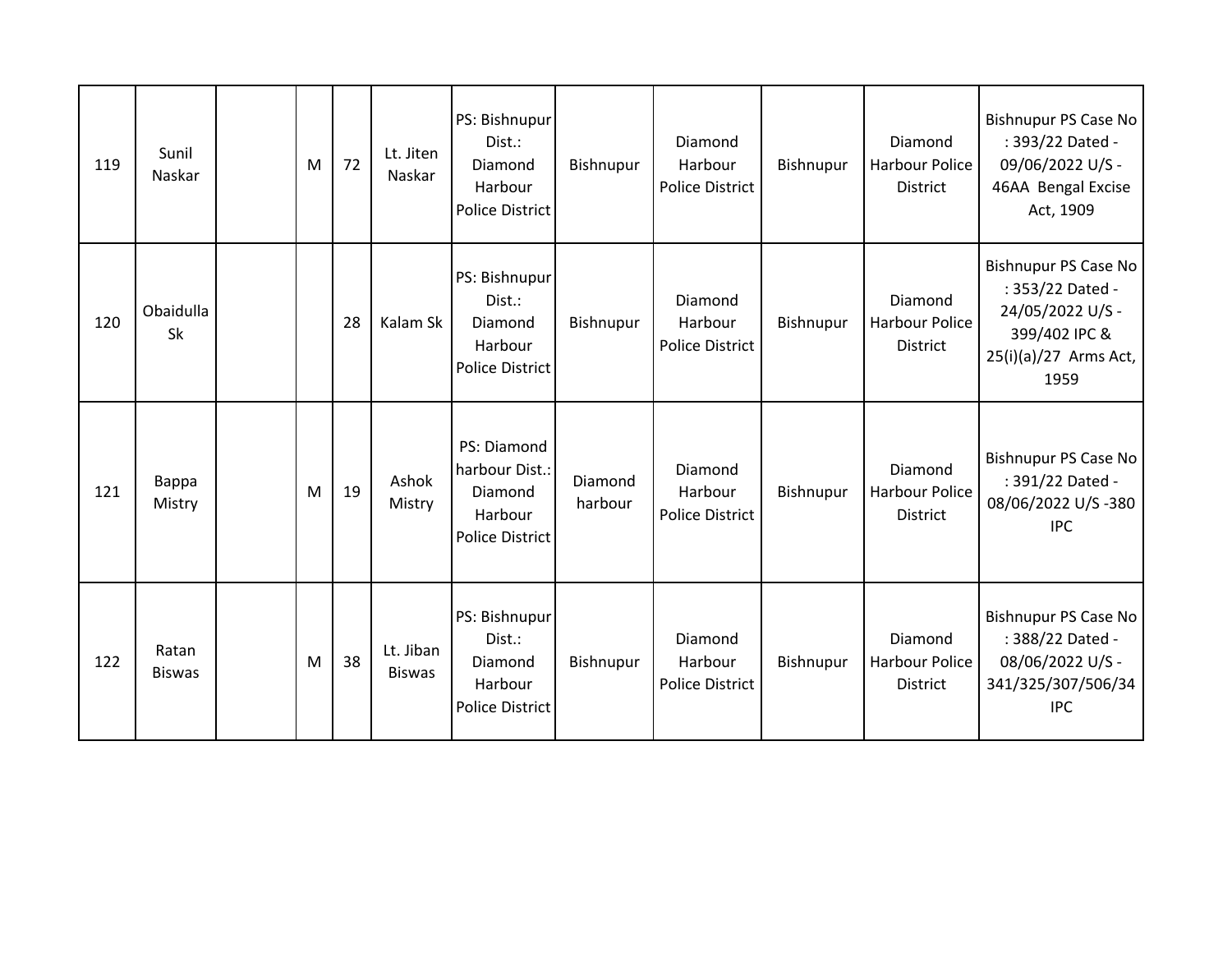| | | | | | | | | | | | |
|---|---|---|---|---|---|---|---|---|---|---|---|
| 119 | Sunil Naskar | | M | 72 | Lt. Jiten Naskar | PS: Bishnupur Dist.: Diamond Harbour Police District | Bishnupur | Diamond Harbour Police District | Bishnupur | Diamond Harbour Police District | Bishnupur PS Case No : 393/22 Dated - 09/06/2022 U/S - 46AA Bengal Excise Act, 1909 |
| 120 | Obaidulla Sk | | | 28 | Kalam Sk | PS: Bishnupur Dist.: Diamond Harbour Police District | Bishnupur | Diamond Harbour Police District | Bishnupur | Diamond Harbour Police District | Bishnupur PS Case No : 353/22 Dated - 24/05/2022 U/S - 399/402 IPC & 25(i)(a)/27 Arms Act, 1959 |
| 121 | Bappa Mistry | | M | 19 | Ashok Mistry | PS: Diamond harbour Dist.: Diamond Harbour Police District | Diamond harbour | Diamond Harbour Police District | Bishnupur | Diamond Harbour Police District | Bishnupur PS Case No : 391/22 Dated - 08/06/2022 U/S -380 IPC |
| 122 | Ratan Biswas | | M | 38 | Lt. Jiban Biswas | PS: Bishnupur Dist.: Diamond Harbour Police District | Bishnupur | Diamond Harbour Police District | Bishnupur | Diamond Harbour Police District | Bishnupur PS Case No : 388/22 Dated - 08/06/2022 U/S - 341/325/307/506/34 IPC |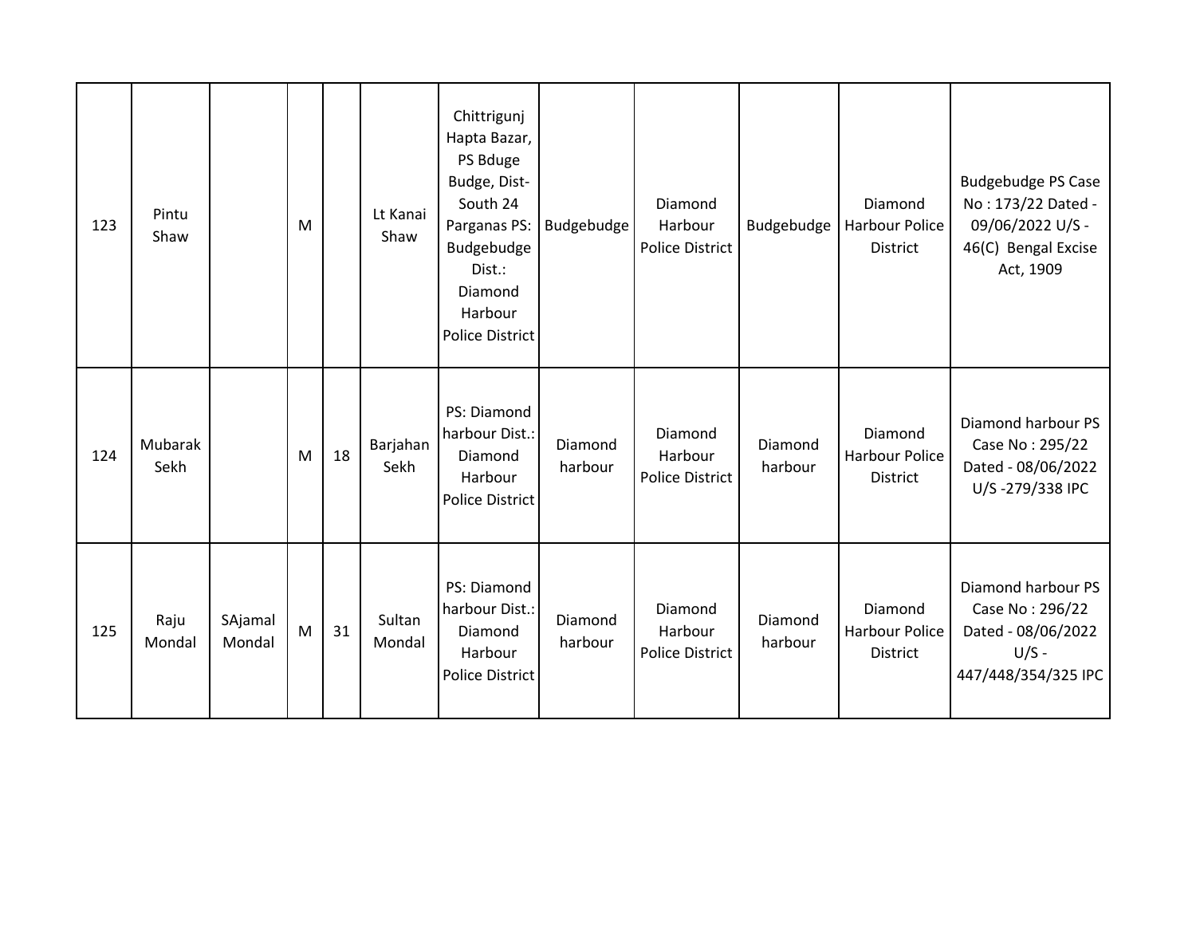| | | | | | | | | | | | |
|---|---|---|---|---|---|---|---|---|---|---|---|
| 123 | Pintu Shaw | | M | | Lt Kanai Shaw | Chittrigunj Hapta Bazar, PS Bduge Budge, Dist- South 24 Parganas PS: Budgebudge Dist.: Diamond Harbour Police District | Budgebudge | Diamond Harbour Police District | Budgebudge | Diamond Harbour Police District | Budgebudge PS Case No : 173/22 Dated - 09/06/2022 U/S - 46(C) Bengal Excise Act, 1909 |
| 124 | Mubarak Sekh | | M | 18 | Barjahan Sekh | PS: Diamond harbour Dist.: Diamond Harbour Police District | Diamond harbour | Diamond Harbour Police District | Diamond harbour | Diamond Harbour Police District | Diamond harbour PS Case No : 295/22 Dated - 08/06/2022 U/S -279/338 IPC |
| 125 | Raju Mondal | SAjamal Mondal | M | 31 | Sultan Mondal | PS: Diamond harbour Dist.: Diamond Harbour Police District | Diamond harbour | Diamond Harbour Police District | Diamond harbour | Diamond Harbour Police District | Diamond harbour PS Case No : 296/22 Dated - 08/06/2022 U/S - 447/448/354/325 IPC |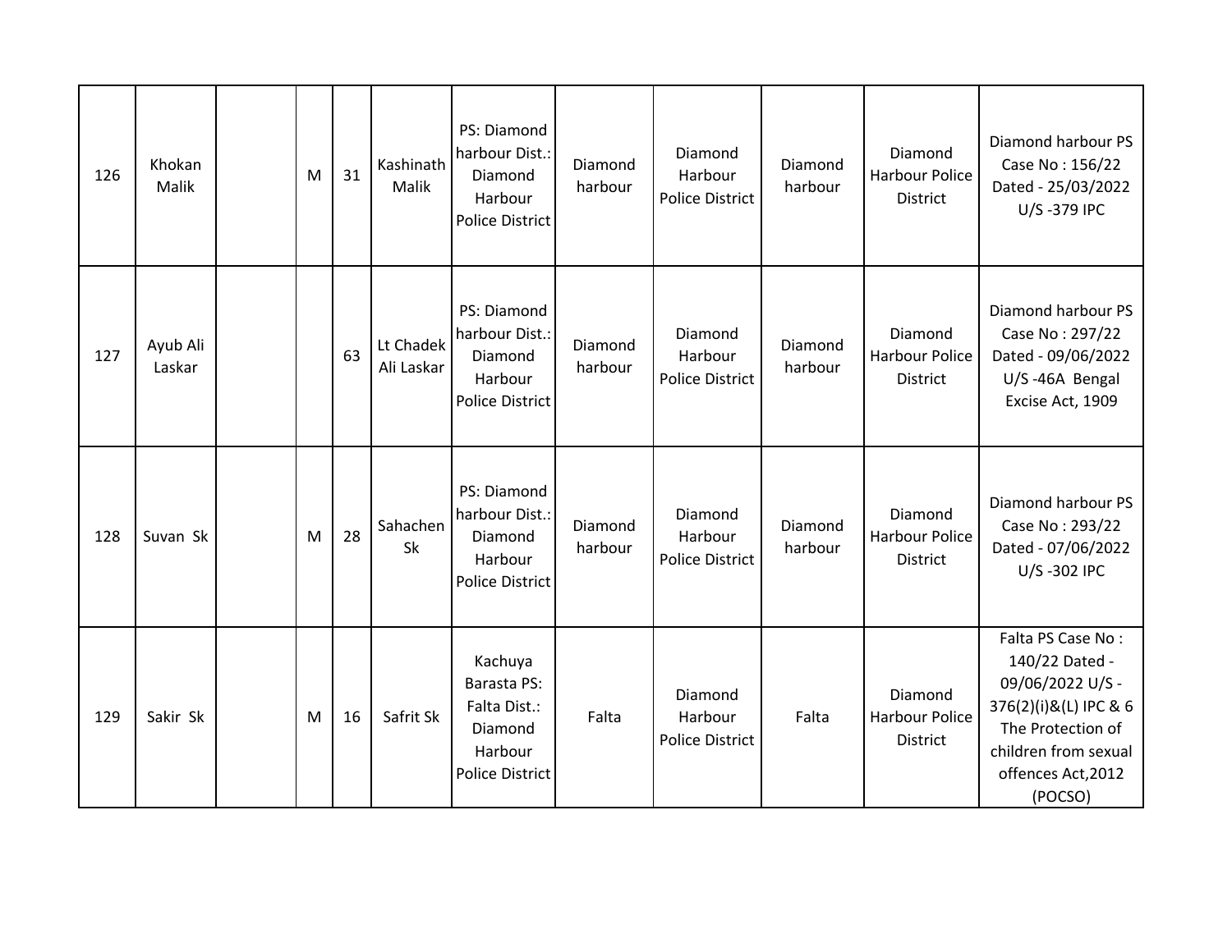| 126 | Khokan Malik | | M | 31 | Kashinath Malik | PS: Diamond harbour Dist.: Diamond Harbour Police District | Diamond harbour | Diamond Harbour Police District | Diamond harbour | Diamond Harbour Police District | Diamond harbour PS Case No : 156/22 Dated - 25/03/2022 U/S -379 IPC |
|---|---|---|---|---|---|---|---|---|---|---|---|
| 127 | Ayub Ali Laskar | | | 63 | Lt Chadek Ali Laskar | PS: Diamond harbour Dist.: Diamond Harbour Police District | Diamond harbour | Diamond Harbour Police District | Diamond harbour | Diamond Harbour Police District | Diamond harbour PS Case No : 297/22 Dated - 09/06/2022 U/S -46A Bengal Excise Act, 1909 |
| 128 | Suvan Sk | | M | 28 | Sahachen Sk | PS: Diamond harbour Dist.: Diamond Harbour Police District | Diamond harbour | Diamond Harbour Police District | Diamond harbour | Diamond Harbour Police District | Diamond harbour PS Case No : 293/22 Dated - 07/06/2022 U/S -302 IPC |
| 129 | Sakir Sk | | M | 16 | Safrit Sk | Kachuya Barasta PS: Falta Dist.: Diamond Harbour Police District | Falta | Diamond Harbour Police District | Falta | Diamond Harbour Police District | Falta PS Case No : 140/22 Dated - 09/06/2022 U/S - 376(2)(i)&(L) IPC & 6 The Protection of children from sexual offences Act,2012 (POCSO) |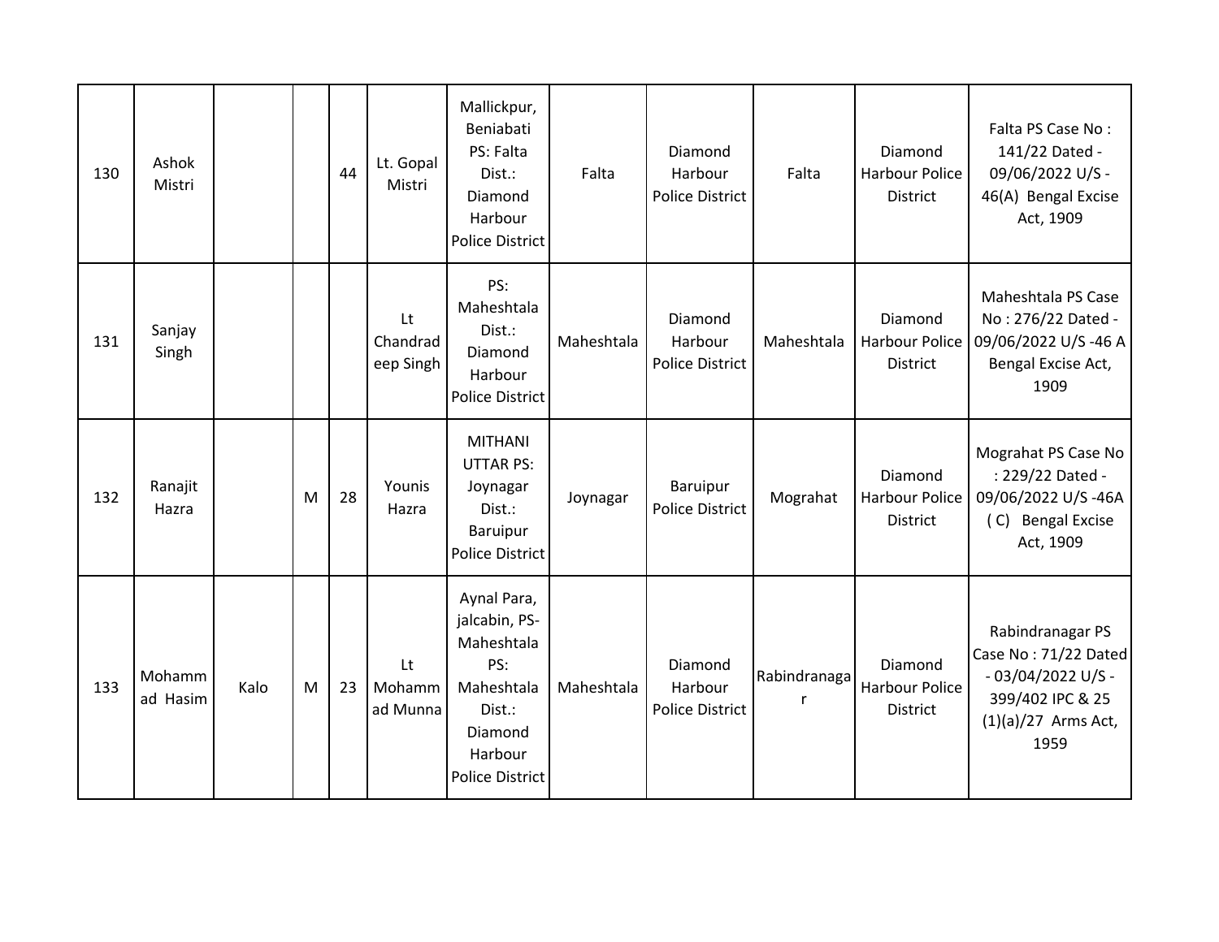| | | | | | | | | | | | |
|---|---|---|---|---|---|---|---|---|---|---|---|
| 130 | Ashok Mistri | | | 44 | Lt. Gopal Mistri | Mallickpur, Beniabati PS: Falta Dist.: Diamond Harbour Police District | Falta | Diamond Harbour Police District | Falta | Diamond Harbour Police District | Falta PS Case No : 141/22 Dated - 09/06/2022 U/S - 46(A) Bengal Excise Act, 1909 |
| 131 | Sanjay Singh | | | | Lt Chandradeep Singh | PS: Maheshtala Dist.: Diamond Harbour Police District | Maheshtala | Diamond Harbour Police District | Maheshtala | Diamond Harbour Police District | Maheshtala PS Case No : 276/22 Dated - 09/06/2022 U/S -46 A Bengal Excise Act, 1909 |
| 132 | Ranajit Hazra | | M | 28 | Younis Hazra | MITHANI UTTAR PS: Joynagar Dist.: Baruipur Police District | Joynagar | Baruipur Police District | Mograhat | Diamond Harbour Police District | Mograhat PS Case No : 229/22 Dated - 09/06/2022 U/S -46A ( C) Bengal Excise Act, 1909 |
| 133 | Mohammad Hasim | Kalo | M | 23 | Lt Mohammad Munna | Aynal Para, jalcabin, PS-Maheshtala PS: Maheshtala Dist.: Diamond Harbour Police District | Maheshtala | Diamond Harbour Police District | Rabindranagar | Diamond Harbour Police District | Rabindranagar PS Case No : 71/22 Dated - 03/04/2022 U/S - 399/402 IPC & 25 (1)(a)/27 Arms Act, 1959 |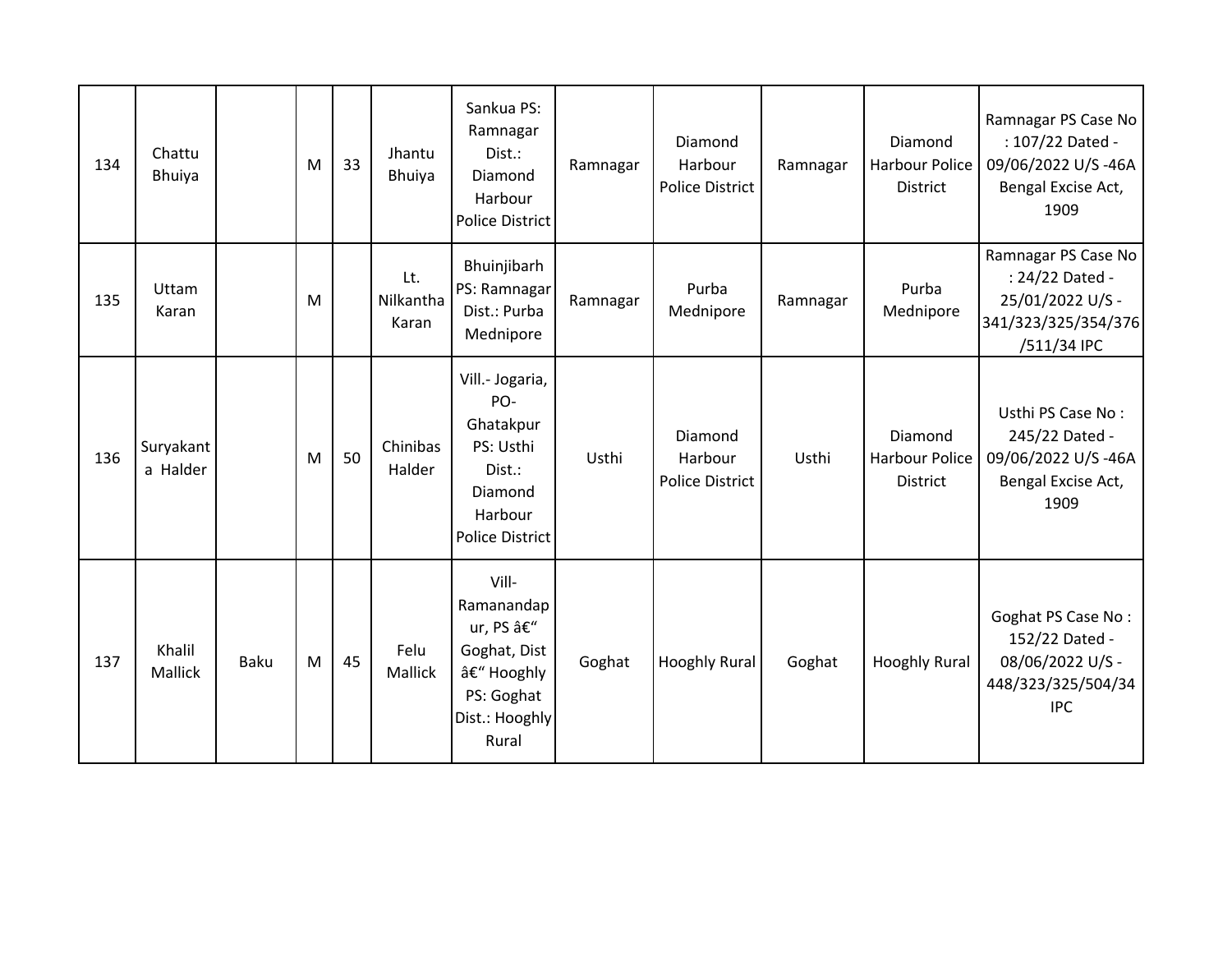| 134 | Chattu Bhuiya | | M | 33 | Jhantu Bhuiya | Sankua PS: Ramnagar Dist.: Diamond Harbour Police District | Ramnagar | Diamond Harbour Police District | Ramnagar | Diamond Harbour Police District | Ramnagar PS Case No : 107/22 Dated - 09/06/2022 U/S -46A Bengal Excise Act, 1909 |
|---|---|---|---|---|---|---|---|---|---|---|---|
| 135 | Uttam Karan | | M | | Lt. Nilkantha Karan | Bhuinjibarh PS: Ramnagar Dist.: Purba Mednipore | Ramnagar | Purba Mednipore | Ramnagar | Purba Mednipore | Ramnagar PS Case No : 24/22 Dated - 25/01/2022 U/S - 341/323/325/354/376/511/34 IPC |
| 136 | Suryakanta Halder | | M | 50 | Chinibas Halder | Vill.- Jogaria, PO- Ghatakpur PS: Usthi Dist.: Diamond Harbour Police District | Usthi | Diamond Harbour Police District | Usthi | Diamond Harbour Police District | Usthi PS Case No : 245/22 Dated - 09/06/2022 U/S -46A Bengal Excise Act, 1909 |
| 137 | Khalil Mallick | Baku | M | 45 | Felu Mallick | Vill- Ramanandapur, PS â€“ Goghat, Dist â€“ Hooghly PS: Goghat Dist.: Hooghly Rural | Goghat | Hooghly Rural | Goghat | Hooghly Rural | Goghat PS Case No : 152/22 Dated - 08/06/2022 U/S - 448/323/325/504/34 IPC |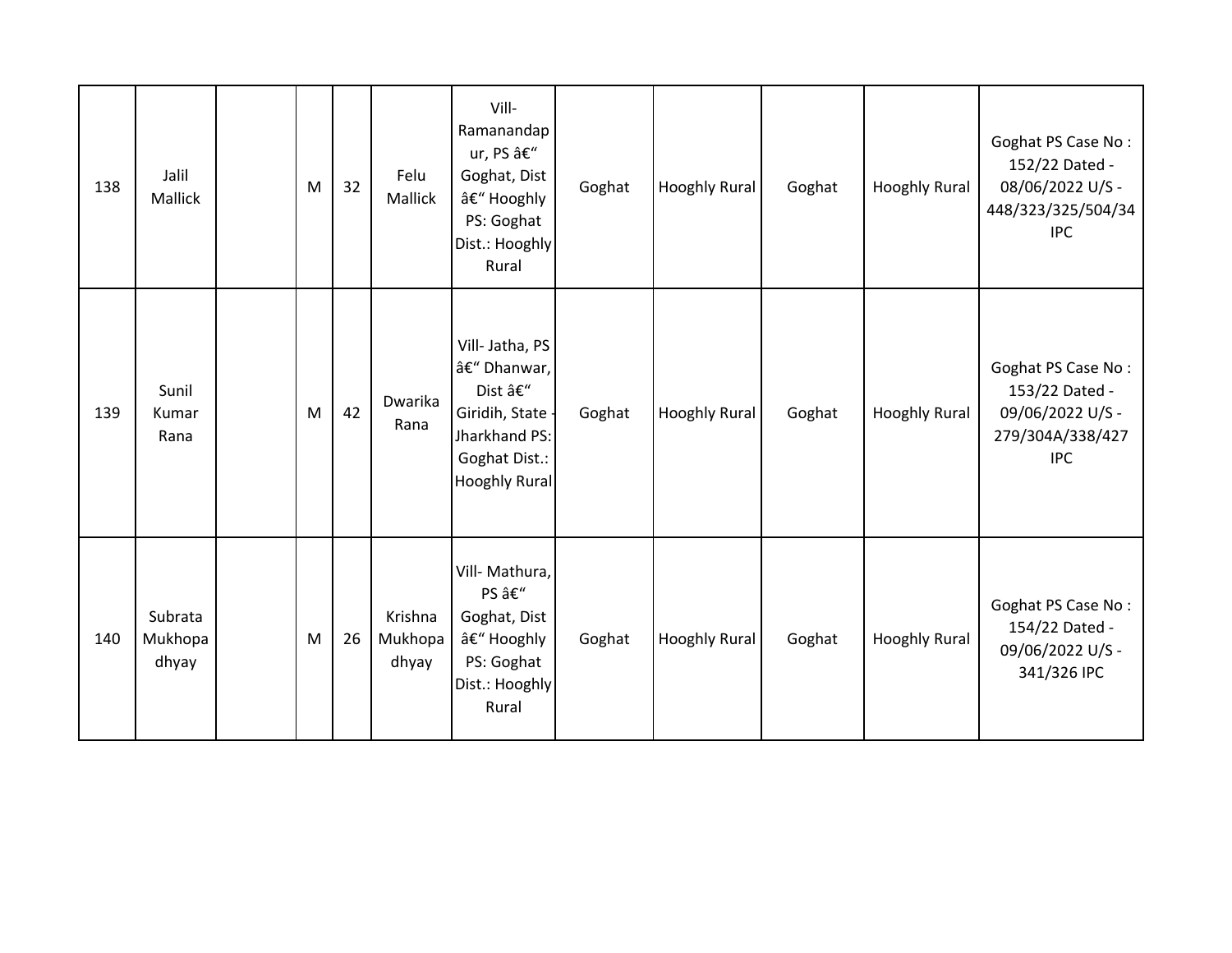| 138 | Jalil Mallick | | M | 32 | Felu Mallick | Vill- Ramanandapur, PS â€“ Goghat, Dist â€“ Hooghly PS: Goghat Dist.: Hooghly Rural | Goghat | Hooghly Rural | Goghat | Hooghly Rural | Goghat PS Case No : 152/22 Dated - 08/06/2022 U/S - 448/323/325/504/34 IPC |
|---|---|---|---|---|---|---|---|---|---|---|---|
| 139 | Sunil Kumar Rana | | M | 42 | Dwarika Rana | Vill- Jatha, PS â€“ Dhanwar, Dist â€“ Giridih, State - Jharkhand PS: Goghat Dist.: Hooghly Rural | Goghat | Hooghly Rural | Goghat | Hooghly Rural | Goghat PS Case No : 153/22 Dated - 09/06/2022 U/S - 279/304A/338/427 IPC |
| 140 | Subrata Mukhopadhyay | | M | 26 | Krishna Mukhopadhyay | Vill- Mathura, PS â€“ Goghat, Dist â€“ Hooghly PS: Goghat Dist.: Hooghly Rural | Goghat | Hooghly Rural | Goghat | Hooghly Rural | Goghat PS Case No : 154/22 Dated - 09/06/2022 U/S - 341/326 IPC |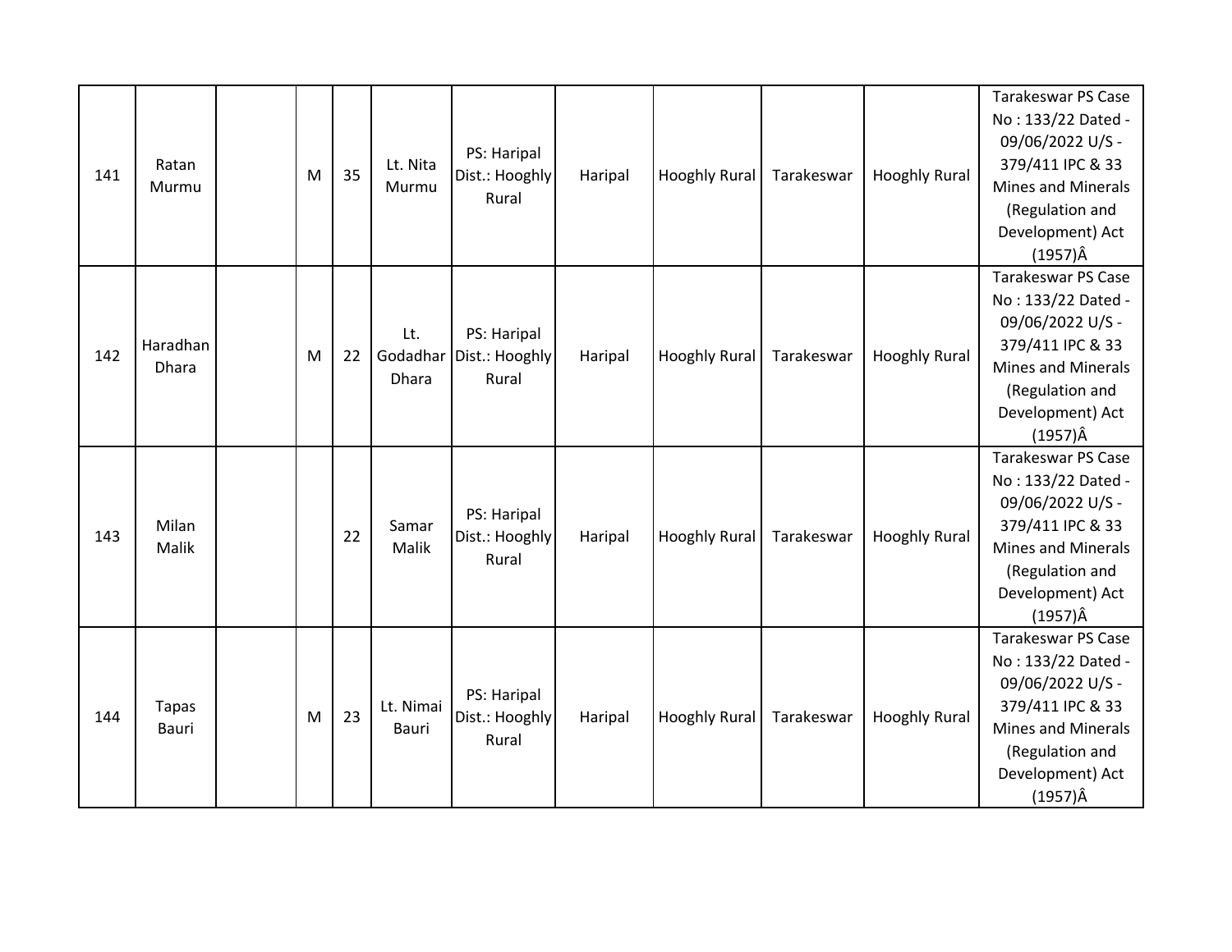| | | | | | | | | | | | |
|---|---|---|---|---|---|---|---|---|---|---|---|
| 141 | Ratan Murmu | | M | 35 | Lt. Nita Murmu | PS: Haripal Dist.: Hooghly Rural | Haripal | Hooghly Rural | Tarakeswar | Hooghly Rural | Tarakeswar PS Case No : 133/22 Dated - 09/06/2022 U/S - 379/411 IPC & 33 Mines and Minerals (Regulation and Development) Act (1957)Â |
| 142 | Haradhan Dhara | | M | 22 | Lt. Godadhar Dhara | PS: Haripal Dist.: Hooghly Rural | Haripal | Hooghly Rural | Tarakeswar | Hooghly Rural | Tarakeswar PS Case No : 133/22 Dated - 09/06/2022 U/S - 379/411 IPC & 33 Mines and Minerals (Regulation and Development) Act (1957)Â |
| 143 | Milan Malik | | | 22 | Samar Malik | PS: Haripal Dist.: Hooghly Rural | Haripal | Hooghly Rural | Tarakeswar | Hooghly Rural | Tarakeswar PS Case No : 133/22 Dated - 09/06/2022 U/S - 379/411 IPC & 33 Mines and Minerals (Regulation and Development) Act (1957)Â |
| 144 | Tapas Bauri | | M | 23 | Lt. Nimai Bauri | PS: Haripal Dist.: Hooghly Rural | Haripal | Hooghly Rural | Tarakeswar | Hooghly Rural | Tarakeswar PS Case No : 133/22 Dated - 09/06/2022 U/S - 379/411 IPC & 33 Mines and Minerals (Regulation and Development) Act (1957)Â |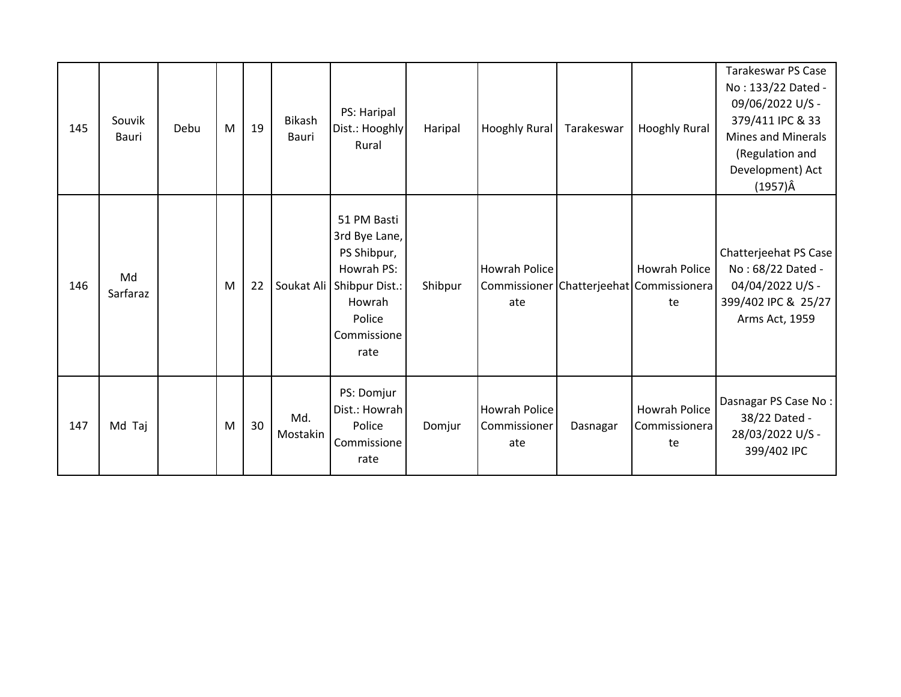| 145 | Souvik Bauri | Debu | M | 19 | Bikash Bauri | PS: Haripal Dist.: Hooghly Rural | Haripal | Hooghly Rural | Tarakeswar | Hooghly Rural | Tarakeswar PS Case No : 133/22 Dated - 09/06/2022 U/S - 379/411 IPC & 33 Mines and Minerals (Regulation and Development) Act (1957)Â |
|---|---|---|---|---|---|---|---|---|---|---|---|
| 146 | Md Sarfaraz | | M | 22 | Soukat Ali | 51 PM Basti 3rd Bye Lane, PS Shibpur, Howrah PS: Shibpur Dist.: Howrah Police Commissionerate | Shibpur | Howrah Police Commissionerate | Chatterjeehat | Howrah Police Commissionerate | Chatterjeehat PS Case No : 68/22 Dated - 04/04/2022 U/S - 399/402 IPC & 25/27 Arms Act, 1959 |
| 147 | Md Taj | | M | 30 | Md. Mostakin | PS: Domjur Dist.: Howrah Police Commissionerate | Domjur | Howrah Police Commissionerate | Dasnagar | Howrah Police Commissionerate | Dasnagar PS Case No : 38/22 Dated - 28/03/2022 U/S - 399/402 IPC |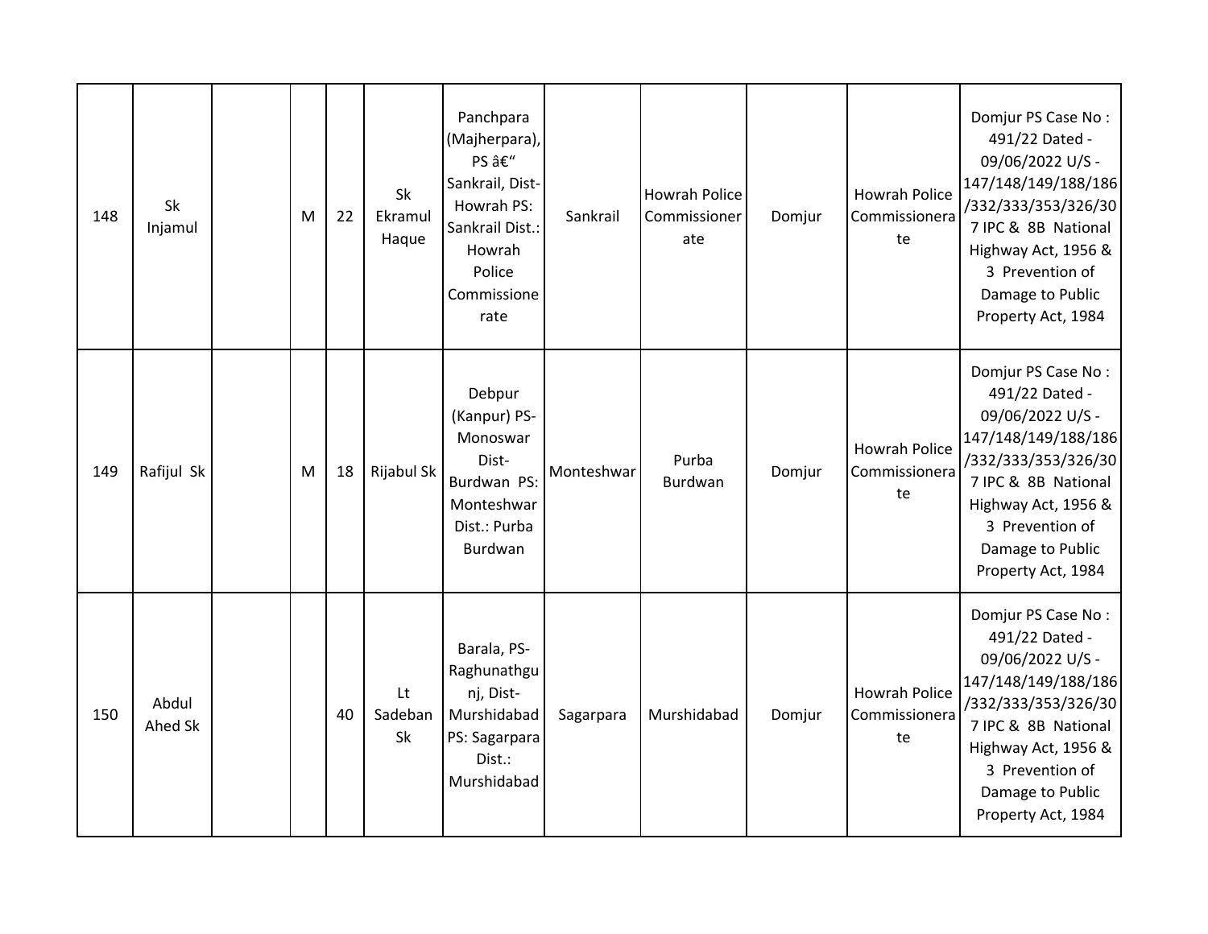| 148 | Sk Injamul | | M | 22 | Sk Ekramul Haque | Panchpara (Majherpara), PS â€" Sankrail, Dist-Howrah PS: Sankrail Dist.: Howrah Police Commissionerate | Sankrail | Howrah Police Commissionerate | Domjur | Howrah Police Commissionerate | Domjur PS Case No : 491/22 Dated - 09/06/2022 U/S - 147/148/149/188/186/332/333/353/326/307 IPC & 8B National Highway Act, 1956 & 3 Prevention of Damage to Public Property Act, 1984 |
|---|---|---|---|---|---|---|---|---|---|---|---|
| 149 | Rafijul Sk | | M | 18 | Rijabul Sk | Debpur (Kanpur) PS-Monoswar Dist-Burdwan PS: Monteshwar Dist.: Purba Burdwan | Monteshwar | Purba Burdwan | Domjur | Howrah Police Commissionerate | Domjur PS Case No : 491/22 Dated - 09/06/2022 U/S - 147/148/149/188/186/332/333/353/326/307 IPC & 8B National Highway Act, 1956 & 3 Prevention of Damage to Public Property Act, 1984 |
| 150 | Abdul Ahed Sk | | | 40 | Lt Sadeban Sk | Barala, PS-Raghunathgunj, Dist-Murshidabad PS: Sagarpara Dist.: Murshidabad | Sagarpara | Murshidabad | Domjur | Howrah Police Commissionerate | Domjur PS Case No : 491/22 Dated - 09/06/2022 U/S - 147/148/149/188/186/332/333/353/326/307 IPC & 8B National Highway Act, 1956 & 3 Prevention of Damage to Public Property Act, 1984 |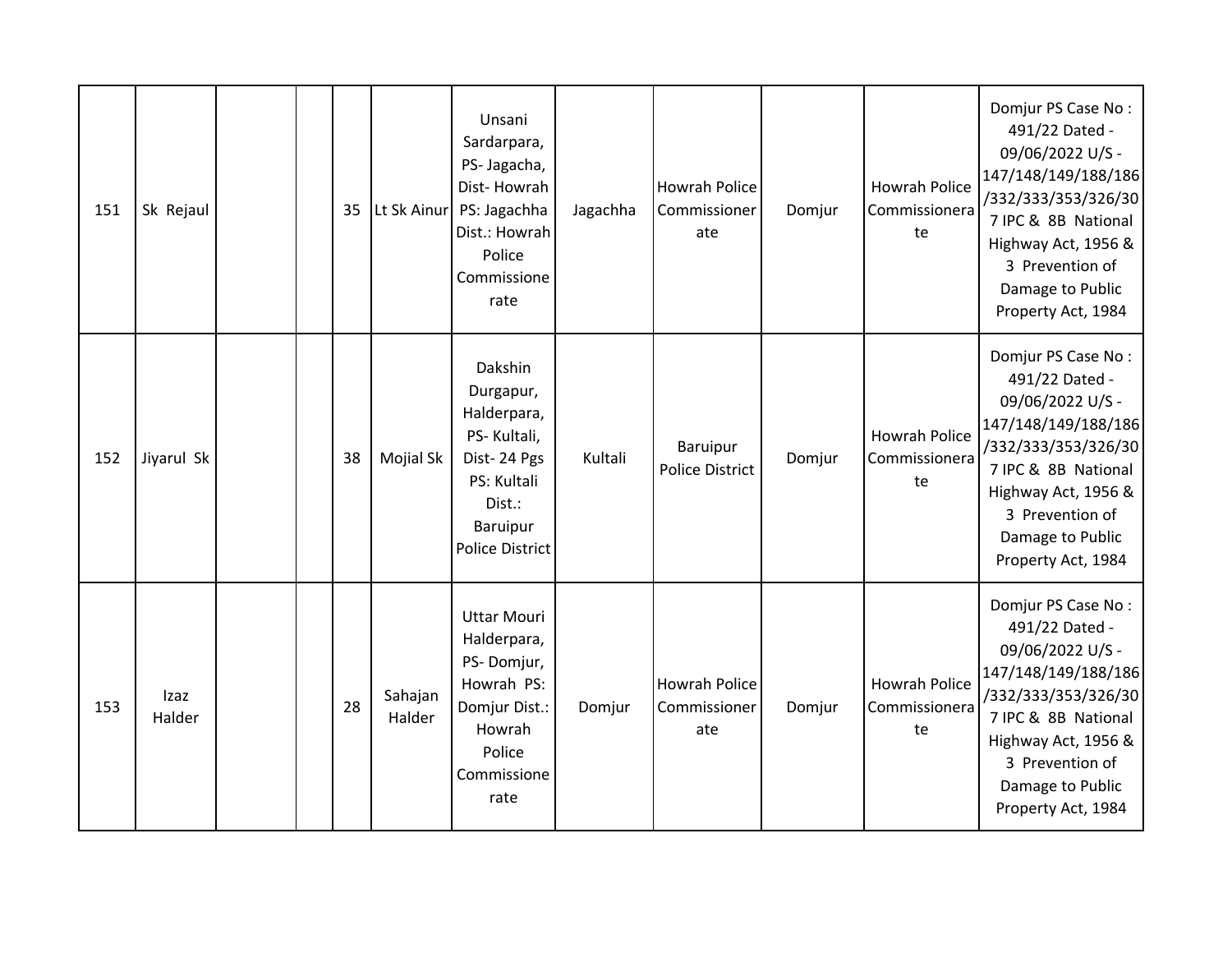| | | | | | | | | | | | |
|---|---|---|---|---|---|---|---|---|---|---|---|
| 151 | Sk Rejaul | | | 35 | Lt Sk Ainur | Unsani Sardarpara, PS- Jagacha, Dist- Howrah PS: Jagachha Dist.: Howrah Police Commissionerate | Jagachha | Howrah Police Commissionerate | Domjur | Howrah Police Commissionerate | Domjur PS Case No : 491/22 Dated - 09/06/2022 U/S - 147/148/149/188/186/332/333/353/326/307 IPC & 8B National Highway Act, 1956 & 3 Prevention of Damage to Public Property Act, 1984 |
| 152 | Jiyarul Sk | | | 38 | Mojial Sk | Dakshin Durgapur, Halderpara, PS- Kultali, Dist- 24 Pgs PS: Kultali Dist.: Baruipur Police District | Kultali | Baruipur Police District | Domjur | Howrah Police Commissionerate | Domjur PS Case No : 491/22 Dated - 09/06/2022 U/S - 147/148/149/188/186/332/333/353/326/307 IPC & 8B National Highway Act, 1956 & 3 Prevention of Damage to Public Property Act, 1984 |
| 153 | Izaz Halder | | | 28 | Sahajan Halder | Uttar Mouri Halderpara, PS- Domjur, Howrah PS: Domjur Dist.: Howrah Police Commissionerate | Domjur | Howrah Police Commissionerate | Domjur | Howrah Police Commissionerate | Domjur PS Case No : 491/22 Dated - 09/06/2022 U/S - 147/148/149/188/186/332/333/353/326/307 IPC & 8B National Highway Act, 1956 & 3 Prevention of Damage to Public Property Act, 1984 |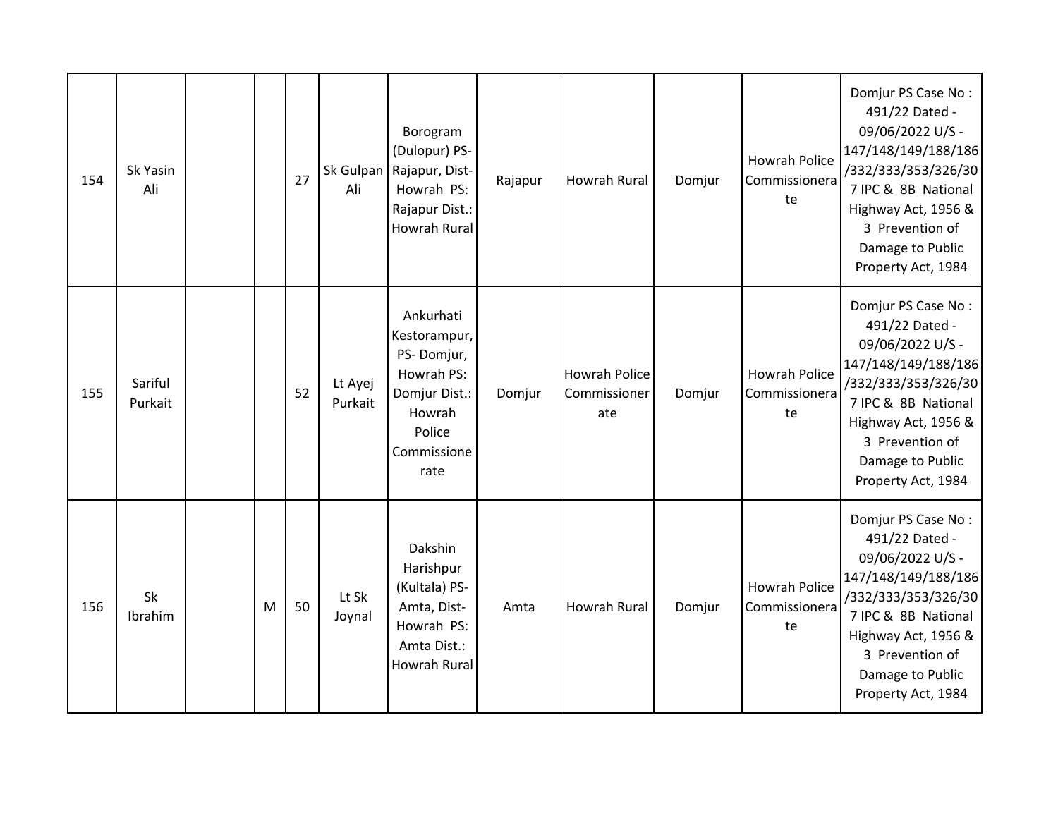| | | | | | | | | | | | |
|---|---|---|---|---|---|---|---|---|---|---|---|
| 154 | Sk Yasin Ali | | | 27 | Sk Gulpan Ali | Borogram (Dulopur) PS- Rajapur, Dist- Howrah PS: Rajapur Dist.: Howrah Rural | Rajapur | Howrah Rural | Domjur | Howrah Police Commissionerate | Domjur PS Case No : 491/22 Dated - 09/06/2022 U/S - 147/148/149/188/186/332/333/353/326/307 IPC & 8B National Highway Act, 1956 & 3 Prevention of Damage to Public Property Act, 1984 |
| 155 | Sariful Purkait | | | 52 | Lt Ayej Purkait | Ankurhati Kestorampur, PS- Domjur, Howrah PS: Domjur Dist.: Howrah Police Commissionerate | Domjur | Howrah Police Commissionerate | Domjur | Howrah Police Commissionerate | Domjur PS Case No : 491/22 Dated - 09/06/2022 U/S - 147/148/149/188/186/332/333/353/326/307 IPC & 8B National Highway Act, 1956 & 3 Prevention of Damage to Public Property Act, 1984 |
| 156 | Sk Ibrahim | | M | 50 | Lt Sk Joynal | Dakshin Harishpur (Kultala) PS- Amta, Dist- Howrah PS: Amta Dist.: Howrah Rural | Amta | Howrah Rural | Domjur | Howrah Police Commissionerate | Domjur PS Case No : 491/22 Dated - 09/06/2022 U/S - 147/148/149/188/186/332/333/353/326/307 IPC & 8B National Highway Act, 1956 & 3 Prevention of Damage to Public Property Act, 1984 |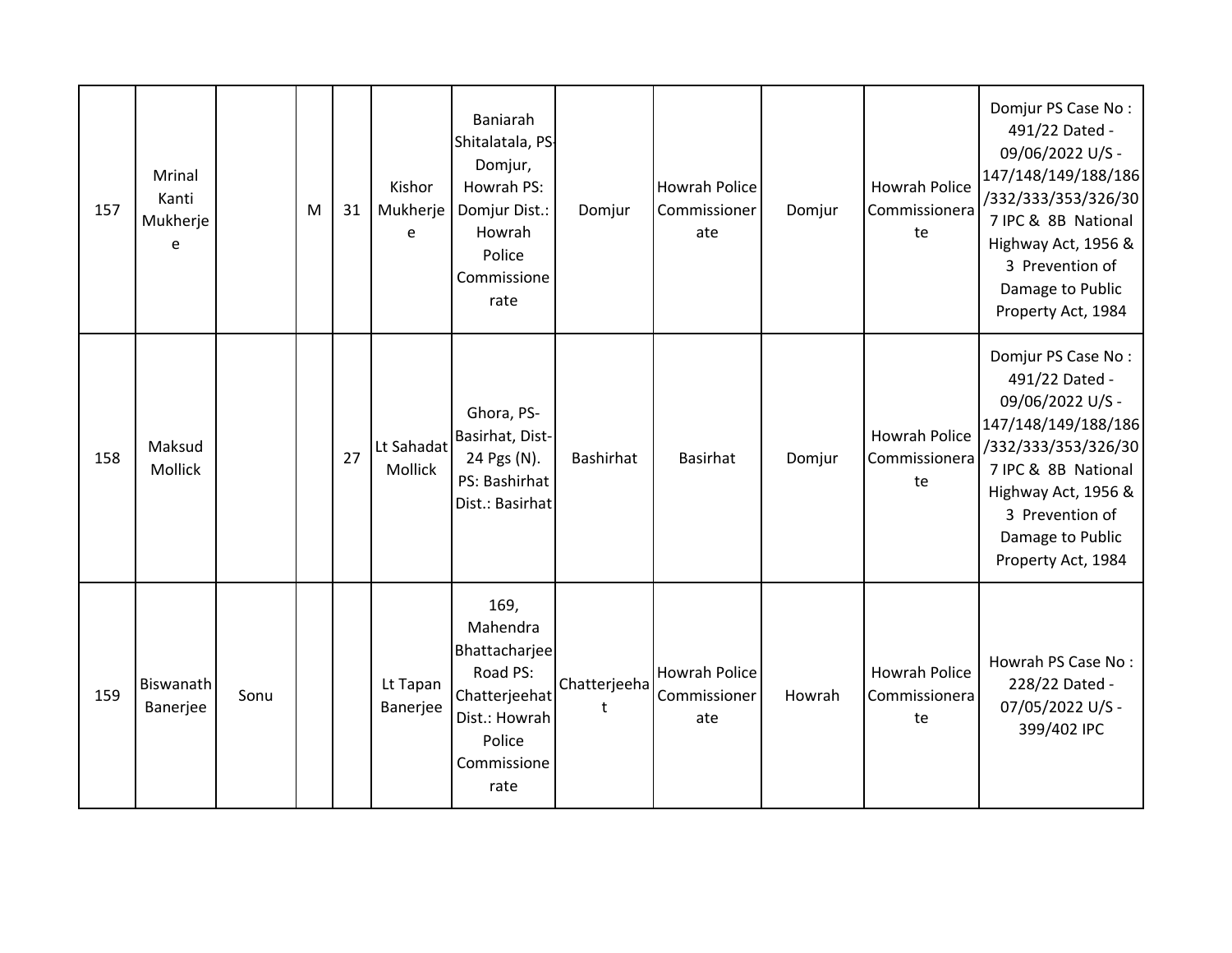| 157 | Mrinal Kanti Mukherjee | | M | 31 | Kishor Mukherjee | Baniarah Shitalatala, PS-Domjur, Howrah PS: Domjur Dist.: Howrah Police Commissionerate | Domjur | Howrah Police Commissionerate | Domjur | Howrah Police Commissionerate | Domjur PS Case No : 491/22 Dated - 09/06/2022 U/S - 147/148/149/188/186/332/333/353/326/307 IPC & 8B National Highway Act, 1956 & 3 Prevention of Damage to Public Property Act, 1984 |
|---|---|---|---|---|---|---|---|---|---|---|---|
| 158 | Maksud Mollick | | | 27 | Lt Sahadat Mollick | Ghora, PS-Basirhat, Dist-24 Pgs (N). PS: Bashirhat Dist.: Basirhat | Bashirhat | Basirhat | Domjur | Howrah Police Commissionerate | Domjur PS Case No : 491/22 Dated - 09/06/2022 U/S - 147/148/149/188/186/332/333/353/326/307 IPC & 8B National Highway Act, 1956 & 3 Prevention of Damage to Public Property Act, 1984 |
| 159 | Biswanath Banerjee | Sonu | | | Lt Tapan Banerjee | 169, Mahendra Bhattacharjee Road PS: Chatterjeehat Dist.: Howrah Police Commissionerate | Chatterjeehat | Howrah Police Commissionerate | Howrah | Howrah Police Commissionerate | Howrah PS Case No : 228/22 Dated - 07/05/2022 U/S - 399/402 IPC |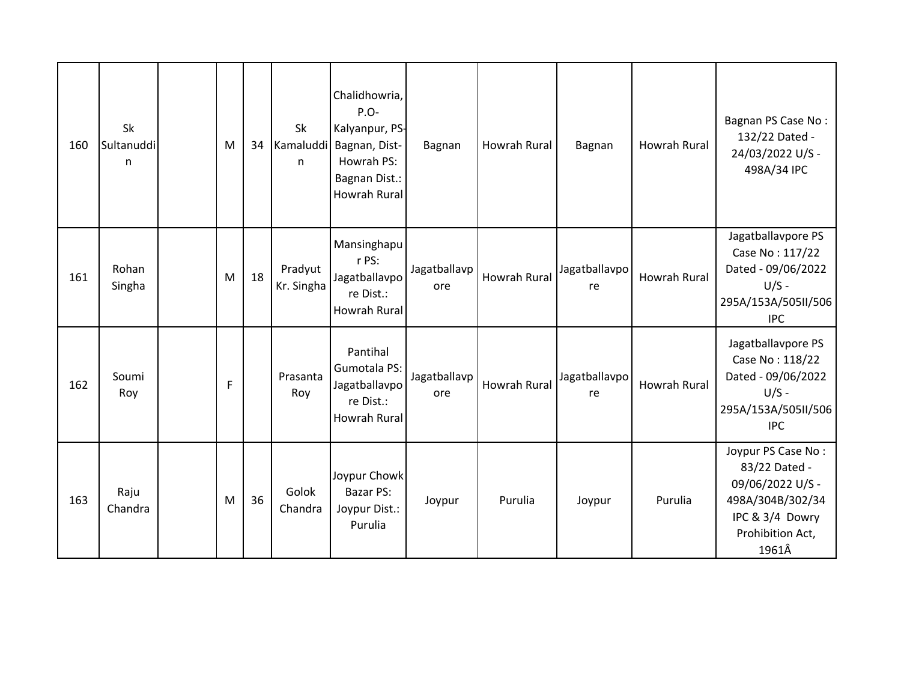| 160 | Sk Sultanuddin | | M | 34 | Sk Kamaluddin | Chalidhowria, P.O-Kalyanpur, PS-Bagnan, Dist-Howrah PS: Bagnan Dist.: Howrah Rural | Bagnan | Howrah Rural | Bagnan | Howrah Rural | Bagnan PS Case No : 132/22 Dated - 24/03/2022 U/S - 498A/34 IPC |
|---|---|---|---|---|---|---|---|---|---|---|---|
| 161 | Rohan Singha | | M | 18 | Pradyut Kr. Singha | Mansinghapur PS: Jagatballavpore Dist.: Howrah Rural | Jagatballavpore | Howrah Rural | Jagatballavpore | Howrah Rural | Jagatballavpore PS Case No : 117/22 Dated - 09/06/2022 U/S - 295A/153A/505II/506 IPC |
| 162 | Soumi Roy | | F | | Prasanta Roy | Pantihal Gumotala PS: Jagatballavpore Dist.: Howrah Rural | Jagatballavpore | Howrah Rural | Jagatballavpore | Howrah Rural | Jagatballavpore PS Case No : 118/22 Dated - 09/06/2022 U/S - 295A/153A/505II/506 IPC |
| 163 | Raju Chandra | | M | 36 | Golok Chandra | Joypur Chowk Bazar PS: Joypur Dist.: Purulia | Joypur | Purulia | Joypur | Purulia | Joypur PS Case No : 83/22 Dated - 09/06/2022 U/S - 498A/304B/302/34 IPC & 3/4 Dowry Prohibition Act, 1961Â |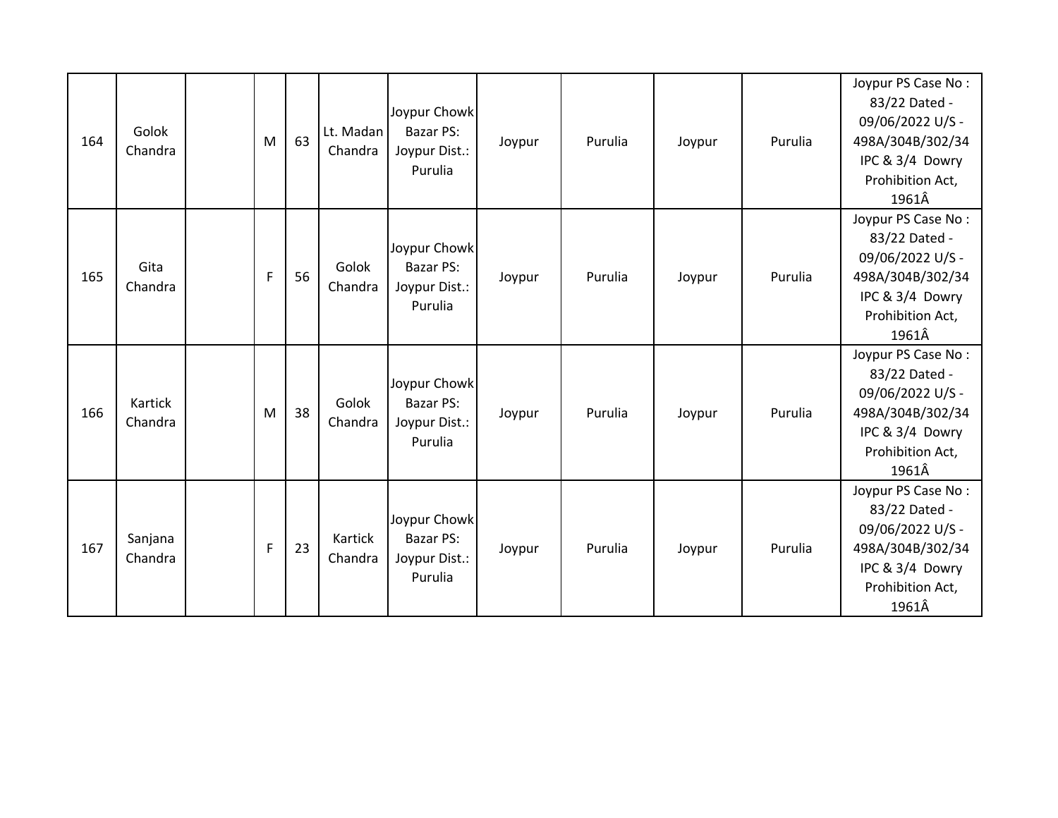| 164 | Golok Chandra | | M | 63 | Lt. Madan Chandra | Joypur Chowk Bazar PS: Joypur Dist.: Purulia | Joypur | Purulia | Joypur | Purulia | Joypur PS Case No : 83/22 Dated - 09/06/2022 U/S - 498A/304B/302/34 IPC & 3/4 Dowry Prohibition Act, 1961Â |
|---|---|---|---|---|---|---|---|---|---|---|---|
| 165 | Gita Chandra | | F | 56 | Golok Chandra | Joypur Chowk Bazar PS: Joypur Dist.: Purulia | Joypur | Purulia | Joypur | Purulia | Joypur PS Case No : 83/22 Dated - 09/06/2022 U/S - 498A/304B/302/34 IPC & 3/4 Dowry Prohibition Act, 1961Â |
| 166 | Kartick Chandra | | M | 38 | Golok Chandra | Joypur Chowk Bazar PS: Joypur Dist.: Purulia | Joypur | Purulia | Joypur | Purulia | Joypur PS Case No : 83/22 Dated - 09/06/2022 U/S - 498A/304B/302/34 IPC & 3/4 Dowry Prohibition Act, 1961Â |
| 167 | Sanjana Chandra | | F | 23 | Kartick Chandra | Joypur Chowk Bazar PS: Joypur Dist.: Purulia | Joypur | Purulia | Joypur | Purulia | Joypur PS Case No : 83/22 Dated - 09/06/2022 U/S - 498A/304B/302/34 IPC & 3/4 Dowry Prohibition Act, 1961Â |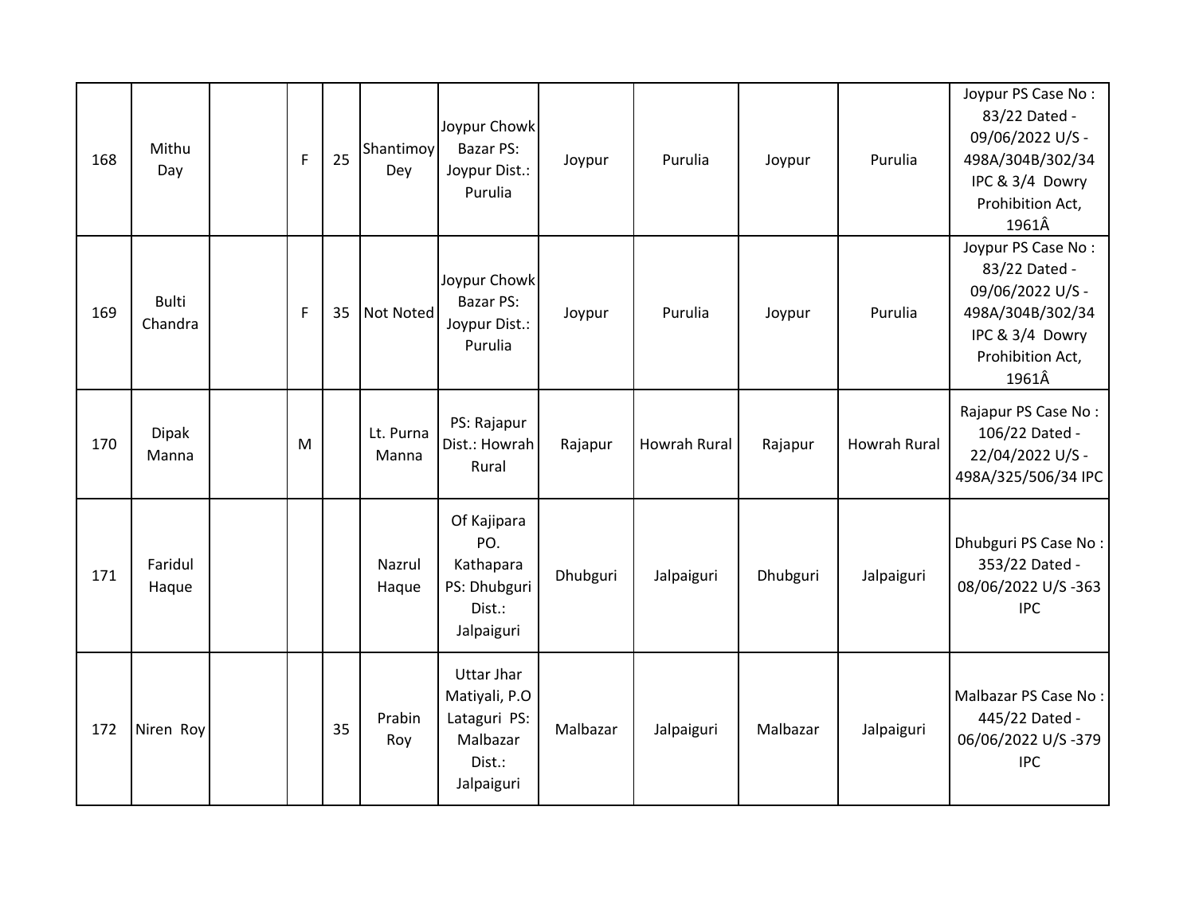| | | | | | | | | | | | |
|---|---|---|---|---|---|---|---|---|---|---|---|
| 168 | Mithu Day | | F | 25 | Shantimoy Dey | Joypur Chowk Bazar PS: Joypur Dist.: Purulia | Joypur | Purulia | Joypur | Purulia | Joypur PS Case No : 83/22 Dated - 09/06/2022 U/S - 498A/304B/302/34 IPC & 3/4 Dowry Prohibition Act, 1961Â |
| 169 | Bulti Chandra | | F | 35 | Not Noted | Joypur Chowk Bazar PS: Joypur Dist.: Purulia | Joypur | Purulia | Joypur | Purulia | Joypur PS Case No : 83/22 Dated - 09/06/2022 U/S - 498A/304B/302/34 IPC & 3/4 Dowry Prohibition Act, 1961Â |
| 170 | Dipak Manna | | M | | Lt. Purna Manna | PS: Rajapur Dist.: Howrah Rural | Rajapur | Howrah Rural | Rajapur | Howrah Rural | Rajapur PS Case No : 106/22 Dated - 22/04/2022 U/S - 498A/325/506/34 IPC |
| 171 | Faridul Haque | | | | Nazrul Haque | Of Kajipara PO. Kathapara PS: Dhubguri Dist.: Jalpaiguri | Dhubguri | Jalpaiguri | Dhubguri | Jalpaiguri | Dhubguri PS Case No : 353/22 Dated - 08/06/2022 U/S -363 IPC |
| 172 | Niren Roy | | | 35 | Prabin Roy | Uttar Jhar Matiyali, P.O Lataguri PS: Malbazar Dist.: Jalpaiguri | Malbazar | Jalpaiguri | Malbazar | Jalpaiguri | Malbazar PS Case No : 445/22 Dated - 06/06/2022 U/S -379 IPC |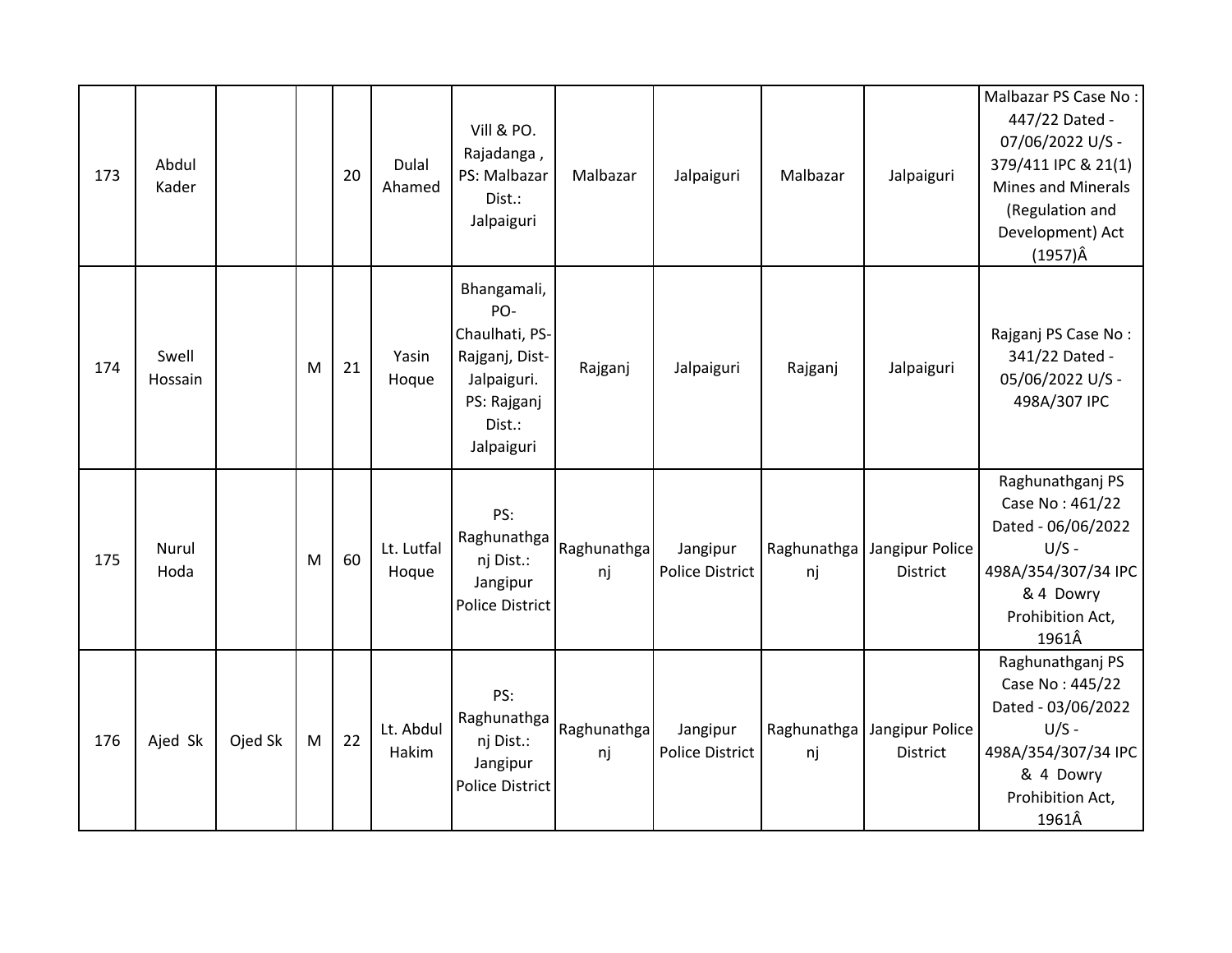| | | | | | | | | | | | |
|---|---|---|---|---|---|---|---|---|---|---|---|
| 173 | Abdul Kader | | | 20 | Dulal Ahamed | Vill & PO. Rajadanga , PS: Malbazar Dist.: Jalpaiguri | Malbazar | Jalpaiguri | Malbazar | Jalpaiguri | Malbazar PS Case No : 447/22 Dated - 07/06/2022 U/S - 379/411 IPC & 21(1) Mines and Minerals (Regulation and Development) Act (1957)Â |
| 174 | Swell Hossain | | M | 21 | Yasin Hoque | Bhangamali, PO-Chaulhati, PS-Rajganj, Dist-Jalpaiguri. PS: Rajganj Dist.: Jalpaiguri | Rajganj | Jalpaiguri | Rajganj | Jalpaiguri | Rajganj PS Case No : 341/22 Dated - 05/06/2022 U/S - 498A/307 IPC |
| 175 | Nurul Hoda | | M | 60 | Lt. Lutfal Hoque | PS: Raghunathganj Dist.: Jangipur Police District | Raghunathganj | Jangipur Police District | Raghunathganj | Jangipur Police District | Raghunathganj PS Case No : 461/22 Dated - 06/06/2022 U/S - 498A/354/307/34 IPC & 4 Dowry Prohibition Act, 1961Â |
| 176 | Ajed Sk | Ojed Sk | M | 22 | Lt. Abdul Hakim | PS: Raghunathganj Dist.: Jangipur Police District | Raghunathganj | Jangipur Police District | Raghunathganj | Jangipur Police District | Raghunathganj PS Case No : 445/22 Dated - 03/06/2022 U/S - 498A/354/307/34 IPC & 4 Dowry Prohibition Act, 1961Â |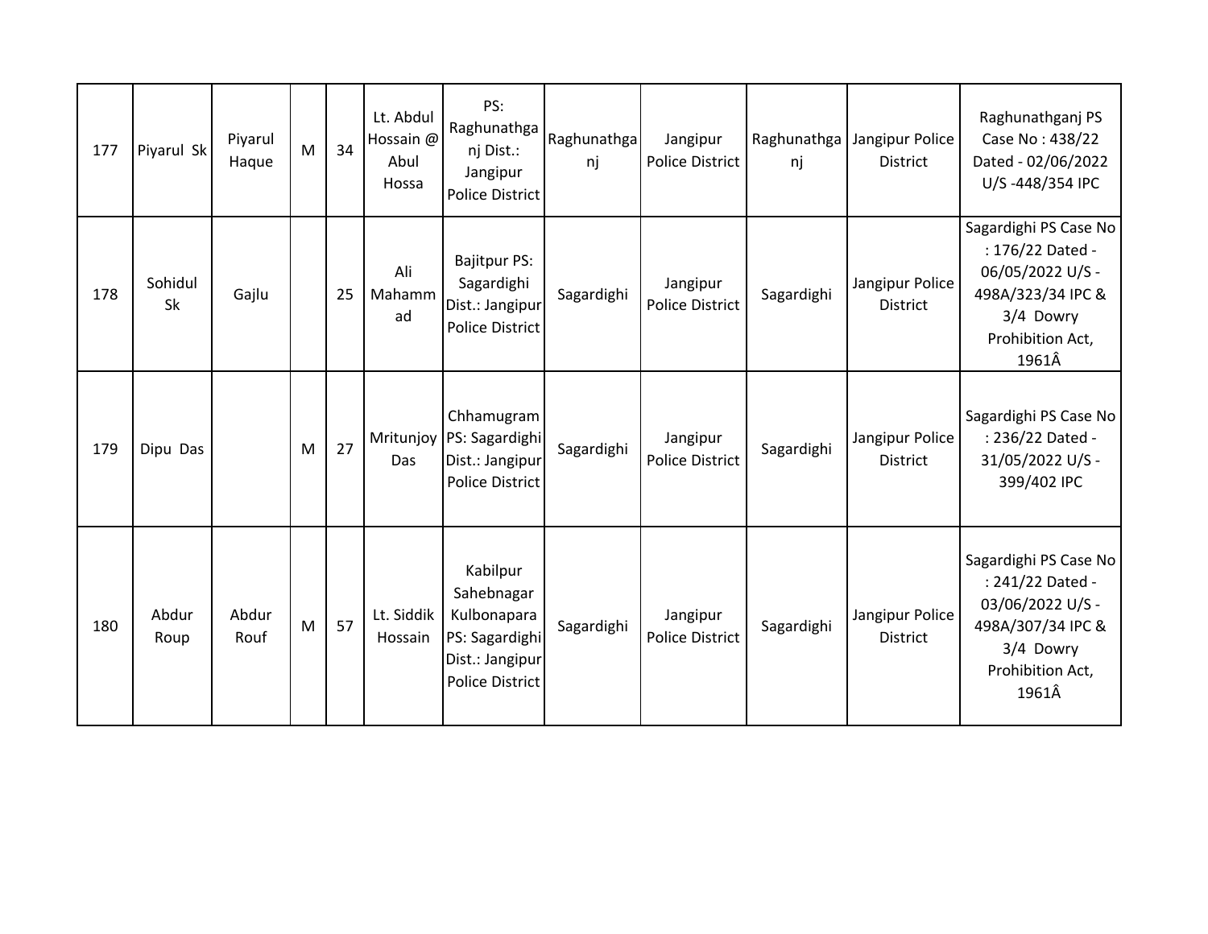| 177 | Piyarul Sk | Piyarul Haque | M | 34 | Lt. Abdul Hossain @ Abul Hossa | PS: Raghunathganj Dist.: Jangipur Police District | Raghunathganj | Jangipur Police District | Raghunathganj | Jangipur Police District | Raghunathganj PS Case No : 438/22 Dated - 02/06/2022 U/S -448/354 IPC |
|---|---|---|---|---|---|---|---|---|---|---|---|
| 178 | Sohidul Sk | Gajlu | | 25 | Ali Mahammad | Bajitpur PS: Sagardighi Dist.: Jangipur Police District | Sagardighi | Jangipur Police District | Sagardighi | Jangipur Police District | Sagardighi PS Case No : 176/22 Dated - 06/05/2022 U/S - 498A/323/34 IPC & 3/4 Dowry Prohibition Act, 1961Â |
| 179 | Dipu Das | | M | 27 | Mritunjoy Das | Chhamugram PS: Sagardighi Dist.: Jangipur Police District | Sagardighi | Jangipur Police District | Sagardighi | Jangipur Police District | Sagardighi PS Case No : 236/22 Dated - 31/05/2022 U/S - 399/402 IPC |
| 180 | Abdur Roup | Abdur Rouf | M | 57 | Lt. Siddik Hossain | Kabilpur Sahebnagar Kulbonapara PS: Sagardighi Dist.: Jangipur Police District | Sagardighi | Jangipur Police District | Sagardighi | Jangipur Police District | Sagardighi PS Case No : 241/22 Dated - 03/06/2022 U/S - 498A/307/34 IPC & 3/4 Dowry Prohibition Act, 1961Â |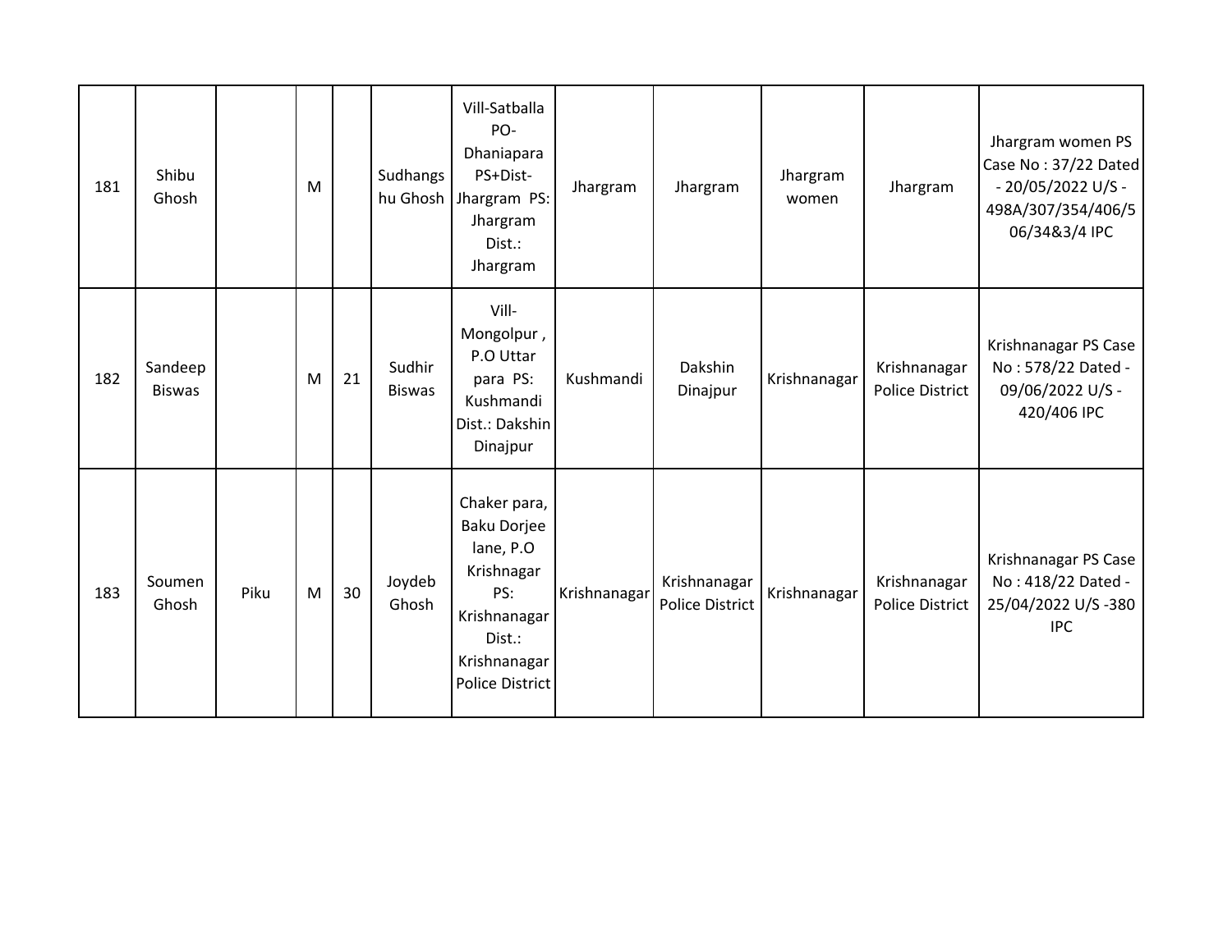| 181 | Shibu Ghosh | | M | | Sudhangshu Ghosh | Vill-Satballa PO-Dhaniapara PS+Dist-Jhargram PS: Jhargram Dist.: Jhargram | Jhargram | Jhargram | Jhargram women | Jhargram | Jhargram women PS Case No : 37/22 Dated - 20/05/2022 U/S - 498A/307/354/406/506/34&3/4 IPC |
|---|---|---|---|---|---|---|---|---|---|---|---|
| 182 | Sandeep Biswas | | M | 21 | Sudhir Biswas | Vill-Mongolpur , P.O Uttar para PS: Kushmandi Dist.: Dakshin Dinajpur | Kushmandi | Dakshin Dinajpur | Krishnanagar | Krishnanagar Police District | Krishnanagar PS Case No : 578/22 Dated - 09/06/2022 U/S - 420/406 IPC |
| 183 | Soumen Ghosh | Piku | M | 30 | Joydeb Ghosh | Chaker para, Baku Dorjee lane, P.O Krishnagar PS: Krishnanagar Dist.: Krishnanagar Police District | Krishnanagar | Krishnanagar Police District | Krishnanagar | Krishnanagar Police District | Krishnanagar PS Case No : 418/22 Dated - 25/04/2022 U/S -380 IPC |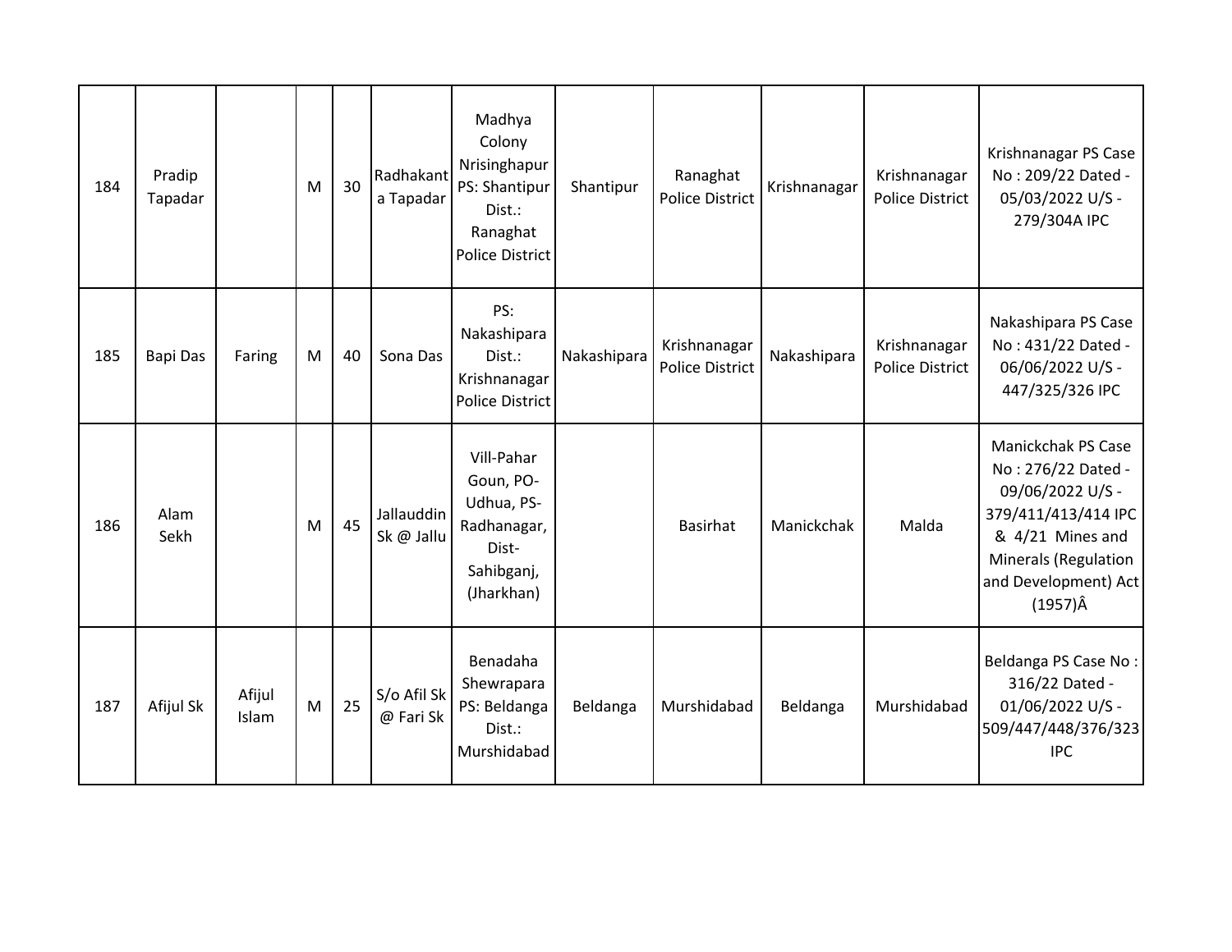| 184 | Pradip Tapadar | | M | 30 | Radhakanta Tapadar | Madhya Colony Nrisinghapur PS: Shantipur Dist.: Ranaghat Police District | Shantipur | Ranaghat Police District | Krishnanagar | Krishnanagar Police District | Krishnanagar PS Case No : 209/22 Dated - 05/03/2022 U/S - 279/304A IPC |
|---|---|---|---|---|---|---|---|---|---|---|---|
| 185 | Bapi Das | Faring | M | 40 | Sona Das | PS: Nakashipara Dist.: Krishnanagar Police District | Nakashipara | Krishnanagar Police District | Nakashipara | Krishnanagar Police District | Nakashipara PS Case No : 431/22 Dated - 06/06/2022 U/S - 447/325/326 IPC |
| 186 | Alam Sekh | | M | 45 | Jallauddin Sk @ Jallu | Vill-Pahar Goun, PO-Udhua, PS-Radhanagar, Dist-Sahibganj, (Jharkhan) | | Basirhat | Manickchak | Malda | Manickchak PS Case No : 276/22 Dated - 09/06/2022 U/S - 379/411/413/414 IPC & 4/21 Mines and Minerals (Regulation and Development) Act (1957)Â |
| 187 | Afijul Sk | Afijul Islam | M | 25 | S/o Afil Sk @ Fari Sk | Benadaha Shewrapara PS: Beldanga Dist.: Murshidabad | Beldanga | Murshidabad | Beldanga | Murshidabad | Beldanga PS Case No : 316/22 Dated - 01/06/2022 U/S - 509/447/448/376/323 IPC |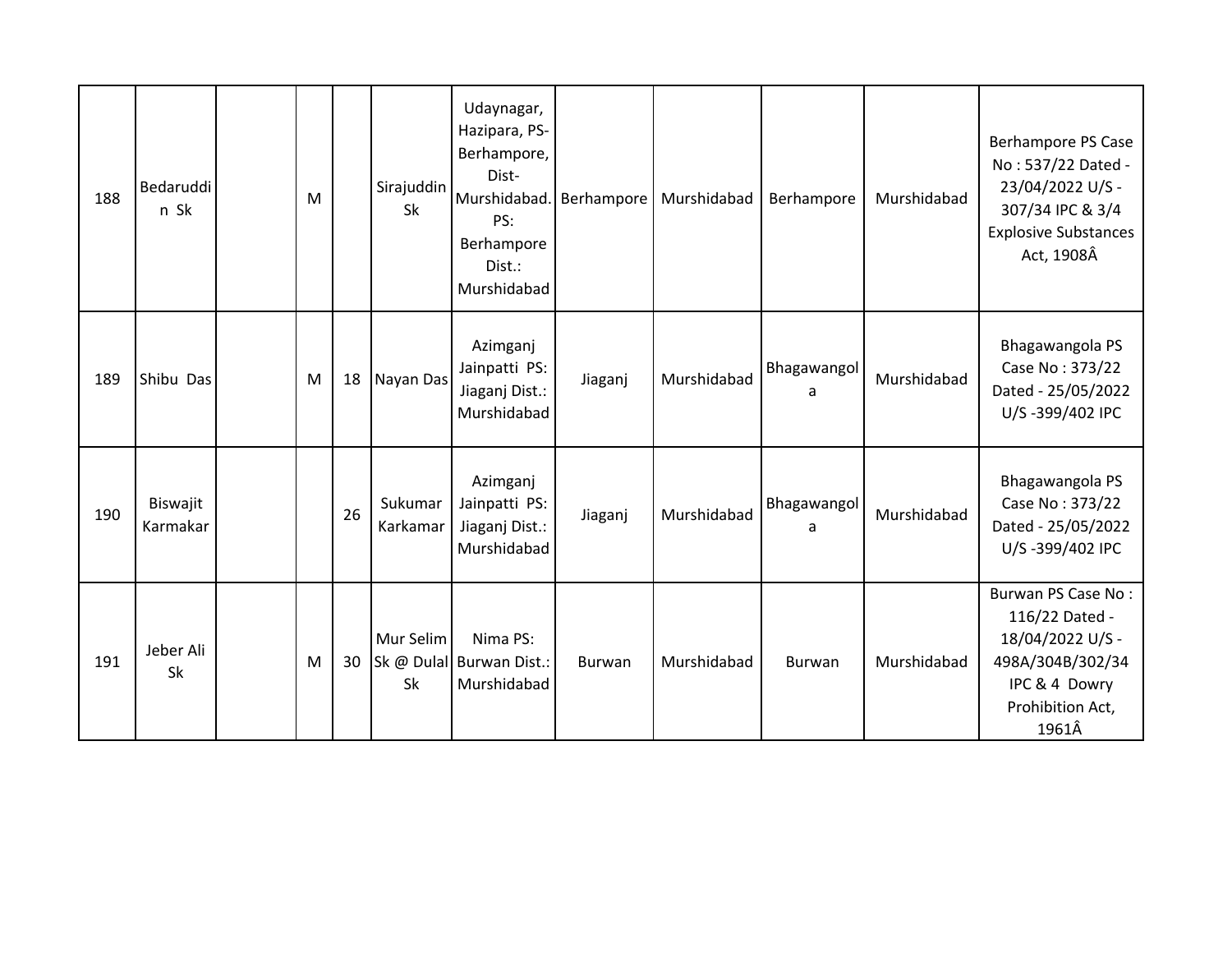| | | | | | | | | | | | |
|---|---|---|---|---|---|---|---|---|---|---|---|
| 188 | Bedaruddin Sk | | M | | Sirajuddin Sk | Udaynagar, Hazipara, PS-Berhampore, Dist-Murshidabad. PS: Berhampore Dist.: Murshidabad | Berhampore | Murshidabad | Berhampore | Murshidabad | Berhampore PS Case No : 537/22 Dated - 23/04/2022 U/S -307/34 IPC & 3/4 Explosive Substances Act, 1908Â |
| 189 | Shibu Das | | M | 18 | Nayan Das | Azimganj Jainpatti PS: Jiaganj Dist.: Murshidabad | Jiaganj | Murshidabad | Bhagawangola | Murshidabad | Bhagawangola PS Case No : 373/22 Dated - 25/05/2022 U/S -399/402 IPC |
| 190 | Biswajit Karmakar | | | 26 | Sukumar Karkamar | Azimganj Jainpatti PS: Jiaganj Dist.: Murshidabad | Jiaganj | Murshidabad | Bhagawangola | Murshidabad | Bhagawangola PS Case No : 373/22 Dated - 25/05/2022 U/S -399/402 IPC |
| 191 | Jeber Ali Sk | | M | 30 | Mur Selim Sk @ Dulal Sk | Nima PS: Burwan Dist.: Murshidabad | Burwan | Murshidabad | Burwan | Murshidabad | Burwan PS Case No : 116/22 Dated - 18/04/2022 U/S -498A/304B/302/34 IPC & 4 Dowry Prohibition Act, 1961Â |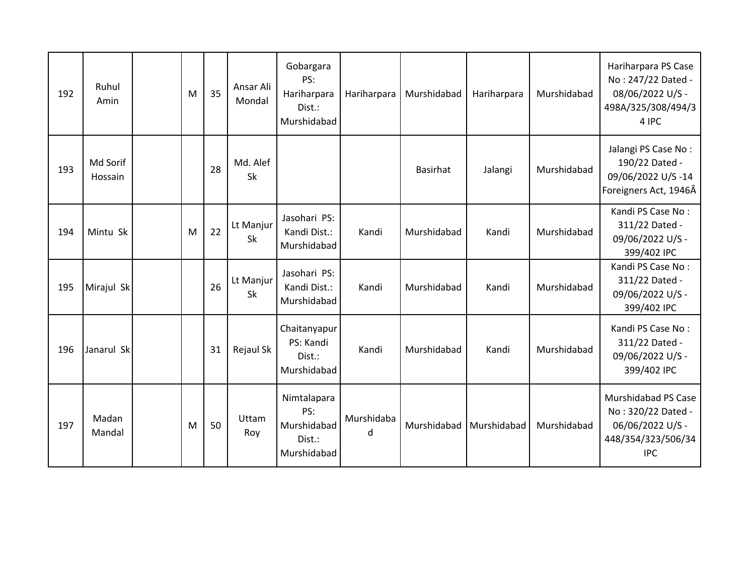| | | | | | | | | | | | |
|---|---|---|---|---|---|---|---|---|---|---|---|
| 192 | Ruhul Amin | | M | 35 | Ansar Ali Mondal | Gobargara PS: Hariharpara Dist.: Murshidabad | Hariharpara | Murshidabad | Hariharpara | Murshidabad | Hariharpara PS Case No : 247/22 Dated - 08/06/2022 U/S - 498A/325/308/494/34 IPC |
| 193 | Md Sorif Hossain | | | 28 | Md. Alef Sk | | | Basirhat | Jalangi | Murshidabad | Jalangi PS Case No : 190/22 Dated - 09/06/2022 U/S -14 Foreigners Act, 1946Â |
| 194 | Mintu Sk | | M | 22 | Lt Manjur Sk | Jasohari PS: Kandi Dist.: Murshidabad | Kandi | Murshidabad | Kandi | Murshidabad | Kandi PS Case No : 311/22 Dated - 09/06/2022 U/S - 399/402 IPC |
| 195 | Mirajul Sk | | | 26 | Lt Manjur Sk | Jasohari PS: Kandi Dist.: Murshidabad | Kandi | Murshidabad | Kandi | Murshidabad | Kandi PS Case No : 311/22 Dated - 09/06/2022 U/S - 399/402 IPC |
| 196 | Janarul Sk | | | 31 | Rejaul Sk | Chaitanyapur PS: Kandi Dist.: Murshidabad | Kandi | Murshidabad | Kandi | Murshidabad | Kandi PS Case No : 311/22 Dated - 09/06/2022 U/S - 399/402 IPC |
| 197 | Madan Mandal | | M | 50 | Uttam Roy | Nimtalapara PS: Murshidabad Dist.: Murshidabad | Murshidabad | Murshidabad | Murshidabad | Murshidabad | Murshidabad PS Case No : 320/22 Dated - 06/06/2022 U/S - 448/354/323/506/34 IPC |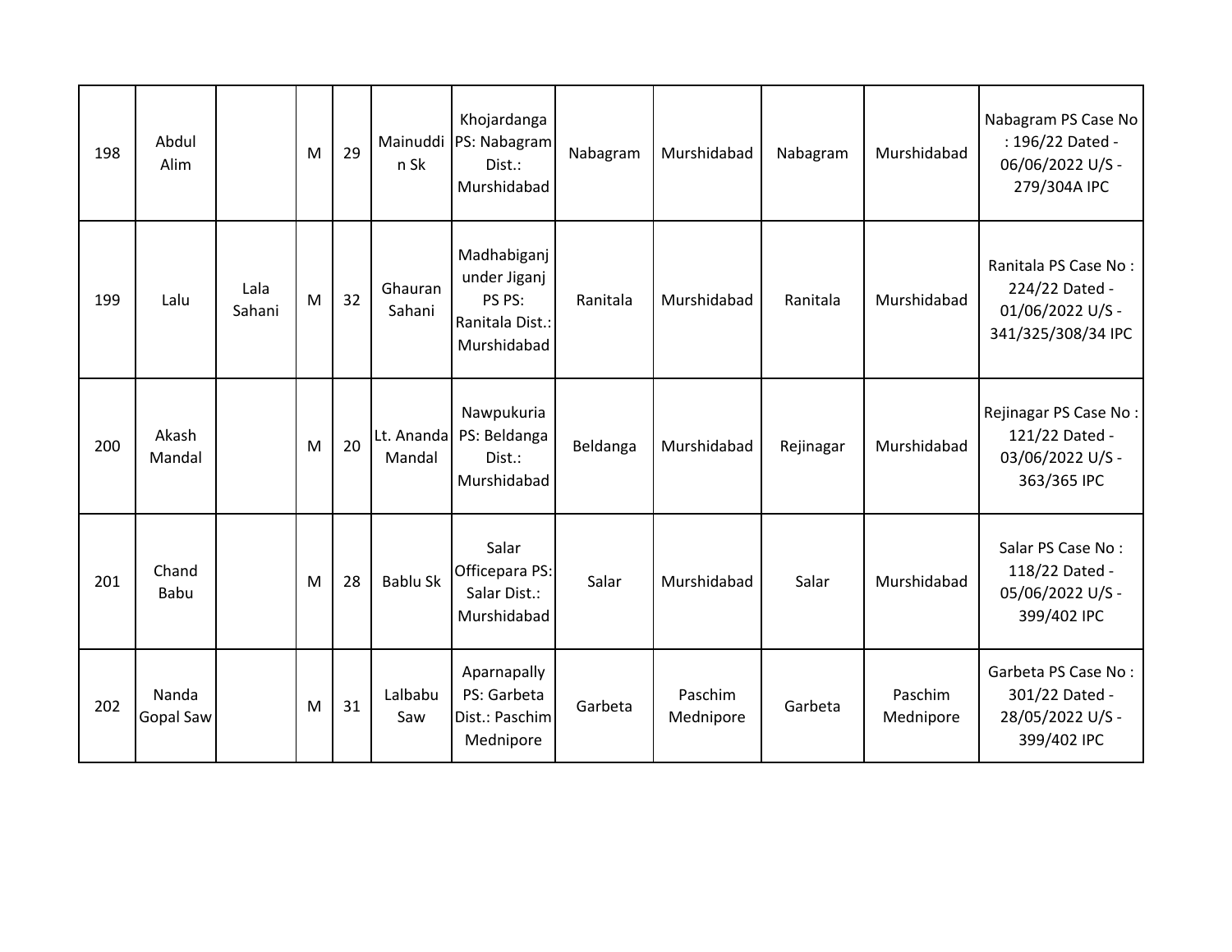| | | | | | | | | | | | |
|---|---|---|---|---|---|---|---|---|---|---|---|
| 198 | Abdul Alim | | M | 29 | Mainuddin Sk | Khojardanga PS: Nabagram Dist.: Murshidabad | Nabagram | Murshidabad | Nabagram | Murshidabad | Nabagram PS Case No : 196/22 Dated - 06/06/2022 U/S - 279/304A IPC |
| 199 | Lalu | Lala Sahani | M | 32 | Ghauran Sahani | Madhabiganj under Jiganj PS PS: Ranitala Dist.: Murshidabad | Ranitala | Murshidabad | Ranitala | Murshidabad | Ranitala PS Case No : 224/22 Dated - 01/06/2022 U/S - 341/325/308/34 IPC |
| 200 | Akash Mandal | | M | 20 | Lt. Ananda Mandal | Nawpukuria PS: Beldanga Dist.: Murshidabad | Beldanga | Murshidabad | Rejinagar | Murshidabad | Rejinagar PS Case No : 121/22 Dated - 03/06/2022 U/S - 363/365 IPC |
| 201 | Chand Babu | | M | 28 | Bablu Sk | Salar Officepara PS: Salar Dist.: Murshidabad | Salar | Murshidabad | Salar | Murshidabad | Salar PS Case No : 118/22 Dated - 05/06/2022 U/S - 399/402 IPC |
| 202 | Nanda Gopal Saw | | M | 31 | Lalbabu Saw | Aparnapally PS: Garbeta Dist.: Paschim Mednipore | Garbeta | Paschim Mednipore | Garbeta | Paschim Mednipore | Garbeta PS Case No : 301/22 Dated - 28/05/2022 U/S - 399/402 IPC |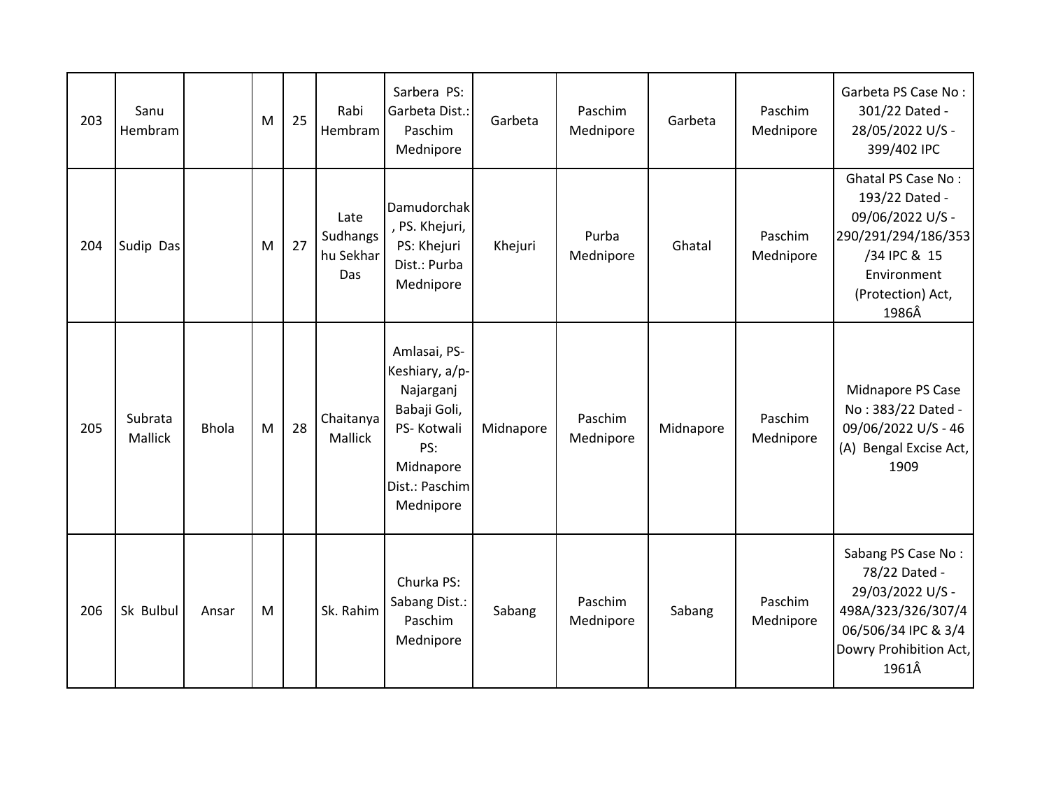| 203 | Sanu Hembram | | M | 25 | Rabi Hembram | Sarbera PS: Garbeta Dist.: Paschim Mednipore | Garbeta | Paschim Mednipore | Garbeta | Paschim Mednipore | Garbeta PS Case No : 301/22 Dated - 28/05/2022 U/S - 399/402 IPC |
|---|---|---|---|---|---|---|---|---|---|---|---|
| 204 | Sudip Das | | M | 27 | Late Sudhangshu Sekhar Das | Damudorchak, PS. Khejuri, PS: Khejuri Dist.: Purba Mednipore | Khejuri | Purba Mednipore | Ghatal | Paschim Mednipore | Ghatal PS Case No : 193/22 Dated - 09/06/2022 U/S - 290/291/294/186/353/34 IPC & 15 Environment (Protection) Act, 1986Â |
| 205 | Subrata Mallick | Bhola | M | 28 | Chaitanya Mallick | Amlasai, PS-Keshiary, a/p-Najarganj Babaji Goli, PS- Kotwali PS: Midnapore Dist.: Paschim Mednipore | Midnapore | Paschim Mednipore | Midnapore | Paschim Mednipore | Midnapore PS Case No : 383/22 Dated - 09/06/2022 U/S - 46 (A) Bengal Excise Act, 1909 |
| 206 | Sk Bulbul | Ansar | M | | Sk. Rahim | Churka PS: Sabang Dist.: Paschim Mednipore | Sabang | Paschim Mednipore | Sabang | Paschim Mednipore | Sabang PS Case No : 78/22 Dated - 29/03/2022 U/S - 498A/323/326/307/406/506/34 IPC & 3/4 Dowry Prohibition Act, 1961Â |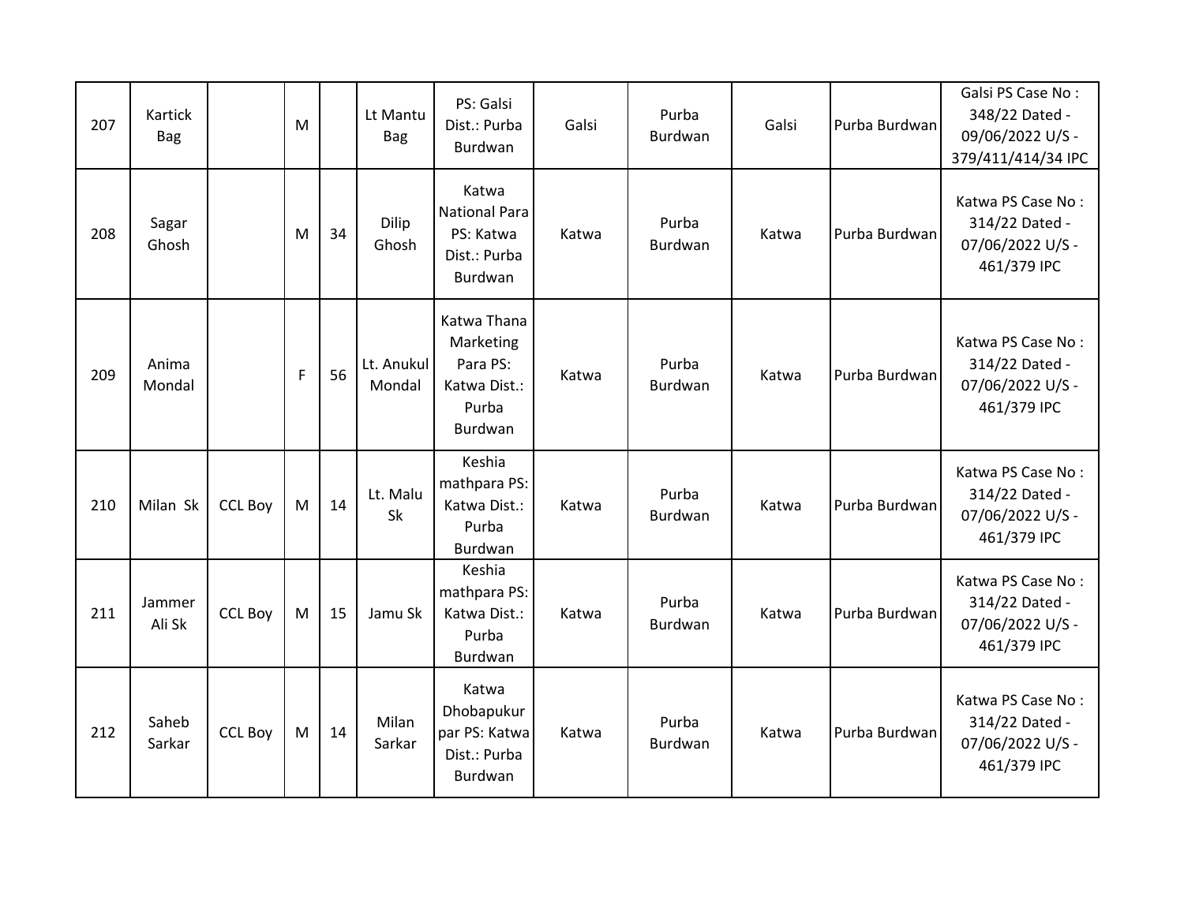| 207 | Kartick Bag | | M | | Lt Mantu Bag | PS: Galsi Dist.: Purba Burdwan | Galsi | Purba Burdwan | Galsi | Purba Burdwan | Galsi PS Case No : 348/22 Dated - 09/06/2022 U/S - 379/411/414/34 IPC |
|---|---|---|---|---|---|---|---|---|---|---|---|
| 208 | Sagar Ghosh | | M | 34 | Dilip Ghosh | Katwa National Para PS: Katwa Dist.: Purba Burdwan | Katwa | Purba Burdwan | Katwa | Purba Burdwan | Katwa PS Case No : 314/22 Dated - 07/06/2022 U/S - 461/379 IPC |
| 209 | Anima Mondal | | F | 56 | Lt. Anukul Mondal | Katwa Thana Marketing Para PS: Katwa Dist.: Purba Burdwan | Katwa | Purba Burdwan | Katwa | Purba Burdwan | Katwa PS Case No : 314/22 Dated - 07/06/2022 U/S - 461/379 IPC |
| 210 | Milan Sk | CCL Boy | M | 14 | Lt. Malu Sk | Keshia mathpara PS: Katwa Dist.: Purba Burdwan | Katwa | Purba Burdwan | Katwa | Purba Burdwan | Katwa PS Case No : 314/22 Dated - 07/06/2022 U/S - 461/379 IPC |
| 211 | Jammer Ali Sk | CCL Boy | M | 15 | Jamu Sk | Keshia mathpara PS: Katwa Dist.: Purba Burdwan | Katwa | Purba Burdwan | Katwa | Purba Burdwan | Katwa PS Case No : 314/22 Dated - 07/06/2022 U/S - 461/379 IPC |
| 212 | Saheb Sarkar | CCL Boy | M | 14 | Milan Sarkar | Katwa Dhobapukur par PS: Katwa Dist.: Purba Burdwan | Katwa | Purba Burdwan | Katwa | Purba Burdwan | Katwa PS Case No : 314/22 Dated - 07/06/2022 U/S - 461/379 IPC |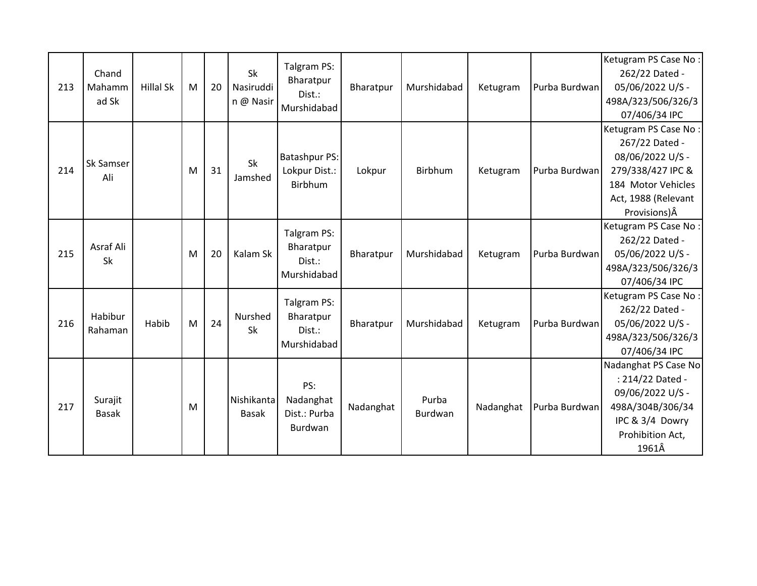| 213 | Chand Mahammad Sk | Hillal Sk | M | 20 | Sk Nasiruddin @ Nasir | Talgram PS: Bharatpur Dist.: Murshidabad | Bharatpur | Murshidabad | Ketugram | Purba Burdwan | Ketugram PS Case No : 262/22 Dated - 05/06/2022 U/S - 498A/323/506/326/307/406/34 IPC |
|---|---|---|---|---|---|---|---|---|---|---|---|
| 214 | Sk Samser Ali | | M | 31 | Sk Jamshed | Batashpur PS: Lokpur Dist.: Birbhum | Lokpur | Birbhum | Ketugram | Purba Burdwan | Ketugram PS Case No : 267/22 Dated - 08/06/2022 U/S - 279/338/427 IPC & 184 Motor Vehicles Act, 1988 (Relevant Provisions)Â |
| 215 | Asraf Ali Sk | | M | 20 | Kalam Sk | Talgram PS: Bharatpur Dist.: Murshidabad | Bharatpur | Murshidabad | Ketugram | Purba Burdwan | Ketugram PS Case No : 262/22 Dated - 05/06/2022 U/S - 498A/323/506/326/307/406/34 IPC |
| 216 | Habibur Rahaman | Habib | M | 24 | Nurshed Sk | Talgram PS: Bharatpur Dist.: Murshidabad | Bharatpur | Murshidabad | Ketugram | Purba Burdwan | Ketugram PS Case No : 262/22 Dated - 05/06/2022 U/S - 498A/323/506/326/307/406/34 IPC |
| 217 | Surajit Basak | | M | | Nishikanta Basak | PS: Nadanghat Dist.: Purba Burdwan | Nadanghat | Purba Burdwan | Nadanghat | Purba Burdwan | Nadanghat PS Case No : 214/22 Dated - 09/06/2022 U/S - 498A/304B/306/34 IPC & 3/4 Dowry Prohibition Act, 1961Â |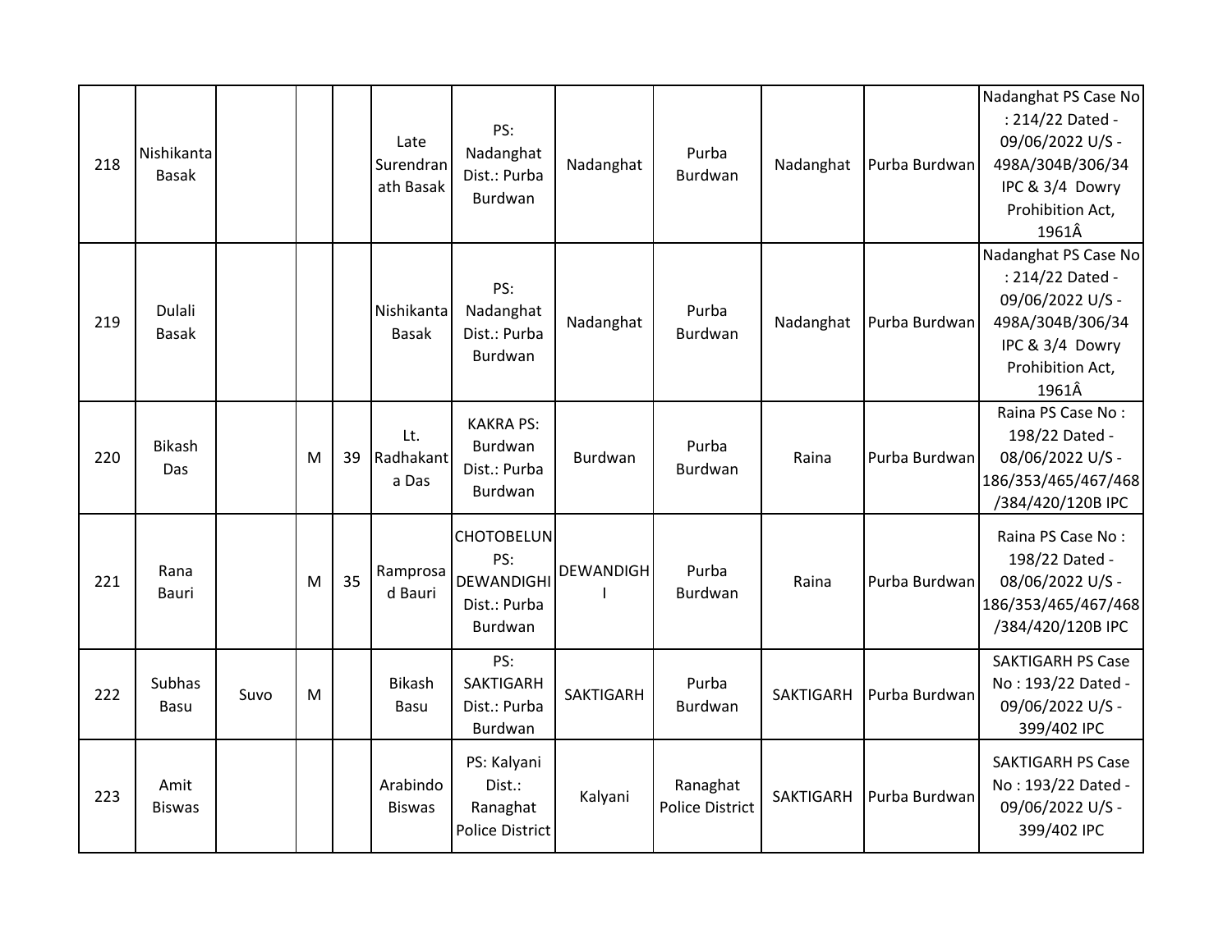| 218 | Nishikanta Basak | | | | Late Surendranath Basak | PS: Nadanghat Dist.: Purba Burdwan | Nadanghat | Purba Burdwan | Nadanghat | Purba Burdwan | Nadanghat PS Case No : 214/22 Dated - 09/06/2022 U/S - 498A/304B/306/34 IPC & 3/4 Dowry Prohibition Act, 1961Â |
|---|---|---|---|---|---|---|---|---|---|---|---|
| 219 | Dulali Basak | | | | Nishikanta Basak | PS: Nadanghat Dist.: Purba Burdwan | Nadanghat | Purba Burdwan | Nadanghat | Purba Burdwan | Nadanghat PS Case No : 214/22 Dated - 09/06/2022 U/S - 498A/304B/306/34 IPC & 3/4 Dowry Prohibition Act, 1961Â |
| 220 | Bikash Das | | M | 39 | Lt. Radhakanta Das | KAKRA PS: Burdwan Dist.: Purba Burdwan | Burdwan | Purba Burdwan | Raina | Purba Burdwan | Raina PS Case No : 198/22 Dated - 08/06/2022 U/S - 186/353/465/467/468/384/420/120B IPC |
| 221 | Rana Bauri | | M | 35 | Ramprosad Bauri | CHOTOBELUN PS: DEWANDIGHI Dist.: Purba Burdwan | DEWANDIGHI | Purba Burdwan | Raina | Purba Burdwan | Raina PS Case No : 198/22 Dated - 08/06/2022 U/S - 186/353/465/467/468/384/420/120B IPC |
| 222 | Subhas Basu | Suvo | M | | Bikash Basu | PS: SAKTIGARH Dist.: Purba Burdwan | SAKTIGARH | Purba Burdwan | SAKTIGARH | Purba Burdwan | SAKTIGARH PS Case No : 193/22 Dated - 09/06/2022 U/S - 399/402 IPC |
| 223 | Amit Biswas | | | | Arabindo Biswas | PS: Kalyani Dist.: Ranaghat Police District | Kalyani | Ranaghat Police District | SAKTIGARH | Purba Burdwan | SAKTIGARH PS Case No : 193/22 Dated - 09/06/2022 U/S - 399/402 IPC |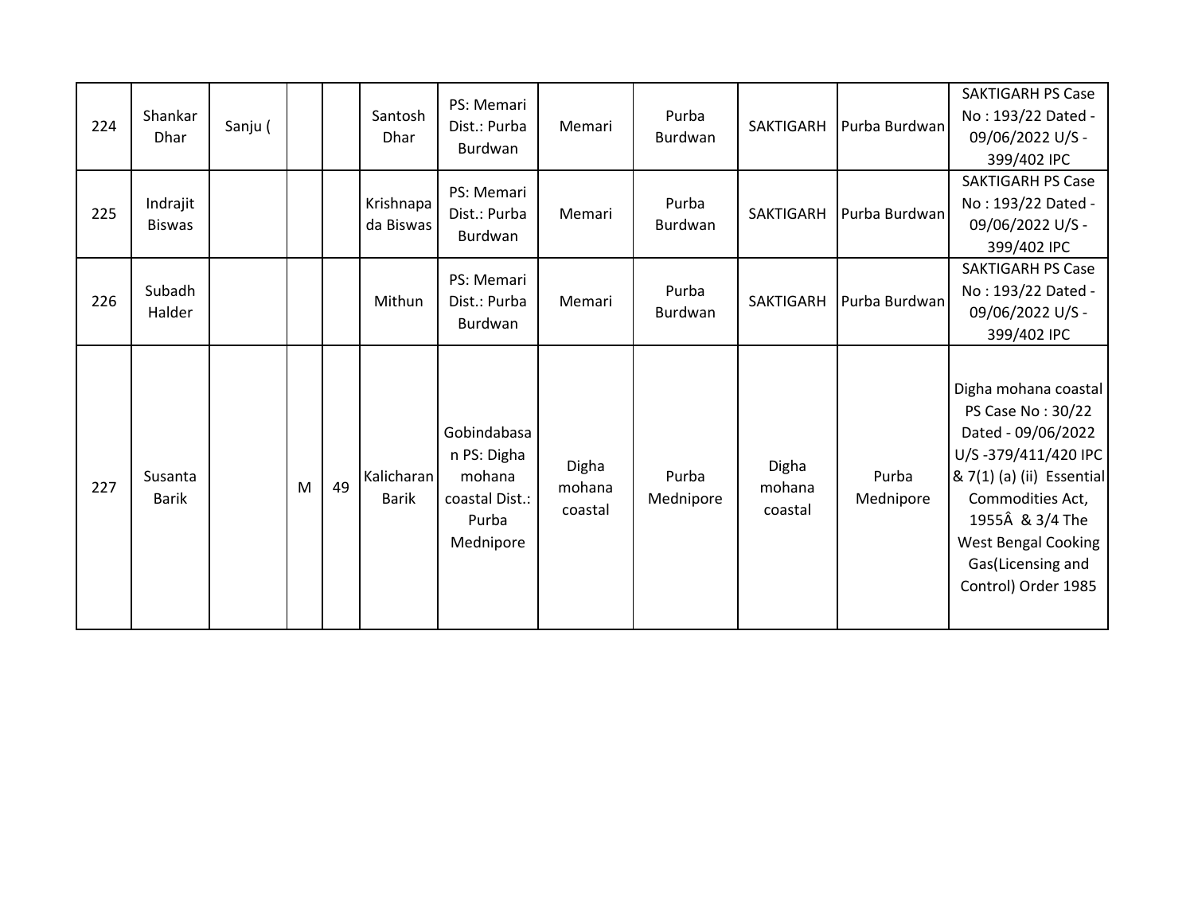| | | | | | | | | | | | |
|---|---|---|---|---|---|---|---|---|---|---|---|
| 224 | Shankar Dhar | Sanju ( | | | Santosh Dhar | PS: Memari Dist.: Purba Burdwan | Memari | Purba Burdwan | SAKTIGARH | Purba Burdwan | SAKTIGARH PS Case No : 193/22 Dated - 09/06/2022 U/S - 399/402 IPC |
| 225 | Indrajit Biswas | | | | Krishnapada Biswas | PS: Memari Dist.: Purba Burdwan | Memari | Purba Burdwan | SAKTIGARH | Purba Burdwan | SAKTIGARH PS Case No : 193/22 Dated - 09/06/2022 U/S - 399/402 IPC |
| 226 | Subadh Halder | | | | Mithun | PS: Memari Dist.: Purba Burdwan | Memari | Purba Burdwan | SAKTIGARH | Purba Burdwan | SAKTIGARH PS Case No : 193/22 Dated - 09/06/2022 U/S - 399/402 IPC |
| 227 | Susanta Barik | | M | 49 | Kalicharan Barik | Gobindabasan PS: Digha mohana coastal Dist.: Purba Mednipore | Digha mohana coastal | Purba Mednipore | Digha mohana coastal | Purba Mednipore | Digha mohana coastal PS Case No : 30/22 Dated - 09/06/2022 U/S -379/411/420 IPC & 7(1) (a) (ii) Essential Commodities Act, 1955Â & 3/4 The West Bengal Cooking Gas(Licensing and Control) Order 1985 |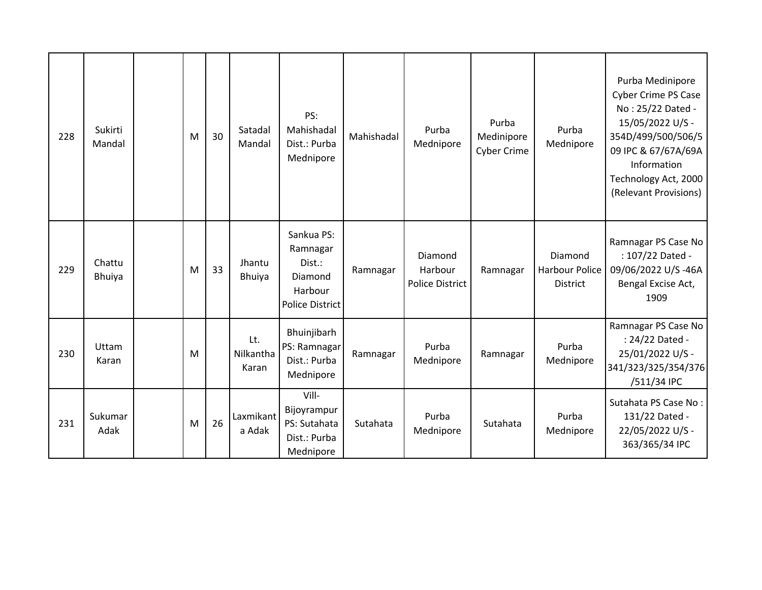| 228 | Sukirti Mandal | | M | 30 | Satadal Mandal | PS: Mahishadal Dist.: Purba Mednipore | Mahishadal | Purba Mednipore | Purba Medinipore Cyber Crime | Purba Mednipore | Purba Medinipore Cyber Crime PS Case No : 25/22 Dated - 15/05/2022 U/S - 354D/499/500/506/509 IPC & 67/67A/69A Information Technology Act, 2000 (Relevant Provisions) |
|---|---|---|---|---|---|---|---|---|---|---|---|
| 229 | Chattu Bhuiya | | M | 33 | Jhantu Bhuiya | Sankua PS: Ramnagar Dist.: Diamond Harbour Police District | Ramnagar | Diamond Harbour Police District | Ramnagar | Diamond Harbour Police District | Ramnagar PS Case No : 107/22 Dated - 09/06/2022 U/S -46A Bengal Excise Act, 1909 |
| 230 | Uttam Karan | | M | | Lt. Nilkantha Karan | Bhuinjibarh PS: Ramnagar Dist.: Purba Mednipore | Ramnagar | Purba Mednipore | Ramnagar | Purba Mednipore | Ramnagar PS Case No : 24/22 Dated - 25/01/2022 U/S - 341/323/325/354/376/511/34 IPC |
| 231 | Sukumar Adak | | M | 26 | Laxmikanta Adak | Vill- Bijoyrampur PS: Sutahata Dist.: Purba Mednipore | Sutahata | Purba Mednipore | Sutahata | Purba Mednipore | Sutahata PS Case No : 131/22 Dated - 22/05/2022 U/S - 363/365/34 IPC |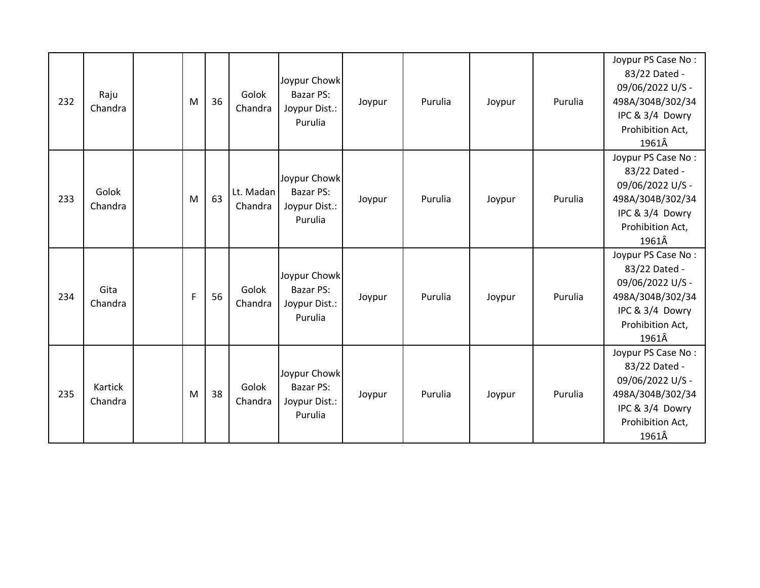| 232 | Raju Chandra | | M | 36 | Golok Chandra | Joypur Chowk Bazar PS: Joypur Dist.: Purulia | Joypur | Purulia | Joypur | Purulia | Joypur PS Case No : 83/22 Dated - 09/06/2022 U/S - 498A/304B/302/34 IPC & 3/4 Dowry Prohibition Act, 1961Â |
|---|---|---|---|---|---|---|---|---|---|---|---|
| 233 | Golok Chandra | | M | 63 | Lt. Madan Chandra | Joypur Chowk Bazar PS: Joypur Dist.: Purulia | Joypur | Purulia | Joypur | Purulia | Joypur PS Case No : 83/22 Dated - 09/06/2022 U/S - 498A/304B/302/34 IPC & 3/4 Dowry Prohibition Act, 1961Â |
| 234 | Gita Chandra | | F | 56 | Golok Chandra | Joypur Chowk Bazar PS: Joypur Dist.: Purulia | Joypur | Purulia | Joypur | Purulia | Joypur PS Case No : 83/22 Dated - 09/06/2022 U/S - 498A/304B/302/34 IPC & 3/4 Dowry Prohibition Act, 1961Â |
| 235 | Kartick Chandra | | M | 38 | Golok Chandra | Joypur Chowk Bazar PS: Joypur Dist.: Purulia | Joypur | Purulia | Joypur | Purulia | Joypur PS Case No : 83/22 Dated - 09/06/2022 U/S - 498A/304B/302/34 IPC & 3/4 Dowry Prohibition Act, 1961Â |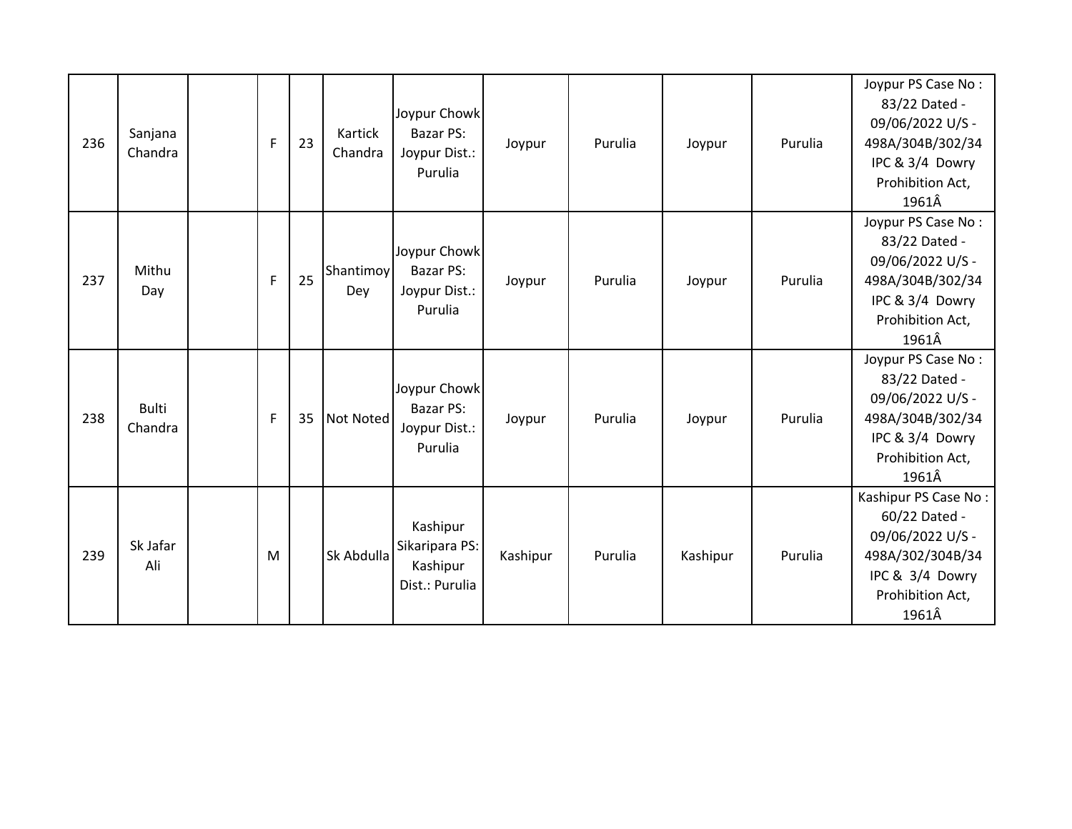| | | | | | | | | | | | |
|---|---|---|---|---|---|---|---|---|---|---|---|
| 236 | Sanjana Chandra | | F | 23 | Kartick Chandra | Joypur Chowk Bazar PS: Joypur Dist.: Purulia | Joypur | Purulia | Joypur | Purulia | Joypur PS Case No : 83/22 Dated - 09/06/2022 U/S - 498A/304B/302/34 IPC & 3/4 Dowry Prohibition Act, 1961Â |
| 237 | Mithu Day | | F | 25 | Shantimoy Dey | Joypur Chowk Bazar PS: Joypur Dist.: Purulia | Joypur | Purulia | Joypur | Purulia | Joypur PS Case No : 83/22 Dated - 09/06/2022 U/S - 498A/304B/302/34 IPC & 3/4 Dowry Prohibition Act, 1961Â |
| 238 | Bulti Chandra | | F | 35 | Not Noted | Joypur Chowk Bazar PS: Joypur Dist.: Purulia | Joypur | Purulia | Joypur | Purulia | Joypur PS Case No : 83/22 Dated - 09/06/2022 U/S - 498A/304B/302/34 IPC & 3/4 Dowry Prohibition Act, 1961Â |
| 239 | Sk Jafar Ali | | M | | Sk Abdulla | Kashipur Sikaripara PS: Kashipur Dist.: Purulia | Kashipur | Purulia | Kashipur | Purulia | Kashipur PS Case No : 60/22 Dated - 09/06/2022 U/S - 498A/302/304B/34 IPC & 3/4 Dowry Prohibition Act, 1961Â |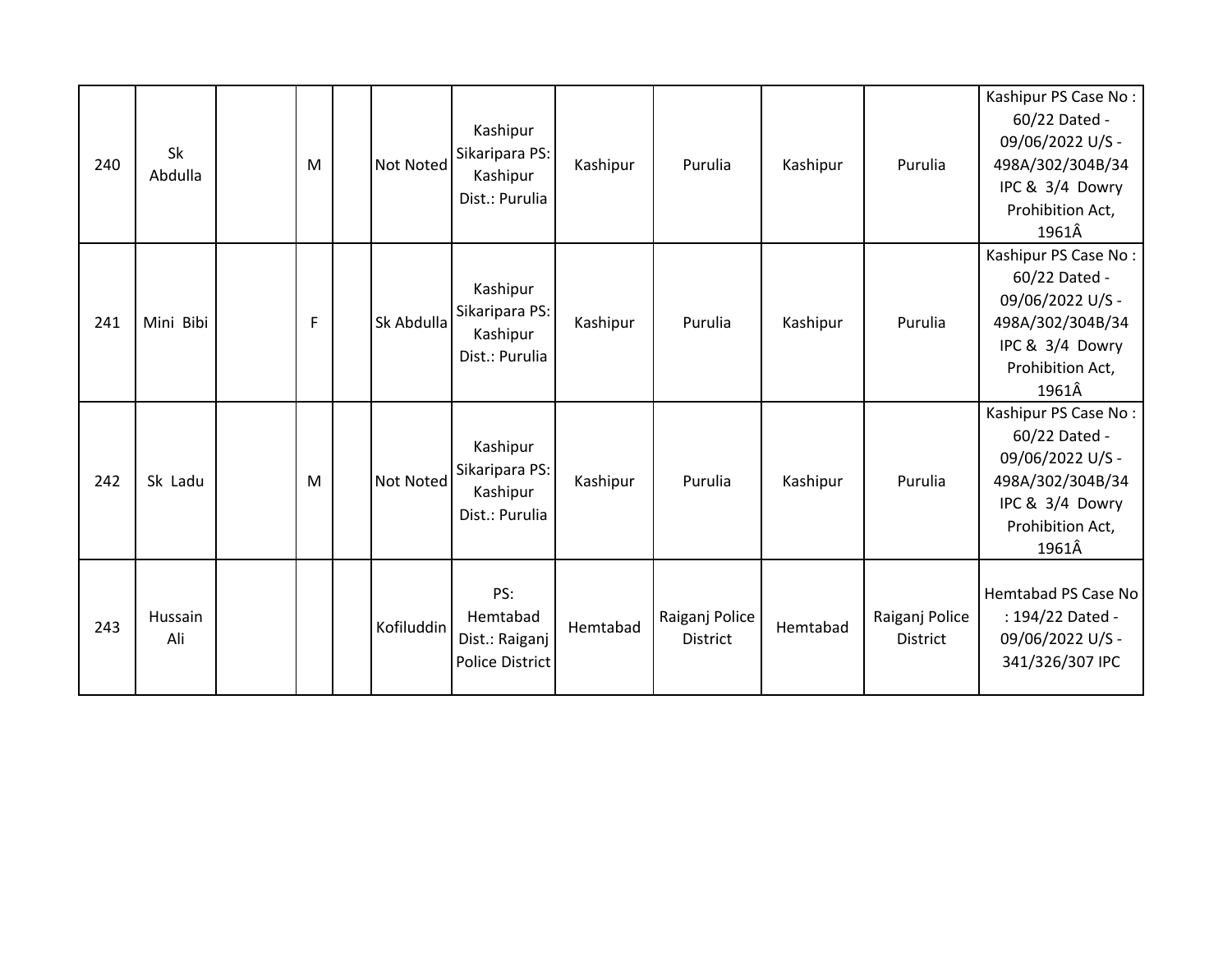| 240 | Sk Abdulla | | M | | Not Noted | Kashipur Sikaripara PS: Kashipur Dist.: Purulia | Kashipur | Purulia | Kashipur | Purulia | Kashipur PS Case No : 60/22 Dated - 09/06/2022 U/S - 498A/302/304B/34 IPC & 3/4 Dowry Prohibition Act, 1961Â |
|---|---|---|---|---|---|---|---|---|---|---|---|
| 241 | Mini Bibi | | F | | Sk Abdulla | Kashipur Sikaripara PS: Kashipur Dist.: Purulia | Kashipur | Purulia | Kashipur | Purulia | Kashipur PS Case No : 60/22 Dated - 09/06/2022 U/S - 498A/302/304B/34 IPC & 3/4 Dowry Prohibition Act, 1961Â |
| 242 | Sk Ladu | | M | | Not Noted | Kashipur Sikaripara PS: Kashipur Dist.: Purulia | Kashipur | Purulia | Kashipur | Purulia | Kashipur PS Case No : 60/22 Dated - 09/06/2022 U/S - 498A/302/304B/34 IPC & 3/4 Dowry Prohibition Act, 1961Â |
| 243 | Hussain Ali | | | | Kofiluddin | PS: Hemtabad Dist.: Raiganj Police District | Hemtabad | Raiganj Police District | Hemtabad | Raiganj Police District | Hemtabad PS Case No : 194/22 Dated - 09/06/2022 U/S - 341/326/307 IPC |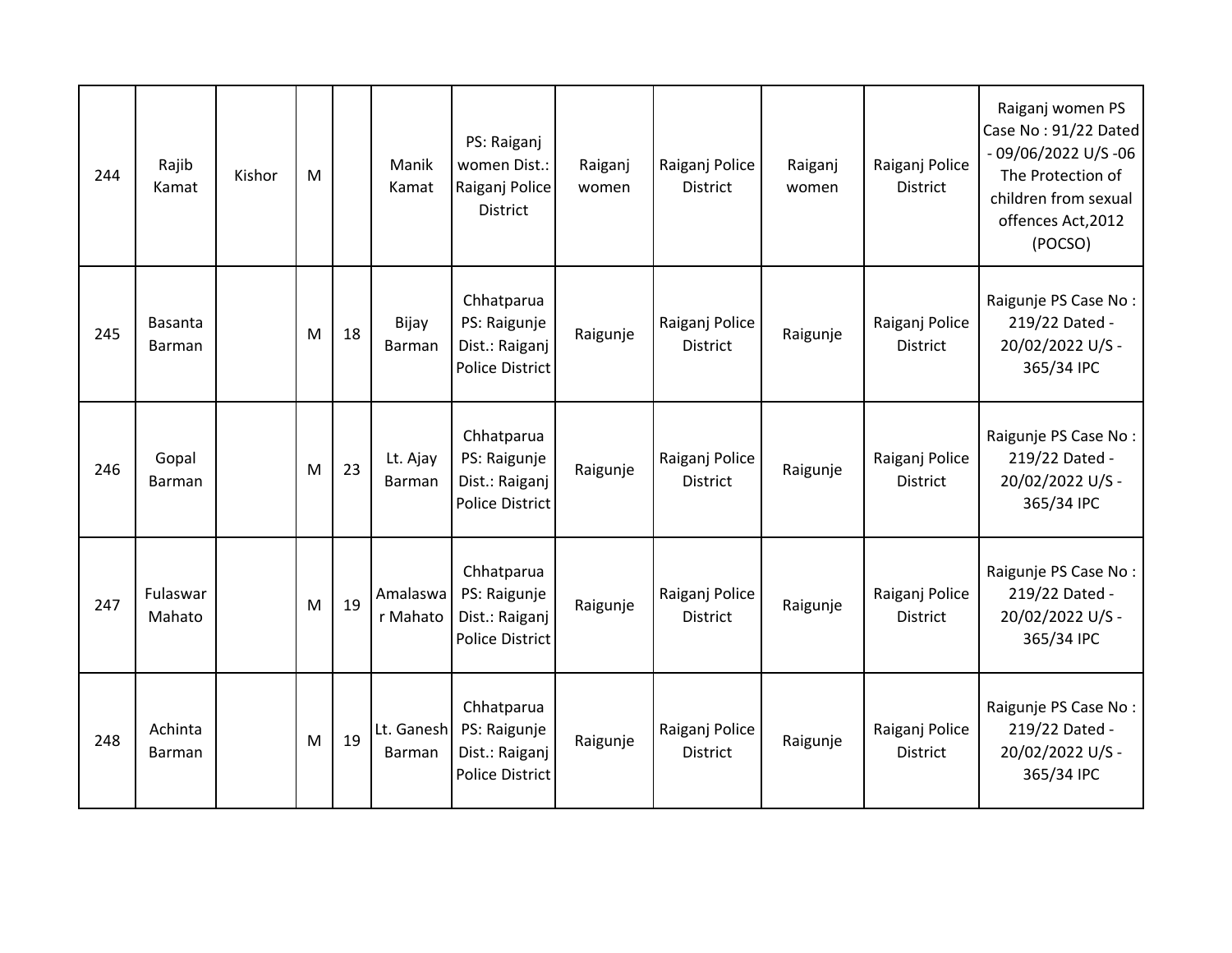| 244 | Rajib Kamat | Kishor | M | | Manik Kamat | PS: Raiganj women Dist.: Raiganj Police District | Raiganj women | Raiganj Police District | Raiganj women | Raiganj Police District | Raiganj women PS Case No : 91/22 Dated - 09/06/2022 U/S -06 The Protection of children from sexual offences Act,2012 (POCSO) |
|---|---|---|---|---|---|---|---|---|---|---|---|
| 245 | Basanta Barman | | M | 18 | Bijay Barman | Chhatparua PS: Raigunje Dist.: Raiganj Police District | Raigunje | Raiganj Police District | Raigunje | Raiganj Police District | Raigunje PS Case No : 219/22 Dated - 20/02/2022 U/S - 365/34 IPC |
| 246 | Gopal Barman | | M | 23 | Lt. Ajay Barman | Chhatparua PS: Raigunje Dist.: Raiganj Police District | Raigunje | Raiganj Police District | Raigunje | Raiganj Police District | Raigunje PS Case No : 219/22 Dated - 20/02/2022 U/S - 365/34 IPC |
| 247 | Fulaswar Mahato | | M | 19 | Amalaswar Mahato | Chhatparua PS: Raigunje Dist.: Raiganj Police District | Raigunje | Raiganj Police District | Raigunje | Raiganj Police District | Raigunje PS Case No : 219/22 Dated - 20/02/2022 U/S - 365/34 IPC |
| 248 | Achinta Barman | | M | 19 | Lt. Ganesh Barman | Chhatparua PS: Raigunje Dist.: Raiganj Police District | Raigunje | Raiganj Police District | Raigunje | Raiganj Police District | Raigunje PS Case No : 219/22 Dated - 20/02/2022 U/S - 365/34 IPC |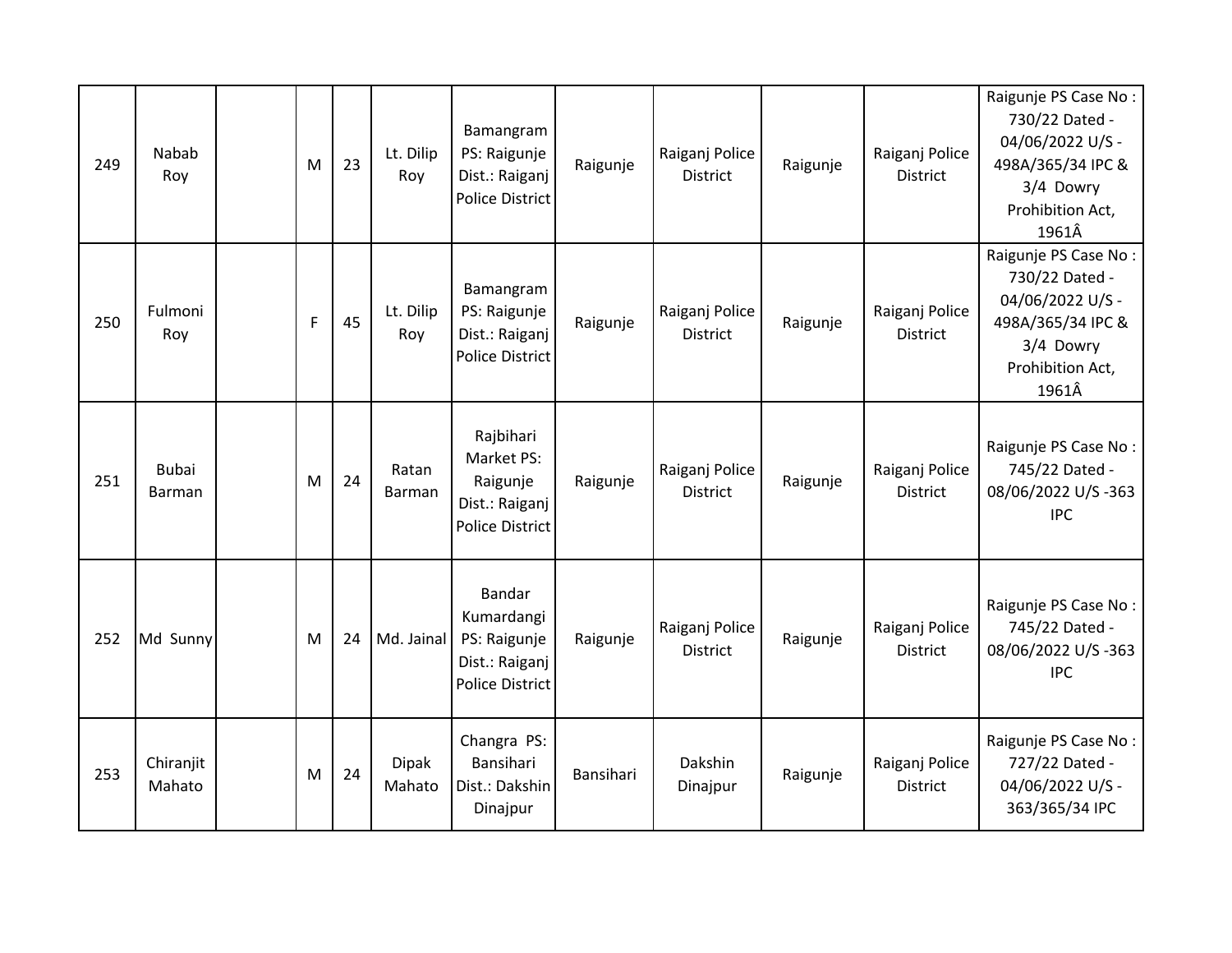| 249 | Nabab Roy | | M | 23 | Lt. Dilip Roy | Bamangram PS: Raigunje Dist.: Raiganj Police District | Raigunje | Raiganj Police District | Raigunje | Raiganj Police District | Raigunje PS Case No : 730/22 Dated - 04/06/2022 U/S - 498A/365/34 IPC & 3/4 Dowry Prohibition Act, 1961Â |
|---|---|---|---|---|---|---|---|---|---|---|---|
| 250 | Fulmoni Roy | | F | 45 | Lt. Dilip Roy | Bamangram PS: Raigunje Dist.: Raiganj Police District | Raigunje | Raiganj Police District | Raigunje | Raiganj Police District | Raigunje PS Case No : 730/22 Dated - 04/06/2022 U/S - 498A/365/34 IPC & 3/4 Dowry Prohibition Act, 1961Â |
| 251 | Bubai Barman | | M | 24 | Ratan Barman | Rajbihari Market PS: Raigunje Dist.: Raiganj Police District | Raigunje | Raiganj Police District | Raigunje | Raiganj Police District | Raigunje PS Case No : 745/22 Dated - 08/06/2022 U/S -363 IPC |
| 252 | Md Sunny | | M | 24 | Md. Jainal | Bandar Kumardangi PS: Raigunje Dist.: Raiganj Police District | Raigunje | Raiganj Police District | Raigunje | Raiganj Police District | Raigunje PS Case No : 745/22 Dated - 08/06/2022 U/S -363 IPC |
| 253 | Chiranjit Mahato | | M | 24 | Dipak Mahato | Changra PS: Bansihari Dist.: Dakshin Dinajpur | Bansihari | Dakshin Dinajpur | Raigunje | Raiganj Police District | Raigunje PS Case No : 727/22 Dated - 04/06/2022 U/S - 363/365/34 IPC |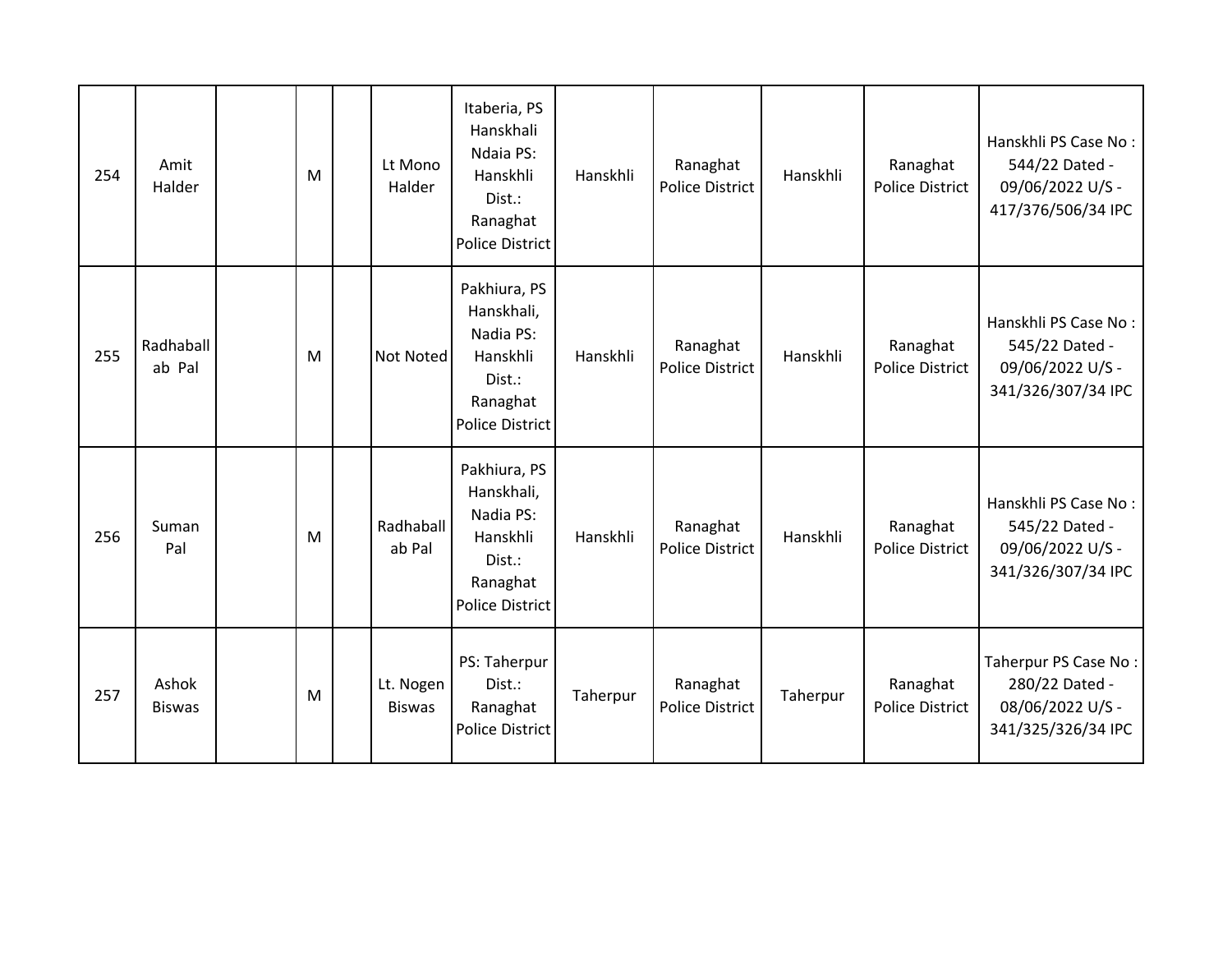| | | | | | | | | | | | |
|---|---|---|---|---|---|---|---|---|---|---|---|
| 254 | Amit Halder | | M | | Lt Mono Halder | Itaberia, PS Hanskhali Ndaia PS: Hanskhli Dist.: Ranaghat Police District | Hanskhli | Ranaghat Police District | Hanskhli | Ranaghat Police District | Hanskhli PS Case No : 544/22 Dated - 09/06/2022 U/S - 417/376/506/34 IPC |
| 255 | Radhaballab Pal | | M | | Not Noted | Pakhiura, PS Hanskhali, Nadia PS: Hanskhli Dist.: Ranaghat Police District | Hanskhli | Ranaghat Police District | Hanskhli | Ranaghat Police District | Hanskhli PS Case No : 545/22 Dated - 09/06/2022 U/S - 341/326/307/34 IPC |
| 256 | Suman Pal | | M | | Radhaballab Pal | Pakhiura, PS Hanskhali, Nadia PS: Hanskhli Dist.: Ranaghat Police District | Hanskhli | Ranaghat Police District | Hanskhli | Ranaghat Police District | Hanskhli PS Case No : 545/22 Dated - 09/06/2022 U/S - 341/326/307/34 IPC |
| 257 | Ashok Biswas | | M | | Lt. Nogen Biswas | PS: Taherpur Dist.: Ranaghat Police District | Taherpur | Ranaghat Police District | Taherpur | Ranaghat Police District | Taherpur PS Case No : 280/22 Dated - 08/06/2022 U/S - 341/325/326/34 IPC |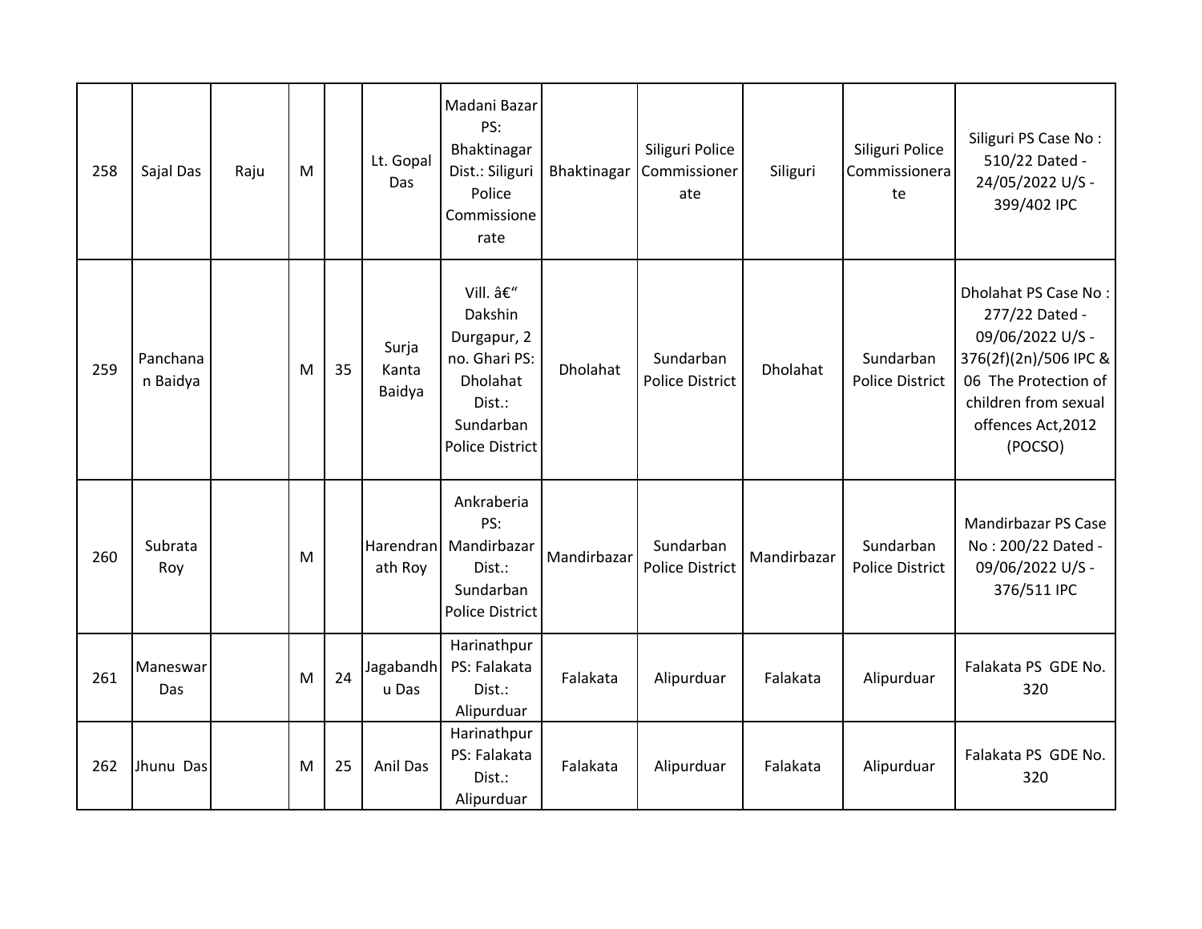| 258 | Sajal Das | Raju | M | | Lt. Gopal Das | Madani Bazar PS: Bhaktinagar Dist.: Siliguri Police Commissionerate | Bhaktinagar | Siliguri Police Commissionerate | Siliguri | Siliguri Police Commissionerate | Siliguri PS Case No : 510/22 Dated - 24/05/2022 U/S - 399/402 IPC |
|---|---|---|---|---|---|---|---|---|---|---|---|
| 259 | Panchanan Baidya | | M | 35 | Surja Kanta Baidya | Vill. â€" Dakshin Durgapur, 2 no. Ghari PS: Dholahat Dist.: Sundarban Police District | Dholahat | Sundarban Police District | Dholahat | Sundarban Police District | Dholahat PS Case No : 277/22 Dated - 09/06/2022 U/S - 376(2f)(2n)/506 IPC & 06 The Protection of children from sexual offences Act,2012 (POCSO) |
| 260 | Subrata Roy | | M | | Harendranath Roy | Ankraberia PS: Mandirbazar Dist.: Sundarban Police District | Mandirbazar | Sundarban Police District | Mandirbazar | Sundarban Police District | Mandirbazar PS Case No : 200/22 Dated - 09/06/2022 U/S - 376/511 IPC |
| 261 | Maneswar Das | | M | 24 | Jagabandhu Das | Harinathpur PS: Falakata Dist.: Alipurduar | Falakata | Alipurduar | Falakata | Alipurduar | Falakata PS GDE No. 320 |
| 262 | Jhunu Das | | M | 25 | Anil Das | Harinathpur PS: Falakata Dist.: Alipurduar | Falakata | Alipurduar | Falakata | Alipurduar | Falakata PS GDE No. 320 |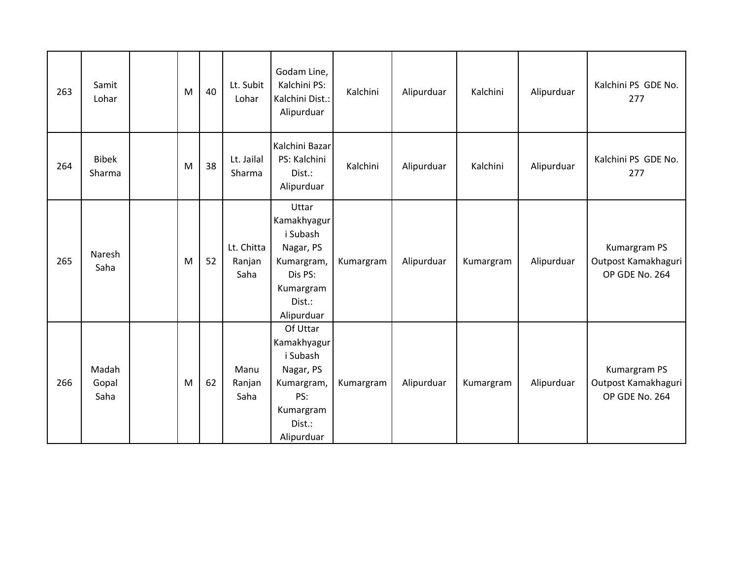| 263 | Samit Lohar | | M | 40 | Lt. Subit Lohar | Godam Line, Kalchini PS: Kalchini Dist.: Alipurduar | Kalchini | Alipurduar | Kalchini | Alipurduar | Kalchini PS GDE No. 277 |
|---|---|---|---|---|---|---|---|---|---|---|---|
| 264 | Bibek Sharma | | M | 38 | Lt. Jailal Sharma | Kalchini Bazar PS: Kalchini Dist.: Alipurduar | Kalchini | Alipurduar | Kalchini | Alipurduar | Kalchini PS GDE No. 277 |
| 265 | Naresh Saha | | M | 52 | Lt. Chitta Ranjan Saha | Uttar Kamakhyaguri Subash Nagar, PS Kumargram, Dis PS: Kumargram Dist.: Alipurduar | Kumargram | Alipurduar | Kumargram | Alipurduar | Kumargram PS Outpost Kamakhaguri OP GDE No. 264 |
| 266 | Madah Gopal Saha | | M | 62 | Manu Ranjan Saha | Of Uttar Kamakhyaguri Subash Nagar, PS Kumargram, PS: Kumargram Dist.: Alipurduar | Kumargram | Alipurduar | Kumargram | Alipurduar | Kumargram PS Outpost Kamakhaguri OP GDE No. 264 |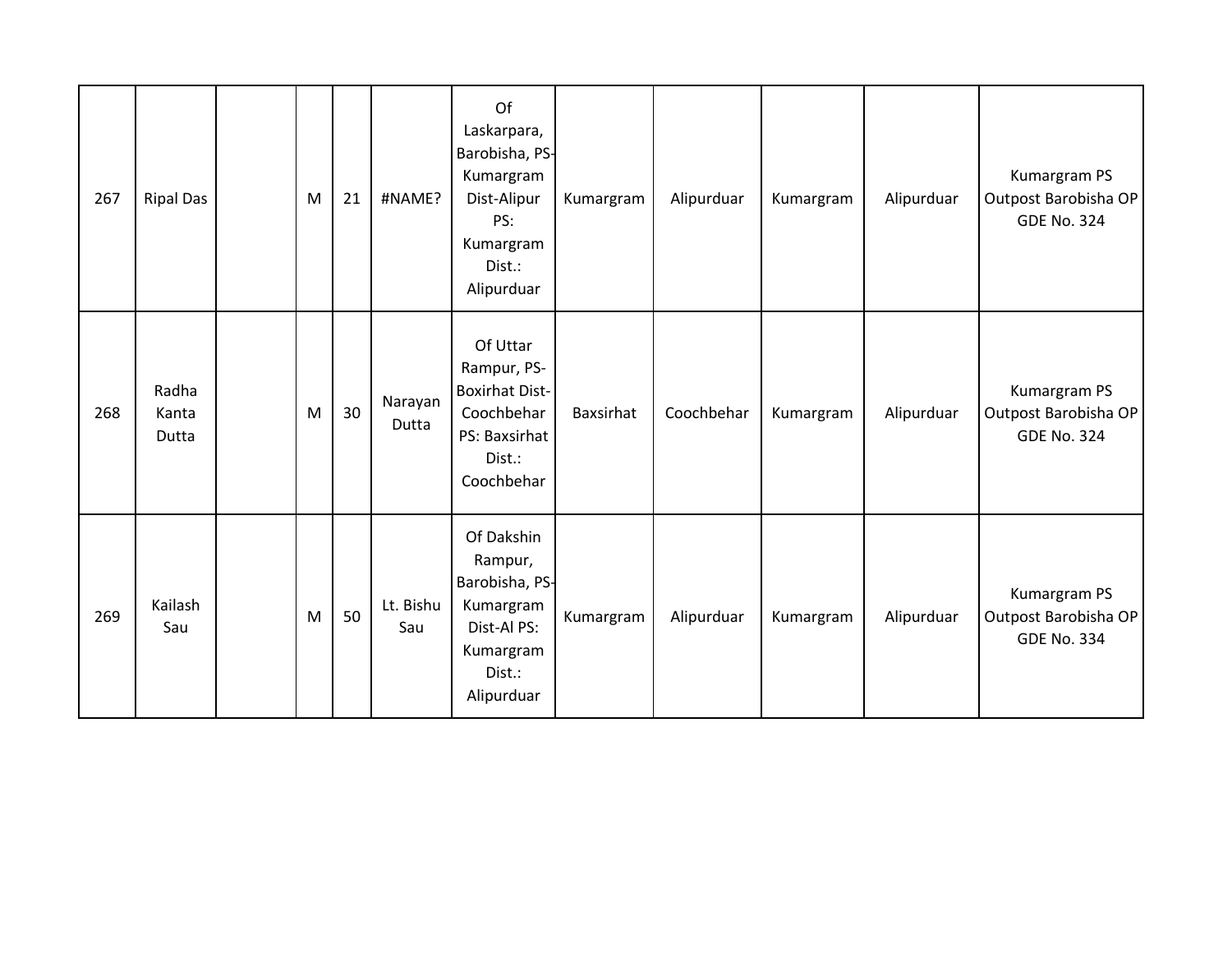| 267 | Ripal Das | | M | 21 | #NAME? | Of Laskarpara, Barobisha, PS-Kumargram Dist-Alipur PS: Kumargram Dist.: Alipurduar | Kumargram | Alipurduar | Kumargram | Alipurduar | Kumargram PS Outpost Barobisha OP GDE No. 324 |
|---|---|---|---|---|---|---|---|---|---|---|---|
| 268 | Radha Kanta Dutta | | M | 30 | Narayan Dutta | Of Uttar Rampur, PS-Boxirhat Dist-Coochbehar PS: Baxsirhat Dist.: Coochbehar | Baxsirhat | Coochbehar | Kumargram | Alipurduar | Kumargram PS Outpost Barobisha OP GDE No. 324 |
| 269 | Kailash Sau | | M | 50 | Lt. Bishu Sau | Of Dakshin Rampur, Barobisha, PS-Kumargram Dist-Al PS: Kumargram Dist.: Alipurduar | Kumargram | Alipurduar | Kumargram | Alipurduar | Kumargram PS Outpost Barobisha OP GDE No. 334 |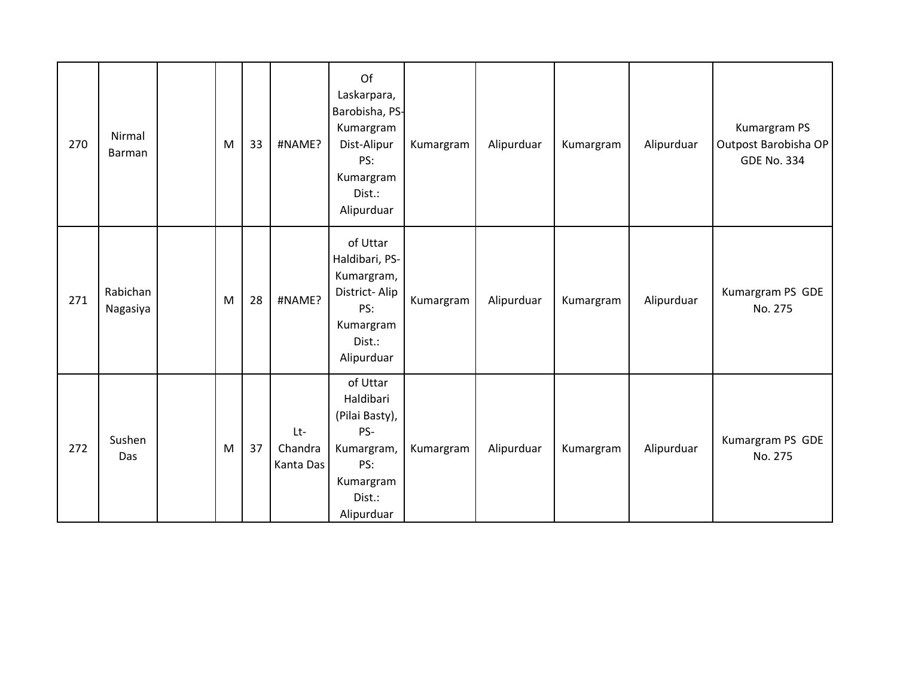| | | | | | | | | | | | |
|---|---|---|---|---|---|---|---|---|---|---|---|
| 270 | Nirmal Barman | | M | 33 | #NAME? | Of Laskarpara, Barobisha, PS-Kumargram Dist-Alipur PS: Kumargram Dist.: Alipurduar | Kumargram | Alipurduar | Kumargram | Alipurduar | Kumargram PS Outpost Barobisha OP GDE No. 334 |
| 271 | Rabichan Nagasiya | | M | 28 | #NAME? | of Uttar Haldibari, PS-Kumargram, District- Alip PS: Kumargram Dist.: Alipurduar | Kumargram | Alipurduar | Kumargram | Alipurduar | Kumargram PS GDE No. 275 |
| 272 | Sushen Das | | M | 37 | Lt-Chandra Kanta Das | of Uttar Haldibari (Pilai Basty), PS-Kumargram, PS: Kumargram Dist.: Alipurduar | Kumargram | Alipurduar | Kumargram | Alipurduar | Kumargram PS GDE No. 275 |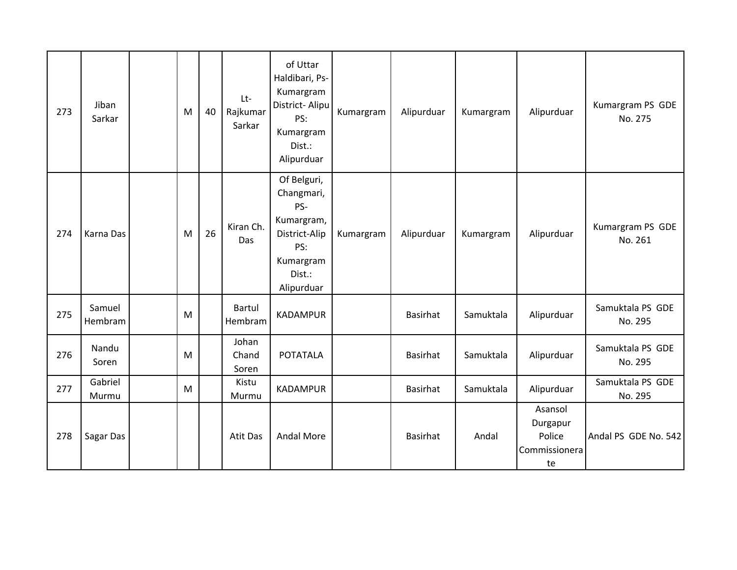| 273 | Jiban Sarkar | | M | 40 | Lt- Rajkumar Sarkar | of Uttar Haldibari, Ps- Kumargram District- Alipu PS: Kumargram Dist.: Alipurduar | Kumargram | Alipurduar | Kumargram | Alipurduar | Kumargram PS GDE No. 275 |
|---|---|---|---|---|---|---|---|---|---|---|---|
| 274 | Karna Das | | M | 26 | Kiran Ch. Das | Of Belguri, Changmari, PS- Kumargram, District-Alip PS: Kumargram Dist.: Alipurduar | Kumargram | Alipurduar | Kumargram | Alipurduar | Kumargram PS GDE No. 261 |
| 275 | Samuel Hembram | | M | | Bartul Hembram | KADAMPUR | | Basirhat | Samuktala | Alipurduar | Samuktala PS GDE No. 295 |
| 276 | Nandu Soren | | M | | Johan Chand Soren | POTATALA | | Basirhat | Samuktala | Alipurduar | Samuktala PS GDE No. 295 |
| 277 | Gabriel Murmu | | M | | Kistu Murmu | KADAMPUR | | Basirhat | Samuktala | Alipurduar | Samuktala PS GDE No. 295 |
| 278 | Sagar Das | | | | Atit Das | Andal More | | Basirhat | Andal | Asansol Durgapur Police Commissionerate | Andal PS GDE No. 542 |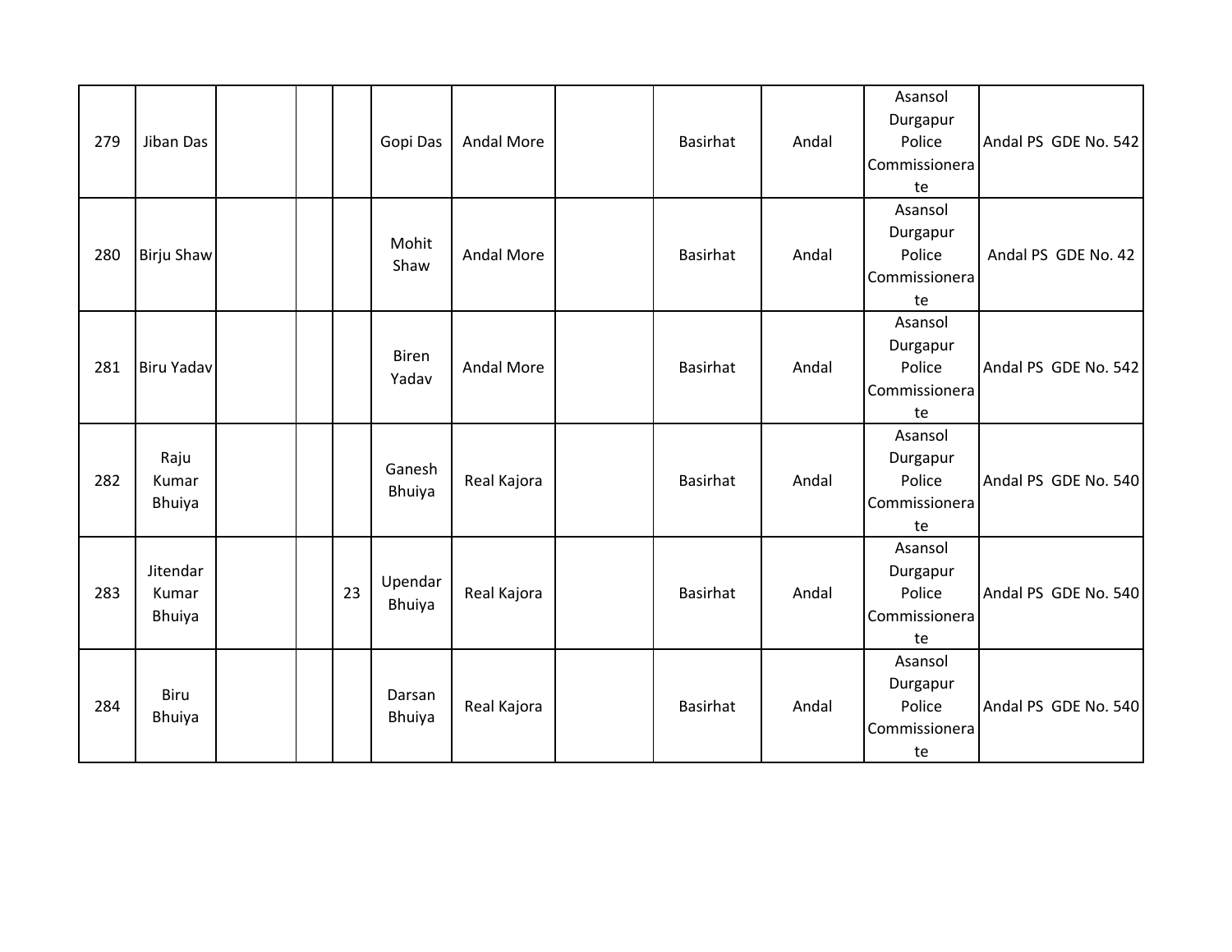| | | | | | | | | | | | |
|---|---|---|---|---|---|---|---|---|---|---|---|
| 279 | Jiban Das | | | | Gopi Das | Andal More | | Basirhat | Andal | Asansol Durgapur Police Commissionerate | Andal PS GDE No. 542 |
| 280 | Birju Shaw | | | | Mohit Shaw | Andal More | | Basirhat | Andal | Asansol Durgapur Police Commissionerate | Andal PS GDE No. 42 |
| 281 | Biru Yadav | | | | Biren Yadav | Andal More | | Basirhat | Andal | Asansol Durgapur Police Commissionerate | Andal PS GDE No. 542 |
| 282 | Raju Kumar Bhuiya | | | | Ganesh Bhuiya | Real Kajora | | Basirhat | Andal | Asansol Durgapur Police Commissionerate | Andal PS GDE No. 540 |
| 283 | Jitendar Kumar Bhuiya | | | 23 | Upendar Bhuiya | Real Kajora | | Basirhat | Andal | Asansol Durgapur Police Commissionerate | Andal PS GDE No. 540 |
| 284 | Biru Bhuiya | | | | Darsan Bhuiya | Real Kajora | | Basirhat | Andal | Asansol Durgapur Police Commissionerate | Andal PS GDE No. 540 |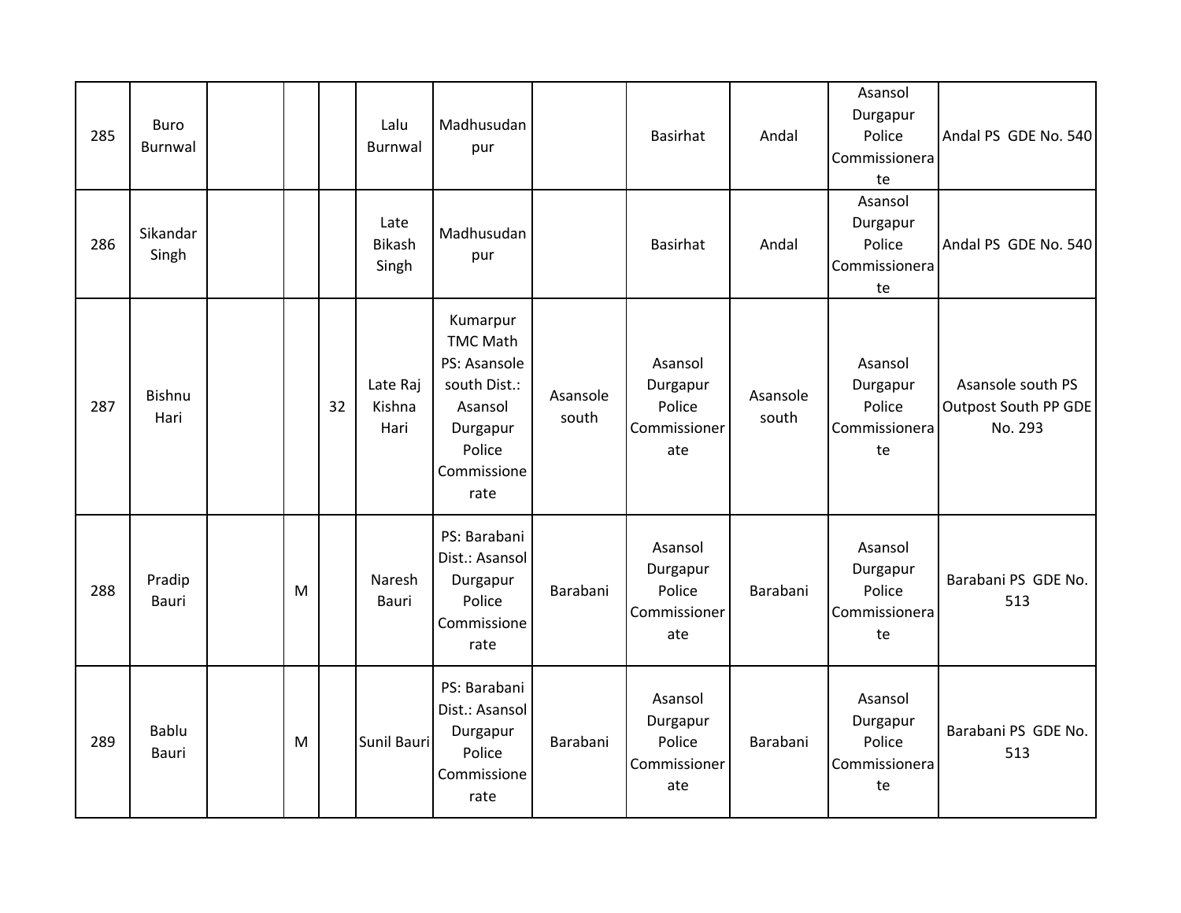| | | | | | | | | | | | |
|---|---|---|---|---|---|---|---|---|---|---|---|
| 285 | Buro Burnwal | | | | Lalu Burnwal | Madhusudanpur | | Basirhat | Andal | Asansol Durgapur Police Commissionerate | Andal PS GDE No. 540 |
| 286 | Sikandar Singh | | | | Late Bikash Singh | Madhusudanpur | | Basirhat | Andal | Asansol Durgapur Police Commissionerate | Andal PS GDE No. 540 |
| 287 | Bishnu Hari | | | 32 | Late Raj Kishna Hari | Kumarpur TMC Math PS: Asansole south Dist.: Asansol Durgapur Police Commissionerate | Asansole south | Asansol Durgapur Police Commissionerate | Asansole south | Asansol Durgapur Police Commissionerate | Asansole south PS Outpost South PP GDE No. 293 |
| 288 | Pradip Bauri | | M | | Naresh Bauri | PS: Barabani Dist.: Asansol Durgapur Police Commissionerate | Barabani | Asansol Durgapur Police Commissionerate | Barabani | Asansol Durgapur Police Commissionerate | Barabani PS GDE No. 513 |
| 289 | Bablu Bauri | | M | | Sunil Bauri | PS: Barabani Dist.: Asansol Durgapur Police Commissionerate | Barabani | Asansol Durgapur Police Commissionerate | Barabani | Asansol Durgapur Police Commissionerate | Barabani PS GDE No. 513 |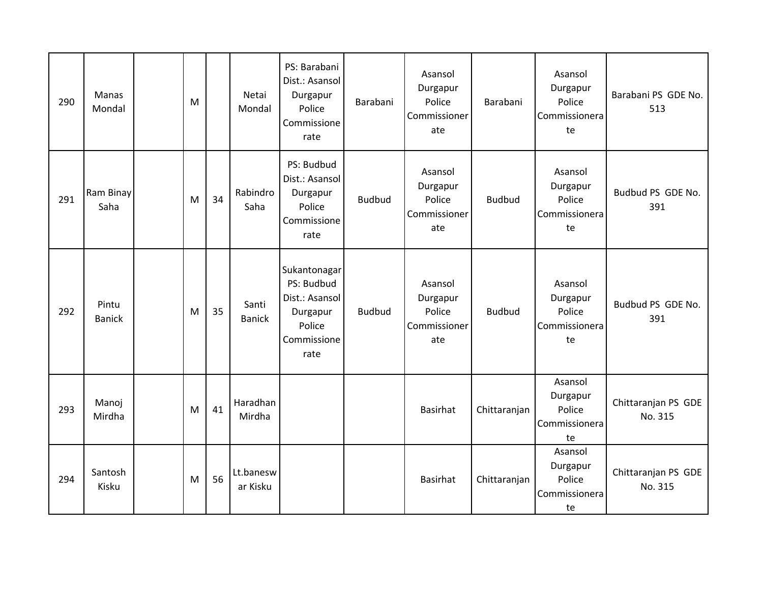| | | | | | | | | | | | |
|---|---|---|---|---|---|---|---|---|---|---|---|
| 290 | Manas Mondal | | M | | Netai Mondal | PS: Barabani Dist.: Asansol Durgapur Police Commissionerate | Barabani | Asansol Durgapur Police Commissionerate | Barabani | Asansol Durgapur Police Commissionerate | Barabani PS GDE No. 513 |
| 291 | Ram Binay Saha | | M | 34 | Rabindro Saha | PS: Budbud Dist.: Asansol Durgapur Police Commissionerate | Budbud | Asansol Durgapur Police Commissionerate | Budbud | Asansol Durgapur Police Commissionerate | Budbud PS GDE No. 391 |
| 292 | Pintu Banick | | M | 35 | Santi Banick | Sukantonagar PS: Budbud Dist.: Asansol Durgapur Police Commissionerate | Budbud | Asansol Durgapur Police Commissionerate | Budbud | Asansol Durgapur Police Commissionerate | Budbud PS GDE No. 391 |
| 293 | Manoj Mirdha | | M | 41 | Haradhan Mirdha | | | Basirhat | Chittaranjan | Asansol Durgapur Police Commissionerate | Chittaranjan PS GDE No. 315 |
| 294 | Santosh Kisku | | M | 56 | Lt.baneswar Kisku | | | Basirhat | Chittaranjan | Asansol Durgapur Police Commissionerate | Chittaranjan PS GDE No. 315 |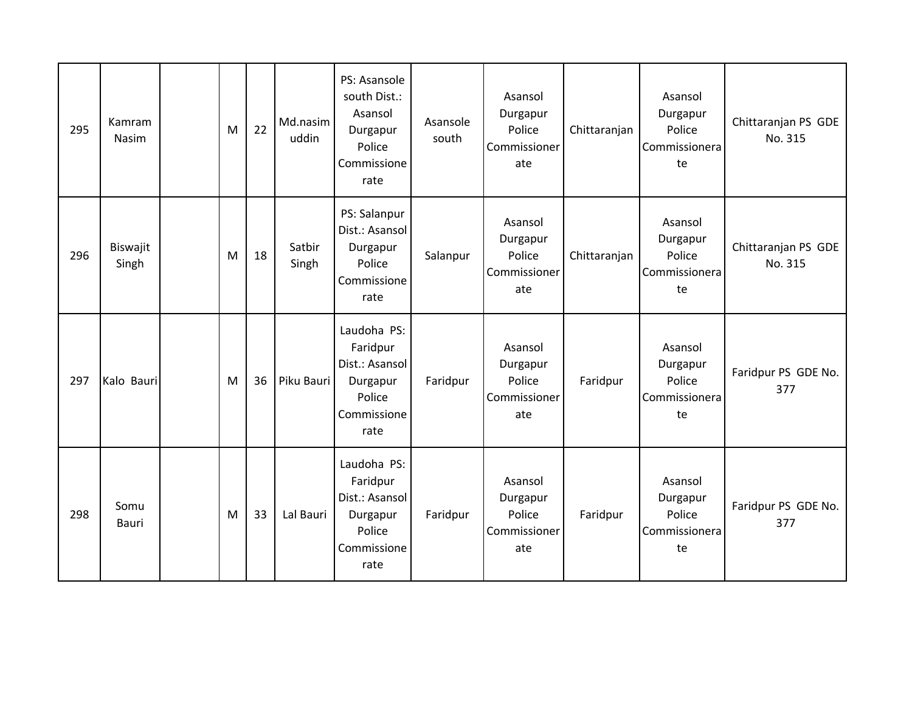| | | | | | | | | | | | |
|---|---|---|---|---|---|---|---|---|---|---|---|
| 295 | Kamram Nasim | | M | 22 | Md.nasim uddin | PS: Asansole south Dist.: Asansol Durgapur Police Commissionerate | Asansole south | Asansol Durgapur Police Commissionerate | Chittaranjan | Asansol Durgapur Police Commissionerate | Chittaranjan PS GDE No. 315 |
| 296 | Biswajit Singh | | M | 18 | Satbir Singh | PS: Salanpur Dist.: Asansol Durgapur Police Commissionerate | Salanpur | Asansol Durgapur Police Commissionerate | Chittaranjan | Asansol Durgapur Police Commissionerate | Chittaranjan PS GDE No. 315 |
| 297 | Kalo Bauri | | M | 36 | Piku Bauri | Laudoha PS: Faridpur Dist.: Asansol Durgapur Police Commissionerate | Faridpur | Asansol Durgapur Police Commissionerate | Faridpur | Asansol Durgapur Police Commissionerate | Faridpur PS GDE No. 377 |
| 298 | Somu Bauri | | M | 33 | Lal Bauri | Laudoha PS: Faridpur Dist.: Asansol Durgapur Police Commissionerate | Faridpur | Asansol Durgapur Police Commissionerate | Faridpur | Asansol Durgapur Police Commissionerate | Faridpur PS GDE No. 377 |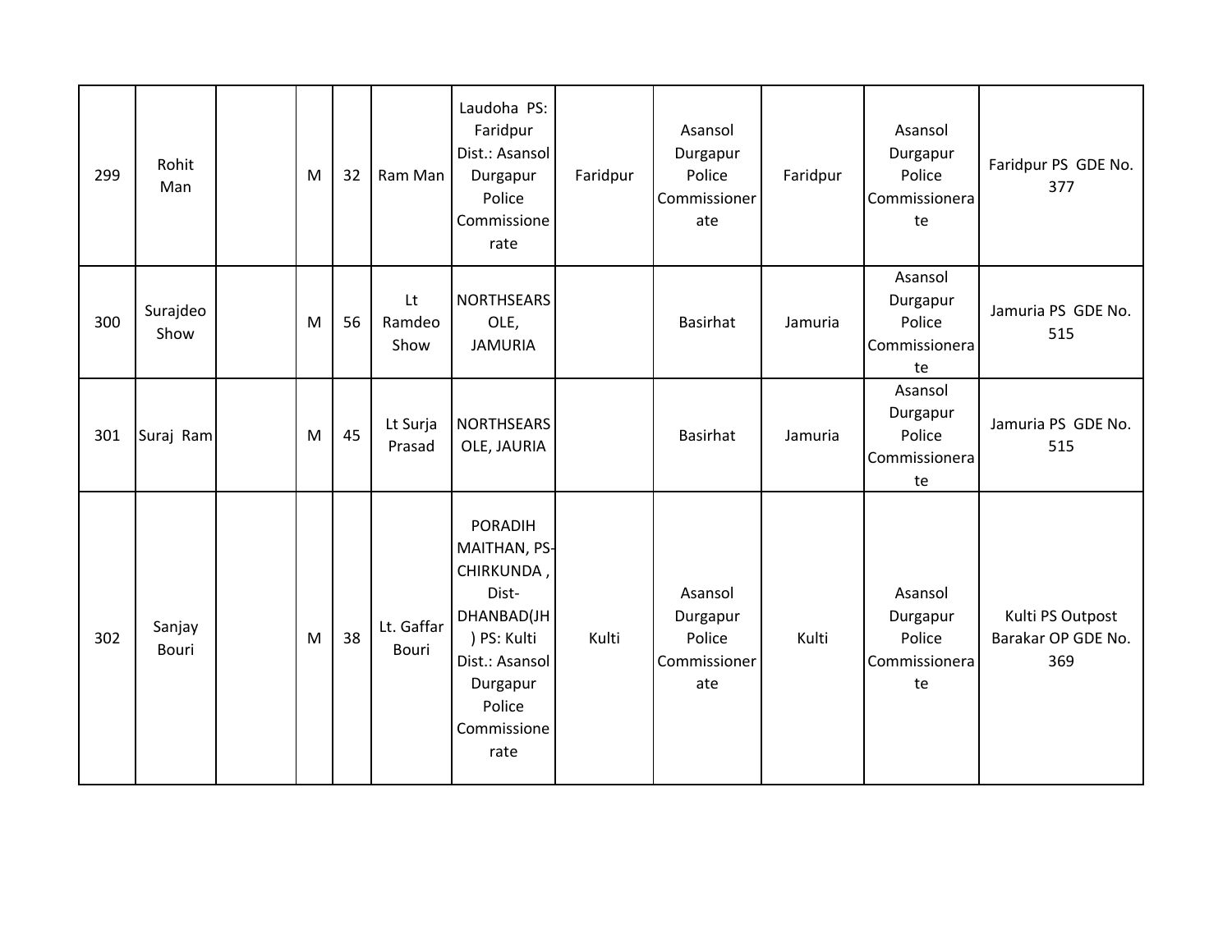| | | | | | | | | | | | |
|---|---|---|---|---|---|---|---|---|---|---|---|
| 299 | Rohit Man | | M | 32 | Ram Man | Laudoha PS: Faridpur Dist.: Asansol Durgapur Police Commissionerate | Faridpur | Asansol Durgapur Police Commissionerate | Faridpur | Asansol Durgapur Police Commissionerate | Faridpur PS GDE No. 377 |
| 300 | Surajdeo Show | | M | 56 | Lt Ramdeo Show | NORTHSEARSOLE, JAMURIA | | Basirhat | Jamuria | Asansol Durgapur Police Commissionerate | Jamuria PS GDE No. 515 |
| 301 | Suraj Ram | | M | 45 | Lt Surja Prasad | NORTHSEARSOLE, JAURIA | | Basirhat | Jamuria | Asansol Durgapur Police Commissionerate | Jamuria PS GDE No. 515 |
| 302 | Sanjay Bouri | | M | 38 | Lt. Gaffar Bouri | PORADIH MAITHAN, PS-CHIRKUNDA , Dist-DHANBAD(JH) PS: Kulti Dist.: Asansol Durgapur Police Commissionerate | Kulti | Asansol Durgapur Police Commissionerate | Kulti | Asansol Durgapur Police Commissionerate | Kulti PS Outpost Barakar OP GDE No. 369 |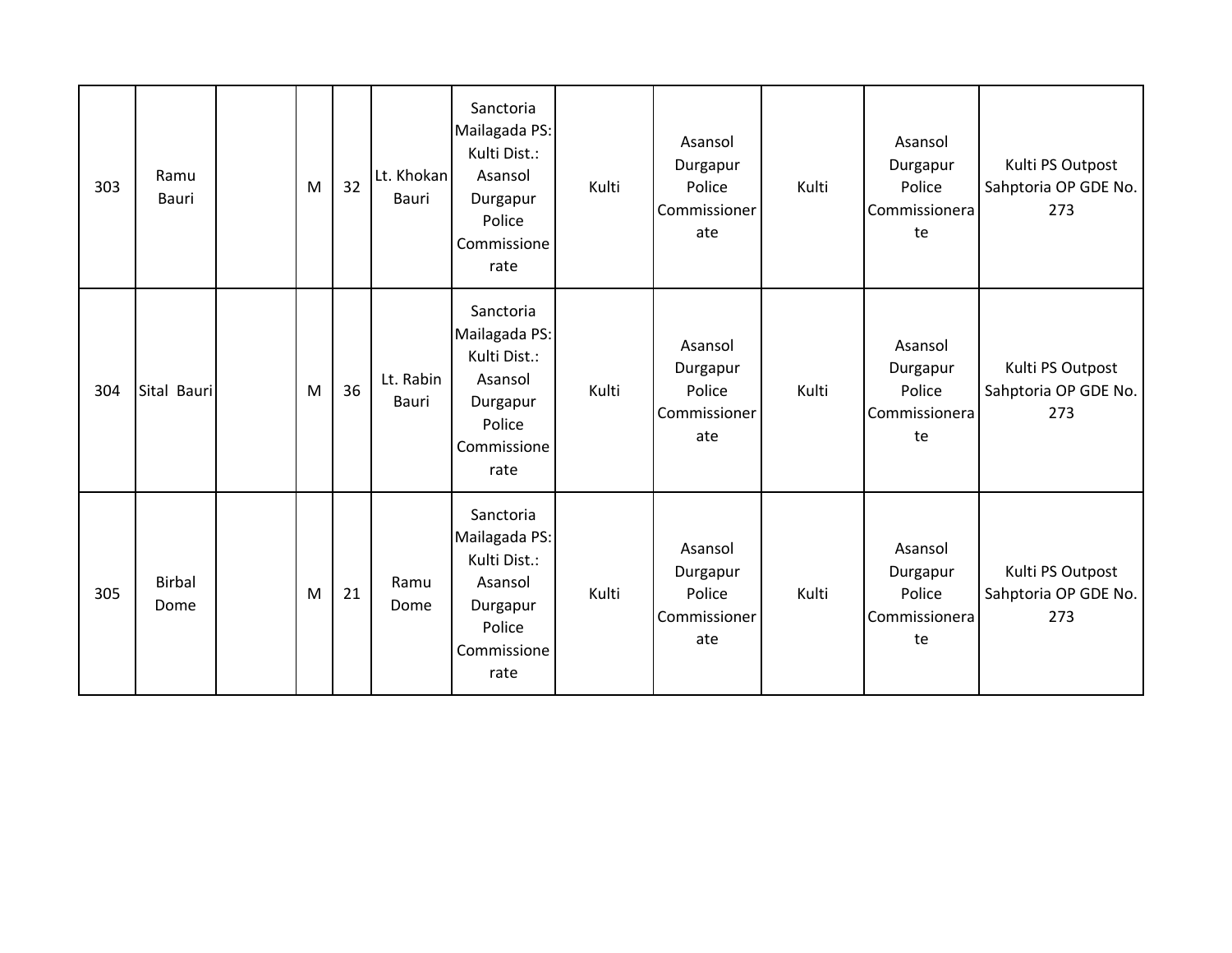| | | | | | | | | | | | |
|---|---|---|---|---|---|---|---|---|---|---|---|
| 303 | Ramu Bauri | | M | 32 | Lt. Khokan Bauri | Sanctoria Mailagada PS: Kulti Dist.: Asansol Durgapur Police Commissionerate | Kulti | Asansol Durgapur Police Commissionerate | Kulti | Asansol Durgapur Police Commissionerate | Kulti PS Outpost Sahptoria OP GDE No. 273 |
| 304 | Sital Bauri | | M | 36 | Lt. Rabin Bauri | Sanctoria Mailagada PS: Kulti Dist.: Asansol Durgapur Police Commissionerate | Kulti | Asansol Durgapur Police Commissionerate | Kulti | Asansol Durgapur Police Commissionerate | Kulti PS Outpost Sahptoria OP GDE No. 273 |
| 305 | Birbal Dome | | M | 21 | Ramu Dome | Sanctoria Mailagada PS: Kulti Dist.: Asansol Durgapur Police Commissionerate | Kulti | Asansol Durgapur Police Commissionerate | Kulti | Asansol Durgapur Police Commissionerate | Kulti PS Outpost Sahptoria OP GDE No. 273 |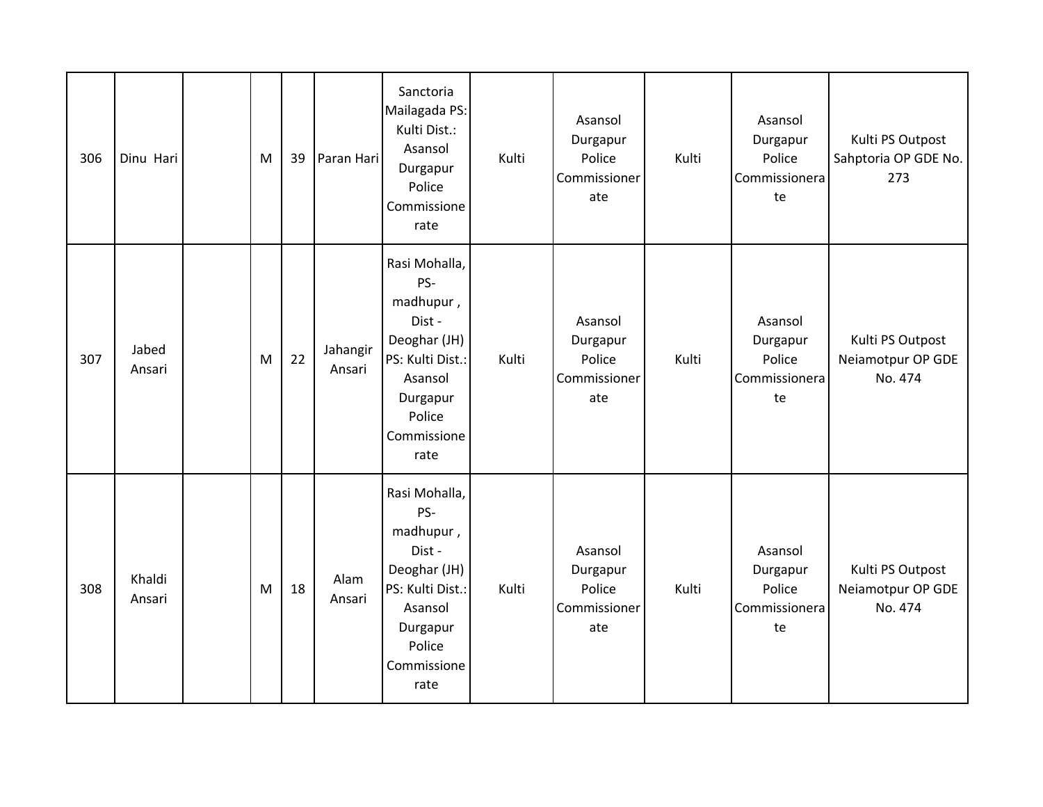| 306 | Dinu Hari | | M | 39 | Paran Hari | Sanctoria Mailagada PS: Kulti Dist.: Asansol Durgapur Police Commissionerate | Kulti | Asansol Durgapur Police Commissionerate | Kulti | Asansol Durgapur Police Commissionerate | Kulti PS Outpost Sahptoria OP GDE No. 273 |
|---|---|---|---|---|---|---|---|---|---|---|---|
| 307 | Jabed Ansari | | M | 22 | Jahangir Ansari | Rasi Mohalla, PS- madhupur , Dist - Deoghar (JH) PS: Kulti Dist.: Asansol Durgapur Police Commissionerate | Kulti | Asansol Durgapur Police Commissionerate | Kulti | Asansol Durgapur Police Commissionerate | Kulti PS Outpost Neiamotpur OP GDE No. 474 |
| 308 | Khaldi Ansari | | M | 18 | Alam Ansari | Rasi Mohalla, PS- madhupur , Dist - Deoghar (JH) PS: Kulti Dist.: Asansol Durgapur Police Commissionerate | Kulti | Asansol Durgapur Police Commissionerate | Kulti | Asansol Durgapur Police Commissionerate | Kulti PS Outpost Neiamotpur OP GDE No. 474 |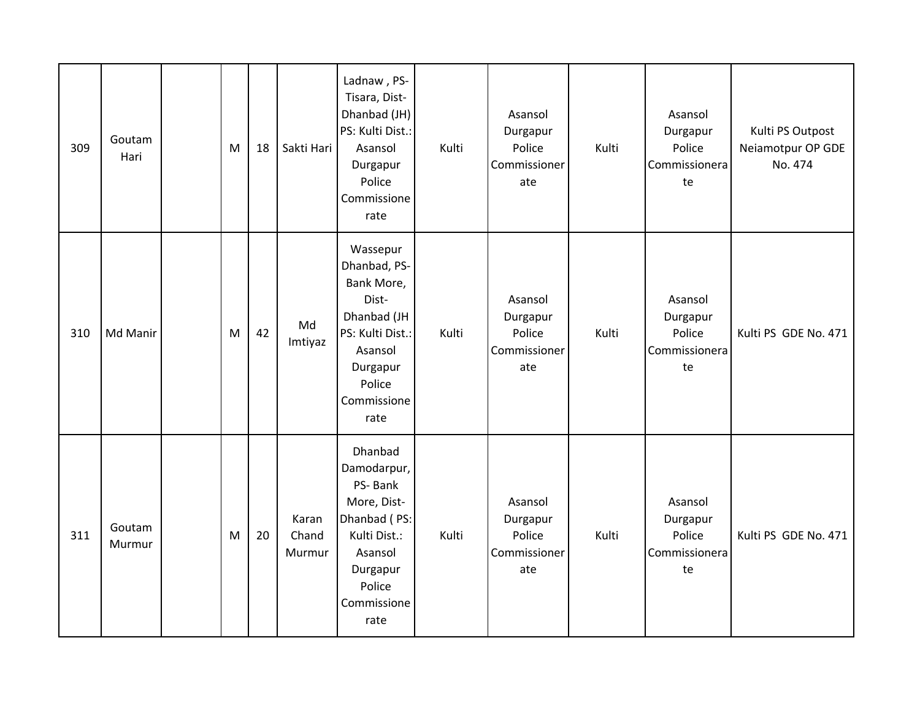| 309 | Goutam Hari | | M | 18 | Sakti Hari | Ladnaw , PS- Tisara, Dist- Dhanbad (JH) PS: Kulti Dist.: Asansol Durgapur Police Commissionerate | Kulti | Asansol Durgapur Police Commissionerate | Kulti | Asansol Durgapur Police Commissionerate | Kulti PS Outpost Neiamotpur OP GDE No. 474 |
|---|---|---|---|---|---|---|---|---|---|---|---|
| 310 | Md Manir | | M | 42 | Md Imtiyaz | Wassepur Dhanbad, PS- Bank More, Dist- Dhanbad (JH PS: Kulti Dist.: Asansol Durgapur Police Commissionerate | Kulti | Asansol Durgapur Police Commissionerate | Kulti | Asansol Durgapur Police Commissionerate | Kulti PS GDE No. 471 |
| 311 | Goutam Murmur | | M | 20 | Karan Chand Murmur | Dhanbad Damodarpur, PS- Bank More, Dist- Dhanbad ( PS: Kulti Dist.: Asansol Durgapur Police Commissionerate | Kulti | Asansol Durgapur Police Commissionerate | Kulti | Asansol Durgapur Police Commissionerate | Kulti PS GDE No. 471 |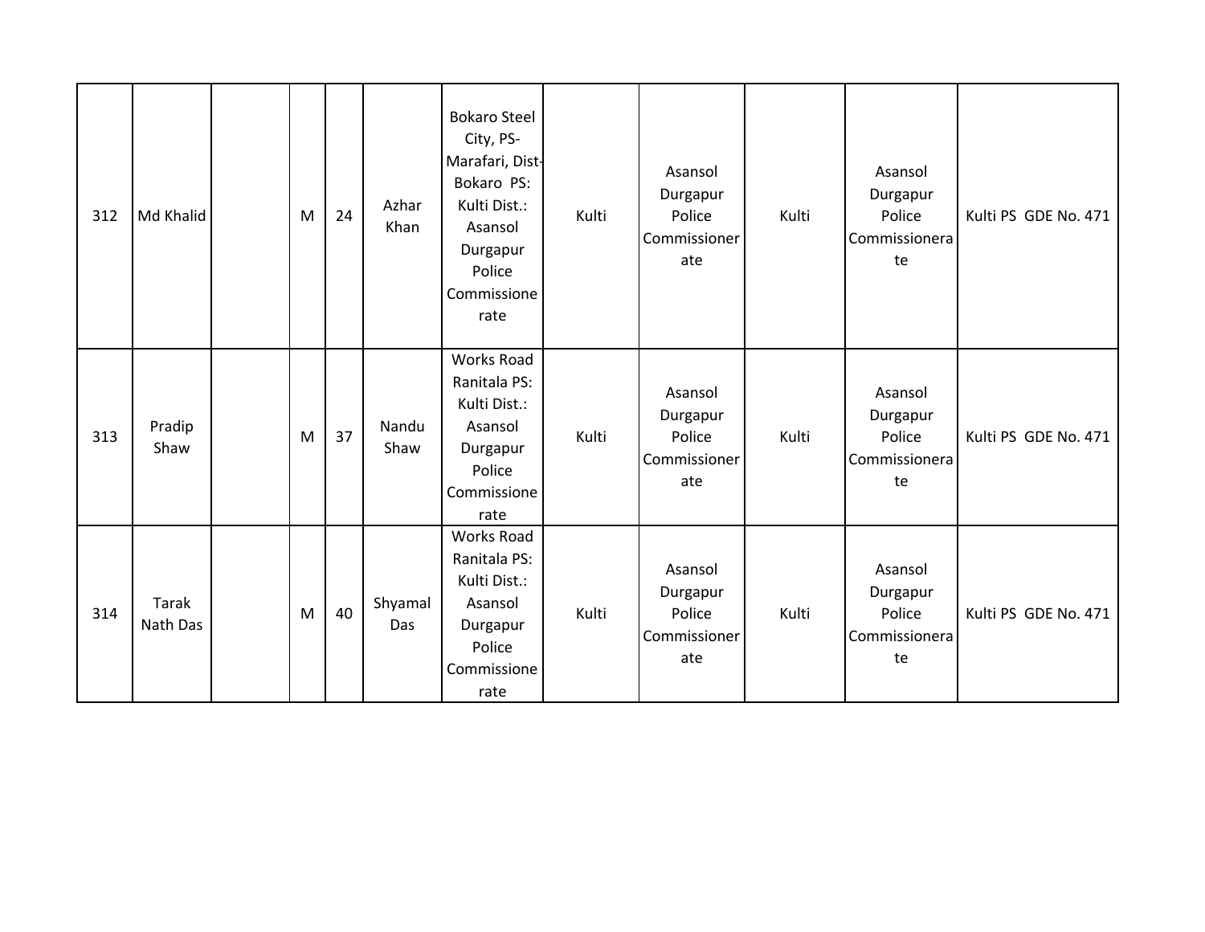| 312 | Md Khalid | | M | 24 | Azhar Khan | Bokaro Steel City, PS- Marafari, Dist- Bokaro PS: Kulti Dist.: Asansol Durgapur Police Commissionerate | Kulti | Asansol Durgapur Police Commissionerate | Kulti | Asansol Durgapur Police Commissionerate | Kulti PS GDE No. 471 |
|---|---|---|---|---|---|---|---|---|---|---|---|
| 313 | Pradip Shaw | | M | 37 | Nandu Shaw | Works Road Ranitala PS: Kulti Dist.: Asansol Durgapur Police Commissionerate | Kulti | Asansol Durgapur Police Commissionerate | Kulti | Asansol Durgapur Police Commissionerate | Kulti PS GDE No. 471 |
| 314 | Tarak Nath Das | | M | 40 | Shyamal Das | Works Road Ranitala PS: Kulti Dist.: Asansol Durgapur Police Commissionerate | Kulti | Asansol Durgapur Police Commissionerate | Kulti | Asansol Durgapur Police Commissionerate | Kulti PS GDE No. 471 |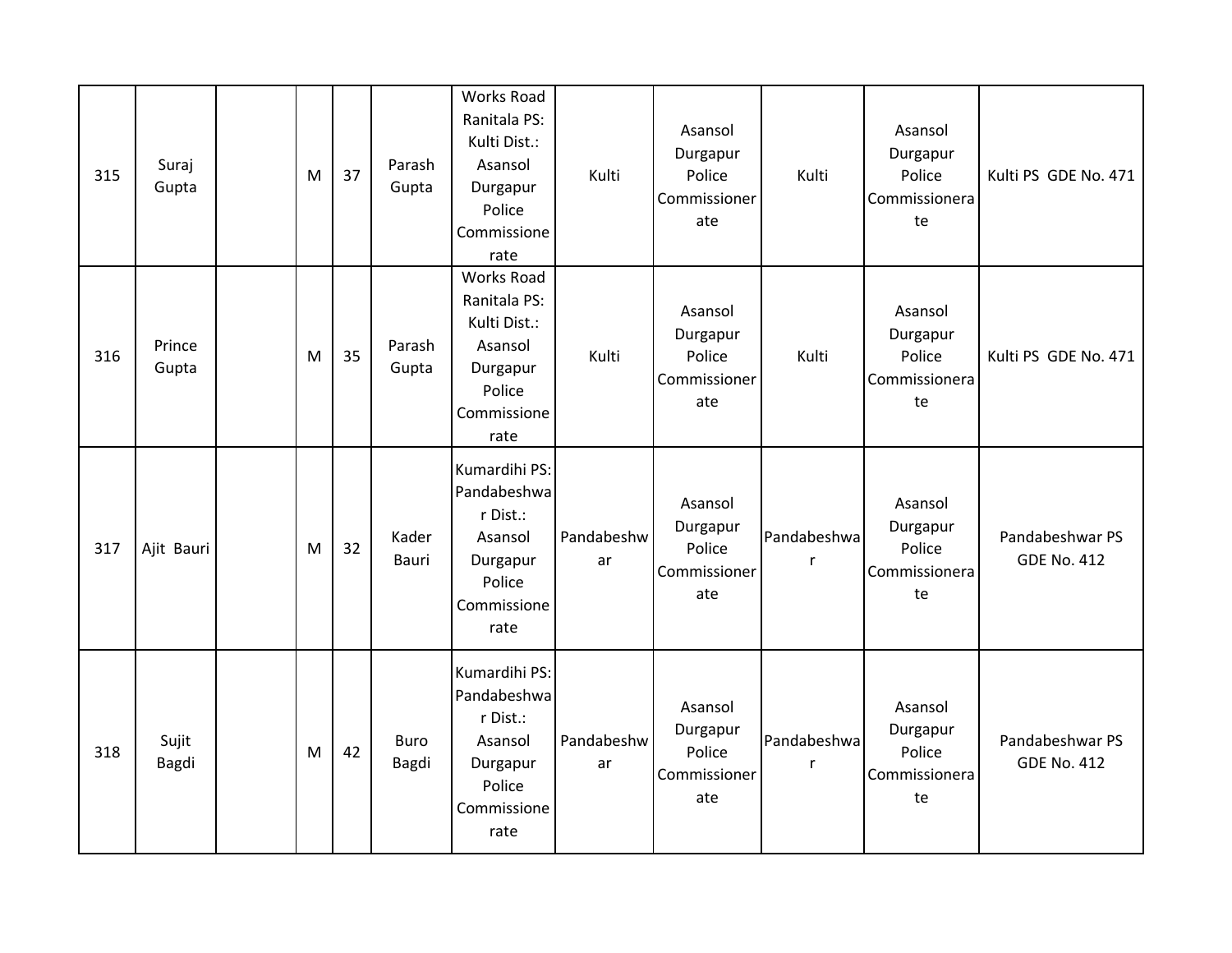| 315 | Suraj Gupta | | M | 37 | Parash Gupta | Works Road Ranitala PS: Kulti Dist.: Asansol Durgapur Police Commissionerate | Kulti | Asansol Durgapur Police Commissionerate | Kulti | Asansol Durgapur Police Commissionerate | Kulti PS GDE No. 471 |
|---|---|---|---|---|---|---|---|---|---|---|---|
| 316 | Prince Gupta | | M | 35 | Parash Gupta | Works Road Ranitala PS: Kulti Dist.: Asansol Durgapur Police Commissionerate | Kulti | Asansol Durgapur Police Commissionerate | Kulti | Asansol Durgapur Police Commissionerate | Kulti PS GDE No. 471 |
| 317 | Ajit Bauri | | M | 32 | Kader Bauri | Kumardihi PS: Pandabeshwar Dist.: Asansol Durgapur Police Commissionerate | Pandabeshwar | Asansol Durgapur Police Commissionerate | Pandabeshwar | Asansol Durgapur Police Commissionerate | Pandabeshwar PS GDE No. 412 |
| 318 | Sujit Bagdi | | M | 42 | Buro Bagdi | Kumardihi PS: Pandabeshwar Dist.: Asansol Durgapur Police Commissionerate | Pandabeshwar | Asansol Durgapur Police Commissionerate | Pandabeshwar | Asansol Durgapur Police Commissionerate | Pandabeshwar PS GDE No. 412 |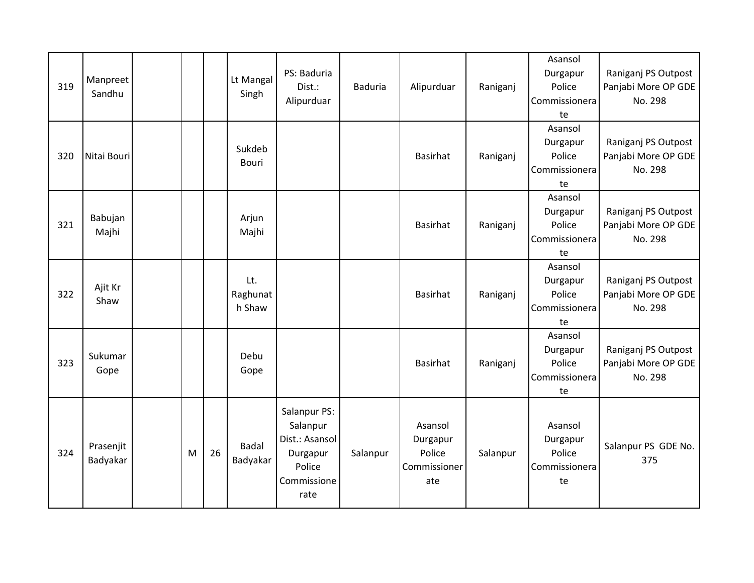| 319 | Manpreet Sandhu | | | | Lt Mangal Singh | PS: Baduria Dist.: Alipurduar | Baduria | Alipurduar | Raniganj | Asansol Durgapur Police Commissionerate | Raniganj PS Outpost Panjabi More OP GDE No. 298 |
|---|---|---|---|---|---|---|---|---|---|---|---|
| 320 | Nitai Bouri | | | | Sukdeb Bouri | | | Basirhat | Raniganj | Asansol Durgapur Police Commissionerate | Raniganj PS Outpost Panjabi More OP GDE No. 298 |
| 321 | Babujan Majhi | | | | Arjun Majhi | | | Basirhat | Raniganj | Asansol Durgapur Police Commissionerate | Raniganj PS Outpost Panjabi More OP GDE No. 298 |
| 322 | Ajit Kr Shaw | | | | Lt. Raghunath Shaw | | | Basirhat | Raniganj | Asansol Durgapur Police Commissionerate | Raniganj PS Outpost Panjabi More OP GDE No. 298 |
| 323 | Sukumar Gope | | | | Debu Gope | | | Basirhat | Raniganj | Asansol Durgapur Police Commissionerate | Raniganj PS Outpost Panjabi More OP GDE No. 298 |
| 324 | Prasenjit Badyakar | | M | 26 | Badal Badyakar | Salanpur PS: Salanpur Dist.: Asansol Durgapur Police Commissionerate | Salanpur | Asansol Durgapur Police Commissionerate | Salanpur | Asansol Durgapur Police Commissionerate | Salanpur PS GDE No. 375 |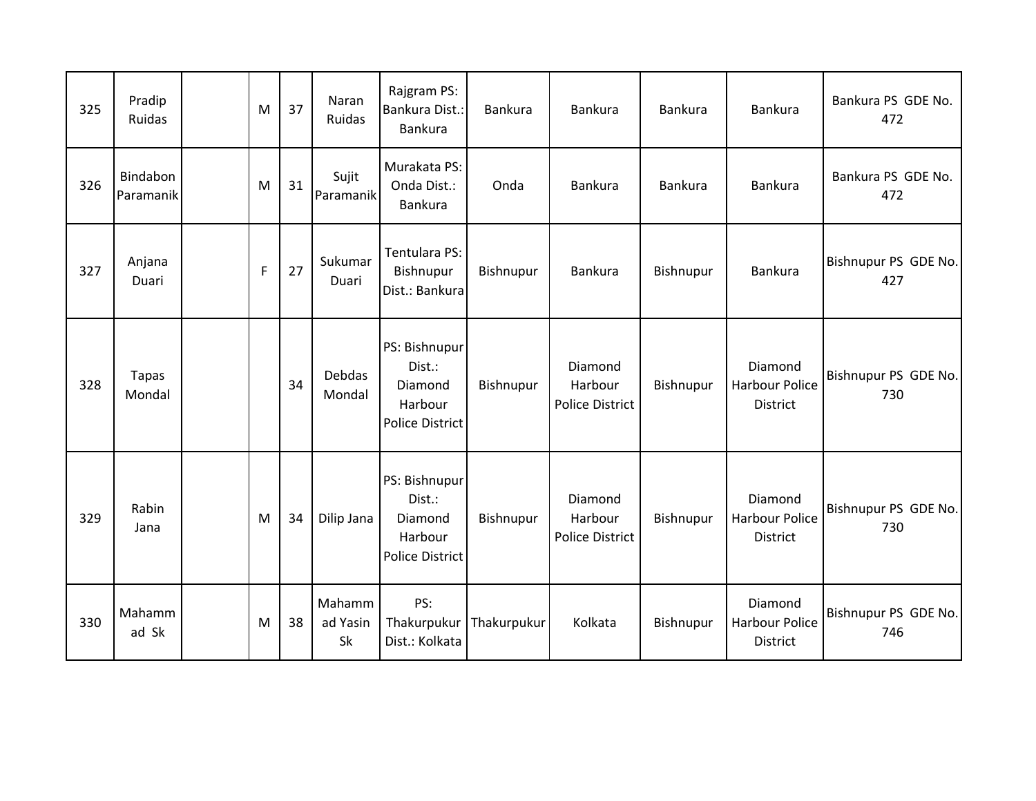| | | | | | | | | | | | |
|---|---|---|---|---|---|---|---|---|---|---|---|
| 325 | Pradip Ruidas | | M | 37 | Naran Ruidas | Rajgram PS: Bankura Dist.: Bankura | Bankura | Bankura | Bankura | Bankura | Bankura PS GDE No. 472 |
| 326 | Bindabon Paramanik | | M | 31 | Sujit Paramanik | Murakata PS: Onda Dist.: Bankura | Onda | Bankura | Bankura | Bankura | Bankura PS GDE No. 472 |
| 327 | Anjana Duari | | F | 27 | Sukumar Duari | Tentulara PS: Bishnupur Dist.: Bankura | Bishnupur | Bankura | Bishnupur | Bankura | Bishnupur PS GDE No. 427 |
| 328 | Tapas Mondal | | | 34 | Debdas Mondal | PS: Bishnupur Dist.: Diamond Harbour Police District | Bishnupur | Diamond Harbour Police District | Bishnupur | Diamond Harbour Police District | Bishnupur PS GDE No. 730 |
| 329 | Rabin Jana | | M | 34 | Dilip Jana | PS: Bishnupur Dist.: Diamond Harbour Police District | Bishnupur | Diamond Harbour Police District | Bishnupur | Diamond Harbour Police District | Bishnupur PS GDE No. 730 |
| 330 | Mahammad Sk | | M | 38 | Mahammad Yasin Sk | PS: Thakurpukur Dist.: Kolkata | Thakurpukur | Kolkata | Bishnupur | Diamond Harbour Police District | Bishnupur PS GDE No. 746 |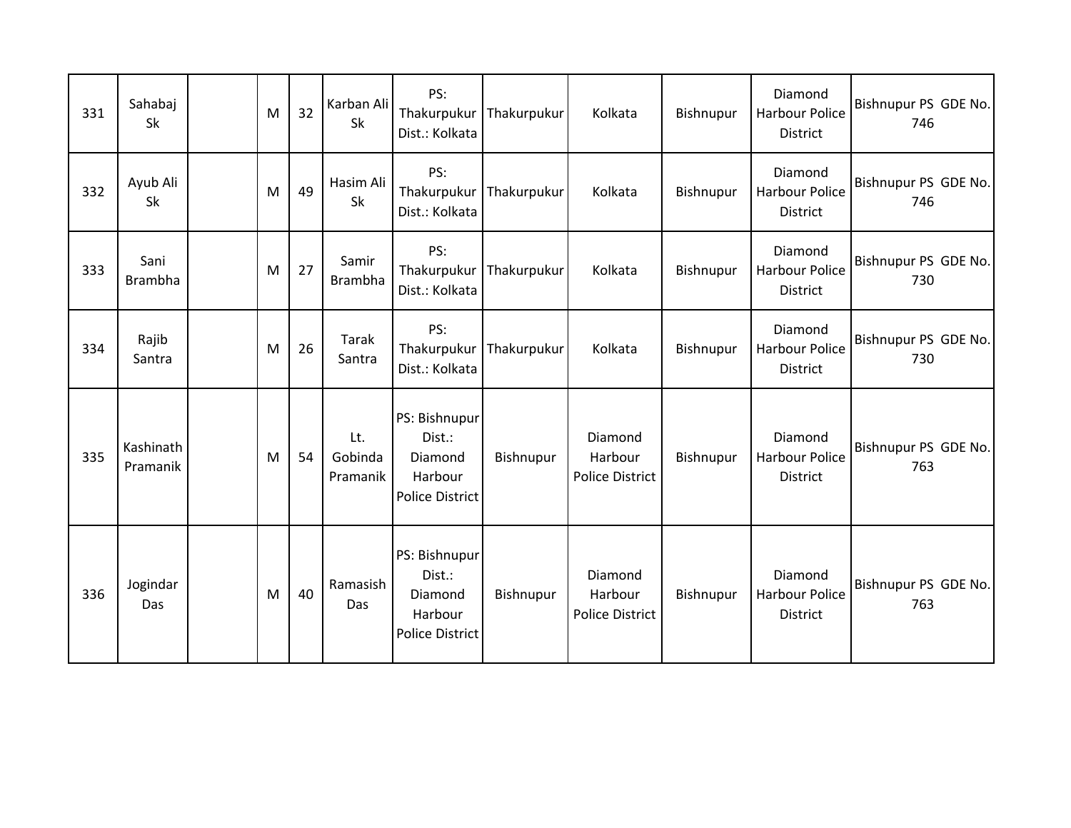| 331 | Sahabaj Sk | | M | 32 | Karban Ali Sk | PS: Thakurpukur Dist.: Kolkata | Thakurpukur | Kolkata | Bishnupur | Diamond Harbour Police District | Bishnupur PS GDE No. 746 |
|---|---|---|---|---|---|---|---|---|---|---|---|
| 332 | Ayub Ali Sk | | M | 49 | Hasim Ali Sk | PS: Thakurpukur Dist.: Kolkata | Thakurpukur | Kolkata | Bishnupur | Diamond Harbour Police District | Bishnupur PS GDE No. 746 |
| 333 | Sani Brambha | | M | 27 | Samir Brambha | PS: Thakurpukur Dist.: Kolkata | Thakurpukur | Kolkata | Bishnupur | Diamond Harbour Police District | Bishnupur PS GDE No. 730 |
| 334 | Rajib Santra | | M | 26 | Tarak Santra | PS: Thakurpukur Dist.: Kolkata | Thakurpukur | Kolkata | Bishnupur | Diamond Harbour Police District | Bishnupur PS GDE No. 730 |
| 335 | Kashinath Pramanik | | M | 54 | Lt. Gobinda Pramanik | PS: Bishnupur Dist.: Diamond Harbour Police District | Bishnupur | Diamond Harbour Police District | Bishnupur | Diamond Harbour Police District | Bishnupur PS GDE No. 763 |
| 336 | Jogindar Das | | M | 40 | Ramasish Das | PS: Bishnupur Dist.: Diamond Harbour Police District | Bishnupur | Diamond Harbour Police District | Bishnupur | Diamond Harbour Police District | Bishnupur PS GDE No. 763 |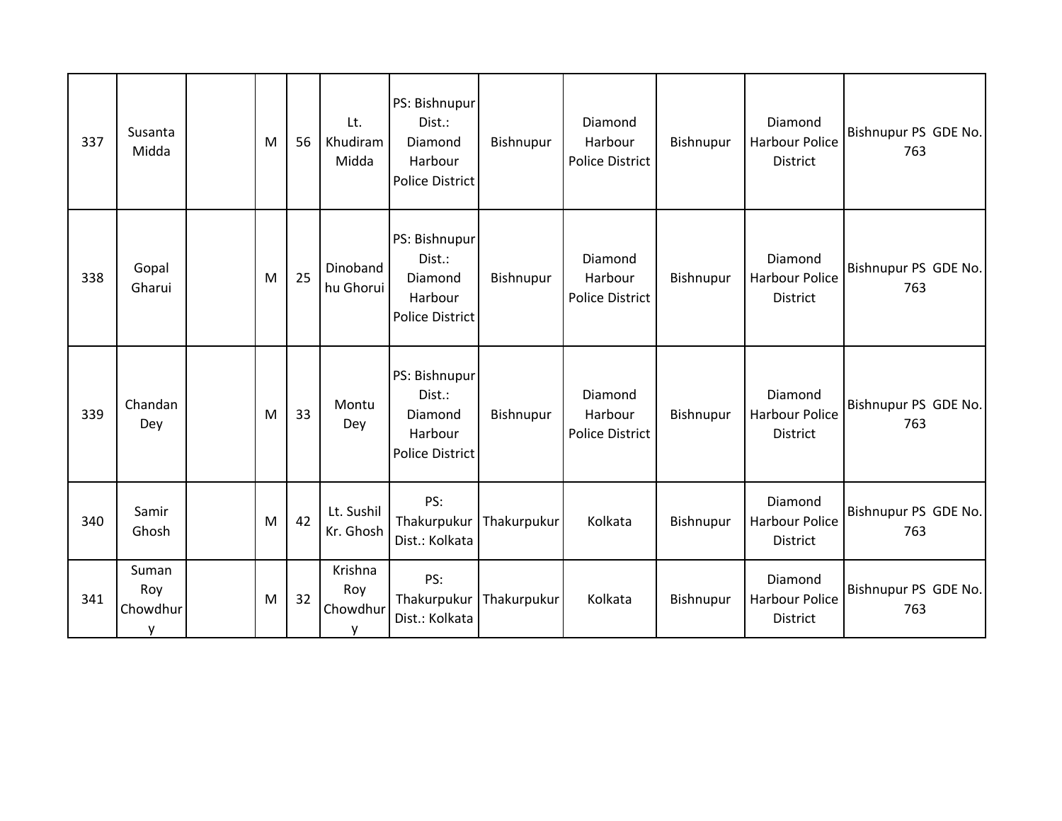| 337 | Susanta Midda | | M | 56 | Lt. Khudiram Midda | PS: Bishnupur Dist.: Diamond Harbour Police District | Bishnupur | Diamond Harbour Police District | Bishnupur | Diamond Harbour Police District | Bishnupur PS GDE No. 763 |
|---|---|---|---|---|---|---|---|---|---|---|---|
| 338 | Gopal Gharui | | M | 25 | Dinobandhu Ghorui | PS: Bishnupur Dist.: Diamond Harbour Police District | Bishnupur | Diamond Harbour Police District | Bishnupur | Diamond Harbour Police District | Bishnupur PS GDE No. 763 |
| 339 | Chandan Dey | | M | 33 | Montu Dey | PS: Bishnupur Dist.: Diamond Harbour Police District | Bishnupur | Diamond Harbour Police District | Bishnupur | Diamond Harbour Police District | Bishnupur PS GDE No. 763 |
| 340 | Samir Ghosh | | M | 42 | Lt. Sushil Kr. Ghosh | PS: Thakurpukur Dist.: Kolkata | Thakurpukur | Kolkata | Bishnupur | Diamond Harbour Police District | Bishnupur PS GDE No. 763 |
| 341 | Suman Roy Chowdhury | | M | 32 | Krishna Roy Chowdhury | PS: Thakurpukur Dist.: Kolkata | Thakurpukur | Kolkata | Bishnupur | Diamond Harbour Police District | Bishnupur PS GDE No. 763 |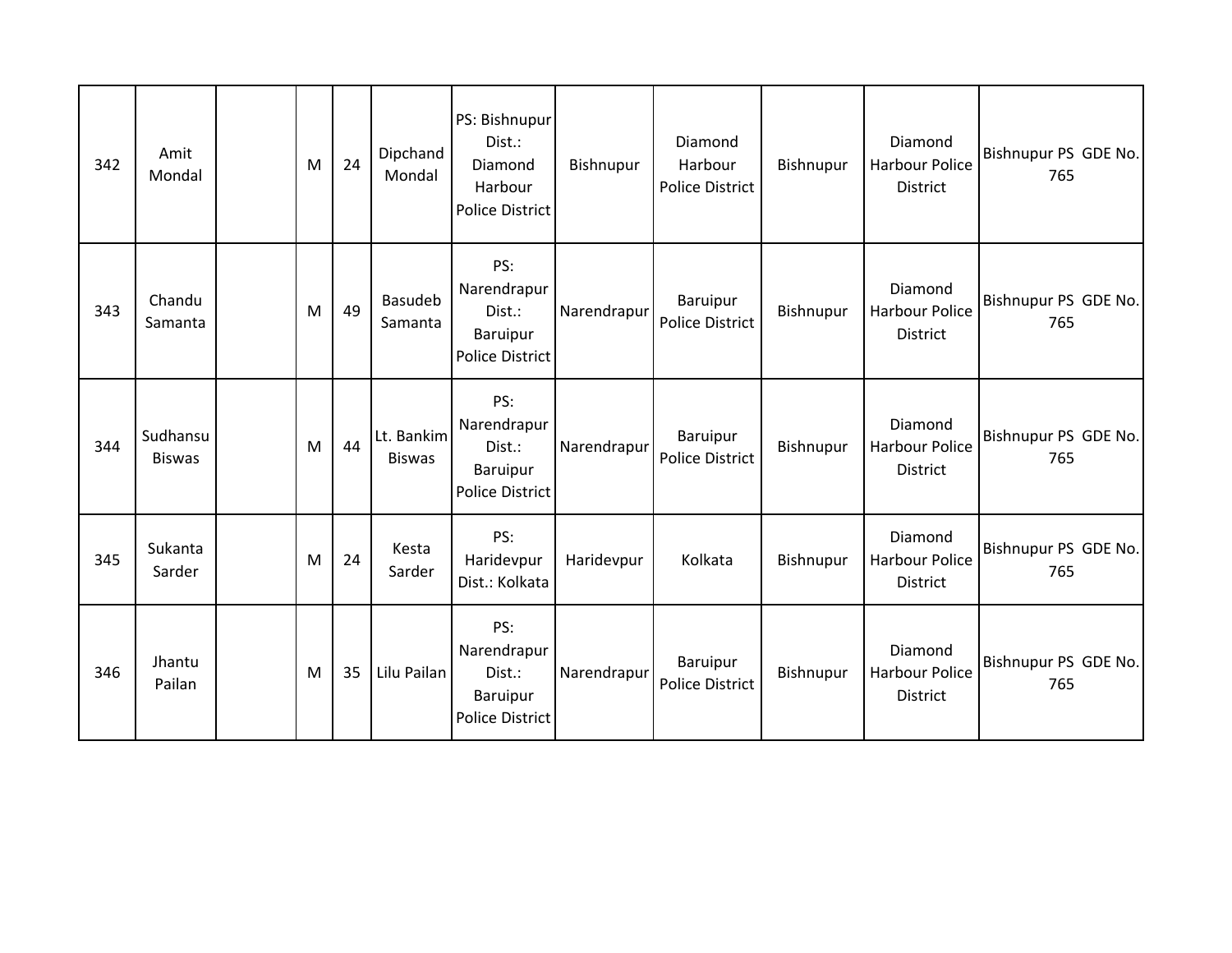| | | | | | | | | | | | |
|---|---|---|---|---|---|---|---|---|---|---|---|
| 342 | Amit Mondal | | M | 24 | Dipchand Mondal | PS: Bishnupur Dist.: Diamond Harbour Police District | Bishnupur | Diamond Harbour Police District | Bishnupur | Diamond Harbour Police District | Bishnupur PS GDE No. 765 |
| 343 | Chandu Samanta | | M | 49 | Basudeb Samanta | PS: Narendrapur Dist.: Baruipur Police District | Narendrapur | Baruipur Police District | Bishnupur | Diamond Harbour Police District | Bishnupur PS GDE No. 765 |
| 344 | Sudhansu Biswas | | M | 44 | Lt. Bankim Biswas | PS: Narendrapur Dist.: Baruipur Police District | Narendrapur | Baruipur Police District | Bishnupur | Diamond Harbour Police District | Bishnupur PS GDE No. 765 |
| 345 | Sukanta Sarder | | M | 24 | Kesta Sarder | PS: Haridevpur Dist.: Kolkata | Haridevpur | Kolkata | Bishnupur | Diamond Harbour Police District | Bishnupur PS GDE No. 765 |
| 346 | Jhantu Pailan | | M | 35 | Lilu Pailan | PS: Narendrapur Dist.: Baruipur Police District | Narendrapur | Baruipur Police District | Bishnupur | Diamond Harbour Police District | Bishnupur PS GDE No. 765 |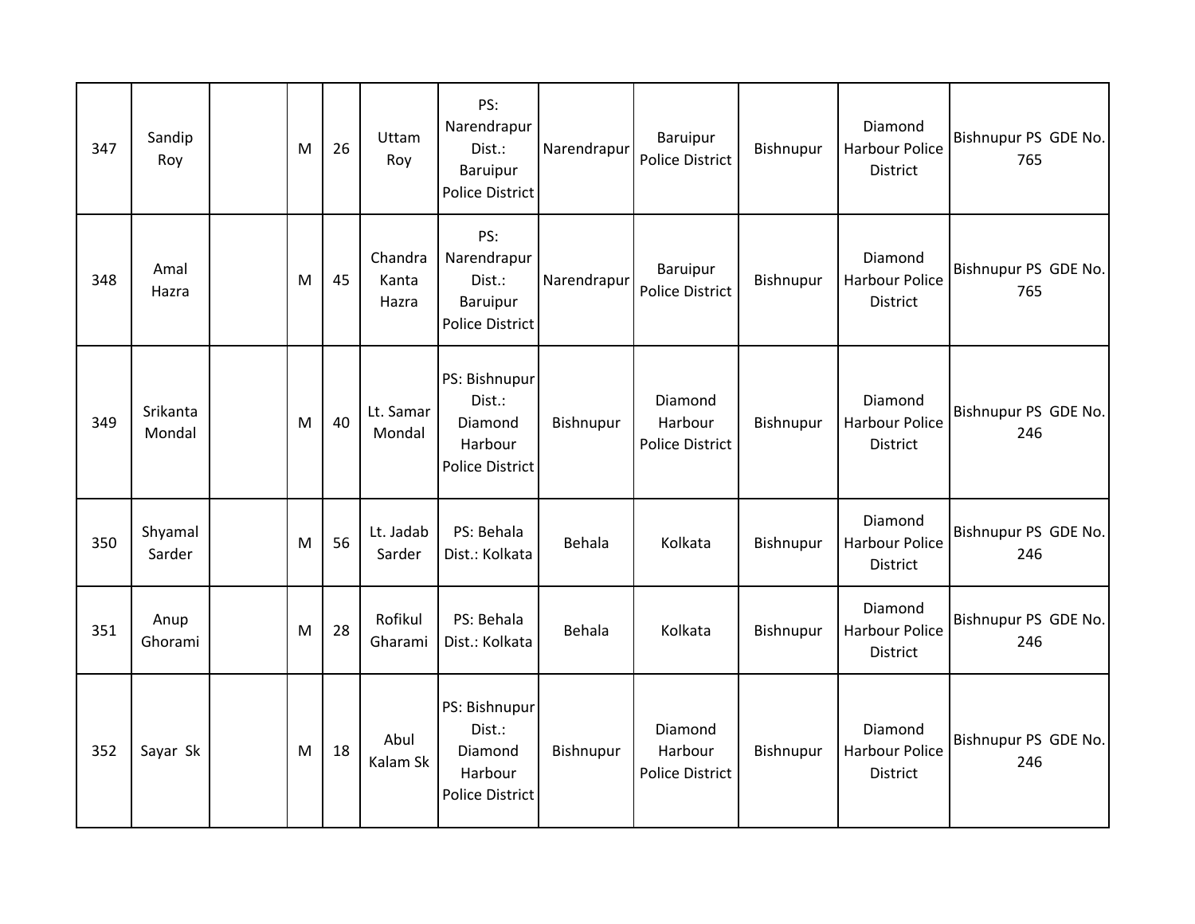| 347 | Sandip Roy | | M | 26 | Uttam Roy | PS: Narendrapur Dist.: Baruipur Police District | Narendrapur | Baruipur Police District | Bishnupur | Diamond Harbour Police District | Bishnupur PS GDE No. 765 |
|---|---|---|---|---|---|---|---|---|---|---|---|
| 348 | Amal Hazra | | M | 45 | Chandra Kanta Hazra | PS: Narendrapur Dist.: Baruipur Police District | Narendrapur | Baruipur Police District | Bishnupur | Diamond Harbour Police District | Bishnupur PS GDE No. 765 |
| 349 | Srikanta Mondal | | M | 40 | Lt. Samar Mondal | PS: Bishnupur Dist.: Diamond Harbour Police District | Bishnupur | Diamond Harbour Police District | Bishnupur | Diamond Harbour Police District | Bishnupur PS GDE No. 246 |
| 350 | Shyamal Sarder | | M | 56 | Lt. Jadab Sarder | PS: Behala Dist.: Kolkata | Behala | Kolkata | Bishnupur | Diamond Harbour Police District | Bishnupur PS GDE No. 246 |
| 351 | Anup Ghorami | | M | 28 | Rofikul Gharami | PS: Behala Dist.: Kolkata | Behala | Kolkata | Bishnupur | Diamond Harbour Police District | Bishnupur PS GDE No. 246 |
| 352 | Sayar Sk | | M | 18 | Abul Kalam Sk | PS: Bishnupur Dist.: Diamond Harbour Police District | Bishnupur | Diamond Harbour Police District | Bishnupur | Diamond Harbour Police District | Bishnupur PS GDE No. 246 |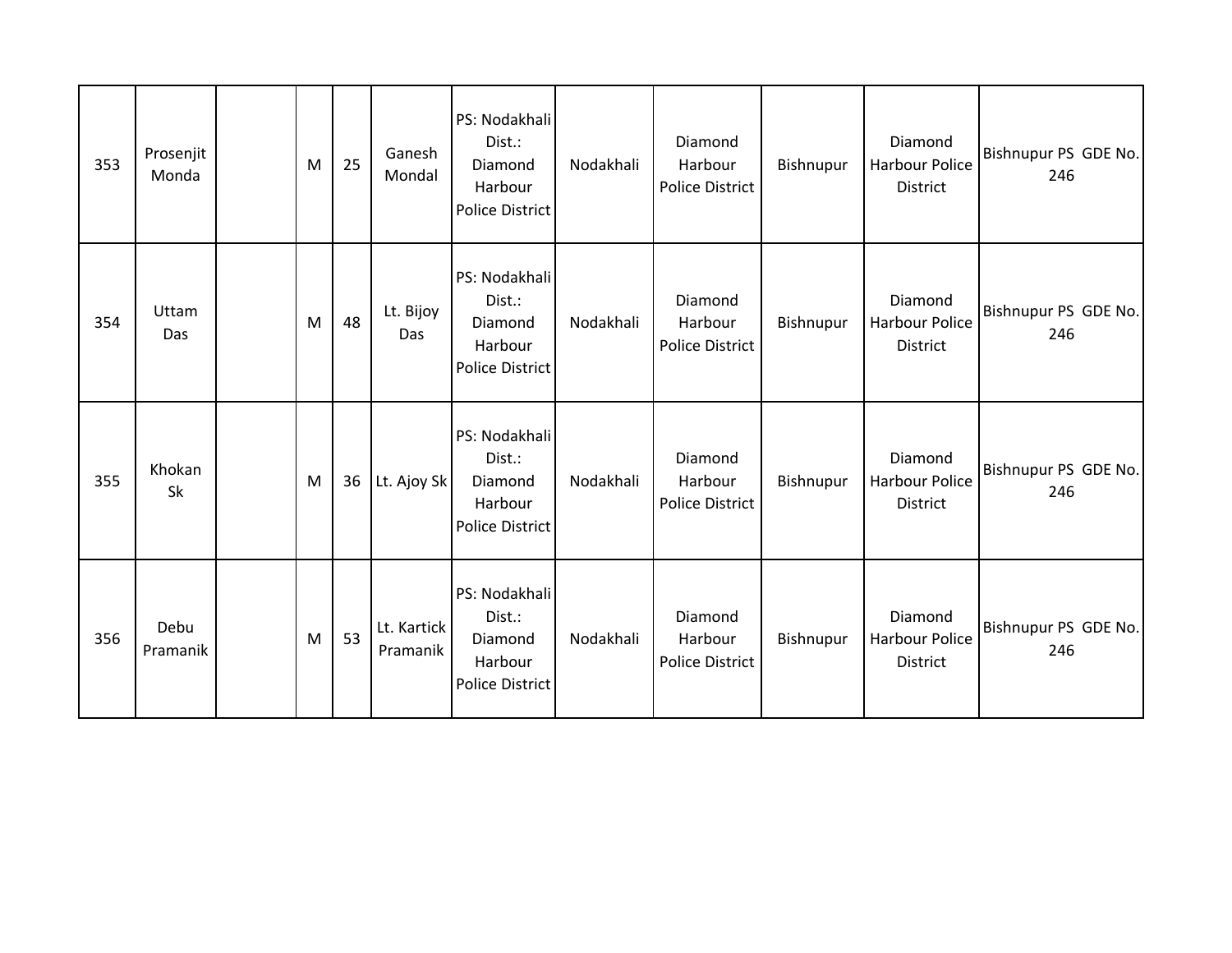| | | | | | | | | | | | |
|---|---|---|---|---|---|---|---|---|---|---|---|
| 353 | Prosenjit Monda | | M | 25 | Ganesh Mondal | PS: Nodakhali Dist.: Diamond Harbour Police District | Nodakhali | Diamond Harbour Police District | Bishnupur | Diamond Harbour Police District | Bishnupur PS GDE No. 246 |
| 354 | Uttam Das | | M | 48 | Lt. Bijoy Das | PS: Nodakhali Dist.: Diamond Harbour Police District | Nodakhali | Diamond Harbour Police District | Bishnupur | Diamond Harbour Police District | Bishnupur PS GDE No. 246 |
| 355 | Khokan Sk | | M | 36 | Lt. Ajoy Sk | PS: Nodakhali Dist.: Diamond Harbour Police District | Nodakhali | Diamond Harbour Police District | Bishnupur | Diamond Harbour Police District | Bishnupur PS GDE No. 246 |
| 356 | Debu Pramanik | | M | 53 | Lt. Kartick Pramanik | PS: Nodakhali Dist.: Diamond Harbour Police District | Nodakhali | Diamond Harbour Police District | Bishnupur | Diamond Harbour Police District | Bishnupur PS GDE No. 246 |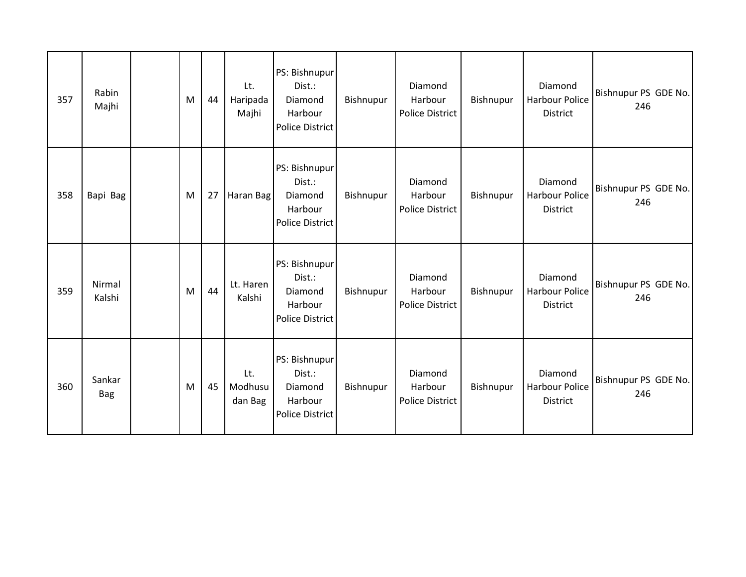| | | | | | | | | | | | |
|---|---|---|---|---|---|---|---|---|---|---|---|
| 357 | Rabin Majhi | | M | 44 | Lt. Haripada Majhi | PS: Bishnupur Dist.: Diamond Harbour Police District | Bishnupur | Diamond Harbour Police District | Bishnupur | Diamond Harbour Police District | Bishnupur PS GDE No. 246 |
| 358 | Bapi Bag | | M | 27 | Haran Bag | PS: Bishnupur Dist.: Diamond Harbour Police District | Bishnupur | Diamond Harbour Police District | Bishnupur | Diamond Harbour Police District | Bishnupur PS GDE No. 246 |
| 359 | Nirmal Kalshi | | M | 44 | Lt. Haren Kalshi | PS: Bishnupur Dist.: Diamond Harbour Police District | Bishnupur | Diamond Harbour Police District | Bishnupur | Diamond Harbour Police District | Bishnupur PS GDE No. 246 |
| 360 | Sankar Bag | | M | 45 | Lt. Modhusudan Bag | PS: Bishnupur Dist.: Diamond Harbour Police District | Bishnupur | Diamond Harbour Police District | Bishnupur | Diamond Harbour Police District | Bishnupur PS GDE No. 246 |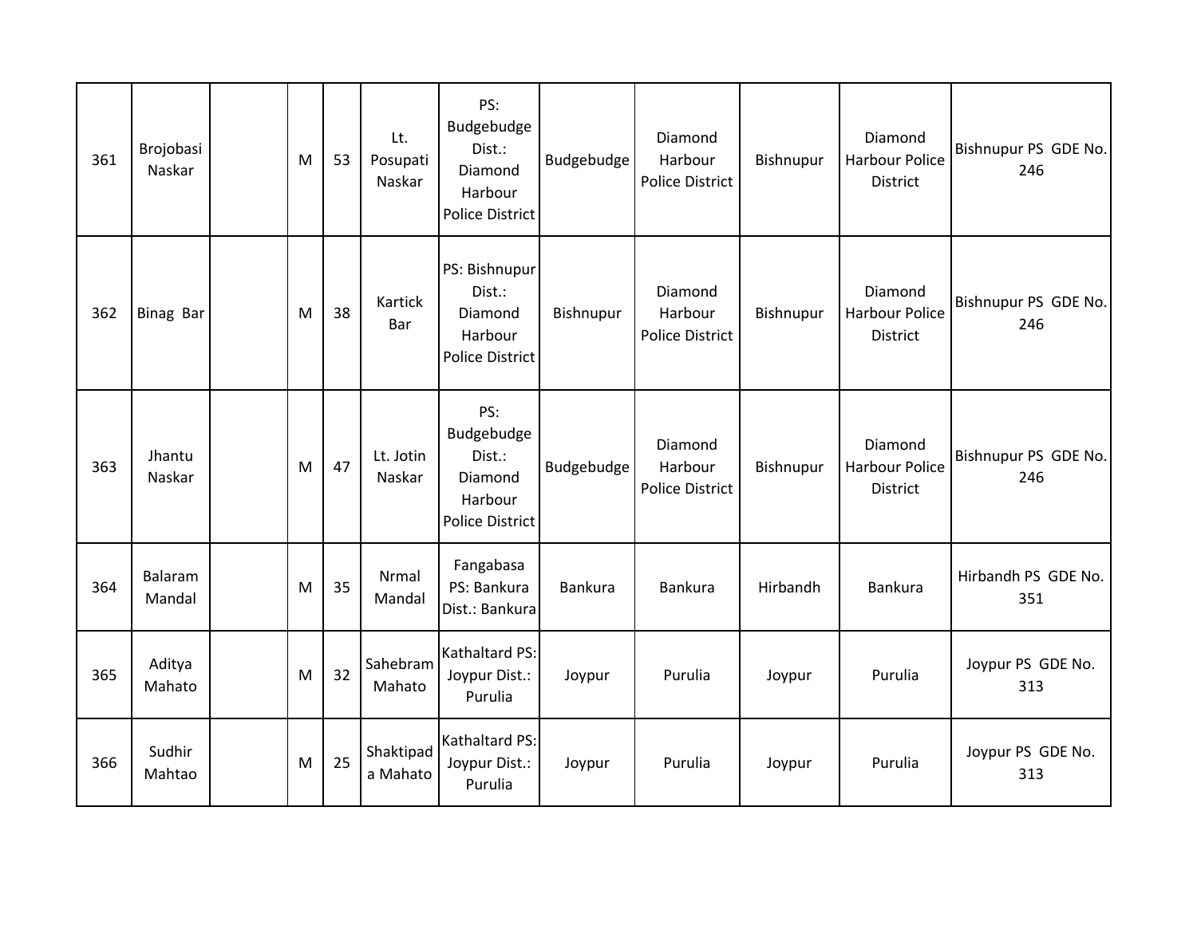| 361 | Brojobasi Naskar | | M | 53 | Lt. Posupati Naskar | PS: Budgebudge Dist.: Diamond Harbour Police District | Budgebudge | Diamond Harbour Police District | Bishnupur | Diamond Harbour Police District | Bishnupur PS GDE No. 246 |
|---|---|---|---|---|---|---|---|---|---|---|---|
| 362 | Binag Bar | | M | 38 | Kartick Bar | PS: Bishnupur Dist.: Diamond Harbour Police District | Bishnupur | Diamond Harbour Police District | Bishnupur | Diamond Harbour Police District | Bishnupur PS GDE No. 246 |
| 363 | Jhantu Naskar | | M | 47 | Lt. Jotin Naskar | PS: Budgebudge Dist.: Diamond Harbour Police District | Budgebudge | Diamond Harbour Police District | Bishnupur | Diamond Harbour Police District | Bishnupur PS GDE No. 246 |
| 364 | Balaram Mandal | | M | 35 | Nrmal Mandal | Fangabasa PS: Bankura Dist.: Bankura | Bankura | Bankura | Hirbandh | Bankura | Hirbandh PS GDE No. 351 |
| 365 | Aditya Mahato | | M | 32 | Sahebram Mahato | Kathaltard PS: Joypur Dist.: Purulia | Joypur | Purulia | Joypur | Purulia | Joypur PS GDE No. 313 |
| 366 | Sudhir Mahtao | | M | 25 | Shaktipada Mahato | Kathaltard PS: Joypur Dist.: Purulia | Joypur | Purulia | Joypur | Purulia | Joypur PS GDE No. 313 |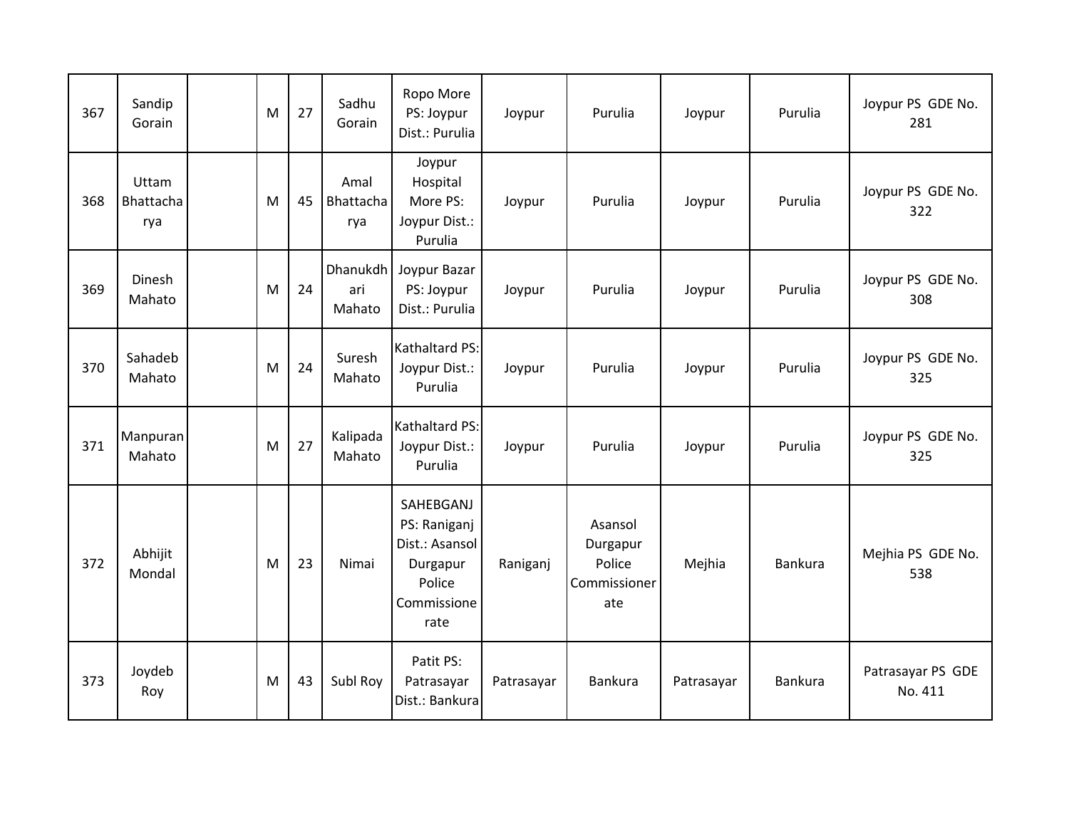| 367 | Sandip Gorain | | M | 27 | Sadhu Gorain | Ropo More PS: Joypur Dist.: Purulia | Joypur | Purulia | Joypur | Purulia | Joypur PS GDE No. 281 |
|---|---|---|---|---|---|---|---|---|---|---|---|
| 368 | Uttam Bhattacharya | | M | 45 | Amal Bhattacharya | Joypur Hospital More PS: Joypur Dist.: Purulia | Joypur | Purulia | Joypur | Purulia | Joypur PS GDE No. 322 |
| 369 | Dinesh Mahato | | M | 24 | Dhanukdhari Mahato | Joypur Bazar PS: Joypur Dist.: Purulia | Joypur | Purulia | Joypur | Purulia | Joypur PS GDE No. 308 |
| 370 | Sahadeb Mahato | | M | 24 | Suresh Mahato | Kathaltard PS: Joypur Dist.: Purulia | Joypur | Purulia | Joypur | Purulia | Joypur PS GDE No. 325 |
| 371 | Manpuran Mahato | | M | 27 | Kalipada Mahato | Kathaltard PS: Joypur Dist.: Purulia | Joypur | Purulia | Joypur | Purulia | Joypur PS GDE No. 325 |
| 372 | Abhijit Mondal | | M | 23 | Nimai | SAHEBGANJ PS: Raniganj Dist.: Asansol Durgapur Police Commissionerate | Raniganj | Asansol Durgapur Police Commissionerate | Mejhia | Bankura | Mejhia PS GDE No. 538 |
| 373 | Joydeb Roy | | M | 43 | Subl Roy | Patit PS: Patrasayar Dist.: Bankura | Patrasayar | Bankura | Patrasayar | Bankura | Patrasayar PS GDE No. 411 |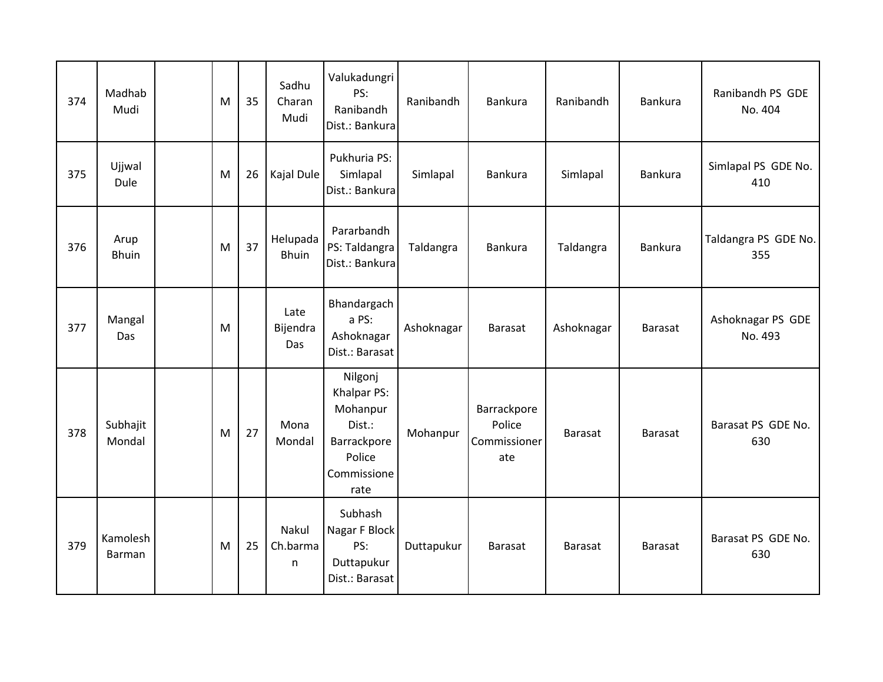| 374 | Madhab Mudi | | M | 35 | Sadhu Charan Mudi | Valukadungri PS: Ranibandh Dist.: Bankura | Ranibandh | Bankura | Ranibandh | Bankura | Ranibandh PS GDE No. 404 |
|---|---|---|---|---|---|---|---|---|---|---|---|
| 375 | Ujjwal Dule | | M | 26 | Kajal Dule | Pukhuria PS: Simlapal Dist.: Bankura | Simlapal | Bankura | Simlapal | Bankura | Simlapal PS GDE No. 410 |
| 376 | Arup Bhuin | | M | 37 | Helupada Bhuin | Pararbandh PS: Taldangra Dist.: Bankura | Taldangra | Bankura | Taldangra | Bankura | Taldangra PS GDE No. 355 |
| 377 | Mangal Das | | M | | Late Bijendra Das | Bhandargacha PS: Ashoknagar Dist.: Barasat | Ashoknagar | Barasat | Ashoknagar | Barasat | Ashoknagar PS GDE No. 493 |
| 378 | Subhajit Mondal | | M | 27 | Mona Mondal | Nilgonj Khalpar PS: Mohanpur Dist.: Barrackpore Police Commissionerate | Mohanpur | Barrackpore Police Commissionerate | Barasat | Barasat | Barasat PS GDE No. 630 |
| 379 | Kamolesh Barman | | M | 25 | Nakul Ch.barman | Subhash Nagar F Block PS: Duttapukur Dist.: Barasat | Duttapukur | Barasat | Barasat | Barasat | Barasat PS GDE No. 630 |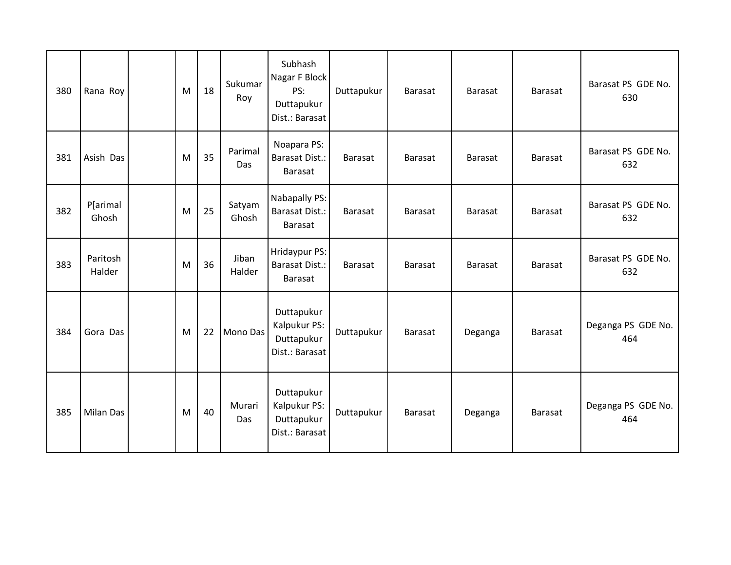| | | | | | | | | | | | |
|---|---|---|---|---|---|---|---|---|---|---|---|
| 380 | Rana Roy | | M | 18 | Sukumar Roy | Subhash Nagar F Block PS: Duttapukur Dist.: Barasat | Duttapukur | Barasat | Barasat | Barasat | Barasat PS GDE No. 630 |
| 381 | Asish Das | | M | 35 | Parimal Das | Noapara PS: Barasat Dist.: Barasat | Barasat | Barasat | Barasat | Barasat | Barasat PS GDE No. 632 |
| 382 | P[arimal Ghosh | | M | 25 | Satyam Ghosh | Nabapally PS: Barasat Dist.: Barasat | Barasat | Barasat | Barasat | Barasat | Barasat PS GDE No. 632 |
| 383 | Paritosh Halder | | M | 36 | Jiban Halder | Hridaypur PS: Barasat Dist.: Barasat | Barasat | Barasat | Barasat | Barasat | Barasat PS GDE No. 632 |
| 384 | Gora Das | | M | 22 | Mono Das | Duttapukur Kalpukur PS: Duttapukur Dist.: Barasat | Duttapukur | Barasat | Deganga | Barasat | Deganga PS GDE No. 464 |
| 385 | Milan Das | | M | 40 | Murari Das | Duttapukur Kalpukur PS: Duttapukur Dist.: Barasat | Duttapukur | Barasat | Deganga | Barasat | Deganga PS GDE No. 464 |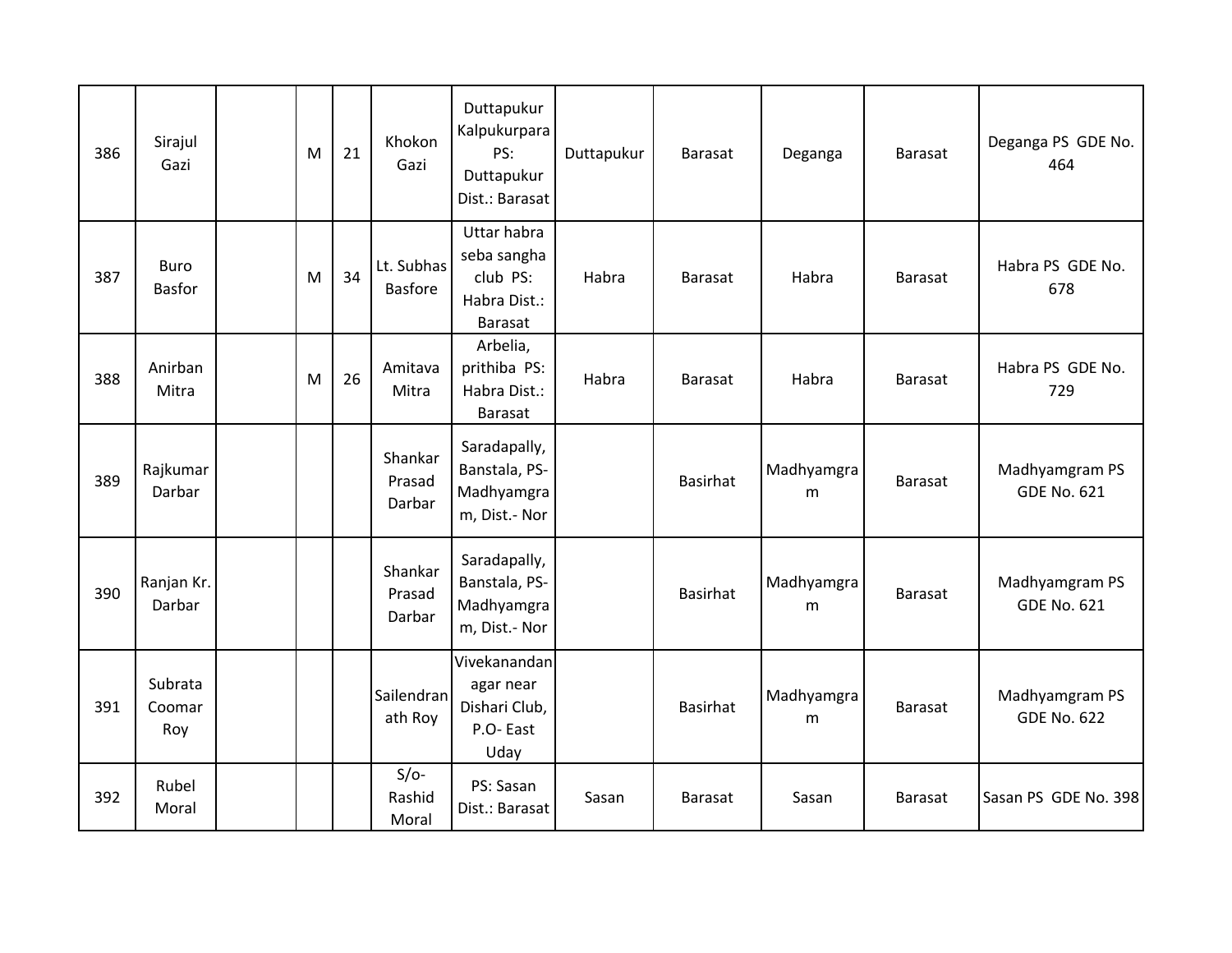| 386 | Sirajul Gazi | | M | 21 | Khokon Gazi | Duttapukur Kalpukurpara PS: Duttapukur Dist.: Barasat | Duttapukur | Barasat | Deganga | Barasat | Deganga PS GDE No. 464 |
|---|---|---|---|---|---|---|---|---|---|---|---|
| 387 | Buro Basfor | | M | 34 | Lt. Subhas Basfore | Uttar habra seba sangha club PS: Habra Dist.: Barasat | Habra | Barasat | Habra | Barasat | Habra PS GDE No. 678 |
| 388 | Anirban Mitra | | M | 26 | Amitava Mitra | Arbelia, prithiba PS: Habra Dist.: Barasat | Habra | Barasat | Habra | Barasat | Habra PS GDE No. 729 |
| 389 | Rajkumar Darbar | | | | Shankar Prasad Darbar | Saradapally, Banstala, PS- Madhyamgram, Dist.- Nor | | Basirhat | Madhyamgram | Barasat | Madhyamgram PS GDE No. 621 |
| 390 | Ranjan Kr. Darbar | | | | Shankar Prasad Darbar | Saradapally, Banstala, PS- Madhyamgram, Dist.- Nor | | Basirhat | Madhyamgram | Barasat | Madhyamgram PS GDE No. 621 |
| 391 | Subrata Coomar Roy | | | | Sailendranath Roy | Vivekanandanagar near Dishari Club, P.O- East Uday | | Basirhat | Madhyamgram | Barasat | Madhyamgram PS GDE No. 622 |
| 392 | Rubel Moral | | | | S/o- Rashid Moral | PS: Sasan Dist.: Barasat | Sasan | Barasat | Sasan | Barasat | Sasan PS GDE No. 398 |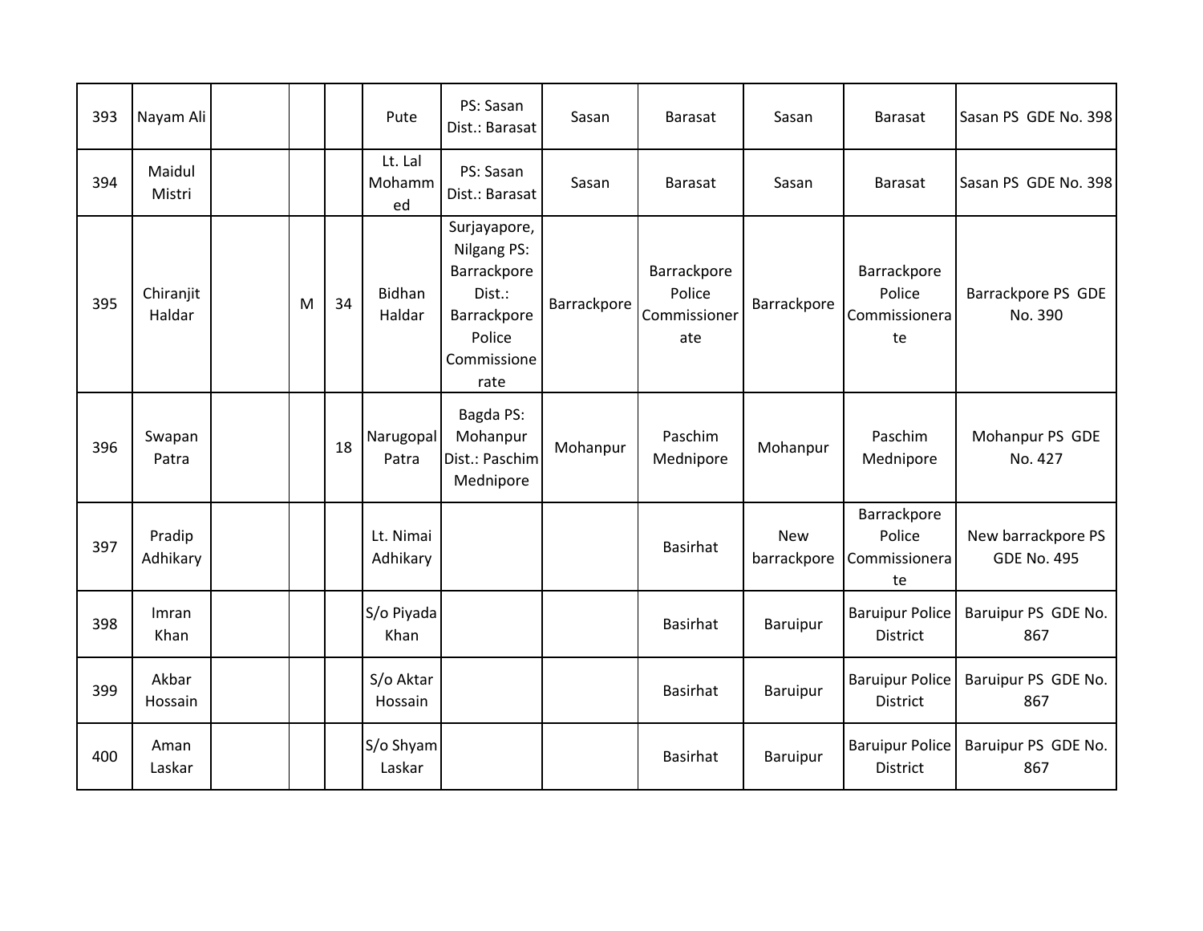| 393 | Nayam Ali | | | | Pute | PS: Sasan Dist.: Barasat | Sasan | Barasat | Sasan | Barasat | Sasan PS GDE No. 398 |
|---|---|---|---|---|---|---|---|---|---|---|---|
| 394 | Maidul Mistri | | | | Lt. Lal Mohammed | PS: Sasan Dist.: Barasat | Sasan | Barasat | Sasan | Barasat | Sasan PS GDE No. 398 |
| 395 | Chiranjit Haldar | | M | 34 | Bidhan Haldar | Surjayapore, Nilgang PS: Barrackpore Dist.: Barrackpore Police Commissionerate | Barrackpore | Barrackpore Police Commissionerate | Barrackpore | Barrackpore Police Commissionerate | Barrackpore PS GDE No. 390 |
| 396 | Swapan Patra | | | 18 | Narugopal Patra | Bagda PS: Mohanpur Dist.: Paschim Mednipore | Mohanpur | Paschim Mednipore | Mohanpur | Paschim Mednipore | Mohanpur PS GDE No. 427 |
| 397 | Pradip Adhikary | | | | Lt. Nimai Adhikary | | | Basirhat | New barrackpore | Barrackpore Police Commissionerate | New barrackpore PS GDE No. 495 |
| 398 | Imran Khan | | | | S/o Piyada Khan | | | Basirhat | Baruipur | Baruipur Police District | Baruipur PS GDE No. 867 |
| 399 | Akbar Hossain | | | | S/o Aktar Hossain | | | Basirhat | Baruipur | Baruipur Police District | Baruipur PS GDE No. 867 |
| 400 | Aman Laskar | | | | S/o Shyam Laskar | | | Basirhat | Baruipur | Baruipur Police District | Baruipur PS GDE No. 867 |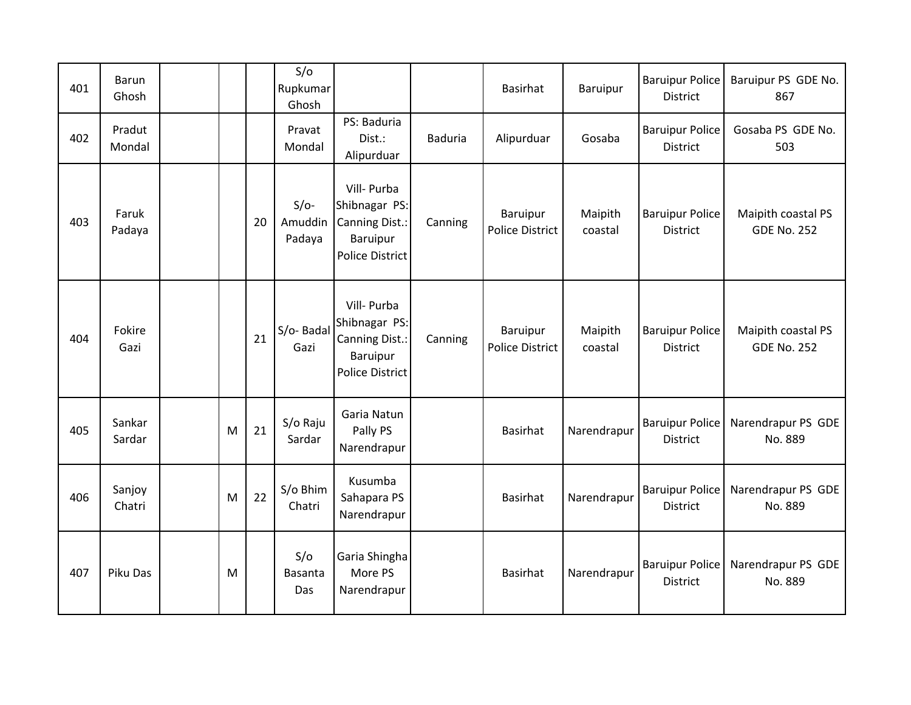| | | | | | | | | | | | |
|---|---|---|---|---|---|---|---|---|---|---|---|
| 401 | Barun Ghosh | | | | S/o Rupkumar Ghosh | | | Basirhat | Baruipur | Baruipur Police District | Baruipur PS GDE No. 867 |
| 402 | Pradut Mondal | | | | Pravat Mondal | PS: Baduria Dist.: Alipurduar | Baduria | Alipurduar | Gosaba | Baruipur Police District | Gosaba PS GDE No. 503 |
| 403 | Faruk Padaya | | | 20 | S/o- Amuddin Padaya | Vill- Purba Shibnagar PS: Canning Dist.: Baruipur Police District | Canning | Baruipur Police District | Maipith coastal | Baruipur Police District | Maipith coastal PS GDE No. 252 |
| 404 | Fokire Gazi | | | 21 | S/o- Badal Gazi | Vill- Purba Shibnagar PS: Canning Dist.: Baruipur Police District | Canning | Baruipur Police District | Maipith coastal | Baruipur Police District | Maipith coastal PS GDE No. 252 |
| 405 | Sankar Sardar | | M | 21 | S/o Raju Sardar | Garia Natun Pally PS Narendrapur | | Basirhat | Narendrapur | Baruipur Police District | Narendrapur PS GDE No. 889 |
| 406 | Sanjoy Chatri | | M | 22 | S/o Bhim Chatri | Kusumba Sahapara PS Narendrapur | | Basirhat | Narendrapur | Baruipur Police District | Narendrapur PS GDE No. 889 |
| 407 | Piku Das | | M | | S/o Basanta Das | Garia Shingha More PS Narendrapur | | Basirhat | Narendrapur | Baruipur Police District | Narendrapur PS GDE No. 889 |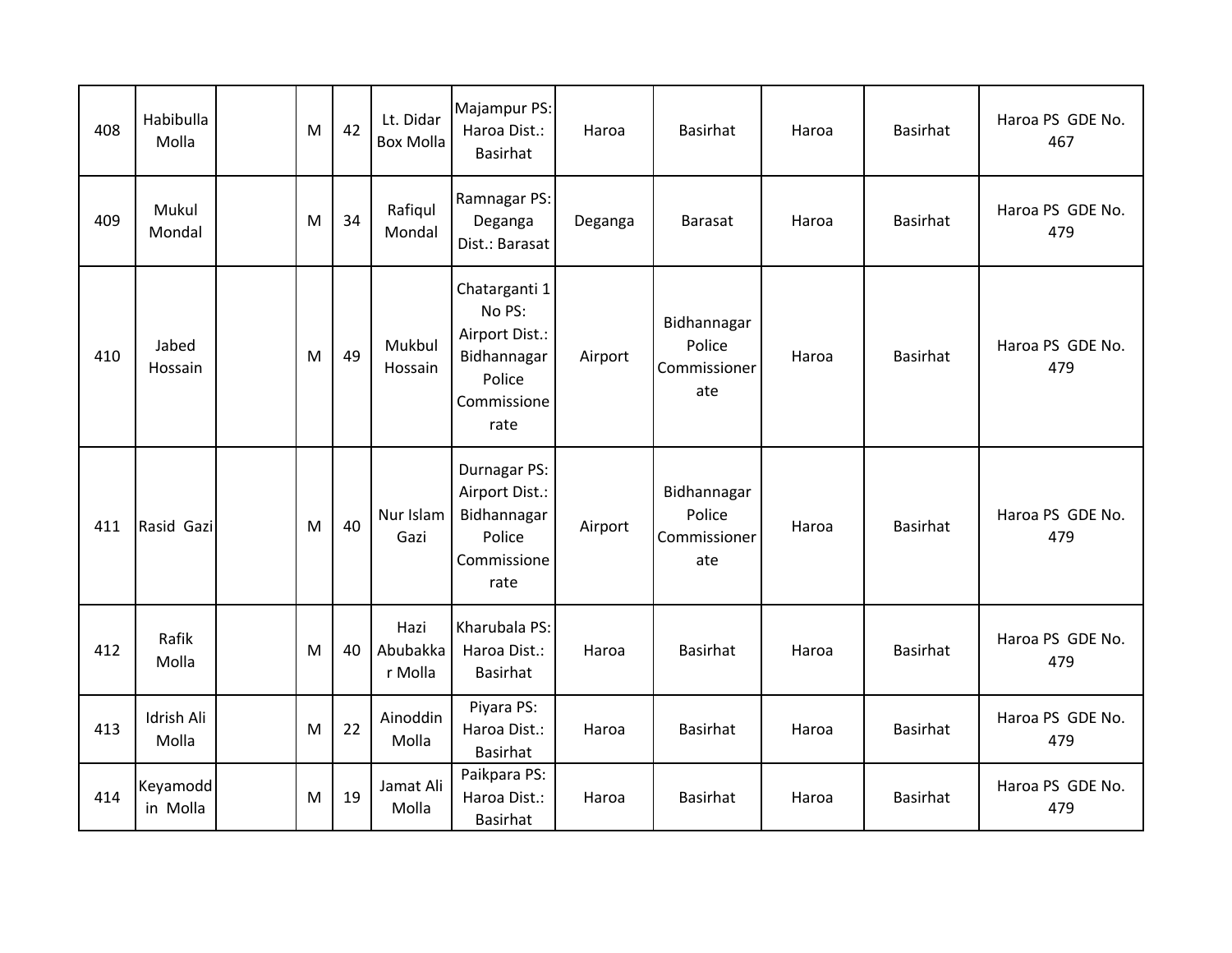| | | | | | | | | | | | |
|---|---|---|---|---|---|---|---|---|---|---|---|
| 408 | Habibulla Molla | | M | 42 | Lt. Didar Box Molla | Majampur PS: Haroa Dist.: Basirhat | Haroa | Basirhat | Haroa | Basirhat | Haroa PS GDE No. 467 |
| 409 | Mukul Mondal | | M | 34 | Rafiqul Mondal | Ramnagar PS: Deganga Dist.: Barasat | Deganga | Barasat | Haroa | Basirhat | Haroa PS GDE No. 479 |
| 410 | Jabed Hossain | | M | 49 | Mukbul Hossain | Chatarganti 1 No PS: Airport Dist.: Bidhannagar Police Commissionerate | Airport | Bidhannagar Police Commissionerate | Haroa | Basirhat | Haroa PS GDE No. 479 |
| 411 | Rasid Gazi | | M | 40 | Nur Islam Gazi | Durnagar PS: Airport Dist.: Bidhannagar Police Commissionerate | Airport | Bidhannagar Police Commissionerate | Haroa | Basirhat | Haroa PS GDE No. 479 |
| 412 | Rafik Molla | | M | 40 | Hazi Abubakkar Molla | Kharubala PS: Haroa Dist.: Basirhat | Haroa | Basirhat | Haroa | Basirhat | Haroa PS GDE No. 479 |
| 413 | Idrish Ali Molla | | M | 22 | Ainoddin Molla | Piyara PS: Haroa Dist.: Basirhat | Haroa | Basirhat | Haroa | Basirhat | Haroa PS GDE No. 479 |
| 414 | Keyamoddin Molla | | M | 19 | Jamat Ali Molla | Paikpara PS: Haroa Dist.: Basirhat | Haroa | Basirhat | Haroa | Basirhat | Haroa PS GDE No. 479 |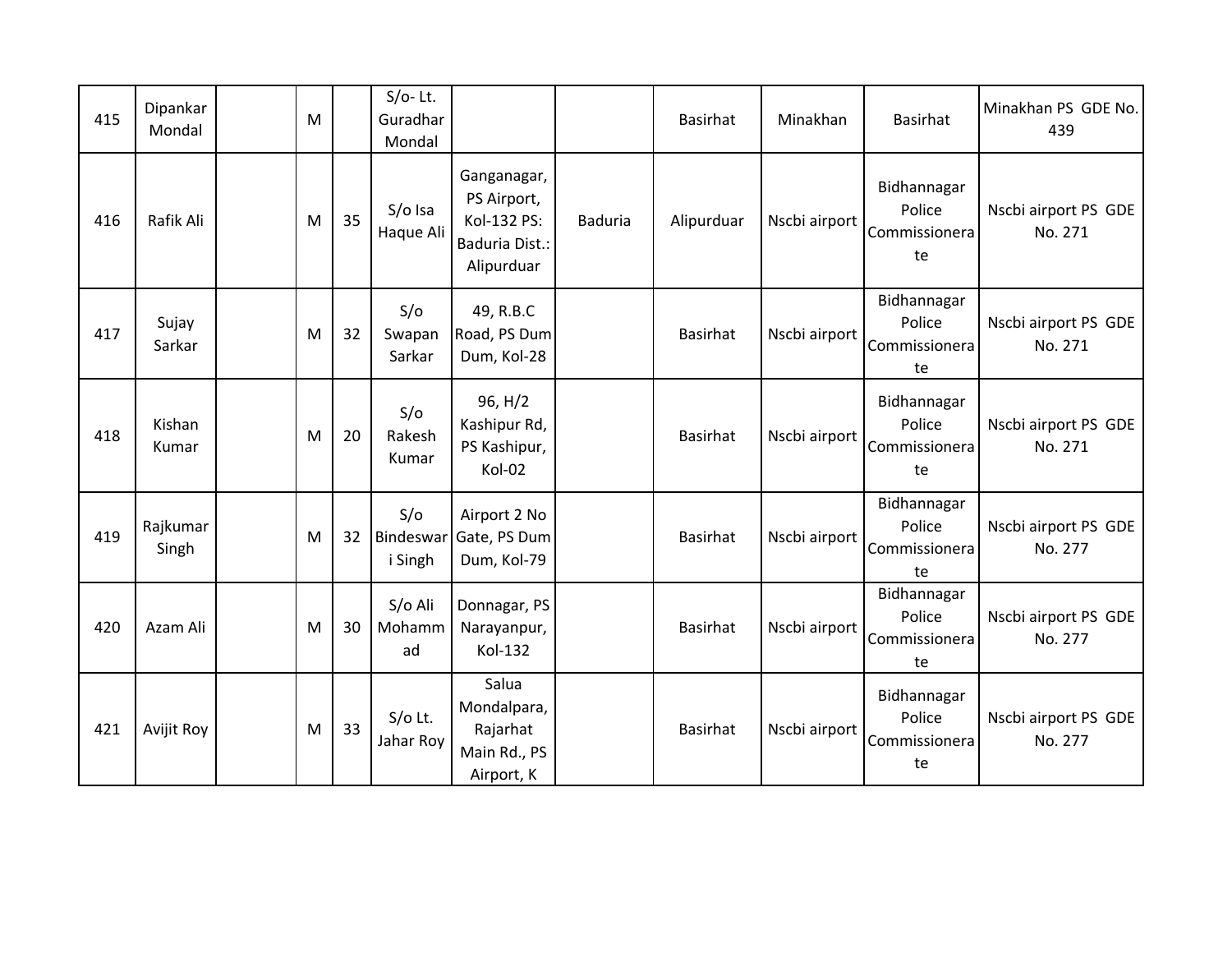| 415 | Dipankar Mondal | | M | | S/o- Lt. Guradhar Mondal | | | Basirhat | Minakhan | Basirhat | Minakhan PS GDE No. 439 |
|---|---|---|---|---|---|---|---|---|---|---|---|
| 416 | Rafik Ali | | M | 35 | S/o Isa Haque Ali | Ganganagar, PS Airport, Kol-132 PS: Baduria Dist.: Alipurduar | Baduria | Alipurduar | Nscbi airport | Bidhannagar Police Commissionerate | Nscbi airport PS GDE No. 271 |
| 417 | Sujay Sarkar | | M | 32 | S/o Swapan Sarkar | 49, R.B.C Road, PS Dum Dum, Kol-28 | | Basirhat | Nscbi airport | Bidhannagar Police Commissionerate | Nscbi airport PS GDE No. 271 |
| 418 | Kishan Kumar | | M | 20 | S/o Rakesh Kumar | 96, H/2 Kashipur Rd, PS Kashipur, Kol-02 | | Basirhat | Nscbi airport | Bidhannagar Police Commissionerate | Nscbi airport PS GDE No. 271 |
| 419 | Rajkumar Singh | | M | 32 | S/o Bindeswari Singh | Airport 2 No Gate, PS Dum Dum, Kol-79 | | Basirhat | Nscbi airport | Bidhannagar Police Commissionerate | Nscbi airport PS GDE No. 277 |
| 420 | Azam Ali | | M | 30 | S/o Ali Mohammad | Donnagar, PS Narayanpur, Kol-132 | | Basirhat | Nscbi airport | Bidhannagar Police Commissionerate | Nscbi airport PS GDE No. 277 |
| 421 | Avijit Roy | | M | 33 | S/o Lt. Jahar Roy | Salua Mondalpara, Rajarhat Main Rd., PS Airport, K | | Basirhat | Nscbi airport | Bidhannagar Police Commissionerate | Nscbi airport PS GDE No. 277 |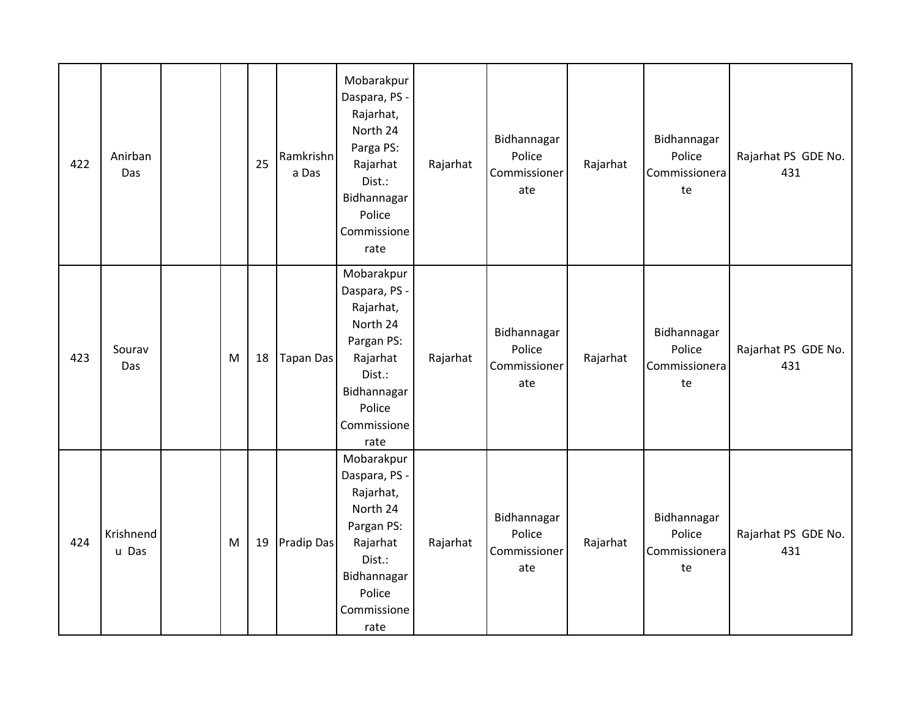| 422 | Anirban Das | | | 25 | Ramkrishna Das | Mobarakpur Daspara, PS - Rajarhat, North 24 Parga PS: Rajarhat Dist.: Bidhannagar Police Commissionerate | Rajarhat | Bidhannagar Police Commissionerate | Rajarhat | Bidhannagar Police Commissionerate | Rajarhat PS GDE No. 431 |
|---|---|---|---|---|---|---|---|---|---|---|---|
| 423 | Sourav Das | | M | 18 | Tapan Das | Mobarakpur Daspara, PS - Rajarhat, North 24 Pargan PS: Rajarhat Dist.: Bidhannagar Police Commissionerate | Rajarhat | Bidhannagar Police Commissionerate | Rajarhat | Bidhannagar Police Commissionerate | Rajarhat PS GDE No. 431 |
| 424 | Krishnendu Das | | M | 19 | Pradip Das | Mobarakpur Daspara, PS - Rajarhat, North 24 Pargan PS: Rajarhat Dist.: Bidhannagar Police Commissionerate | Rajarhat | Bidhannagar Police Commissionerate | Rajarhat | Bidhannagar Police Commissionerate | Rajarhat PS GDE No. 431 |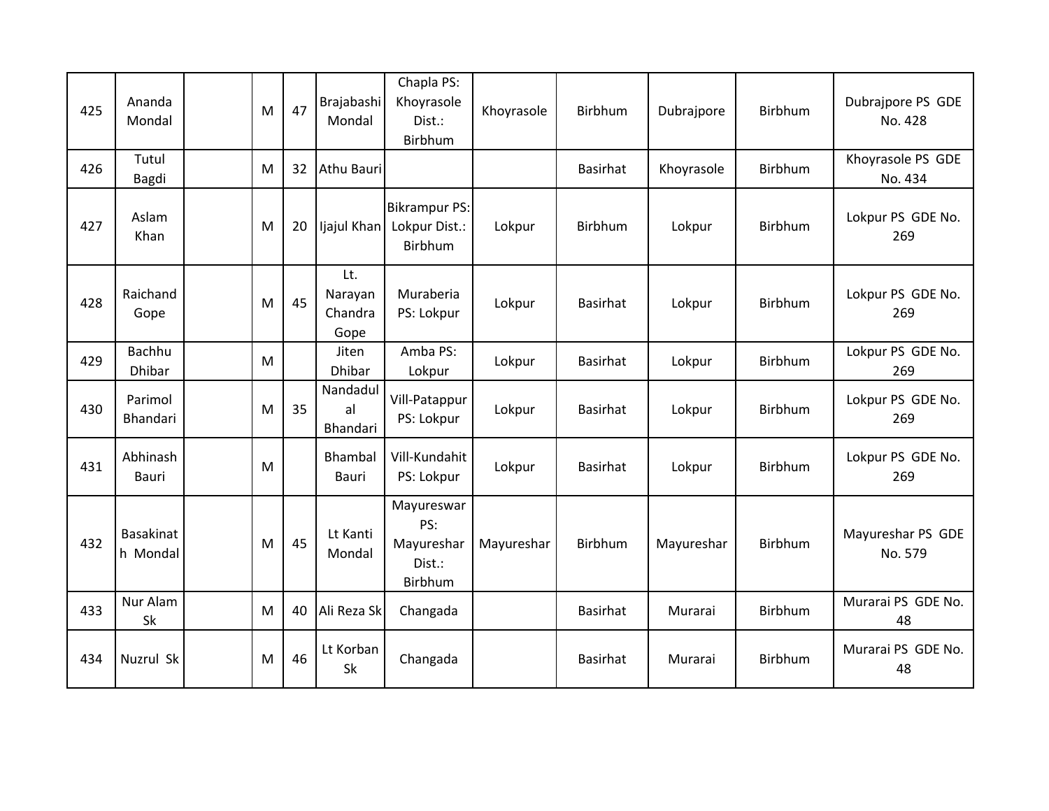| | | | | | | | | | | | |
|---|---|---|---|---|---|---|---|---|---|---|---|
| 425 | Ananda Mondal | | M | 47 | Brajabashi Mondal | Chapla PS: Khoyrasole Dist.: Birbhum | Khoyrasole | Birbhum | Dubrajpore | Birbhum | Dubrajpore PS GDE No. 428 |
| 426 | Tutul Bagdi | | M | 32 | Athu Bauri | | | Basirhat | Khoyrasole | Birbhum | Khoyrasole PS GDE No. 434 |
| 427 | Aslam Khan | | M | 20 | Ijajul Khan | Bikrampur PS: Lokpur Dist.: Birbhum | Lokpur | Birbhum | Lokpur | Birbhum | Lokpur PS GDE No. 269 |
| 428 | Raichand Gope | | M | 45 | Lt. Narayan Chandra Gope | Muraberia PS: Lokpur | Lokpur | Basirhat | Lokpur | Birbhum | Lokpur PS GDE No. 269 |
| 429 | Bachhu Dhibar | | M | | Jiten Dhibar | Amba PS: Lokpur | Lokpur | Basirhat | Lokpur | Birbhum | Lokpur PS GDE No. 269 |
| 430 | Parimol Bhandari | | M | 35 | Nandadulal Bhandari | Vill-Patappur PS: Lokpur | Lokpur | Basirhat | Lokpur | Birbhum | Lokpur PS GDE No. 269 |
| 431 | Abhinash Bauri | | M | | Bhambal Bauri | Vill-Kundahit PS: Lokpur | Lokpur | Basirhat | Lokpur | Birbhum | Lokpur PS GDE No. 269 |
| 432 | Basakinath Mondal | | M | 45 | Lt Kanti Mondal | Mayureswar PS: Mayureshar Dist.: Birbhum | Mayureshar | Birbhum | Mayureshar | Birbhum | Mayureshar PS GDE No. 579 |
| 433 | Nur Alam Sk | | M | 40 | Ali Reza Sk | Changada | | Basirhat | Murarai | Birbhum | Murarai PS GDE No. 48 |
| 434 | Nuzrul Sk | | M | 46 | Lt Korban Sk | Changada | | Basirhat | Murarai | Birbhum | Murarai PS GDE No. 48 |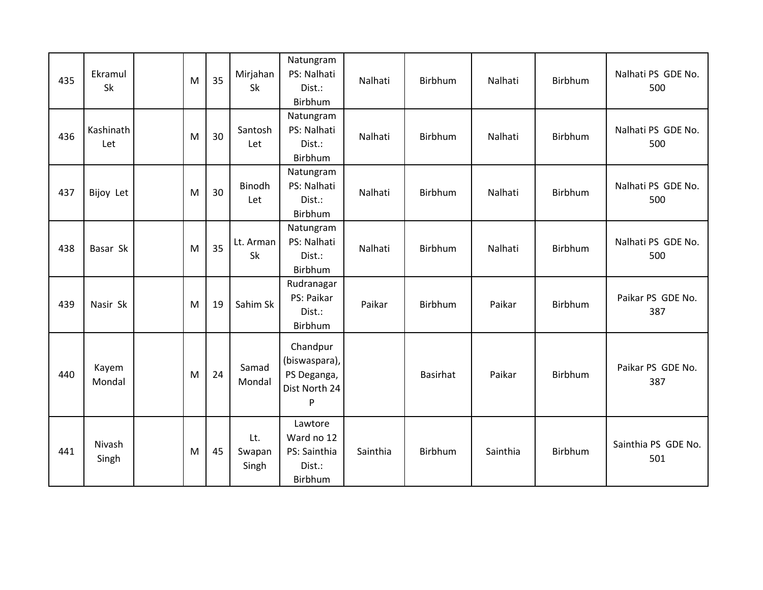| 435 | Ekramul Sk | | M | 35 | Mirjahan Sk | Natungram PS: Nalhati Dist.: Birbhum | Nalhati | Birbhum | Nalhati | Birbhum | Nalhati PS GDE No. 500 |
|---|---|---|---|---|---|---|---|---|---|---|---|
| 436 | Kashinath Let | | M | 30 | Santosh Let | Natungram PS: Nalhati Dist.: Birbhum | Nalhati | Birbhum | Nalhati | Birbhum | Nalhati PS GDE No. 500 |
| 437 | Bijoy Let | | M | 30 | Binodh Let | Natungram PS: Nalhati Dist.: Birbhum | Nalhati | Birbhum | Nalhati | Birbhum | Nalhati PS GDE No. 500 |
| 438 | Basar Sk | | M | 35 | Lt. Arman Sk | Natungram PS: Nalhati Dist.: Birbhum | Nalhati | Birbhum | Nalhati | Birbhum | Nalhati PS GDE No. 500 |
| 439 | Nasir Sk | | M | 19 | Sahim Sk | Rudranagar PS: Paikar Dist.: Birbhum | Paikar | Birbhum | Paikar | Birbhum | Paikar PS GDE No. 387 |
| 440 | Kayem Mondal | | M | 24 | Samad Mondal | Chandpur (biswaspara), PS Deganga, Dist North 24 P | | Basirhat | Paikar | Birbhum | Paikar PS GDE No. 387 |
| 441 | Nivash Singh | | M | 45 | Lt. Swapan Singh | Lawtore Ward no 12 PS: Sainthia Dist.: Birbhum | Sainthia | Birbhum | Sainthia | Birbhum | Sainthia PS GDE No. 501 |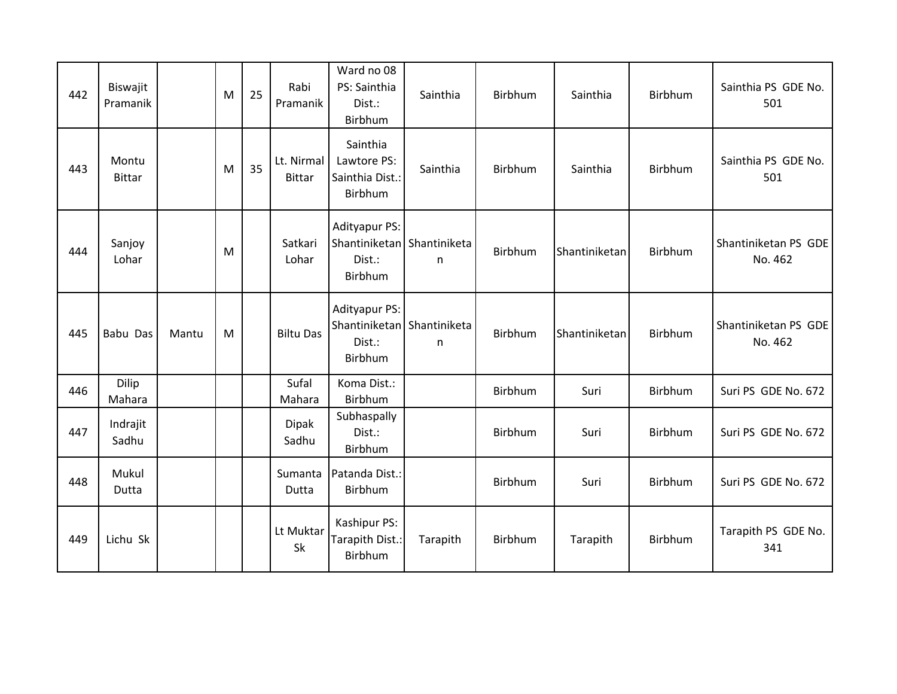| | | | | | | | | | | | |
|---|---|---|---|---|---|---|---|---|---|---|---|
| 442 | Biswajit Pramanik | | M | 25 | Rabi Pramanik | Ward no 08 PS: Sainthia Dist.: Birbhum | Sainthia | Birbhum | Sainthia | Birbhum | Sainthia PS GDE No. 501 |
| 443 | Montu Bittar | | M | 35 | Lt. Nirmal Bittar | Sainthia Lawtore PS: Sainthia Dist.: Birbhum | Sainthia | Birbhum | Sainthia | Birbhum | Sainthia PS GDE No. 501 |
| 444 | Sanjoy Lohar | | M | | Satkari Lohar | Adityapur PS: Shantiniketan Dist.: Birbhum | Shantiniketan | Birbhum | Shantiniketan | Birbhum | Shantiniketan PS GDE No. 462 |
| 445 | Babu Das | Mantu | M | | Biltu Das | Adityapur PS: Shantiniketan Dist.: Birbhum | Shantiniketan | Birbhum | Shantiniketan | Birbhum | Shantiniketan PS GDE No. 462 |
| 446 | Dilip Mahara | | | | Sufal Mahara | Koma Dist.: Birbhum | | Birbhum | Suri | Birbhum | Suri PS GDE No. 672 |
| 447 | Indrajit Sadhu | | | | Dipak Sadhu | Subhaspally Dist.: Birbhum | | Birbhum | Suri | Birbhum | Suri PS GDE No. 672 |
| 448 | Mukul Dutta | | | | Sumanta Dutta | Patanda Dist.: Birbhum | | Birbhum | Suri | Birbhum | Suri PS GDE No. 672 |
| 449 | Lichu Sk | | | | Lt Muktar Sk | Kashipur PS: Tarapith Dist.: Birbhum | Tarapith | Birbhum | Tarapith | Birbhum | Tarapith PS GDE No. 341 |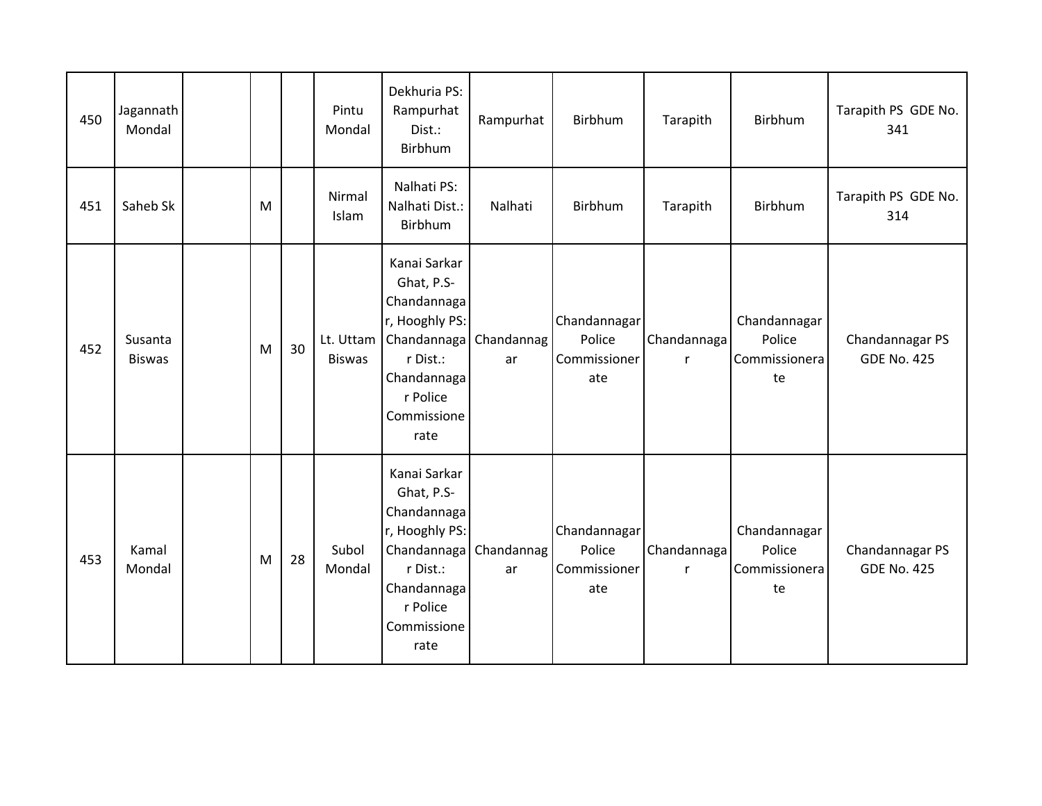| | | | | | | | | | | | |
|---|---|---|---|---|---|---|---|---|---|---|---|
| 450 | Jagannath Mondal | | | | Pintu Mondal | Dekhuria PS: Rampurhat Dist.: Birbhum | Rampurhat | Birbhum | Tarapith | Birbhum | Tarapith PS GDE No. 341 |
| 451 | Saheb Sk | | M | | Nirmal Islam | Nalhati PS: Nalhati Dist.: Birbhum | Nalhati | Birbhum | Tarapith | Birbhum | Tarapith PS GDE No. 314 |
| 452 | Susanta Biswas | | M | 30 | Lt. Uttam Biswas | Kanai Sarkar Ghat, P.S-Chandannagar, Hooghly PS: Chandannagar Dist.: Chandannagar Police Commissionerate | Chandannagar | Chandannagar Police Commissionerate | Chandannagar | Chandannagar Police Commissionerate | Chandannagar PS GDE No. 425 |
| 453 | Kamal Mondal | | M | 28 | Subol Mondal | Kanai Sarkar Ghat, P.S-Chandannagar, Hooghly PS: Chandannagar Dist.: Chandannagar Police Commissionerate | Chandannagar | Chandannagar Police Commissionerate | Chandannagar | Chandannagar Police Commissionerate | Chandannagar PS GDE No. 425 |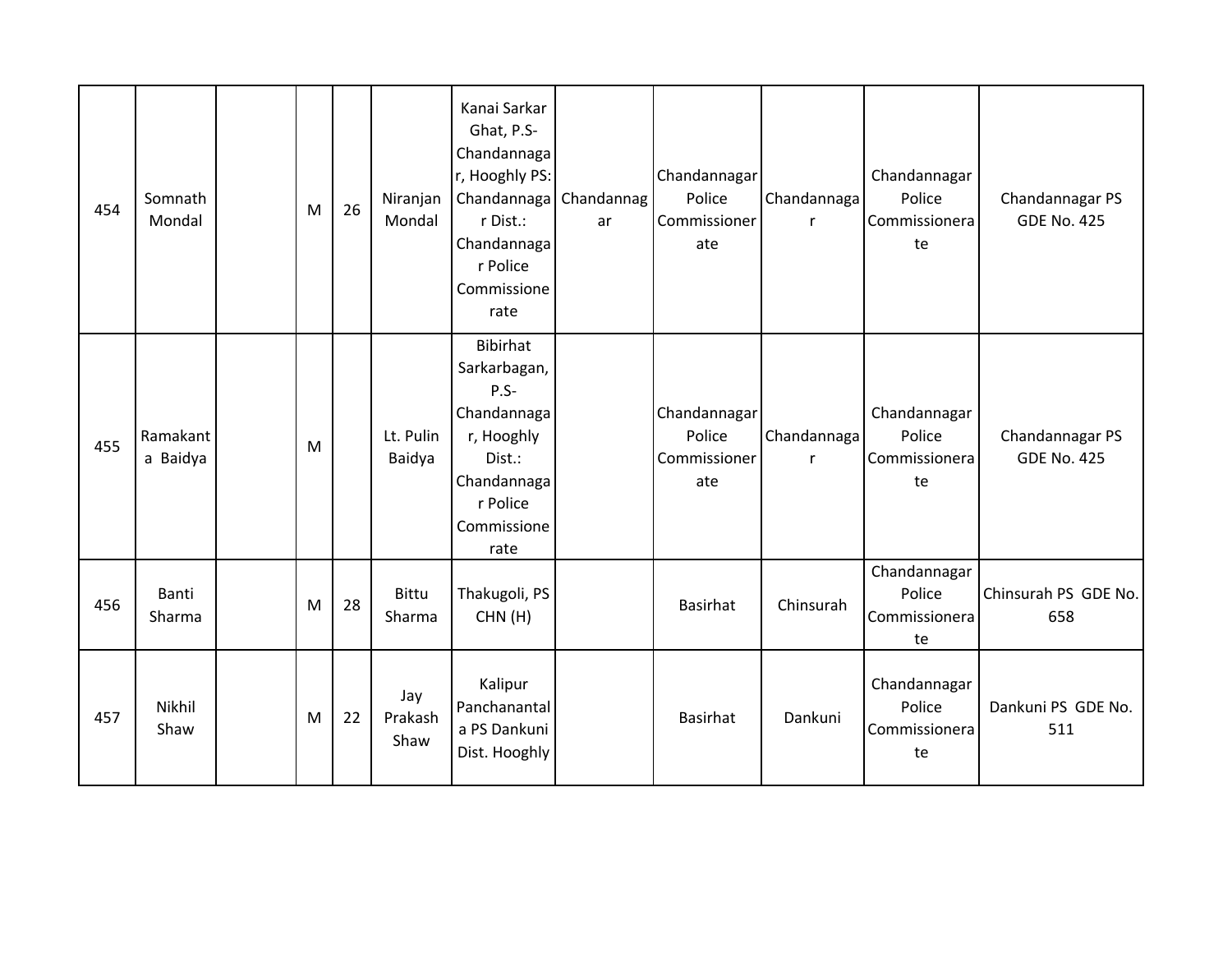| | | | | | | | | | | | |
|---|---|---|---|---|---|---|---|---|---|---|---|
| 454 | Somnath Mondal | | M | 26 | Niranjan Mondal | Kanai Sarkar Ghat, P.S- Chandannagar, Hooghly PS: Chandannagar Dist.: Chandannagar Police Commissionerate | Chandannagar | Chandannagar Police Commissionerate | Chandannagar | Chandannagar Police Commissionerate | Chandannagar PS GDE No. 425 |
| 455 | Ramakanta Baidya | | M | | Lt. Pulin Baidya | Bibirhat Sarkarbagan, P.S- Chandannagar, Hooghly Dist.: Chandannagar Police Commissionerate | | Chandannagar Police Commissionerate | Chandannagar | Chandannagar Police Commissionerate | Chandannagar PS GDE No. 425 |
| 456 | Banti Sharma | | M | 28 | Bittu Sharma | Thakugoli, PS CHN (H) | | Basirhat | Chinsurah | Chandannagar Police Commissionerate | Chinsurah PS GDE No. 658 |
| 457 | Nikhil Shaw | | M | 22 | Jay Prakash Shaw | Kalipur Panchanantala PS Dankuni Dist. Hooghly | | Basirhat | Dankuni | Chandannagar Police Commissionerate | Dankuni PS GDE No. 511 |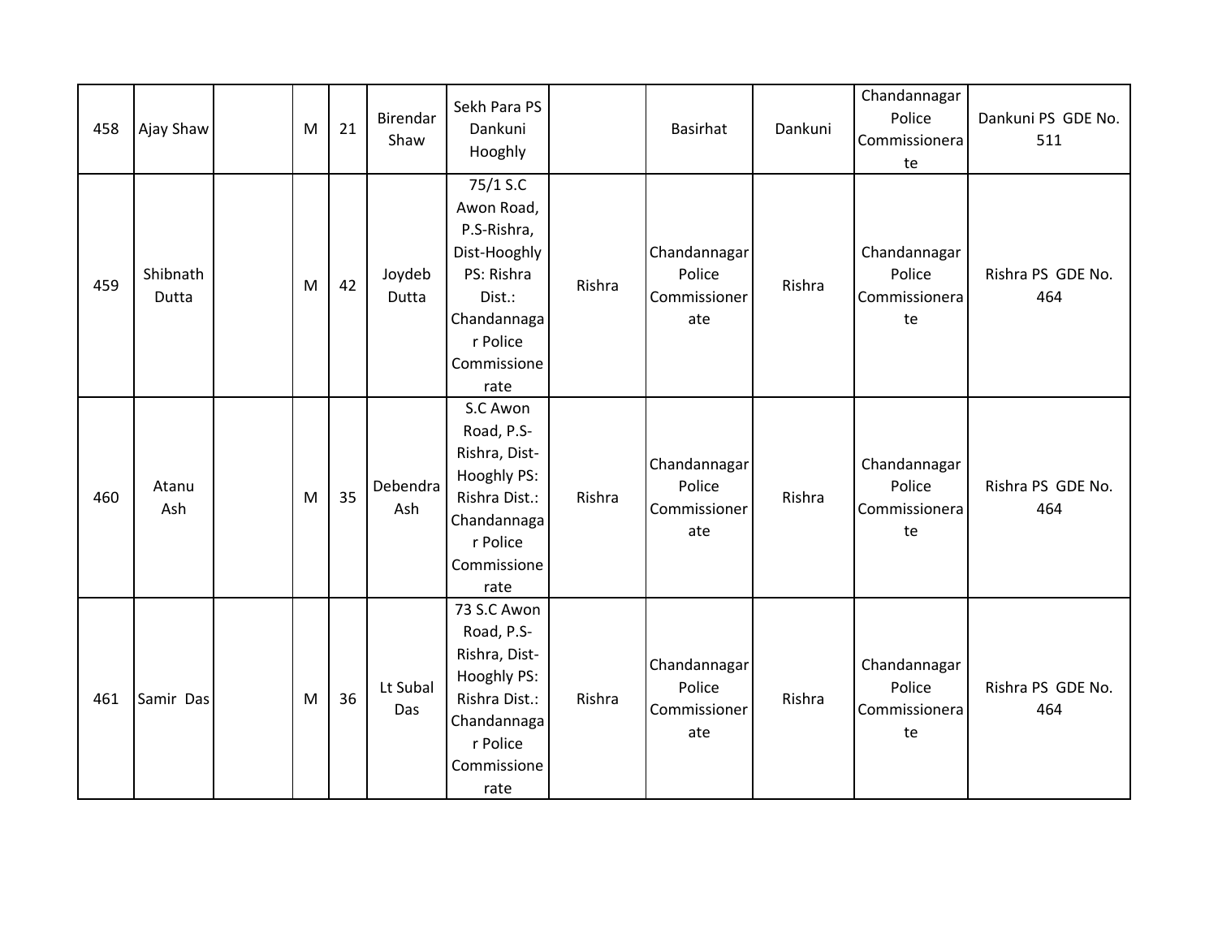| 458 | Ajay Shaw | | M | 21 | Birendar Shaw | Sekh Para PS Dankuni Hooghly | | Basirhat | Dankuni | Chandannagar Police Commissionerate | Dankuni PS GDE No. 511 |
|---|---|---|---|---|---|---|---|---|---|---|---|
| 459 | Shibnath Dutta | | M | 42 | Joydeb Dutta | 75/1 S.C Awon Road, P.S-Rishra, Dist-Hooghly PS: Rishra Dist.: Chandannagar Police Commissionerate | Rishra | Chandannagar Police Commissionerate | Rishra | Chandannagar Police Commissionerate | Rishra PS GDE No. 464 |
| 460 | Atanu Ash | | M | 35 | Debendra Ash | S.C Awon Road, P.S-Rishra, Dist-Hooghly PS: Rishra Dist.: Chandannagar Police Commissionerate | Rishra | Chandannagar Police Commissionerate | Rishra | Chandannagar Police Commissionerate | Rishra PS GDE No. 464 |
| 461 | Samir Das | | M | 36 | Lt Subal Das | 73 S.C Awon Road, P.S-Rishra, Dist-Hooghly PS: Rishra Dist.: Chandannagar Police Commissionerate | Rishra | Chandannagar Police Commissionerate | Rishra | Chandannagar Police Commissionerate | Rishra PS GDE No. 464 |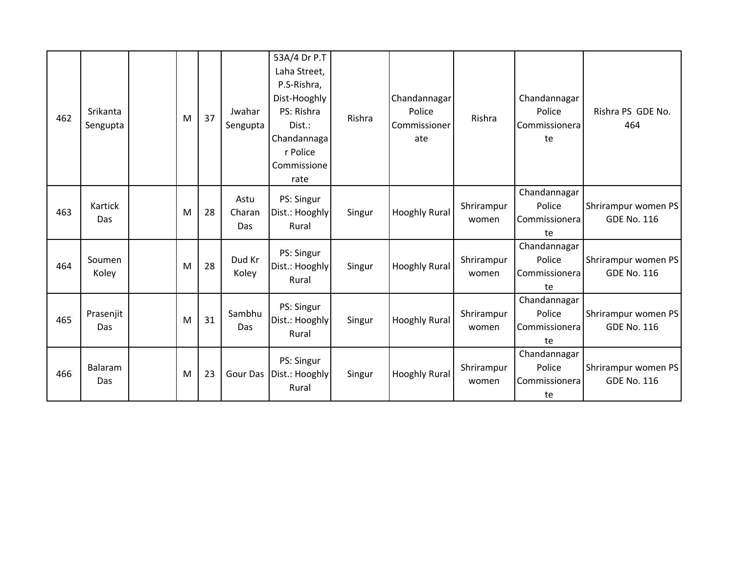| 462 | Srikanta Sengupta | | M | 37 | Jwahar Sengupta | 53A/4 Dr P.T Laha Street, P.S-Rishra, Dist-Hooghly PS: Rishra Dist.: Chandannagar Police Commissionerate | Rishra | Chandannagar Police Commissionerate | Rishra | Chandannagar Police Commissionerate | Rishra PS GDE No. 464 |
|---|---|---|---|---|---|---|---|---|---|---|---|
| 463 | Kartick Das | | M | 28 | Astu Charan Das | PS: Singur Dist.: Hooghly Rural | Singur | Hooghly Rural | Shrirampur women | Chandannagar Police Commissionerate | Shrirampur women PS GDE No. 116 |
| 464 | Soumen Koley | | M | 28 | Dud Kr Koley | PS: Singur Dist.: Hooghly Rural | Singur | Hooghly Rural | Shrirampur women | Chandannagar Police Commissionerate | Shrirampur women PS GDE No. 116 |
| 465 | Prasenjit Das | | M | 31 | Sambhu Das | PS: Singur Dist.: Hooghly Rural | Singur | Hooghly Rural | Shrirampur women | Chandannagar Police Commissionerate | Shrirampur women PS GDE No. 116 |
| 466 | Balaram Das | | M | 23 | Gour Das | PS: Singur Dist.: Hooghly Rural | Singur | Hooghly Rural | Shrirampur women | Chandannagar Police Commissionerate | Shrirampur women PS GDE No. 116 |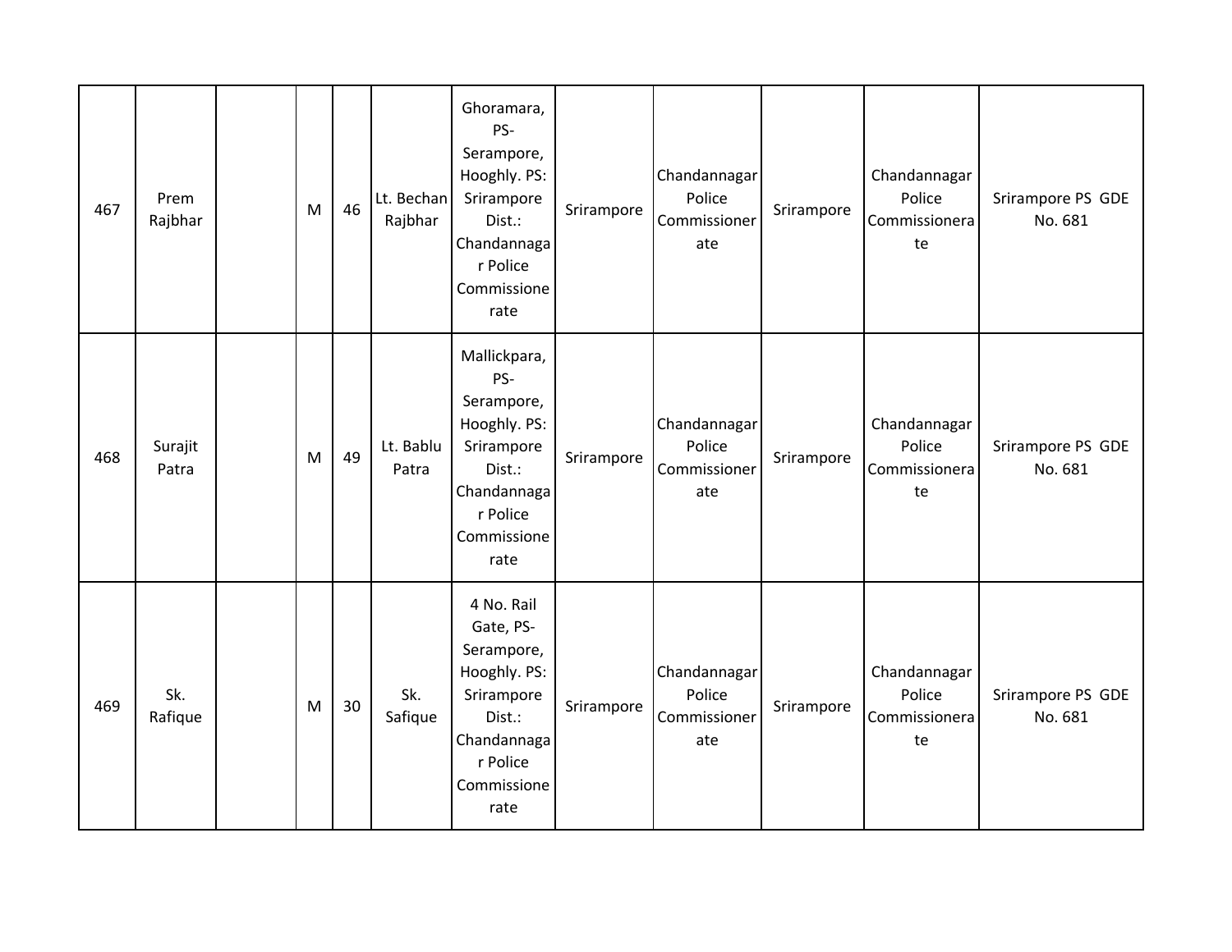| 467 | Prem Rajbhar | | M | 46 | Lt. Bechan Rajbhar | Ghoramara, PS-Serampore, Hooghly. PS: Srirampore Dist.: Chandannagar Police Commissionerate | Srirampore | Chandannagar Police Commissionerate | Srirampore | Chandannagar Police Commissionerate | Srirampore PS GDE No. 681 |
|---|---|---|---|---|---|---|---|---|---|---|---|
| 468 | Surajit Patra | | M | 49 | Lt. Bablu Patra | Mallickpara, PS-Serampore, Hooghly. PS: Srirampore Dist.: Chandannagar Police Commissionerate | Srirampore | Chandannagar Police Commissionerate | Srirampore | Chandannagar Police Commissionerate | Srirampore PS GDE No. 681 |
| 469 | Sk. Rafique | | M | 30 | Sk. Safique | 4 No. Rail Gate, PS-Serampore, Hooghly. PS: Srirampore Dist.: Chandannagar Police Commissionerate | Srirampore | Chandannagar Police Commissionerate | Srirampore | Chandannagar Police Commissionerate | Srirampore PS GDE No. 681 |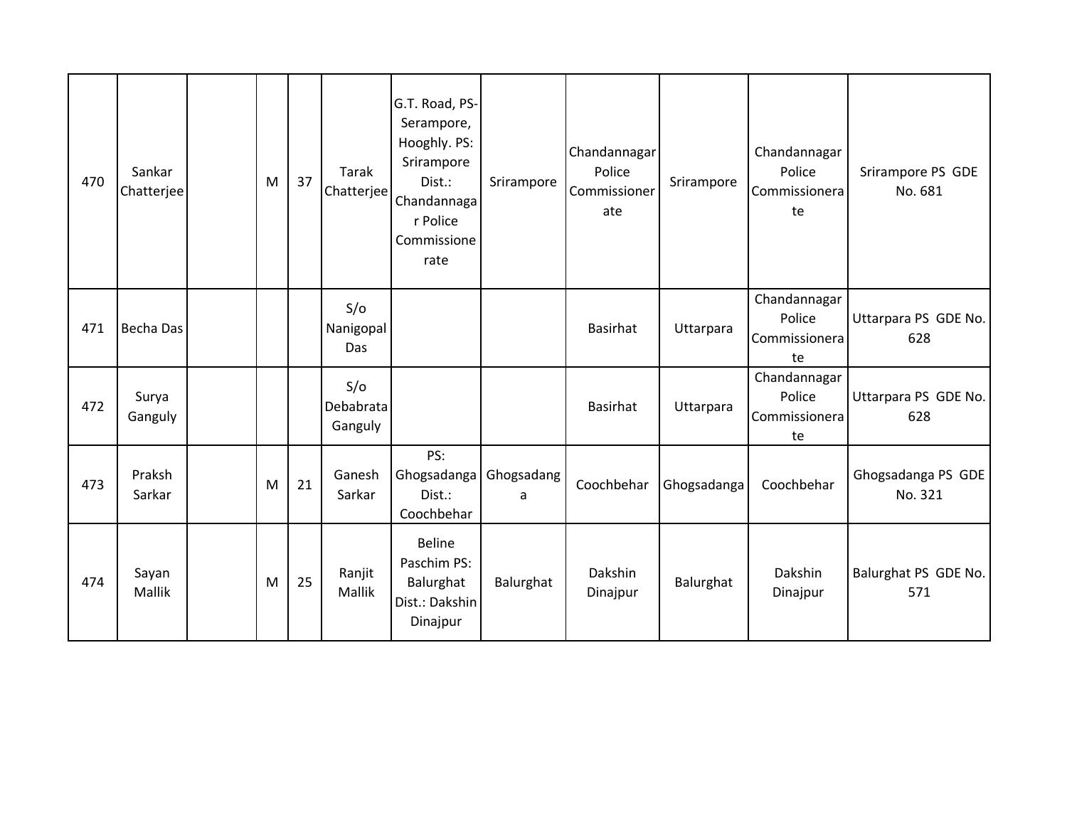| 470 | Sankar Chatterjee | | M | 37 | Tarak Chatterjee | G.T. Road, PS- Serampore, Hooghly. PS: Srirampore Dist.: Chandannagar Police Commissionerate | Srirampore | Chandannagar Police Commissionerate | Srirampore | Chandannagar Police Commissionerate | Srirampore PS GDE No. 681 |
|---|---|---|---|---|---|---|---|---|---|---|---|
| 471 | Becha Das | | | | S/o Nanigopal Das | | | Basirhat | Uttarpara | Chandannagar Police Commissionerate | Uttarpara PS GDE No. 628 |
| 472 | Surya Ganguly | | | | S/o Debabrata Ganguly | | | Basirhat | Uttarpara | Chandannagar Police Commissionerate | Uttarpara PS GDE No. 628 |
| 473 | Praksh Sarkar | | M | 21 | Ganesh Sarkar | PS: Ghogsadanga Dist.: Coochbehar | Ghogsadanga | Coochbehar | Ghogsadanga | Coochbehar | Ghogsadanga PS GDE No. 321 |
| 474 | Sayan Mallik | | M | 25 | Ranjit Mallik | Beline Paschim PS: Balurghat Dist.: Dakshin Dinajpur | Balurghat | Dakshin Dinajpur | Balurghat | Dakshin Dinajpur | Balurghat PS GDE No. 571 |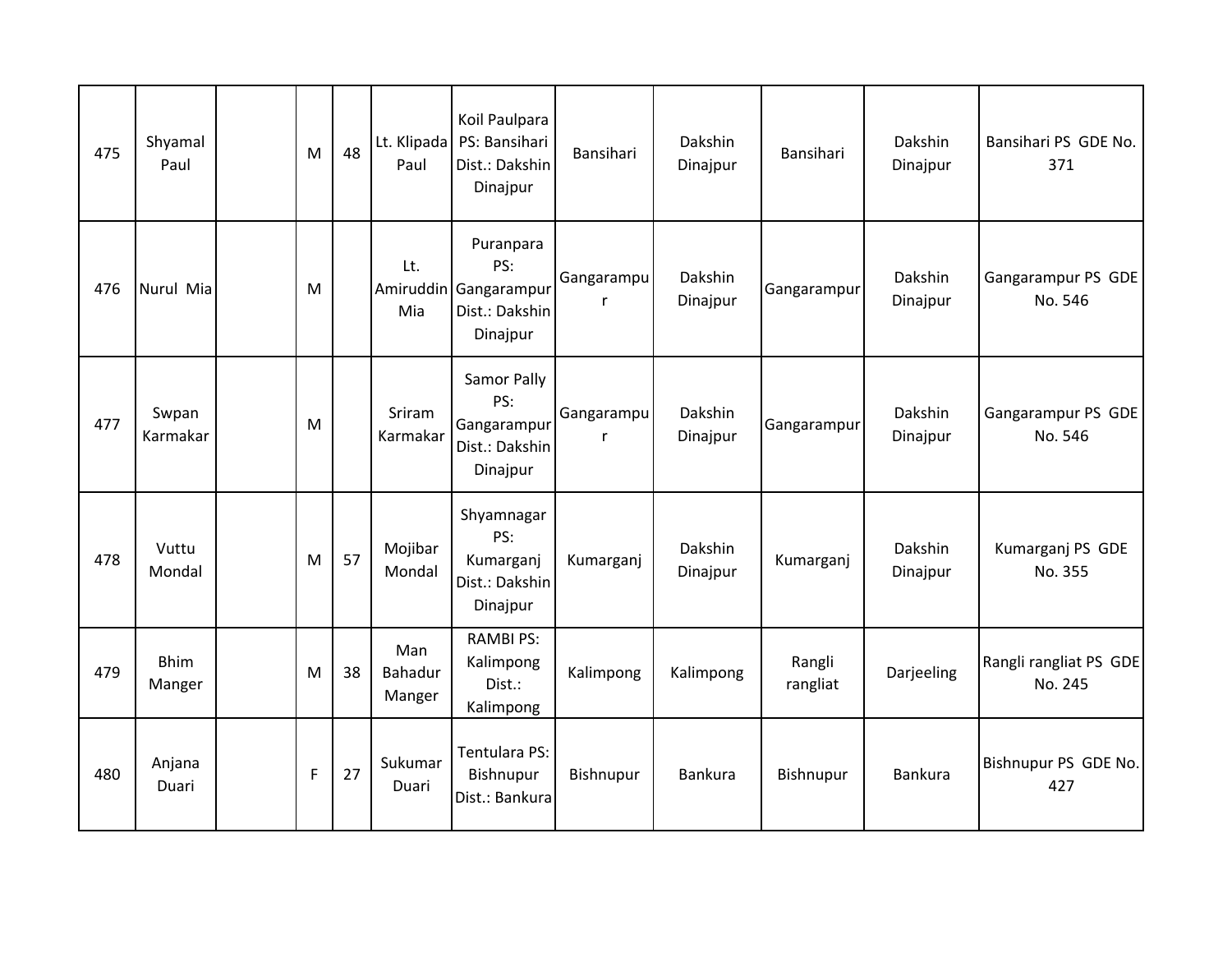| 475 | Shyamal Paul | | M | 48 | Lt. Klipada Paul | Koil Paulpara PS: Bansihari Dist.: Dakshin Dinajpur | Bansihari | Dakshin Dinajpur | Bansihari | Dakshin Dinajpur | Bansihari PS GDE No. 371 |
|---|---|---|---|---|---|---|---|---|---|---|---|
| 476 | Nurul Mia | | M | | Lt. Amiruddin Mia | Puranpara PS: Gangarampur Dist.: Dakshin Dinajpur | Gangarampur | Dakshin Dinajpur | Gangarampur | Dakshin Dinajpur | Gangarampur PS GDE No. 546 |
| 477 | Swpan Karmakar | | M | | Sriram Karmakar | Samor Pally PS: Gangarampur Dist.: Dakshin Dinajpur | Gangarampur | Dakshin Dinajpur | Gangarampur | Dakshin Dinajpur | Gangarampur PS GDE No. 546 |
| 478 | Vuttu Mondal | | M | 57 | Mojibar Mondal | Shyamnagar PS: Kumarganj Dist.: Dakshin Dinajpur | Kumarganj | Dakshin Dinajpur | Kumarganj | Dakshin Dinajpur | Kumarganj PS GDE No. 355 |
| 479 | Bhim Manger | | M | 38 | Man Bahadur Manger | RAMBI PS: Kalimpong Dist.: Kalimpong | Kalimpong | Kalimpong | Rangli rangliat | Darjeeling | Rangli rangliat PS GDE No. 245 |
| 480 | Anjana Duari | | F | 27 | Sukumar Duari | Tentulara PS: Bishnupur Dist.: Bankura | Bishnupur | Bankura | Bishnupur | Bankura | Bishnupur PS GDE No. 427 |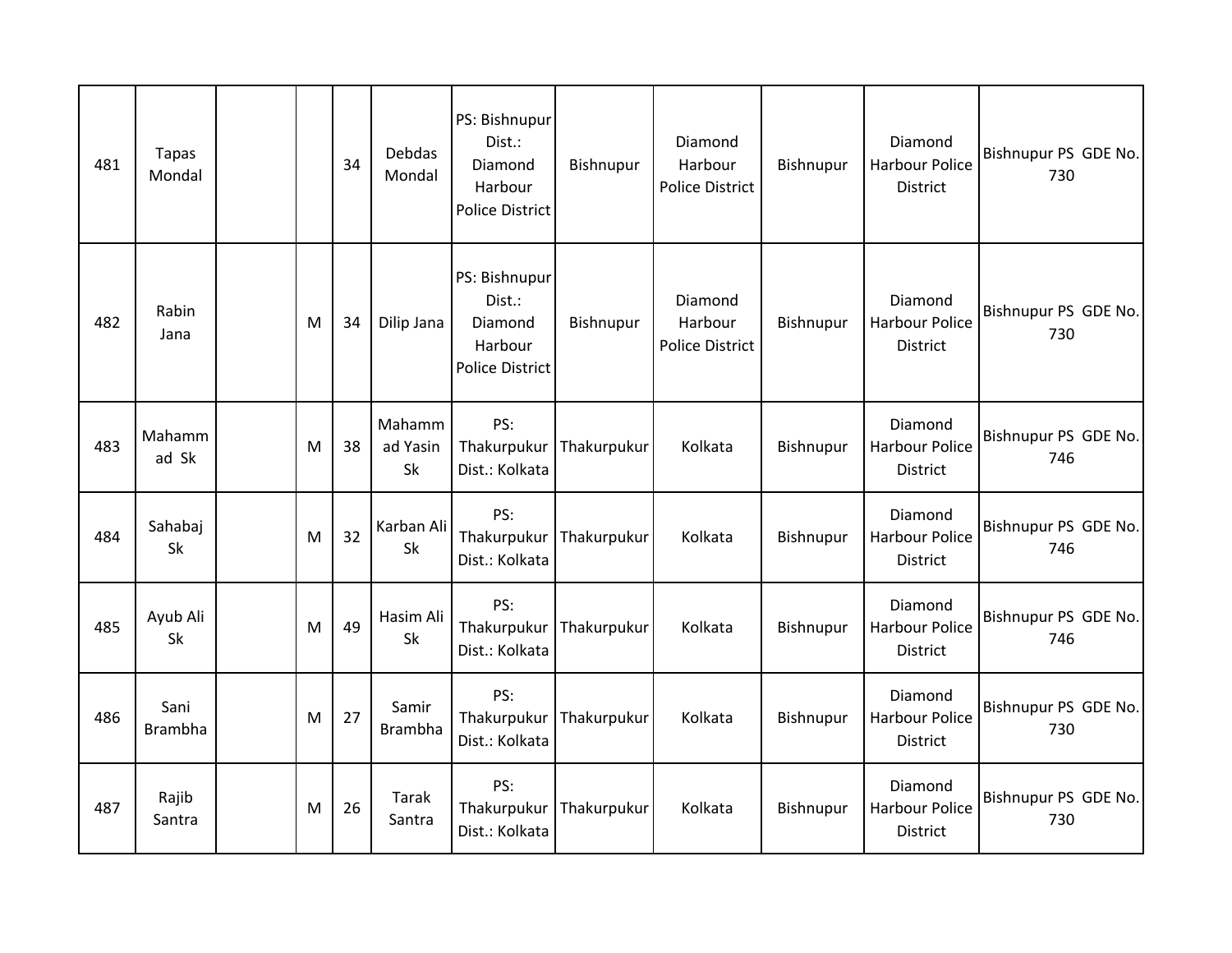| 481 | Tapas Mondal | | | 34 | Debdas Mondal | PS: Bishnupur Dist.: Diamond Harbour Police District | Bishnupur | Diamond Harbour Police District | Bishnupur | Diamond Harbour Police District | Bishnupur PS GDE No. 730 |
|---|---|---|---|---|---|---|---|---|---|---|---|
| 482 | Rabin Jana | | M | 34 | Dilip Jana | PS: Bishnupur Dist.: Diamond Harbour Police District | Bishnupur | Diamond Harbour Police District | Bishnupur | Diamond Harbour Police District | Bishnupur PS GDE No. 730 |
| 483 | Mahammad Sk | | M | 38 | Mahammad Yasin Sk | PS: Thakurpukur Dist.: Kolkata | Thakurpukur | Kolkata | Bishnupur | Diamond Harbour Police District | Bishnupur PS GDE No. 746 |
| 484 | Sahabaj Sk | | M | 32 | Karban Ali Sk | PS: Thakurpukur Dist.: Kolkata | Thakurpukur | Kolkata | Bishnupur | Diamond Harbour Police District | Bishnupur PS GDE No. 746 |
| 485 | Ayub Ali Sk | | M | 49 | Hasim Ali Sk | PS: Thakurpukur Dist.: Kolkata | Thakurpukur | Kolkata | Bishnupur | Diamond Harbour Police District | Bishnupur PS GDE No. 746 |
| 486 | Sani Brambha | | M | 27 | Samir Brambha | PS: Thakurpukur Dist.: Kolkata | Thakurpukur | Kolkata | Bishnupur | Diamond Harbour Police District | Bishnupur PS GDE No. 730 |
| 487 | Rajib Santra | | M | 26 | Tarak Santra | PS: Thakurpukur Dist.: Kolkata | Thakurpukur | Kolkata | Bishnupur | Diamond Harbour Police District | Bishnupur PS GDE No. 730 |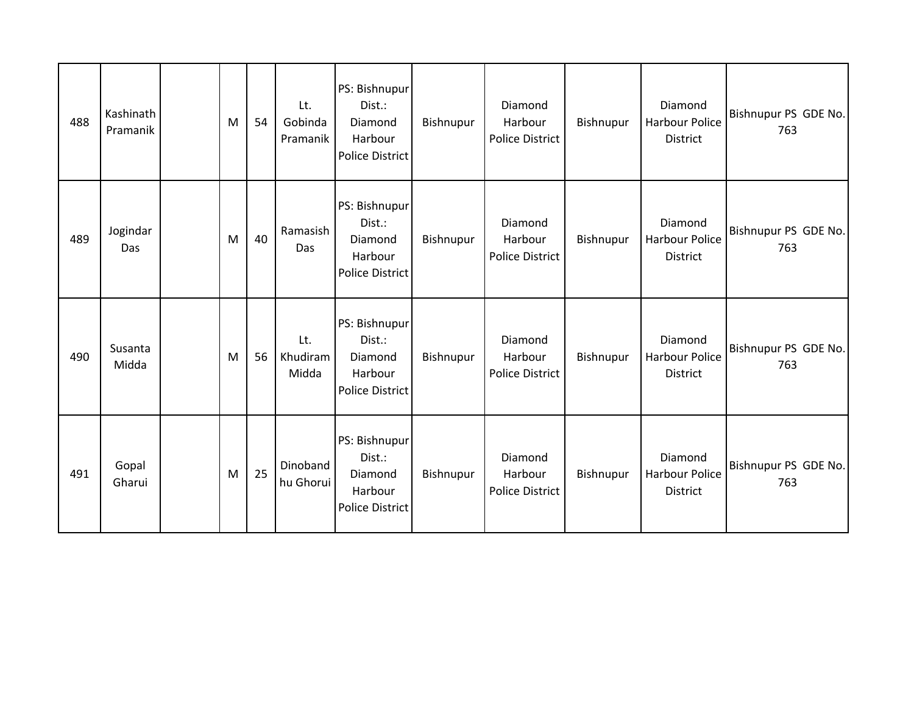| 488 | Kashinath Pramanik | | M | 54 | Lt. Gobinda Pramanik | PS: Bishnupur Dist.: Diamond Harbour Police District | Bishnupur | Diamond Harbour Police District | Bishnupur | Diamond Harbour Police District | Bishnupur PS GDE No. 763 |
|---|---|---|---|---|---|---|---|---|---|---|---|
| 489 | Jogindar Das | | M | 40 | Ramasish Das | PS: Bishnupur Dist.: Diamond Harbour Police District | Bishnupur | Diamond Harbour Police District | Bishnupur | Diamond Harbour Police District | Bishnupur PS GDE No. 763 |
| 490 | Susanta Midda | | M | 56 | Lt. Khudiram Midda | PS: Bishnupur Dist.: Diamond Harbour Police District | Bishnupur | Diamond Harbour Police District | Bishnupur | Diamond Harbour Police District | Bishnupur PS GDE No. 763 |
| 491 | Gopal Gharui | | M | 25 | Dinobandhu Ghorui | PS: Bishnupur Dist.: Diamond Harbour Police District | Bishnupur | Diamond Harbour Police District | Bishnupur | Diamond Harbour Police District | Bishnupur PS GDE No. 763 |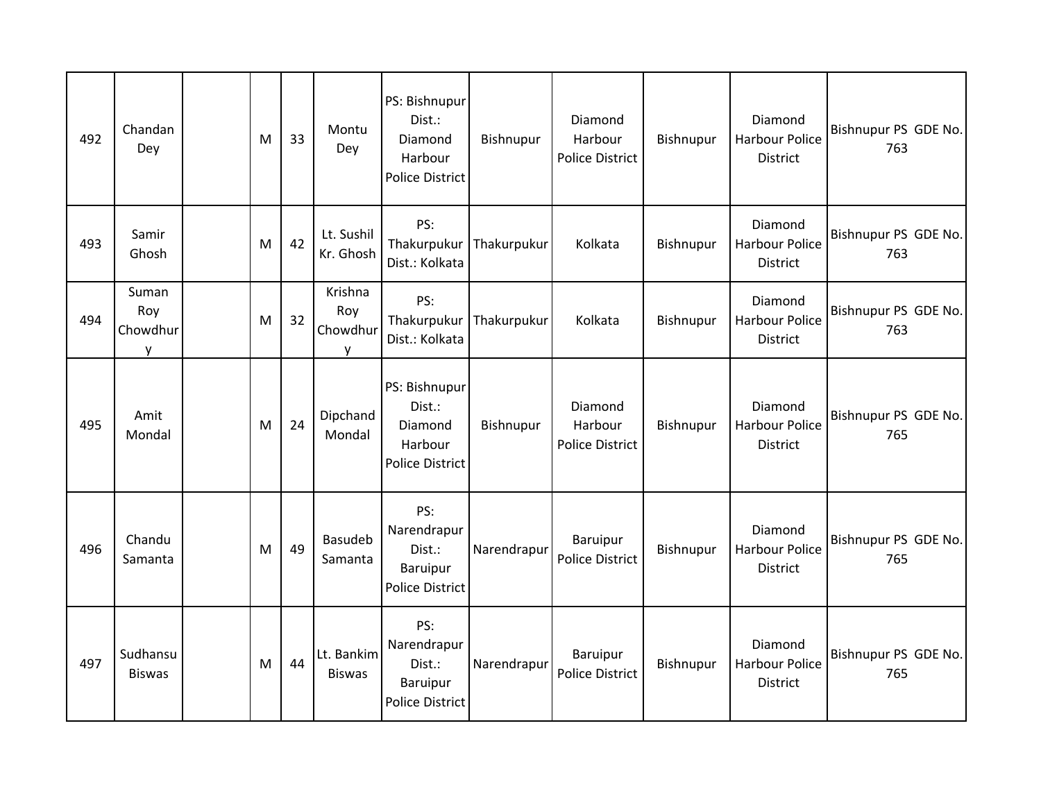| | | | | | | | | | | | |
|---|---|---|---|---|---|---|---|---|---|---|---|
| 492 | Chandan Dey | | M | 33 | Montu Dey | PS: Bishnupur Dist.: Diamond Harbour Police District | Bishnupur | Diamond Harbour Police District | Bishnupur | Diamond Harbour Police District | Bishnupur PS GDE No. 763 |
| 493 | Samir Ghosh | | M | 42 | Lt. Sushil Kr. Ghosh | PS: Thakurpukur Dist.: Kolkata | Thakurpukur | Kolkata | Bishnupur | Diamond Harbour Police District | Bishnupur PS GDE No. 763 |
| 494 | Suman Roy Chowdhury | | M | 32 | Krishna Roy Chowdhury | PS: Thakurpukur Dist.: Kolkata | Thakurpukur | Kolkata | Bishnupur | Diamond Harbour Police District | Bishnupur PS GDE No. 763 |
| 495 | Amit Mondal | | M | 24 | Dipchand Mondal | PS: Bishnupur Dist.: Diamond Harbour Police District | Bishnupur | Diamond Harbour Police District | Bishnupur | Diamond Harbour Police District | Bishnupur PS GDE No. 765 |
| 496 | Chandu Samanta | | M | 49 | Basudeb Samanta | PS: Narendrapur Dist.: Baruipur Police District | Narendrapur | Baruipur Police District | Bishnupur | Diamond Harbour Police District | Bishnupur PS GDE No. 765 |
| 497 | Sudhansu Biswas | | M | 44 | Lt. Bankim Biswas | PS: Narendrapur Dist.: Baruipur Police District | Narendrapur | Baruipur Police District | Bishnupur | Diamond Harbour Police District | Bishnupur PS GDE No. 765 |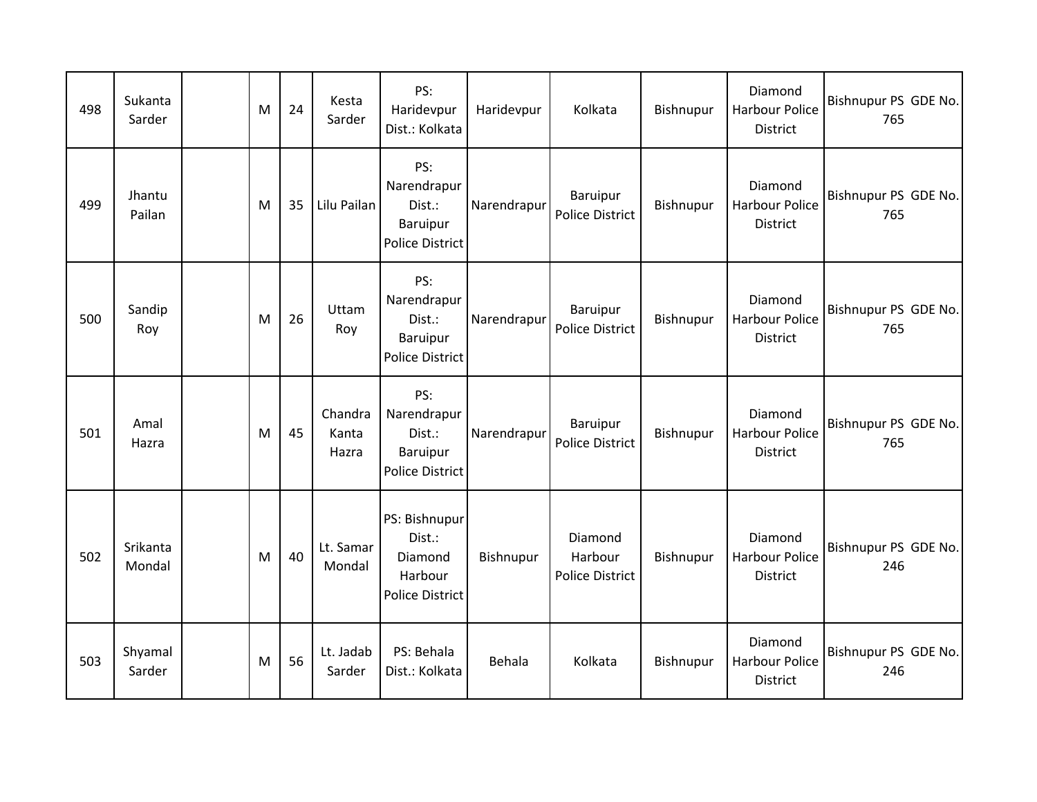| | | | | | | | | | | | |
|---|---|---|---|---|---|---|---|---|---|---|---|
| 498 | Sukanta Sarder | | M | 24 | Kesta Sarder | PS: Haridevpur Dist.: Kolkata | Haridevpur | Kolkata | Bishnupur | Diamond Harbour Police District | Bishnupur PS GDE No. 765 |
| 499 | Jhantu Pailan | | M | 35 | Lilu Pailan | PS: Narendrapur Dist.: Baruipur Police District | Narendrapur | Baruipur Police District | Bishnupur | Diamond Harbour Police District | Bishnupur PS GDE No. 765 |
| 500 | Sandip Roy | | M | 26 | Uttam Roy | PS: Narendrapur Dist.: Baruipur Police District | Narendrapur | Baruipur Police District | Bishnupur | Diamond Harbour Police District | Bishnupur PS GDE No. 765 |
| 501 | Amal Hazra | | M | 45 | Chandra Kanta Hazra | PS: Narendrapur Dist.: Baruipur Police District | Narendrapur | Baruipur Police District | Bishnupur | Diamond Harbour Police District | Bishnupur PS GDE No. 765 |
| 502 | Srikanta Mondal | | M | 40 | Lt. Samar Mondal | PS: Bishnupur Dist.: Diamond Harbour Police District | Bishnupur | Diamond Harbour Police District | Bishnupur | Diamond Harbour Police District | Bishnupur PS GDE No. 246 |
| 503 | Shyamal Sarder | | M | 56 | Lt. Jadab Sarder | PS: Behala Dist.: Kolkata | Behala | Kolkata | Bishnupur | Diamond Harbour Police District | Bishnupur PS GDE No. 246 |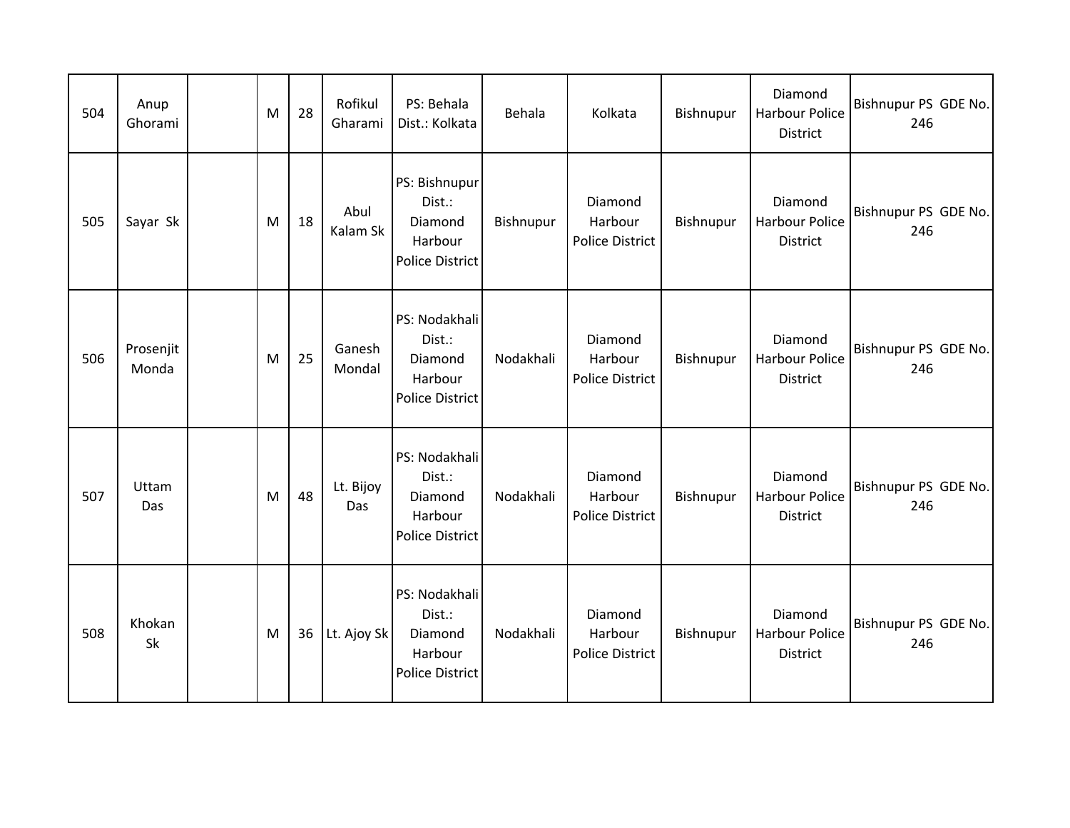| 504 | Anup Ghorami | | M | 28 | Rofikul Gharami | PS: Behala Dist.: Kolkata | Behala | Kolkata | Bishnupur | Diamond Harbour Police District | Bishnupur PS GDE No. 246 |
|---|---|---|---|---|---|---|---|---|---|---|---|
| 505 | Sayar Sk | | M | 18 | Abul Kalam Sk | PS: Bishnupur Dist.: Diamond Harbour Police District | Bishnupur | Diamond Harbour Police District | Bishnupur | Diamond Harbour Police District | Bishnupur PS GDE No. 246 |
| 506 | Prosenjit Monda | | M | 25 | Ganesh Mondal | PS: Nodakhali Dist.: Diamond Harbour Police District | Nodakhali | Diamond Harbour Police District | Bishnupur | Diamond Harbour Police District | Bishnupur PS GDE No. 246 |
| 507 | Uttam Das | | M | 48 | Lt. Bijoy Das | PS: Nodakhali Dist.: Diamond Harbour Police District | Nodakhali | Diamond Harbour Police District | Bishnupur | Diamond Harbour Police District | Bishnupur PS GDE No. 246 |
| 508 | Khokan Sk | | M | 36 | Lt. Ajoy Sk | PS: Nodakhali Dist.: Diamond Harbour Police District | Nodakhali | Diamond Harbour Police District | Bishnupur | Diamond Harbour Police District | Bishnupur PS GDE No. 246 |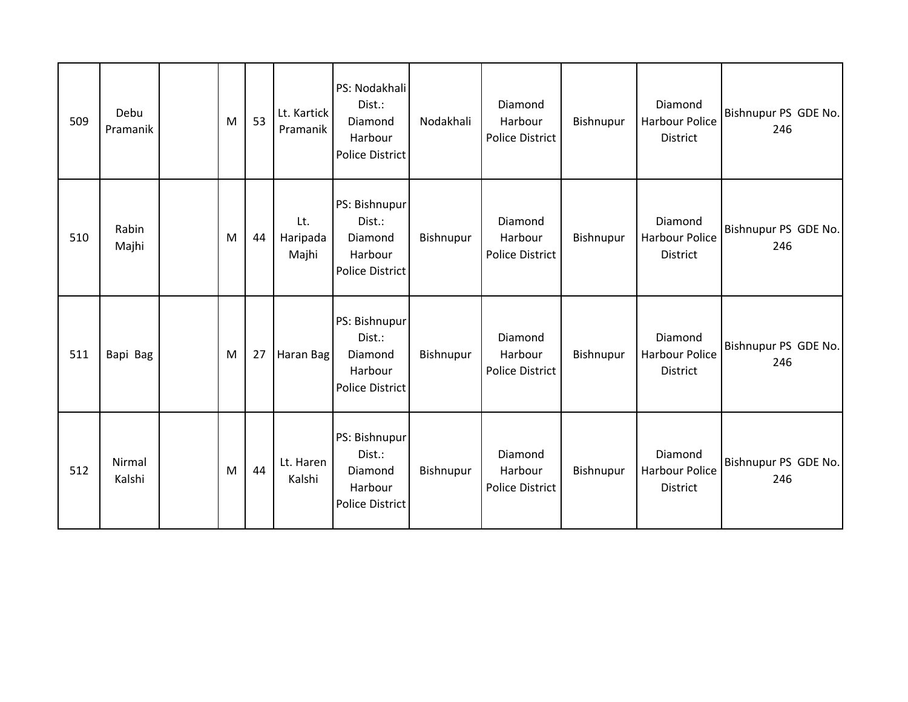| 509 | Debu Pramanik | | M | 53 | Lt. Kartick Pramanik | PS: Nodakhali Dist.: Diamond Harbour Police District | Nodakhali | Diamond Harbour Police District | Bishnupur | Diamond Harbour Police District | Bishnupur PS GDE No. 246 |
|---|---|---|---|---|---|---|---|---|---|---|---|
| 510 | Rabin Majhi | | M | 44 | Lt. Haripada Majhi | PS: Bishnupur Dist.: Diamond Harbour Police District | Bishnupur | Diamond Harbour Police District | Bishnupur | Diamond Harbour Police District | Bishnupur PS GDE No. 246 |
| 511 | Bapi Bag | | M | 27 | Haran Bag | PS: Bishnupur Dist.: Diamond Harbour Police District | Bishnupur | Diamond Harbour Police District | Bishnupur | Diamond Harbour Police District | Bishnupur PS GDE No. 246 |
| 512 | Nirmal Kalshi | | M | 44 | Lt. Haren Kalshi | PS: Bishnupur Dist.: Diamond Harbour Police District | Bishnupur | Diamond Harbour Police District | Bishnupur | Diamond Harbour Police District | Bishnupur PS GDE No. 246 |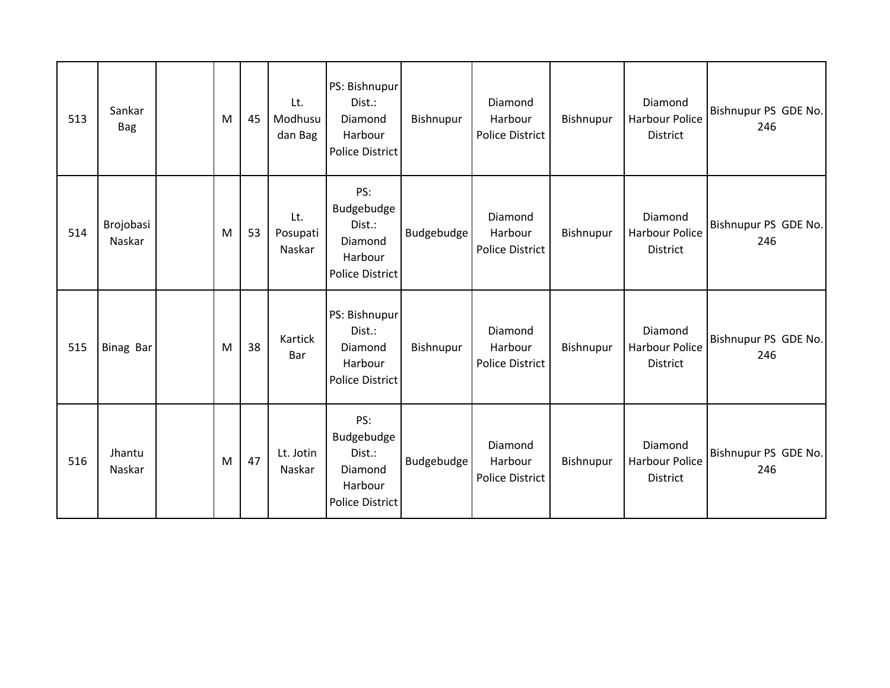| | | | | | | | | | | | |
|---|---|---|---|---|---|---|---|---|---|---|---|
| 513 | Sankar Bag | | M | 45 | Lt. Modhusu dan Bag | PS: Bishnupur Dist.: Diamond Harbour Police District | Bishnupur | Diamond Harbour Police District | Bishnupur | Diamond Harbour Police District | Bishnupur PS GDE No. 246 |
| 514 | Brojobasi Naskar | | M | 53 | Lt. Posupati Naskar | PS: Budgebudge Dist.: Diamond Harbour Police District | Budgebudge | Diamond Harbour Police District | Bishnupur | Diamond Harbour Police District | Bishnupur PS GDE No. 246 |
| 515 | Binag Bar | | M | 38 | Kartick Bar | PS: Bishnupur Dist.: Diamond Harbour Police District | Bishnupur | Diamond Harbour Police District | Bishnupur | Diamond Harbour Police District | Bishnupur PS GDE No. 246 |
| 516 | Jhantu Naskar | | M | 47 | Lt. Jotin Naskar | PS: Budgebudge Dist.: Diamond Harbour Police District | Budgebudge | Diamond Harbour Police District | Bishnupur | Diamond Harbour Police District | Bishnupur PS GDE No. 246 |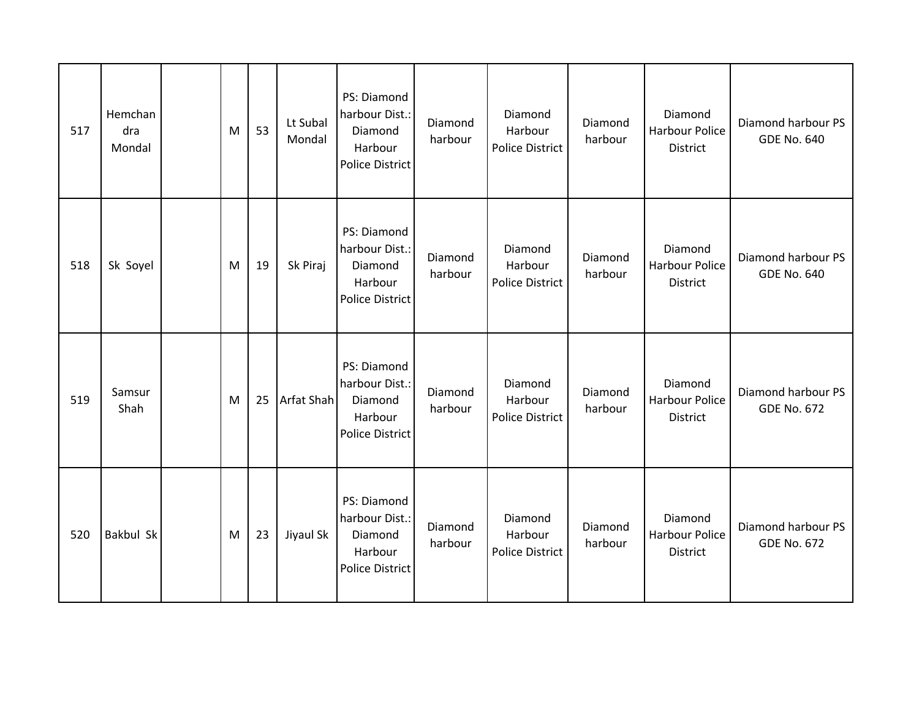| 517 | Hemchandra Mondal | | M | 53 | Lt Subal Mondal | PS: Diamond harbour Dist.: Diamond Harbour Police District | Diamond harbour | Diamond Harbour Police District | Diamond harbour | Diamond Harbour Police District | Diamond harbour PS GDE No. 640 |
|---|---|---|---|---|---|---|---|---|---|---|---|
| 518 | Sk Soyel | | M | 19 | Sk Piraj | PS: Diamond harbour Dist.: Diamond Harbour Police District | Diamond harbour | Diamond Harbour Police District | Diamond harbour | Diamond Harbour Police District | Diamond harbour PS GDE No. 640 |
| 519 | Samsur Shah | | M | 25 | Arfat Shah | PS: Diamond harbour Dist.: Diamond Harbour Police District | Diamond harbour | Diamond Harbour Police District | Diamond harbour | Diamond Harbour Police District | Diamond harbour PS GDE No. 672 |
| 520 | Bakbul Sk | | M | 23 | Jiyaul Sk | PS: Diamond harbour Dist.: Diamond Harbour Police District | Diamond harbour | Diamond Harbour Police District | Diamond harbour | Diamond Harbour Police District | Diamond harbour PS GDE No. 672 |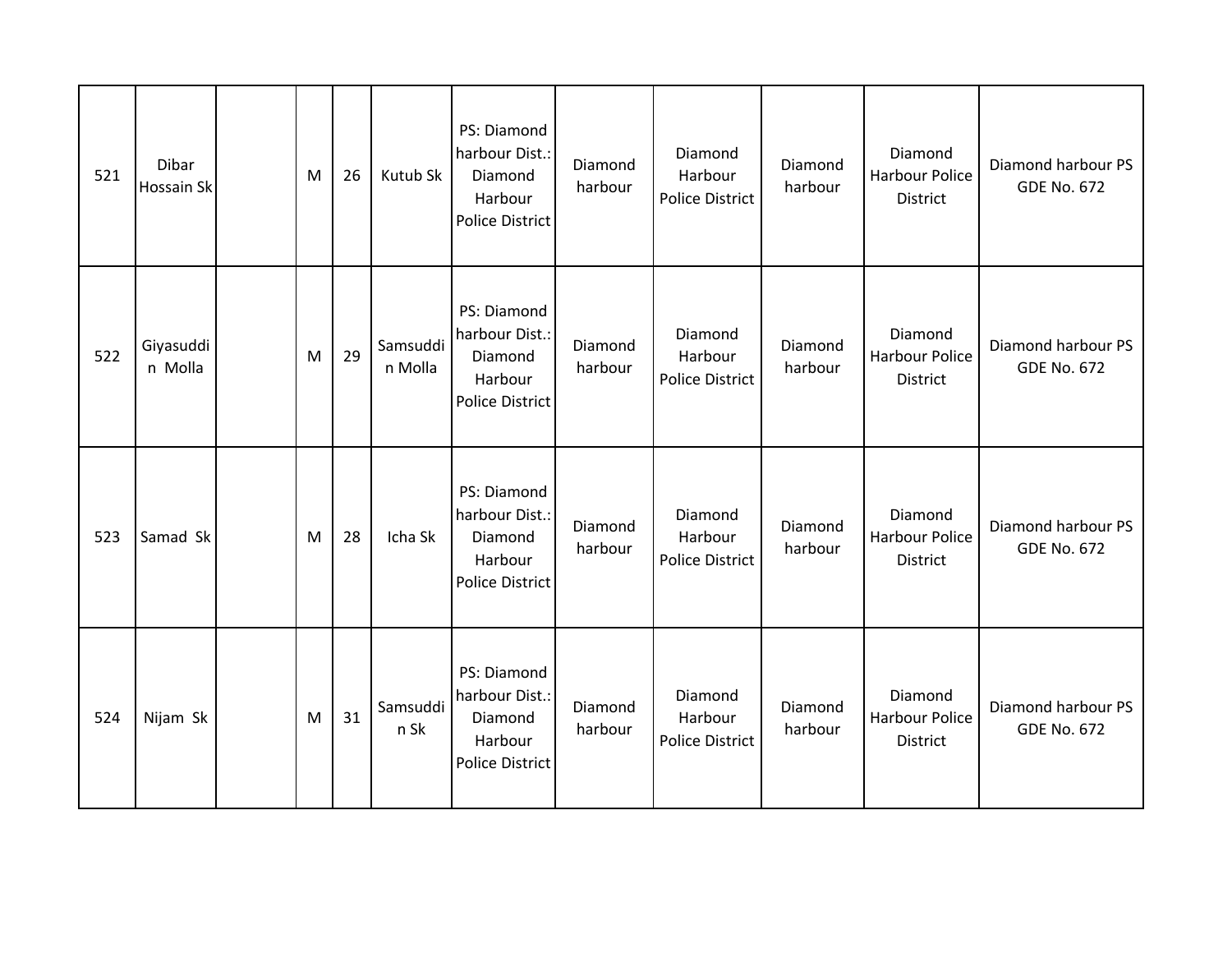| 521 | Dibar Hossain Sk | | M | 26 | Kutub Sk | PS: Diamond harbour Dist.: Diamond Harbour Police District | Diamond harbour | Diamond Harbour Police District | Diamond harbour | Diamond Harbour Police District | Diamond harbour PS GDE No. 672 |
|---|---|---|---|---|---|---|---|---|---|---|---|
| 522 | Giyasuddin Molla | | M | 29 | Samsuddin Molla | PS: Diamond harbour Dist.: Diamond Harbour Police District | Diamond harbour | Diamond Harbour Police District | Diamond harbour | Diamond Harbour Police District | Diamond harbour PS GDE No. 672 |
| 523 | Samad Sk | | M | 28 | Icha Sk | PS: Diamond harbour Dist.: Diamond Harbour Police District | Diamond harbour | Diamond Harbour Police District | Diamond harbour | Diamond Harbour Police District | Diamond harbour PS GDE No. 672 |
| 524 | Nijam Sk | | M | 31 | Samsuddin Sk | PS: Diamond harbour Dist.: Diamond Harbour Police District | Diamond harbour | Diamond Harbour Police District | Diamond harbour | Diamond Harbour Police District | Diamond harbour PS GDE No. 672 |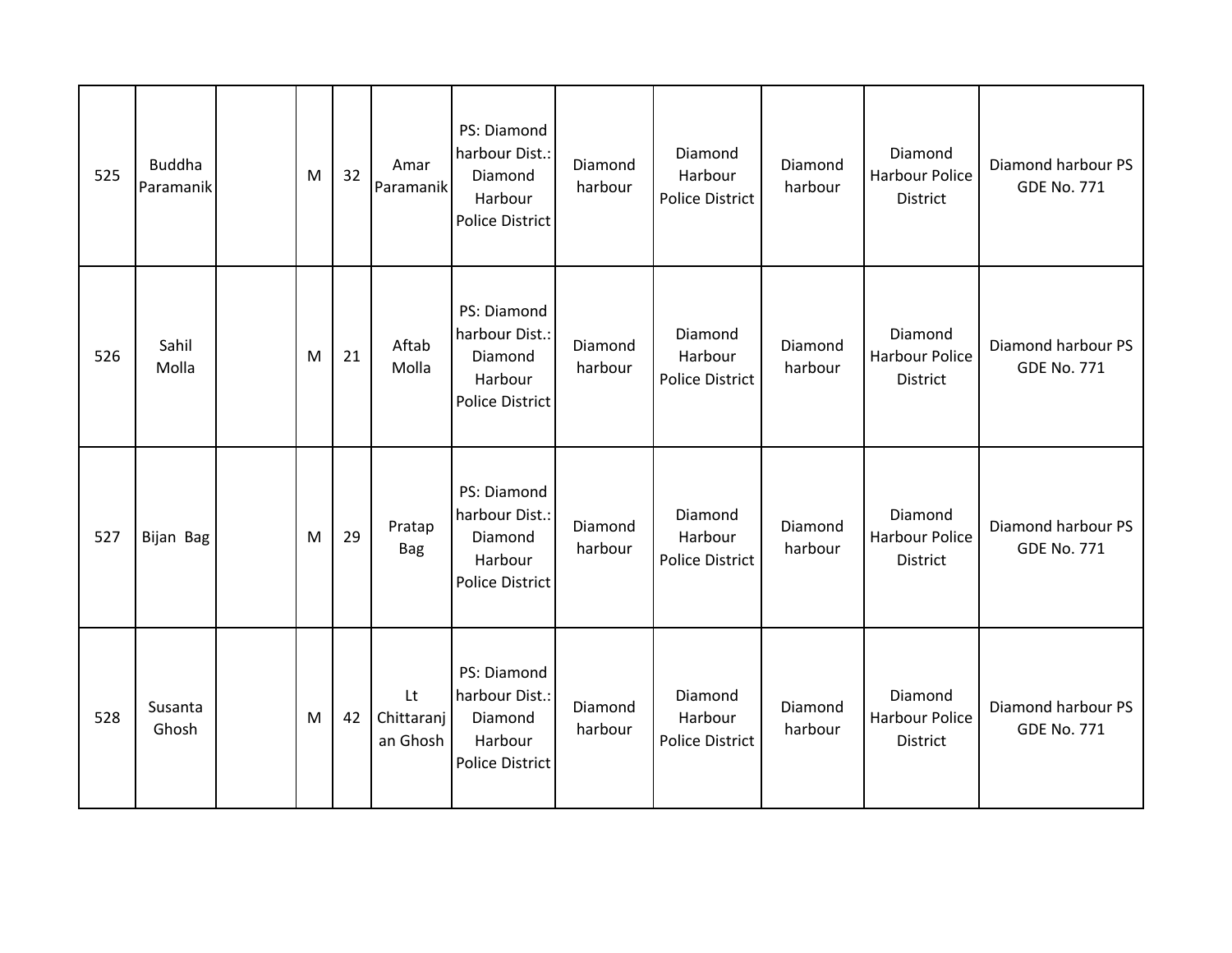| 525 | Buddha Paramanik | | M | 32 | Amar Paramanik | PS: Diamond harbour Dist.: Diamond Harbour Police District | Diamond harbour | Diamond Harbour Police District | Diamond harbour | Diamond Harbour Police District | Diamond harbour PS GDE No. 771 |
|---|---|---|---|---|---|---|---|---|---|---|---|
| 526 | Sahil Molla | | M | 21 | Aftab Molla | PS: Diamond harbour Dist.: Diamond Harbour Police District | Diamond harbour | Diamond Harbour Police District | Diamond harbour | Diamond Harbour Police District | Diamond harbour PS GDE No. 771 |
| 527 | Bijan Bag | | M | 29 | Pratap Bag | PS: Diamond harbour Dist.: Diamond Harbour Police District | Diamond harbour | Diamond Harbour Police District | Diamond harbour | Diamond Harbour Police District | Diamond harbour PS GDE No. 771 |
| 528 | Susanta Ghosh | | M | 42 | Lt Chittaranjan Ghosh | PS: Diamond harbour Dist.: Diamond Harbour Police District | Diamond harbour | Diamond Harbour Police District | Diamond harbour | Diamond Harbour Police District | Diamond harbour PS GDE No. 771 |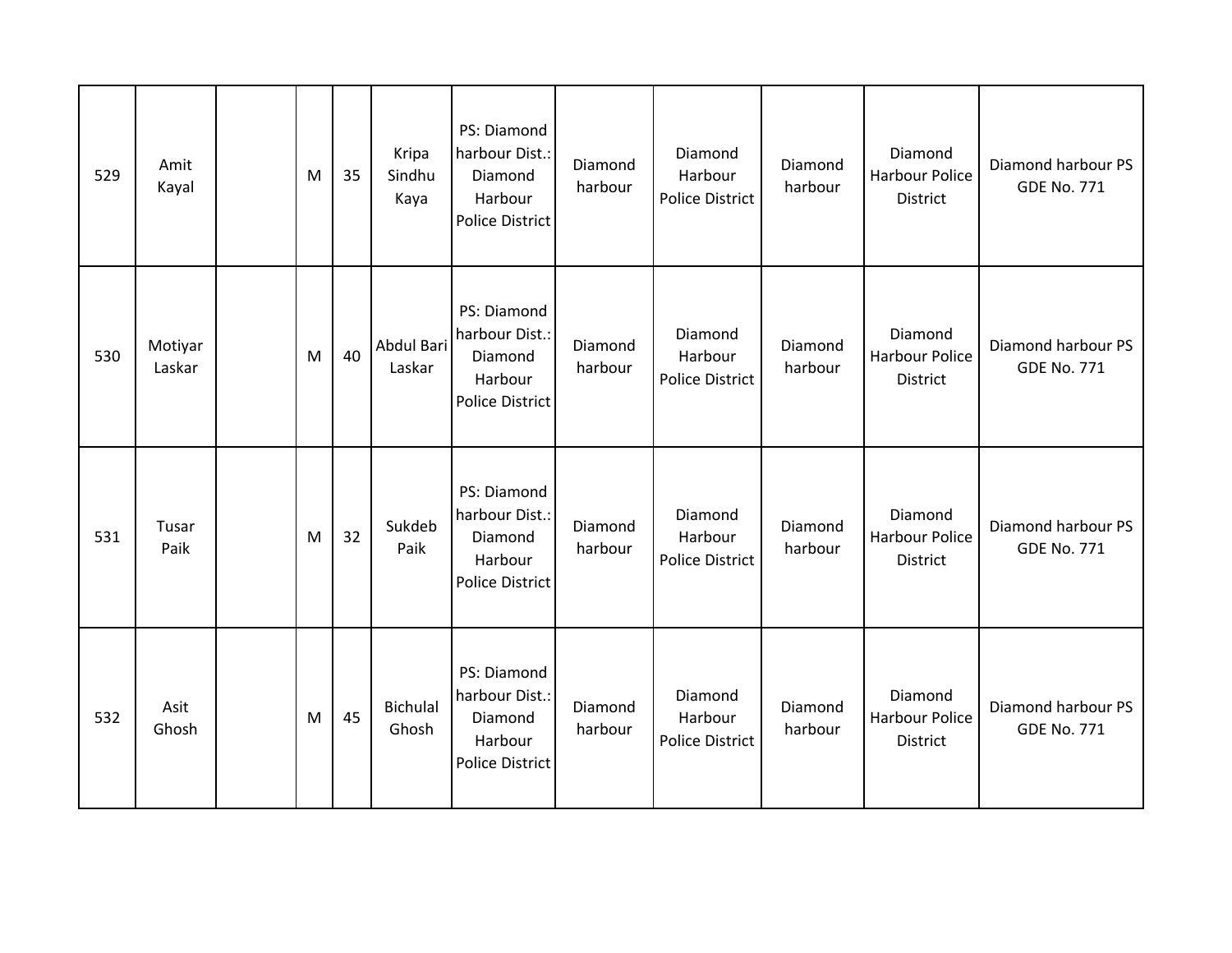| | | | | | | | | | | | |
|---|---|---|---|---|---|---|---|---|---|---|---|
| 529 | Amit Kayal | | M | 35 | Kripa Sindhu Kaya | PS: Diamond harbour Dist.: Diamond Harbour Police District | Diamond harbour | Diamond Harbour Police District | Diamond harbour | Diamond Harbour Police District | Diamond harbour PS GDE No. 771 |
| 530 | Motiyar Laskar | | M | 40 | Abdul Bari Laskar | PS: Diamond harbour Dist.: Diamond Harbour Police District | Diamond harbour | Diamond Harbour Police District | Diamond harbour | Diamond Harbour Police District | Diamond harbour PS GDE No. 771 |
| 531 | Tusar Paik | | M | 32 | Sukdeb Paik | PS: Diamond harbour Dist.: Diamond Harbour Police District | Diamond harbour | Diamond Harbour Police District | Diamond harbour | Diamond Harbour Police District | Diamond harbour PS GDE No. 771 |
| 532 | Asit Ghosh | | M | 45 | Bichulal Ghosh | PS: Diamond harbour Dist.: Diamond Harbour Police District | Diamond harbour | Diamond Harbour Police District | Diamond harbour | Diamond Harbour Police District | Diamond harbour PS GDE No. 771 |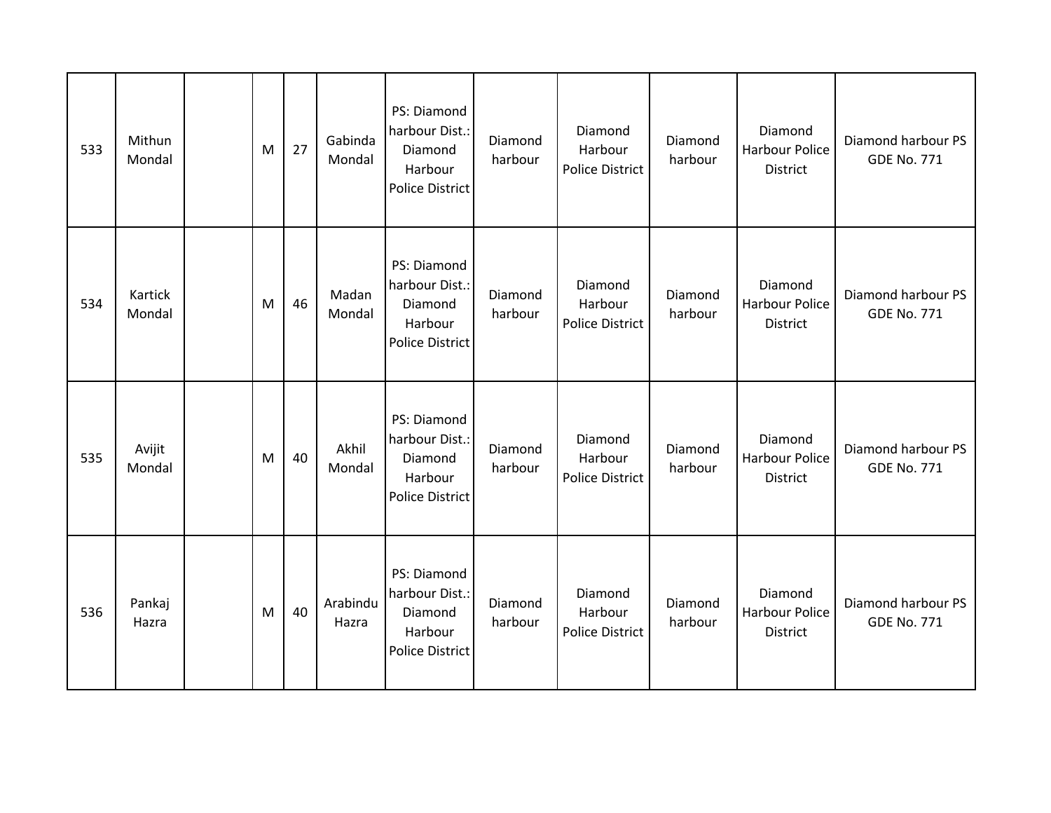| | | | | | | | | | | | |
|---|---|---|---|---|---|---|---|---|---|---|---|
| 533 | Mithun Mondal | | M | 27 | Gabinda Mondal | PS: Diamond harbour Dist.: Diamond Harbour Police District | Diamond harbour | Diamond Harbour Police District | Diamond harbour | Diamond Harbour Police District | Diamond harbour PS GDE No. 771 |
| 534 | Kartick Mondal | | M | 46 | Madan Mondal | PS: Diamond harbour Dist.: Diamond Harbour Police District | Diamond harbour | Diamond Harbour Police District | Diamond harbour | Diamond Harbour Police District | Diamond harbour PS GDE No. 771 |
| 535 | Avijit Mondal | | M | 40 | Akhil Mondal | PS: Diamond harbour Dist.: Diamond Harbour Police District | Diamond harbour | Diamond Harbour Police District | Diamond harbour | Diamond Harbour Police District | Diamond harbour PS GDE No. 771 |
| 536 | Pankaj Hazra | | M | 40 | Arabindu Hazra | PS: Diamond harbour Dist.: Diamond Harbour Police District | Diamond harbour | Diamond Harbour Police District | Diamond harbour | Diamond Harbour Police District | Diamond harbour PS GDE No. 771 |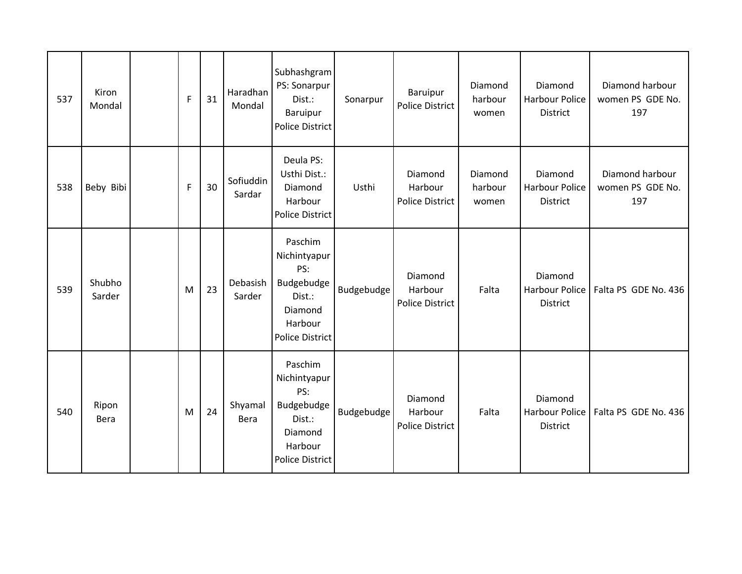| 537 | Kiron Mondal | | F | 31 | Haradhan Mondal | Subhashgram PS: Sonarpur Dist.: Baruipur Police District | Sonarpur | Baruipur Police District | Diamond harbour women | Diamond Harbour Police District | Diamond harbour women PS GDE No. 197 |
|---|---|---|---|---|---|---|---|---|---|---|---|
| 538 | Beby Bibi | | F | 30 | Sofiuddin Sardar | Deula PS: Usthi Dist.: Diamond Harbour Police District | Usthi | Diamond Harbour Police District | Diamond harbour women | Diamond Harbour Police District | Diamond harbour women PS GDE No. 197 |
| 539 | Shubho Sarder | | M | 23 | Debasish Sarder | Paschim Nichintyapur PS: Budgebudge Dist.: Diamond Harbour Police District | Budgebudge | Diamond Harbour Police District | Falta | Diamond Harbour Police District | Falta PS GDE No. 436 |
| 540 | Ripon Bera | | M | 24 | Shyamal Bera | Paschim Nichintyapur PS: Budgebudge Dist.: Diamond Harbour Police District | Budgebudge | Diamond Harbour Police District | Falta | Diamond Harbour Police District | Falta PS GDE No. 436 |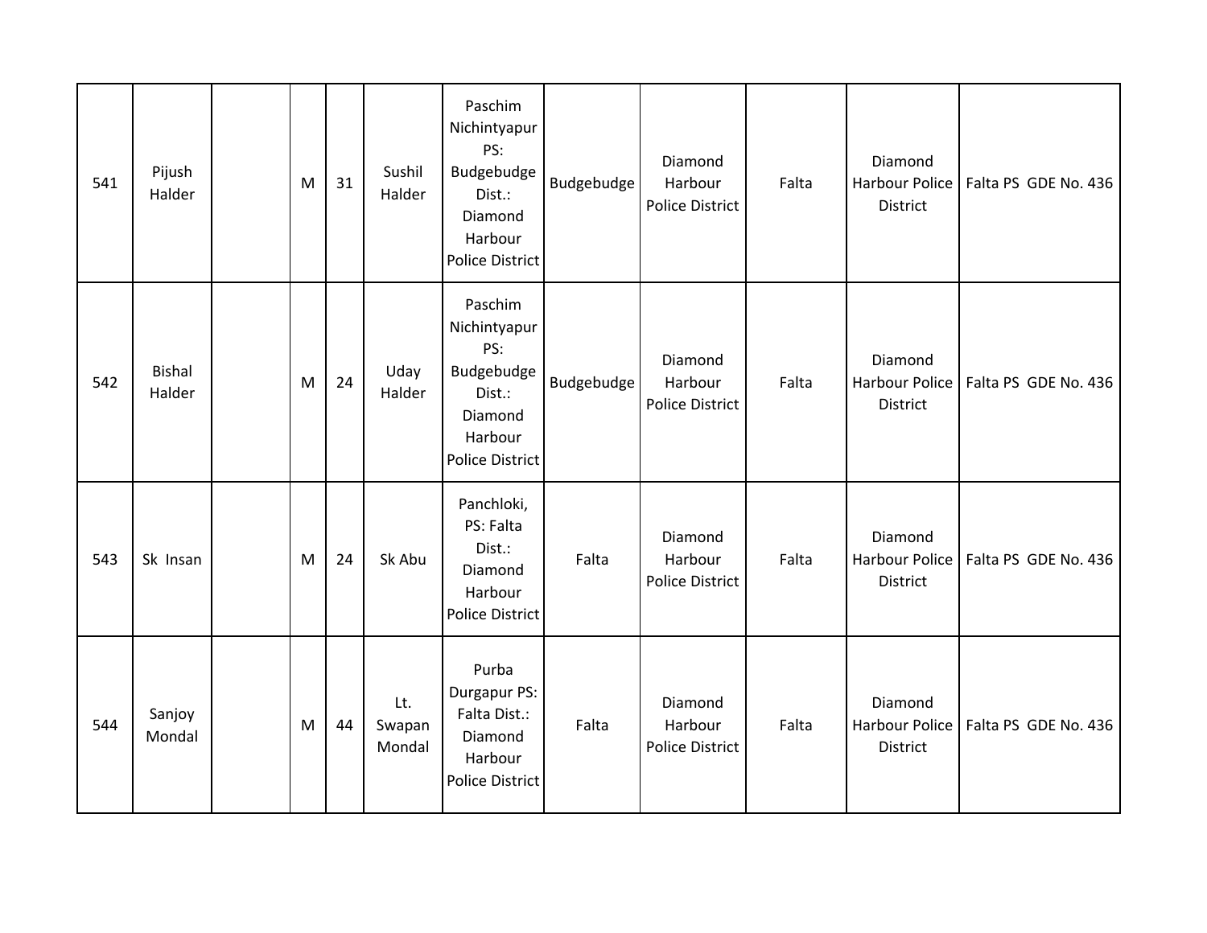| 541 | Pijush Halder | | M | 31 | Sushil Halder | Paschim Nichintyapur PS: Budgebudge Dist.: Diamond Harbour Police District | Budgebudge | Diamond Harbour Police District | Falta | Diamond Harbour Police District | Falta PS GDE No. 436 |
|---|---|---|---|---|---|---|---|---|---|---|---|
| 542 | Bishal Halder | | M | 24 | Uday Halder | Paschim Nichintyapur PS: Budgebudge Dist.: Diamond Harbour Police District | Budgebudge | Diamond Harbour Police District | Falta | Diamond Harbour Police District | Falta PS GDE No. 436 |
| 543 | Sk Insan | | M | 24 | Sk Abu | Panchloki, PS: Falta Dist.: Diamond Harbour Police District | Falta | Diamond Harbour Police District | Falta | Diamond Harbour Police District | Falta PS GDE No. 436 |
| 544 | Sanjoy Mondal | | M | 44 | Lt. Swapan Mondal | Purba Durgapur PS: Falta Dist.: Diamond Harbour Police District | Falta | Diamond Harbour Police District | Falta | Diamond Harbour Police District | Falta PS GDE No. 436 |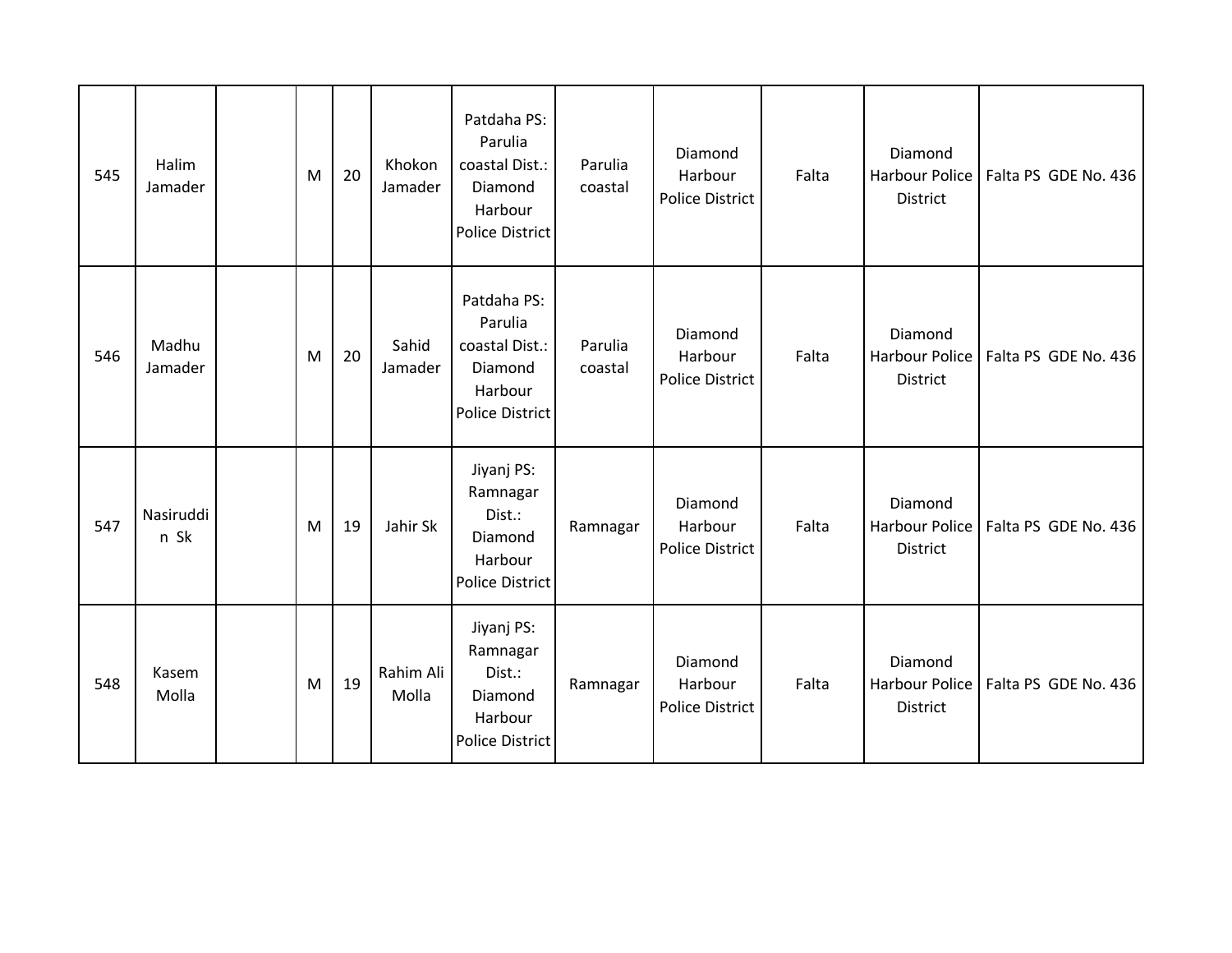| 545 | Halim Jamader |  | M | 20 | Khokon Jamader | Patdaha PS: Parulia coastal Dist.: Diamond Harbour Police District | Parulia coastal | Diamond Harbour Police District | Falta | Diamond Harbour Police District | Falta PS GDE No. 436 |
|---|---|---|---|---|---|---|---|---|---|---|---|
| 546 | Madhu Jamader |  | M | 20 | Sahid Jamader | Patdaha PS: Parulia coastal Dist.: Diamond Harbour Police District | Parulia coastal | Diamond Harbour Police District | Falta | Diamond Harbour Police District | Falta PS GDE No. 436 |
| 547 | Nasiruddin Sk |  | M | 19 | Jahir Sk | Jiyanj PS: Ramnagar Dist.: Diamond Harbour Police District | Ramnagar | Diamond Harbour Police District | Falta | Diamond Harbour Police District | Falta PS GDE No. 436 |
| 548 | Kasem Molla |  | M | 19 | Rahim Ali Molla | Jiyanj PS: Ramnagar Dist.: Diamond Harbour Police District | Ramnagar | Diamond Harbour Police District | Falta | Diamond Harbour Police District | Falta PS GDE No. 436 |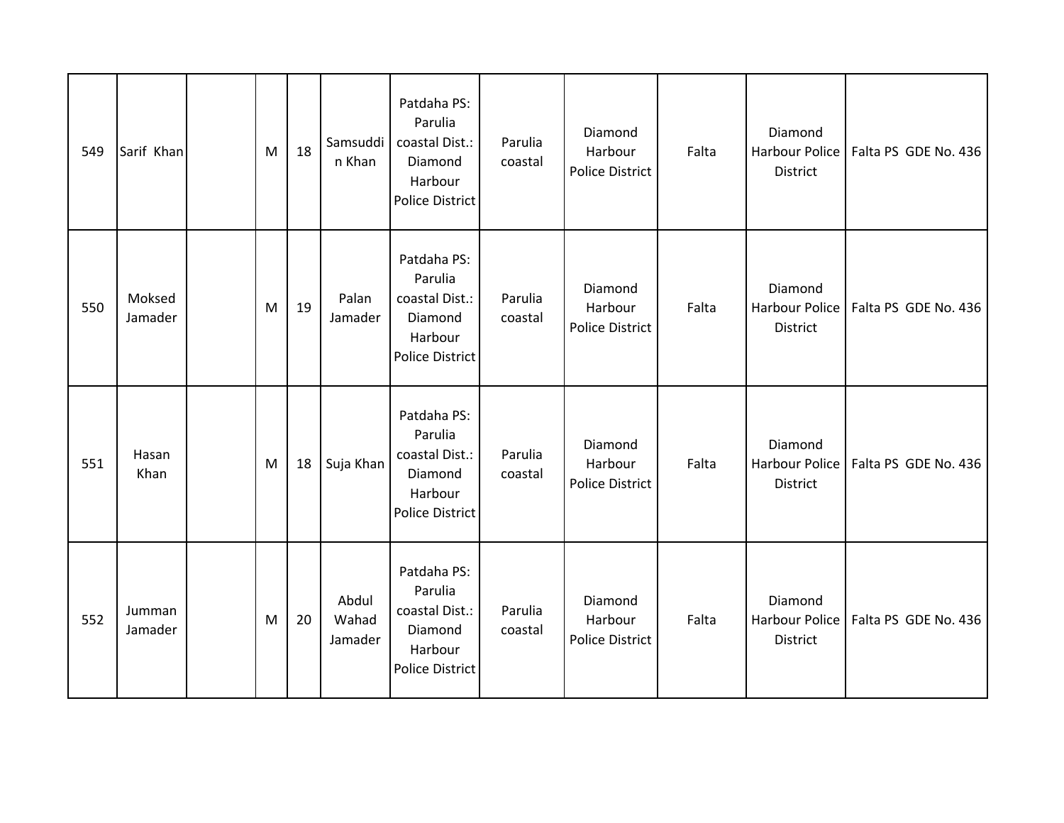| 549 | Sarif Khan | | M | 18 | Samsuddin Khan | Patdaha PS: Parulia coastal Dist.: Diamond Harbour Police District | Parulia coastal | Diamond Harbour Police District | Falta | Diamond Harbour Police District | Falta PS GDE No. 436 |
|---|---|---|---|---|---|---|---|---|---|---|---|
| 550 | Moksed Jamader | | M | 19 | Palan Jamader | Patdaha PS: Parulia coastal Dist.: Diamond Harbour Police District | Parulia coastal | Diamond Harbour Police District | Falta | Diamond Harbour Police District | Falta PS GDE No. 436 |
| 551 | Hasan Khan | | M | 18 | Suja Khan | Patdaha PS: Parulia coastal Dist.: Diamond Harbour Police District | Parulia coastal | Diamond Harbour Police District | Falta | Diamond Harbour Police District | Falta PS GDE No. 436 |
| 552 | Jumman Jamader | | M | 20 | Abdul Wahad Jamader | Patdaha PS: Parulia coastal Dist.: Diamond Harbour Police District | Parulia coastal | Diamond Harbour Police District | Falta | Diamond Harbour Police District | Falta PS GDE No. 436 |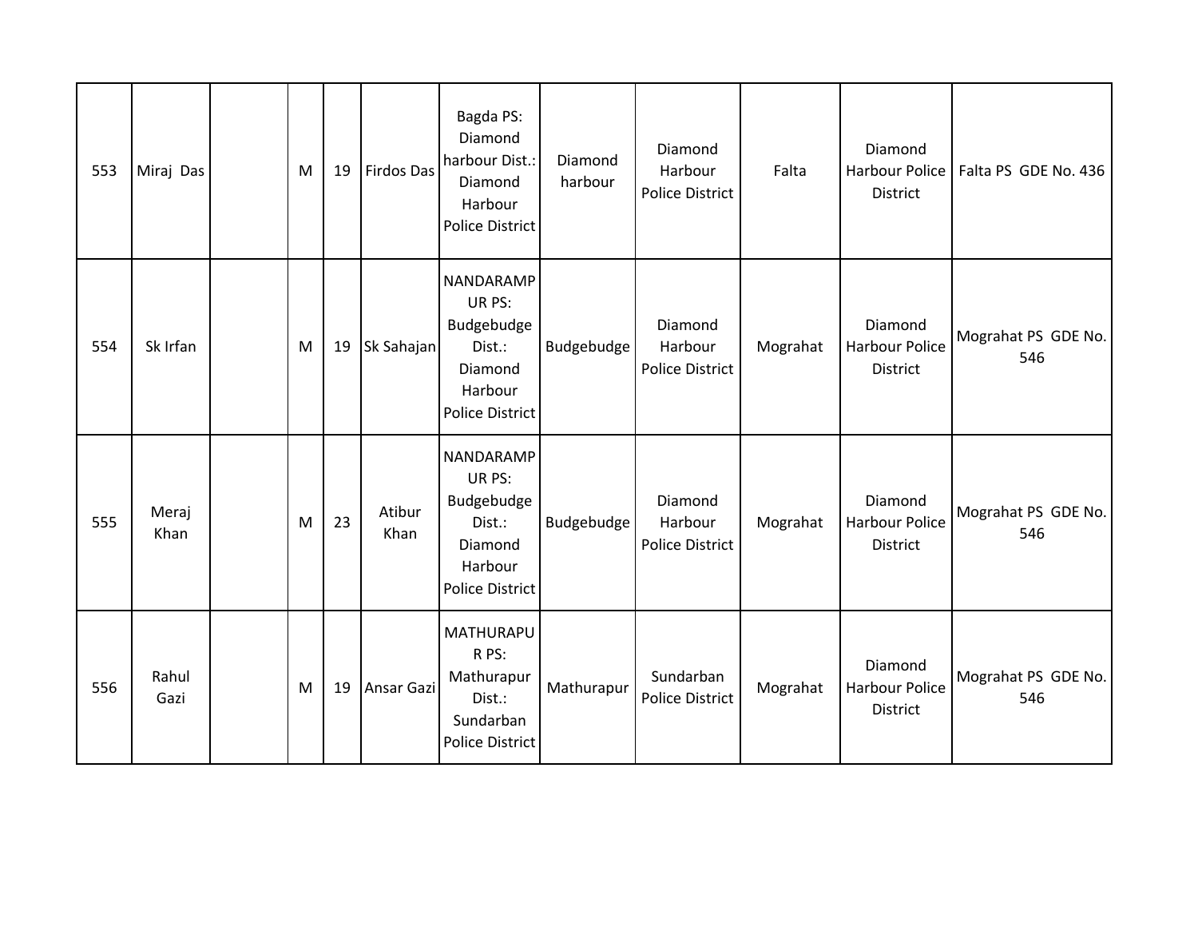| | | | | | | | | | | | |
|---|---|---|---|---|---|---|---|---|---|---|---|
| 553 | Miraj Das | | M | 19 | Firdos Das | Bagda PS: Diamond harbour Dist.: Diamond Harbour Police District | Diamond harbour | Diamond Harbour Police District | Falta | Diamond Harbour Police District | Falta PS GDE No. 436 |
| 554 | Sk Irfan | | M | 19 | Sk Sahajan | NANDARAMPUR PS: Budgebudge Dist.: Diamond Harbour Police District | Budgebudge | Diamond Harbour Police District | Mograhat | Diamond Harbour Police District | Mograhat PS GDE No. 546 |
| 555 | Meraj Khan | | M | 23 | Atibur Khan | NANDARAMPUR PS: Budgebudge Dist.: Diamond Harbour Police District | Budgebudge | Diamond Harbour Police District | Mograhat | Diamond Harbour Police District | Mograhat PS GDE No. 546 |
| 556 | Rahul Gazi | | M | 19 | Ansar Gazi | MATHURAPUR PS: Mathurapur Dist.: Sundarban Police District | Mathurapur | Sundarban Police District | Mograhat | Diamond Harbour Police District | Mograhat PS GDE No. 546 |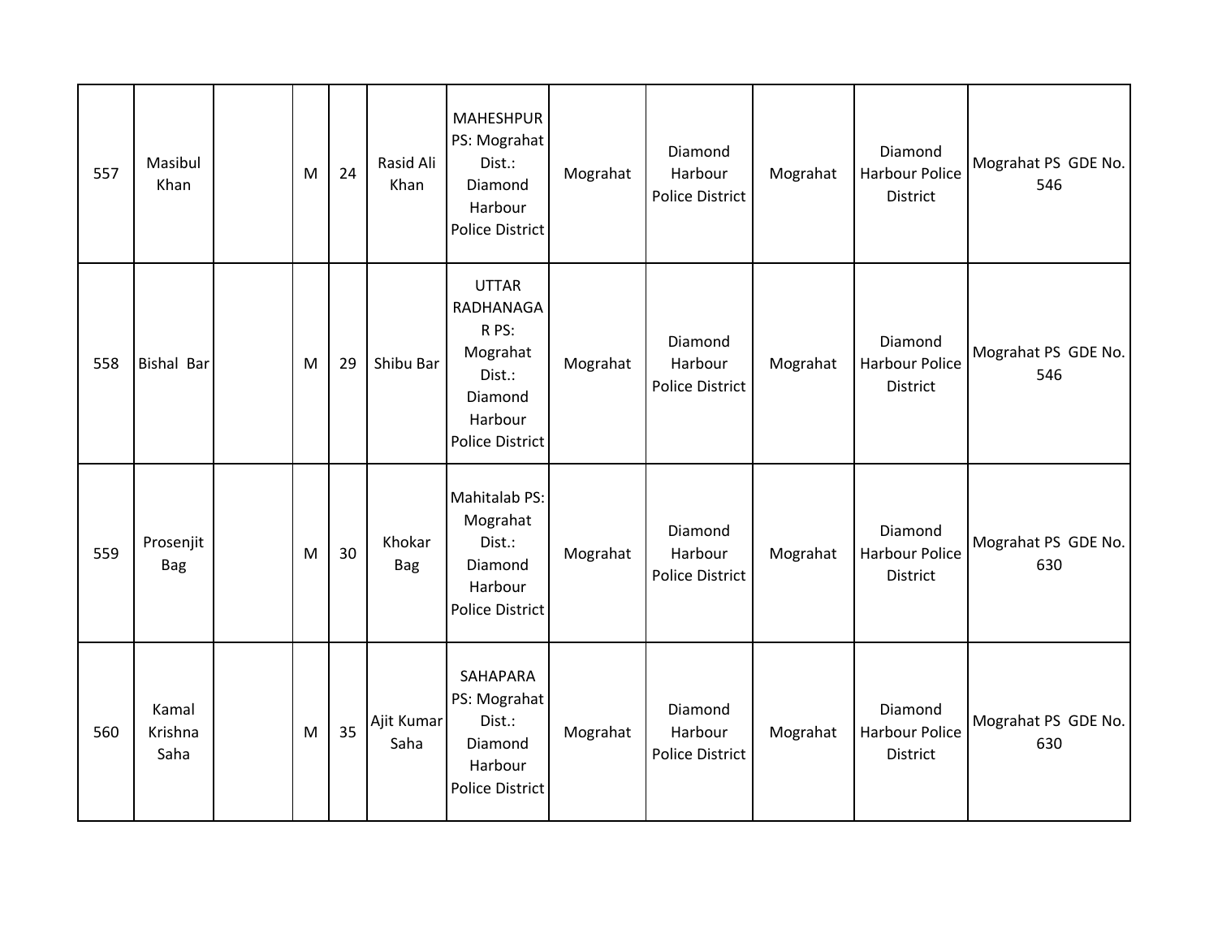| | | | | | | | | | | | |
|---|---|---|---|---|---|---|---|---|---|---|---|
| 557 | Masibul Khan | | M | 24 | Rasid Ali Khan | MAHESHPUR PS: Mograhat Dist.: Diamond Harbour Police District | Mograhat | Diamond Harbour Police District | Mograhat | Diamond Harbour Police District | Mograhat PS GDE No. 546 |
| 558 | Bishal Bar | | M | 29 | Shibu Bar | UTTAR RADHANAGAR PS: Mograhat Dist.: Diamond Harbour Police District | Mograhat | Diamond Harbour Police District | Mograhat | Diamond Harbour Police District | Mograhat PS GDE No. 546 |
| 559 | Prosenjit Bag | | M | 30 | Khokar Bag | Mahitalab PS: Mograhat Dist.: Diamond Harbour Police District | Mograhat | Diamond Harbour Police District | Mograhat | Diamond Harbour Police District | Mograhat PS GDE No. 630 |
| 560 | Kamal Krishna Saha | | M | 35 | Ajit Kumar Saha | SAHAPARA PS: Mograhat Dist.: Diamond Harbour Police District | Mograhat | Diamond Harbour Police District | Mograhat | Diamond Harbour Police District | Mograhat PS GDE No. 630 |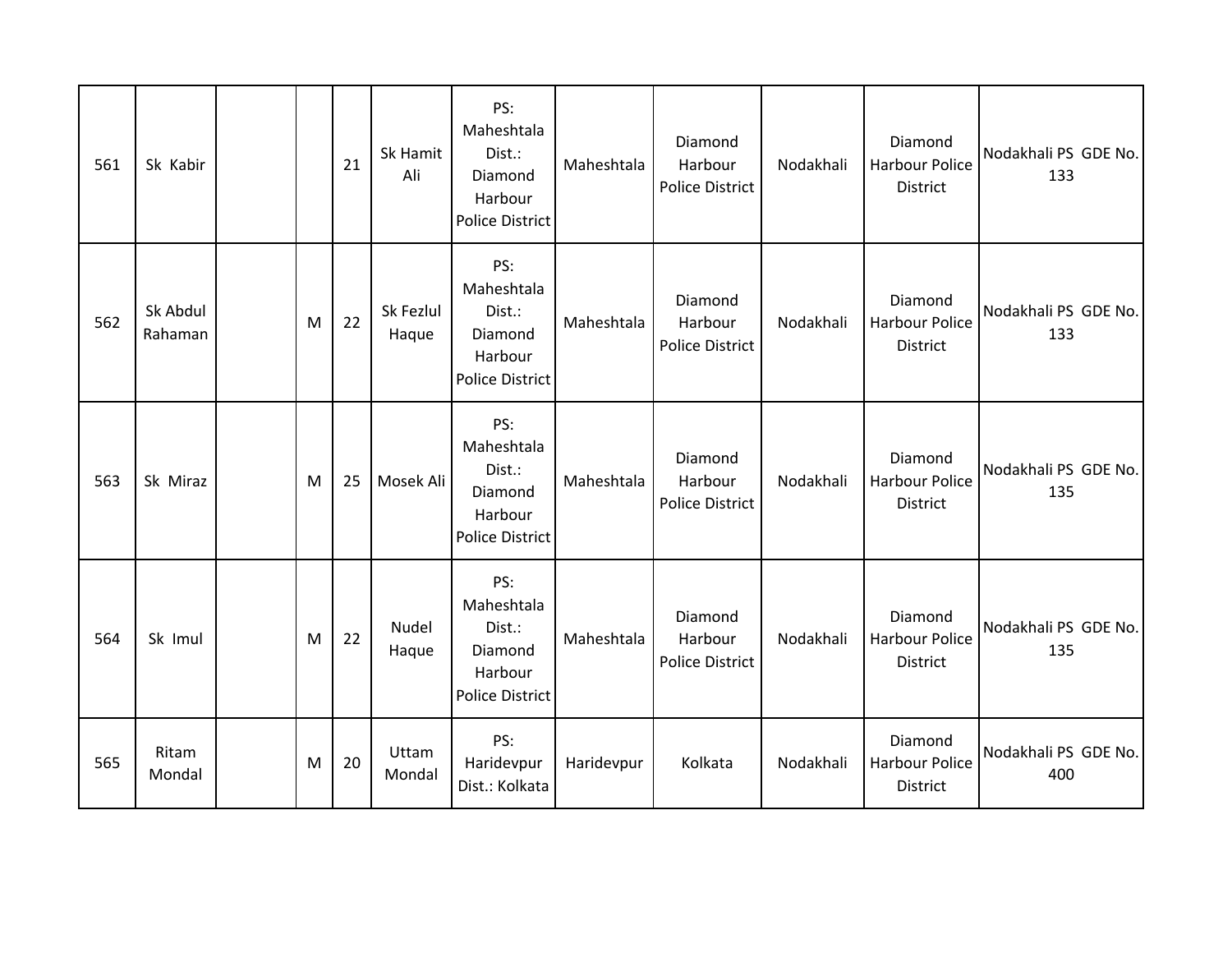| 561 | Sk Kabir | | | 21 | Sk Hamit Ali | PS: Maheshtala Dist.: Diamond Harbour Police District | Maheshtala | Diamond Harbour Police District | Nodakhali | Diamond Harbour Police District | Nodakhali PS GDE No. 133 |
|---|---|---|---|---|---|---|---|---|---|---|---|
| 562 | Sk Abdul Rahaman | | M | 22 | Sk Fezlul Haque | PS: Maheshtala Dist.: Diamond Harbour Police District | Maheshtala | Diamond Harbour Police District | Nodakhali | Diamond Harbour Police District | Nodakhali PS GDE No. 133 |
| 563 | Sk Miraz | | M | 25 | Mosek Ali | PS: Maheshtala Dist.: Diamond Harbour Police District | Maheshtala | Diamond Harbour Police District | Nodakhali | Diamond Harbour Police District | Nodakhali PS GDE No. 135 |
| 564 | Sk Imul | | M | 22 | Nudel Haque | PS: Maheshtala Dist.: Diamond Harbour Police District | Maheshtala | Diamond Harbour Police District | Nodakhali | Diamond Harbour Police District | Nodakhali PS GDE No. 135 |
| 565 | Ritam Mondal | | M | 20 | Uttam Mondal | PS: Haridevpur Dist.: Kolkata | Haridevpur | Kolkata | Nodakhali | Diamond Harbour Police District | Nodakhali PS GDE No. 400 |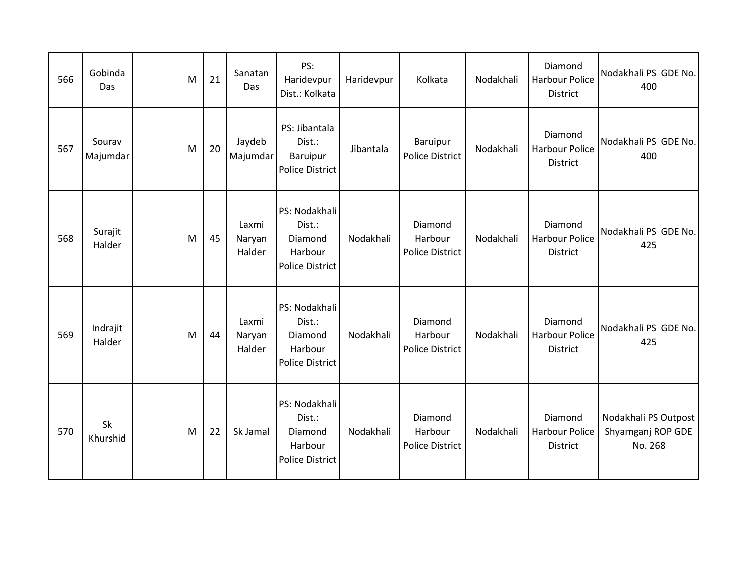| | | | | | | | | | | | |
|---|---|---|---|---|---|---|---|---|---|---|---|
| 566 | Gobinda Das | | M | 21 | Sanatan Das | PS: Haridevpur Dist.: Kolkata | Haridevpur | Kolkata | Nodakhali | Diamond Harbour Police District | Nodakhali PS GDE No. 400 |
| 567 | Sourav Majumdar | | M | 20 | Jaydeb Majumdar | PS: Jibantala Dist.: Baruipur Police District | Jibantala | Baruipur Police District | Nodakhali | Diamond Harbour Police District | Nodakhali PS GDE No. 400 |
| 568 | Surajit Halder | | M | 45 | Laxmi Naryan Halder | PS: Nodakhali Dist.: Diamond Harbour Police District | Nodakhali | Diamond Harbour Police District | Nodakhali | Diamond Harbour Police District | Nodakhali PS GDE No. 425 |
| 569 | Indrajit Halder | | M | 44 | Laxmi Naryan Halder | PS: Nodakhali Dist.: Diamond Harbour Police District | Nodakhali | Diamond Harbour Police District | Nodakhali | Diamond Harbour Police District | Nodakhali PS GDE No. 425 |
| 570 | Sk Khurshid | | M | 22 | Sk Jamal | PS: Nodakhali Dist.: Diamond Harbour Police District | Nodakhali | Diamond Harbour Police District | Nodakhali | Diamond Harbour Police District | Nodakhali PS Outpost Shyamganj ROP GDE No. 268 |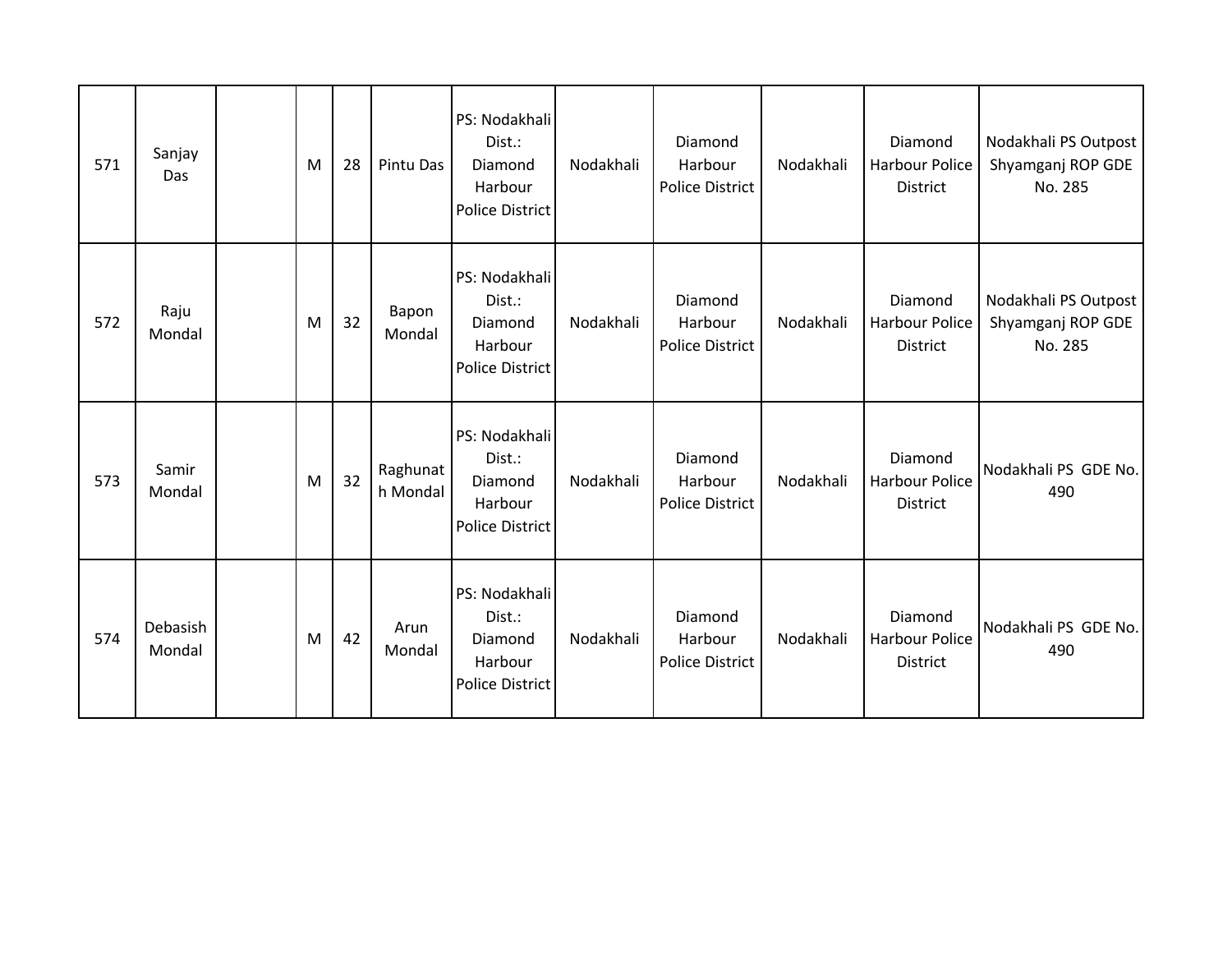| 571 | Sanjay Das | | M | 28 | Pintu Das | PS: Nodakhali Dist.: Diamond Harbour Police District | Nodakhali | Diamond Harbour Police District | Nodakhali | Diamond Harbour Police District | Nodakhali PS Outpost Shyamganj ROP GDE No. 285 |
|---|---|---|---|---|---|---|---|---|---|---|---|
| 572 | Raju Mondal | | M | 32 | Bapon Mondal | PS: Nodakhali Dist.: Diamond Harbour Police District | Nodakhali | Diamond Harbour Police District | Nodakhali | Diamond Harbour Police District | Nodakhali PS Outpost Shyamganj ROP GDE No. 285 |
| 573 | Samir Mondal | | M | 32 | Raghunath Mondal | PS: Nodakhali Dist.: Diamond Harbour Police District | Nodakhali | Diamond Harbour Police District | Nodakhali | Diamond Harbour Police District | Nodakhali PS GDE No. 490 |
| 574 | Debasish Mondal | | M | 42 | Arun Mondal | PS: Nodakhali Dist.: Diamond Harbour Police District | Nodakhali | Diamond Harbour Police District | Nodakhali | Diamond Harbour Police District | Nodakhali PS GDE No. 490 |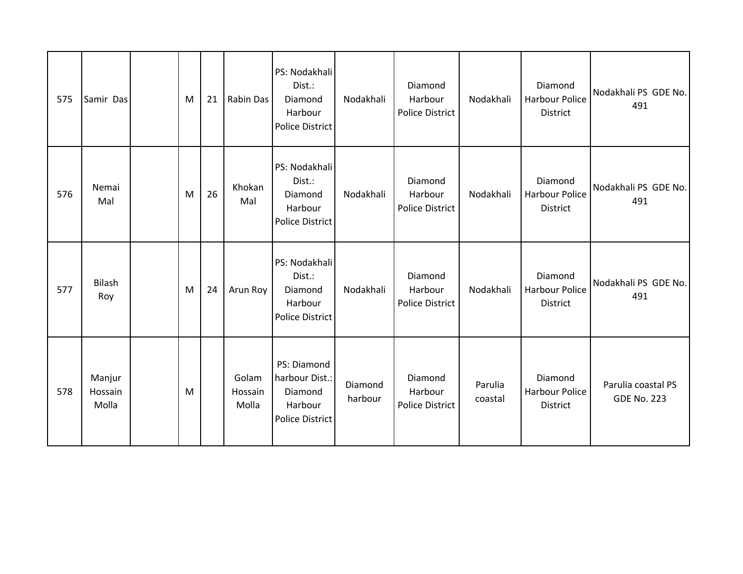| | | | | | | | | | | | |
|---|---|---|---|---|---|---|---|---|---|---|---|
| 575 | Samir Das | | M | 21 | Rabin Das | PS: Nodakhali Dist.: Diamond Harbour Police District | Nodakhali | Diamond Harbour Police District | Nodakhali | Diamond Harbour Police District | Nodakhali PS GDE No. 491 |
| 576 | Nemai Mal | | M | 26 | Khokan Mal | PS: Nodakhali Dist.: Diamond Harbour Police District | Nodakhali | Diamond Harbour Police District | Nodakhali | Diamond Harbour Police District | Nodakhali PS GDE No. 491 |
| 577 | Bilash Roy | | M | 24 | Arun Roy | PS: Nodakhali Dist.: Diamond Harbour Police District | Nodakhali | Diamond Harbour Police District | Nodakhali | Diamond Harbour Police District | Nodakhali PS GDE No. 491 |
| 578 | Manjur Hossain Molla | | M | | Golam Hossain Molla | PS: Diamond harbour Dist.: Diamond Harbour Police District | Diamond harbour | Diamond Harbour Police District | Parulia coastal | Diamond Harbour Police District | Parulia coastal PS GDE No. 223 |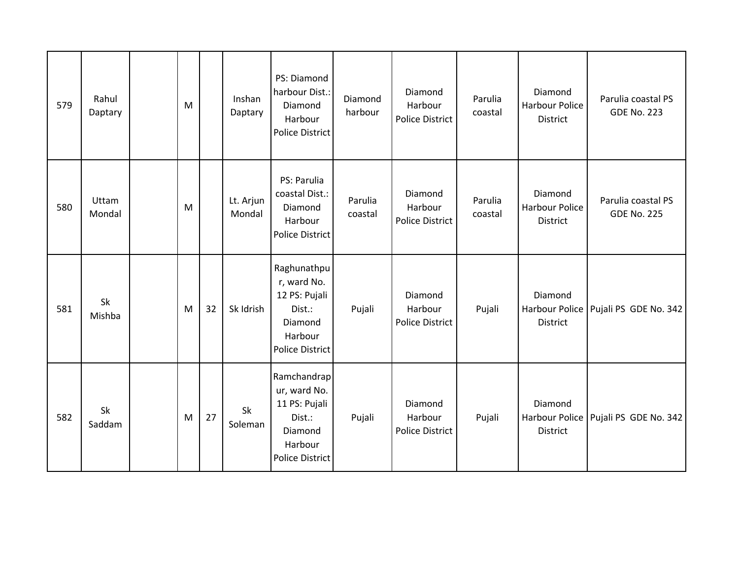|  |  |  |  |  |  |  |  |  |  |  |  |
|---|---|---|---|---|---|---|---|---|---|---|---|
| 579 | Rahul Daptary |  | M |  | Inshan Daptary | PS: Diamond harbour Dist.: Diamond Harbour Police District | Diamond harbour | Diamond Harbour Police District | Parulia coastal | Diamond Harbour Police District | Parulia coastal PS GDE No. 223 |
| 580 | Uttam Mondal |  | M |  | Lt. Arjun Mondal | PS: Parulia coastal Dist.: Diamond Harbour Police District | Parulia coastal | Diamond Harbour Police District | Parulia coastal | Diamond Harbour Police District | Parulia coastal PS GDE No. 225 |
| 581 | Sk Mishba |  | M | 32 | Sk Idrish | Raghunathpur, ward No. 12 PS: Pujali Dist.: Diamond Harbour Police District | Pujali | Diamond Harbour Police District | Pujali | Diamond Harbour Police District | Pujali PS GDE No. 342 |
| 582 | Sk Saddam |  | M | 27 | Sk Soleman | Ramchandrapur, ward No. 11 PS: Pujali Dist.: Diamond Harbour Police District | Pujali | Diamond Harbour Police District | Pujali | Diamond Harbour Police District | Pujali PS GDE No. 342 |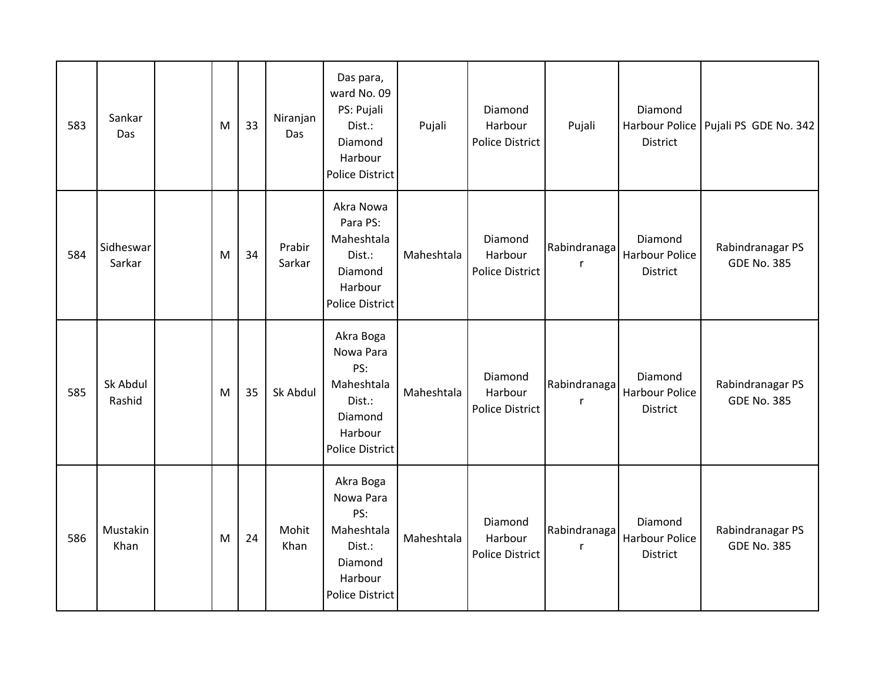| | | | | | | | | | | | |
|---|---|---|---|---|---|---|---|---|---|---|---|
| 583 | Sankar Das | | M | 33 | Niranjan Das | Das para, ward No. 09 PS: Pujali Dist.: Diamond Harbour Police District | Pujali | Diamond Harbour Police District | Pujali | Diamond Harbour Police District | Pujali PS GDE No. 342 |
| 584 | Sidheswar Sarkar | | M | 34 | Prabir Sarkar | Akra Nowa Para PS: Maheshtala Dist.: Diamond Harbour Police District | Maheshtala | Diamond Harbour Police District | Rabindranagar | Diamond Harbour Police District | Rabindranagar PS GDE No. 385 |
| 585 | Sk Abdul Rashid | | M | 35 | Sk Abdul | Akra Boga Nowa Para PS: Maheshtala Dist.: Diamond Harbour Police District | Maheshtala | Diamond Harbour Police District | Rabindranagar | Diamond Harbour Police District | Rabindranagar PS GDE No. 385 |
| 586 | Mustakin Khan | | M | 24 | Mohit Khan | Akra Boga Nowa Para PS: Maheshtala Dist.: Diamond Harbour Police District | Maheshtala | Diamond Harbour Police District | Rabindranagar | Diamond Harbour Police District | Rabindranagar PS GDE No. 385 |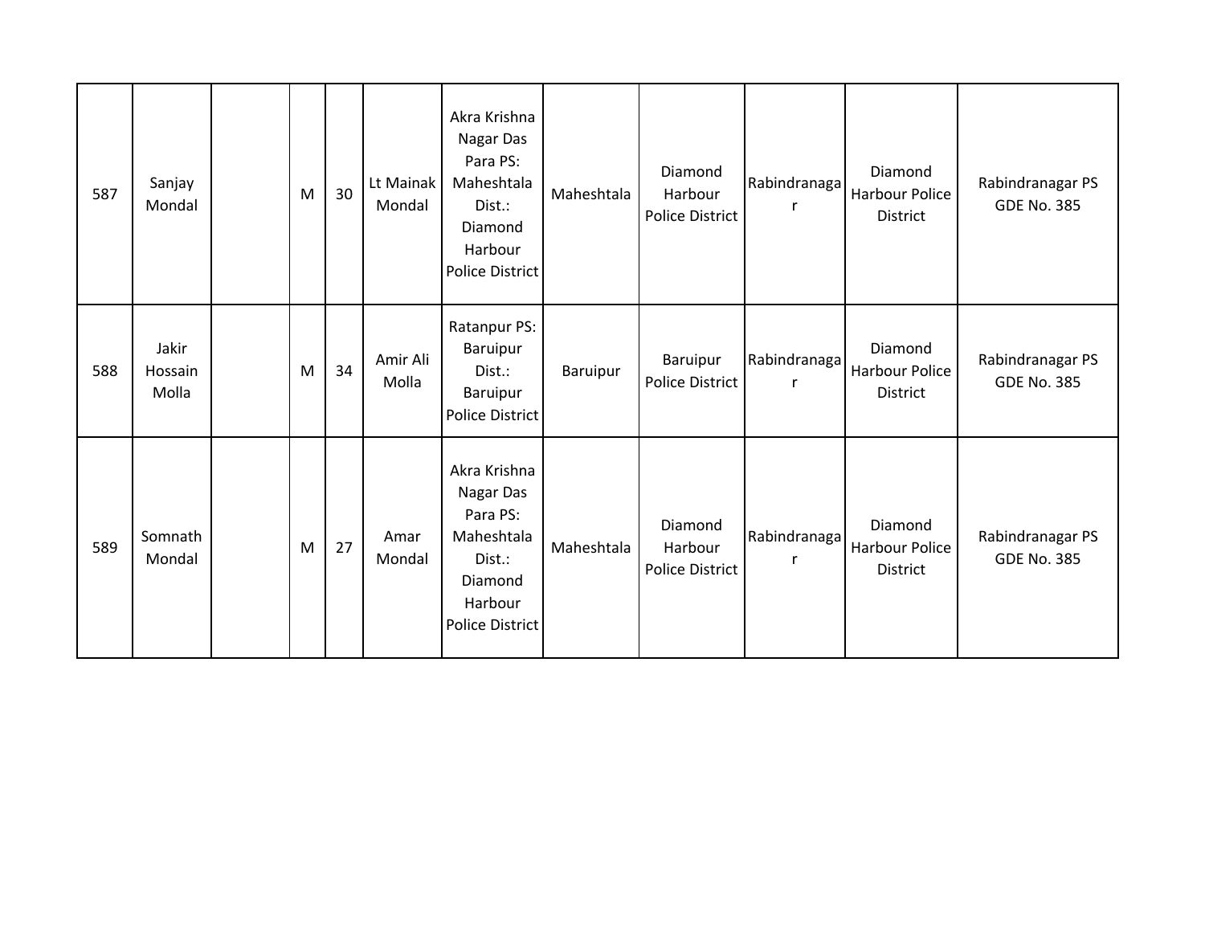| 587 | Sanjay Mondal | | M | 30 | Lt Mainak Mondal | Akra Krishna Nagar Das Para PS: Maheshtala Dist.: Diamond Harbour Police District | Maheshtala | Diamond Harbour Police District | Rabindranagar | Diamond Harbour Police District | Rabindranagar PS GDE No. 385 |
|---|---|---|---|---|---|---|---|---|---|---|---|
| 588 | Jakir Hossain Molla | | M | 34 | Amir Ali Molla | Ratanpur PS: Baruipur Dist.: Baruipur Police District | Baruipur | Baruipur Police District | Rabindranagar | Diamond Harbour Police District | Rabindranagar PS GDE No. 385 |
| 589 | Somnath Mondal | | M | 27 | Amar Mondal | Akra Krishna Nagar Das Para PS: Maheshtala Dist.: Diamond Harbour Police District | Maheshtala | Diamond Harbour Police District | Rabindranagar | Diamond Harbour Police District | Rabindranagar PS GDE No. 385 |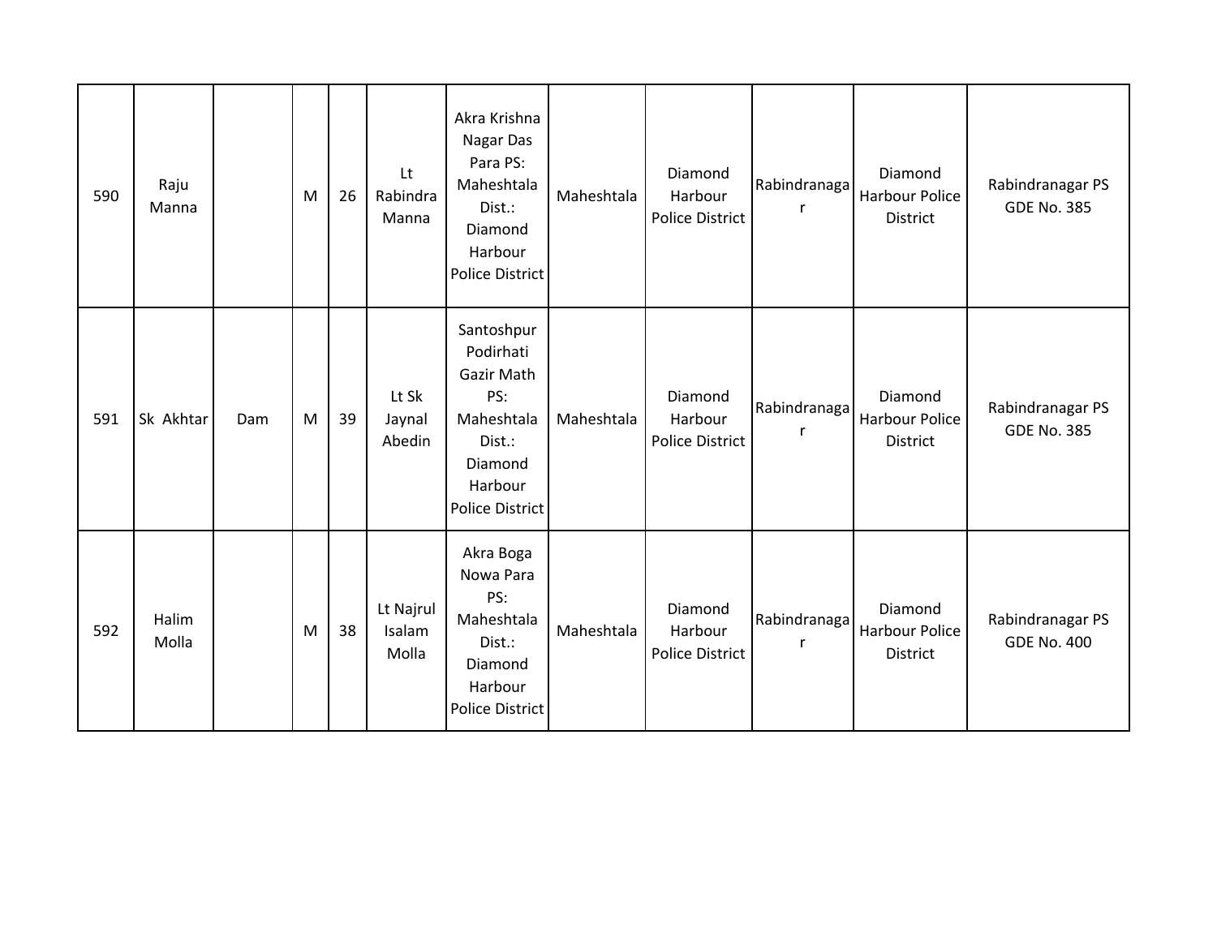| 590 | Raju Manna | | M | 26 | Lt Rabindra Manna | Akra Krishna Nagar Das Para PS: Maheshtala Dist.: Diamond Harbour Police District | Maheshtala | Diamond Harbour Police District | Rabindranagar | Diamond Harbour Police District | Rabindranagar PS GDE No. 385 |
|---|---|---|---|---|---|---|---|---|---|---|---|
| 591 | Sk Akhtar | Dam | M | 39 | Lt Sk Jaynal Abedin | Santoshpur Podirhati Gazir Math PS: Maheshtala Dist.: Diamond Harbour Police District | Maheshtala | Diamond Harbour Police District | Rabindranagar | Diamond Harbour Police District | Rabindranagar PS GDE No. 385 |
| 592 | Halim Molla | | M | 38 | Lt Najrul Isalam Molla | Akra Boga Nowa Para PS: Maheshtala Dist.: Diamond Harbour Police District | Maheshtala | Diamond Harbour Police District | Rabindranagar | Diamond Harbour Police District | Rabindranagar PS GDE No. 400 |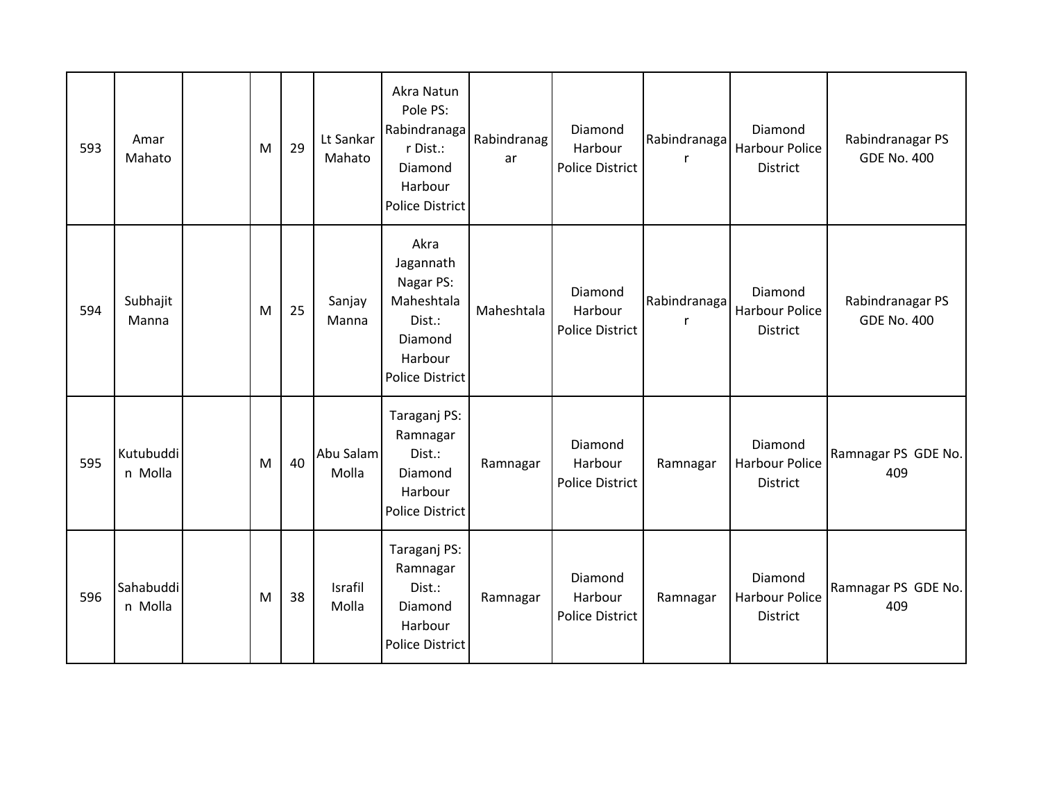| | | | | | | | | | | | |
|---|---|---|---|---|---|---|---|---|---|---|---|
| 593 | Amar Mahato | | M | 29 | Lt Sankar Mahato | Akra Natun Pole PS: Rabindranagar Dist.: Diamond Harbour Police District | Rabindranagar | Diamond Harbour Police District | Rabindranagar | Diamond Harbour Police District | Rabindranagar PS GDE No. 400 |
| 594 | Subhajit Manna | | M | 25 | Sanjay Manna | Akra Jagannath Nagar PS: Maheshtala Dist.: Diamond Harbour Police District | Maheshtala | Diamond Harbour Police District | Rabindranagar | Diamond Harbour Police District | Rabindranagar PS GDE No. 400 |
| 595 | Kutubuddin Molla | | M | 40 | Abu Salam Molla | Taraganj PS: Ramnagar Dist.: Diamond Harbour Police District | Ramnagar | Diamond Harbour Police District | Ramnagar | Diamond Harbour Police District | Ramnagar PS GDE No. 409 |
| 596 | Sahabuddin Molla | | M | 38 | Israfil Molla | Taraganj PS: Ramnagar Dist.: Diamond Harbour Police District | Ramnagar | Diamond Harbour Police District | Ramnagar | Diamond Harbour Police District | Ramnagar PS GDE No. 409 |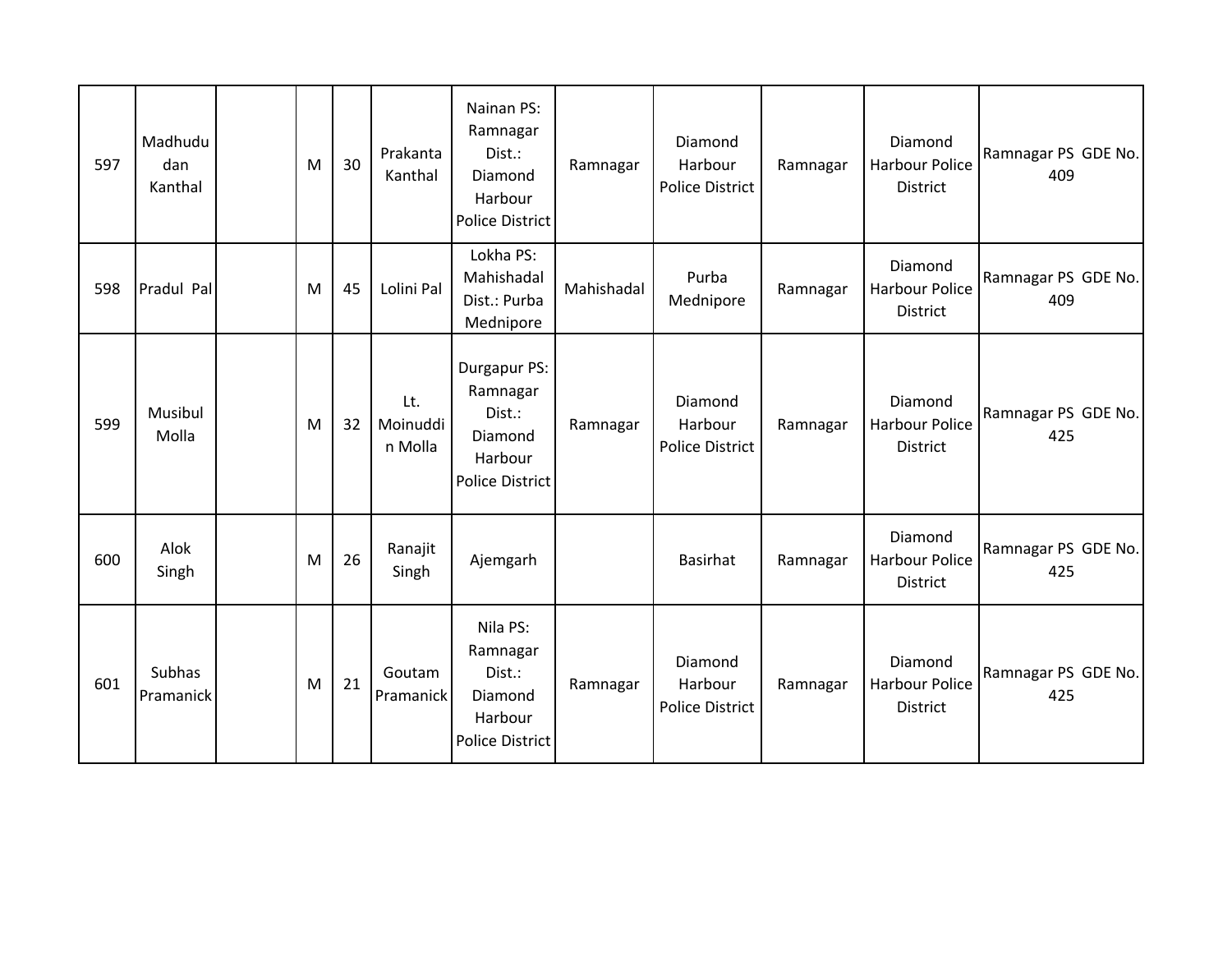| | | | | | | | | | | | |
|---|---|---|---|---|---|---|---|---|---|---|---|
| 597 | Madhududan Kanthal | | M | 30 | Prakanta Kanthal | Nainan PS: Ramnagar Dist.: Diamond Harbour Police District | Ramnagar | Diamond Harbour Police District | Ramnagar | Diamond Harbour Police District | Ramnagar PS GDE No. 409 |
| 598 | Pradul Pal | | M | 45 | Lolini Pal | Lokha PS: Mahishadal Dist.: Purba Mednipore | Mahishadal | Purba Mednipore | Ramnagar | Diamond Harbour Police District | Ramnagar PS GDE No. 409 |
| 599 | Musibul Molla | | M | 32 | Lt. Moinuddin Molla | Durgapur PS: Ramnagar Dist.: Diamond Harbour Police District | Ramnagar | Diamond Harbour Police District | Ramnagar | Diamond Harbour Police District | Ramnagar PS GDE No. 425 |
| 600 | Alok Singh | | M | 26 | Ranajit Singh | Ajemgarh | | Basirhat | Ramnagar | Diamond Harbour Police District | Ramnagar PS GDE No. 425 |
| 601 | Subhas Pramanick | | M | 21 | Goutam Pramanick | Nila PS: Ramnagar Dist.: Diamond Harbour Police District | Ramnagar | Diamond Harbour Police District | Ramnagar | Diamond Harbour Police District | Ramnagar PS GDE No. 425 |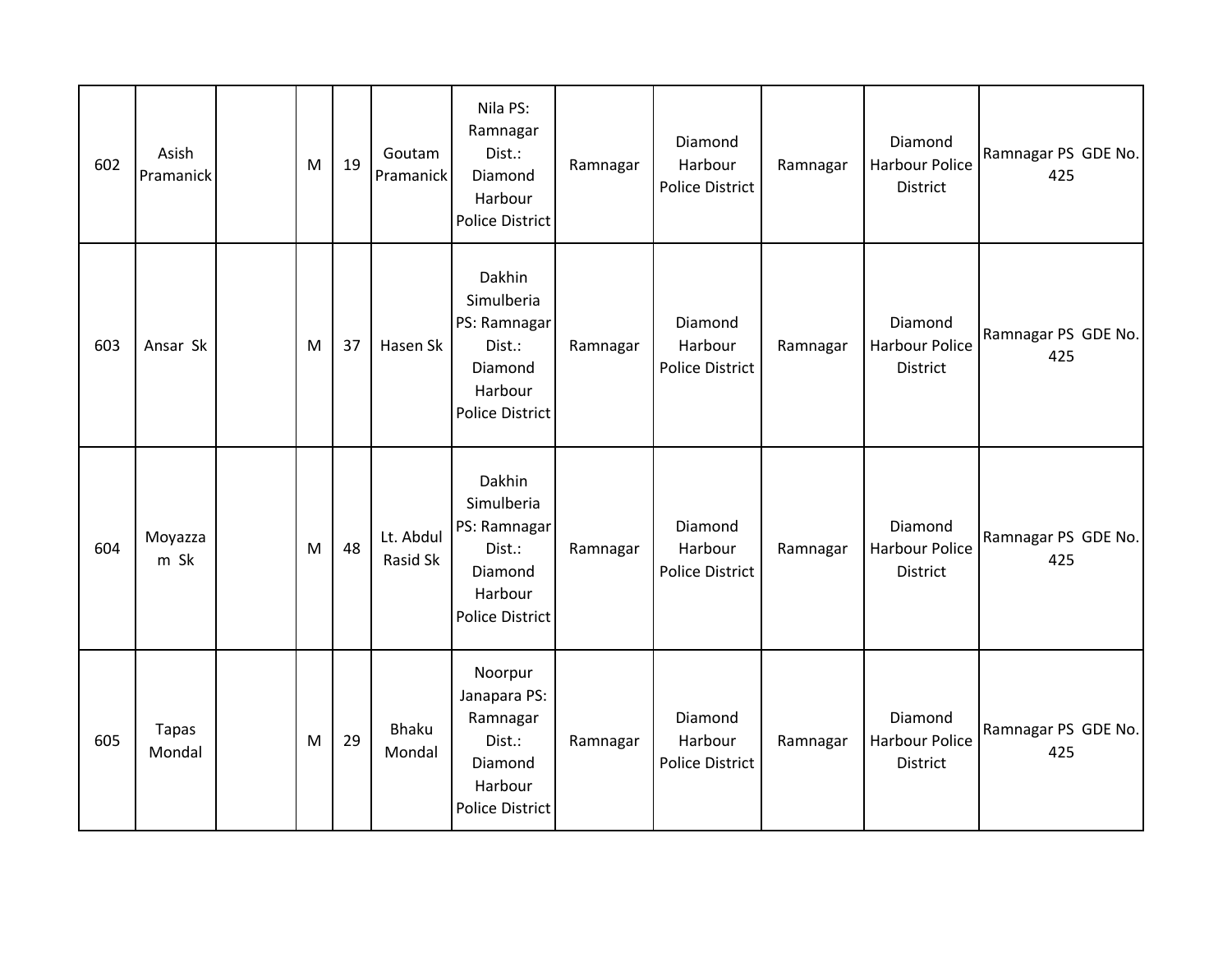| 602 | Asish Pramanick | | M | 19 | Goutam Pramanick | Nila PS: Ramnagar Dist.: Diamond Harbour Police District | Ramnagar | Diamond Harbour Police District | Ramnagar | Diamond Harbour Police District | Ramnagar PS GDE No. 425 |
|---|---|---|---|---|---|---|---|---|---|---|---|
| 603 | Ansar Sk | | M | 37 | Hasen Sk | Dakhin Simulberia PS: Ramnagar Dist.: Diamond Harbour Police District | Ramnagar | Diamond Harbour Police District | Ramnagar | Diamond Harbour Police District | Ramnagar PS GDE No. 425 |
| 604 | Moyazzam Sk | | M | 48 | Lt. Abdul Rasid Sk | Dakhin Simulberia PS: Ramnagar Dist.: Diamond Harbour Police District | Ramnagar | Diamond Harbour Police District | Ramnagar | Diamond Harbour Police District | Ramnagar PS GDE No. 425 |
| 605 | Tapas Mondal | | M | 29 | Bhaku Mondal | Noorpur Janapara PS: Ramnagar Dist.: Diamond Harbour Police District | Ramnagar | Diamond Harbour Police District | Ramnagar | Diamond Harbour Police District | Ramnagar PS GDE No. 425 |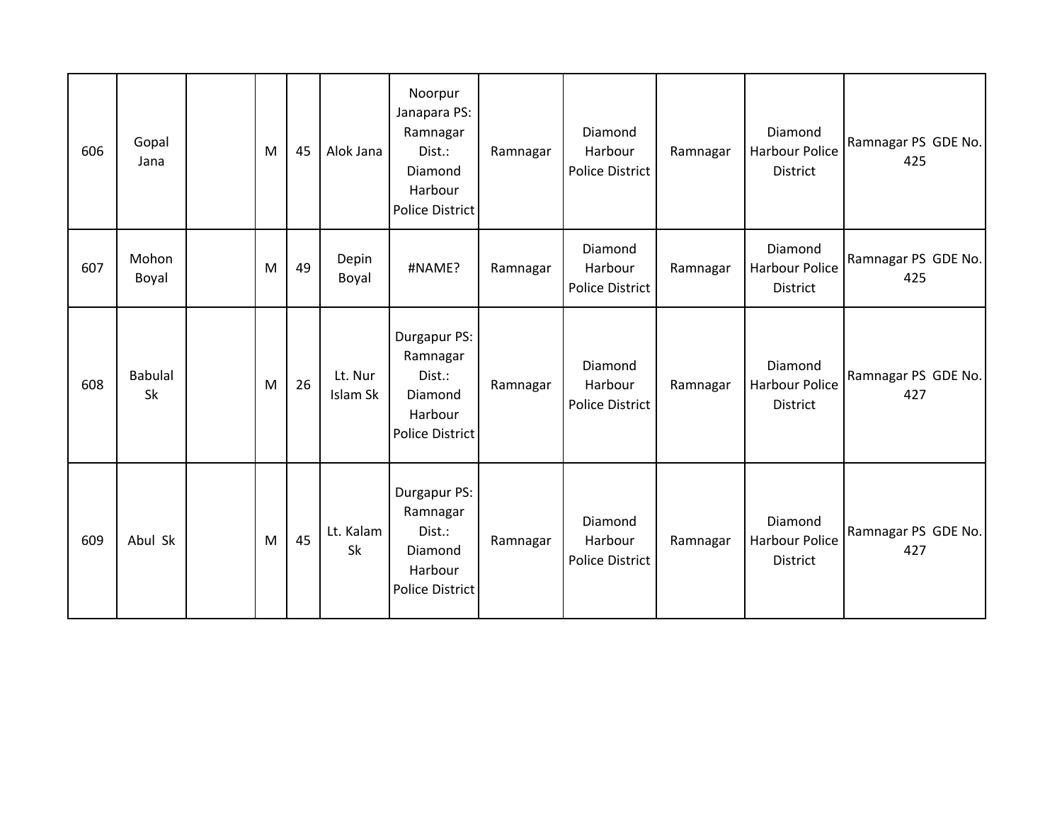| 606 | Gopal Jana | | M | 45 | Alok Jana | Noorpur Janapara PS: Ramnagar Dist.: Diamond Harbour Police District | Ramnagar | Diamond Harbour Police District | Ramnagar | Diamond Harbour Police District | Ramnagar PS GDE No. 425 |
|---|---|---|---|---|---|---|---|---|---|---|---|
| 607 | Mohon Boyal | | M | 49 | Depin Boyal | #NAME? | Ramnagar | Diamond Harbour Police District | Ramnagar | Diamond Harbour Police District | Ramnagar PS GDE No. 425 |
| 608 | Babulal Sk | | M | 26 | Lt. Nur Islam Sk | Durgapur PS: Ramnagar Dist.: Diamond Harbour Police District | Ramnagar | Diamond Harbour Police District | Ramnagar | Diamond Harbour Police District | Ramnagar PS GDE No. 427 |
| 609 | Abul Sk | | M | 45 | Lt. Kalam Sk | Durgapur PS: Ramnagar Dist.: Diamond Harbour Police District | Ramnagar | Diamond Harbour Police District | Ramnagar | Diamond Harbour Police District | Ramnagar PS GDE No. 427 |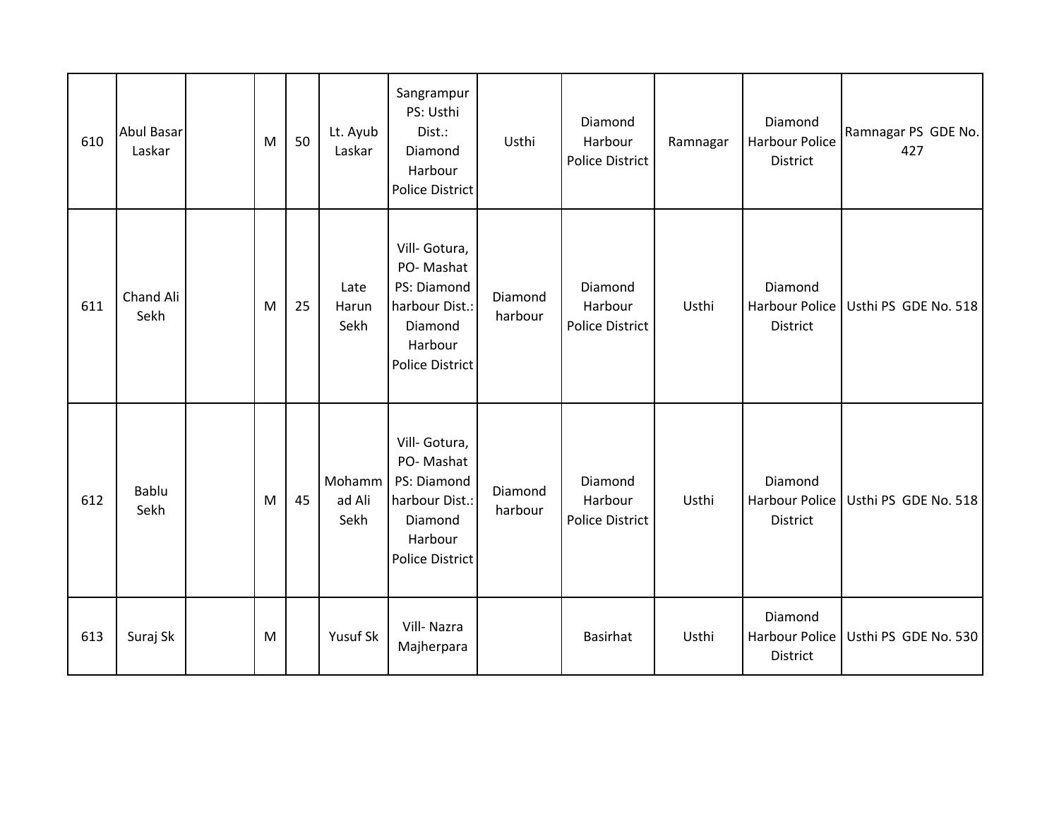| 610 | Abul Basar Laskar | | M | 50 | Lt. Ayub Laskar | Sangrampur PS: Usthi Dist.: Diamond Harbour Police District | Usthi | Diamond Harbour Police District | Ramnagar | Diamond Harbour Police District | Ramnagar PS GDE No. 427 |
|---|---|---|---|---|---|---|---|---|---|---|---|
| 611 | Chand Ali Sekh | | M | 25 | Late Harun Sekh | Vill- Gotura, PO- Mashat PS: Diamond harbour Dist.: Diamond Harbour Police District | Diamond harbour | Diamond Harbour Police District | Usthi | Diamond Harbour Police District | Usthi PS GDE No. 518 |
| 612 | Bablu Sekh | | M | 45 | Mohammad Ali Sekh | Vill- Gotura, PO- Mashat PS: Diamond harbour Dist.: Diamond Harbour Police District | Diamond harbour | Diamond Harbour Police District | Usthi | Diamond Harbour Police District | Usthi PS GDE No. 518 |
| 613 | Suraj Sk | | M | | Yusuf Sk | Vill- Nazra Majherpara | | Basirhat | Usthi | Diamond Harbour Police District | Usthi PS GDE No. 530 |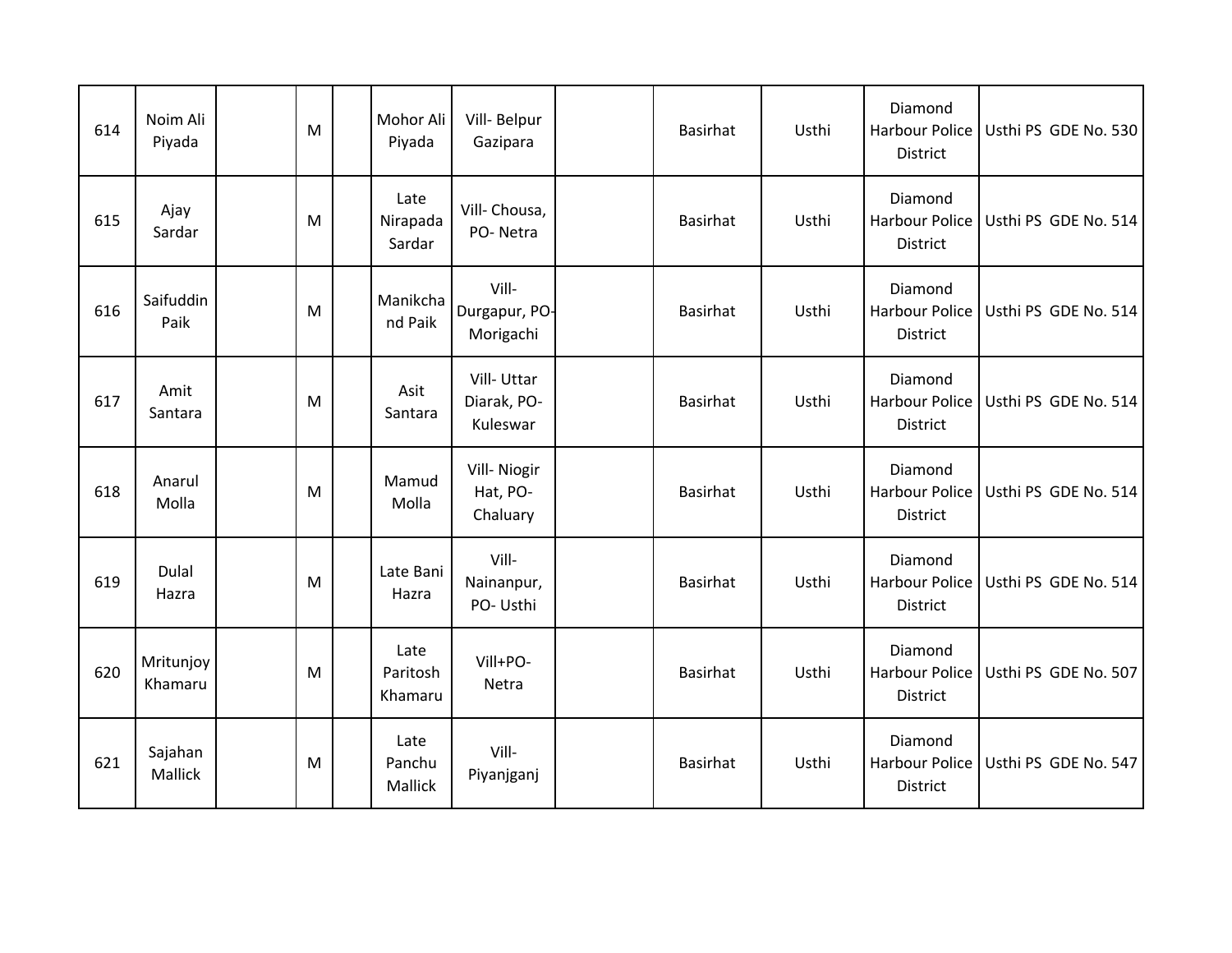| | | | | | | | | | | | |
|---|---|---|---|---|---|---|---|---|---|---|---|
| 614 | Noim Ali Piyada | | M | | Mohor Ali Piyada | Vill- Belpur Gazipara | | Basirhat | Usthi | Diamond Harbour Police District | Usthi PS GDE No. 530 |
| 615 | Ajay Sardar | | M | | Late Nirapada Sardar | Vill- Chousa, PO- Netra | | Basirhat | Usthi | Diamond Harbour Police District | Usthi PS GDE No. 514 |
| 616 | Saifuddin Paik | | M | | Manikchand Paik | Vill- Durgapur, PO- Morigachi | | Basirhat | Usthi | Diamond Harbour Police District | Usthi PS GDE No. 514 |
| 617 | Amit Santara | | M | | Asit Santara | Vill- Uttar Diarak, PO- Kuleswar | | Basirhat | Usthi | Diamond Harbour Police District | Usthi PS GDE No. 514 |
| 618 | Anarul Molla | | M | | Mamud Molla | Vill- Niogir Hat, PO- Chaluary | | Basirhat | Usthi | Diamond Harbour Police District | Usthi PS GDE No. 514 |
| 619 | Dulal Hazra | | M | | Late Bani Hazra | Vill- Nainanpur, PO- Usthi | | Basirhat | Usthi | Diamond Harbour Police District | Usthi PS GDE No. 514 |
| 620 | Mritunjoy Khamaru | | M | | Late Paritosh Khamaru | Vill+PO- Netra | | Basirhat | Usthi | Diamond Harbour Police District | Usthi PS GDE No. 507 |
| 621 | Sajahan Mallick | | M | | Late Panchu Mallick | Vill- Piyanjganj | | Basirhat | Usthi | Diamond Harbour Police District | Usthi PS GDE No. 547 |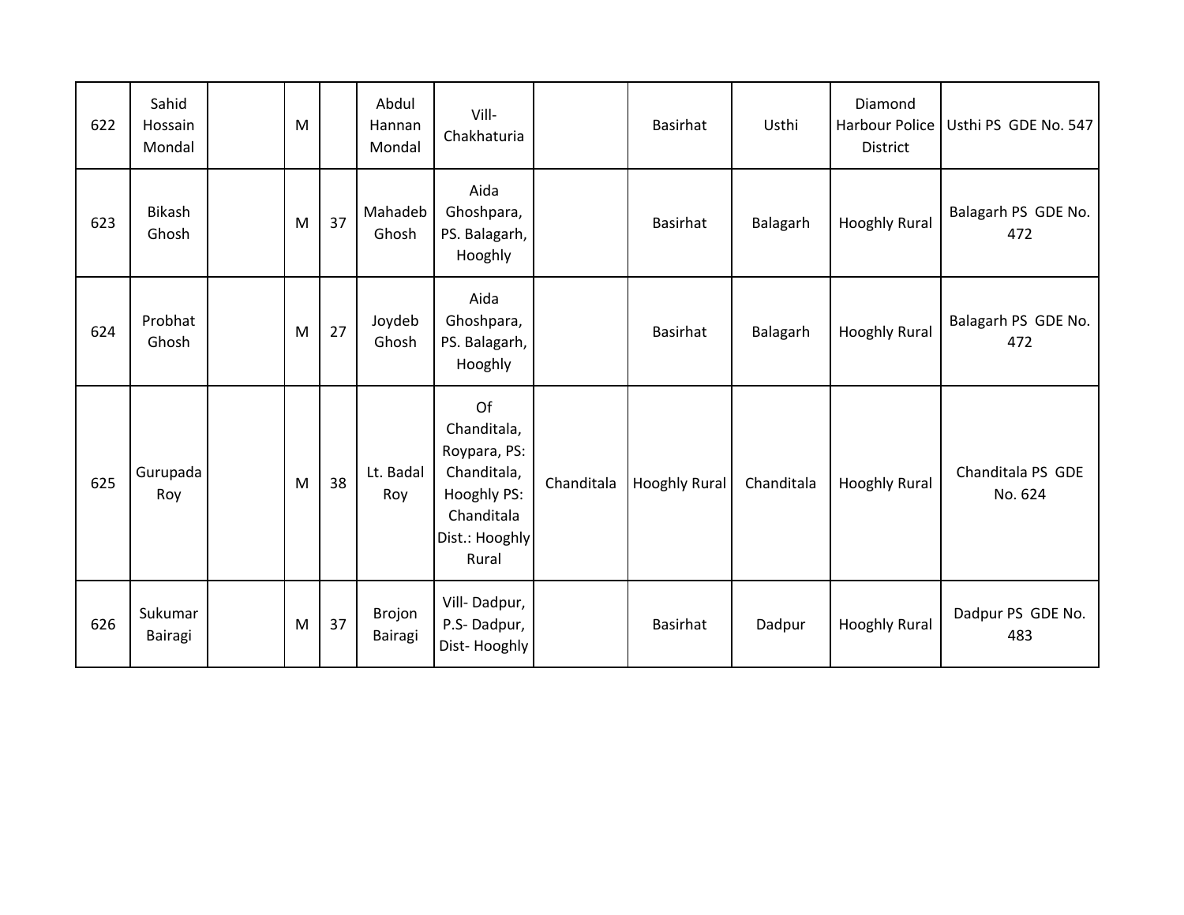| | | | | | | | | | | | |
|---|---|---|---|---|---|---|---|---|---|---|---|
| 622 | Sahid Hossain Mondal | | M | | Abdul Hannan Mondal | Vill- Chakhaturia | | Basirhat | Usthi | Diamond Harbour Police District | Usthi PS GDE No. 547 |
| 623 | Bikash Ghosh | | M | 37 | Mahadeb Ghosh | Aida Ghoshpara, PS. Balagarh, Hooghly | | Basirhat | Balagarh | Hooghly Rural | Balagarh PS GDE No. 472 |
| 624 | Probhat Ghosh | | M | 27 | Joydeb Ghosh | Aida Ghoshpara, PS. Balagarh, Hooghly | | Basirhat | Balagarh | Hooghly Rural | Balagarh PS GDE No. 472 |
| 625 | Gurupada Roy | | M | 38 | Lt. Badal Roy | Of Chanditala, Roypara, PS: Chanditala, Hooghly PS: Chanditala Dist.: Hooghly Rural | Chanditala | Hooghly Rural | Chanditala | Hooghly Rural | Chanditala PS GDE No. 624 |
| 626 | Sukumar Bairagi | | M | 37 | Brojon Bairagi | Vill- Dadpur, P.S- Dadpur, Dist- Hooghly | | Basirhat | Dadpur | Hooghly Rural | Dadpur PS GDE No. 483 |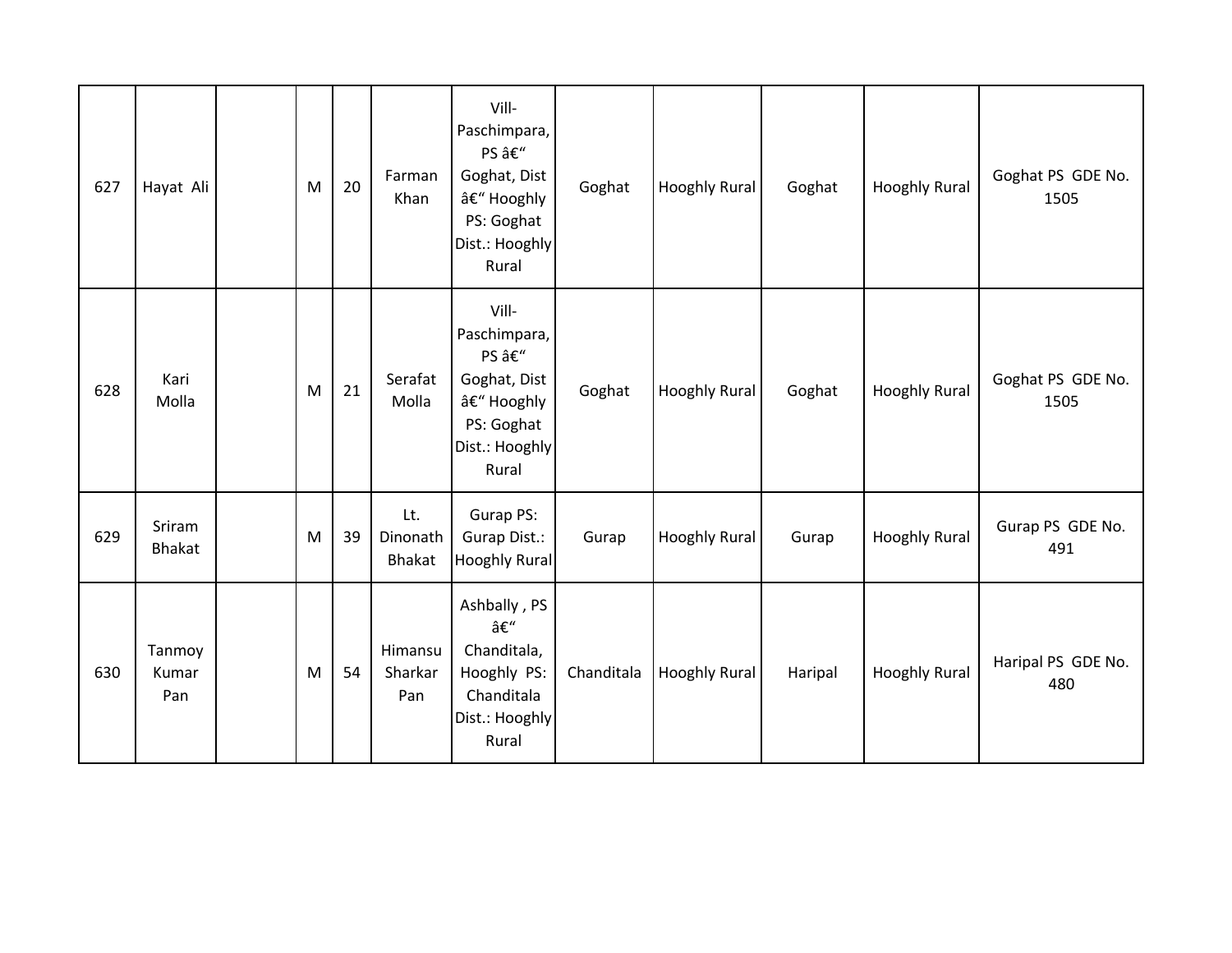| 627 | Hayat Ali | | M | 20 | Farman Khan | Vill-Paschimpara, PS â€“ Goghat, Dist â€“ Hooghly PS: Goghat Dist.: Hooghly Rural | Goghat | Hooghly Rural | Goghat | Hooghly Rural | Goghat PS GDE No. 1505 |
|---|---|---|---|---|---|---|---|---|---|---|---|
| 628 | Kari Molla | | M | 21 | Serafat Molla | Vill-Paschimpara, PS â€“ Goghat, Dist â€“ Hooghly PS: Goghat Dist.: Hooghly Rural | Goghat | Hooghly Rural | Goghat | Hooghly Rural | Goghat PS GDE No. 1505 |
| 629 | Sriram Bhakat | | M | 39 | Lt. Dinonath Bhakat | Gurap PS: Gurap Dist.: Hooghly Rural | Gurap | Hooghly Rural | Gurap | Hooghly Rural | Gurap PS GDE No. 491 |
| 630 | Tanmoy Kumar Pan | | M | 54 | Himansu Sharkar Pan | Ashbally , PS â€“ Chanditala, Hooghly PS: Chanditala Dist.: Hooghly Rural | Chanditala | Hooghly Rural | Haripal | Hooghly Rural | Haripal PS GDE No. 480 |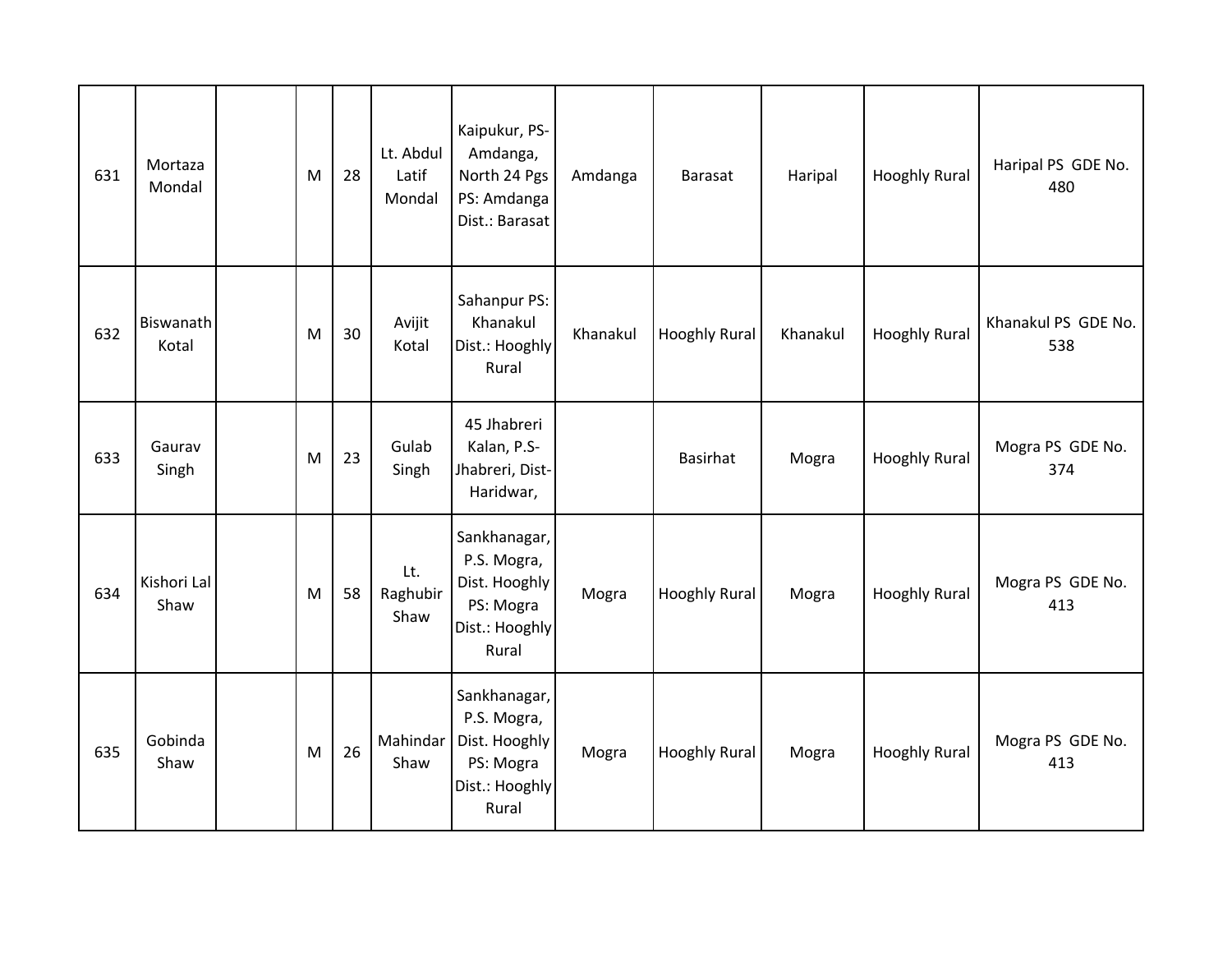| | | | | | | | | | | | |
|---|---|---|---|---|---|---|---|---|---|---|---|
| 631 | Mortaza Mondal | | M | 28 | Lt. Abdul Latif Mondal | Kaipukur, PS-Amdanga, North 24 Pgs PS: Amdanga Dist.: Barasat | Amdanga | Barasat | Haripal | Hooghly Rural | Haripal PS GDE No. 480 |
| 632 | Biswanath Kotal | | M | 30 | Avijit Kotal | Sahanpur PS: Khanakul Dist.: Hooghly Rural | Khanakul | Hooghly Rural | Khanakul | Hooghly Rural | Khanakul PS GDE No. 538 |
| 633 | Gaurav Singh | | M | 23 | Gulab Singh | 45 Jhabreri Kalan, P.S-Jhabreri, Dist-Haridwar, | | Basirhat | Mogra | Hooghly Rural | Mogra PS GDE No. 374 |
| 634 | Kishori Lal Shaw | | M | 58 | Lt. Raghubir Shaw | Sankhanagar, P.S. Mogra, Dist. Hooghly PS: Mogra Dist.: Hooghly Rural | Mogra | Hooghly Rural | Mogra | Hooghly Rural | Mogra PS GDE No. 413 |
| 635 | Gobinda Shaw | | M | 26 | Mahindar Shaw | Sankhanagar, P.S. Mogra, Dist. Hooghly PS: Mogra Dist.: Hooghly Rural | Mogra | Hooghly Rural | Mogra | Hooghly Rural | Mogra PS GDE No. 413 |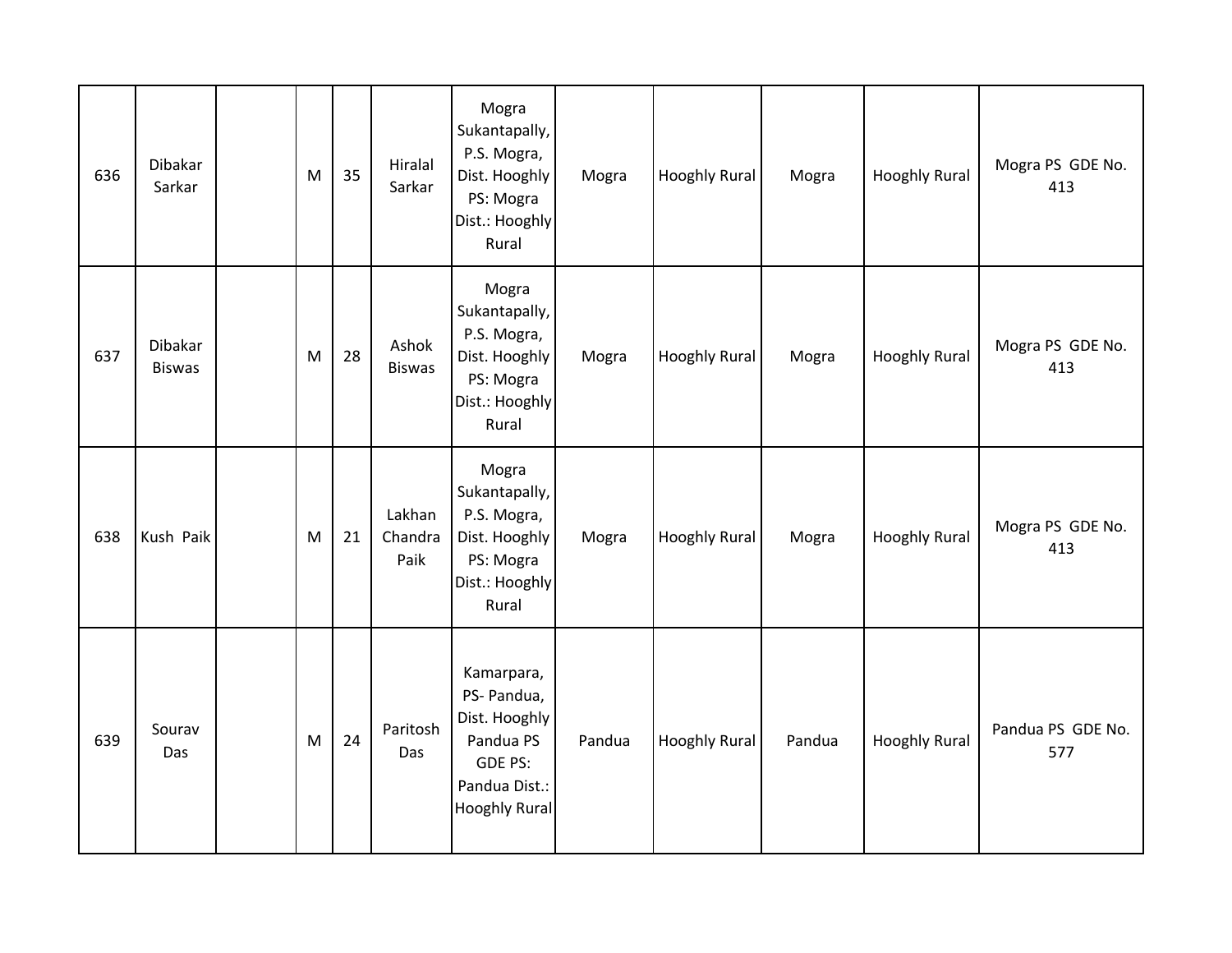| 636 | Dibakar Sarkar | | M | 35 | Hiralal Sarkar | Mogra Sukantapally, P.S. Mogra, Dist. Hooghly PS: Mogra Dist.: Hooghly Rural | Mogra | Hooghly Rural | Mogra | Hooghly Rural | Mogra PS GDE No. 413 |
|---|---|---|---|---|---|---|---|---|---|---|---|
| 637 | Dibakar Biswas | | M | 28 | Ashok Biswas | Mogra Sukantapally, P.S. Mogra, Dist. Hooghly PS: Mogra Dist.: Hooghly Rural | Mogra | Hooghly Rural | Mogra | Hooghly Rural | Mogra PS GDE No. 413 |
| 638 | Kush Paik | | M | 21 | Lakhan Chandra Paik | Mogra Sukantapally, P.S. Mogra, Dist. Hooghly PS: Mogra Dist.: Hooghly Rural | Mogra | Hooghly Rural | Mogra | Hooghly Rural | Mogra PS GDE No. 413 |
| 639 | Sourav Das | | M | 24 | Paritosh Das | Kamarpara, PS- Pandua, Dist. Hooghly Pandua PS GDE PS: Pandua Dist.: Hooghly Rural | Pandua | Hooghly Rural | Pandua | Hooghly Rural | Pandua PS GDE No. 577 |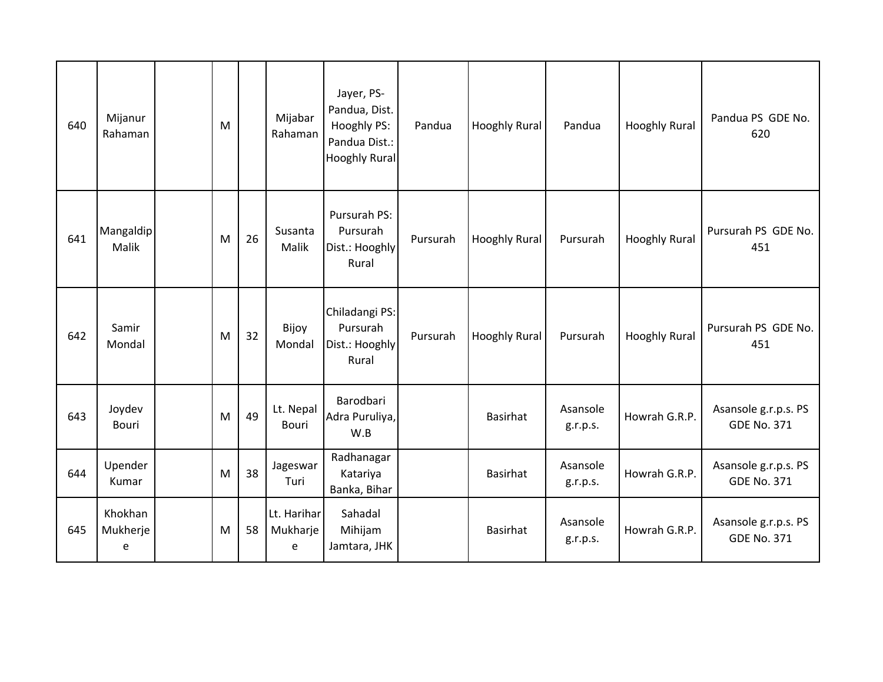| | | | | | | | | | | | |
|---|---|---|---|---|---|---|---|---|---|---|---|
| 640 | Mijanur Rahaman | | M | | Mijabar Rahaman | Jayer, PS-Pandua, Dist. Hooghly PS: Pandua Dist.: Hooghly Rural | Pandua | Hooghly Rural | Pandua | Hooghly Rural | Pandua PS GDE No. 620 |
| 641 | Mangaldip Malik | | M | 26 | Susanta Malik | Pursurah PS: Pursurah Dist.: Hooghly Rural | Pursurah | Hooghly Rural | Pursurah | Hooghly Rural | Pursurah PS GDE No. 451 |
| 642 | Samir Mondal | | M | 32 | Bijoy Mondal | Chiladangi PS: Pursurah Dist.: Hooghly Rural | Pursurah | Hooghly Rural | Pursurah | Hooghly Rural | Pursurah PS GDE No. 451 |
| 643 | Joydev Bouri | | M | 49 | Lt. Nepal Bouri | Barodbari Adra Puruliya, W.B | | Basirhat | Asansole g.r.p.s. | Howrah G.R.P. | Asansole g.r.p.s. PS GDE No. 371 |
| 644 | Upender Kumar | | M | 38 | Jageswar Turi | Radhanagar Katariya Banka, Bihar | | Basirhat | Asansole g.r.p.s. | Howrah G.R.P. | Asansole g.r.p.s. PS GDE No. 371 |
| 645 | Khokhan Mukherjee | | M | 58 | Lt. Harihar Mukharjee | Sahadal Mihijam Jamtara, JHK | | Basirhat | Asansole g.r.p.s. | Howrah G.R.P. | Asansole g.r.p.s. PS GDE No. 371 |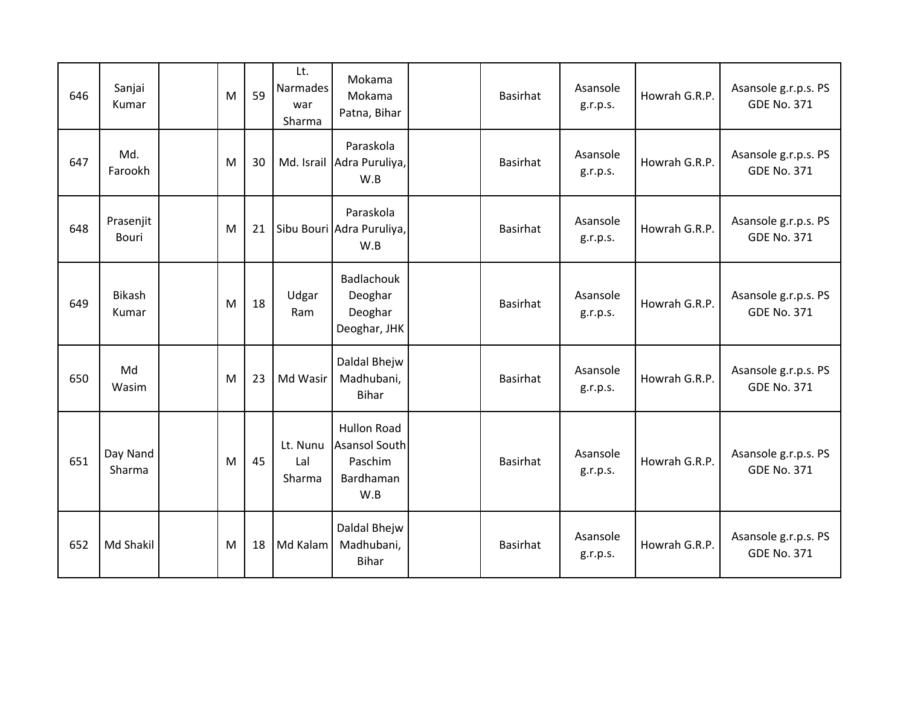| 646 | Sanjai Kumar | | M | 59 | Lt. Narmadeswar Sharma | Mokama Mokama Patna, Bihar | | Basirhat | Asansole g.r.p.s. | Howrah G.R.P. | Asansole g.r.p.s. PS GDE No. 371 |
|---|---|---|---|---|---|---|---|---|---|---|---|
| 647 | Md. Farookh | | M | 30 | Md. Israil | Paraskola Adra Puruliya, W.B | | Basirhat | Asansole g.r.p.s. | Howrah G.R.P. | Asansole g.r.p.s. PS GDE No. 371 |
| 648 | Prasenjit Bouri | | M | 21 | Sibu Bouri | Paraskola Adra Puruliya, W.B | | Basirhat | Asansole g.r.p.s. | Howrah G.R.P. | Asansole g.r.p.s. PS GDE No. 371 |
| 649 | Bikash Kumar | | M | 18 | Udgar Ram | Badlachouk Deoghar Deoghar Deoghar, JHK | | Basirhat | Asansole g.r.p.s. | Howrah G.R.P. | Asansole g.r.p.s. PS GDE No. 371 |
| 650 | Md Wasim | | M | 23 | Md Wasir | Daldal Bhejw Madhubani, Bihar | | Basirhat | Asansole g.r.p.s. | Howrah G.R.P. | Asansole g.r.p.s. PS GDE No. 371 |
| 651 | Day Nand Sharma | | M | 45 | Lt. Nunu Lal Sharma | Hullon Road Asansol South Paschim Bardhaman W.B | | Basirhat | Asansole g.r.p.s. | Howrah G.R.P. | Asansole g.r.p.s. PS GDE No. 371 |
| 652 | Md Shakil | | M | 18 | Md Kalam | Daldal Bhejw Madhubani, Bihar | | Basirhat | Asansole g.r.p.s. | Howrah G.R.P. | Asansole g.r.p.s. PS GDE No. 371 |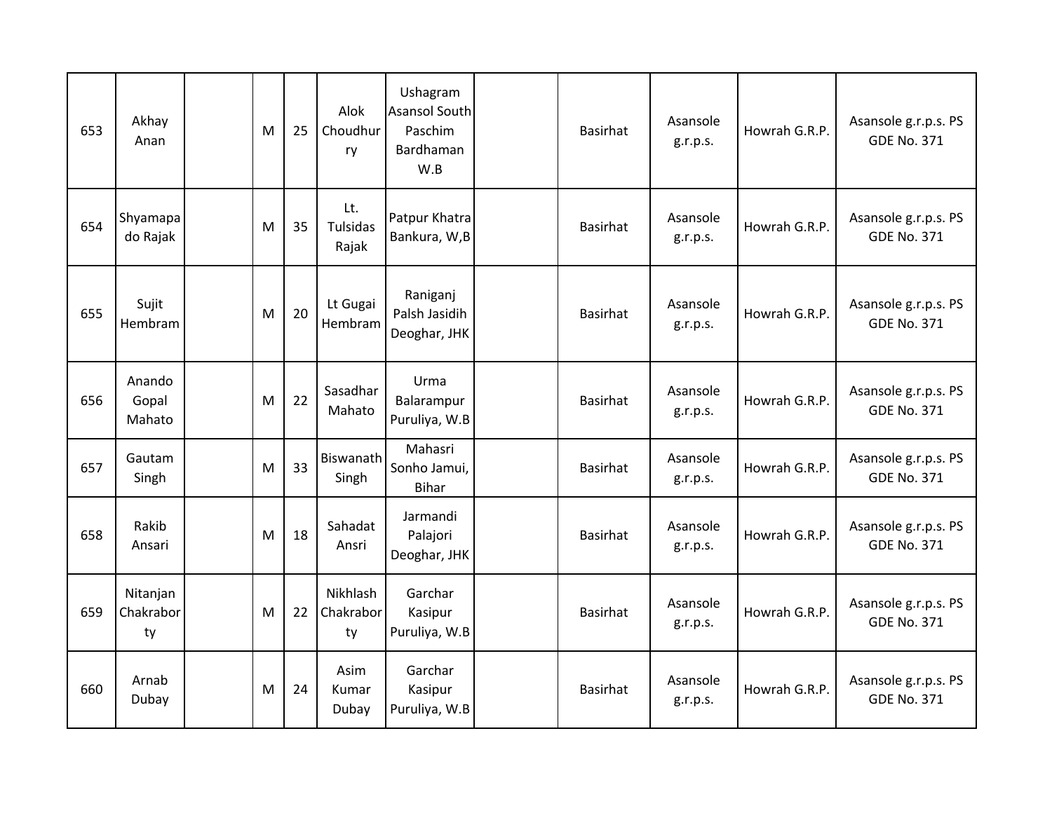| | | | | | | | | | | | |
|---|---|---|---|---|---|---|---|---|---|---|---|
| 653 | Akhay Anan | | M | 25 | Alok Choudhurry | Ushagram Asansol South Paschim Bardhaman W.B | | Basirhat | Asansole g.r.p.s. | Howrah G.R.P. | Asansole g.r.p.s. PS GDE No. 371 |
| 654 | Shyamapado Rajak | | M | 35 | Lt. Tulsidas Rajak | Patpur Khatra Bankura, W,B | | Basirhat | Asansole g.r.p.s. | Howrah G.R.P. | Asansole g.r.p.s. PS GDE No. 371 |
| 655 | Sujit Hembram | | M | 20 | Lt Gugai Hembram | Raniganj Palsh Jasidih Deoghar, JHK | | Basirhat | Asansole g.r.p.s. | Howrah G.R.P. | Asansole g.r.p.s. PS GDE No. 371 |
| 656 | Anando Gopal Mahato | | M | 22 | Sasadhar Mahato | Urma Balarampur Puruliya, W.B | | Basirhat | Asansole g.r.p.s. | Howrah G.R.P. | Asansole g.r.p.s. PS GDE No. 371 |
| 657 | Gautam Singh | | M | 33 | Biswanath Singh | Mahasri Sonho Jamui, Bihar | | Basirhat | Asansole g.r.p.s. | Howrah G.R.P. | Asansole g.r.p.s. PS GDE No. 371 |
| 658 | Rakib Ansari | | M | 18 | Sahadat Ansri | Jarmandi Palajori Deoghar, JHK | | Basirhat | Asansole g.r.p.s. | Howrah G.R.P. | Asansole g.r.p.s. PS GDE No. 371 |
| 659 | Nitanjan Chakraborty | | M | 22 | Nikhlash Chakraborty | Garchar Kasipur Puruliya, W.B | | Basirhat | Asansole g.r.p.s. | Howrah G.R.P. | Asansole g.r.p.s. PS GDE No. 371 |
| 660 | Arnab Dubay | | M | 24 | Asim Kumar Dubay | Garchar Kasipur Puruliya, W.B | | Basirhat | Asansole g.r.p.s. | Howrah G.R.P. | Asansole g.r.p.s. PS GDE No. 371 |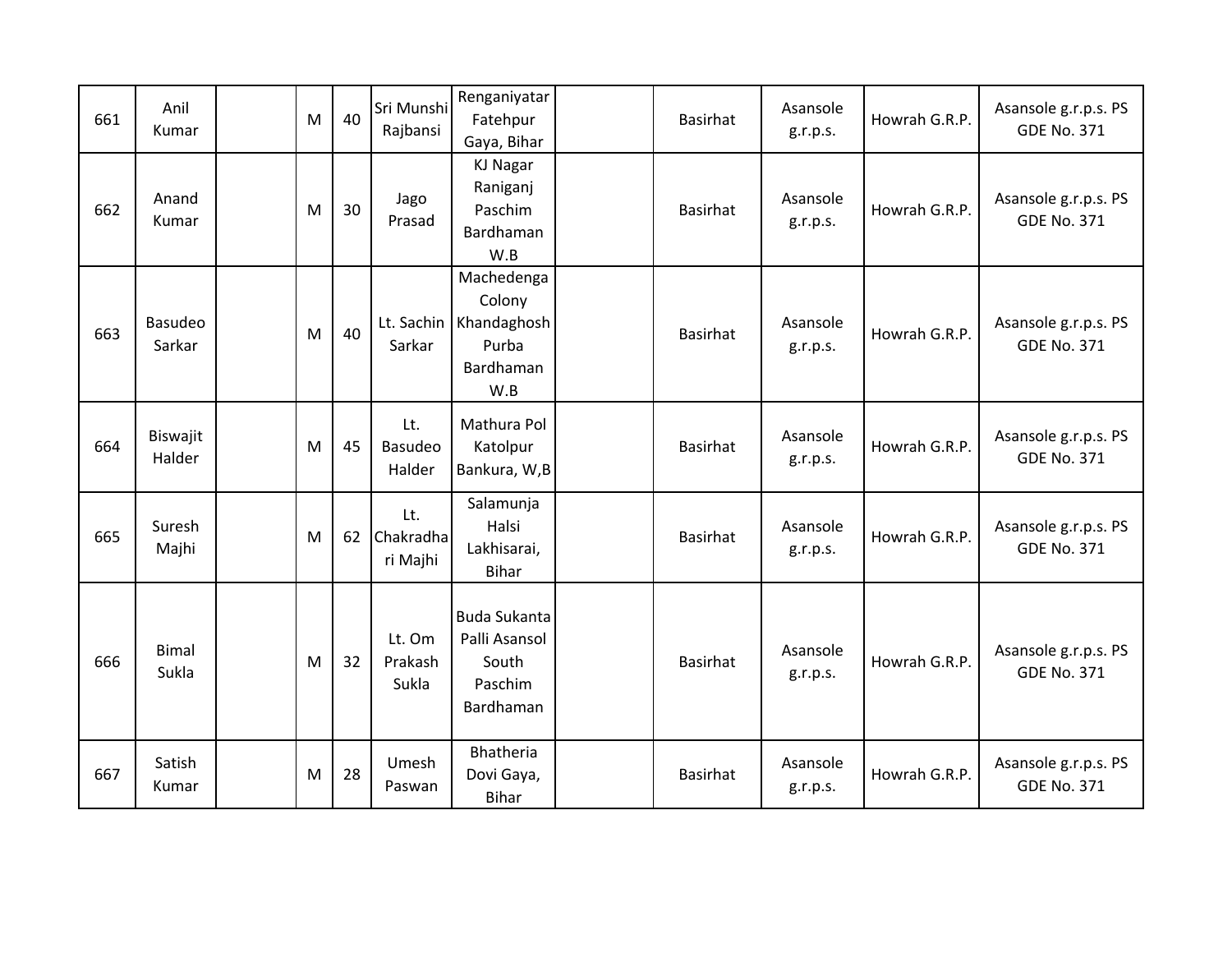| | | | | | | | | | | | |
|---|---|---|---|---|---|---|---|---|---|---|---|
| 661 | Anil Kumar | | M | 40 | Sri Munshi Rajbansi | Renganiyatar Fatehpur Gaya, Bihar | | Basirhat | Asansole g.r.p.s. | Howrah G.R.P. | Asansole g.r.p.s. PS GDE No. 371 |
| 662 | Anand Kumar | | M | 30 | Jago Prasad | KJ Nagar Raniganj Paschim Bardhaman W.B | | Basirhat | Asansole g.r.p.s. | Howrah G.R.P. | Asansole g.r.p.s. PS GDE No. 371 |
| 663 | Basudeo Sarkar | | M | 40 | Lt. Sachin Sarkar | Machedenga Colony Khandaghosh Purba Bardhaman W.B | | Basirhat | Asansole g.r.p.s. | Howrah G.R.P. | Asansole g.r.p.s. PS GDE No. 371 |
| 664 | Biswajit Halder | | M | 45 | Lt. Basudeo Halder | Mathura Pol Katolpur Bankura, W,B | | Basirhat | Asansole g.r.p.s. | Howrah G.R.P. | Asansole g.r.p.s. PS GDE No. 371 |
| 665 | Suresh Majhi | | M | 62 | Lt. Chakradhari Majhi | Salamunja Halsi Lakhisarai, Bihar | | Basirhat | Asansole g.r.p.s. | Howrah G.R.P. | Asansole g.r.p.s. PS GDE No. 371 |
| 666 | Bimal Sukla | | M | 32 | Lt. Om Prakash Sukla | Buda Sukanta Palli Asansol South Paschim Bardhaman | | Basirhat | Asansole g.r.p.s. | Howrah G.R.P. | Asansole g.r.p.s. PS GDE No. 371 |
| 667 | Satish Kumar | | M | 28 | Umesh Paswan | Bhatheria Dovi Gaya, Bihar | | Basirhat | Asansole g.r.p.s. | Howrah G.R.P. | Asansole g.r.p.s. PS GDE No. 371 |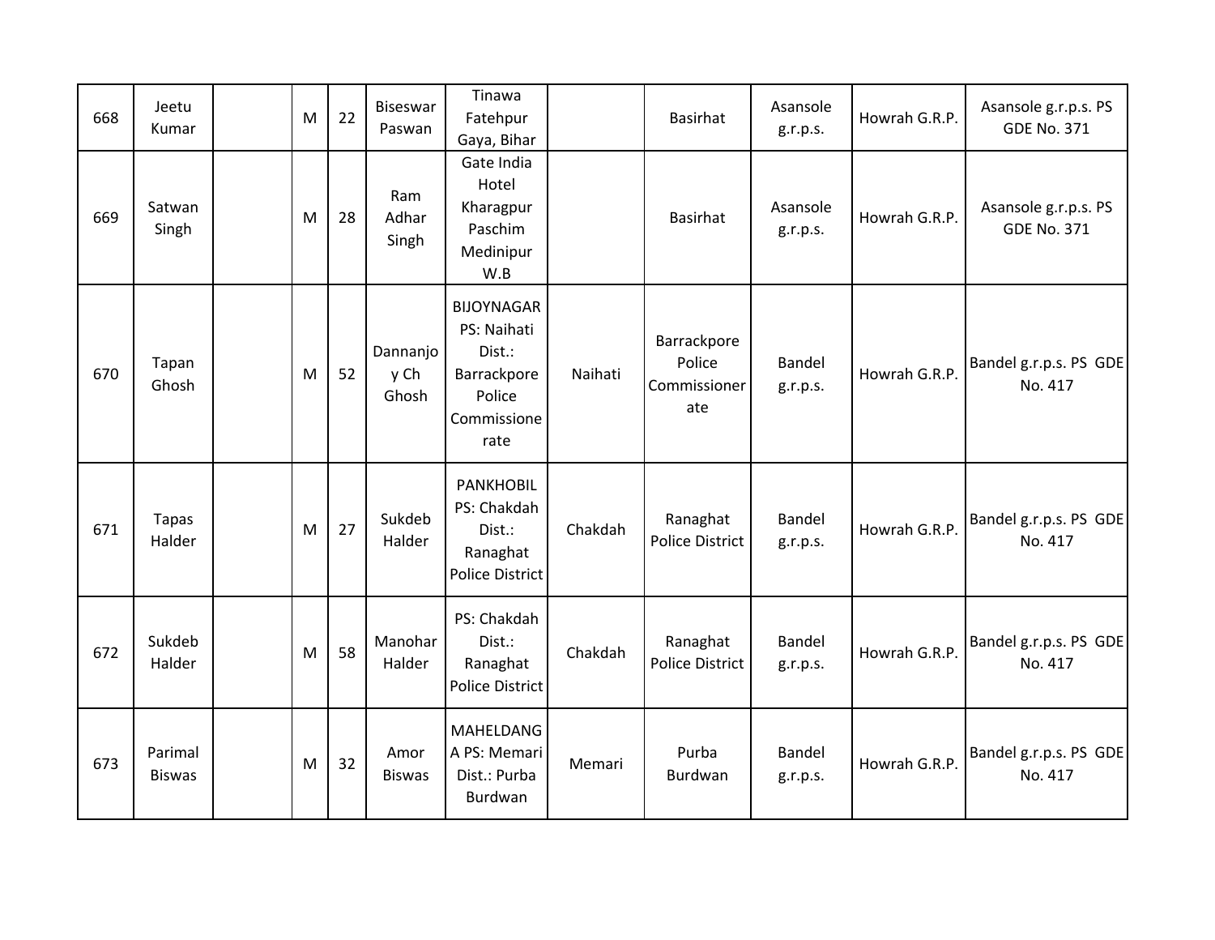| 668 | Jeetu Kumar | | M | 22 | Biseswar Paswan | Tinawa Fatehpur Gaya, Bihar | | Basirhat | Asansole g.r.p.s. | Howrah G.R.P. | Asansole g.r.p.s. PS GDE No. 371 |
|---|---|---|---|---|---|---|---|---|---|---|---|
| 669 | Satwan Singh | | M | 28 | Ram Adhar Singh | Gate India Hotel Kharagpur Paschim Medinipur W.B | | Basirhat | Asansole g.r.p.s. | Howrah G.R.P. | Asansole g.r.p.s. PS GDE No. 371 |
| 670 | Tapan Ghosh | | M | 52 | Dannanjoy Ch Ghosh | BIJOYNAGAR PS: Naihati Dist.: Barrackpore Police Commissionerate | Naihati | Barrackpore Police Commissionerate | Bandel g.r.p.s. | Howrah G.R.P. | Bandel g.r.p.s. PS GDE No. 417 |
| 671 | Tapas Halder | | M | 27 | Sukdeb Halder | PANKHOBIL PS: Chakdah Dist.: Ranaghat Police District | Chakdah | Ranaghat Police District | Bandel g.r.p.s. | Howrah G.R.P. | Bandel g.r.p.s. PS GDE No. 417 |
| 672 | Sukdeb Halder | | M | 58 | Manohar Halder | PS: Chakdah Dist.: Ranaghat Police District | Chakdah | Ranaghat Police District | Bandel g.r.p.s. | Howrah G.R.P. | Bandel g.r.p.s. PS GDE No. 417 |
| 673 | Parimal Biswas | | M | 32 | Amor Biswas | MAHELDANGA PS: Memari Dist.: Purba Burdwan | Memari | Purba Burdwan | Bandel g.r.p.s. | Howrah G.R.P. | Bandel g.r.p.s. PS GDE No. 417 |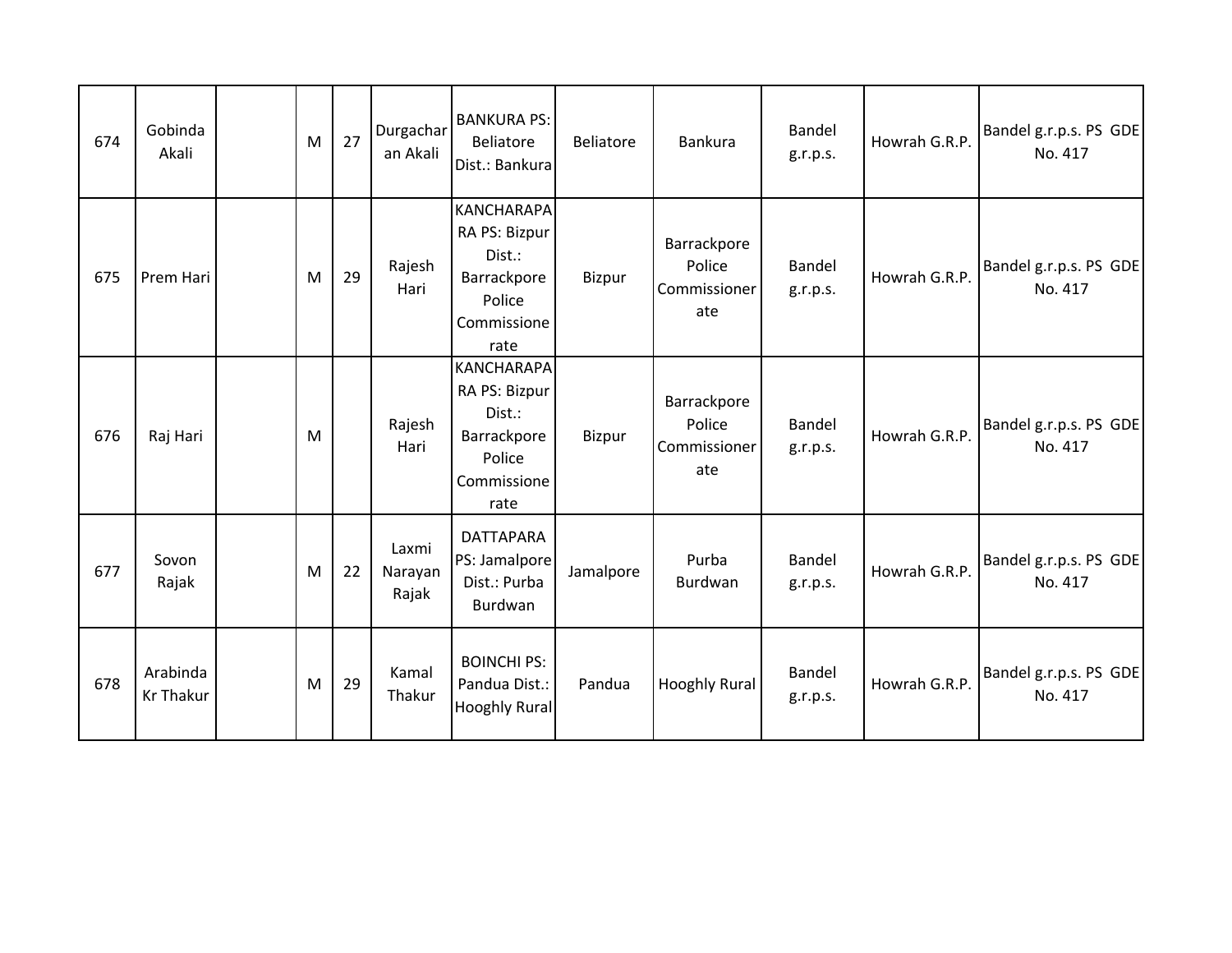| 674 | Gobinda Akali | | M | 27 | Durgacharan Akali | BANKURA PS: Beliatore Dist.: Bankura | Beliatore | Bankura | Bandel g.r.p.s. | Howrah G.R.P. | Bandel g.r.p.s. PS GDE No. 417 |
|---|---|---|---|---|---|---|---|---|---|---|---|
| 675 | Prem Hari | | M | 29 | Rajesh Hari | KANCHARAPARA PS: Bizpur Dist.: Barrackpore Police Commissionerate | Bizpur | Barrackpore Police Commissionerate | Bandel g.r.p.s. | Howrah G.R.P. | Bandel g.r.p.s. PS GDE No. 417 |
| 676 | Raj Hari | | M | | Rajesh Hari | KANCHARAPARA PS: Bizpur Dist.: Barrackpore Police Commissionerate | Bizpur | Barrackpore Police Commissionerate | Bandel g.r.p.s. | Howrah G.R.P. | Bandel g.r.p.s. PS GDE No. 417 |
| 677 | Sovon Rajak | | M | 22 | Laxmi Narayan Rajak | DATTAPARA PS: Jamalpore Dist.: Purba Burdwan | Jamalpore | Purba Burdwan | Bandel g.r.p.s. | Howrah G.R.P. | Bandel g.r.p.s. PS GDE No. 417 |
| 678 | Arabinda Kr Thakur | | M | 29 | Kamal Thakur | BOINCHI PS: Pandua Dist.: Hooghly Rural | Pandua | Hooghly Rural | Bandel g.r.p.s. | Howrah G.R.P. | Bandel g.r.p.s. PS GDE No. 417 |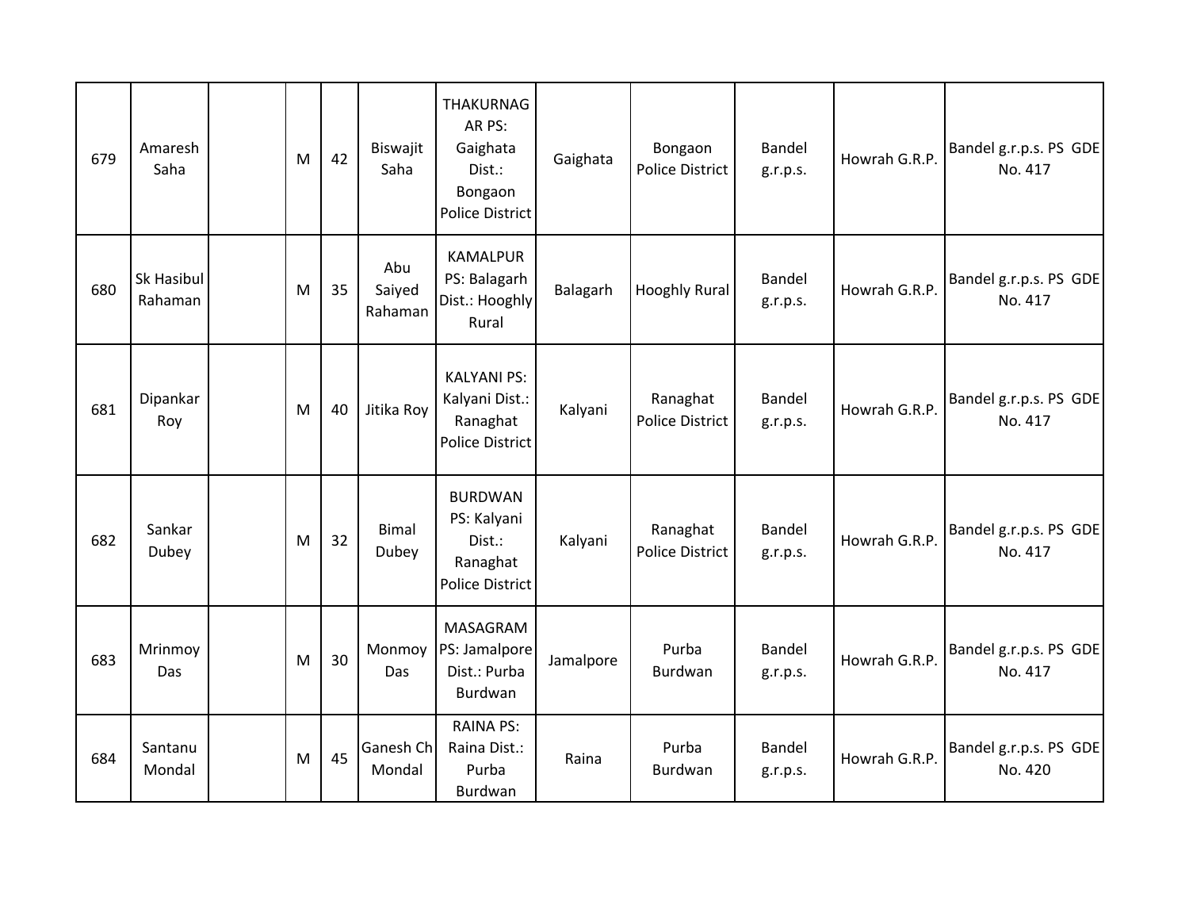| 679 | Amaresh Saha | | M | 42 | Biswajit Saha | THAKURNAGAR PS: Gaighata Dist.: Bongaon Police District | Gaighata | Bongaon Police District | Bandel g.r.p.s. | Howrah G.R.P. | Bandel g.r.p.s. PS GDE No. 417 |
|---|---|---|---|---|---|---|---|---|---|---|---|
| 680 | Sk Hasibul Rahaman | | M | 35 | Abu Saiyed Rahaman | KAMALPUR PS: Balagarh Dist.: Hooghly Rural | Balagarh | Hooghly Rural | Bandel g.r.p.s. | Howrah G.R.P. | Bandel g.r.p.s. PS GDE No. 417 |
| 681 | Dipankar Roy | | M | 40 | Jitika Roy | KALYANI PS: Kalyani Dist.: Ranaghat Police District | Kalyani | Ranaghat Police District | Bandel g.r.p.s. | Howrah G.R.P. | Bandel g.r.p.s. PS GDE No. 417 |
| 682 | Sankar Dubey | | M | 32 | Bimal Dubey | BURDWAN PS: Kalyani Dist.: Ranaghat Police District | Kalyani | Ranaghat Police District | Bandel g.r.p.s. | Howrah G.R.P. | Bandel g.r.p.s. PS GDE No. 417 |
| 683 | Mrinmoy Das | | M | 30 | Monmoy Das | MASAGRAM PS: Jamalpore Dist.: Purba Burdwan | Jamalpore | Purba Burdwan | Bandel g.r.p.s. | Howrah G.R.P. | Bandel g.r.p.s. PS GDE No. 417 |
| 684 | Santanu Mondal | | M | 45 | Ganesh Ch Mondal | RAINA PS: Raina Dist.: Purba Burdwan | Raina | Purba Burdwan | Bandel g.r.p.s. | Howrah G.R.P. | Bandel g.r.p.s. PS GDE No. 420 |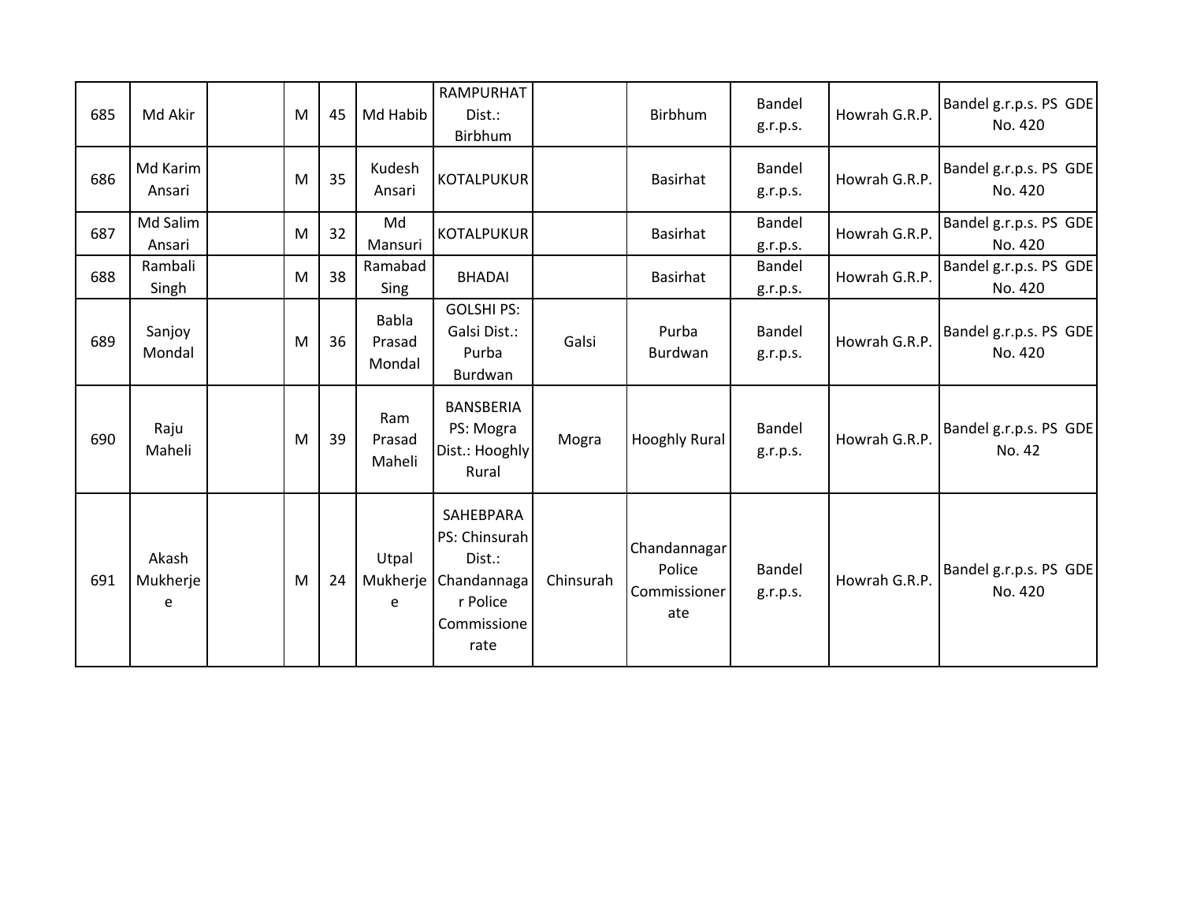| | | | | | | | | | | | |
|---|---|---|---|---|---|---|---|---|---|---|---|
| 685 | Md Akir | | M | 45 | Md Habib | RAMPURHAT Dist.: Birbhum | | Birbhum | Bandel g.r.p.s. | Howrah G.R.P. | Bandel g.r.p.s. PS GDE No. 420 |
| 686 | Md Karim Ansari | | M | 35 | Kudesh Ansari | KOTALPUKUR | | Basirhat | Bandel g.r.p.s. | Howrah G.R.P. | Bandel g.r.p.s. PS GDE No. 420 |
| 687 | Md Salim Ansari | | M | 32 | Md Mansuri | KOTALPUKUR | | Basirhat | Bandel g.r.p.s. | Howrah G.R.P. | Bandel g.r.p.s. PS GDE No. 420 |
| 688 | Rambali Singh | | M | 38 | Ramabad Sing | BHADAI | | Basirhat | Bandel g.r.p.s. | Howrah G.R.P. | Bandel g.r.p.s. PS GDE No. 420 |
| 689 | Sanjoy Mondal | | M | 36 | Babla Prasad Mondal | GOLSHI PS: Galsi Dist.: Purba Burdwan | Galsi | Purba Burdwan | Bandel g.r.p.s. | Howrah G.R.P. | Bandel g.r.p.s. PS GDE No. 420 |
| 690 | Raju Maheli | | M | 39 | Ram Prasad Maheli | BANSBERIA PS: Mogra Dist.: Hooghly Rural | Mogra | Hooghly Rural | Bandel g.r.p.s. | Howrah G.R.P. | Bandel g.r.p.s. PS GDE No. 42 |
| 691 | Akash Mukherjee | | M | 24 | Utpal Mukherjee | SAHEBPARA PS: Chinsurah Dist.: Chandannagar Police Commissionerate | Chinsurah | Chandannagar Police Commissionerate | Bandel g.r.p.s. | Howrah G.R.P. | Bandel g.r.p.s. PS GDE No. 420 |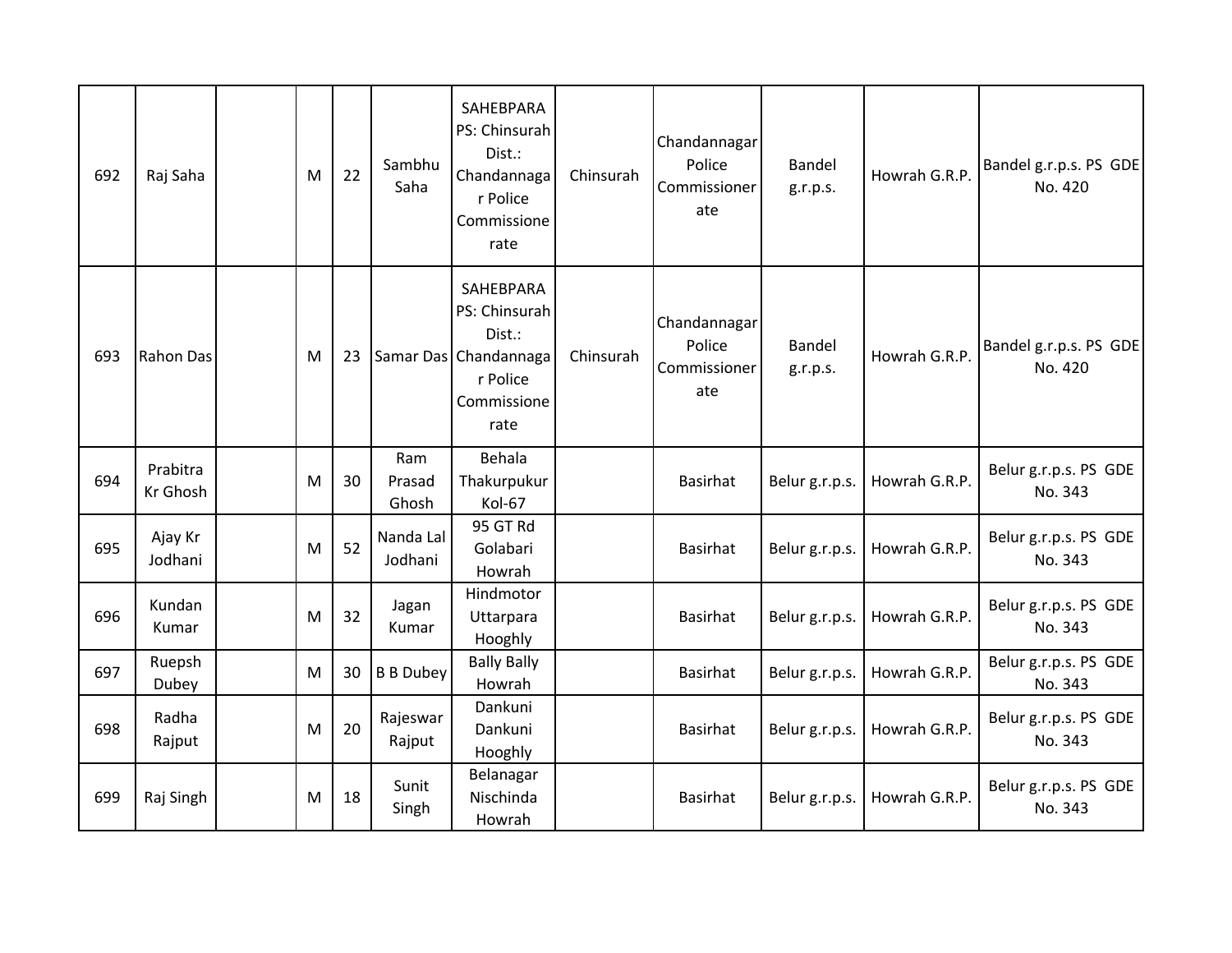| | | | | | | | | | | | |
|---|---|---|---|---|---|---|---|---|---|---|---|
| 692 | Raj Saha | | M | 22 | Sambhu Saha | SAHEBPARA PS: Chinsurah Dist.: Chandannagar Police Commissionerate | Chinsurah | Chandannagar Police Commissionerate | Bandel g.r.p.s. | Howrah G.R.P. | Bandel g.r.p.s. PS GDE No. 420 |
| 693 | Rahon Das | | M | 23 | Samar Das | SAHEBPARA PS: Chinsurah Dist.: Chandannagar Police Commissionerate | Chinsurah | Chandannagar Police Commissionerate | Bandel g.r.p.s. | Howrah G.R.P. | Bandel g.r.p.s. PS GDE No. 420 |
| 694 | Prabitra Kr Ghosh | | M | 30 | Ram Prasad Ghosh | Behala Thakurpukur Kol-67 | | Basirhat | Belur g.r.p.s. | Howrah G.R.P. | Belur g.r.p.s. PS GDE No. 343 |
| 695 | Ajay Kr Jodhani | | M | 52 | Nanda Lal Jodhani | 95 GT Rd Golabari Howrah | | Basirhat | Belur g.r.p.s. | Howrah G.R.P. | Belur g.r.p.s. PS GDE No. 343 |
| 696 | Kundan Kumar | | M | 32 | Jagan Kumar | Hindmotor Uttarpara Hooghly | | Basirhat | Belur g.r.p.s. | Howrah G.R.P. | Belur g.r.p.s. PS GDE No. 343 |
| 697 | Ruepsh Dubey | | M | 30 | B B Dubey | Bally Bally Howrah | | Basirhat | Belur g.r.p.s. | Howrah G.R.P. | Belur g.r.p.s. PS GDE No. 343 |
| 698 | Radha Rajput | | M | 20 | Rajeswar Rajput | Dankuni Dankuni Hooghly | | Basirhat | Belur g.r.p.s. | Howrah G.R.P. | Belur g.r.p.s. PS GDE No. 343 |
| 699 | Raj Singh | | M | 18 | Sunit Singh | Belanagar Nischinda Howrah | | Basirhat | Belur g.r.p.s. | Howrah G.R.P. | Belur g.r.p.s. PS GDE No. 343 |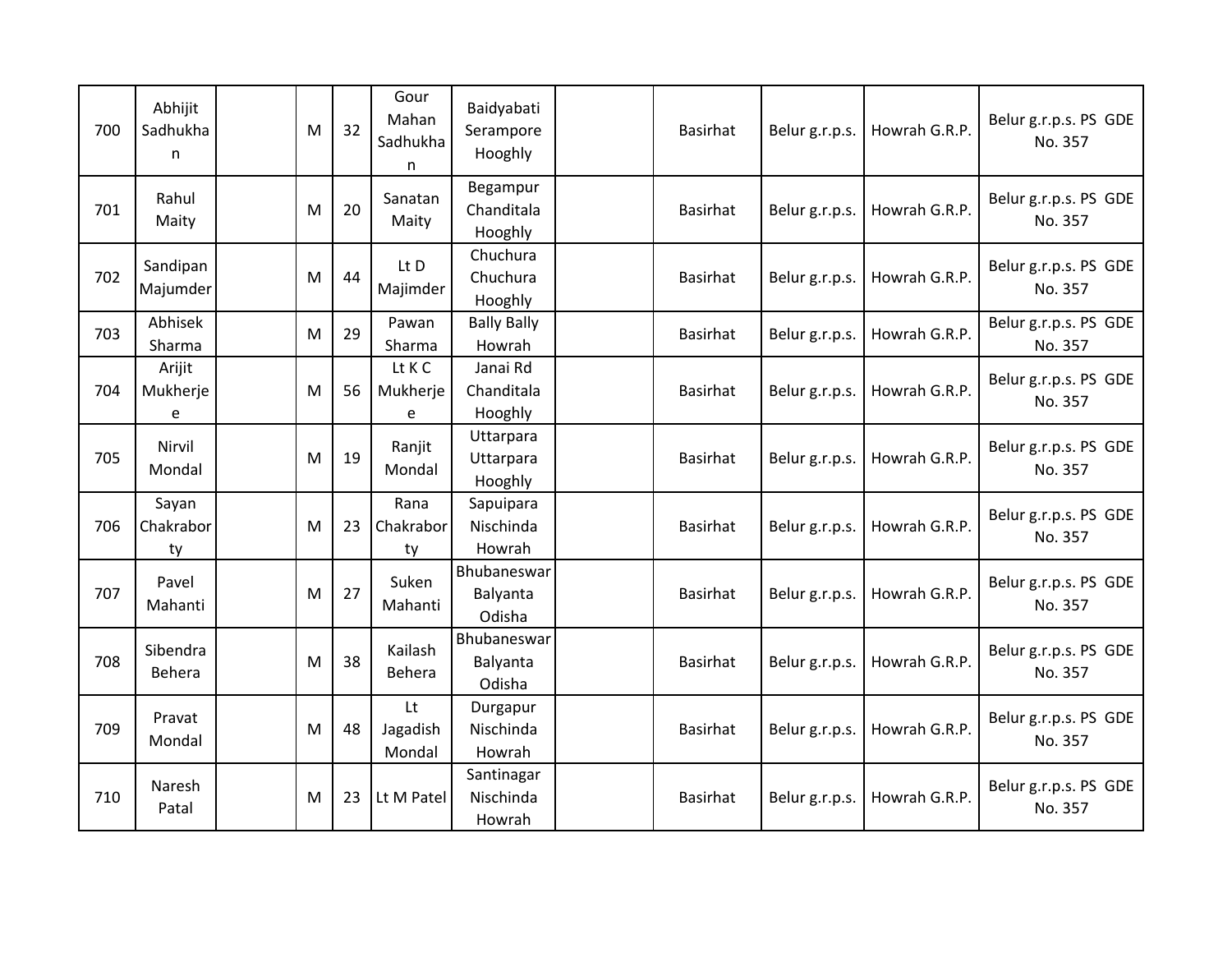| | | | | | | | | | | | |
|---|---|---|---|---|---|---|---|---|---|---|---|
| 700 | Abhijit Sadhukhan | | M | 32 | Gour Mahan Sadhukhan | Baidyabati Serampore Hooghly | | Basirhat | Belur g.r.p.s. | Howrah G.R.P. | Belur g.r.p.s. PS GDE No. 357 |
| 701 | Rahul Maity | | M | 20 | Sanatan Maity | Begampur Chanditala Hooghly | | Basirhat | Belur g.r.p.s. | Howrah G.R.P. | Belur g.r.p.s. PS GDE No. 357 |
| 702 | Sandipan Majumder | | M | 44 | Lt D Majimder | Chuchura Chuchura Hooghly | | Basirhat | Belur g.r.p.s. | Howrah G.R.P. | Belur g.r.p.s. PS GDE No. 357 |
| 703 | Abhisek Sharma | | M | 29 | Pawan Sharma | Bally Bally Howrah | | Basirhat | Belur g.r.p.s. | Howrah G.R.P. | Belur g.r.p.s. PS GDE No. 357 |
| 704 | Arijit Mukherjee | | M | 56 | Lt K C Mukherjee | Janai Rd Chanditala Hooghly | | Basirhat | Belur g.r.p.s. | Howrah G.R.P. | Belur g.r.p.s. PS GDE No. 357 |
| 705 | Nirvil Mondal | | M | 19 | Ranjit Mondal | Uttarpara Uttarpara Hooghly | | Basirhat | Belur g.r.p.s. | Howrah G.R.P. | Belur g.r.p.s. PS GDE No. 357 |
| 706 | Sayan Chakraborty | | M | 23 | Rana Chakraborty | Sapuipara Nischinda Howrah | | Basirhat | Belur g.r.p.s. | Howrah G.R.P. | Belur g.r.p.s. PS GDE No. 357 |
| 707 | Pavel Mahanti | | M | 27 | Suken Mahanti | Bhubaneswar Balyanta Odisha | | Basirhat | Belur g.r.p.s. | Howrah G.R.P. | Belur g.r.p.s. PS GDE No. 357 |
| 708 | Sibendra Behera | | M | 38 | Kailash Behera | Bhubaneswar Balyanta Odisha | | Basirhat | Belur g.r.p.s. | Howrah G.R.P. | Belur g.r.p.s. PS GDE No. 357 |
| 709 | Pravat Mondal | | M | 48 | Lt Jagadish Mondal | Durgapur Nischinda Howrah | | Basirhat | Belur g.r.p.s. | Howrah G.R.P. | Belur g.r.p.s. PS GDE No. 357 |
| 710 | Naresh Patal | | M | 23 | Lt M Patel | Santinagar Nischinda Howrah | | Basirhat | Belur g.r.p.s. | Howrah G.R.P. | Belur g.r.p.s. PS GDE No. 357 |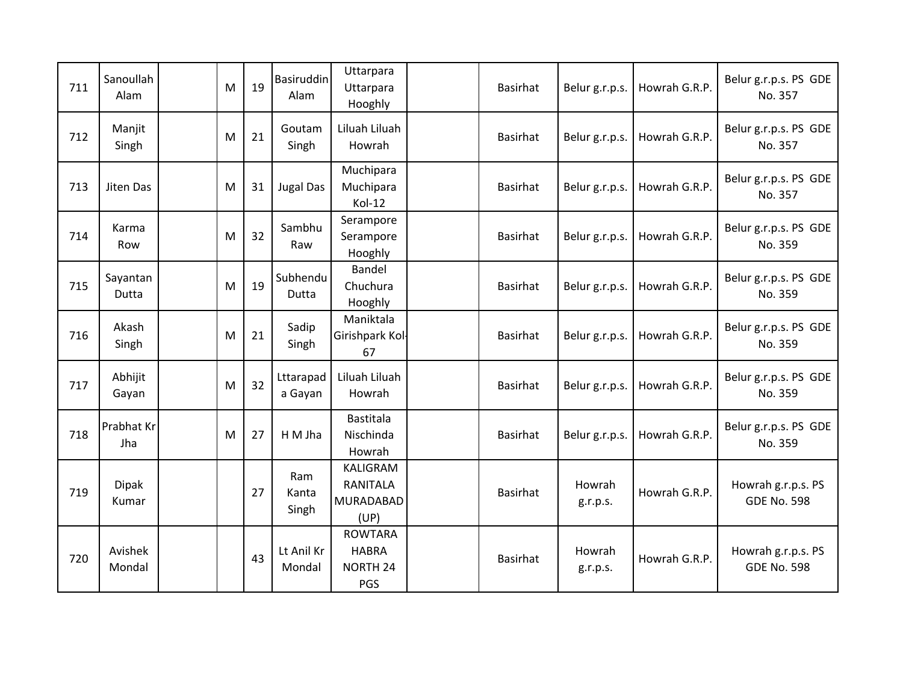| 711 | Sanoullah Alam | | M | 19 | Basiruddin Alam | Uttarpara Uttarpara Hooghly | | Basirhat | Belur g.r.p.s. | Howrah G.R.P. | Belur g.r.p.s. PS GDE No. 357 |
|---|---|---|---|---|---|---|---|---|---|---|---|
| 712 | Manjit Singh | | M | 21 | Goutam Singh | Liluah Liluah Howrah | | Basirhat | Belur g.r.p.s. | Howrah G.R.P. | Belur g.r.p.s. PS GDE No. 357 |
| 713 | Jiten Das | | M | 31 | Jugal Das | Muchipara Muchipara Kol-12 | | Basirhat | Belur g.r.p.s. | Howrah G.R.P. | Belur g.r.p.s. PS GDE No. 357 |
| 714 | Karma Row | | M | 32 | Sambhu Raw | Serampore Serampore Hooghly | | Basirhat | Belur g.r.p.s. | Howrah G.R.P. | Belur g.r.p.s. PS GDE No. 359 |
| 715 | Sayantan Dutta | | M | 19 | Subhendu Dutta | Bandel Chuchura Hooghly | | Basirhat | Belur g.r.p.s. | Howrah G.R.P. | Belur g.r.p.s. PS GDE No. 359 |
| 716 | Akash Singh | | M | 21 | Sadip Singh | Maniktala Girishpark Kol-67 | | Basirhat | Belur g.r.p.s. | Howrah G.R.P. | Belur g.r.p.s. PS GDE No. 359 |
| 717 | Abhijit Gayan | | M | 32 | Lttarapada Gayan | Liluah Liluah Howrah | | Basirhat | Belur g.r.p.s. | Howrah G.R.P. | Belur g.r.p.s. PS GDE No. 359 |
| 718 | Prabhat Kr Jha | | M | 27 | H M Jha | Bastitala Nischinda Howrah | | Basirhat | Belur g.r.p.s. | Howrah G.R.P. | Belur g.r.p.s. PS GDE No. 359 |
| 719 | Dipak Kumar | | | 27 | Ram Kanta Singh | KALIGRAM RANITALA MURADABAD (UP) | | Basirhat | Howrah g.r.p.s. | Howrah G.R.P. | Howrah g.r.p.s. PS GDE No. 598 |
| 720 | Avishek Mondal | | | 43 | Lt Anil Kr Mondal | ROWTARA HABRA NORTH 24 PGS | | Basirhat | Howrah g.r.p.s. | Howrah G.R.P. | Howrah g.r.p.s. PS GDE No. 598 |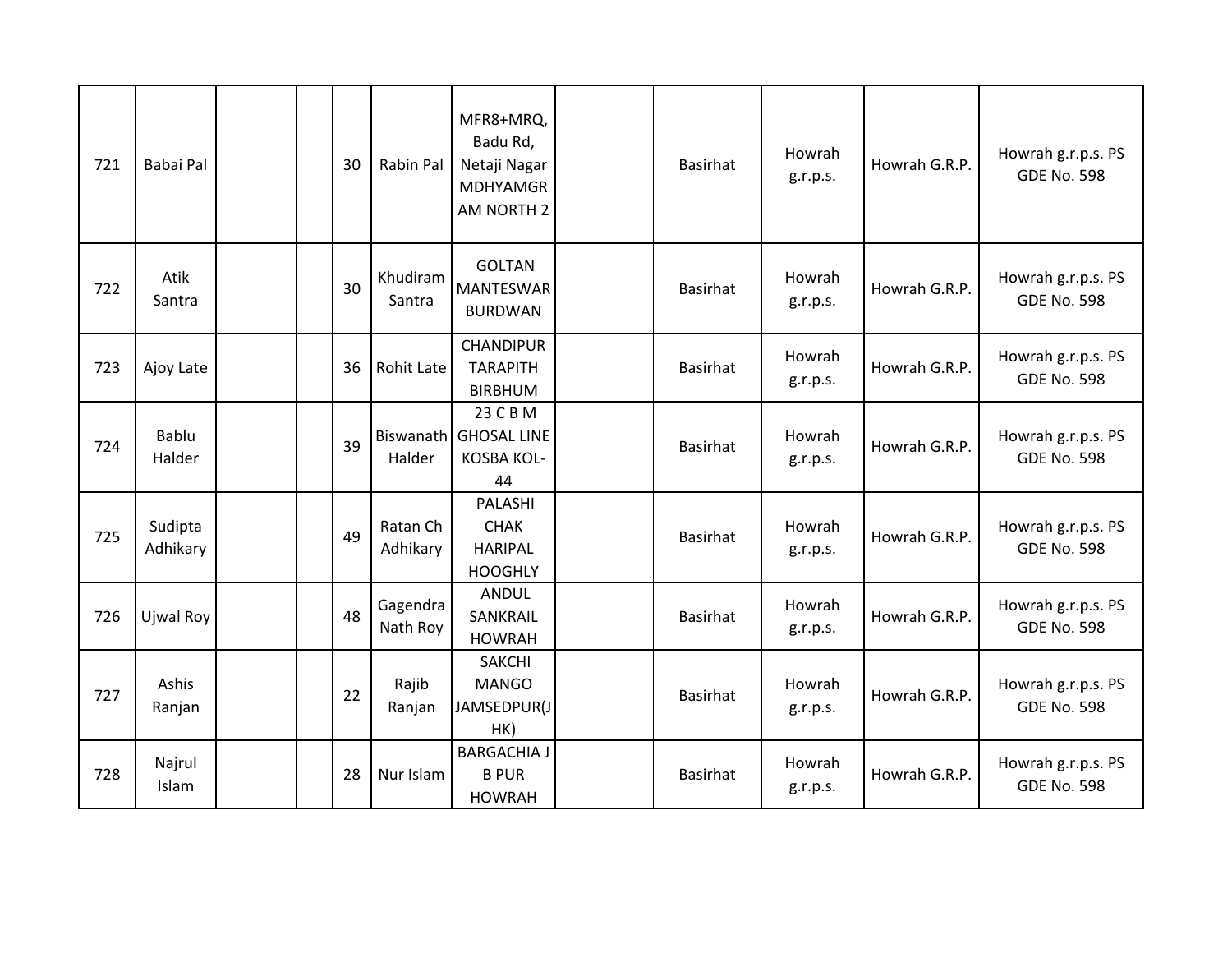| | | | | | | | | | | | |
|---|---|---|---|---|---|---|---|---|---|---|---|
| 721 | Babai Pal | | | 30 | Rabin Pal | MFR8+MRQ, Badu Rd, Netaji Nagar MDHYAMGRAM NORTH 2 | | Basirhat | Howrah g.r.p.s. | Howrah G.R.P. | Howrah g.r.p.s. PS GDE No. 598 |
| 722 | Atik Santra | | | 30 | Khudiram Santra | GOLTAN MANTESWAR BURDWAN | | Basirhat | Howrah g.r.p.s. | Howrah G.R.P. | Howrah g.r.p.s. PS GDE No. 598 |
| 723 | Ajoy Late | | | 36 | Rohit Late | CHANDIPUR TARAPITH BIRBHUM | | Basirhat | Howrah g.r.p.s. | Howrah G.R.P. | Howrah g.r.p.s. PS GDE No. 598 |
| 724 | Bablu Halder | | | 39 | Biswanath Halder | 23 C B M GHOSAL LINE KOSBA KOL-44 | | Basirhat | Howrah g.r.p.s. | Howrah G.R.P. | Howrah g.r.p.s. PS GDE No. 598 |
| 725 | Sudipta Adhikary | | | 49 | Ratan Ch Adhikary | PALASHI CHAK HARIPAL HOOGHLY | | Basirhat | Howrah g.r.p.s. | Howrah G.R.P. | Howrah g.r.p.s. PS GDE No. 598 |
| 726 | Ujwal Roy | | | 48 | Gagendra Nath Roy | ANDUL SANKRAIL HOWRAH | | Basirhat | Howrah g.r.p.s. | Howrah G.R.P. | Howrah g.r.p.s. PS GDE No. 598 |
| 727 | Ashis Ranjan | | | 22 | Rajib Ranjan | SAKCHI MANGO JAMSEDPUR(JHK) | | Basirhat | Howrah g.r.p.s. | Howrah G.R.P. | Howrah g.r.p.s. PS GDE No. 598 |
| 728 | Najrul Islam | | | 28 | Nur Islam | BARGACHIA J B PUR HOWRAH | | Basirhat | Howrah g.r.p.s. | Howrah G.R.P. | Howrah g.r.p.s. PS GDE No. 598 |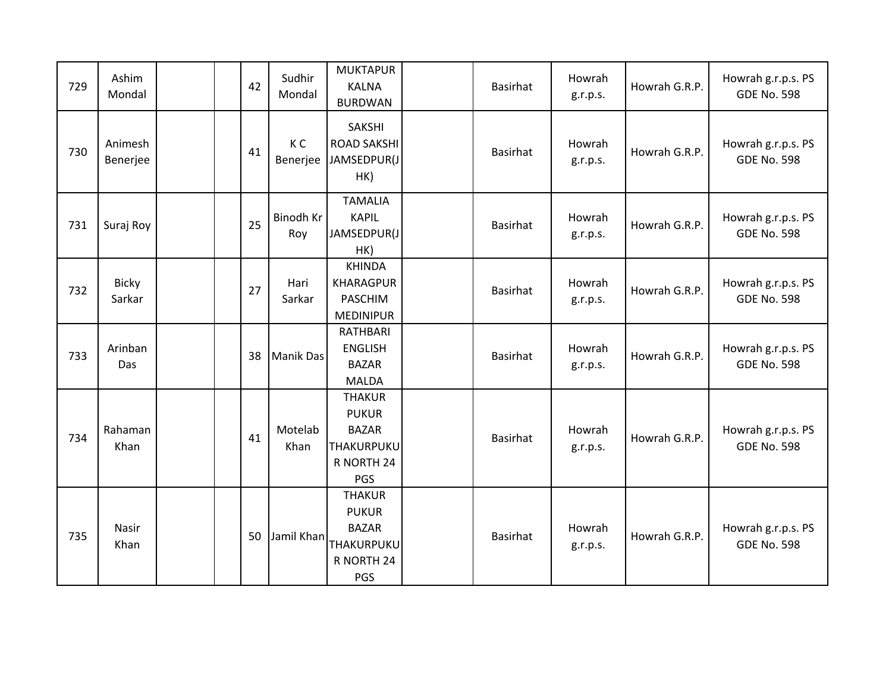| 729 | Ashim Mondal | | | 42 | Sudhir Mondal | MUKTAPUR KALNA BURDWAN | | Basirhat | Howrah g.r.p.s. | Howrah G.R.P. | Howrah g.r.p.s. PS GDE No. 598 |
|---|---|---|---|---|---|---|---|---|---|---|---|
| 730 | Animesh Benerjee | | | 41 | K C Benerjee | SAKSHI ROAD SAKSHI JAMSEDPUR(JHK) | | Basirhat | Howrah g.r.p.s. | Howrah G.R.P. | Howrah g.r.p.s. PS GDE No. 598 |
| 731 | Suraj Roy | | | 25 | Binodh Kr Roy | TAMALIA KAPIL JAMSEDPUR(JHK) | | Basirhat | Howrah g.r.p.s. | Howrah G.R.P. | Howrah g.r.p.s. PS GDE No. 598 |
| 732 | Bicky Sarkar | | | 27 | Hari Sarkar | KHINDA KHARAGPUR PASCHIM MEDINIPUR | | Basirhat | Howrah g.r.p.s. | Howrah G.R.P. | Howrah g.r.p.s. PS GDE No. 598 |
| 733 | Arinban Das | | | 38 | Manik Das | RATHBARI ENGLISH BAZAR MALDA | | Basirhat | Howrah g.r.p.s. | Howrah G.R.P. | Howrah g.r.p.s. PS GDE No. 598 |
| 734 | Rahaman Khan | | | 41 | Motelab Khan | THAKUR PUKUR BAZAR THAKURPUKUR NORTH 24 PGS | | Basirhat | Howrah g.r.p.s. | Howrah G.R.P. | Howrah g.r.p.s. PS GDE No. 598 |
| 735 | Nasir Khan | | | 50 | Jamil Khan | THAKUR PUKUR BAZAR THAKURPUKUR NORTH 24 PGS | | Basirhat | Howrah g.r.p.s. | Howrah G.R.P. | Howrah g.r.p.s. PS GDE No. 598 |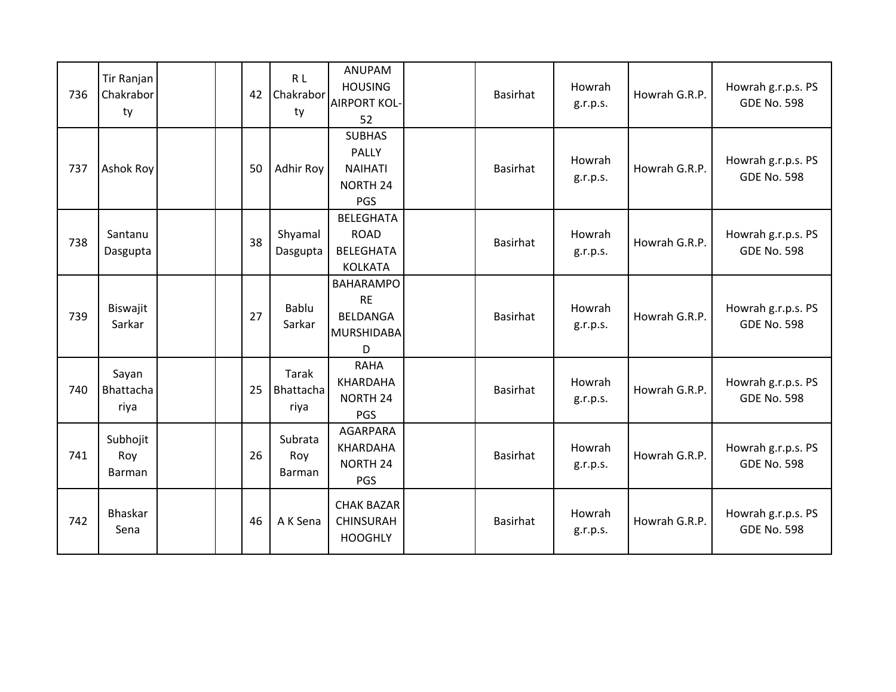| | | | | | | | | | | | |
|---|---|---|---|---|---|---|---|---|---|---|---|
| 736 | Tir Ranjan Chakraborty | | | 42 | R L Chakraborty | ANUPAM HOUSING AIRPORT KOL-52 | | Basirhat | Howrah g.r.p.s. | Howrah G.R.P. | Howrah g.r.p.s. PS GDE No. 598 |
| 737 | Ashok Roy | | | 50 | Adhir Roy | SUBHAS PALLY NAIHATI NORTH 24 PGS | | Basirhat | Howrah g.r.p.s. | Howrah G.R.P. | Howrah g.r.p.s. PS GDE No. 598 |
| 738 | Santanu Dasgupta | | | 38 | Shyamal Dasgupta | BELEGHATA ROAD BELEGHATA KOLKATA | | Basirhat | Howrah g.r.p.s. | Howrah G.R.P. | Howrah g.r.p.s. PS GDE No. 598 |
| 739 | Biswajit Sarkar | | | 27 | Bablu Sarkar | BAHARAMPORE BELDANGA MURSHIDABAD | | Basirhat | Howrah g.r.p.s. | Howrah G.R.P. | Howrah g.r.p.s. PS GDE No. 598 |
| 740 | Sayan Bhattachariya | | | 25 | Tarak Bhattachariya | RAHA KHARDAHA NORTH 24 PGS | | Basirhat | Howrah g.r.p.s. | Howrah G.R.P. | Howrah g.r.p.s. PS GDE No. 598 |
| 741 | Subhojit Roy Barman | | | 26 | Subrata Roy Barman | AGARPARA KHARDAHA NORTH 24 PGS | | Basirhat | Howrah g.r.p.s. | Howrah G.R.P. | Howrah g.r.p.s. PS GDE No. 598 |
| 742 | Bhaskar Sena | | | 46 | A K Sena | CHAK BAZAR CHINSURAH HOOGHLY | | Basirhat | Howrah g.r.p.s. | Howrah G.R.P. | Howrah g.r.p.s. PS GDE No. 598 |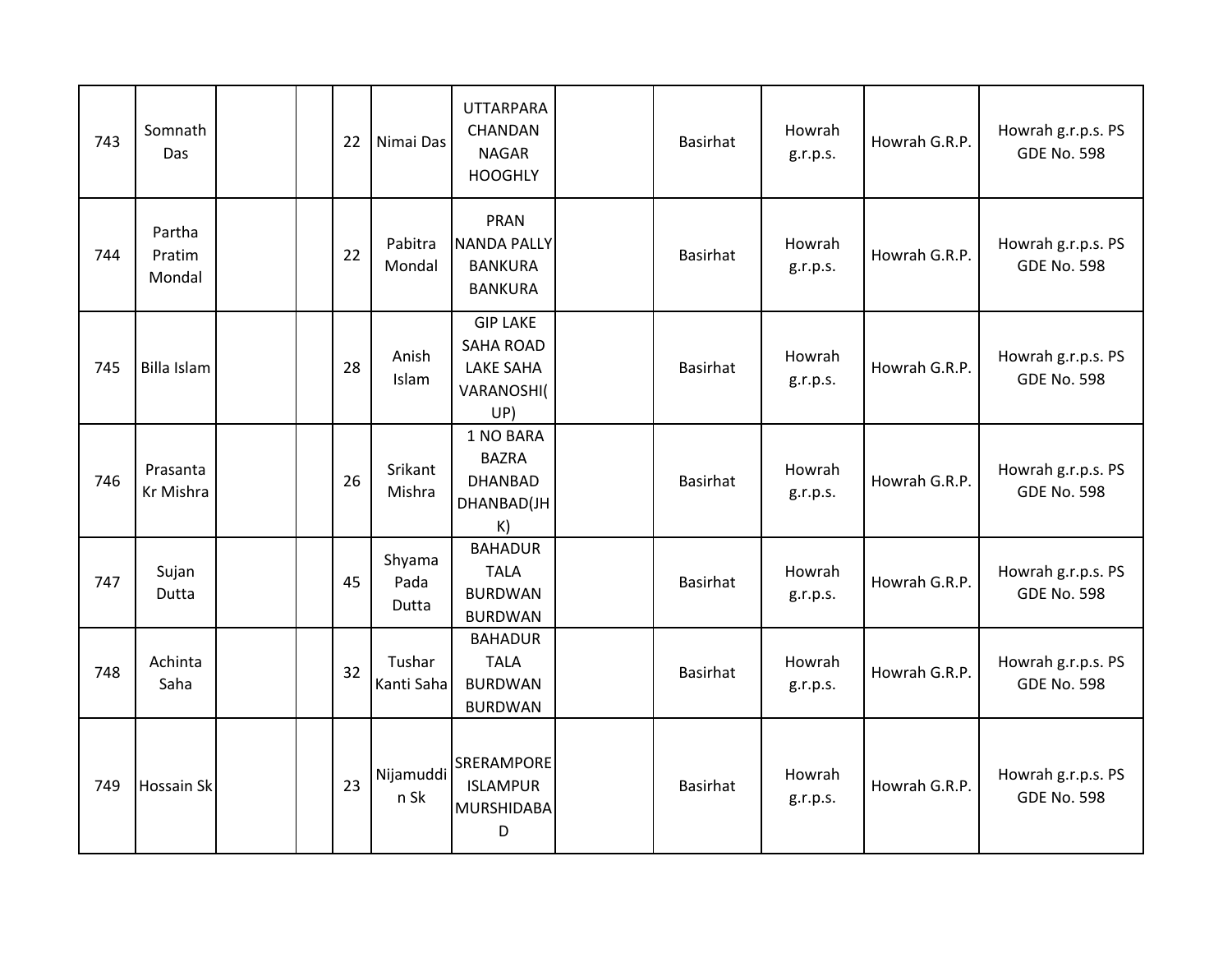| | | | | | | | | | | | |
|---|---|---|---|---|---|---|---|---|---|---|---|
| 743 | Somnath Das | | | 22 | Nimai Das | UTTARPARA CHANDAN NAGAR HOOGHLY | | Basirhat | Howrah g.r.p.s. | Howrah G.R.P. | Howrah g.r.p.s. PS GDE No. 598 |
| 744 | Partha Pratim Mondal | | | 22 | Pabitra Mondal | PRAN NANDA PALLY BANKURA BANKURA | | Basirhat | Howrah g.r.p.s. | Howrah G.R.P. | Howrah g.r.p.s. PS GDE No. 598 |
| 745 | Billa Islam | | | 28 | Anish Islam | GIP LAKE SAHA ROAD LAKE SAHA VARANOSHI(UP) | | Basirhat | Howrah g.r.p.s. | Howrah G.R.P. | Howrah g.r.p.s. PS GDE No. 598 |
| 746 | Prasanta Kr Mishra | | | 26 | Srikant Mishra | 1 NO BARA BAZRA DHANBAD DHANBAD(JHK) | | Basirhat | Howrah g.r.p.s. | Howrah G.R.P. | Howrah g.r.p.s. PS GDE No. 598 |
| 747 | Sujan Dutta | | | 45 | Shyama Pada Dutta | BAHADUR TALA BURDWAN BURDWAN | | Basirhat | Howrah g.r.p.s. | Howrah G.R.P. | Howrah g.r.p.s. PS GDE No. 598 |
| 748 | Achinta Saha | | | 32 | Tushar Kanti Saha | BAHADUR TALA BURDWAN BURDWAN | | Basirhat | Howrah g.r.p.s. | Howrah G.R.P. | Howrah g.r.p.s. PS GDE No. 598 |
| 749 | Hossain Sk | | | 23 | Nijamuddin Sk | SRERAMPORE ISLAMPUR MURSHIDABAD | | Basirhat | Howrah g.r.p.s. | Howrah G.R.P. | Howrah g.r.p.s. PS GDE No. 598 |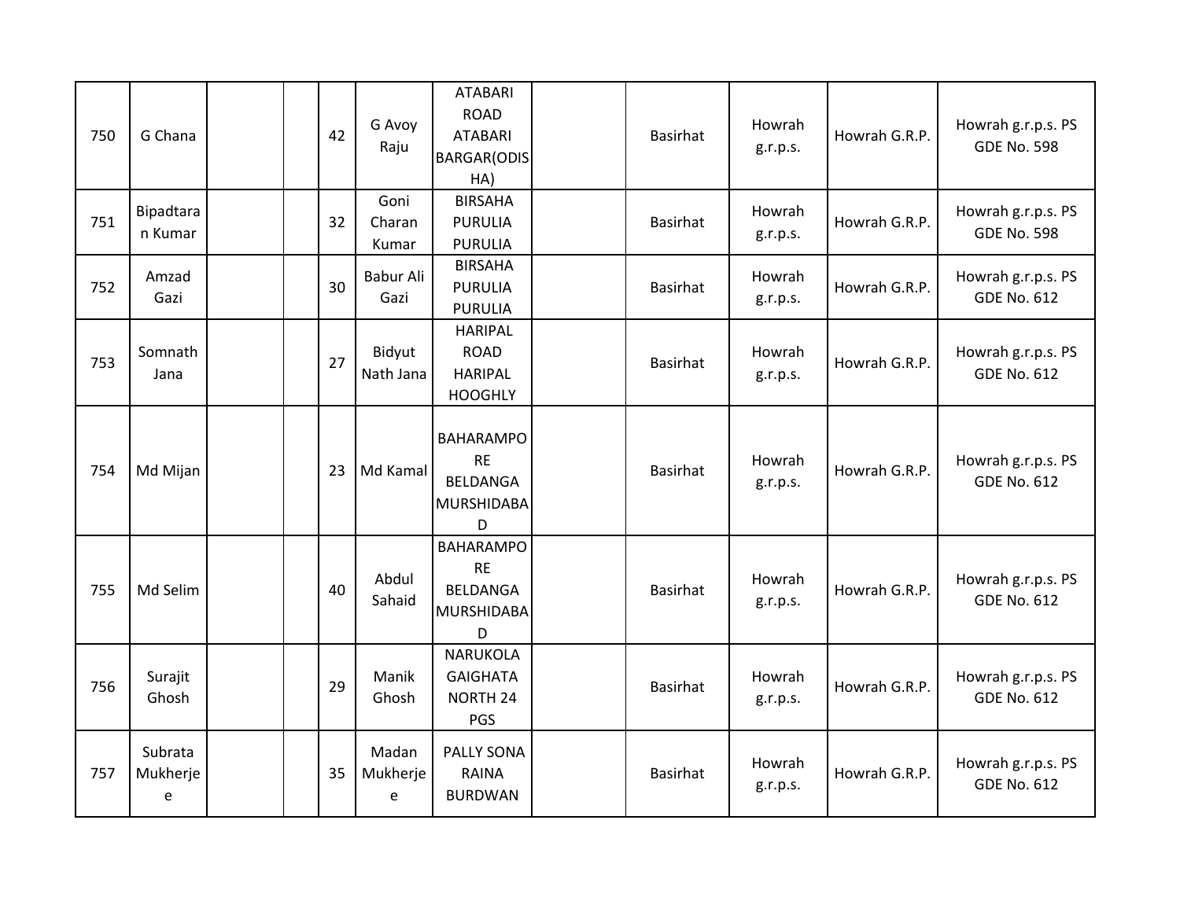| | | | | | | | | | | | |
|---|---|---|---|---|---|---|---|---|---|---|---|
| 750 | G Chana | | | 42 | G Avoy Raju | ATABARI ROAD ATABARI BARGAR(ODISHA) | | Basirhat | Howrah g.r.p.s. | Howrah G.R.P. | Howrah g.r.p.s. PS GDE No. 598 |
| 751 | Bipadtaran Kumar | | | 32 | Goni Charan Kumar | BIRSAHA PURULIA PURULIA | | Basirhat | Howrah g.r.p.s. | Howrah G.R.P. | Howrah g.r.p.s. PS GDE No. 598 |
| 752 | Amzad Gazi | | | 30 | Babur Ali Gazi | BIRSAHA PURULIA PURULIA | | Basirhat | Howrah g.r.p.s. | Howrah G.R.P. | Howrah g.r.p.s. PS GDE No. 612 |
| 753 | Somnath Jana | | | 27 | Bidyut Nath Jana | HARIPAL ROAD HARIPAL HOOGHLY | | Basirhat | Howrah g.r.p.s. | Howrah G.R.P. | Howrah g.r.p.s. PS GDE No. 612 |
| 754 | Md Mijan | | | 23 | Md Kamal | BAHARAMPORE BELDANGA MURSHIDABAD | | Basirhat | Howrah g.r.p.s. | Howrah G.R.P. | Howrah g.r.p.s. PS GDE No. 612 |
| 755 | Md Selim | | | 40 | Abdul Sahaid | BAHARAMPORE BELDANGA MURSHIDABAD | | Basirhat | Howrah g.r.p.s. | Howrah G.R.P. | Howrah g.r.p.s. PS GDE No. 612 |
| 756 | Surajit Ghosh | | | 29 | Manik Ghosh | NARUKOLA GAIGHATA NORTH 24 PGS | | Basirhat | Howrah g.r.p.s. | Howrah G.R.P. | Howrah g.r.p.s. PS GDE No. 612 |
| 757 | Subrata Mukherjee | | | 35 | Madan Mukherjee | PALLY SONA RAINA BURDWAN | | Basirhat | Howrah g.r.p.s. | Howrah G.R.P. | Howrah g.r.p.s. PS GDE No. 612 |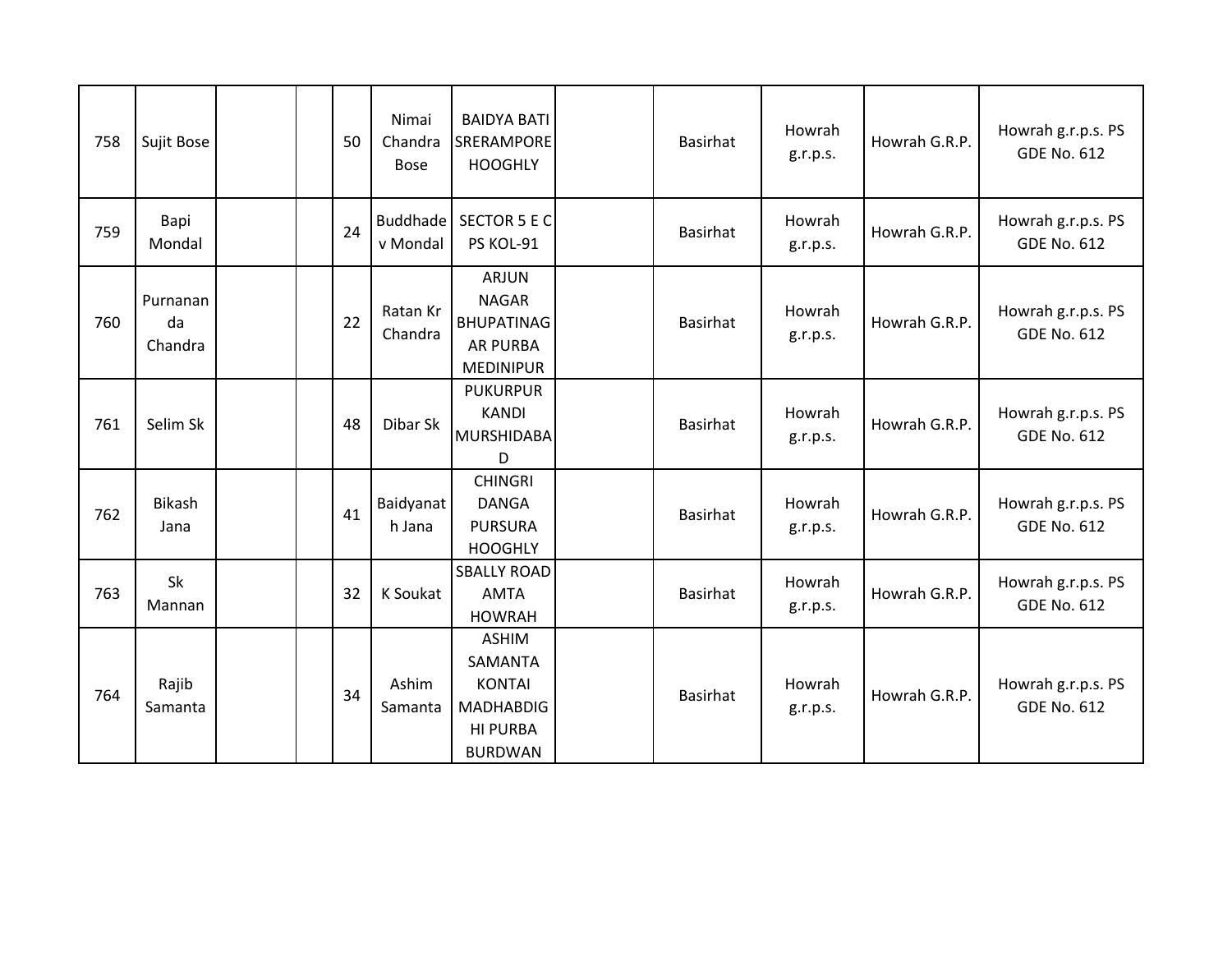| | | | | | | | | | | | |
|---|---|---|---|---|---|---|---|---|---|---|---|
| 758 | Sujit Bose | | | 50 | Nimai Chandra Bose | BAIDYA BATI SRERAMPORE HOOGHLY | | Basirhat | Howrah g.r.p.s. | Howrah G.R.P. | Howrah g.r.p.s. PS GDE No. 612 |
| 759 | Bapi Mondal | | | 24 | Buddhadev Mondal | SECTOR 5 E C PS KOL-91 | | Basirhat | Howrah g.r.p.s. | Howrah G.R.P. | Howrah g.r.p.s. PS GDE No. 612 |
| 760 | Purnananda Chandra | | | 22 | Ratan Kr Chandra | ARJUN NAGAR BHUPATINAGAR PURBA MEDINIPUR | | Basirhat | Howrah g.r.p.s. | Howrah G.R.P. | Howrah g.r.p.s. PS GDE No. 612 |
| 761 | Selim Sk | | | 48 | Dibar Sk | PUKURPUR KANDI MURSHIDABAD | | Basirhat | Howrah g.r.p.s. | Howrah G.R.P. | Howrah g.r.p.s. PS GDE No. 612 |
| 762 | Bikash Jana | | | 41 | Baidyanath Jana | CHINGRI DANGA PURSURA HOOGHLY | | Basirhat | Howrah g.r.p.s. | Howrah G.R.P. | Howrah g.r.p.s. PS GDE No. 612 |
| 763 | Sk Mannan | | | 32 | K Soukat | SBALLY ROAD AMTA HOWRAH | | Basirhat | Howrah g.r.p.s. | Howrah G.R.P. | Howrah g.r.p.s. PS GDE No. 612 |
| 764 | Rajib Samanta | | | 34 | Ashim Samanta | ASHIM SAMANTA KONTAI MADHABDIGHI PURBA BURDWAN | | Basirhat | Howrah g.r.p.s. | Howrah G.R.P. | Howrah g.r.p.s. PS GDE No. 612 |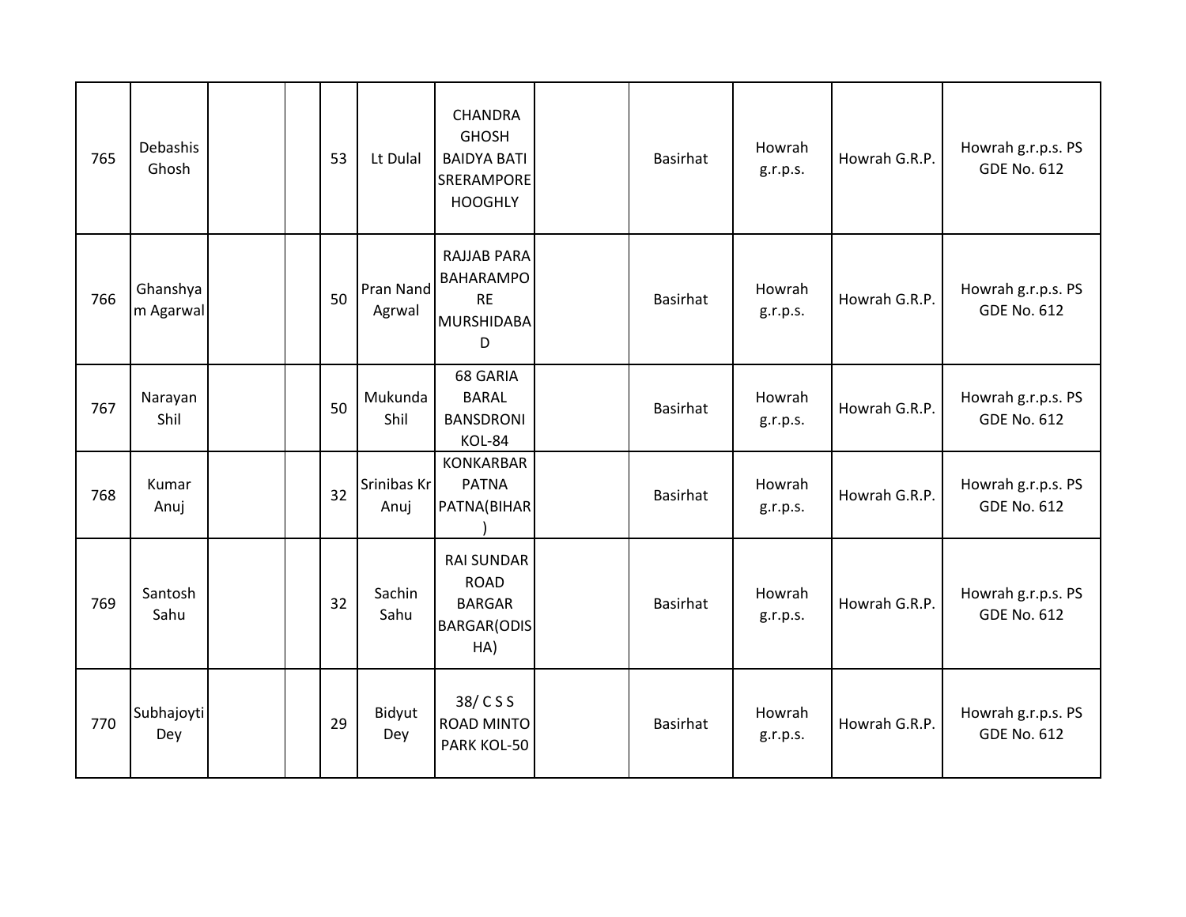| | | | | | | | | | | | |
|---|---|---|---|---|---|---|---|---|---|---|---|
| 765 | Debashis Ghosh | | | 53 | Lt Dulal | CHANDRA GHOSH BAIDYA BATI SRERAMPORE HOOGHLY | | Basirhat | Howrah g.r.p.s. | Howrah G.R.P. | Howrah g.r.p.s. PS GDE No. 612 |
| 766 | Ghanshyam Agarwal | | | 50 | Pran Nand Agrwal | RAJJAB PARA BAHARAMPORE MURSHIDABAD | | Basirhat | Howrah g.r.p.s. | Howrah G.R.P. | Howrah g.r.p.s. PS GDE No. 612 |
| 767 | Narayan Shil | | | 50 | Mukunda Shil | 68 GARIA BARAL BANSDRONI KOL-84 | | Basirhat | Howrah g.r.p.s. | Howrah G.R.P. | Howrah g.r.p.s. PS GDE No. 612 |
| 768 | Kumar Anuj | | | 32 | Srinibas Kr Anuj | KONKARBAR PATNA PATNA(BIHAR) | | Basirhat | Howrah g.r.p.s. | Howrah G.R.P. | Howrah g.r.p.s. PS GDE No. 612 |
| 769 | Santosh Sahu | | | 32 | Sachin Sahu | RAI SUNDAR ROAD BARGAR BARGAR(ODISHA) | | Basirhat | Howrah g.r.p.s. | Howrah G.R.P. | Howrah g.r.p.s. PS GDE No. 612 |
| 770 | Subhajoyti Dey | | | 29 | Bidyut Dey | 38/ C S S ROAD MINTO PARK KOL-50 | | Basirhat | Howrah g.r.p.s. | Howrah G.R.P. | Howrah g.r.p.s. PS GDE No. 612 |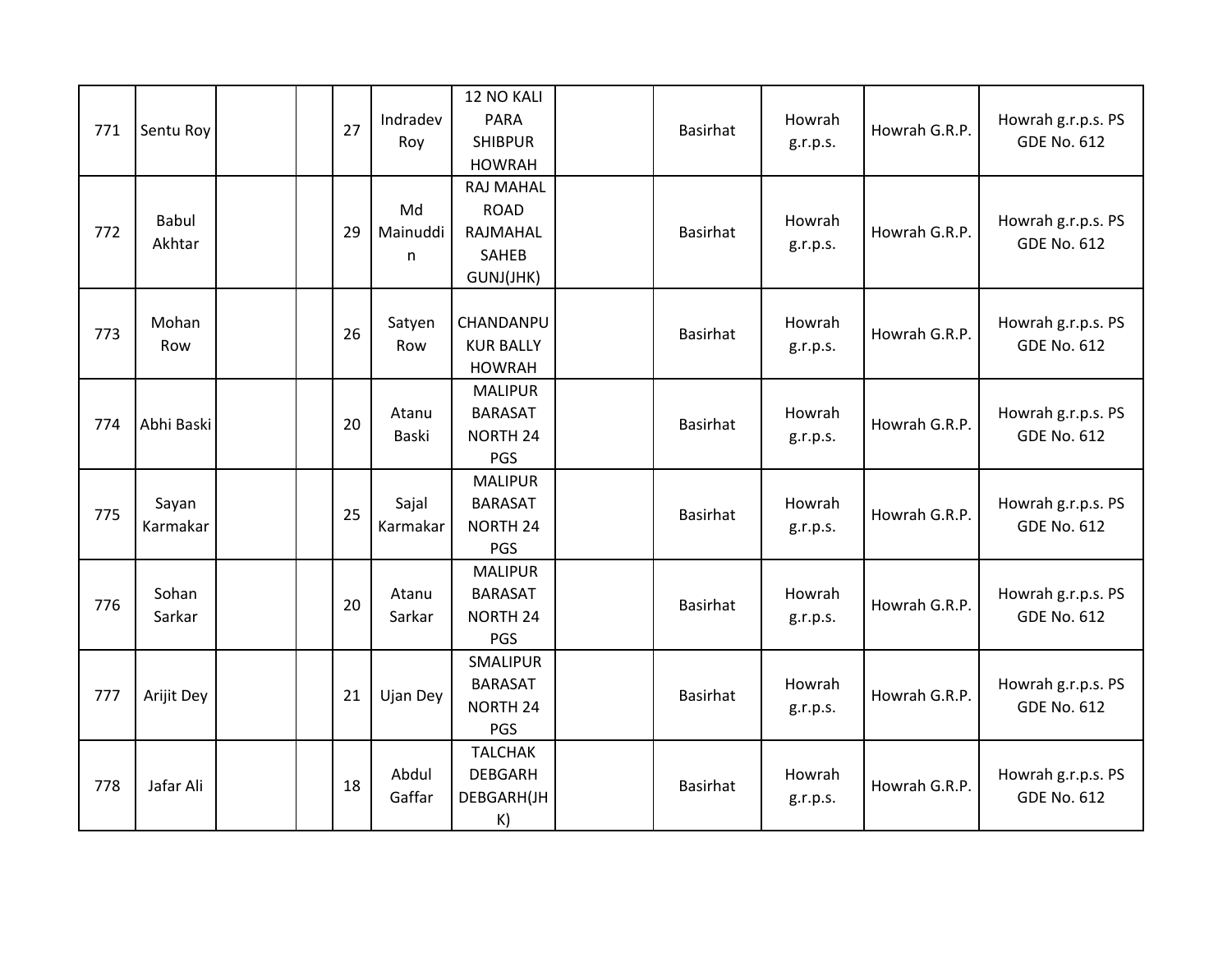| | | | | | | | | | | | |
|---|---|---|---|---|---|---|---|---|---|---|---|
| 771 | Sentu Roy | | | 27 | Indradev Roy | 12 NO KALI PARA SHIBPUR HOWRAH | | Basirhat | Howrah g.r.p.s. | Howrah G.R.P. | Howrah g.r.p.s. PS GDE No. 612 |
| 772 | Babul Akhtar | | | 29 | Md Mainuddin | RAJ MAHAL ROAD RAJMAHAL SAHEB GUNJ(JHK) | | Basirhat | Howrah g.r.p.s. | Howrah G.R.P. | Howrah g.r.p.s. PS GDE No. 612 |
| 773 | Mohan Row | | | 26 | Satyen Row | CHANDANPUKUR BALLY HOWRAH | | Basirhat | Howrah g.r.p.s. | Howrah G.R.P. | Howrah g.r.p.s. PS GDE No. 612 |
| 774 | Abhi Baski | | | 20 | Atanu Baski | MALIPUR BARASAT NORTH 24 PGS | | Basirhat | Howrah g.r.p.s. | Howrah G.R.P. | Howrah g.r.p.s. PS GDE No. 612 |
| 775 | Sayan Karmakar | | | 25 | Sajal Karmakar | MALIPUR BARASAT NORTH 24 PGS | | Basirhat | Howrah g.r.p.s. | Howrah G.R.P. | Howrah g.r.p.s. PS GDE No. 612 |
| 776 | Sohan Sarkar | | | 20 | Atanu Sarkar | MALIPUR BARASAT NORTH 24 PGS | | Basirhat | Howrah g.r.p.s. | Howrah G.R.P. | Howrah g.r.p.s. PS GDE No. 612 |
| 777 | Arijit Dey | | | 21 | Ujan Dey | SMALIPUR BARASAT NORTH 24 PGS | | Basirhat | Howrah g.r.p.s. | Howrah G.R.P. | Howrah g.r.p.s. PS GDE No. 612 |
| 778 | Jafar Ali | | | 18 | Abdul Gaffar | TALCHAK DEBGARH DEBGARH(JHK) | | Basirhat | Howrah g.r.p.s. | Howrah G.R.P. | Howrah g.r.p.s. PS GDE No. 612 |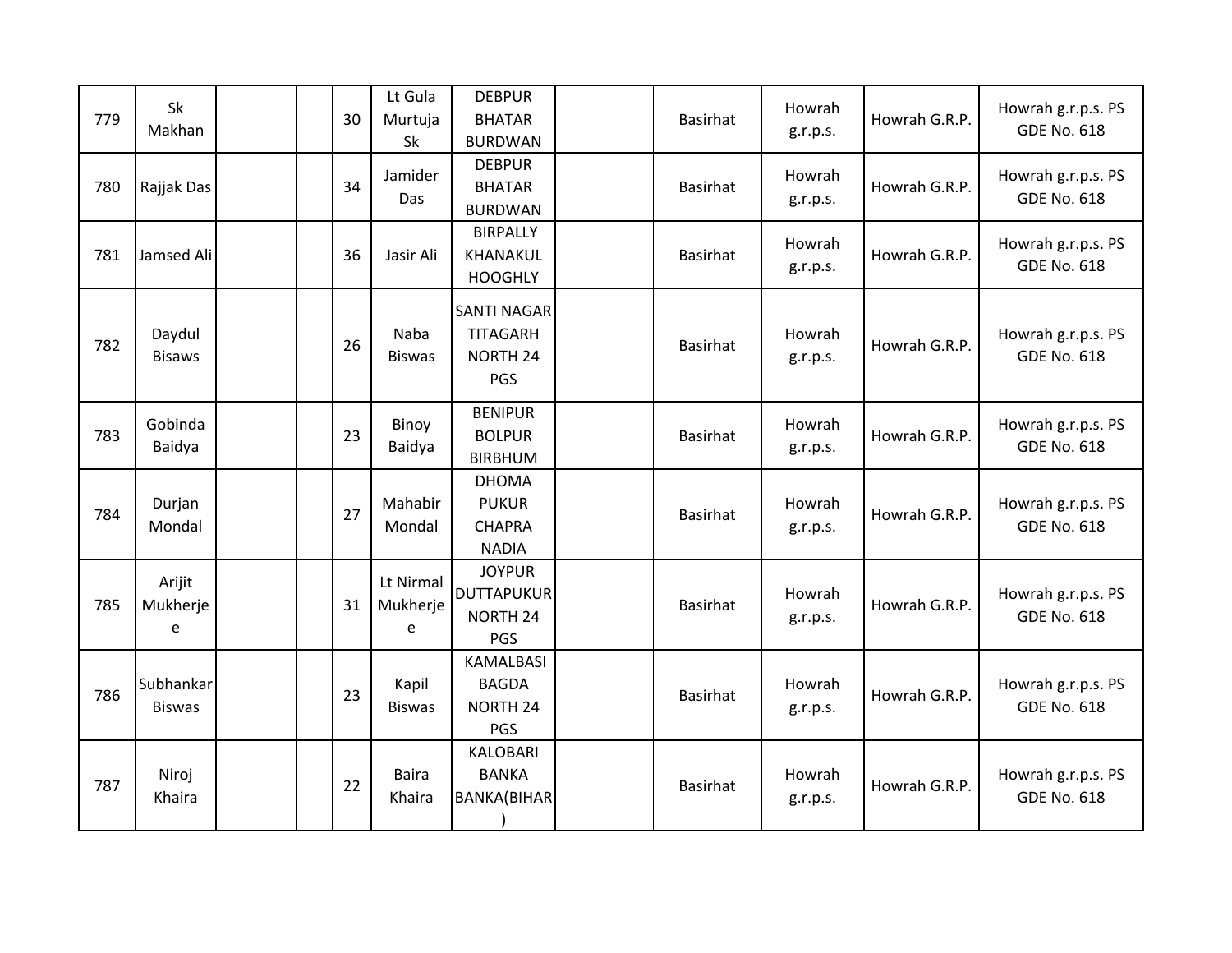| | | | | | | | | | | | |
|---|---|---|---|---|---|---|---|---|---|---|---|
| 779 | Sk Makhan | | | 30 | Lt Gula Murtuja Sk | DEBPUR BHATAR BURDWAN | | Basirhat | Howrah g.r.p.s. | Howrah G.R.P. | Howrah g.r.p.s. PS GDE No. 618 |
| 780 | Rajjak Das | | | 34 | Jamider Das | DEBPUR BHATAR BURDWAN | | Basirhat | Howrah g.r.p.s. | Howrah G.R.P. | Howrah g.r.p.s. PS GDE No. 618 |
| 781 | Jamsed Ali | | | 36 | Jasir Ali | BIRPALLY KHANAKUL HOOGHLY | | Basirhat | Howrah g.r.p.s. | Howrah G.R.P. | Howrah g.r.p.s. PS GDE No. 618 |
| 782 | Daydul Bisaws | | | 26 | Naba Biswas | SANTI NAGAR TITAGARH NORTH 24 PGS | | Basirhat | Howrah g.r.p.s. | Howrah G.R.P. | Howrah g.r.p.s. PS GDE No. 618 |
| 783 | Gobinda Baidya | | | 23 | Binoy Baidya | BENIPUR BOLPUR BIRBHUM | | Basirhat | Howrah g.r.p.s. | Howrah G.R.P. | Howrah g.r.p.s. PS GDE No. 618 |
| 784 | Durjan Mondal | | | 27 | Mahabir Mondal | DHOMA PUKUR CHAPRA NADIA | | Basirhat | Howrah g.r.p.s. | Howrah G.R.P. | Howrah g.r.p.s. PS GDE No. 618 |
| 785 | Arijit Mukherjee | | | 31 | Lt Nirmal Mukherjee | JOYPUR DUTTAPUKUR NORTH 24 PGS | | Basirhat | Howrah g.r.p.s. | Howrah G.R.P. | Howrah g.r.p.s. PS GDE No. 618 |
| 786 | Subhankar Biswas | | | 23 | Kapil Biswas | KAMALBASI BAGDA NORTH 24 PGS | | Basirhat | Howrah g.r.p.s. | Howrah G.R.P. | Howrah g.r.p.s. PS GDE No. 618 |
| 787 | Niroj Khaira | | | 22 | Baira Khaira | KALOBARI BANKA BANKA(BIHAR) | | Basirhat | Howrah g.r.p.s. | Howrah G.R.P. | Howrah g.r.p.s. PS GDE No. 618 |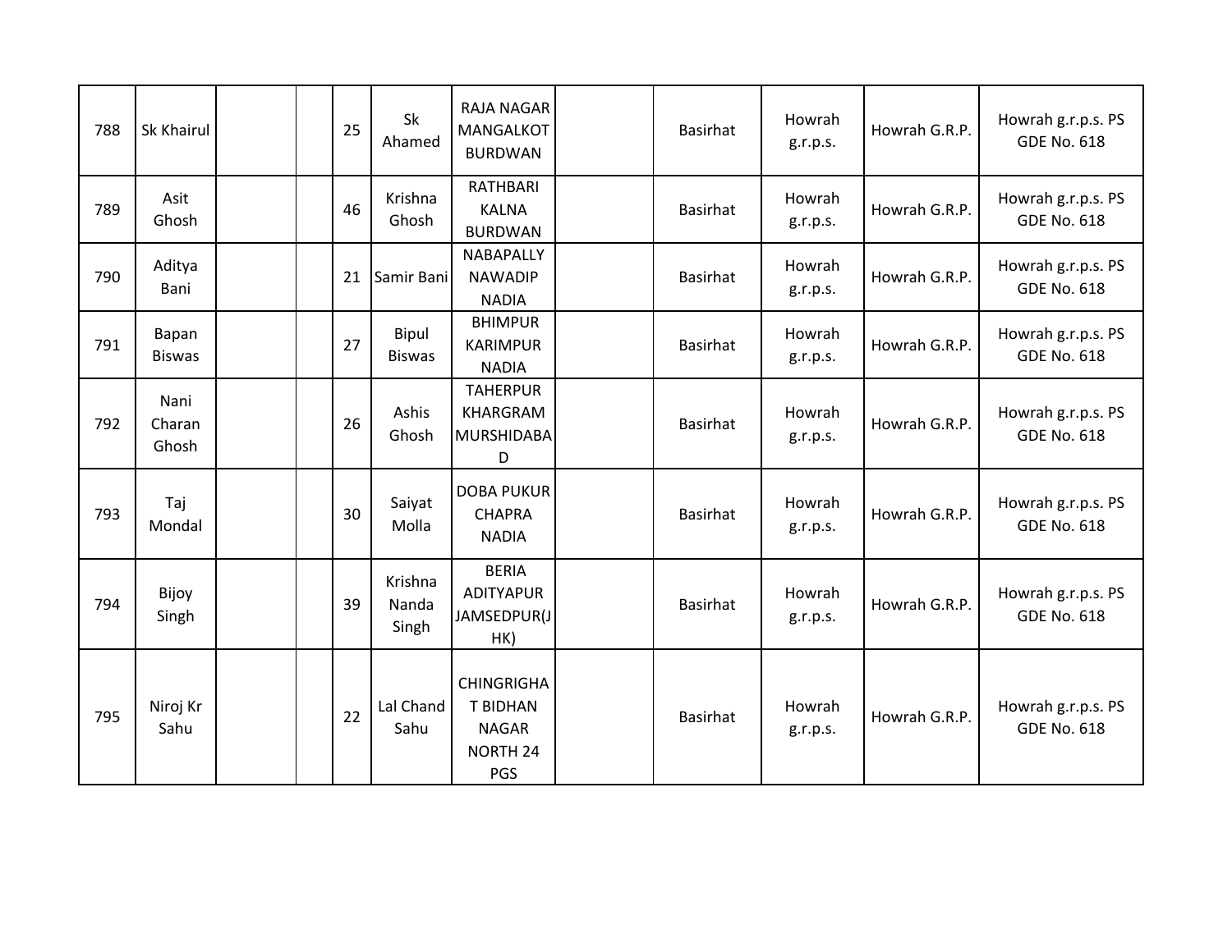| | | | | | | | | | | | |
|---|---|---|---|---|---|---|---|---|---|---|---|
| 788 | Sk Khairul | | | 25 | Sk Ahamed | RAJA NAGAR MANGALKOT BURDWAN | | Basirhat | Howrah g.r.p.s. | Howrah G.R.P. | Howrah g.r.p.s. PS GDE No. 618 |
| 789 | Asit Ghosh | | | 46 | Krishna Ghosh | RATHBARI KALNA BURDWAN | | Basirhat | Howrah g.r.p.s. | Howrah G.R.P. | Howrah g.r.p.s. PS GDE No. 618 |
| 790 | Aditya Bani | | | 21 | Samir Bani | NABAPALLY NAWADIP NADIA | | Basirhat | Howrah g.r.p.s. | Howrah G.R.P. | Howrah g.r.p.s. PS GDE No. 618 |
| 791 | Bapan Biswas | | | 27 | Bipul Biswas | BHIMPUR KARIMPUR NADIA | | Basirhat | Howrah g.r.p.s. | Howrah G.R.P. | Howrah g.r.p.s. PS GDE No. 618 |
| 792 | Nani Charan Ghosh | | | 26 | Ashis Ghosh | TAHERPUR KHARGRAM MURSHIDABAD | | Basirhat | Howrah g.r.p.s. | Howrah G.R.P. | Howrah g.r.p.s. PS GDE No. 618 |
| 793 | Taj Mondal | | | 30 | Saiyat Molla | DOBA PUKUR CHAPRA NADIA | | Basirhat | Howrah g.r.p.s. | Howrah G.R.P. | Howrah g.r.p.s. PS GDE No. 618 |
| 794 | Bijoy Singh | | | 39 | Krishna Nanda Singh | BERIA ADITYAPUR JAMSEDPUR(JHK) | | Basirhat | Howrah g.r.p.s. | Howrah G.R.P. | Howrah g.r.p.s. PS GDE No. 618 |
| 795 | Niroj Kr Sahu | | | 22 | Lal Chand Sahu | CHINGRIGHAT BIDHAN NAGAR NORTH 24 PGS | | Basirhat | Howrah g.r.p.s. | Howrah G.R.P. | Howrah g.r.p.s. PS GDE No. 618 |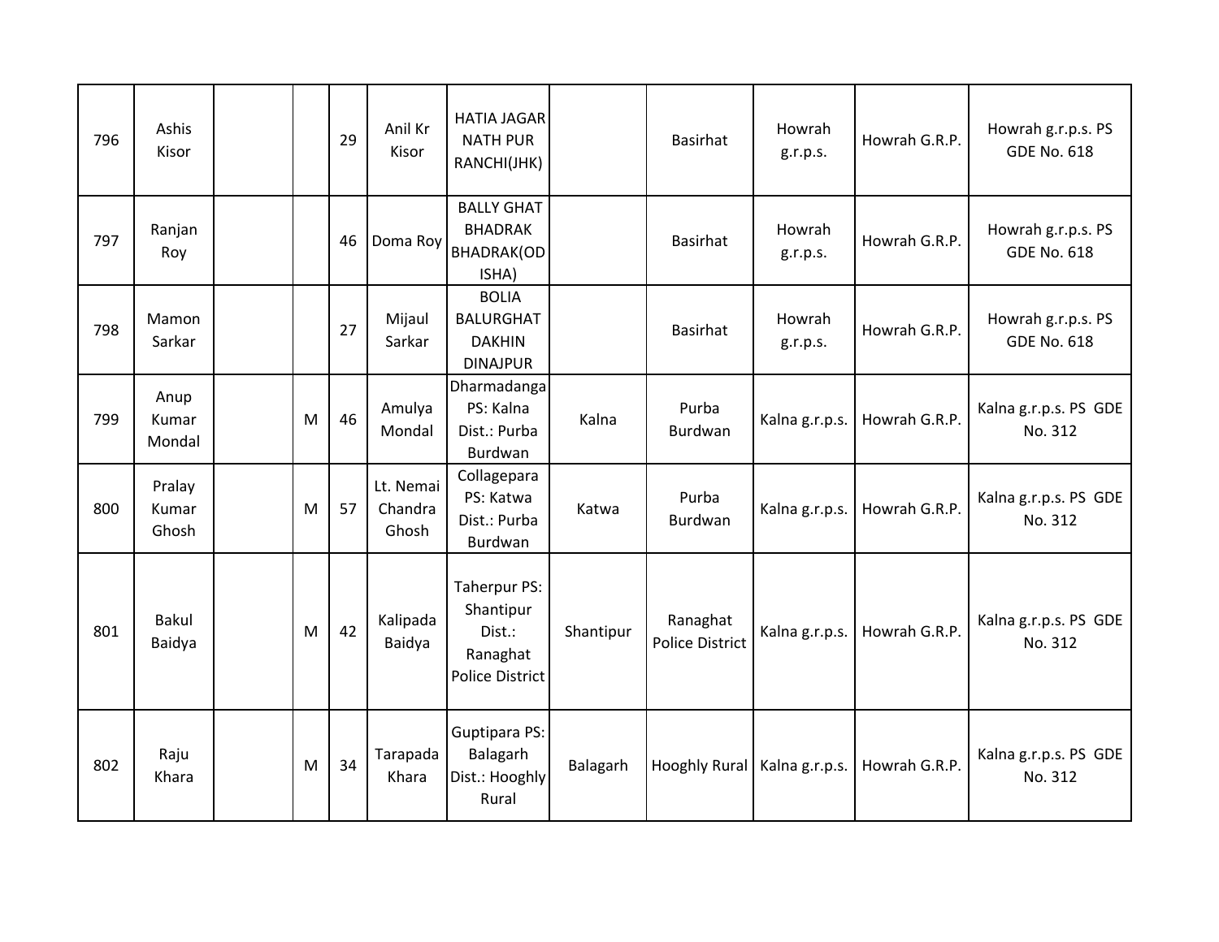| 796 | Ashis Kisor | | | 29 | Anil Kr Kisor | HATIA JAGAR NATH PUR RANCHI(JHK) | | Basirhat | Howrah g.r.p.s. | Howrah G.R.P. | Howrah g.r.p.s. PS GDE No. 618 |
|---|---|---|---|---|---|---|---|---|---|---|---|
| 797 | Ranjan Roy | | | 46 | Doma Roy | BALLY GHAT BHADRAK BHADRAK(ODISHA) | | Basirhat | Howrah g.r.p.s. | Howrah G.R.P. | Howrah g.r.p.s. PS GDE No. 618 |
| 798 | Mamon Sarkar | | | 27 | Mijaul Sarkar | BOLIA BALURGHAT DAKHIN DINAJPUR | | Basirhat | Howrah g.r.p.s. | Howrah G.R.P. | Howrah g.r.p.s. PS GDE No. 618 |
| 799 | Anup Kumar Mondal | | M | 46 | Amulya Mondal | Dharmadanga PS: Kalna Dist.: Purba Burdwan | Kalna | Purba Burdwan | Kalna g.r.p.s. | Howrah G.R.P. | Kalna g.r.p.s. PS GDE No. 312 |
| 800 | Pralay Kumar Ghosh | | M | 57 | Lt. Nemai Chandra Ghosh | Collagepara PS: Katwa Dist.: Purba Burdwan | Katwa | Purba Burdwan | Kalna g.r.p.s. | Howrah G.R.P. | Kalna g.r.p.s. PS GDE No. 312 |
| 801 | Bakul Baidya | | M | 42 | Kalipada Baidya | Taherpur PS: Shantipur Dist.: Ranaghat Police District | Shantipur | Ranaghat Police District | Kalna g.r.p.s. | Howrah G.R.P. | Kalna g.r.p.s. PS GDE No. 312 |
| 802 | Raju Khara | | M | 34 | Tarapada Khara | Guptipara PS: Balagarh Dist.: Hooghly Rural | Balagarh | Hooghly Rural | Kalna g.r.p.s. | Howrah G.R.P. | Kalna g.r.p.s. PS GDE No. 312 |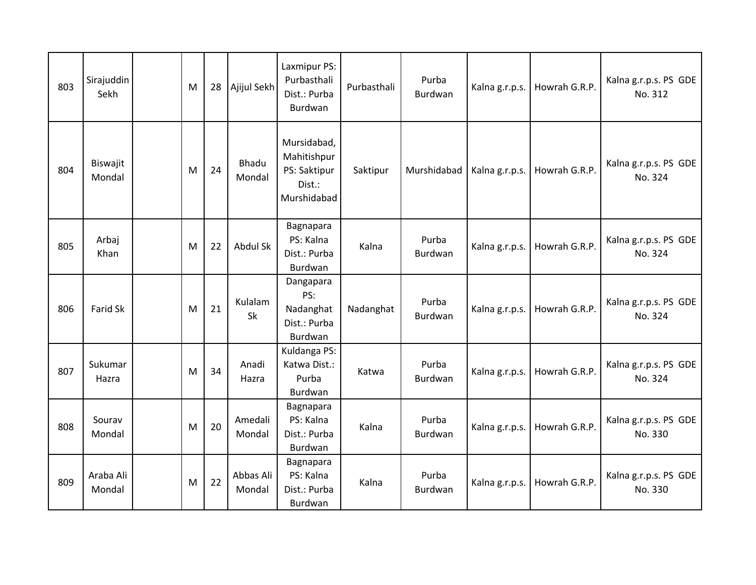| 803 | Sirajuddin Sekh | | M | 28 | Ajijul Sekh | Laxmipur PS: Purbasthali Dist.: Purba Burdwan | Purbasthali | Purba Burdwan | Kalna g.r.p.s. | Howrah G.R.P. | Kalna g.r.p.s. PS GDE No. 312 |
|---|---|---|---|---|---|---|---|---|---|---|---|
| 804 | Biswajit Mondal | | M | 24 | Bhadu Mondal | Mursidabad, Mahitishpur PS: Saktipur Dist.: Murshidabad | Saktipur | Murshidabad | Kalna g.r.p.s. | Howrah G.R.P. | Kalna g.r.p.s. PS GDE No. 324 |
| 805 | Arbaj Khan | | M | 22 | Abdul Sk | Bagnapara PS: Kalna Dist.: Purba Burdwan | Kalna | Purba Burdwan | Kalna g.r.p.s. | Howrah G.R.P. | Kalna g.r.p.s. PS GDE No. 324 |
| 806 | Farid Sk | | M | 21 | Kulalam Sk | Dangapara PS: Nadanghat Dist.: Purba Burdwan | Nadanghat | Purba Burdwan | Kalna g.r.p.s. | Howrah G.R.P. | Kalna g.r.p.s. PS GDE No. 324 |
| 807 | Sukumar Hazra | | M | 34 | Anadi Hazra | Kuldanga PS: Katwa Dist.: Purba Burdwan | Katwa | Purba Burdwan | Kalna g.r.p.s. | Howrah G.R.P. | Kalna g.r.p.s. PS GDE No. 324 |
| 808 | Sourav Mondal | | M | 20 | Amedali Mondal | Bagnapara PS: Kalna Dist.: Purba Burdwan | Kalna | Purba Burdwan | Kalna g.r.p.s. | Howrah G.R.P. | Kalna g.r.p.s. PS GDE No. 330 |
| 809 | Araba Ali Mondal | | M | 22 | Abbas Ali Mondal | Bagnapara PS: Kalna Dist.: Purba Burdwan | Kalna | Purba Burdwan | Kalna g.r.p.s. | Howrah G.R.P. | Kalna g.r.p.s. PS GDE No. 330 |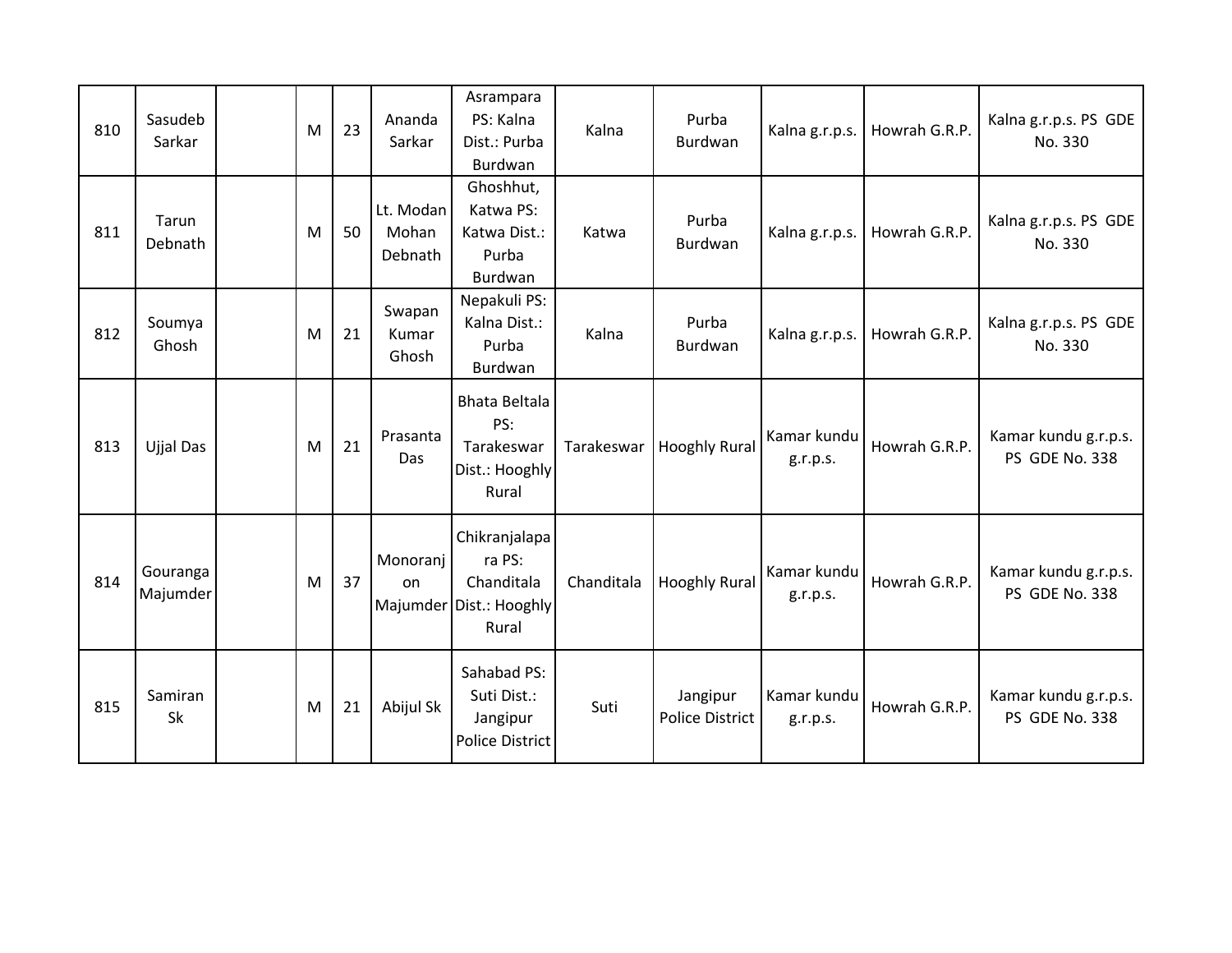| | | | | | | | | | | | |
|---|---|---|---|---|---|---|---|---|---|---|---|
| 810 | Sasudeb Sarkar | | M | 23 | Ananda Sarkar | Asrampara PS: Kalna Dist.: Purba Burdwan | Kalna | Purba Burdwan | Kalna g.r.p.s. | Howrah G.R.P. | Kalna g.r.p.s. PS GDE No. 330 |
| 811 | Tarun Debnath | | M | 50 | Lt. Modan Mohan Debnath | Ghoshhut, Katwa PS: Katwa Dist.: Purba Burdwan | Katwa | Purba Burdwan | Kalna g.r.p.s. | Howrah G.R.P. | Kalna g.r.p.s. PS GDE No. 330 |
| 812 | Soumya Ghosh | | M | 21 | Swapan Kumar Ghosh | Nepakuli PS: Kalna Dist.: Purba Burdwan | Kalna | Purba Burdwan | Kalna g.r.p.s. | Howrah G.R.P. | Kalna g.r.p.s. PS GDE No. 330 |
| 813 | Ujjal Das | | M | 21 | Prasanta Das | Bhata Beltala PS: Tarakeswar Dist.: Hooghly Rural | Tarakeswar | Hooghly Rural | Kamar kundu g.r.p.s. | Howrah G.R.P. | Kamar kundu g.r.p.s. PS GDE No. 338 |
| 814 | Gouranga Majumder | | M | 37 | Monoranjon Majumder | Chikranjalapara PS: Chanditala Dist.: Hooghly Rural | Chanditala | Hooghly Rural | Kamar kundu g.r.p.s. | Howrah G.R.P. | Kamar kundu g.r.p.s. PS GDE No. 338 |
| 815 | Samiran Sk | | M | 21 | Abijul Sk | Sahabad PS: Suti Dist.: Jangipur Police District | Suti | Jangipur Police District | Kamar kundu g.r.p.s. | Howrah G.R.P. | Kamar kundu g.r.p.s. PS GDE No. 338 |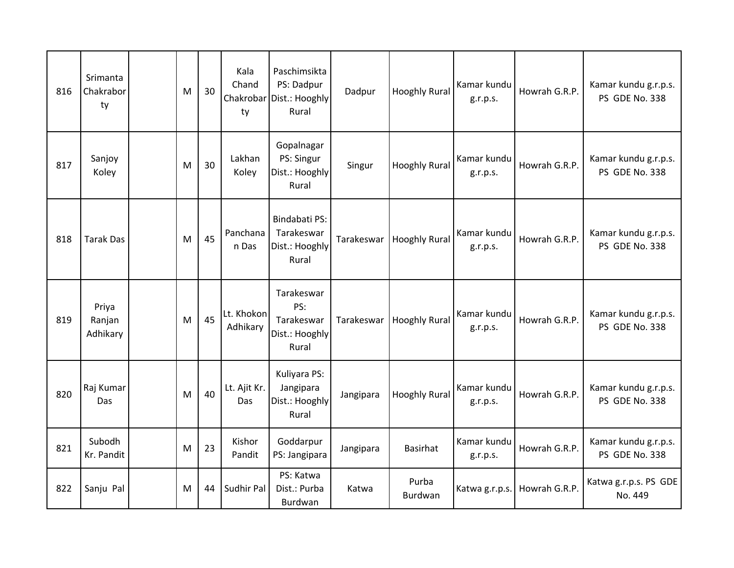| 816 | Srimanta Chakraborty | | M | 30 | Kala Chand Chakrobarty | Paschimsikta PS: Dadpur Dist.: Hooghly Rural | Dadpur | Hooghly Rural | Kamar kundu g.r.p.s. | Howrah G.R.P. | Kamar kundu g.r.p.s. PS GDE No. 338 |
|---|---|---|---|---|---|---|---|---|---|---|---|
| 817 | Sanjoy Koley | | M | 30 | Lakhan Koley | Gopalnagar PS: Singur Dist.: Hooghly Rural | Singur | Hooghly Rural | Kamar kundu g.r.p.s. | Howrah G.R.P. | Kamar kundu g.r.p.s. PS GDE No. 338 |
| 818 | Tarak Das | | M | 45 | Panchanan Das | Bindabati PS: Tarakeswar Dist.: Hooghly Rural | Tarakeswar | Hooghly Rural | Kamar kundu g.r.p.s. | Howrah G.R.P. | Kamar kundu g.r.p.s. PS GDE No. 338 |
| 819 | Priya Ranjan Adhikary | | M | 45 | Lt. Khokon Adhikary | Tarakeswar PS: Tarakeswar Dist.: Hooghly Rural | Tarakeswar | Hooghly Rural | Kamar kundu g.r.p.s. | Howrah G.R.P. | Kamar kundu g.r.p.s. PS GDE No. 338 |
| 820 | Raj Kumar Das | | M | 40 | Lt. Ajit Kr. Das | Kuliyara PS: Jangipara Dist.: Hooghly Rural | Jangipara | Hooghly Rural | Kamar kundu g.r.p.s. | Howrah G.R.P. | Kamar kundu g.r.p.s. PS GDE No. 338 |
| 821 | Subodh Kr. Pandit | | M | 23 | Kishor Pandit | Goddarpur PS: Jangipara | Jangipara | Basirhat | Kamar kundu g.r.p.s. | Howrah G.R.P. | Kamar kundu g.r.p.s. PS GDE No. 338 |
| 822 | Sanju Pal | | M | 44 | Sudhir Pal | PS: Katwa Dist.: Purba Burdwan | Katwa | Purba Burdwan | Katwa g.r.p.s. | Howrah G.R.P. | Katwa g.r.p.s. PS GDE No. 449 |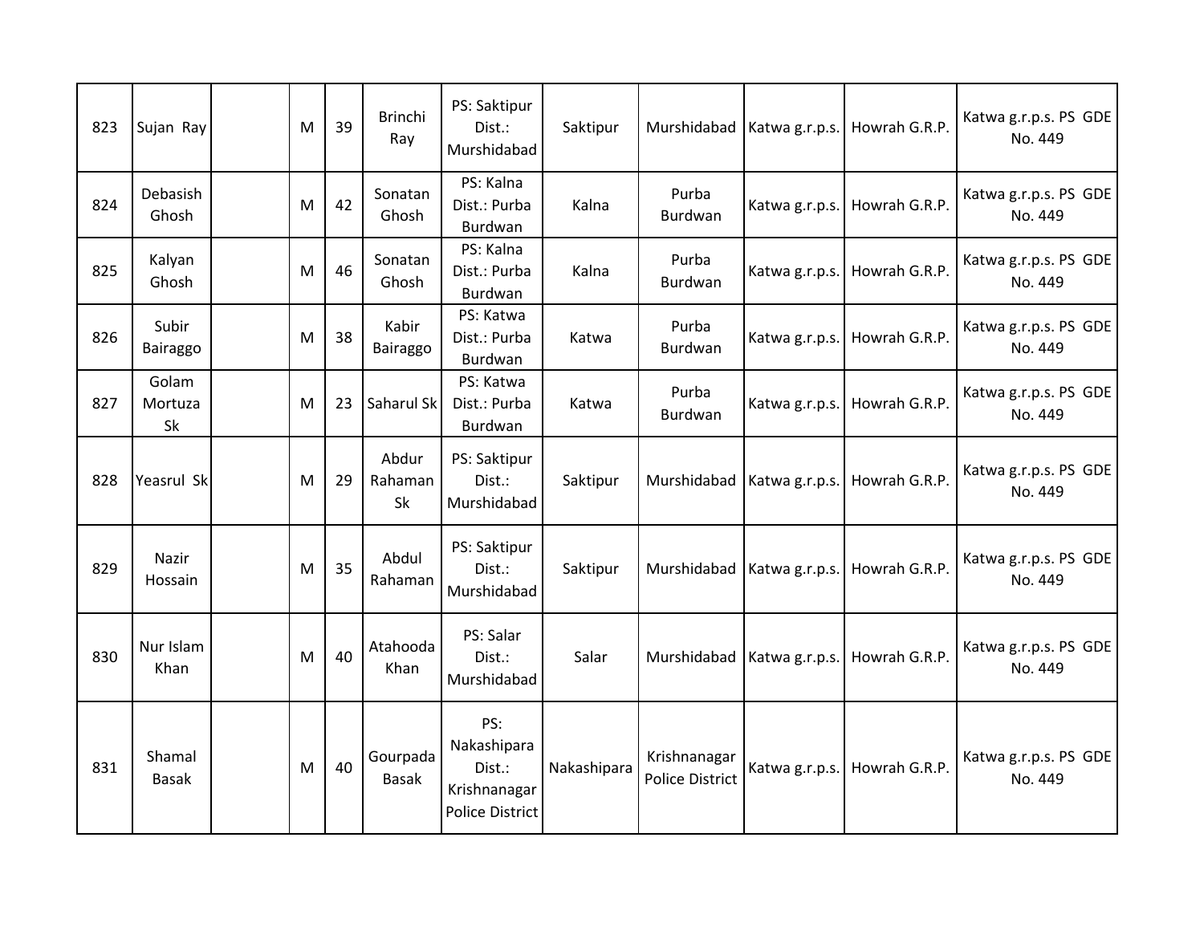| | | | | | | | | | | | |
|---|---|---|---|---|---|---|---|---|---|---|---|
| 823 | Sujan Ray | | M | 39 | Brinchi Ray | PS: Saktipur Dist.: Murshidabad | Saktipur | Murshidabad | Katwa g.r.p.s. | Howrah G.R.P. | Katwa g.r.p.s. PS GDE No. 449 |
| 824 | Debasish Ghosh | | M | 42 | Sonatan Ghosh | PS: Kalna Dist.: Purba Burdwan | Kalna | Purba Burdwan | Katwa g.r.p.s. | Howrah G.R.P. | Katwa g.r.p.s. PS GDE No. 449 |
| 825 | Kalyan Ghosh | | M | 46 | Sonatan Ghosh | PS: Kalna Dist.: Purba Burdwan | Kalna | Purba Burdwan | Katwa g.r.p.s. | Howrah G.R.P. | Katwa g.r.p.s. PS GDE No. 449 |
| 826 | Subir Bairaggo | | M | 38 | Kabir Bairaggo | PS: Katwa Dist.: Purba Burdwan | Katwa | Purba Burdwan | Katwa g.r.p.s. | Howrah G.R.P. | Katwa g.r.p.s. PS GDE No. 449 |
| 827 | Golam Mortuza Sk | | M | 23 | Saharul Sk | PS: Katwa Dist.: Purba Burdwan | Katwa | Purba Burdwan | Katwa g.r.p.s. | Howrah G.R.P. | Katwa g.r.p.s. PS GDE No. 449 |
| 828 | Yeasrul Sk | | M | 29 | Abdur Rahaman Sk | PS: Saktipur Dist.: Murshidabad | Saktipur | Murshidabad | Katwa g.r.p.s. | Howrah G.R.P. | Katwa g.r.p.s. PS GDE No. 449 |
| 829 | Nazir Hossain | | M | 35 | Abdul Rahaman | PS: Saktipur Dist.: Murshidabad | Saktipur | Murshidabad | Katwa g.r.p.s. | Howrah G.R.P. | Katwa g.r.p.s. PS GDE No. 449 |
| 830 | Nur Islam Khan | | M | 40 | Atahooda Khan | PS: Salar Dist.: Murshidabad | Salar | Murshidabad | Katwa g.r.p.s. | Howrah G.R.P. | Katwa g.r.p.s. PS GDE No. 449 |
| 831 | Shamal Basak | | M | 40 | Gourpada Basak | PS: Nakashipara Dist.: Krishnanagar Police District | Nakashipara | Krishnanagar Police District | Katwa g.r.p.s. | Howrah G.R.P. | Katwa g.r.p.s. PS GDE No. 449 |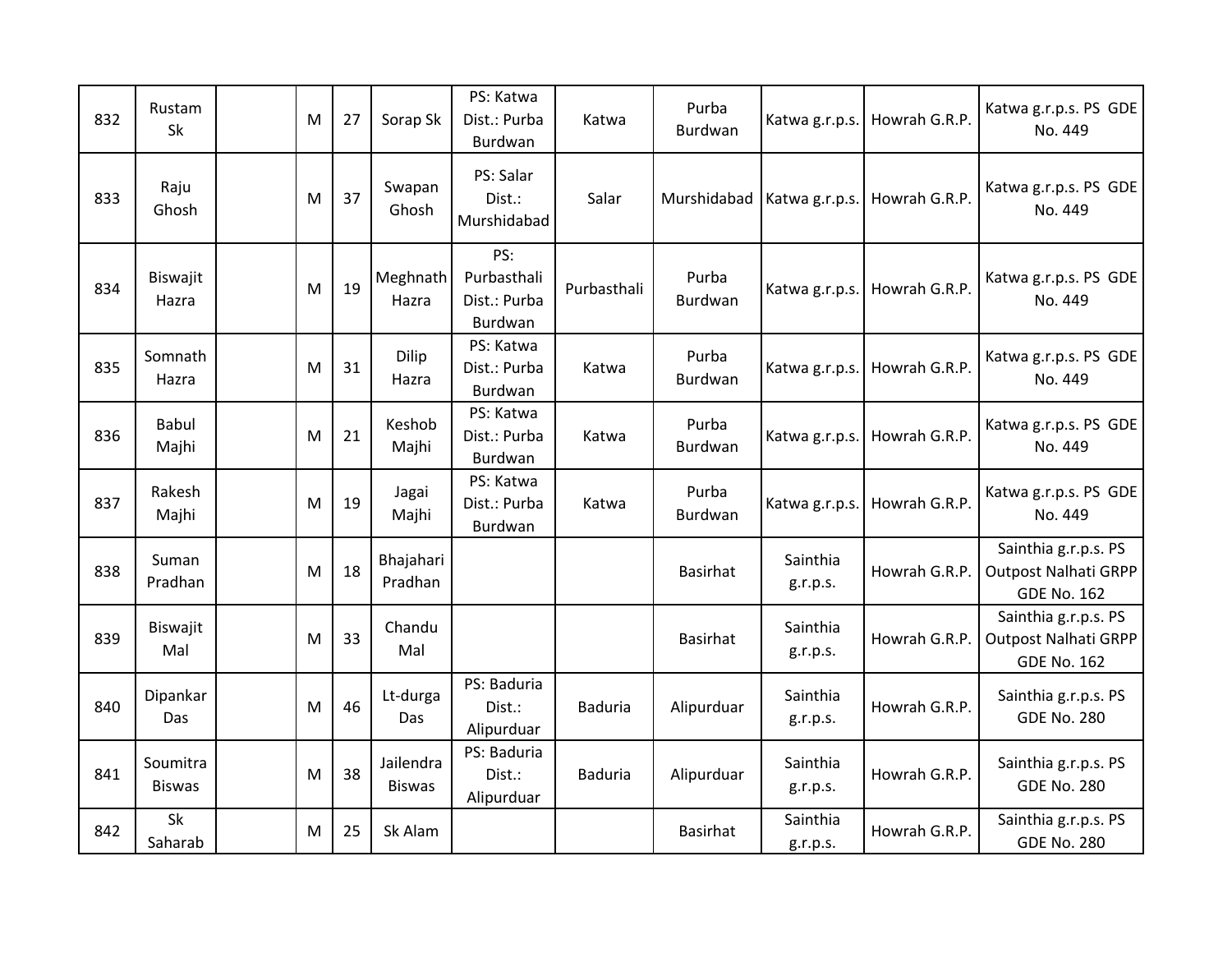| 832 | Rustam Sk | | M | 27 | Sorap Sk | PS: Katwa Dist.: Purba Burdwan | Katwa | Purba Burdwan | Katwa g.r.p.s. | Howrah G.R.P. | Katwa g.r.p.s. PS GDE No. 449 |
|---|---|---|---|---|---|---|---|---|---|---|---|
| 833 | Raju Ghosh | | M | 37 | Swapan Ghosh | PS: Salar Dist.: Murshidabad | Salar | Murshidabad | Katwa g.r.p.s. | Howrah G.R.P. | Katwa g.r.p.s. PS GDE No. 449 |
| 834 | Biswajit Hazra | | M | 19 | Meghnath Hazra | PS: Purbasthali Dist.: Purba Burdwan | Purbasthali | Purba Burdwan | Katwa g.r.p.s. | Howrah G.R.P. | Katwa g.r.p.s. PS GDE No. 449 |
| 835 | Somnath Hazra | | M | 31 | Dilip Hazra | PS: Katwa Dist.: Purba Burdwan | Katwa | Purba Burdwan | Katwa g.r.p.s. | Howrah G.R.P. | Katwa g.r.p.s. PS GDE No. 449 |
| 836 | Babul Majhi | | M | 21 | Keshob Majhi | PS: Katwa Dist.: Purba Burdwan | Katwa | Purba Burdwan | Katwa g.r.p.s. | Howrah G.R.P. | Katwa g.r.p.s. PS GDE No. 449 |
| 837 | Rakesh Majhi | | M | 19 | Jagai Majhi | PS: Katwa Dist.: Purba Burdwan | Katwa | Purba Burdwan | Katwa g.r.p.s. | Howrah G.R.P. | Katwa g.r.p.s. PS GDE No. 449 |
| 838 | Suman Pradhan | | M | 18 | Bhajahari Pradhan | | | Basirhat | Sainthia g.r.p.s. | Howrah G.R.P. | Sainthia g.r.p.s. PS Outpost Nalhati GRPP GDE No. 162 |
| 839 | Biswajit Mal | | M | 33 | Chandu Mal | | | Basirhat | Sainthia g.r.p.s. | Howrah G.R.P. | Sainthia g.r.p.s. PS Outpost Nalhati GRPP GDE No. 162 |
| 840 | Dipankar Das | | M | 46 | Lt-durga Das | PS: Baduria Dist.: Alipurduar | Baduria | Alipurduar | Sainthia g.r.p.s. | Howrah G.R.P. | Sainthia g.r.p.s. PS GDE No. 280 |
| 841 | Soumitra Biswas | | M | 38 | Jailendra Biswas | PS: Baduria Dist.: Alipurduar | Baduria | Alipurduar | Sainthia g.r.p.s. | Howrah G.R.P. | Sainthia g.r.p.s. PS GDE No. 280 |
| 842 | Sk Saharab | | M | 25 | Sk Alam | | | Basirhat | Sainthia g.r.p.s. | Howrah G.R.P. | Sainthia g.r.p.s. PS GDE No. 280 |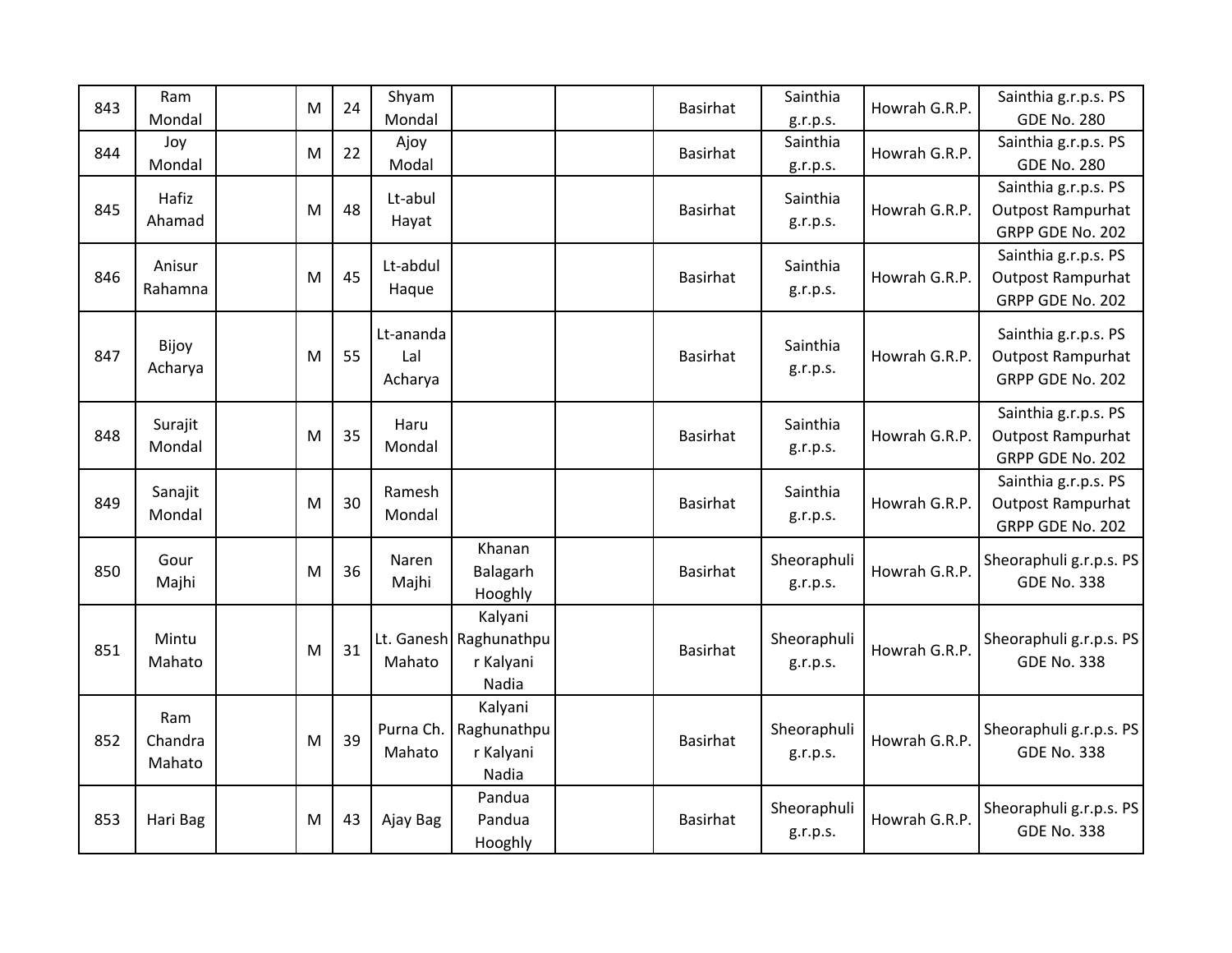| 843 | Ram Mondal | | M | 24 | Shyam Mondal | | | Basirhat | Sainthia g.r.p.s. | Howrah G.R.P. | Sainthia g.r.p.s. PS GDE No. 280 |
|---|---|---|---|---|---|---|---|---|---|---|---|
| 844 | Joy Mondal | | M | 22 | Ajoy Modal | | | Basirhat | Sainthia g.r.p.s. | Howrah G.R.P. | Sainthia g.r.p.s. PS GDE No. 280 |
| 845 | Hafiz Ahamad | | M | 48 | Lt-abul Hayat | | | Basirhat | Sainthia g.r.p.s. | Howrah G.R.P. | Sainthia g.r.p.s. PS Outpost Rampurhat GRPP GDE No. 202 |
| 846 | Anisur Rahamna | | M | 45 | Lt-abdul Haque | | | Basirhat | Sainthia g.r.p.s. | Howrah G.R.P. | Sainthia g.r.p.s. PS Outpost Rampurhat GRPP GDE No. 202 |
| 847 | Bijoy Acharya | | M | 55 | Lt-ananda Lal Acharya | | | Basirhat | Sainthia g.r.p.s. | Howrah G.R.P. | Sainthia g.r.p.s. PS Outpost Rampurhat GRPP GDE No. 202 |
| 848 | Surajit Mondal | | M | 35 | Haru Mondal | | | Basirhat | Sainthia g.r.p.s. | Howrah G.R.P. | Sainthia g.r.p.s. PS Outpost Rampurhat GRPP GDE No. 202 |
| 849 | Sanajit Mondal | | M | 30 | Ramesh Mondal | | | Basirhat | Sainthia g.r.p.s. | Howrah G.R.P. | Sainthia g.r.p.s. PS Outpost Rampurhat GRPP GDE No. 202 |
| 850 | Gour Majhi | | M | 36 | Naren Majhi | Khanan Balagarh Hooghly | | Basirhat | Sheoraphuli g.r.p.s. | Howrah G.R.P. | Sheoraphuli g.r.p.s. PS GDE No. 338 |
| 851 | Mintu Mahato | | M | 31 | Lt. Ganesh Mahato | Kalyani Raghunathpur Kalyani Nadia | | Basirhat | Sheoraphuli g.r.p.s. | Howrah G.R.P. | Sheoraphuli g.r.p.s. PS GDE No. 338 |
| 852 | Ram Chandra Mahato | | M | 39 | Purna Ch. Mahato | Kalyani Raghunathpur Kalyani Nadia | | Basirhat | Sheoraphuli g.r.p.s. | Howrah G.R.P. | Sheoraphuli g.r.p.s. PS GDE No. 338 |
| 853 | Hari Bag | | M | 43 | Ajay Bag | Pandua Pandua Hooghly | | Basirhat | Sheoraphuli g.r.p.s. | Howrah G.R.P. | Sheoraphuli g.r.p.s. PS GDE No. 338 |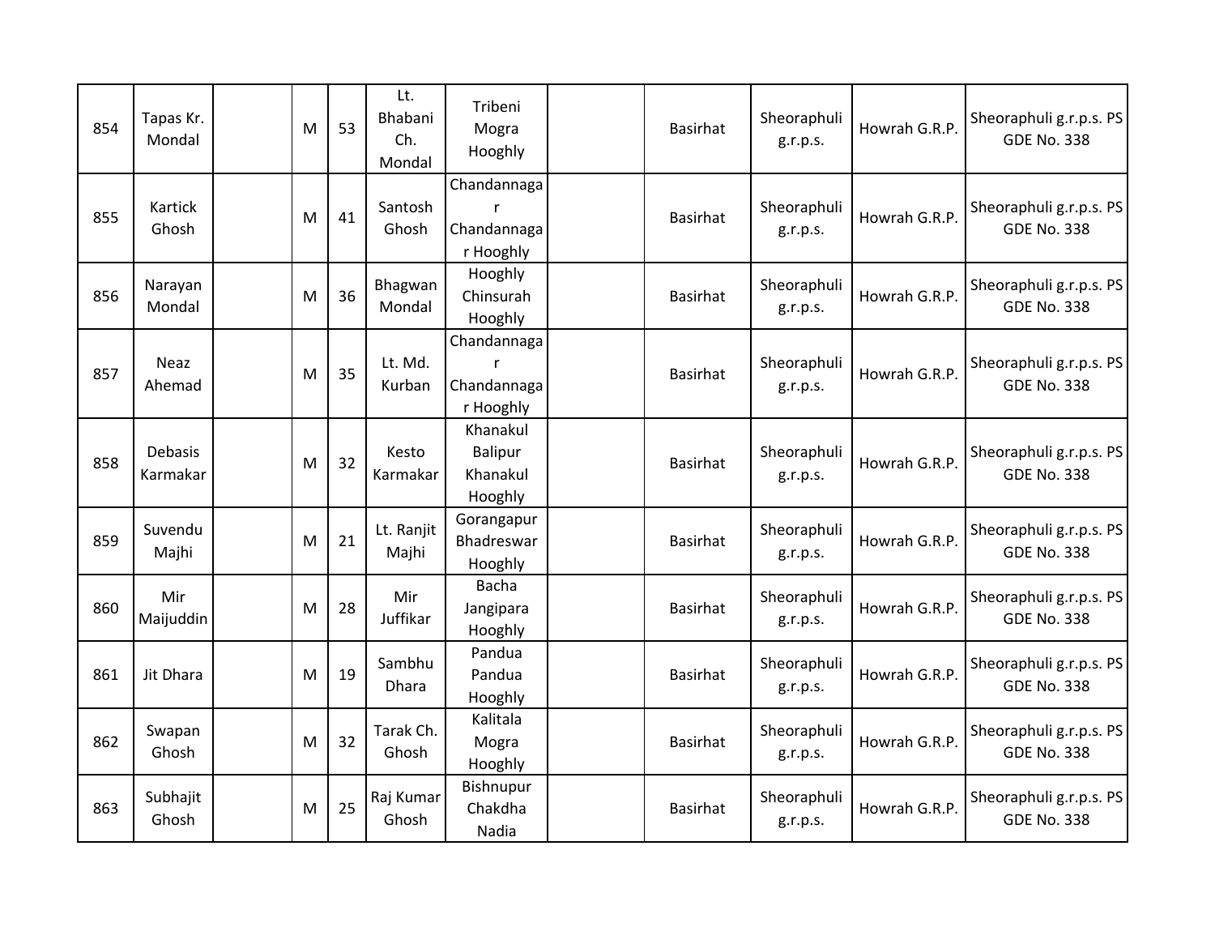| | | | | | | | | | | | |
|---|---|---|---|---|---|---|---|---|---|---|---|
| 854 | Tapas Kr. Mondal | | M | 53 | Lt. Bhabani Ch. Mondal | Tribeni Mogra Hooghly | | Basirhat | Sheoraphuli g.r.p.s. | Howrah G.R.P. | Sheoraphuli g.r.p.s. PS GDE No. 338 |
| 855 | Kartick Ghosh | | M | 41 | Santosh Ghosh | Chandannagar Chandannagar Hooghly | | Basirhat | Sheoraphuli g.r.p.s. | Howrah G.R.P. | Sheoraphuli g.r.p.s. PS GDE No. 338 |
| 856 | Narayan Mondal | | M | 36 | Bhagwan Mondal | Hooghly Chinsurah Hooghly | | Basirhat | Sheoraphuli g.r.p.s. | Howrah G.R.P. | Sheoraphuli g.r.p.s. PS GDE No. 338 |
| 857 | Neaz Ahemad | | M | 35 | Lt. Md. Kurban | Chandannagar Chandannagar Hooghly | | Basirhat | Sheoraphuli g.r.p.s. | Howrah G.R.P. | Sheoraphuli g.r.p.s. PS GDE No. 338 |
| 858 | Debasis Karmakar | | M | 32 | Kesto Karmakar | Khanakul Balipur Khanakul Hooghly | | Basirhat | Sheoraphuli g.r.p.s. | Howrah G.R.P. | Sheoraphuli g.r.p.s. PS GDE No. 338 |
| 859 | Suvendu Majhi | | M | 21 | Lt. Ranjit Majhi | Gorangapur Bhadreswar Hooghly | | Basirhat | Sheoraphuli g.r.p.s. | Howrah G.R.P. | Sheoraphuli g.r.p.s. PS GDE No. 338 |
| 860 | Mir Maijuddin | | M | 28 | Mir Juffikar | Bacha Jangipara Hooghly | | Basirhat | Sheoraphuli g.r.p.s. | Howrah G.R.P. | Sheoraphuli g.r.p.s. PS GDE No. 338 |
| 861 | Jit Dhara | | M | 19 | Sambhu Dhara | Pandua Pandua Hooghly | | Basirhat | Sheoraphuli g.r.p.s. | Howrah G.R.P. | Sheoraphuli g.r.p.s. PS GDE No. 338 |
| 862 | Swapan Ghosh | | M | 32 | Tarak Ch. Ghosh | Kalitala Mogra Hooghly | | Basirhat | Sheoraphuli g.r.p.s. | Howrah G.R.P. | Sheoraphuli g.r.p.s. PS GDE No. 338 |
| 863 | Subhajit Ghosh | | M | 25 | Raj Kumar Ghosh | Bishnupur Chakdha Nadia | | Basirhat | Sheoraphuli g.r.p.s. | Howrah G.R.P. | Sheoraphuli g.r.p.s. PS GDE No. 338 |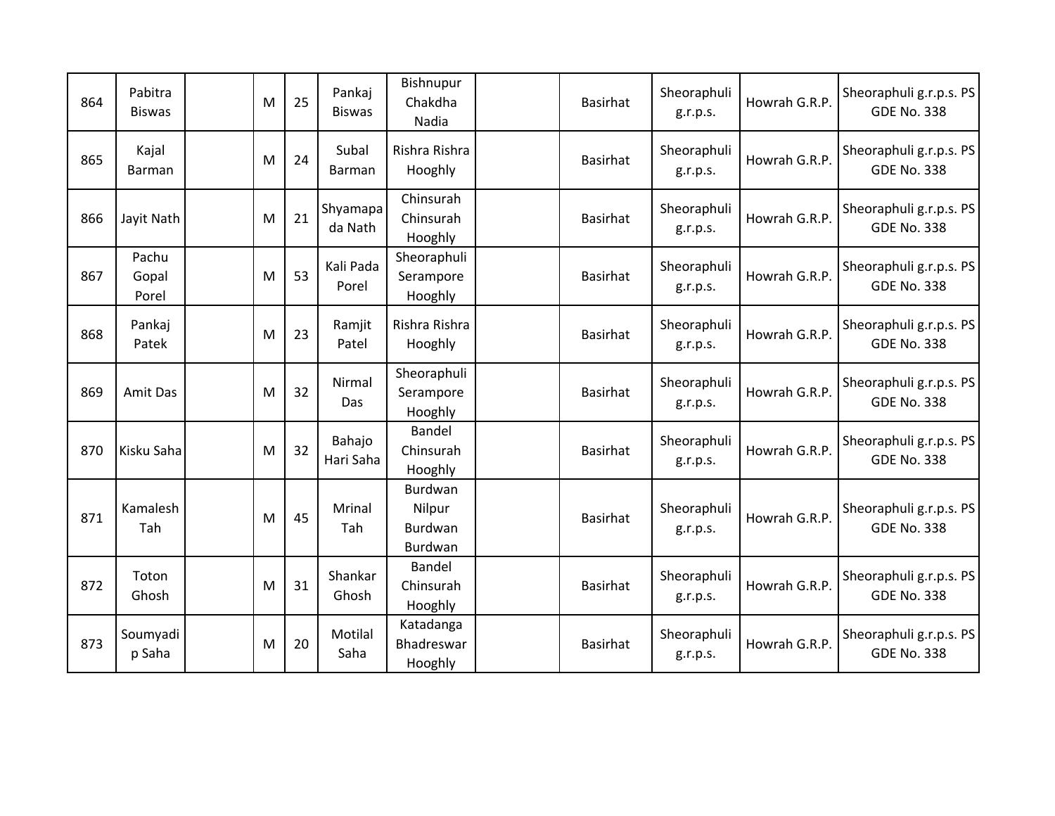| 864 | Pabitra Biswas | | M | 25 | Pankaj Biswas | Bishnupur Chakdha Nadia | | Basirhat | Sheoraphuli g.r.p.s. | Howrah G.R.P. | Sheoraphuli g.r.p.s. PS GDE No. 338 |
|---|---|---|---|---|---|---|---|---|---|---|---|
| 865 | Kajal Barman | | M | 24 | Subal Barman | Rishra Rishra Hooghly | | Basirhat | Sheoraphuli g.r.p.s. | Howrah G.R.P. | Sheoraphuli g.r.p.s. PS GDE No. 338 |
| 866 | Jayit Nath | | M | 21 | Shyamapada Nath | Chinsurah Chinsurah Hooghly | | Basirhat | Sheoraphuli g.r.p.s. | Howrah G.R.P. | Sheoraphuli g.r.p.s. PS GDE No. 338 |
| 867 | Pachu Gopal Porel | | M | 53 | Kali Pada Porel | Sheoraphuli Serampore Hooghly | | Basirhat | Sheoraphuli g.r.p.s. | Howrah G.R.P. | Sheoraphuli g.r.p.s. PS GDE No. 338 |
| 868 | Pankaj Patek | | M | 23 | Ramjit Patel | Rishra Rishra Hooghly | | Basirhat | Sheoraphuli g.r.p.s. | Howrah G.R.P. | Sheoraphuli g.r.p.s. PS GDE No. 338 |
| 869 | Amit Das | | M | 32 | Nirmal Das | Sheoraphuli Serampore Hooghly | | Basirhat | Sheoraphuli g.r.p.s. | Howrah G.R.P. | Sheoraphuli g.r.p.s. PS GDE No. 338 |
| 870 | Kisku Saha | | M | 32 | Bahajo Hari Saha | Bandel Chinsurah Hooghly | | Basirhat | Sheoraphuli g.r.p.s. | Howrah G.R.P. | Sheoraphuli g.r.p.s. PS GDE No. 338 |
| 871 | Kamalesh Tah | | M | 45 | Mrinal Tah | Burdwan Nilpur Burdwan Burdwan | | Basirhat | Sheoraphuli g.r.p.s. | Howrah G.R.P. | Sheoraphuli g.r.p.s. PS GDE No. 338 |
| 872 | Toton Ghosh | | M | 31 | Shankar Ghosh | Bandel Chinsurah Hooghly | | Basirhat | Sheoraphuli g.r.p.s. | Howrah G.R.P. | Sheoraphuli g.r.p.s. PS GDE No. 338 |
| 873 | Soumyadip Saha | | M | 20 | Motilal Saha | Katadanga Bhadreswar Hooghly | | Basirhat | Sheoraphuli g.r.p.s. | Howrah G.R.P. | Sheoraphuli g.r.p.s. PS GDE No. 338 |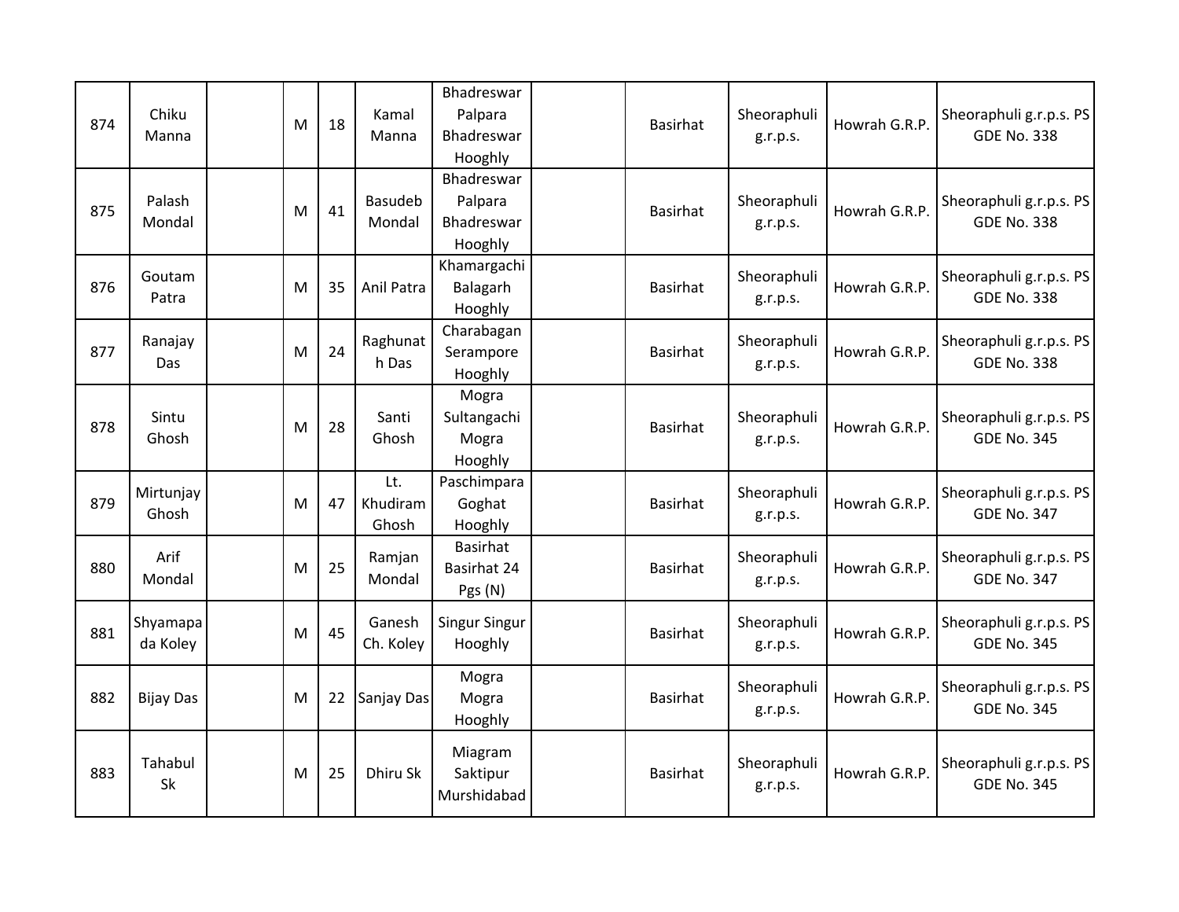| 874 | Chiku Manna | | M | 18 | Kamal Manna | Bhadreswar Palpara Bhadreswar Hooghly | | Basirhat | Sheoraphuli g.r.p.s. | Howrah G.R.P. | Sheoraphuli g.r.p.s. PS GDE No. 338 |
|---|---|---|---|---|---|---|---|---|---|---|---|
| 875 | Palash Mondal | | M | 41 | Basudeb Mondal | Bhadreswar Palpara Bhadreswar Hooghly | | Basirhat | Sheoraphuli g.r.p.s. | Howrah G.R.P. | Sheoraphuli g.r.p.s. PS GDE No. 338 |
| 876 | Goutam Patra | | M | 35 | Anil Patra | Khamargachi Balagarh Hooghly | | Basirhat | Sheoraphuli g.r.p.s. | Howrah G.R.P. | Sheoraphuli g.r.p.s. PS GDE No. 338 |
| 877 | Ranajay Das | | M | 24 | Raghunath Das | Charabagan Serampore Hooghly | | Basirhat | Sheoraphuli g.r.p.s. | Howrah G.R.P. | Sheoraphuli g.r.p.s. PS GDE No. 338 |
| 878 | Sintu Ghosh | | M | 28 | Santi Ghosh | Mogra Sultangachi Mogra Hooghly | | Basirhat | Sheoraphuli g.r.p.s. | Howrah G.R.P. | Sheoraphuli g.r.p.s. PS GDE No. 345 |
| 879 | Mirtunjay Ghosh | | M | 47 | Lt. Khudiram Ghosh | Paschimpara Goghat Hooghly | | Basirhat | Sheoraphuli g.r.p.s. | Howrah G.R.P. | Sheoraphuli g.r.p.s. PS GDE No. 347 |
| 880 | Arif Mondal | | M | 25 | Ramjan Mondal | Basirhat Basirhat 24 Pgs (N) | | Basirhat | Sheoraphuli g.r.p.s. | Howrah G.R.P. | Sheoraphuli g.r.p.s. PS GDE No. 347 |
| 881 | Shyamapada Koley | | M | 45 | Ganesh Ch. Koley | Singur Singur Hooghly | | Basirhat | Sheoraphuli g.r.p.s. | Howrah G.R.P. | Sheoraphuli g.r.p.s. PS GDE No. 345 |
| 882 | Bijay Das | | M | 22 | Sanjay Das | Mogra Mogra Hooghly | | Basirhat | Sheoraphuli g.r.p.s. | Howrah G.R.P. | Sheoraphuli g.r.p.s. PS GDE No. 345 |
| 883 | Tahabul Sk | | M | 25 | Dhiru Sk | Miagram Saktipur Murshidabad | | Basirhat | Sheoraphuli g.r.p.s. | Howrah G.R.P. | Sheoraphuli g.r.p.s. PS GDE No. 345 |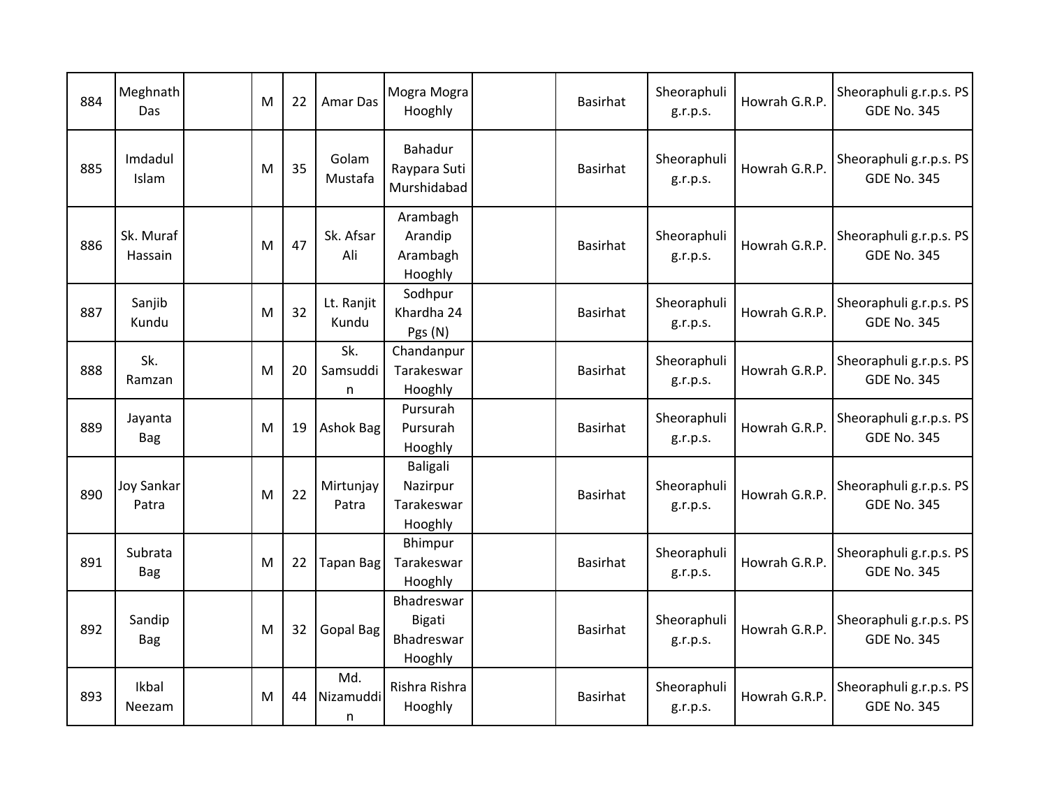| 884 | Meghnath Das | | M | 22 | Amar Das | Mogra Mogra Hooghly | | Basirhat | Sheoraphuli g.r.p.s. | Howrah G.R.P. | Sheoraphuli g.r.p.s. PS GDE No. 345 |
|---|---|---|---|---|---|---|---|---|---|---|---|
| 885 | Imdadul Islam | | M | 35 | Golam Mustafa | Bahadur Raypara Suti Murshidabad | | Basirhat | Sheoraphuli g.r.p.s. | Howrah G.R.P. | Sheoraphuli g.r.p.s. PS GDE No. 345 |
| 886 | Sk. Muraf Hassain | | M | 47 | Sk. Afsar Ali | Arambagh Arandip Arambagh Hooghly | | Basirhat | Sheoraphuli g.r.p.s. | Howrah G.R.P. | Sheoraphuli g.r.p.s. PS GDE No. 345 |
| 887 | Sanjib Kundu | | M | 32 | Lt. Ranjit Kundu | Sodhpur Khardha 24 Pgs (N) | | Basirhat | Sheoraphuli g.r.p.s. | Howrah G.R.P. | Sheoraphuli g.r.p.s. PS GDE No. 345 |
| 888 | Sk. Ramzan | | M | 20 | Sk. Samsuddin | Chandanpur Tarakeswar Hooghly | | Basirhat | Sheoraphuli g.r.p.s. | Howrah G.R.P. | Sheoraphuli g.r.p.s. PS GDE No. 345 |
| 889 | Jayanta Bag | | M | 19 | Ashok Bag | Pursurah Pursurah Hooghly | | Basirhat | Sheoraphuli g.r.p.s. | Howrah G.R.P. | Sheoraphuli g.r.p.s. PS GDE No. 345 |
| 890 | Joy Sankar Patra | | M | 22 | Mirtunjay Patra | Baligali Nazirpur Tarakeswar Hooghly | | Basirhat | Sheoraphuli g.r.p.s. | Howrah G.R.P. | Sheoraphuli g.r.p.s. PS GDE No. 345 |
| 891 | Subrata Bag | | M | 22 | Tapan Bag | Bhimpur Tarakeswar Hooghly | | Basirhat | Sheoraphuli g.r.p.s. | Howrah G.R.P. | Sheoraphuli g.r.p.s. PS GDE No. 345 |
| 892 | Sandip Bag | | M | 32 | Gopal Bag | Bhadreswar Bigati Bhadreswar Hooghly | | Basirhat | Sheoraphuli g.r.p.s. | Howrah G.R.P. | Sheoraphuli g.r.p.s. PS GDE No. 345 |
| 893 | Ikbal Neezam | | M | 44 | Md. Nizamuddin | Rishra Rishra Hooghly | | Basirhat | Sheoraphuli g.r.p.s. | Howrah G.R.P. | Sheoraphuli g.r.p.s. PS GDE No. 345 |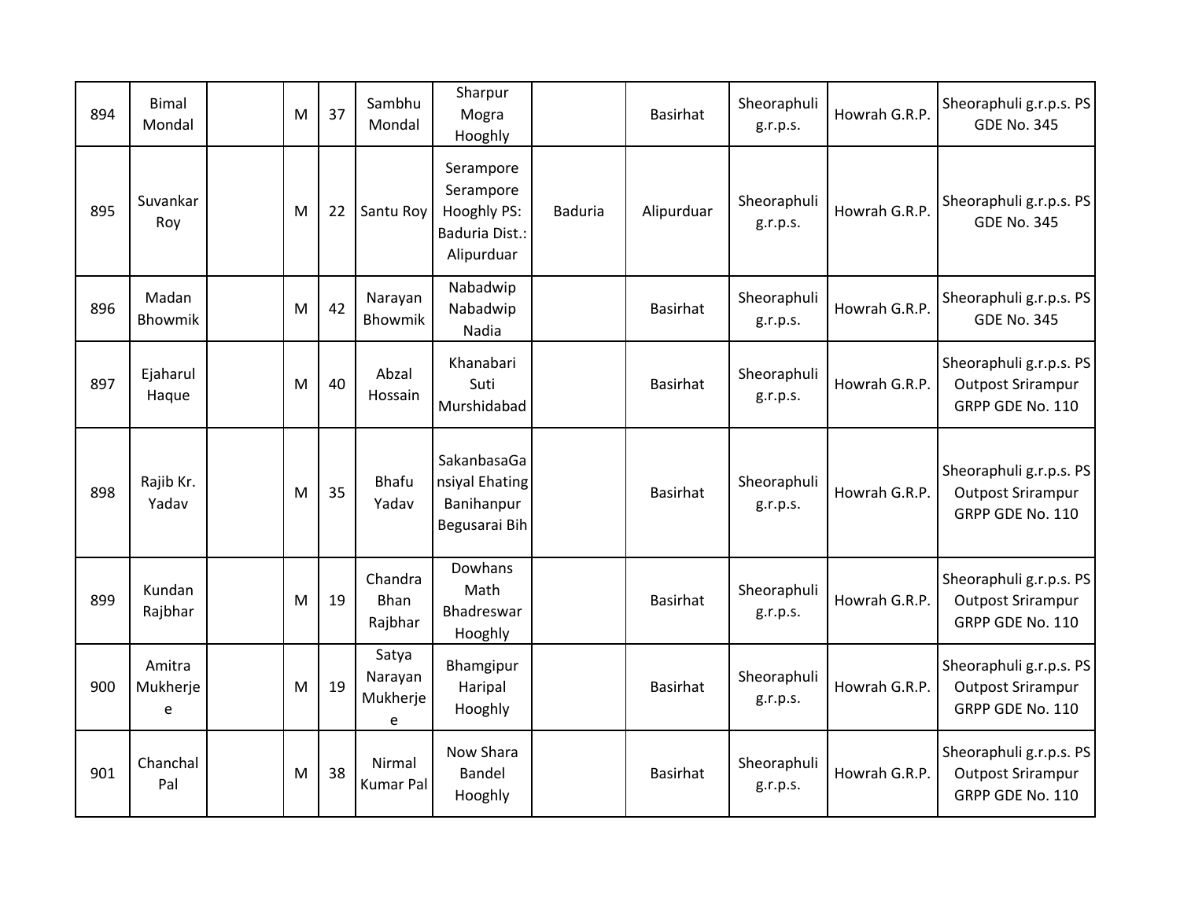| | | | | | | | | | | | |
|---|---|---|---|---|---|---|---|---|---|---|---|
| 894 | Bimal Mondal | | M | 37 | Sambhu Mondal | Sharpur Mogra Hooghly | | Basirhat | Sheoraphuli g.r.p.s. | Howrah G.R.P. | Sheoraphuli g.r.p.s. PS GDE No. 345 |
| 895 | Suvankar Roy | | M | 22 | Santu Roy | Serampore Serampore Hooghly PS: Baduria Dist.: Alipurduar | Baduria | Alipurduar | Sheoraphuli g.r.p.s. | Howrah G.R.P. | Sheoraphuli g.r.p.s. PS GDE No. 345 |
| 896 | Madan Bhowmik | | M | 42 | Narayan Bhowmik | Nabadwip Nabadwip Nadia | | Basirhat | Sheoraphuli g.r.p.s. | Howrah G.R.P. | Sheoraphuli g.r.p.s. PS GDE No. 345 |
| 897 | Ejaharul Haque | | M | 40 | Abzal Hossain | Khanabari Suti Murshidabad | | Basirhat | Sheoraphuli g.r.p.s. | Howrah G.R.P. | Sheoraphuli g.r.p.s. PS Outpost Srirampur GRPP GDE No. 110 |
| 898 | Rajib Kr. Yadav | | M | 35 | Bhafu Yadav | SakanbasaGansiyal Ehating Banihanpur Begusarai Bih | | Basirhat | Sheoraphuli g.r.p.s. | Howrah G.R.P. | Sheoraphuli g.r.p.s. PS Outpost Srirampur GRPP GDE No. 110 |
| 899 | Kundan Rajbhar | | M | 19 | Chandra Bhan Rajbhar | Dowhans Math Bhadreswar Hooghly | | Basirhat | Sheoraphuli g.r.p.s. | Howrah G.R.P. | Sheoraphuli g.r.p.s. PS Outpost Srirampur GRPP GDE No. 110 |
| 900 | Amitra Mukherjee | | M | 19 | Satya Narayan Mukherjee | Bhamgipur Haripal Hooghly | | Basirhat | Sheoraphuli g.r.p.s. | Howrah G.R.P. | Sheoraphuli g.r.p.s. PS Outpost Srirampur GRPP GDE No. 110 |
| 901 | Chanchal Pal | | M | 38 | Nirmal Kumar Pal | Now Shara Bandel Hooghly | | Basirhat | Sheoraphuli g.r.p.s. | Howrah G.R.P. | Sheoraphuli g.r.p.s. PS Outpost Srirampur GRPP GDE No. 110 |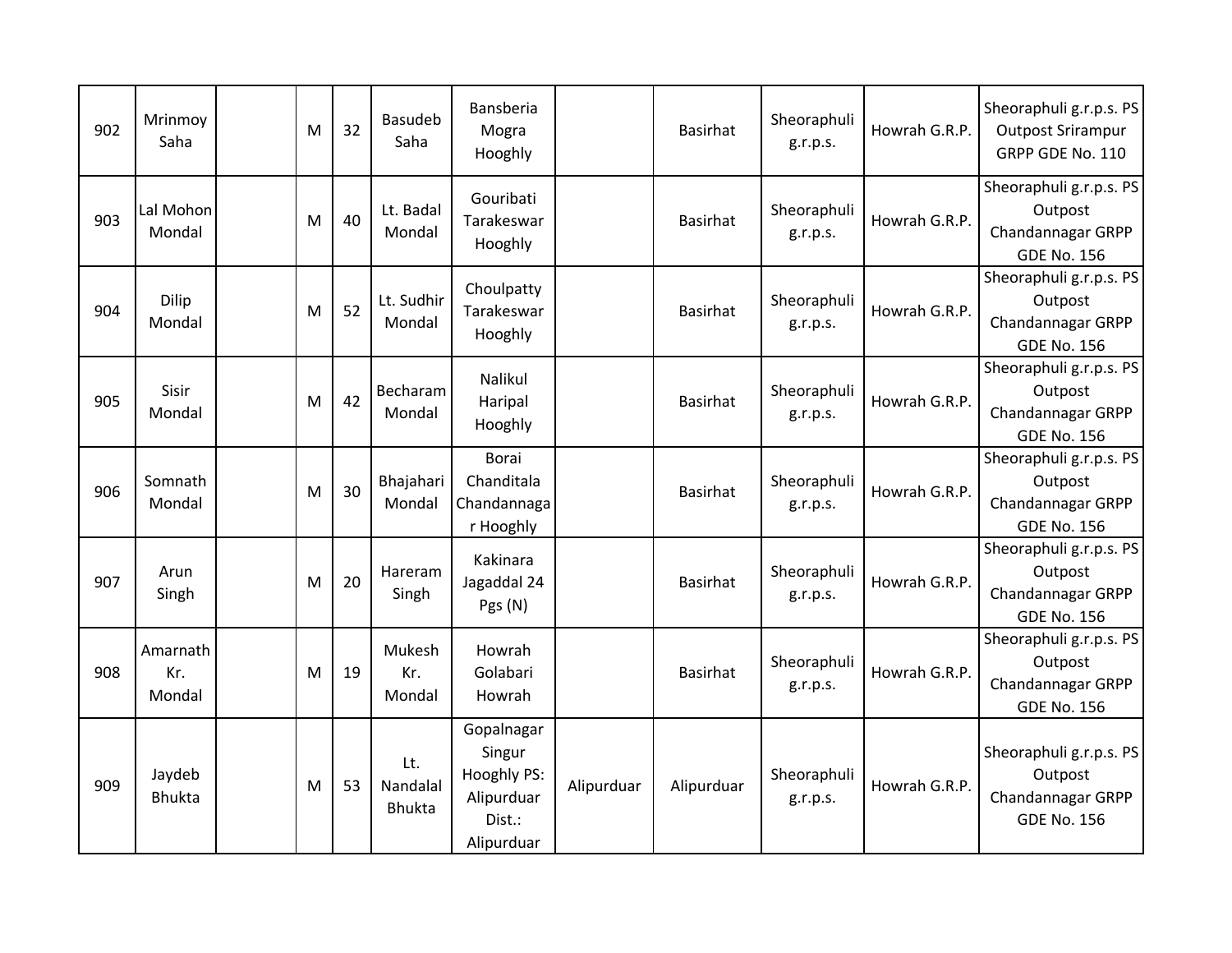| | | | | | | | | | | | |
|---|---|---|---|---|---|---|---|---|---|---|---|
| 902 | Mrinmoy Saha | | M | 32 | Basudeb Saha | Bansberia Mogra Hooghly | | Basirhat | Sheoraphuli g.r.p.s. | Howrah G.R.P. | Sheoraphuli g.r.p.s. PS Outpost Srirampur GRPP GDE No. 110 |
| 903 | Lal Mohon Mondal | | M | 40 | Lt. Badal Mondal | Gouribati Tarakeswar Hooghly | | Basirhat | Sheoraphuli g.r.p.s. | Howrah G.R.P. | Sheoraphuli g.r.p.s. PS Outpost Chandannagar GRPP GDE No. 156 |
| 904 | Dilip Mondal | | M | 52 | Lt. Sudhir Mondal | Choulpatty Tarakeswar Hooghly | | Basirhat | Sheoraphuli g.r.p.s. | Howrah G.R.P. | Sheoraphuli g.r.p.s. PS Outpost Chandannagar GRPP GDE No. 156 |
| 905 | Sisir Mondal | | M | 42 | Becharam Mondal | Nalikul Haripal Hooghly | | Basirhat | Sheoraphuli g.r.p.s. | Howrah G.R.P. | Sheoraphuli g.r.p.s. PS Outpost Chandannagar GRPP GDE No. 156 |
| 906 | Somnath Mondal | | M | 30 | Bhajahari Mondal | Borai Chanditala Chandannagar Hooghly | | Basirhat | Sheoraphuli g.r.p.s. | Howrah G.R.P. | Sheoraphuli g.r.p.s. PS Outpost Chandannagar GRPP GDE No. 156 |
| 907 | Arun Singh | | M | 20 | Hareram Singh | Kakinara Jagaddal 24 Pgs (N) | | Basirhat | Sheoraphuli g.r.p.s. | Howrah G.R.P. | Sheoraphuli g.r.p.s. PS Outpost Chandannagar GRPP GDE No. 156 |
| 908 | Amarnath Kr. Mondal | | M | 19 | Mukesh Kr. Mondal | Howrah Golabari Howrah | | Basirhat | Sheoraphuli g.r.p.s. | Howrah G.R.P. | Sheoraphuli g.r.p.s. PS Outpost Chandannagar GRPP GDE No. 156 |
| 909 | Jaydeb Bhukta | | M | 53 | Lt. Nandalal Bhukta | Gopalnagar Singur Hooghly PS: Alipurduar Dist.: Alipurduar | Alipurduar | Alipurduar | Sheoraphuli g.r.p.s. | Howrah G.R.P. | Sheoraphuli g.r.p.s. PS Outpost Chandannagar GRPP GDE No. 156 |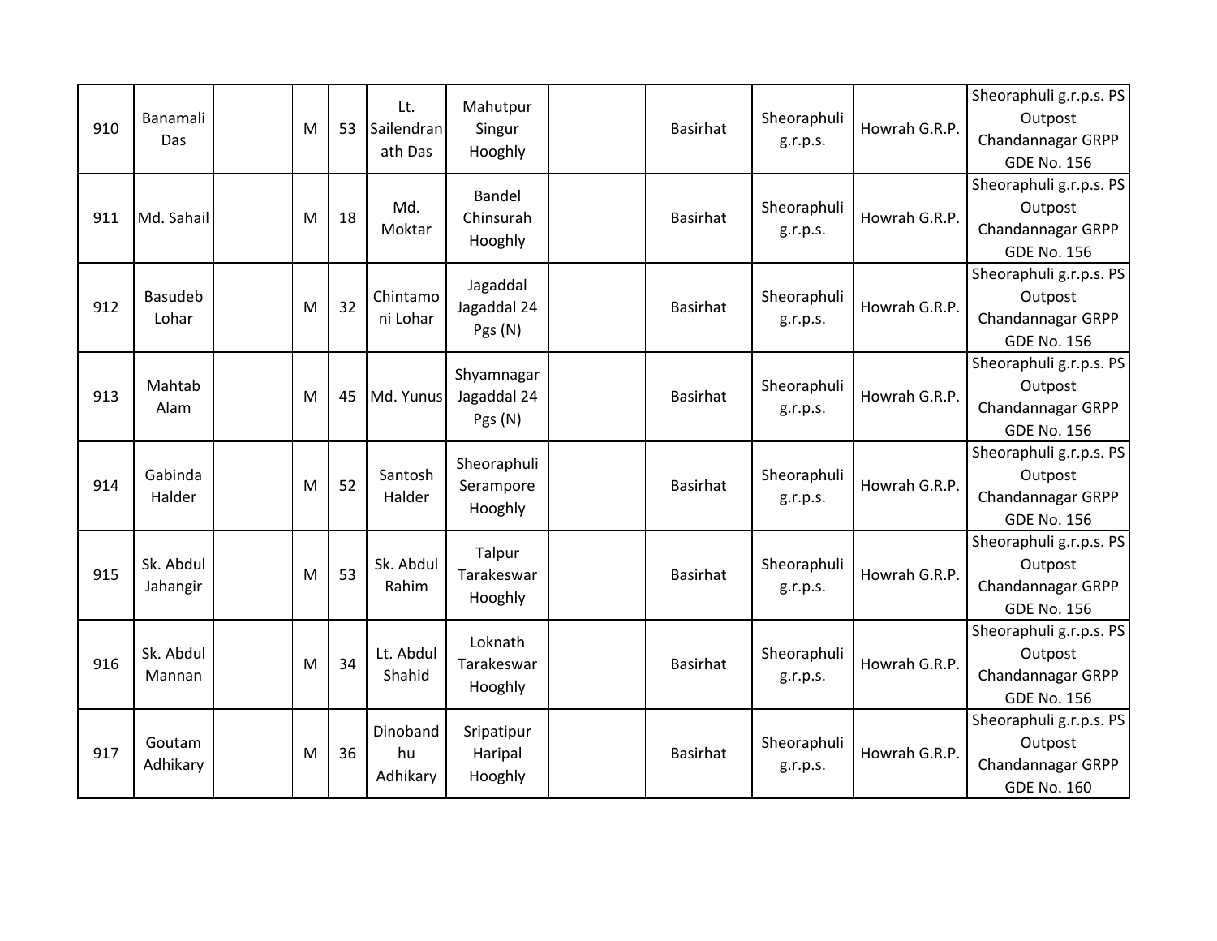| | | | | | | | | | | | |
|---|---|---|---|---|---|---|---|---|---|---|---|
| 910 | Banamali Das | | M | 53 | Lt. Sailendranath Das | Mahutpur Singur Hooghly | | Basirhat | Sheoraphuli g.r.p.s. | Howrah G.R.P. | Sheoraphuli g.r.p.s. PS Outpost Chandannagar GRPP GDE No. 156 |
| 911 | Md. Sahail | | M | 18 | Md. Moktar | Bandel Chinsurah Hooghly | | Basirhat | Sheoraphuli g.r.p.s. | Howrah G.R.P. | Sheoraphuli g.r.p.s. PS Outpost Chandannagar GRPP GDE No. 156 |
| 912 | Basudeb Lohar | | M | 32 | Chintamoni Lohar | Jagaddal Jagaddal 24 Pgs (N) | | Basirhat | Sheoraphuli g.r.p.s. | Howrah G.R.P. | Sheoraphuli g.r.p.s. PS Outpost Chandannagar GRPP GDE No. 156 |
| 913 | Mahtab Alam | | M | 45 | Md. Yunus | Shyamnagar Jagaddal 24 Pgs (N) | | Basirhat | Sheoraphuli g.r.p.s. | Howrah G.R.P. | Sheoraphuli g.r.p.s. PS Outpost Chandannagar GRPP GDE No. 156 |
| 914 | Gabinda Halder | | M | 52 | Santosh Halder | Sheoraphuli Serampore Hooghly | | Basirhat | Sheoraphuli g.r.p.s. | Howrah G.R.P. | Sheoraphuli g.r.p.s. PS Outpost Chandannagar GRPP GDE No. 156 |
| 915 | Sk. Abdul Jahangir | | M | 53 | Sk. Abdul Rahim | Talpur Tarakeswar Hooghly | | Basirhat | Sheoraphuli g.r.p.s. | Howrah G.R.P. | Sheoraphuli g.r.p.s. PS Outpost Chandannagar GRPP GDE No. 156 |
| 916 | Sk. Abdul Mannan | | M | 34 | Lt. Abdul Shahid | Loknath Tarakeswar Hooghly | | Basirhat | Sheoraphuli g.r.p.s. | Howrah G.R.P. | Sheoraphuli g.r.p.s. PS Outpost Chandannagar GRPP GDE No. 156 |
| 917 | Goutam Adhikary | | M | 36 | Dinobandhu Adhikary | Sripatipur Haripal Hooghly | | Basirhat | Sheoraphuli g.r.p.s. | Howrah G.R.P. | Sheoraphuli g.r.p.s. PS Outpost Chandannagar GRPP GDE No. 160 |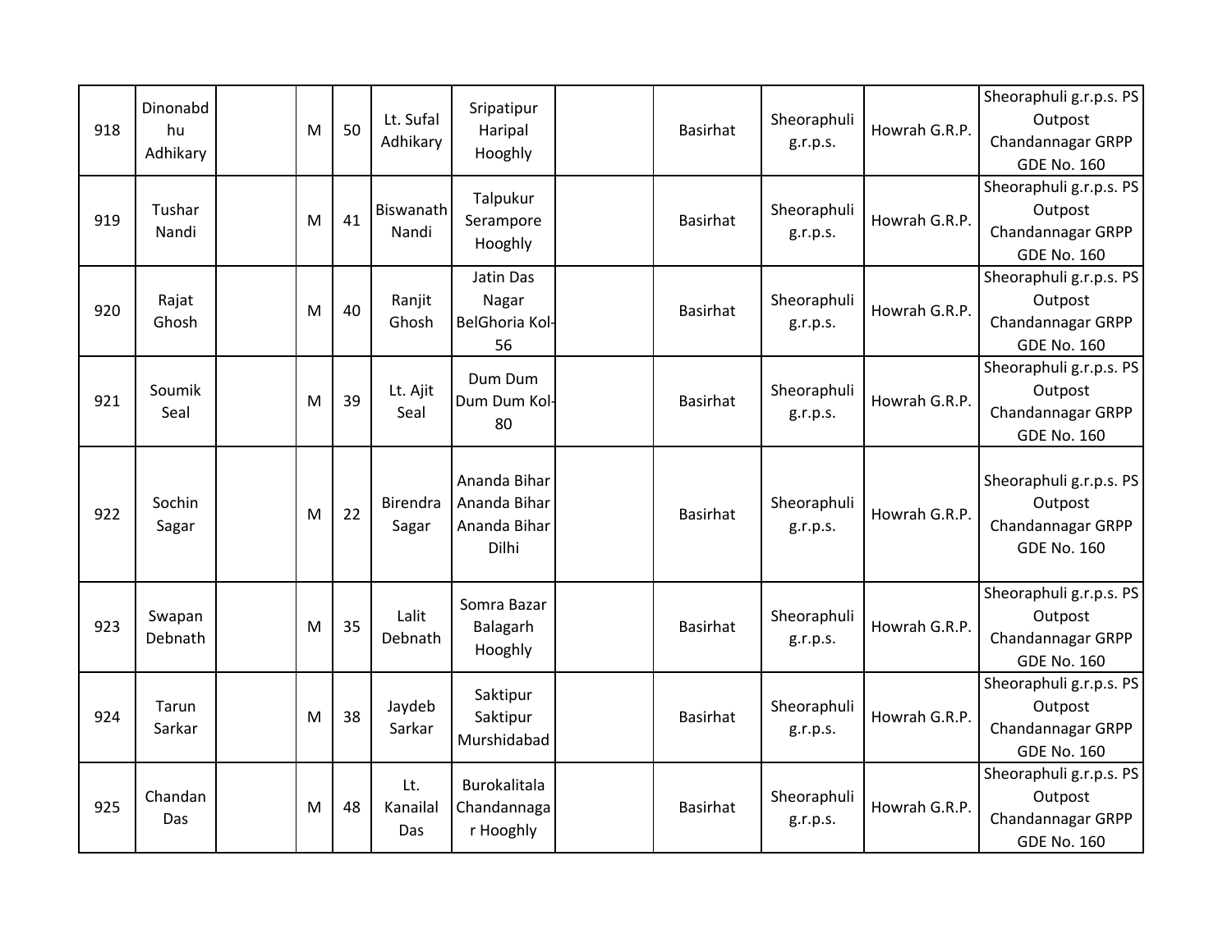| 918 | Dinonabdhu Adhikary | | M | 50 | Lt. Sufal Adhikary | Sripatipur Haripal Hooghly | | Basirhat | Sheoraphuli g.r.p.s. | Howrah G.R.P. | Sheoraphuli g.r.p.s. PS Outpost Chandannagar GRPP GDE No. 160 |
|---|---|---|---|---|---|---|---|---|---|---|---|
| 919 | Tushar Nandi | | M | 41 | Biswanath Nandi | Talpukur Serampore Hooghly | | Basirhat | Sheoraphuli g.r.p.s. | Howrah G.R.P. | Sheoraphuli g.r.p.s. PS Outpost Chandannagar GRPP GDE No. 160 |
| 920 | Rajat Ghosh | | M | 40 | Ranjit Ghosh | Jatin Das Nagar BelGhoria Kol-56 | | Basirhat | Sheoraphuli g.r.p.s. | Howrah G.R.P. | Sheoraphuli g.r.p.s. PS Outpost Chandannagar GRPP GDE No. 160 |
| 921 | Soumik Seal | | M | 39 | Lt. Ajit Seal | Dum Dum Dum Dum Kol-80 | | Basirhat | Sheoraphuli g.r.p.s. | Howrah G.R.P. | Sheoraphuli g.r.p.s. PS Outpost Chandannagar GRPP GDE No. 160 |
| 922 | Sochin Sagar | | M | 22 | Birendra Sagar | Ananda Bihar Ananda Bihar Ananda Bihar Dilhi | | Basirhat | Sheoraphuli g.r.p.s. | Howrah G.R.P. | Sheoraphuli g.r.p.s. PS Outpost Chandannagar GRPP GDE No. 160 |
| 923 | Swapan Debnath | | M | 35 | Lalit Debnath | Somra Bazar Balagarh Hooghly | | Basirhat | Sheoraphuli g.r.p.s. | Howrah G.R.P. | Sheoraphuli g.r.p.s. PS Outpost Chandannagar GRPP GDE No. 160 |
| 924 | Tarun Sarkar | | M | 38 | Jaydeb Sarkar | Saktipur Saktipur Murshidabad | | Basirhat | Sheoraphuli g.r.p.s. | Howrah G.R.P. | Sheoraphuli g.r.p.s. PS Outpost Chandannagar GRPP GDE No. 160 |
| 925 | Chandan Das | | M | 48 | Lt. Kanailal Das | Burokalitala Chandannagar Hooghly | | Basirhat | Sheoraphuli g.r.p.s. | Howrah G.R.P. | Sheoraphuli g.r.p.s. PS Outpost Chandannagar GRPP GDE No. 160 |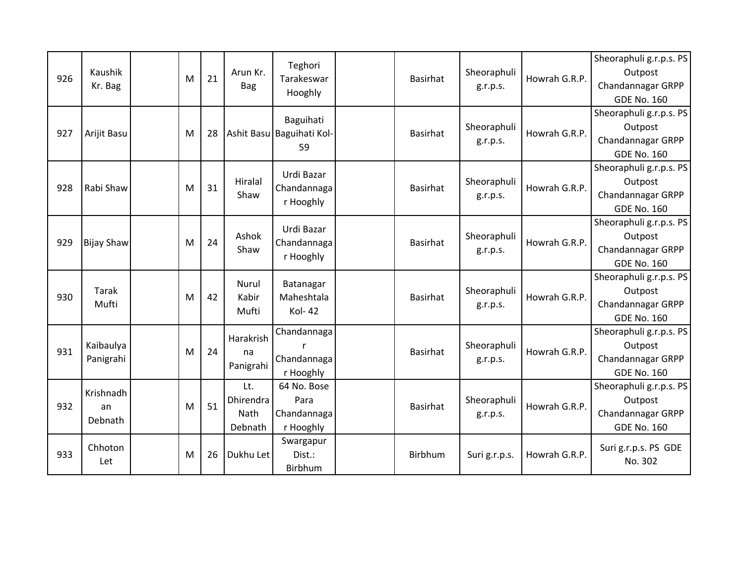| | | | | | | | | | | | |
|---|---|---|---|---|---|---|---|---|---|---|---|
| 926 | Kaushik Kr. Bag | | M | 21 | Arun Kr. Bag | Teghori Tarakeswar Hooghly | | Basirhat | Sheoraphuli g.r.p.s. | Howrah G.R.P. | Sheoraphuli g.r.p.s. PS Outpost Chandannagar GRPP GDE No. 160 |
| 927 | Arijit Basu | | M | 28 | Ashit Basu | Baguihati Baguihati Kol-59 | | Basirhat | Sheoraphuli g.r.p.s. | Howrah G.R.P. | Sheoraphuli g.r.p.s. PS Outpost Chandannagar GRPP GDE No. 160 |
| 928 | Rabi Shaw | | M | 31 | Hiralal Shaw | Urdi Bazar Chandannagar Hooghly | | Basirhat | Sheoraphuli g.r.p.s. | Howrah G.R.P. | Sheoraphuli g.r.p.s. PS Outpost Chandannagar GRPP GDE No. 160 |
| 929 | Bijay Shaw | | M | 24 | Ashok Shaw | Urdi Bazar Chandannagar Hooghly | | Basirhat | Sheoraphuli g.r.p.s. | Howrah G.R.P. | Sheoraphuli g.r.p.s. PS Outpost Chandannagar GRPP GDE No. 160 |
| 930 | Tarak Mufti | | M | 42 | Nurul Kabir Mufti | Batanagar Maheshtala Kol- 42 | | Basirhat | Sheoraphuli g.r.p.s. | Howrah G.R.P. | Sheoraphuli g.r.p.s. PS Outpost Chandannagar GRPP GDE No. 160 |
| 931 | Kaibaulya Panigrahi | | M | 24 | Harakrishna Panigrahi | Chandannagar Chandannagar Hooghly | | Basirhat | Sheoraphuli g.r.p.s. | Howrah G.R.P. | Sheoraphuli g.r.p.s. PS Outpost Chandannagar GRPP GDE No. 160 |
| 932 | Krishnadhan Debnath | | M | 51 | Lt. Dhirendra Nath Debnath | 64 No. Bose Para Chandannagar Hooghly | | Basirhat | Sheoraphuli g.r.p.s. | Howrah G.R.P. | Sheoraphuli g.r.p.s. PS Outpost Chandannagar GRPP GDE No. 160 |
| 933 | Chhoton Let | | M | 26 | Dukhu Let | Swargapur Dist.: Birbhum | | Birbhum | Suri g.r.p.s. | Howrah G.R.P. | Suri g.r.p.s. PS GDE No. 302 |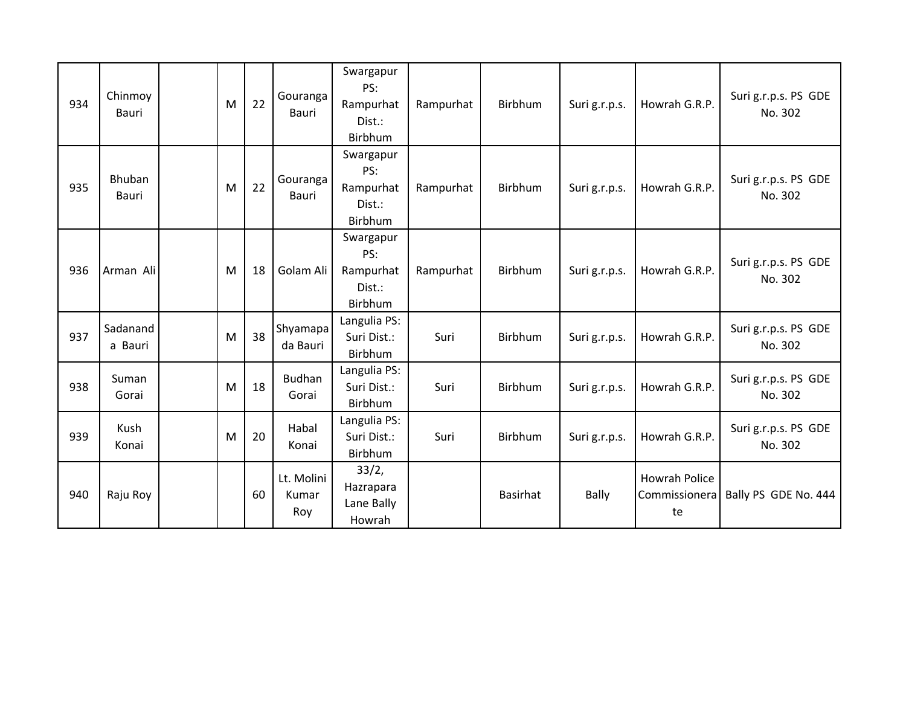| 934 | Chinmoy Bauri | | M | 22 | Gouranga Bauri | Swargapur PS: Rampurhat Dist.: Birbhum | Rampurhat | Birbhum | Suri g.r.p.s. | Howrah G.R.P. | Suri g.r.p.s. PS GDE No. 302 |
|---|---|---|---|---|---|---|---|---|---|---|---|
| 935 | Bhuban Bauri | | M | 22 | Gouranga Bauri | Swargapur PS: Rampurhat Dist.: Birbhum | Rampurhat | Birbhum | Suri g.r.p.s. | Howrah G.R.P. | Suri g.r.p.s. PS GDE No. 302 |
| 936 | Arman Ali | | M | 18 | Golam Ali | Swargapur PS: Rampurhat Dist.: Birbhum | Rampurhat | Birbhum | Suri g.r.p.s. | Howrah G.R.P. | Suri g.r.p.s. PS GDE No. 302 |
| 937 | Sadananda Bauri | | M | 38 | Shyamapada Bauri | Langulia PS: Suri Dist.: Birbhum | Suri | Birbhum | Suri g.r.p.s. | Howrah G.R.P. | Suri g.r.p.s. PS GDE No. 302 |
| 938 | Suman Gorai | | M | 18 | Budhan Gorai | Langulia PS: Suri Dist.: Birbhum | Suri | Birbhum | Suri g.r.p.s. | Howrah G.R.P. | Suri g.r.p.s. PS GDE No. 302 |
| 939 | Kush Konai | | M | 20 | Habal Konai | Langulia PS: Suri Dist.: Birbhum | Suri | Birbhum | Suri g.r.p.s. | Howrah G.R.P. | Suri g.r.p.s. PS GDE No. 302 |
| 940 | Raju Roy | | | 60 | Lt. Molini Kumar Roy | 33/2, Hazrapara Lane Bally Howrah | | Basirhat | Bally | Howrah Police Commissionerate | Bally PS GDE No. 444 |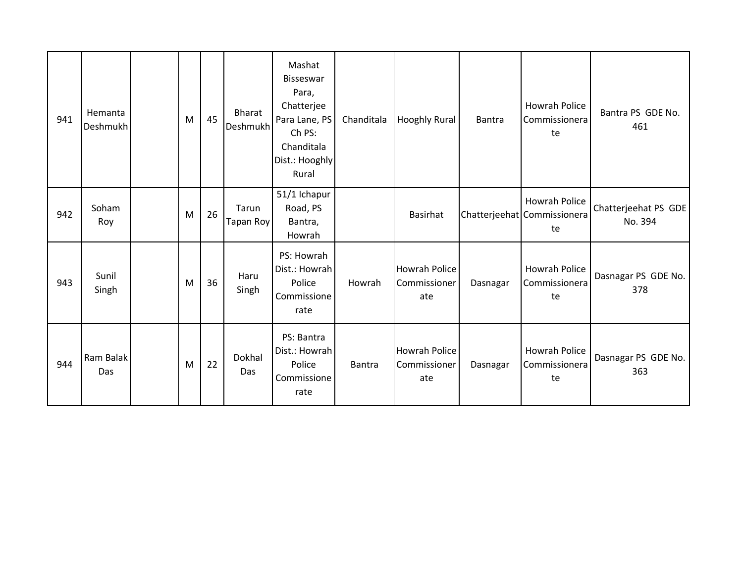| | | | | | | | | | | | |
|---|---|---|---|---|---|---|---|---|---|---|---|
| 941 | Hemanta Deshmukh | | M | 45 | Bharat Deshmukh | Mashat Bisseswar Para, Chatterjee Para Lane, PS Ch PS: Chanditala Dist.: Hooghly Rural | Chanditala | Hooghly Rural | Bantra | Howrah Police Commissionerate | Bantra PS GDE No. 461 |
| 942 | Soham Roy | | M | 26 | Tarun Tapan Roy | 51/1 Ichapur Road, PS Bantra, Howrah | | Basirhat | Chatterjeehat | Howrah Police Commissionerate | Chatterjeehat PS GDE No. 394 |
| 943 | Sunil Singh | | M | 36 | Haru Singh | PS: Howrah Dist.: Howrah Police Commissionerate | Howrah | Howrah Police Commissionerate | Dasnagar | Howrah Police Commissionerate | Dasnagar PS GDE No. 378 |
| 944 | Ram Balak Das | | M | 22 | Dokhal Das | PS: Bantra Dist.: Howrah Police Commissionerate | Bantra | Howrah Police Commissionerate | Dasnagar | Howrah Police Commissionerate | Dasnagar PS GDE No. 363 |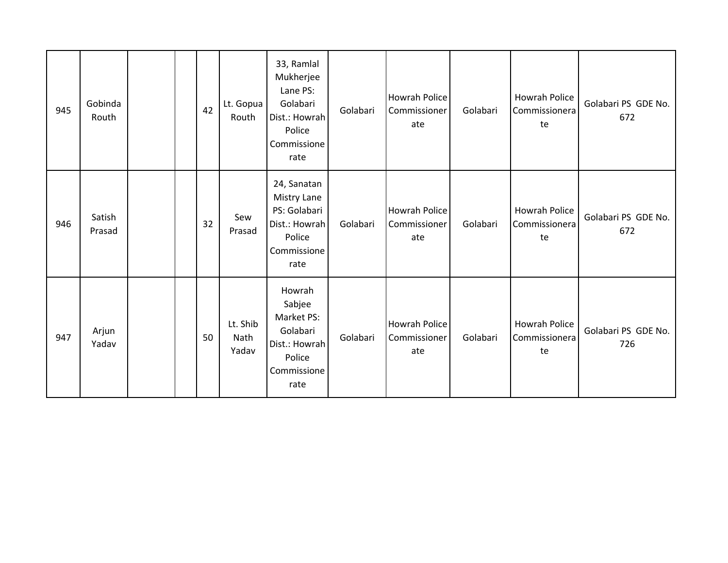| | | | | | | | | | | | |
|---|---|---|---|---|---|---|---|---|---|---|---|
| 945 | Gobinda Routh | | | 42 | Lt. Gopua Routh | 33, Ramlal Mukherjee Lane PS: Golabari Dist.: Howrah Police Commissionerate | Golabari | Howrah Police Commissionerate | Golabari | Howrah Police Commissionerate | Golabari PS GDE No. 672 |
| 946 | Satish Prasad | | | 32 | Sew Prasad | 24, Sanatan Mistry Lane PS: Golabari Dist.: Howrah Police Commissionerate | Golabari | Howrah Police Commissionerate | Golabari | Howrah Police Commissionerate | Golabari PS GDE No. 672 |
| 947 | Arjun Yadav | | | 50 | Lt. Shib Nath Yadav | Howrah Sabjee Market PS: Golabari Dist.: Howrah Police Commissionerate | Golabari | Howrah Police Commissionerate | Golabari | Howrah Police Commissionerate | Golabari PS GDE No. 726 |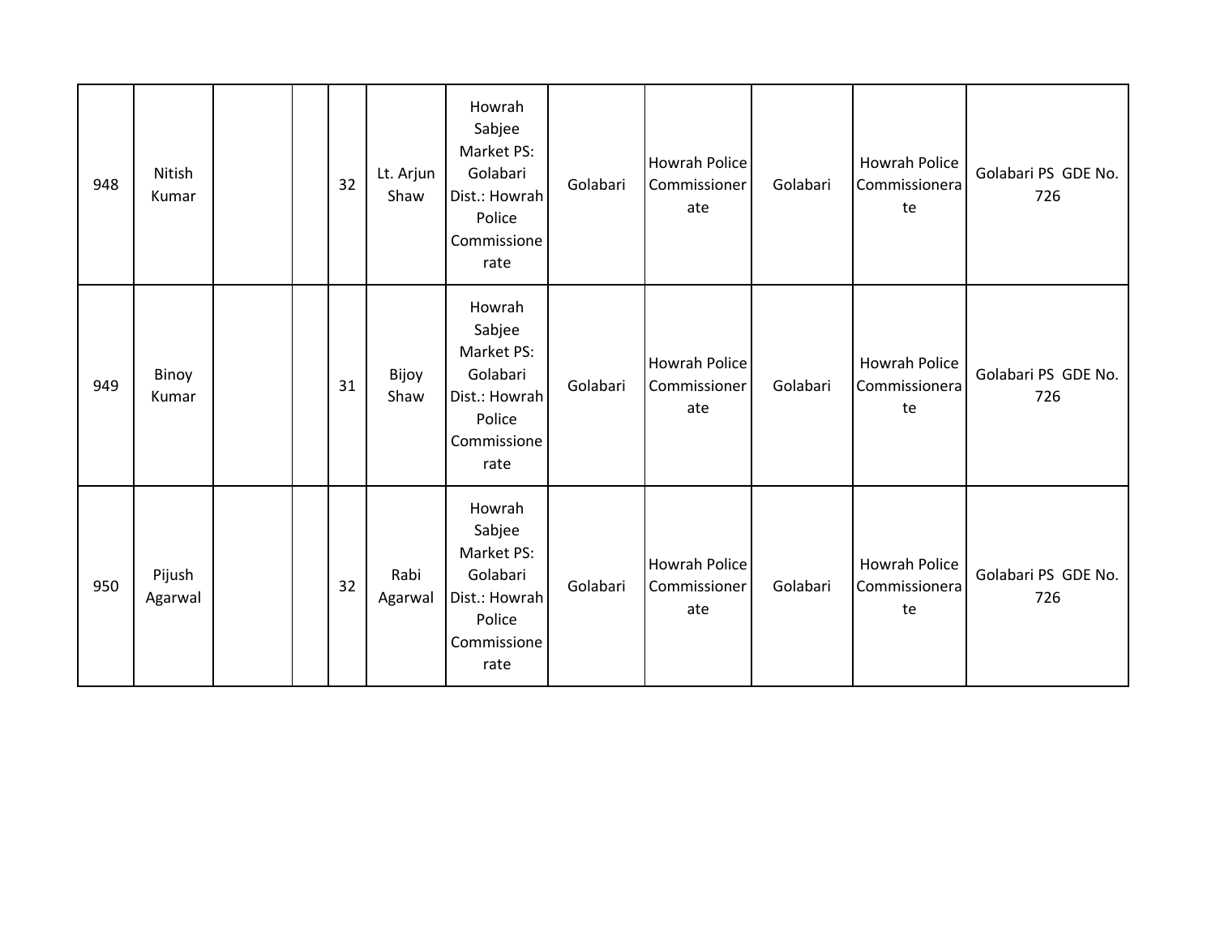| 948 | Nitish Kumar | | | 32 | Lt. Arjun Shaw | Howrah Sabjee Market PS: Golabari Dist.: Howrah Police Commissionerate | Golabari | Howrah Police Commissionerate | Golabari | Howrah Police Commissionerate | Golabari PS GDE No. 726 |
|---|---|---|---|---|---|---|---|---|---|---|---|
| 949 | Binoy Kumar | | | 31 | Bijoy Shaw | Howrah Sabjee Market PS: Golabari Dist.: Howrah Police Commissionerate | Golabari | Howrah Police Commissionerate | Golabari | Howrah Police Commissionerate | Golabari PS GDE No. 726 |
| 950 | Pijush Agarwal | | | 32 | Rabi Agarwal | Howrah Sabjee Market PS: Golabari Dist.: Howrah Police Commissionerate | Golabari | Howrah Police Commissionerate | Golabari | Howrah Police Commissionerate | Golabari PS GDE No. 726 |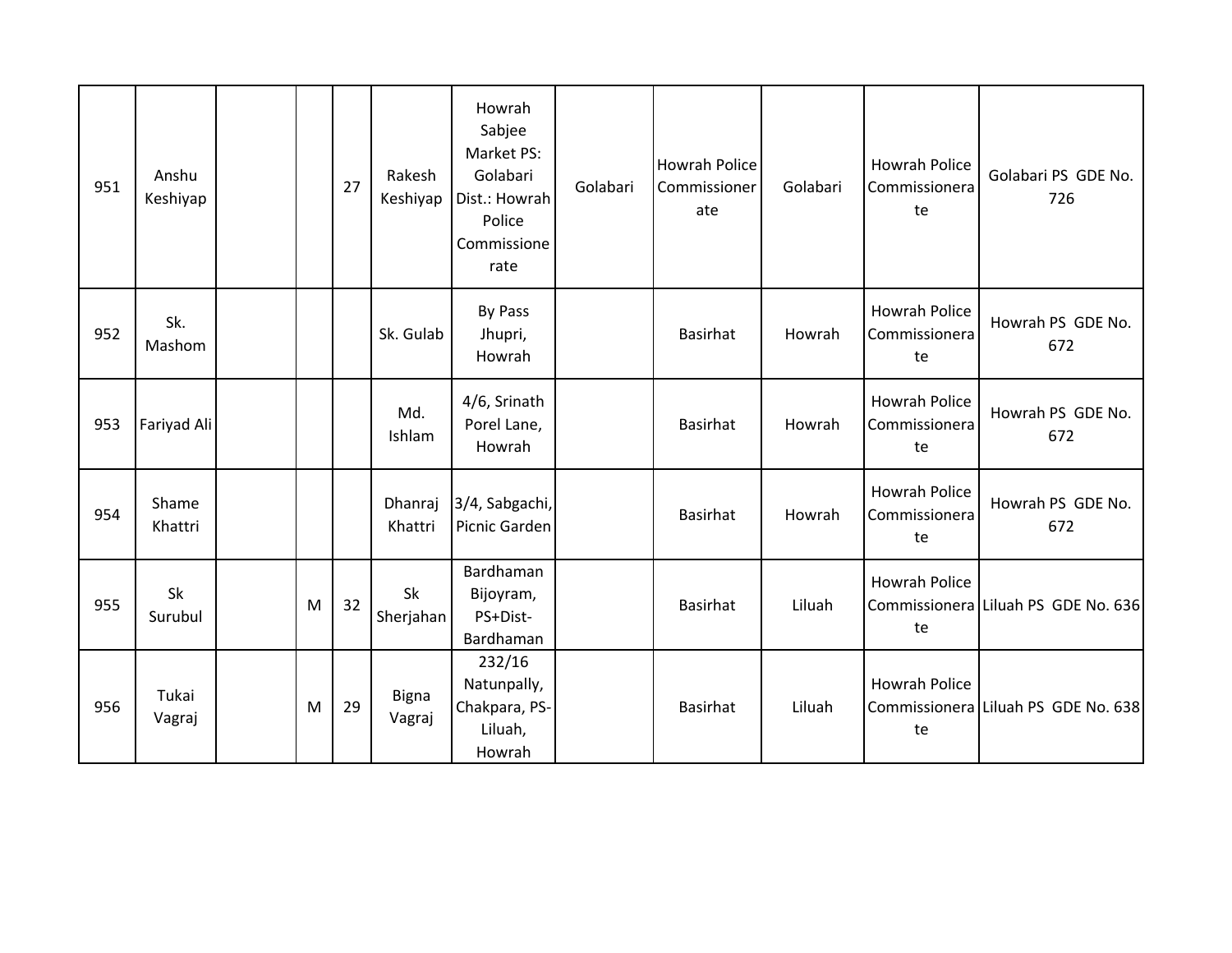| | | | | | | | | | | | |
|---|---|---|---|---|---|---|---|---|---|---|---|
| 951 | Anshu Keshiyap | | | 27 | Rakesh Keshiyap | Howrah Sabjee Market PS: Golabari Dist.: Howrah Police Commissionerate | Golabari | Howrah Police Commissionerate | Golabari | Howrah Police Commissionerate | Golabari PS GDE No. 726 |
| 952 | Sk. Mashom | | | | Sk. Gulab | By Pass Jhupri, Howrah | | Basirhat | Howrah | Howrah Police Commissionerate | Howrah PS GDE No. 672 |
| 953 | Fariyad Ali | | | | Md. Ishlam | 4/6, Srinath Porel Lane, Howrah | | Basirhat | Howrah | Howrah Police Commissionerate | Howrah PS GDE No. 672 |
| 954 | Shame Khattri | | | | Dhanraj Khattri | 3/4, Sabgachi, Picnic Garden | | Basirhat | Howrah | Howrah Police Commissionerate | Howrah PS GDE No. 672 |
| 955 | Sk Surubul | | M | 32 | Sk Sherjahan | Bardhaman Bijoyram, PS+Dist-Bardhaman | | Basirhat | Liluah | Howrah Police Commissionerate | Liluah PS GDE No. 636 |
| 956 | Tukai Vagraj | | M | 29 | Bigna Vagraj | 232/16 Natunpally, Chakpara, PS-Liluah, Howrah | | Basirhat | Liluah | Howrah Police Commissionerate | Liluah PS GDE No. 638 |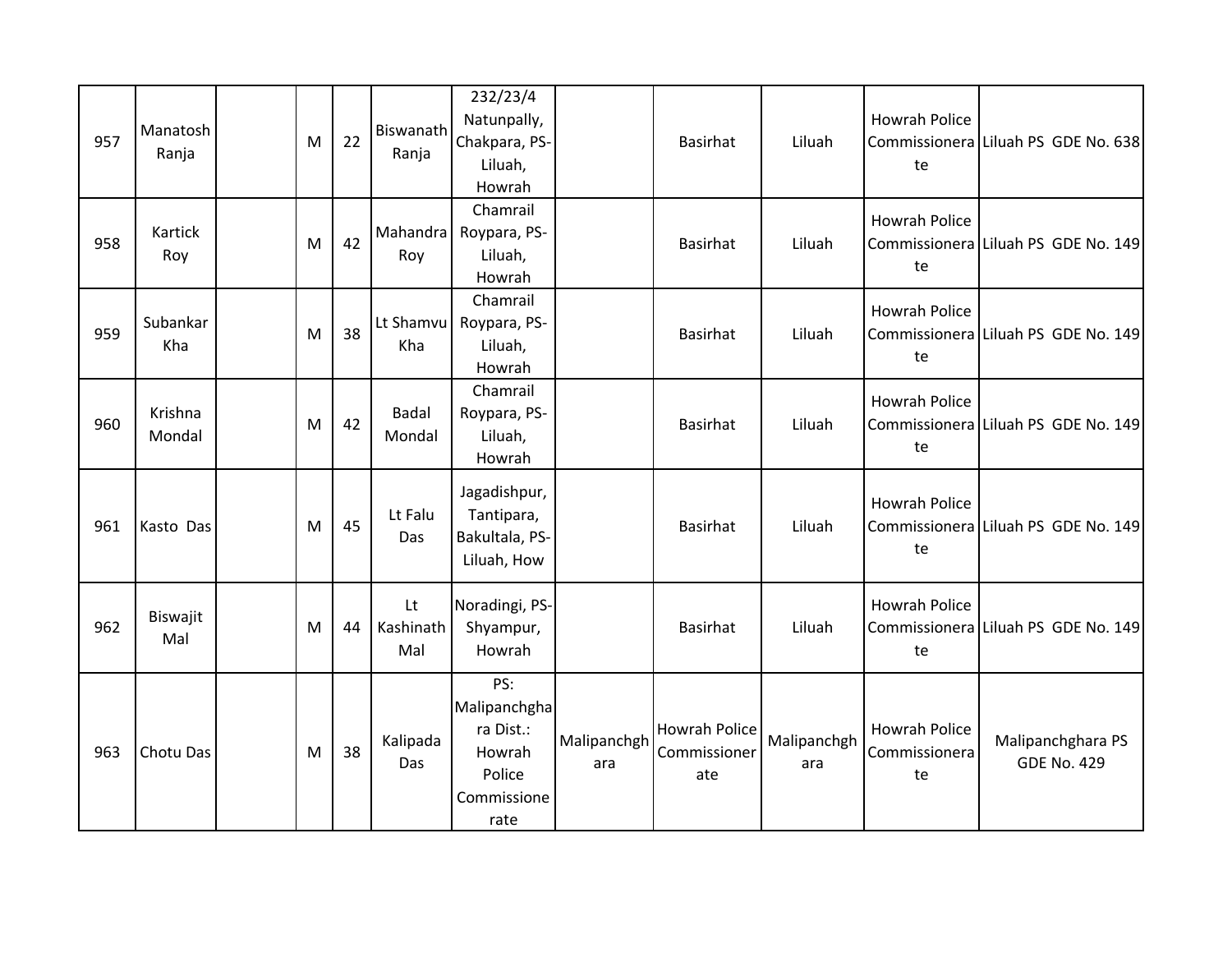| 957 | Manatosh Ranja | | M | 22 | Biswanath Ranja | 232/23/4 Natunpally, Chakpara, PS-Liluah, Howrah | | Basirhat | Liluah | Howrah Police Commissionerate | Liluah PS GDE No. 638 |
|---|---|---|---|---|---|---|---|---|---|---|---|
| 958 | Kartick Roy | | M | 42 | Mahandra Roy | Chamrail Roypara, PS-Liluah, Howrah | | Basirhat | Liluah | Howrah Police Commissionerate | Liluah PS GDE No. 149 |
| 959 | Subankar Kha | | M | 38 | Lt Shamvu Kha | Chamrail Roypara, PS-Liluah, Howrah | | Basirhat | Liluah | Howrah Police Commissionerate | Liluah PS GDE No. 149 |
| 960 | Krishna Mondal | | M | 42 | Badal Mondal | Chamrail Roypara, PS-Liluah, Howrah | | Basirhat | Liluah | Howrah Police Commissionerate | Liluah PS GDE No. 149 |
| 961 | Kasto Das | | M | 45 | Lt Falu Das | Jagadishpur, Tantipara, Bakultala, PS-Liluah, How | | Basirhat | Liluah | Howrah Police Commissionerate | Liluah PS GDE No. 149 |
| 962 | Biswajit Mal | | M | 44 | Lt Kashinath Mal | Noradingi, PS-Shyampur, Howrah | | Basirhat | Liluah | Howrah Police Commissionerate | Liluah PS GDE No. 149 |
| 963 | Chotu Das | | M | 38 | Kalipada Das | PS: Malipanchghara Dist.: Howrah Police Commissionerate | Malipanchghara | Howrah Police Commissionerate | Malipanchghara | Howrah Police Commissionerate | Malipanchghara PS GDE No. 429 |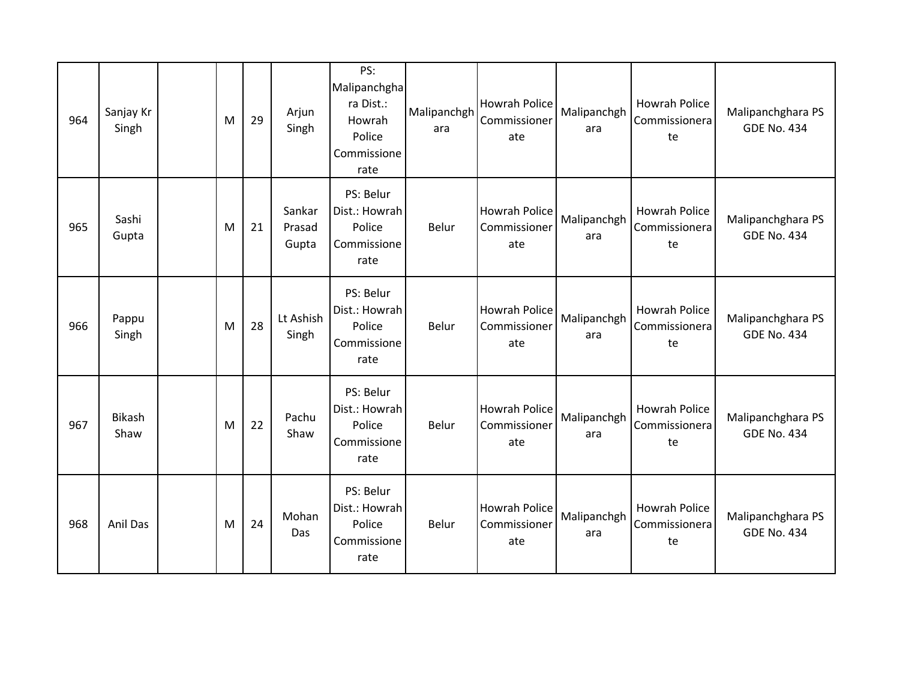| 964 | Sanjay Kr Singh | | M | 29 | Arjun Singh | PS: Malipanchghara Dist.: Howrah Police Commissionerate | Malipanchghara | Howrah Police Commissionerate | Malipanchghara | Howrah Police Commissionerate | Malipanchghara PS GDE No. 434 |
|---|---|---|---|---|---|---|---|---|---|---|---|
| 965 | Sashi Gupta | | M | 21 | Sankar Prasad Gupta | PS: Belur Dist.: Howrah Police Commissionerate | Belur | Howrah Police Commissionerate | Malipanchghara | Howrah Police Commissionerate | Malipanchghara PS GDE No. 434 |
| 966 | Pappu Singh | | M | 28 | Lt Ashish Singh | PS: Belur Dist.: Howrah Police Commissionerate | Belur | Howrah Police Commissionerate | Malipanchghara | Howrah Police Commissionerate | Malipanchghara PS GDE No. 434 |
| 967 | Bikash Shaw | | M | 22 | Pachu Shaw | PS: Belur Dist.: Howrah Police Commissionerate | Belur | Howrah Police Commissionerate | Malipanchghara | Howrah Police Commissionerate | Malipanchghara PS GDE No. 434 |
| 968 | Anil Das | | M | 24 | Mohan Das | PS: Belur Dist.: Howrah Police Commissionerate | Belur | Howrah Police Commissionerate | Malipanchghara | Howrah Police Commissionerate | Malipanchghara PS GDE No. 434 |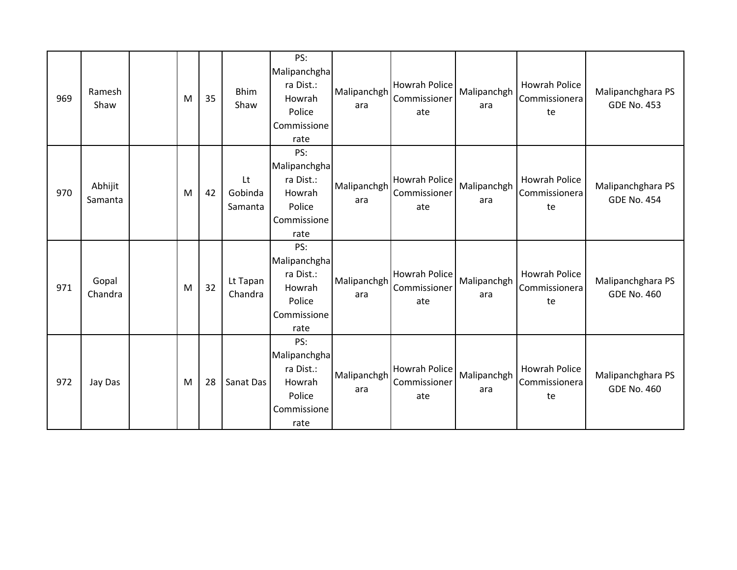| | | | | | | | | | | | |
|---|---|---|---|---|---|---|---|---|---|---|---|
| 969 | Ramesh Shaw | | M | 35 | Bhim Shaw | PS: Malipanchghara Dist.: Howrah Police Commissionerate | Malipanchghara | Howrah Police Commissionerate | Malipanchghara | Howrah Police Commissionerate | Malipanchghara PS GDE No. 453 |
| 970 | Abhijit Samanta | | M | 42 | Lt Gobinda Samanta | PS: Malipanchghara Dist.: Howrah Police Commissionerate | Malipanchghara | Howrah Police Commissionerate | Malipanchghara | Howrah Police Commissionerate | Malipanchghara PS GDE No. 454 |
| 971 | Gopal Chandra | | M | 32 | Lt Tapan Chandra | PS: Malipanchghara Dist.: Howrah Police Commissionerate | Malipanchghara | Howrah Police Commissionerate | Malipanchghara | Howrah Police Commissionerate | Malipanchghara PS GDE No. 460 |
| 972 | Jay Das | | M | 28 | Sanat Das | PS: Malipanchghara Dist.: Howrah Police Commissionerate | Malipanchghara | Howrah Police Commissionerate | Malipanchghara | Howrah Police Commissionerate | Malipanchghara PS GDE No. 460 |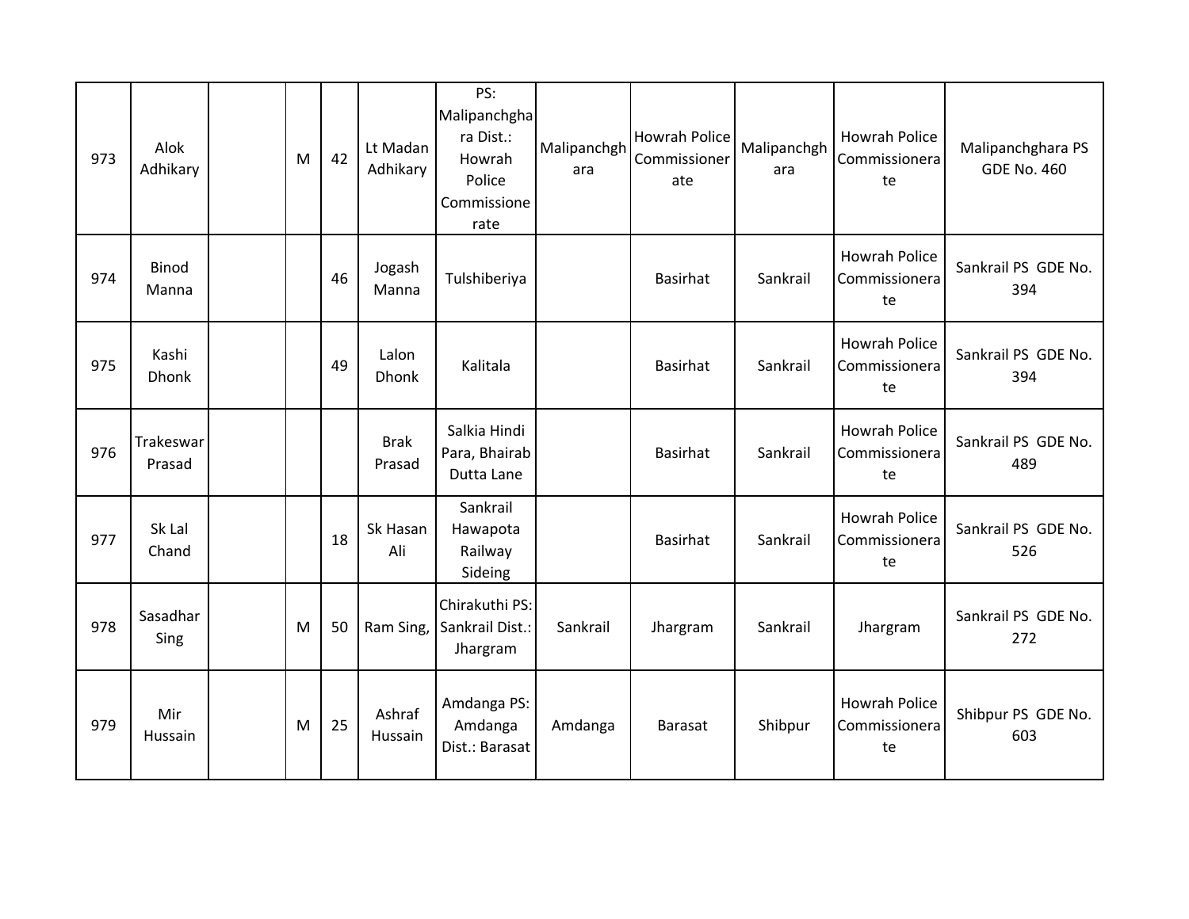| 973 | Alok Adhikary | | M | 42 | Lt Madan Adhikary | PS: Malipanchghara Dist.: Howrah Police Commissionerate | Malipanchghara | Howrah Police Commissionerate | Malipanchghara | Howrah Police Commissionerate | Malipanchghara PS GDE No. 460 |
|---|---|---|---|---|---|---|---|---|---|---|---|
| 974 | Binod Manna | | | 46 | Jogash Manna | Tulshiberiya | | Basirhat | Sankrail | Howrah Police Commissionerate | Sankrail PS GDE No. 394 |
| 975 | Kashi Dhonk | | | 49 | Lalon Dhonk | Kalitala | | Basirhat | Sankrail | Howrah Police Commissionerate | Sankrail PS GDE No. 394 |
| 976 | Trakeswar Prasad | | | | Brak Prasad | Salkia Hindi Para, Bhairab Dutta Lane | | Basirhat | Sankrail | Howrah Police Commissionerate | Sankrail PS GDE No. 489 |
| 977 | Sk Lal Chand | | | 18 | Sk Hasan Ali | Sankrail Hawapota Railway Sideing | | Basirhat | Sankrail | Howrah Police Commissionerate | Sankrail PS GDE No. 526 |
| 978 | Sasadhar Sing | | M | 50 | Ram Sing, | Chirakuthi PS: Sankrail Dist.: Jhargram | Sankrail | Jhargram | Sankrail | Jhargram | Sankrail PS GDE No. 272 |
| 979 | Mir Hussain | | M | 25 | Ashraf Hussain | Amdanga PS: Amdanga Dist.: Barasat | Amdanga | Barasat | Shibpur | Howrah Police Commissionerate | Shibpur PS GDE No. 603 |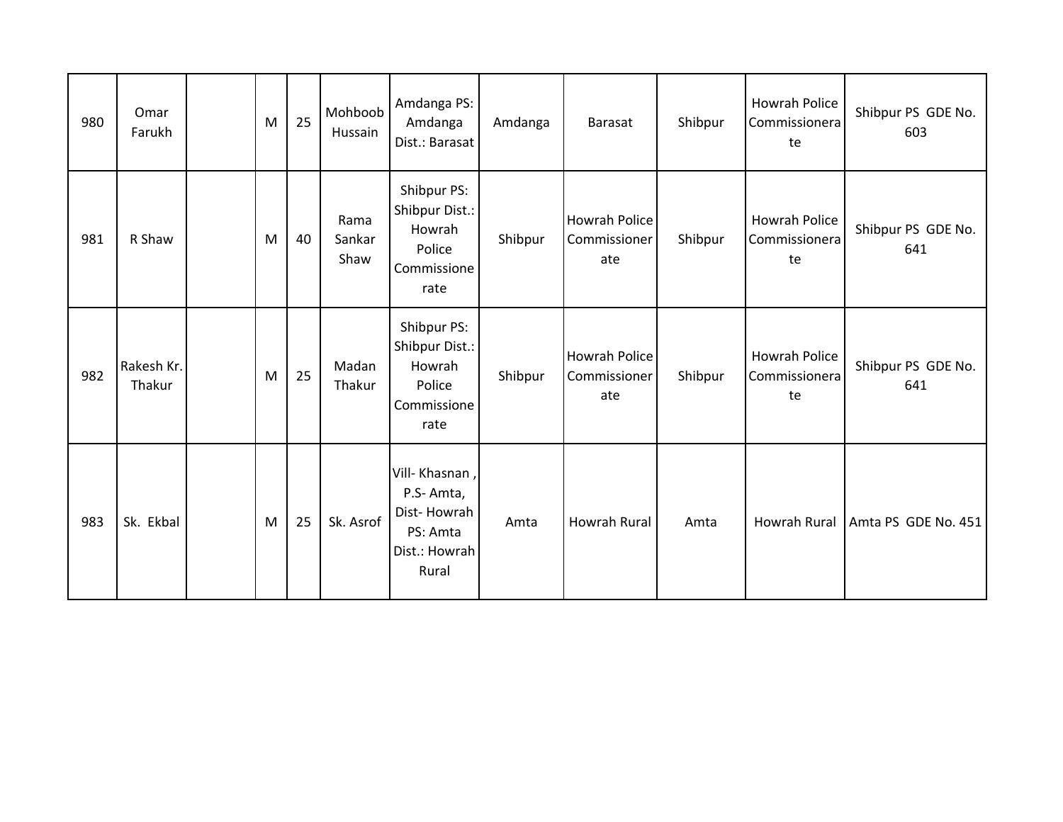| 980 | Omar Farukh | | M | 25 | Mohboob Hussain | Amdanga PS: Amdanga Dist.: Barasat | Amdanga | Barasat | Shibpur | Howrah Police Commissionerate | Shibpur PS GDE No. 603 |
|---|---|---|---|---|---|---|---|---|---|---|---|
| 981 | R Shaw | | M | 40 | Rama Sankar Shaw | Shibpur PS: Shibpur Dist.: Howrah Police Commissionerate | Shibpur | Howrah Police Commissionerate | Shibpur | Howrah Police Commissionerate | Shibpur PS GDE No. 641 |
| 982 | Rakesh Kr. Thakur | | M | 25 | Madan Thakur | Shibpur PS: Shibpur Dist.: Howrah Police Commissionerate | Shibpur | Howrah Police Commissionerate | Shibpur | Howrah Police Commissionerate | Shibpur PS GDE No. 641 |
| 983 | Sk. Ekbal | | M | 25 | Sk. Asrof | Vill- Khasnan , P.S- Amta, Dist- Howrah PS: Amta Dist.: Howrah Rural | Amta | Howrah Rural | Amta | Howrah Rural | Amta PS GDE No. 451 |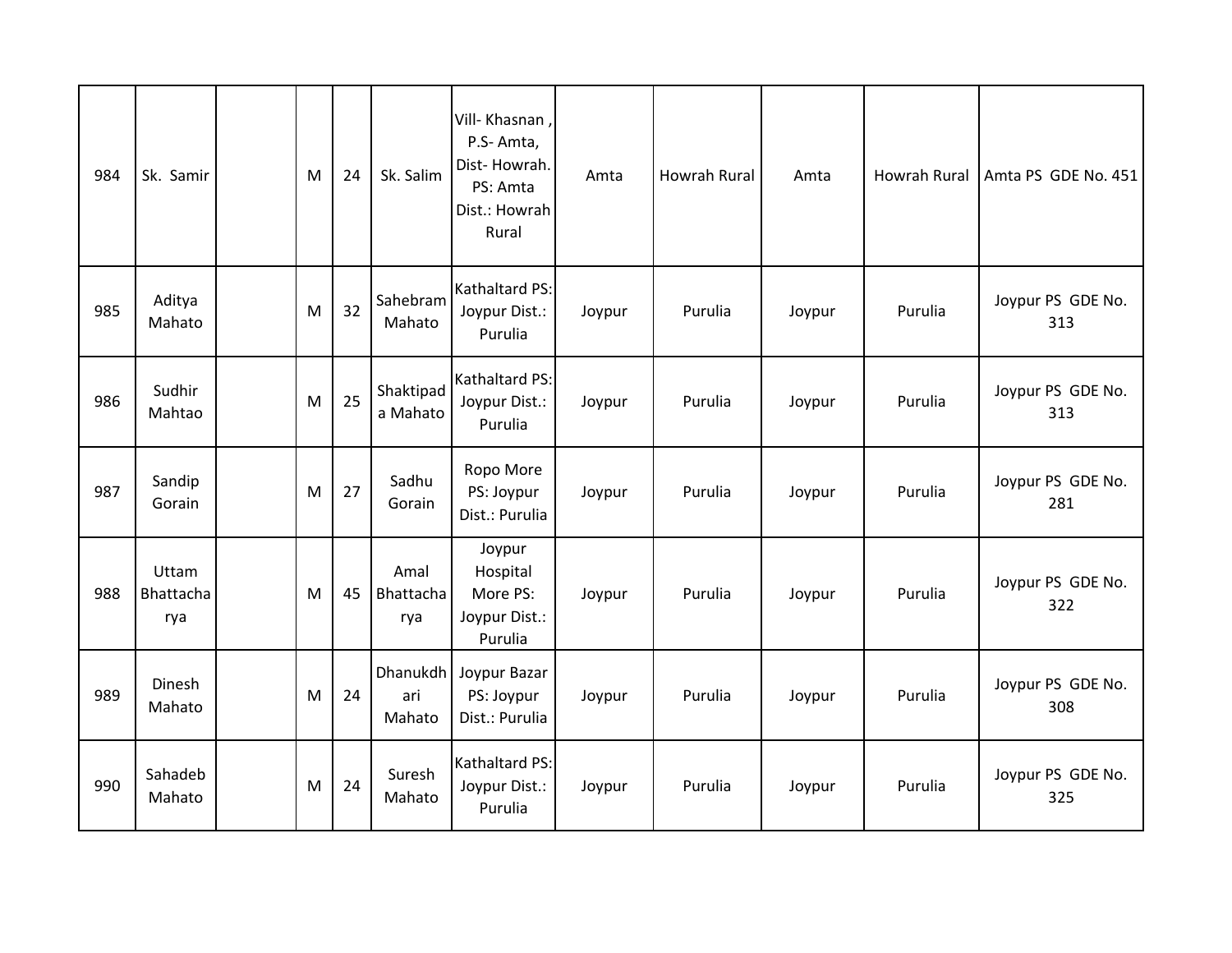| 984 | Sk. Samir | | M | 24 | Sk. Salim | Vill- Khasnan , P.S- Amta, Dist- Howrah. PS: Amta Dist.: Howrah Rural | Amta | Howrah Rural | Amta | Howrah Rural | Amta PS GDE No. 451 |
|---|---|---|---|---|---|---|---|---|---|---|---|
| 985 | Aditya Mahato | | M | 32 | Sahebram Mahato | Kathaltard PS: Joypur Dist.: Purulia | Joypur | Purulia | Joypur | Purulia | Joypur PS GDE No. 313 |
| 986 | Sudhir Mahtao | | M | 25 | Shaktipada Mahato | Kathaltard PS: Joypur Dist.: Purulia | Joypur | Purulia | Joypur | Purulia | Joypur PS GDE No. 313 |
| 987 | Sandip Gorain | | M | 27 | Sadhu Gorain | Ropo More PS: Joypur Dist.: Purulia | Joypur | Purulia | Joypur | Purulia | Joypur PS GDE No. 281 |
| 988 | Uttam Bhattacharya | | M | 45 | Amal Bhattacharya | Joypur Hospital More PS: Joypur Dist.: Purulia | Joypur | Purulia | Joypur | Purulia | Joypur PS GDE No. 322 |
| 989 | Dinesh Mahato | | M | 24 | Dhanukdhari Mahato | Joypur Bazar PS: Joypur Dist.: Purulia | Joypur | Purulia | Joypur | Purulia | Joypur PS GDE No. 308 |
| 990 | Sahadeb Mahato | | M | 24 | Suresh Mahato | Kathaltard PS: Joypur Dist.: Purulia | Joypur | Purulia | Joypur | Purulia | Joypur PS GDE No. 325 |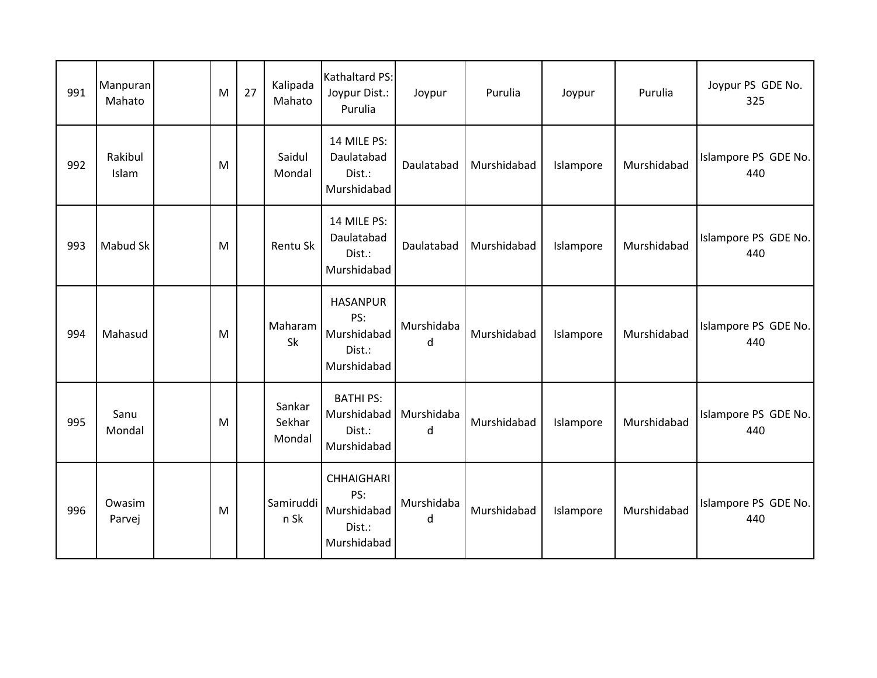| 991 | Manpuran Mahato | | M | 27 | Kalipada Mahato | Kathaltard PS: Joypur Dist.: Purulia | Joypur | Purulia | Joypur | Purulia | Joypur PS GDE No. 325 |
|---|---|---|---|---|---|---|---|---|---|---|---|
| 992 | Rakibul Islam | | M | | Saidul Mondal | 14 MILE PS: Daulatabad Dist.: Murshidabad | Daulatabad | Murshidabad | Islampore | Murshidabad | Islampore PS GDE No. 440 |
| 993 | Mabud Sk | | M | | Rentu Sk | 14 MILE PS: Daulatabad Dist.: Murshidabad | Daulatabad | Murshidabad | Islampore | Murshidabad | Islampore PS GDE No. 440 |
| 994 | Mahasud | | M | | Maharam Sk | HASANPUR PS: Murshidabad Dist.: Murshidabad | Murshidabad | Murshidabad | Islampore | Murshidabad | Islampore PS GDE No. 440 |
| 995 | Sanu Mondal | | M | | Sankar Sekhar Mondal | BATHI PS: Murshidabad Dist.: Murshidabad | Murshidabad | Murshidabad | Islampore | Murshidabad | Islampore PS GDE No. 440 |
| 996 | Owasim Parvej | | M | | Samiruddin Sk | CHHAIGHARI PS: Murshidabad Dist.: Murshidabad | Murshidabad | Murshidabad | Islampore | Murshidabad | Islampore PS GDE No. 440 |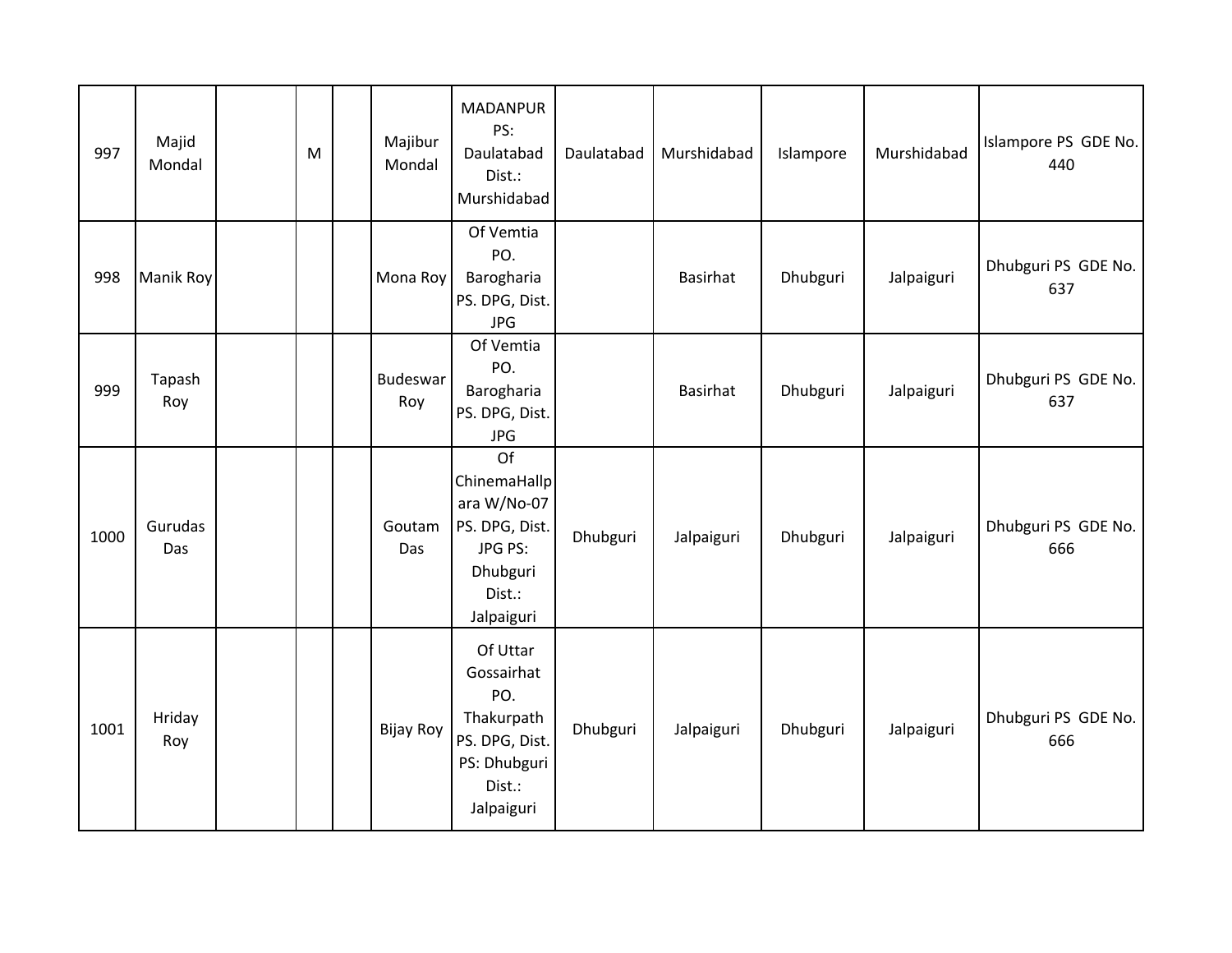| 997 | Majid Mondal | | M | | Majibur Mondal | MADANPUR PS: Daulatabad Dist.: Murshidabad | Daulatabad | Murshidabad | Islampore | Murshidabad | Islampore PS GDE No. 440 |
|---|---|---|---|---|---|---|---|---|---|---|---|
| 998 | Manik Roy | | | | Mona Roy | Of Vemtia PO. Barogharia PS. DPG, Dist. JPG | | Basirhat | Dhubguri | Jalpaiguri | Dhubguri PS GDE No. 637 |
| 999 | Tapash Roy | | | | Budeswar Roy | Of Vemtia PO. Barogharia PS. DPG, Dist. JPG | | Basirhat | Dhubguri | Jalpaiguri | Dhubguri PS GDE No. 637 |
| 1000 | Gurudas Das | | | | Goutam Das | Of ChinemaHallpara W/No-07 PS. DPG, Dist. JPG PS: Dhubguri Dist.: Jalpaiguri | Dhubguri | Jalpaiguri | Dhubguri | Jalpaiguri | Dhubguri PS GDE No. 666 |
| 1001 | Hriday Roy | | | | Bijay Roy | Of Uttar Gossairhat PO. Thakurpath PS. DPG, Dist. PS: Dhubguri Dist.: Jalpaiguri | Dhubguri | Jalpaiguri | Dhubguri | Jalpaiguri | Dhubguri PS GDE No. 666 |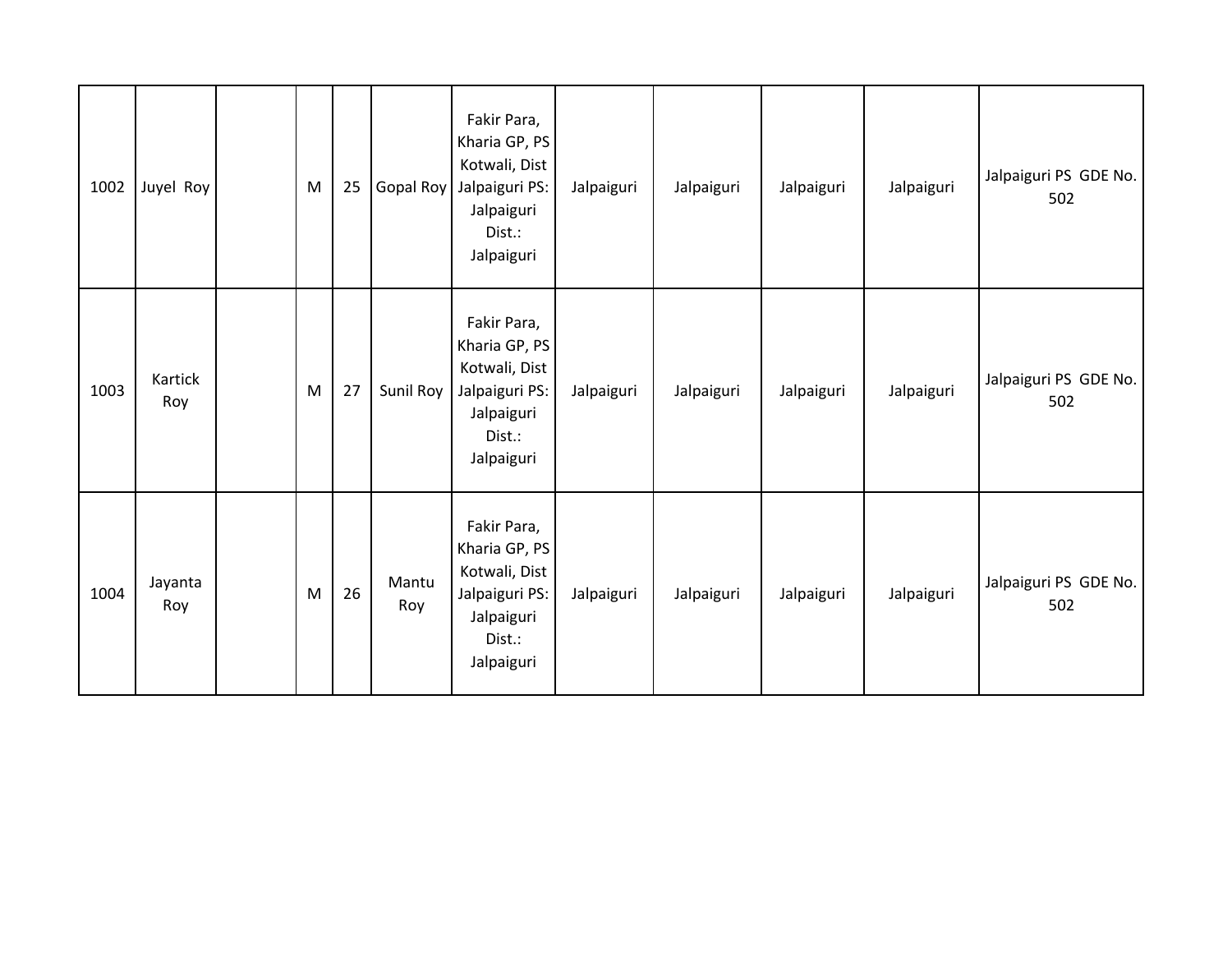| | | | | | | | | | | | |
|---|---|---|---|---|---|---|---|---|---|---|---|
| 1002 | Juyel Roy | | M | 25 | Gopal Roy | Fakir Para, Kharia GP, PS Kotwali, Dist Jalpaiguri PS: Jalpaiguri Dist.: Jalpaiguri | Jalpaiguri | Jalpaiguri | Jalpaiguri | Jalpaiguri | Jalpaiguri PS GDE No. 502 |
| 1003 | Kartick Roy | | M | 27 | Sunil Roy | Fakir Para, Kharia GP, PS Kotwali, Dist Jalpaiguri PS: Jalpaiguri Dist.: Jalpaiguri | Jalpaiguri | Jalpaiguri | Jalpaiguri | Jalpaiguri | Jalpaiguri PS GDE No. 502 |
| 1004 | Jayanta Roy | | M | 26 | Mantu Roy | Fakir Para, Kharia GP, PS Kotwali, Dist Jalpaiguri PS: Jalpaiguri Dist.: Jalpaiguri | Jalpaiguri | Jalpaiguri | Jalpaiguri | Jalpaiguri | Jalpaiguri PS GDE No. 502 |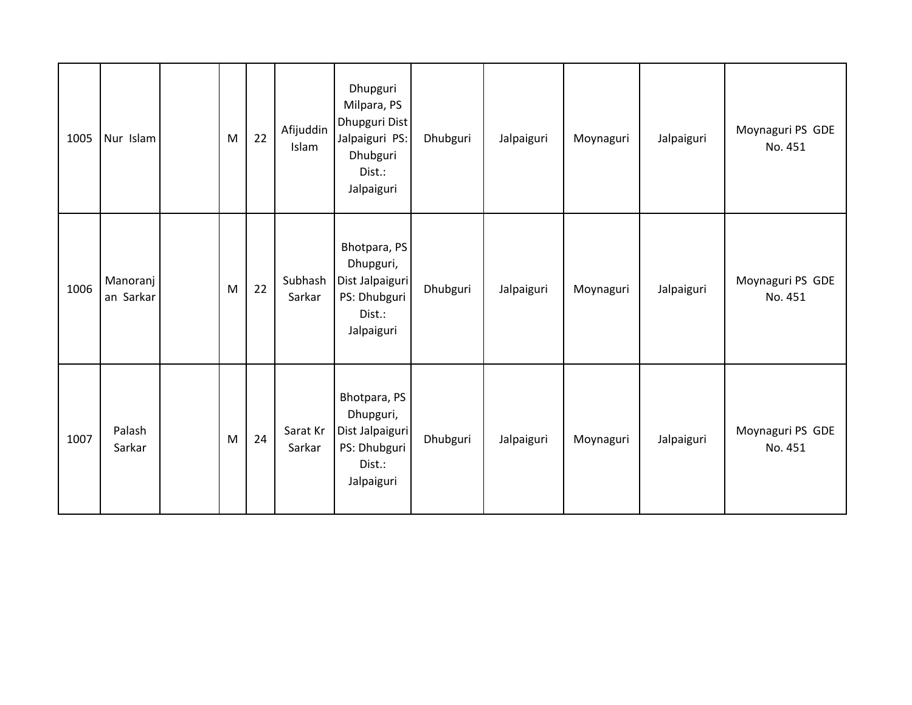| 1005 | Nur Islam | | M | 22 | Afijuddin Islam | Dhupguri Milpara, PS Dhupguri Dist Jalpaiguri PS: Dhubguri Dist.: Jalpaiguri | Dhubguri | Jalpaiguri | Moynaguri | Jalpaiguri | Moynaguri PS GDE No. 451 |
|---|---|---|---|---|---|---|---|---|---|---|---|
| 1006 | Manoranjan Sarkar | | M | 22 | Subhash Sarkar | Bhotpara, PS Dhupguri, Dist Jalpaiguri PS: Dhubguri Dist.: Jalpaiguri | Dhubguri | Jalpaiguri | Moynaguri | Jalpaiguri | Moynaguri PS GDE No. 451 |
| 1007 | Palash Sarkar | | M | 24 | Sarat Kr Sarkar | Bhotpara, PS Dhupguri, Dist Jalpaiguri PS: Dhubguri Dist.: Jalpaiguri | Dhubguri | Jalpaiguri | Moynaguri | Jalpaiguri | Moynaguri PS GDE No. 451 |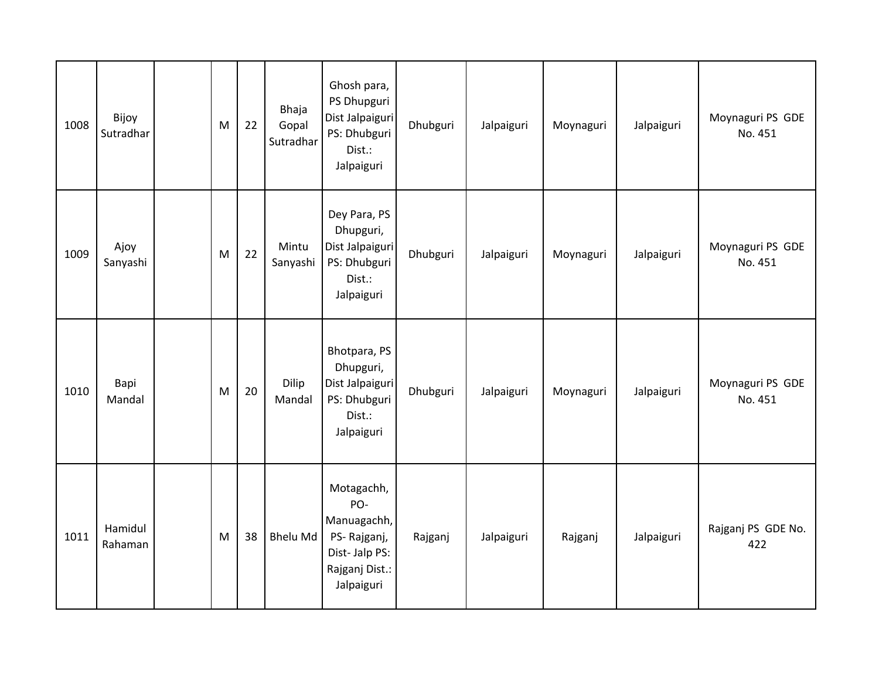| | | | | | | | | | | | |
|---|---|---|---|---|---|---|---|---|---|---|---|
| 1008 | Bijoy Sutradhar | | M | 22 | Bhaja Gopal Sutradhar | Ghosh para, PS Dhupguri Dist Jalpaiguri PS: Dhubguri Dist.: Jalpaiguri | Dhubguri | Jalpaiguri | Moynaguri | Jalpaiguri | Moynaguri PS GDE No. 451 |
| 1009 | Ajoy Sanyashi | | M | 22 | Mintu Sanyashi | Dey Para, PS Dhupguri, Dist Jalpaiguri PS: Dhubguri Dist.: Jalpaiguri | Dhubguri | Jalpaiguri | Moynaguri | Jalpaiguri | Moynaguri PS GDE No. 451 |
| 1010 | Bapi Mandal | | M | 20 | Dilip Mandal | Bhotpara, PS Dhupguri, Dist Jalpaiguri PS: Dhubguri Dist.: Jalpaiguri | Dhubguri | Jalpaiguri | Moynaguri | Jalpaiguri | Moynaguri PS GDE No. 451 |
| 1011 | Hamidul Rahaman | | M | 38 | Bhelu Md | Motagachh, PO-Manuagachh, PS- Rajganj, Dist- Jalp PS: Rajganj Dist.: Jalpaiguri | Rajganj | Jalpaiguri | Rajganj | Jalpaiguri | Rajganj PS GDE No. 422 |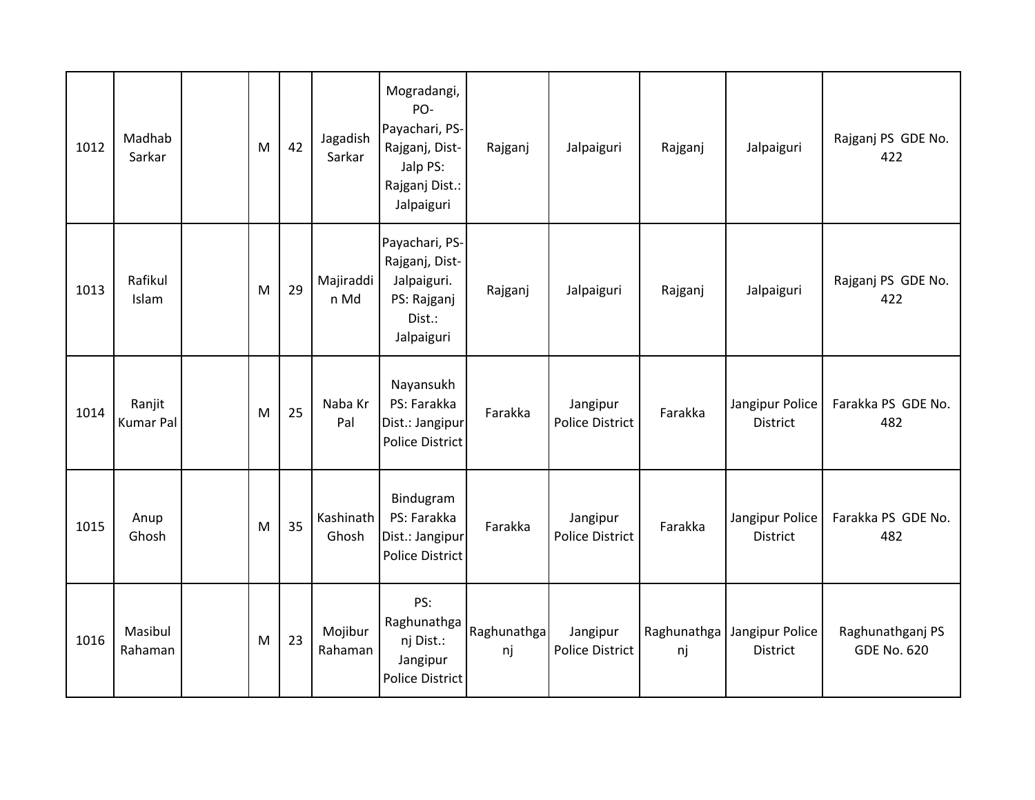| 1012 | Madhab Sarkar | | M | 42 | Jagadish Sarkar | Mogradangi, PO-Payachari, PS-Rajganj, Dist-Jalp PS: Rajganj Dist.: Jalpaiguri | Rajganj | Jalpaiguri | Rajganj | Jalpaiguri | Rajganj PS GDE No. 422 |
|---|---|---|---|---|---|---|---|---|---|---|---|
| 1013 | Rafikul Islam | | M | 29 | Majiraddin Md | Payachari, PS-Rajganj, Dist-Jalpaiguri. PS: Rajganj Dist.: Jalpaiguri | Rajganj | Jalpaiguri | Rajganj | Jalpaiguri | Rajganj PS GDE No. 422 |
| 1014 | Ranjit Kumar Pal | | M | 25 | Naba Kr Pal | Nayansukh PS: Farakka Dist.: Jangipur Police District | Farakka | Jangipur Police District | Farakka | Jangipur Police District | Farakka PS GDE No. 482 |
| 1015 | Anup Ghosh | | M | 35 | Kashinath Ghosh | Bindugram PS: Farakka Dist.: Jangipur Police District | Farakka | Jangipur Police District | Farakka | Jangipur Police District | Farakka PS GDE No. 482 |
| 1016 | Masibul Rahaman | | M | 23 | Mojibur Rahaman | PS: Raghunathganj Dist.: Jangipur Police District | Raghunathganj | Jangipur Police District | Raghunathganj | Jangipur Police District | Raghunathganj PS GDE No. 620 |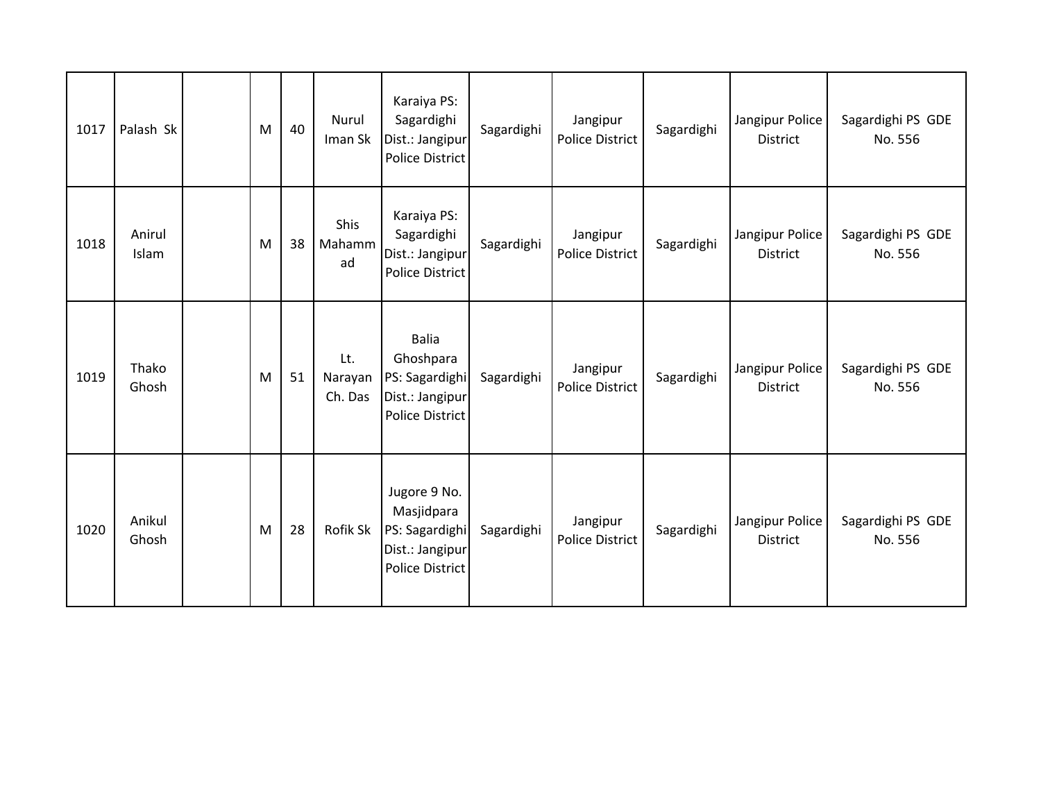| | | | | | | | | | | | |
|---|---|---|---|---|---|---|---|---|---|---|---|
| 1017 | Palash Sk | | M | 40 | Nurul Iman Sk | Karaiya PS: Sagardighi Dist.: Jangipur Police District | Sagardighi | Jangipur Police District | Sagardighi | Jangipur Police District | Sagardighi PS GDE No. 556 |
| 1018 | Anirul Islam | | M | 38 | Shis Mahammad | Karaiya PS: Sagardighi Dist.: Jangipur Police District | Sagardighi | Jangipur Police District | Sagardighi | Jangipur Police District | Sagardighi PS GDE No. 556 |
| 1019 | Thako Ghosh | | M | 51 | Lt. Narayan Ch. Das | Balia Ghoshpara PS: Sagardighi Dist.: Jangipur Police District | Sagardighi | Jangipur Police District | Sagardighi | Jangipur Police District | Sagardighi PS GDE No. 556 |
| 1020 | Anikul Ghosh | | M | 28 | Rofik Sk | Jugore 9 No. Masjidpara PS: Sagardighi Dist.: Jangipur Police District | Sagardighi | Jangipur Police District | Sagardighi | Jangipur Police District | Sagardighi PS GDE No. 556 |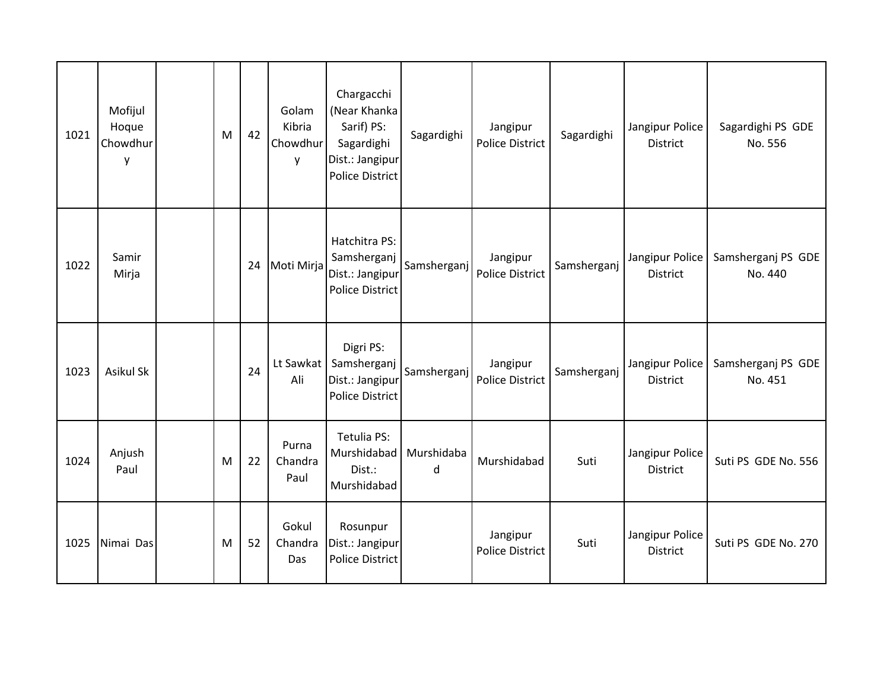| | | | | | | | | | | | |
|---|---|---|---|---|---|---|---|---|---|---|---|
| 1021 | Mofijul Hoque Chowdhury | | M | 42 | Golam Kibria Chowdhury | Chargacchi (Near Khanka Sarif) PS: Sagardighi Dist.: Jangipur Police District | Sagardighi | Jangipur Police District | Sagardighi | Jangipur Police District | Sagardighi PS GDE No. 556 |
| 1022 | Samir Mirja | | | 24 | Moti Mirja | Hatchitra PS: Samsherganj Dist.: Jangipur Police District | Samsherganj | Jangipur Police District | Samsherganj | Jangipur Police District | Samsherganj PS GDE No. 440 |
| 1023 | Asikul Sk | | | 24 | Lt Sawkat Ali | Digri PS: Samsherganj Dist.: Jangipur Police District | Samsherganj | Jangipur Police District | Samsherganj | Jangipur Police District | Samsherganj PS GDE No. 451 |
| 1024 | Anjush Paul | | M | 22 | Purna Chandra Paul | Tetulia PS: Murshidabad Dist.: Murshidabad | Murshidabad | Murshidabad | Suti | Jangipur Police District | Suti PS GDE No. 556 |
| 1025 | Nimai Das | | M | 52 | Gokul Chandra Das | Rosunpur Dist.: Jangipur Police District | | Jangipur Police District | Suti | Jangipur Police District | Suti PS GDE No. 270 |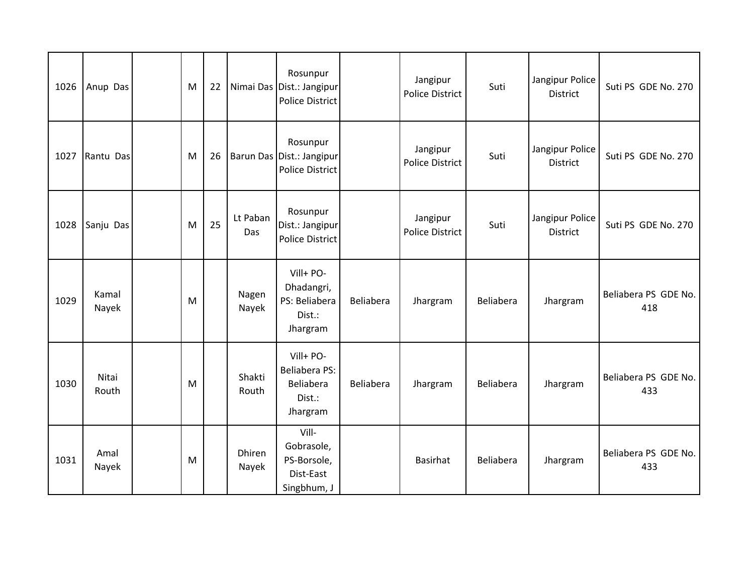| 1026 | Anup Das | | M | 22 | Nimai Das | Rosunpur Dist.: Jangipur Police District | | Jangipur Police District | Suti | Jangipur Police District | Suti PS GDE No. 270 |
|---|---|---|---|---|---|---|---|---|---|---|---|
| 1027 | Rantu Das | | M | 26 | Barun Das | Rosunpur Dist.: Jangipur Police District | | Jangipur Police District | Suti | Jangipur Police District | Suti PS GDE No. 270 |
| 1028 | Sanju Das | | M | 25 | Lt Paban Das | Rosunpur Dist.: Jangipur Police District | | Jangipur Police District | Suti | Jangipur Police District | Suti PS GDE No. 270 |
| 1029 | Kamal Nayek | | M | | Nagen Nayek | Vill+ PO- Dhadangri, PS: Beliabera Dist.: Jhargram | Beliabera | Jhargram | Beliabera | Jhargram | Beliabera PS GDE No. 418 |
| 1030 | Nitai Routh | | M | | Shakti Routh | Vill+ PO- Beliabera PS: Beliabera Dist.: Jhargram | Beliabera | Jhargram | Beliabera | Jhargram | Beliabera PS GDE No. 433 |
| 1031 | Amal Nayek | | M | | Dhiren Nayek | Vill- Gobrasole, PS-Borsole, Dist-East Singbhum, J | | Basirhat | Beliabera | Jhargram | Beliabera PS GDE No. 433 |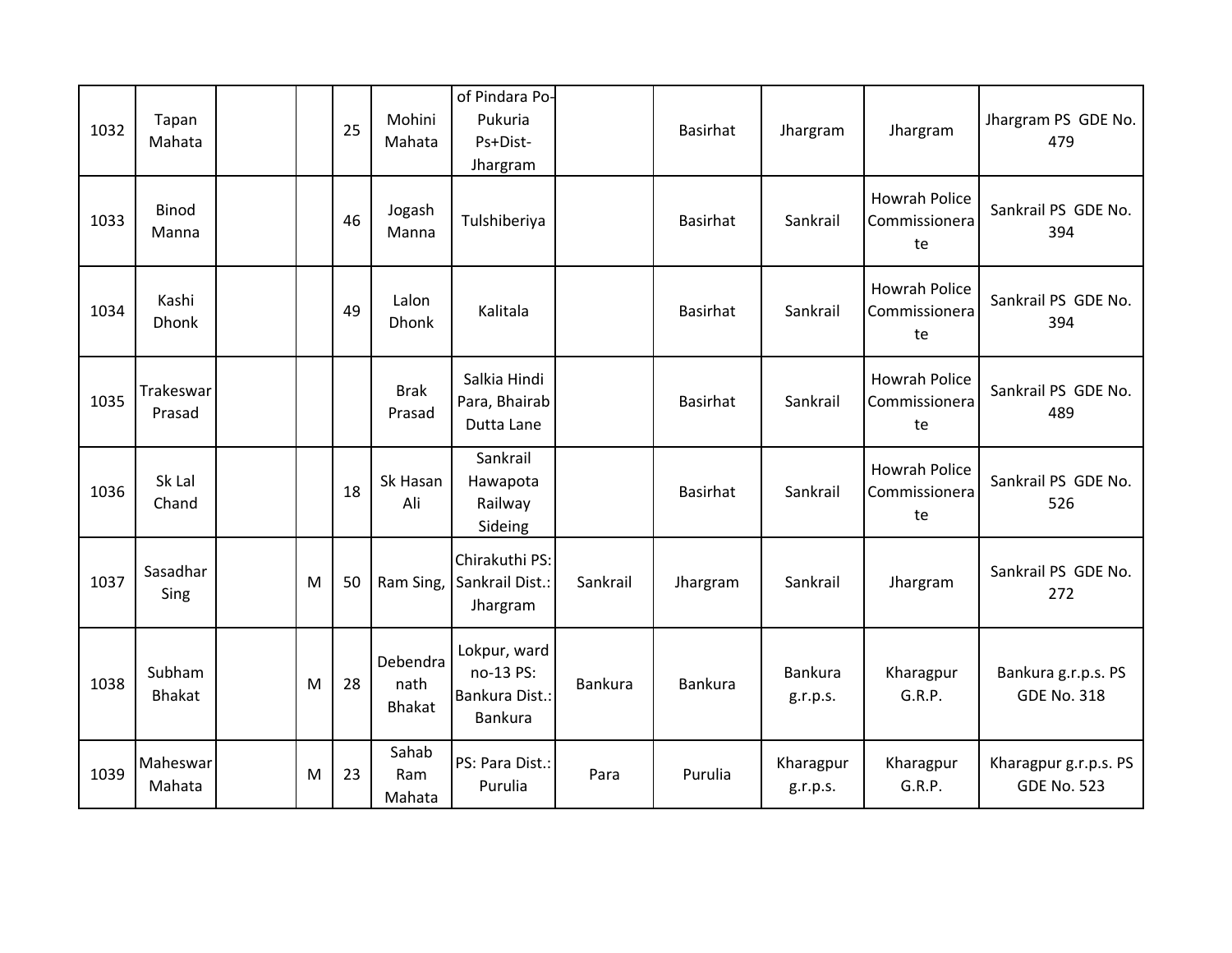| 1032 | Tapan Mahata | | | 25 | Mohini Mahata | of Pindara Po-Pukuria Ps+Dist-Jhargram | | Basirhat | Jhargram | Jhargram | Jhargram PS GDE No. 479 |
|---|---|---|---|---|---|---|---|---|---|---|---|
| 1033 | Binod Manna | | | 46 | Jogash Manna | Tulshiberiya | | Basirhat | Sankrail | Howrah Police Commissionerate | Sankrail PS GDE No. 394 |
| 1034 | Kashi Dhonk | | | 49 | Lalon Dhonk | Kalitala | | Basirhat | Sankrail | Howrah Police Commissionerate | Sankrail PS GDE No. 394 |
| 1035 | Trakeswar Prasad | | | | Brak Prasad | Salkia Hindi Para, Bhairab Dutta Lane | | Basirhat | Sankrail | Howrah Police Commissionerate | Sankrail PS GDE No. 489 |
| 1036 | Sk Lal Chand | | | 18 | Sk Hasan Ali | Sankrail Hawapota Railway Sideing | | Basirhat | Sankrail | Howrah Police Commissionerate | Sankrail PS GDE No. 526 |
| 1037 | Sasadhar Sing | | M | 50 | Ram Sing, | Chirakuthi PS: Sankrail Dist.: Jhargram | Sankrail | Jhargram | Sankrail | Jhargram | Sankrail PS GDE No. 272 |
| 1038 | Subham Bhakat | | M | 28 | Debendra nath Bhakat | Lokpur, ward no-13 PS: Bankura Dist.: Bankura | Bankura | Bankura | Bankura g.r.p.s. | Kharagpur G.R.P. | Bankura g.r.p.s. PS GDE No. 318 |
| 1039 | Maheswar Mahata | | M | 23 | Sahab Ram Mahata | PS: Para Dist.: Purulia | Para | Purulia | Kharagpur g.r.p.s. | Kharagpur G.R.P. | Kharagpur g.r.p.s. PS GDE No. 523 |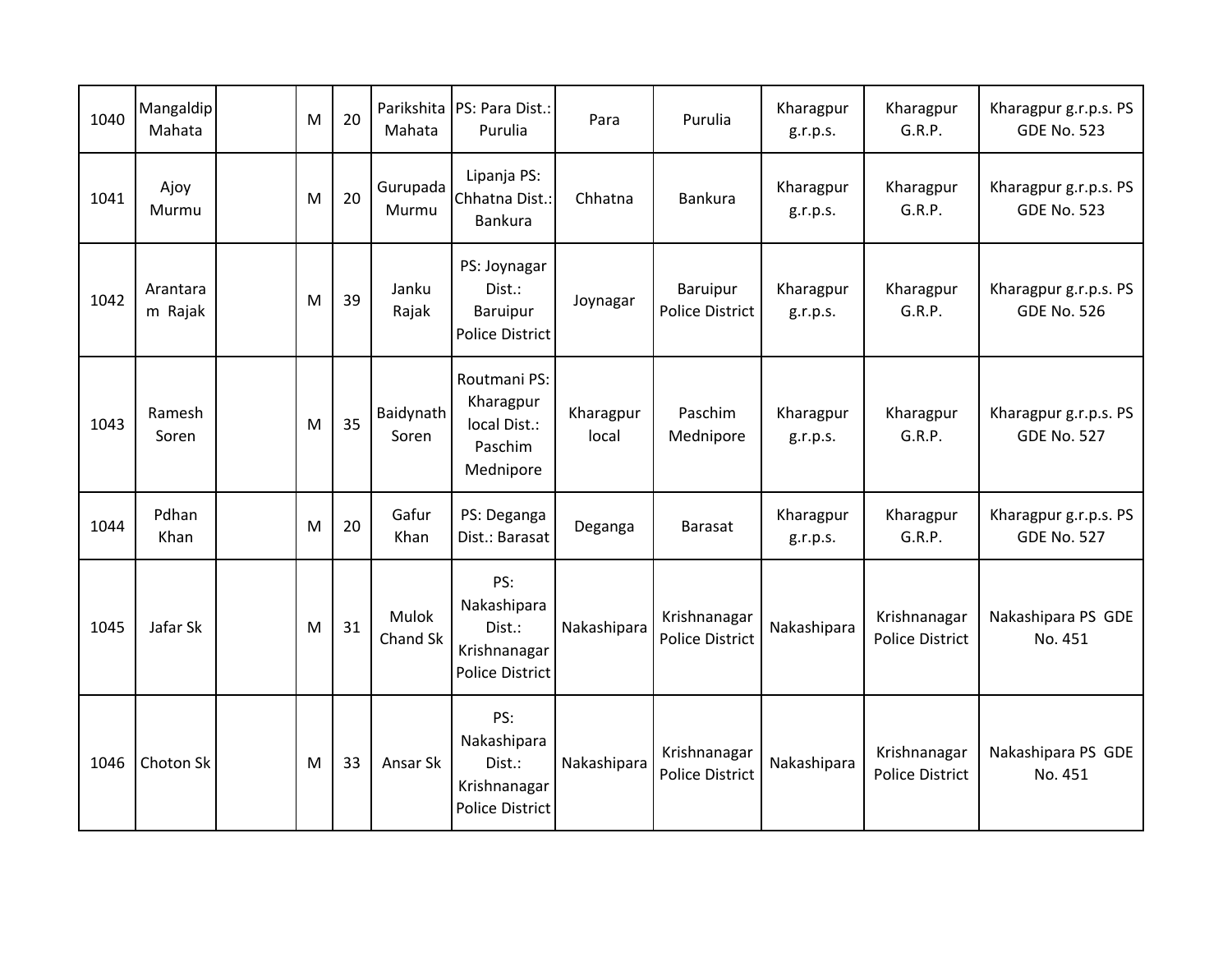| 1040 | Mangaldip Mahata | | M | 20 | Parikshita Mahata | PS: Para Dist.: Purulia | Para | Purulia | Kharagpur g.r.p.s. | Kharagpur G.R.P. | Kharagpur g.r.p.s. PS GDE No. 523 |
|---|---|---|---|---|---|---|---|---|---|---|---|
| 1041 | Ajoy Murmu | | M | 20 | Gurupada Murmu | Lipanja PS: Chhatna Dist.: Bankura | Chhatna | Bankura | Kharagpur g.r.p.s. | Kharagpur G.R.P. | Kharagpur g.r.p.s. PS GDE No. 523 |
| 1042 | Arantaram Rajak | | M | 39 | Janku Rajak | PS: Joynagar Dist.: Baruipur Police District | Joynagar | Baruipur Police District | Kharagpur g.r.p.s. | Kharagpur G.R.P. | Kharagpur g.r.p.s. PS GDE No. 526 |
| 1043 | Ramesh Soren | | M | 35 | Baidynath Soren | Routmani PS: Kharagpur local Dist.: Paschim Mednipore | Kharagpur local | Paschim Mednipore | Kharagpur g.r.p.s. | Kharagpur G.R.P. | Kharagpur g.r.p.s. PS GDE No. 527 |
| 1044 | Pdhan Khan | | M | 20 | Gafur Khan | PS: Deganga Dist.: Barasat | Deganga | Barasat | Kharagpur g.r.p.s. | Kharagpur G.R.P. | Kharagpur g.r.p.s. PS GDE No. 527 |
| 1045 | Jafar Sk | | M | 31 | Mulok Chand Sk | PS: Nakashipara Dist.: Krishnanagar Police District | Nakashipara | Krishnanagar Police District | Nakashipara | Krishnanagar Police District | Nakashipara PS GDE No. 451 |
| 1046 | Choton Sk | | M | 33 | Ansar Sk | PS: Nakashipara Dist.: Krishnanagar Police District | Nakashipara | Krishnanagar Police District | Nakashipara | Krishnanagar Police District | Nakashipara PS GDE No. 451 |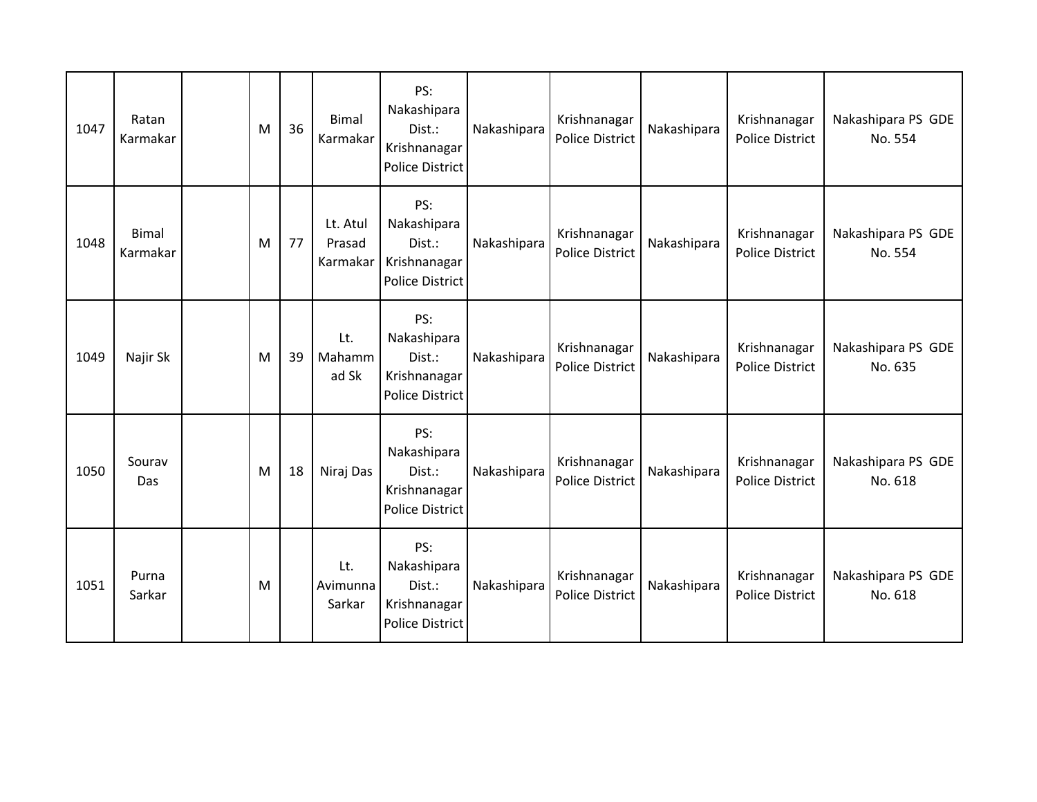| 1047 | Ratan Karmakar | | M | 36 | Bimal Karmakar | PS: Nakashipara Dist.: Krishnanagar Police District | Nakashipara | Krishnanagar Police District | Nakashipara | Krishnanagar Police District | Nakashipara PS GDE No. 554 |
|---|---|---|---|---|---|---|---|---|---|---|---|
| 1048 | Bimal Karmakar | | M | 77 | Lt. Atul Prasad Karmakar | PS: Nakashipara Dist.: Krishnanagar Police District | Nakashipara | Krishnanagar Police District | Nakashipara | Krishnanagar Police District | Nakashipara PS GDE No. 554 |
| 1049 | Najir Sk | | M | 39 | Lt. Mahammad Sk | PS: Nakashipara Dist.: Krishnanagar Police District | Nakashipara | Krishnanagar Police District | Nakashipara | Krishnanagar Police District | Nakashipara PS GDE No. 635 |
| 1050 | Sourav Das | | M | 18 | Niraj Das | PS: Nakashipara Dist.: Krishnanagar Police District | Nakashipara | Krishnanagar Police District | Nakashipara | Krishnanagar Police District | Nakashipara PS GDE No. 618 |
| 1051 | Purna Sarkar | | M | | Lt. Avimunna Sarkar | PS: Nakashipara Dist.: Krishnanagar Police District | Nakashipara | Krishnanagar Police District | Nakashipara | Krishnanagar Police District | Nakashipara PS GDE No. 618 |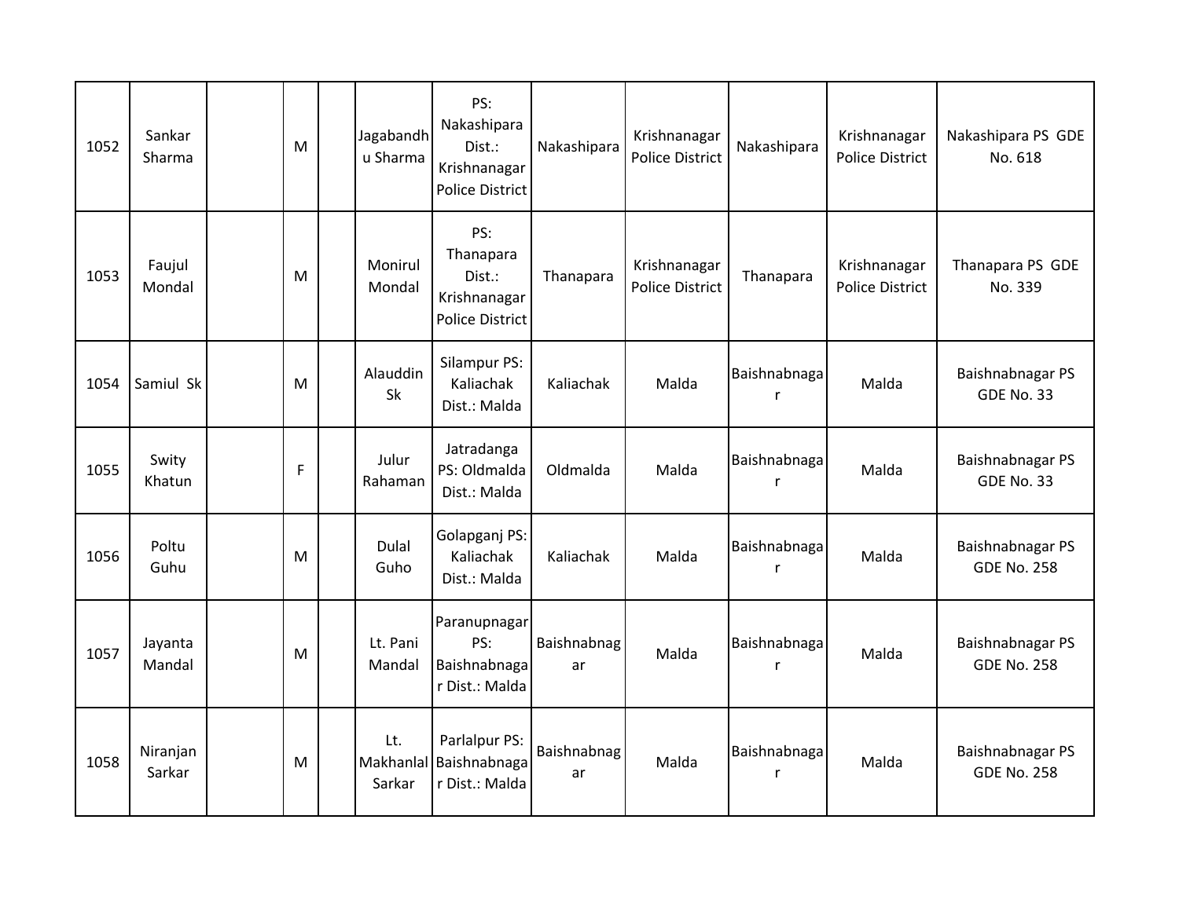| | | | | | | | | | | | |
|---|---|---|---|---|---|---|---|---|---|---|---|
| 1052 | Sankar Sharma | | M | | Jagabandhu Sharma | PS: Nakashipara Dist.: Krishnanagar Police District | Nakashipara | Krishnanagar Police District | Nakashipara | Krishnanagar Police District | Nakashipara PS GDE No. 618 |
| 1053 | Faujul Mondal | | M | | Monirul Mondal | PS: Thanapara Dist.: Krishnanagar Police District | Thanapara | Krishnanagar Police District | Thanapara | Krishnanagar Police District | Thanapara PS GDE No. 339 |
| 1054 | Samiul Sk | | M | | Alauddin Sk | Silampur PS: Kaliachak Dist.: Malda | Kaliachak | Malda | Baishnabnagar | Malda | Baishnabnagar PS GDE No. 33 |
| 1055 | Swity Khatun | | F | | Julur Rahaman | Jatradanga PS: Oldmalda Dist.: Malda | Oldmalda | Malda | Baishnabnagar | Malda | Baishnabnagar PS GDE No. 33 |
| 1056 | Poltu Guhu | | M | | Dulal Guho | Golapganj PS: Kaliachak Dist.: Malda | Kaliachak | Malda | Baishnabnagar | Malda | Baishnabnagar PS GDE No. 258 |
| 1057 | Jayanta Mandal | | M | | Lt. Pani Mandal | Paranupnagar PS: Baishnabnagar Dist.: Malda | Baishnabnagar | Malda | Baishnabnagar | Malda | Baishnabnagar PS GDE No. 258 |
| 1058 | Niranjan Sarkar | | M | | Lt. Makhanlal Sarkar | Parlalpur PS: Baishnabnagar Dist.: Malda | Baishnabnagar | Malda | Baishnabnagar | Malda | Baishnabnagar PS GDE No. 258 |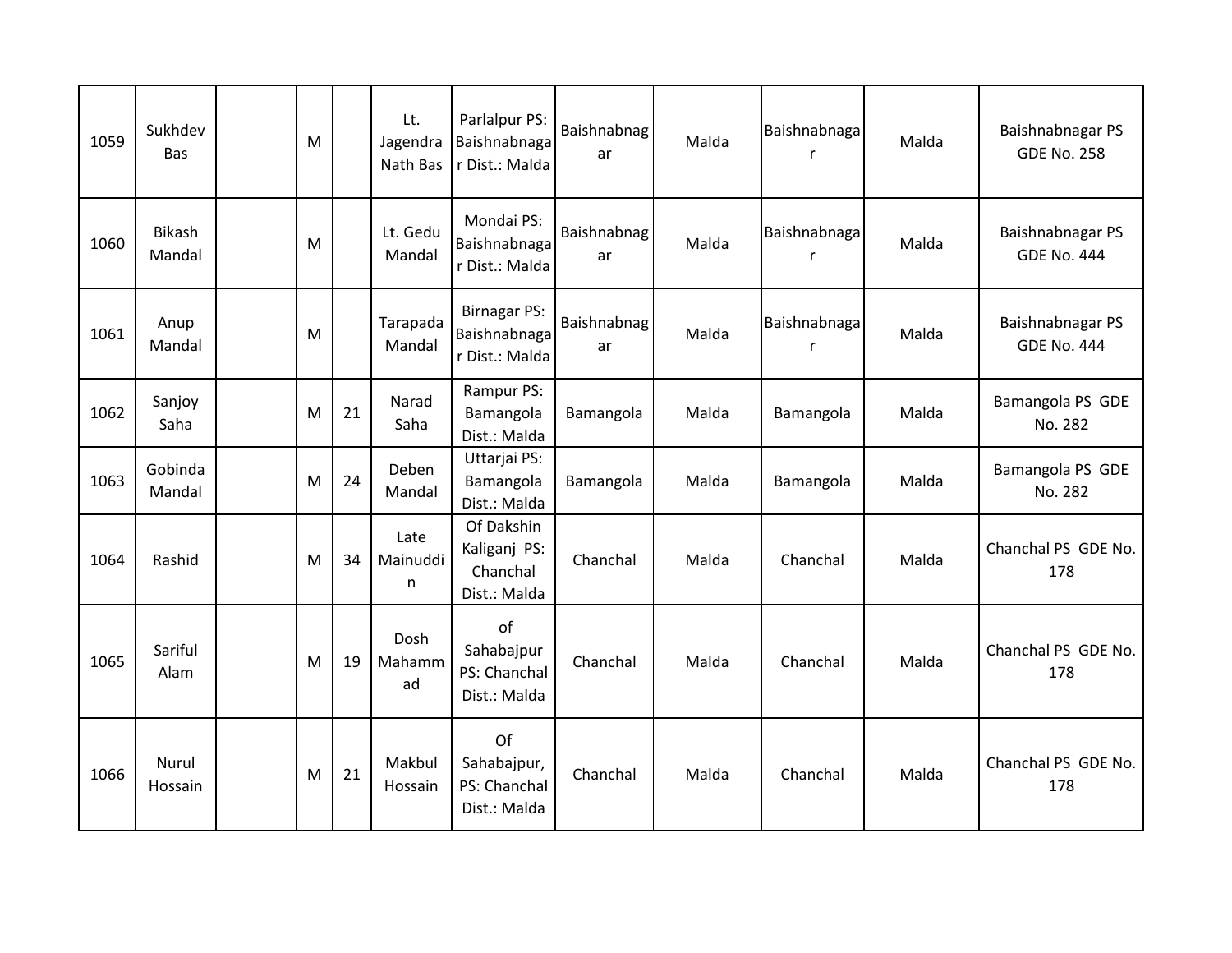| | | | | | | | | | | | |
|---|---|---|---|---|---|---|---|---|---|---|---|
| 1059 | Sukhdev Bas | | M | | Lt. Jagendra Nath Bas | Parlalpur PS: Baishnabnagar Dist.: Malda | Baishnabnagar | Malda | Baishnabnagar | Malda | Baishnabnagar PS GDE No. 258 |
| 1060 | Bikash Mandal | | M | | Lt. Gedu Mandal | Mondai PS: Baishnabnagar Dist.: Malda | Baishnabnagar | Malda | Baishnabnagar | Malda | Baishnabnagar PS GDE No. 444 |
| 1061 | Anup Mandal | | M | | Tarapada Mandal | Birnagar PS: Baishnabnagar Dist.: Malda | Baishnabnagar | Malda | Baishnabnagar | Malda | Baishnabnagar PS GDE No. 444 |
| 1062 | Sanjoy Saha | | M | 21 | Narad Saha | Rampur PS: Bamangola Dist.: Malda | Bamangola | Malda | Bamangola | Malda | Bamangola PS GDE No. 282 |
| 1063 | Gobinda Mandal | | M | 24 | Deben Mandal | Uttarjai PS: Bamangola Dist.: Malda | Bamangola | Malda | Bamangola | Malda | Bamangola PS GDE No. 282 |
| 1064 | Rashid | | M | 34 | Late Mainuddin | Of Dakshin Kaliganj PS: Chanchal Dist.: Malda | Chanchal | Malda | Chanchal | Malda | Chanchal PS GDE No. 178 |
| 1065 | Sariful Alam | | M | 19 | Dosh Mahammad | of Sahabajpur PS: Chanchal Dist.: Malda | Chanchal | Malda | Chanchal | Malda | Chanchal PS GDE No. 178 |
| 1066 | Nurul Hossain | | M | 21 | Makbul Hossain | Of Sahabajpur, PS: Chanchal Dist.: Malda | Chanchal | Malda | Chanchal | Malda | Chanchal PS GDE No. 178 |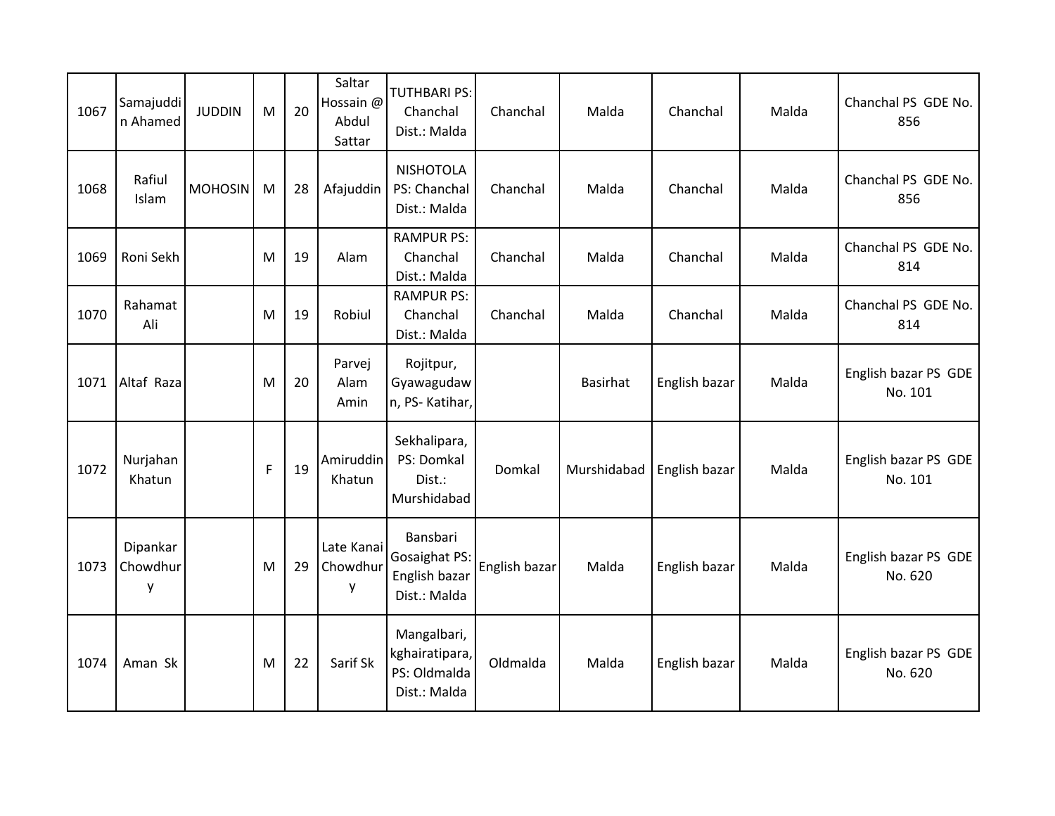| 1067 | Samajuddin Ahamed | JUDDIN | M | 20 | Saltar Hossain @ Abdul Sattar | TUTHBARI PS: Chanchal Dist.: Malda | Chanchal | Malda | Chanchal | Malda | Chanchal PS GDE No. 856 |
|---|---|---|---|---|---|---|---|---|---|---|---|
| 1068 | Rafiul Islam | MOHOSIN | M | 28 | Afajuddin | NISHOTOLA PS: Chanchal Dist.: Malda | Chanchal | Malda | Chanchal | Malda | Chanchal PS GDE No. 856 |
| 1069 | Roni Sekh | | M | 19 | Alam | RAMPUR PS: Chanchal Dist.: Malda | Chanchal | Malda | Chanchal | Malda | Chanchal PS GDE No. 814 |
| 1070 | Rahamat Ali | | M | 19 | Robiul | RAMPUR PS: Chanchal Dist.: Malda | Chanchal | Malda | Chanchal | Malda | Chanchal PS GDE No. 814 |
| 1071 | Altaf Raza | | M | 20 | Parvej Alam Amin | Rojitpur, Gyawagudawn, PS- Katihar, | | Basirhat | English bazar | Malda | English bazar PS GDE No. 101 |
| 1072 | Nurjahan Khatun | | F | 19 | Amiruddin Khatun | Sekhalipara, PS: Domkal Dist.: Murshidabad | Domkal | Murshidabad | English bazar | Malda | English bazar PS GDE No. 101 |
| 1073 | Dipankar Chowdhury | | M | 29 | Late Kanai Chowdhury | Bansbari Gosaighat PS: English bazar Dist.: Malda | English bazar | Malda | English bazar | Malda | English bazar PS GDE No. 620 |
| 1074 | Aman Sk | | M | 22 | Sarif Sk | Mangalbari, kghairatipara, PS: Oldmalda Dist.: Malda | Oldmalda | Malda | English bazar | Malda | English bazar PS GDE No. 620 |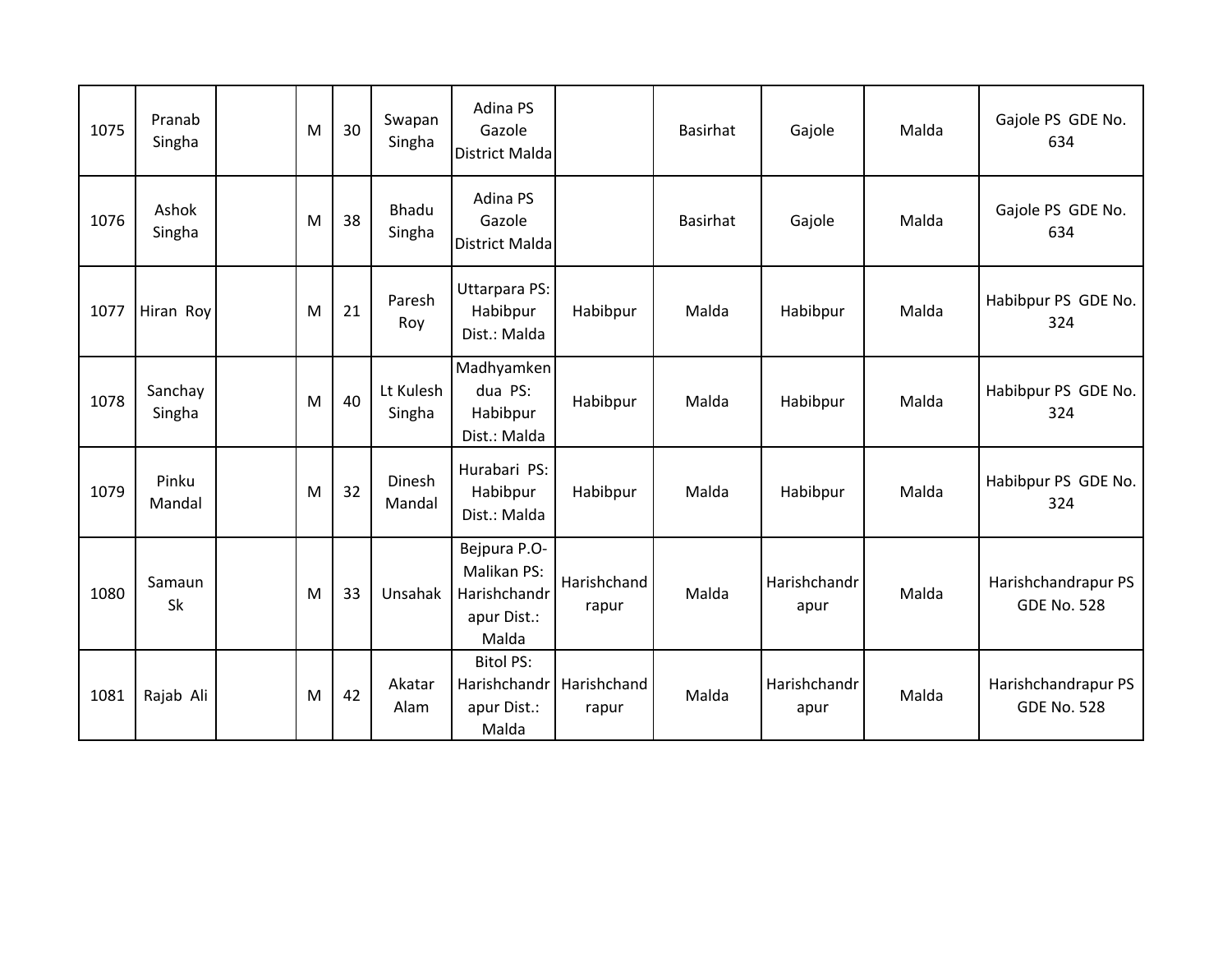| | | | | | | | | | | |
|---|---|---|---|---|---|---|---|---|---|---|
| 1075 | Pranab Singha | | M | 30 | Swapan Singha | Adina PS Gazole District Malda | | Basirhat | Gajole | Malda | Gajole PS GDE No. 634 |
| 1076 | Ashok Singha | | M | 38 | Bhadu Singha | Adina PS Gazole District Malda | | Basirhat | Gajole | Malda | Gajole PS GDE No. 634 |
| 1077 | Hiran Roy | | M | 21 | Paresh Roy | Uttarpara PS: Habibpur Dist.: Malda | Habibpur | Malda | Habibpur | Malda | Habibpur PS GDE No. 324 |
| 1078 | Sanchay Singha | | M | 40 | Lt Kulesh Singha | Madhyamkendua PS: Habibpur Dist.: Malda | Habibpur | Malda | Habibpur | Malda | Habibpur PS GDE No. 324 |
| 1079 | Pinku Mandal | | M | 32 | Dinesh Mandal | Hurabari PS: Habibpur Dist.: Malda | Habibpur | Malda | Habibpur | Malda | Habibpur PS GDE No. 324 |
| 1080 | Samaun Sk | | M | 33 | Unsahak | Bejpura P.O- Malikan PS: Harishchandrapur Dist.: Malda | Harishchandrapur | Malda | Harishchandrapur | Malda | Harishchandrapur PS GDE No. 528 |
| 1081 | Rajab Ali | | M | 42 | Akatar Alam | Bitol PS: Harishchandrapur Dist.: Malda | Harishchandrapur | Malda | Harishchandrapur | Malda | Harishchandrapur PS GDE No. 528 |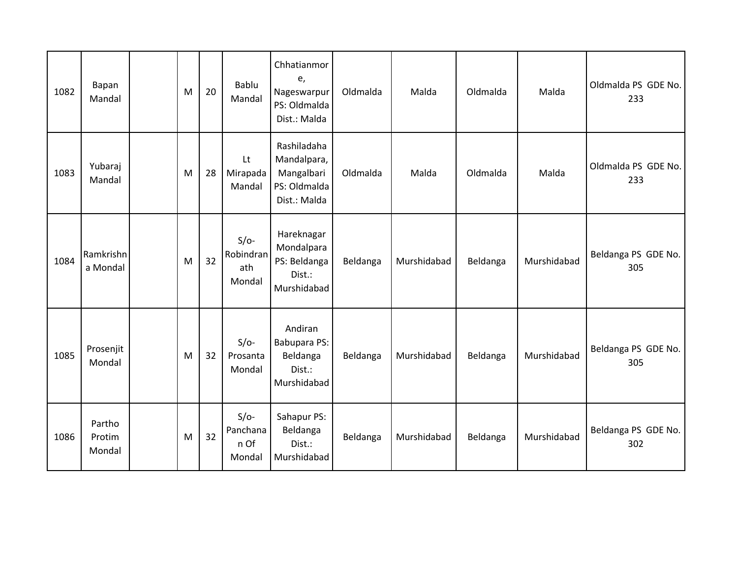| 1082 | Bapan Mandal | | M | 20 | Bablu Mandal | Chhatianmore, Nageswarpur PS: Oldmalda Dist.: Malda | Oldmalda | Malda | Oldmalda | Malda | Oldmalda PS GDE No. 233 |
|---|---|---|---|---|---|---|---|---|---|---|---|
| 1083 | Yubaraj Mandal | | M | 28 | Lt Mirapada Mandal | Rashiladaha Mandalpara, Mangalbari PS: Oldmalda Dist.: Malda | Oldmalda | Malda | Oldmalda | Malda | Oldmalda PS GDE No. 233 |
| 1084 | Ramkrishna Mondal | | M | 32 | S/o- Robindranath Mondal | Hareknagar Mondalpara PS: Beldanga Dist.: Murshidabad | Beldanga | Murshidabad | Beldanga | Murshidabad | Beldanga PS GDE No. 305 |
| 1085 | Prosenjit Mondal | | M | 32 | S/o- Prosanta Mondal | Andiran Babupara PS: Beldanga Dist.: Murshidabad | Beldanga | Murshidabad | Beldanga | Murshidabad | Beldanga PS GDE No. 305 |
| 1086 | Partho Protim Mondal | | M | 32 | S/o- Panchanan Of Mondal | Sahapur PS: Beldanga Dist.: Murshidabad | Beldanga | Murshidabad | Beldanga | Murshidabad | Beldanga PS GDE No. 302 |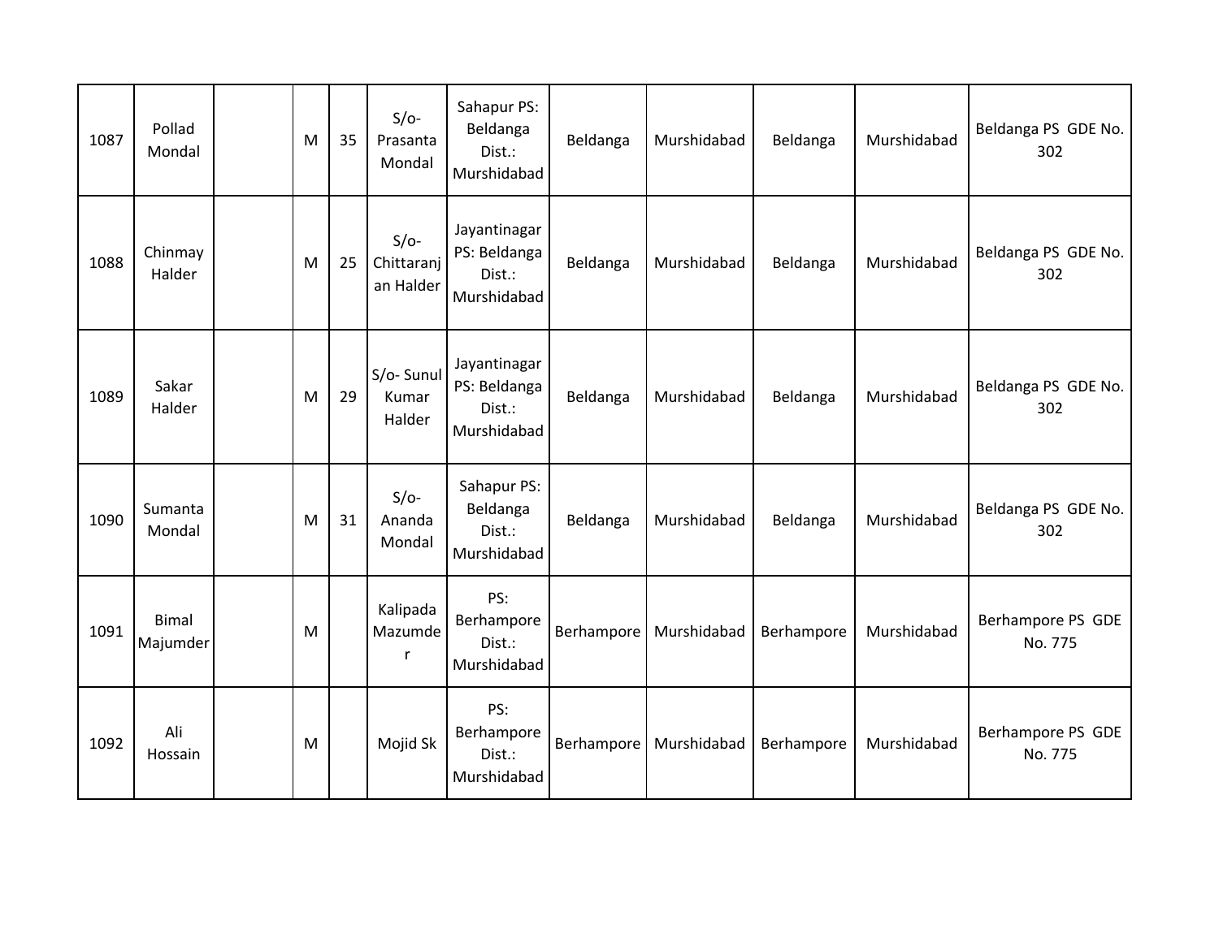| 1087 | Pollad Mondal | | M | 35 | S/o- Prasanta Mondal | Sahapur PS: Beldanga Dist.: Murshidabad | Beldanga | Murshidabad | Beldanga | Murshidabad | Beldanga PS GDE No. 302 |
|---|---|---|---|---|---|---|---|---|---|---|---|
| 1088 | Chinmay Halder | | M | 25 | S/o- Chittaranjan Halder | Jayantinagar PS: Beldanga Dist.: Murshidabad | Beldanga | Murshidabad | Beldanga | Murshidabad | Beldanga PS GDE No. 302 |
| 1089 | Sakar Halder | | M | 29 | S/o- Sunul Kumar Halder | Jayantinagar PS: Beldanga Dist.: Murshidabad | Beldanga | Murshidabad | Beldanga | Murshidabad | Beldanga PS GDE No. 302 |
| 1090 | Sumanta Mondal | | M | 31 | S/o- Ananda Mondal | Sahapur PS: Beldanga Dist.: Murshidabad | Beldanga | Murshidabad | Beldanga | Murshidabad | Beldanga PS GDE No. 302 |
| 1091 | Bimal Majumder | | M | | Kalipada Mazumder | PS: Berhampore Dist.: Murshidabad | Berhampore | Murshidabad | Berhampore | Murshidabad | Berhampore PS GDE No. 775 |
| 1092 | Ali Hossain | | M | | Mojid Sk | PS: Berhampore Dist.: Murshidabad | Berhampore | Murshidabad | Berhampore | Murshidabad | Berhampore PS GDE No. 775 |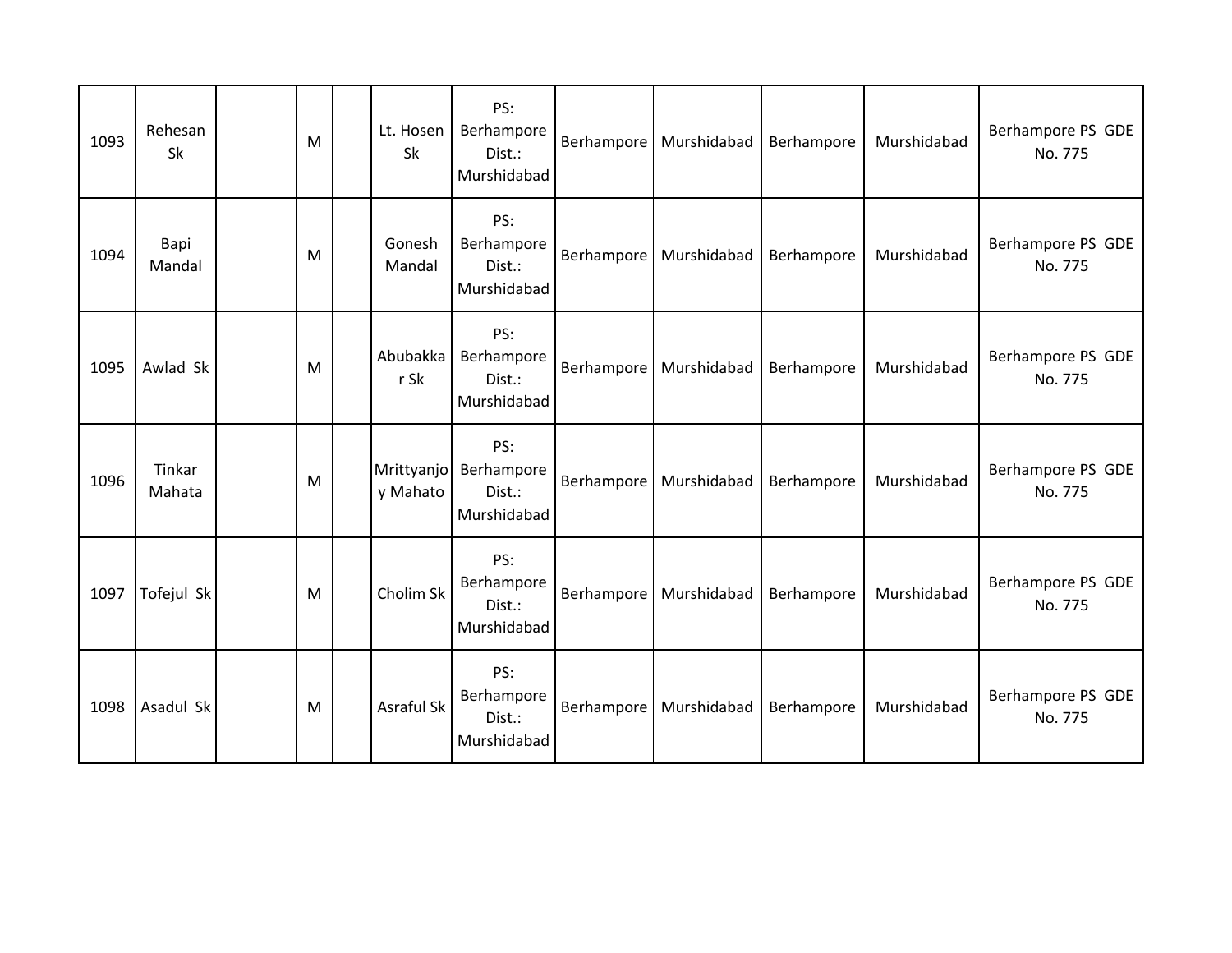| | | | | | | | | | | | |
|---|---|---|---|---|---|---|---|---|---|---|---|
| 1093 | Rehesan Sk | | M | | Lt. Hosen Sk | PS: Berhampore Dist.: Murshidabad | Berhampore | Murshidabad | Berhampore | Murshidabad | Berhampore PS GDE No. 775 |
| 1094 | Bapi Mandal | | M | | Gonesh Mandal | PS: Berhampore Dist.: Murshidabad | Berhampore | Murshidabad | Berhampore | Murshidabad | Berhampore PS GDE No. 775 |
| 1095 | Awlad Sk | | M | | Abubakkar Sk | PS: Berhampore Dist.: Murshidabad | Berhampore | Murshidabad | Berhampore | Murshidabad | Berhampore PS GDE No. 775 |
| 1096 | Tinkar Mahata | | M | | Mrittyanjoy Mahato | PS: Berhampore Dist.: Murshidabad | Berhampore | Murshidabad | Berhampore | Murshidabad | Berhampore PS GDE No. 775 |
| 1097 | Tofejul Sk | | M | | Cholim Sk | PS: Berhampore Dist.: Murshidabad | Berhampore | Murshidabad | Berhampore | Murshidabad | Berhampore PS GDE No. 775 |
| 1098 | Asadul Sk | | M | | Asraful Sk | PS: Berhampore Dist.: Murshidabad | Berhampore | Murshidabad | Berhampore | Murshidabad | Berhampore PS GDE No. 775 |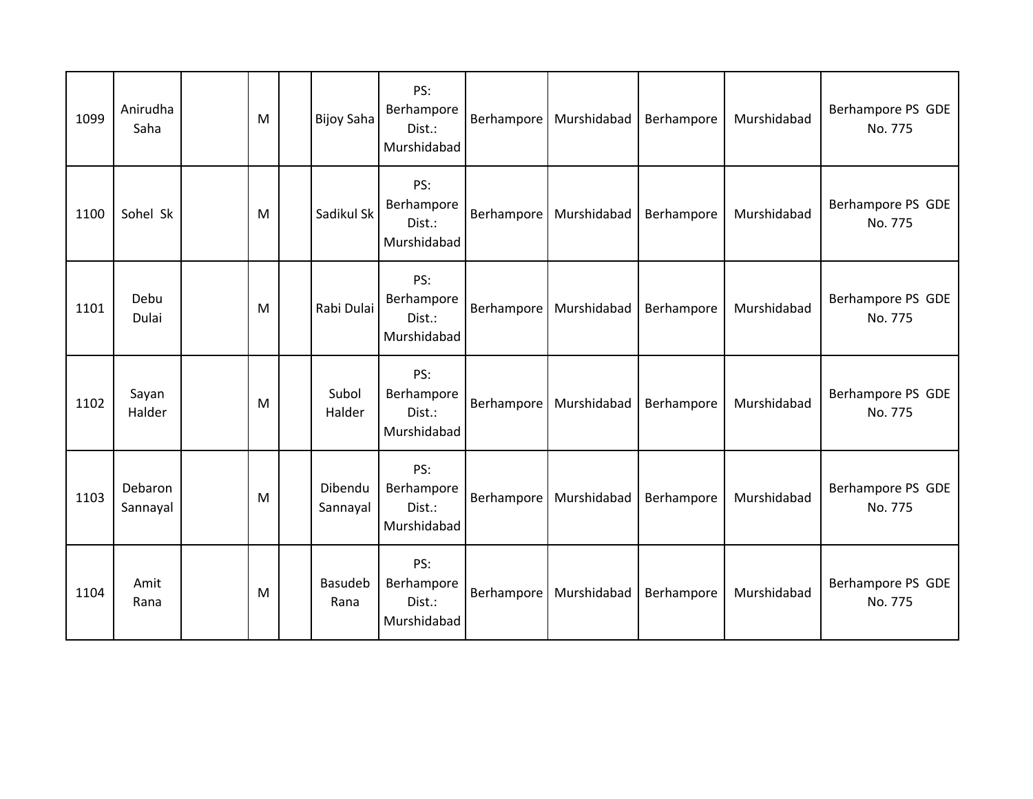| | | | | | | | | | | | |
|---|---|---|---|---|---|---|---|---|---|---|---|
| 1099 | Anirudha Saha | | M | | Bijoy Saha | PS: Berhampore Dist.: Murshidabad | Berhampore | Murshidabad | Berhampore | Murshidabad | Berhampore PS GDE No. 775 |
| 1100 | Sohel Sk | | M | | Sadikul Sk | PS: Berhampore Dist.: Murshidabad | Berhampore | Murshidabad | Berhampore | Murshidabad | Berhampore PS GDE No. 775 |
| 1101 | Debu Dulai | | M | | Rabi Dulai | PS: Berhampore Dist.: Murshidabad | Berhampore | Murshidabad | Berhampore | Murshidabad | Berhampore PS GDE No. 775 |
| 1102 | Sayan Halder | | M | | Subol Halder | PS: Berhampore Dist.: Murshidabad | Berhampore | Murshidabad | Berhampore | Murshidabad | Berhampore PS GDE No. 775 |
| 1103 | Debaron Sannayal | | M | | Dibendu Sannayal | PS: Berhampore Dist.: Murshidabad | Berhampore | Murshidabad | Berhampore | Murshidabad | Berhampore PS GDE No. 775 |
| 1104 | Amit Rana | | M | | Basudeb Rana | PS: Berhampore Dist.: Murshidabad | Berhampore | Murshidabad | Berhampore | Murshidabad | Berhampore PS GDE No. 775 |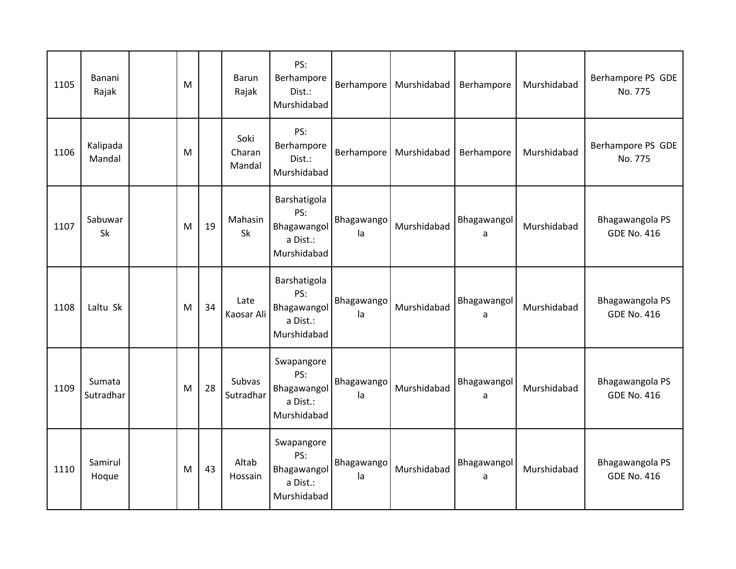| 1105 | Banani Rajak | | M | | Barun Rajak | PS: Berhampore Dist.: Murshidabad | Berhampore | Murshidabad | Berhampore | Murshidabad | Berhampore PS GDE No. 775 |
|---|---|---|---|---|---|---|---|---|---|---|---|
| 1106 | Kalipada Mandal | | M | | Soki Charan Mandal | PS: Berhampore Dist.: Murshidabad | Berhampore | Murshidabad | Berhampore | Murshidabad | Berhampore PS GDE No. 775 |
| 1107 | Sabuwar Sk | | M | 19 | Mahasin Sk | Barshatigola PS: Bhagawangola Dist.: Murshidabad | Bhagawangola | Murshidabad | Bhagawangola | Murshidabad | Bhagawangola PS GDE No. 416 |
| 1108 | Laltu Sk | | M | 34 | Late Kaosar Ali | Barshatigola PS: Bhagawangola Dist.: Murshidabad | Bhagawangola | Murshidabad | Bhagawangola | Murshidabad | Bhagawangola PS GDE No. 416 |
| 1109 | Sumata Sutradhar | | M | 28 | Subvas Sutradhar | Swapangore PS: Bhagawangola Dist.: Murshidabad | Bhagawangola | Murshidabad | Bhagawangola | Murshidabad | Bhagawangola PS GDE No. 416 |
| 1110 | Samirul Hoque | | M | 43 | Altab Hossain | Swapangore PS: Bhagawangola Dist.: Murshidabad | Bhagawangola | Murshidabad | Bhagawangola | Murshidabad | Bhagawangola PS GDE No. 416 |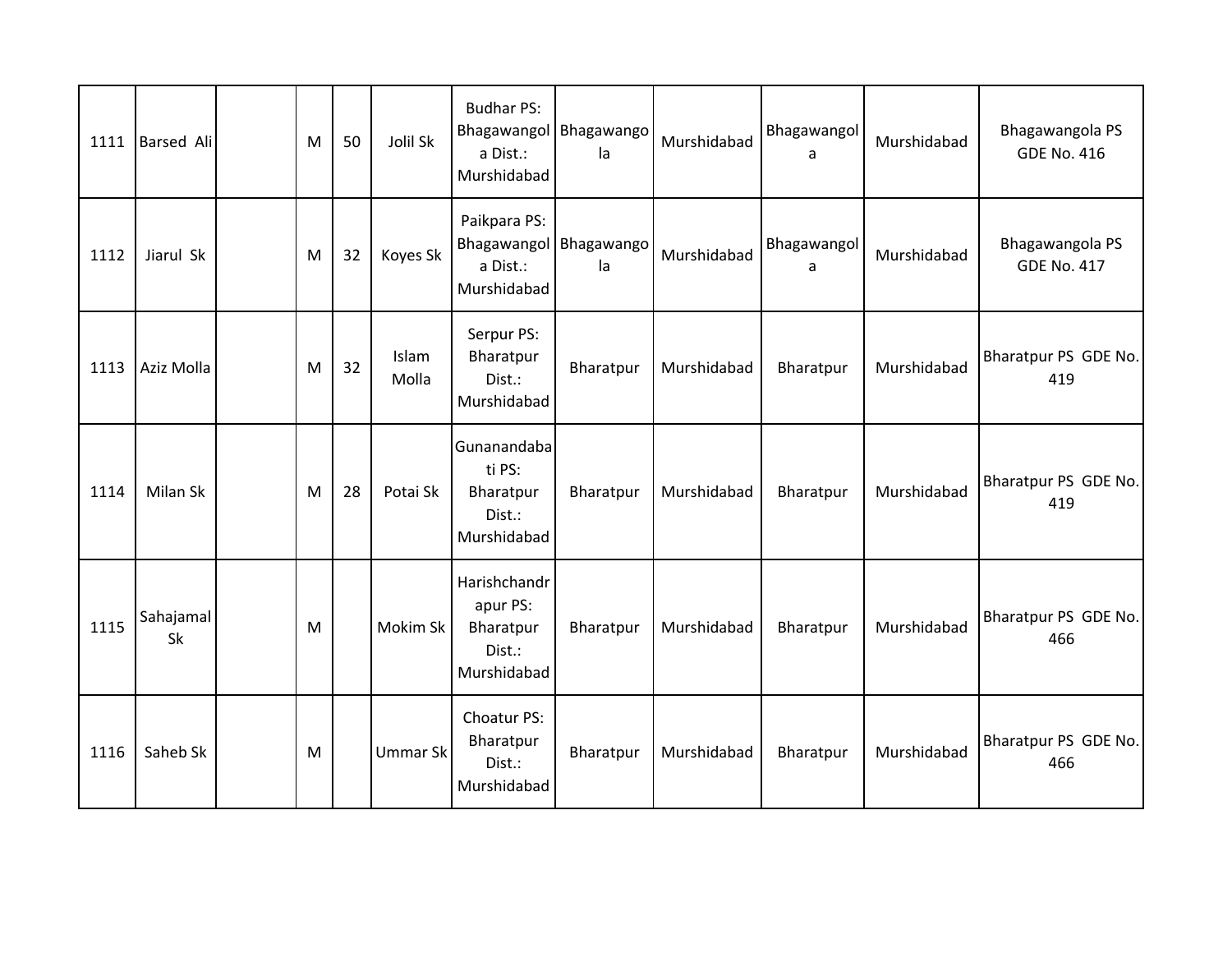| | | | | | | | | | | | |
|---|---|---|---|---|---|---|---|---|---|---|---|
| 1111 | Barsed Ali | | M | 50 | Jolil Sk | Budhar PS: Bhagawangola Dist.: Murshidabad | Bhagawangola | Murshidabad | Bhagawangola | Murshidabad | Bhagawangola PS GDE No. 416 |
| 1112 | Jiarul Sk | | M | 32 | Koyes Sk | Paikpara PS: Bhagawangola Dist.: Murshidabad | Bhagawangola | Murshidabad | Bhagawangola | Murshidabad | Bhagawangola PS GDE No. 417 |
| 1113 | Aziz Molla | | M | 32 | Islam Molla | Serpur PS: Bharatpur Dist.: Murshidabad | Bharatpur | Murshidabad | Bharatpur | Murshidabad | Bharatpur PS GDE No. 419 |
| 1114 | Milan Sk | | M | 28 | Potai Sk | Gunanandabati PS: Bharatpur Dist.: Murshidabad | Bharatpur | Murshidabad | Bharatpur | Murshidabad | Bharatpur PS GDE No. 419 |
| 1115 | Sahajamal Sk | | M | | Mokim Sk | Harishchandrapur PS: Bharatpur Dist.: Murshidabad | Bharatpur | Murshidabad | Bharatpur | Murshidabad | Bharatpur PS GDE No. 466 |
| 1116 | Saheb Sk | | M | | Ummar Sk | Choatur PS: Bharatpur Dist.: Murshidabad | Bharatpur | Murshidabad | Bharatpur | Murshidabad | Bharatpur PS GDE No. 466 |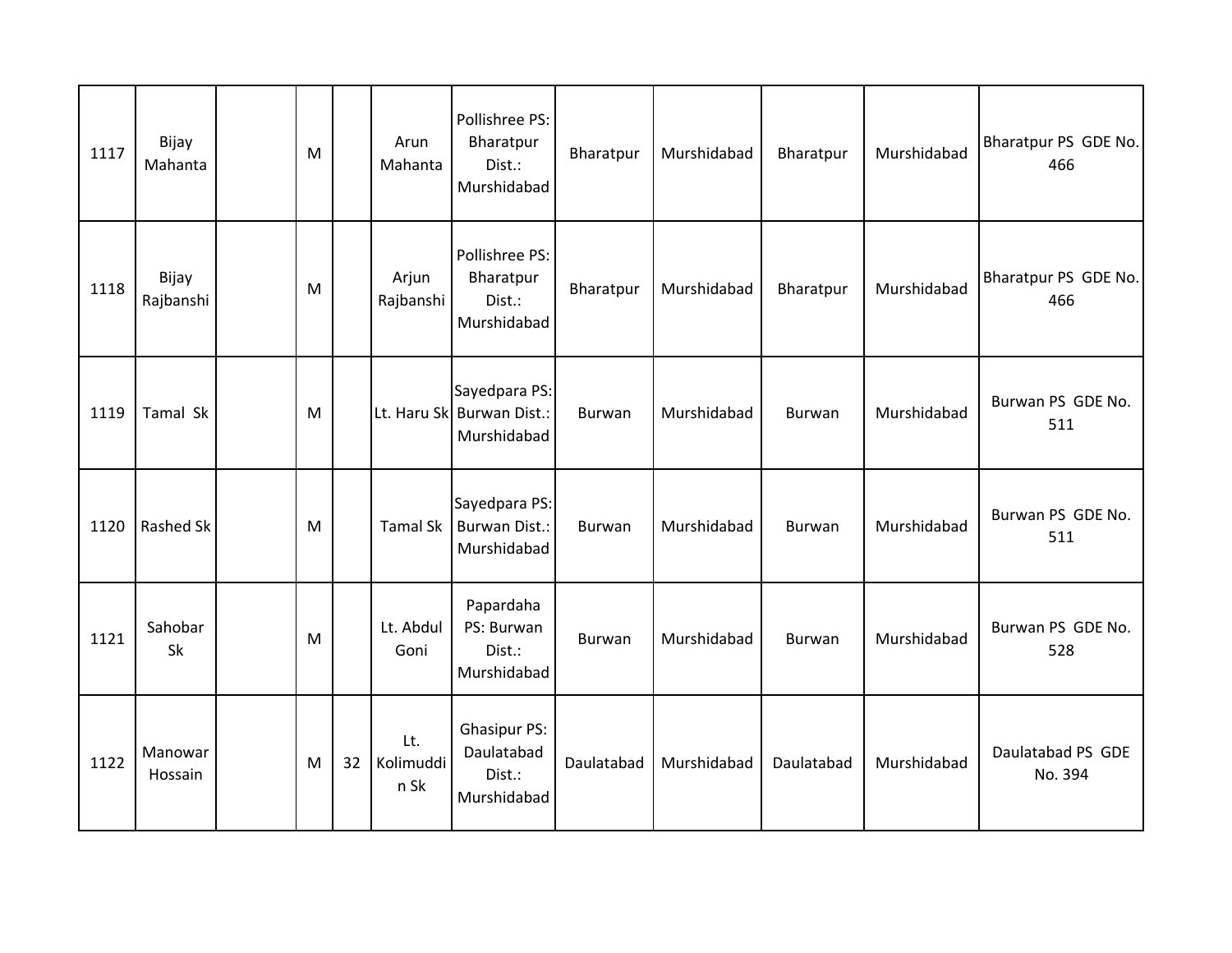| 1117 | Bijay Mahanta | | M | | Arun Mahanta | Pollishree PS: Bharatpur Dist.: Murshidabad | Bharatpur | Murshidabad | Bharatpur | Murshidabad | Bharatpur PS GDE No. 466 |
|---|---|---|---|---|---|---|---|---|---|---|---|
| 1118 | Bijay Rajbanshi | | M | | Arjun Rajbanshi | Pollishree PS: Bharatpur Dist.: Murshidabad | Bharatpur | Murshidabad | Bharatpur | Murshidabad | Bharatpur PS GDE No. 466 |
| 1119 | Tamal Sk | | M | | Lt. Haru Sk | Sayedpara PS: Burwan Dist.: Murshidabad | Burwan | Murshidabad | Burwan | Murshidabad | Burwan PS GDE No. 511 |
| 1120 | Rashed Sk | | M | | Tamal Sk | Sayedpara PS: Burwan Dist.: Murshidabad | Burwan | Murshidabad | Burwan | Murshidabad | Burwan PS GDE No. 511 |
| 1121 | Sahobar Sk | | M | | Lt. Abdul Goni | Papardaha PS: Burwan Dist.: Murshidabad | Burwan | Murshidabad | Burwan | Murshidabad | Burwan PS GDE No. 528 |
| 1122 | Manowar Hossain | | M | 32 | Lt. Kolimuddin Sk | Ghasipur PS: Daulatabad Dist.: Murshidabad | Daulatabad | Murshidabad | Daulatabad | Murshidabad | Daulatabad PS GDE No. 394 |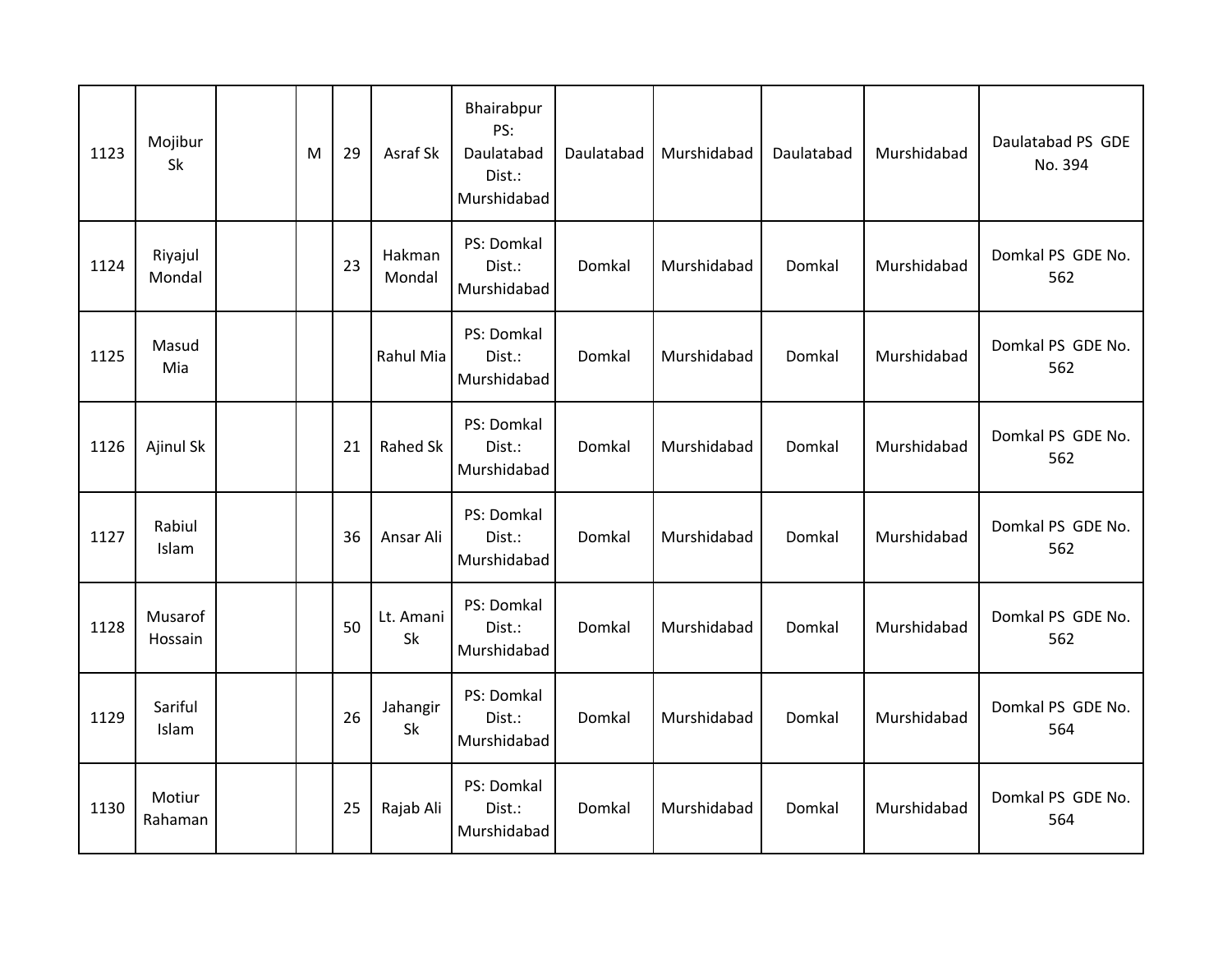| | | | | | | | | | | | |
|---|---|---|---|---|---|---|---|---|---|---|---|
| 1123 | Mojibur Sk | | M | 29 | Asraf Sk | Bhairabpur PS: Daulatabad Dist.: Murshidabad | Daulatabad | Murshidabad | Daulatabad | Murshidabad | Daulatabad PS GDE No. 394 |
| 1124 | Riyajul Mondal | | | 23 | Hakman Mondal | PS: Domkal Dist.: Murshidabad | Domkal | Murshidabad | Domkal | Murshidabad | Domkal PS GDE No. 562 |
| 1125 | Masud Mia | | | | Rahul Mia | PS: Domkal Dist.: Murshidabad | Domkal | Murshidabad | Domkal | Murshidabad | Domkal PS GDE No. 562 |
| 1126 | Ajinul Sk | | | 21 | Rahed Sk | PS: Domkal Dist.: Murshidabad | Domkal | Murshidabad | Domkal | Murshidabad | Domkal PS GDE No. 562 |
| 1127 | Rabiul Islam | | | 36 | Ansar Ali | PS: Domkal Dist.: Murshidabad | Domkal | Murshidabad | Domkal | Murshidabad | Domkal PS GDE No. 562 |
| 1128 | Musarof Hossain | | | 50 | Lt. Amani Sk | PS: Domkal Dist.: Murshidabad | Domkal | Murshidabad | Domkal | Murshidabad | Domkal PS GDE No. 562 |
| 1129 | Sariful Islam | | | 26 | Jahangir Sk | PS: Domkal Dist.: Murshidabad | Domkal | Murshidabad | Domkal | Murshidabad | Domkal PS GDE No. 564 |
| 1130 | Motiur Rahaman | | | 25 | Rajab Ali | PS: Domkal Dist.: Murshidabad | Domkal | Murshidabad | Domkal | Murshidabad | Domkal PS GDE No. 564 |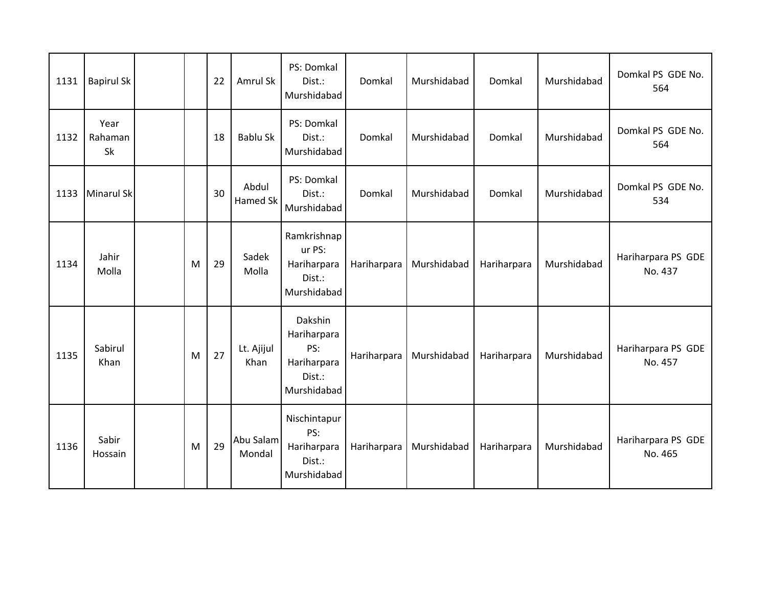|  |  |  |  |  |  |  |  |  |  |  |  |
|---|---|---|---|---|---|---|---|---|---|---|---|
| 1131 | Bapirul Sk |  |  | 22 | Amrul Sk | PS: Domkal Dist.: Murshidabad | Domkal | Murshidabad | Domkal | Murshidabad | Domkal PS GDE No. 564 |
| 1132 | Year Rahaman Sk |  |  | 18 | Bablu Sk | PS: Domkal Dist.: Murshidabad | Domkal | Murshidabad | Domkal | Murshidabad | Domkal PS GDE No. 564 |
| 1133 | Minarul Sk |  |  | 30 | Abdul Hamed Sk | PS: Domkal Dist.: Murshidabad | Domkal | Murshidabad | Domkal | Murshidabad | Domkal PS GDE No. 534 |
| 1134 | Jahir Molla |  | M | 29 | Sadek Molla | Ramkrishnapur PS: Hariharpara Dist.: Murshidabad | Hariharpara | Murshidabad | Hariharpara | Murshidabad | Hariharpara PS GDE No. 437 |
| 1135 | Sabirul Khan |  | M | 27 | Lt. Ajijul Khan | Dakshin Hariharpara PS: Hariharpara Dist.: Murshidabad | Hariharpara | Murshidabad | Hariharpara | Murshidabad | Hariharpara PS GDE No. 457 |
| 1136 | Sabir Hossain |  | M | 29 | Abu Salam Mondal | Nischintapur PS: Hariharpara Dist.: Murshidabad | Hariharpara | Murshidabad | Hariharpara | Murshidabad | Hariharpara PS GDE No. 465 |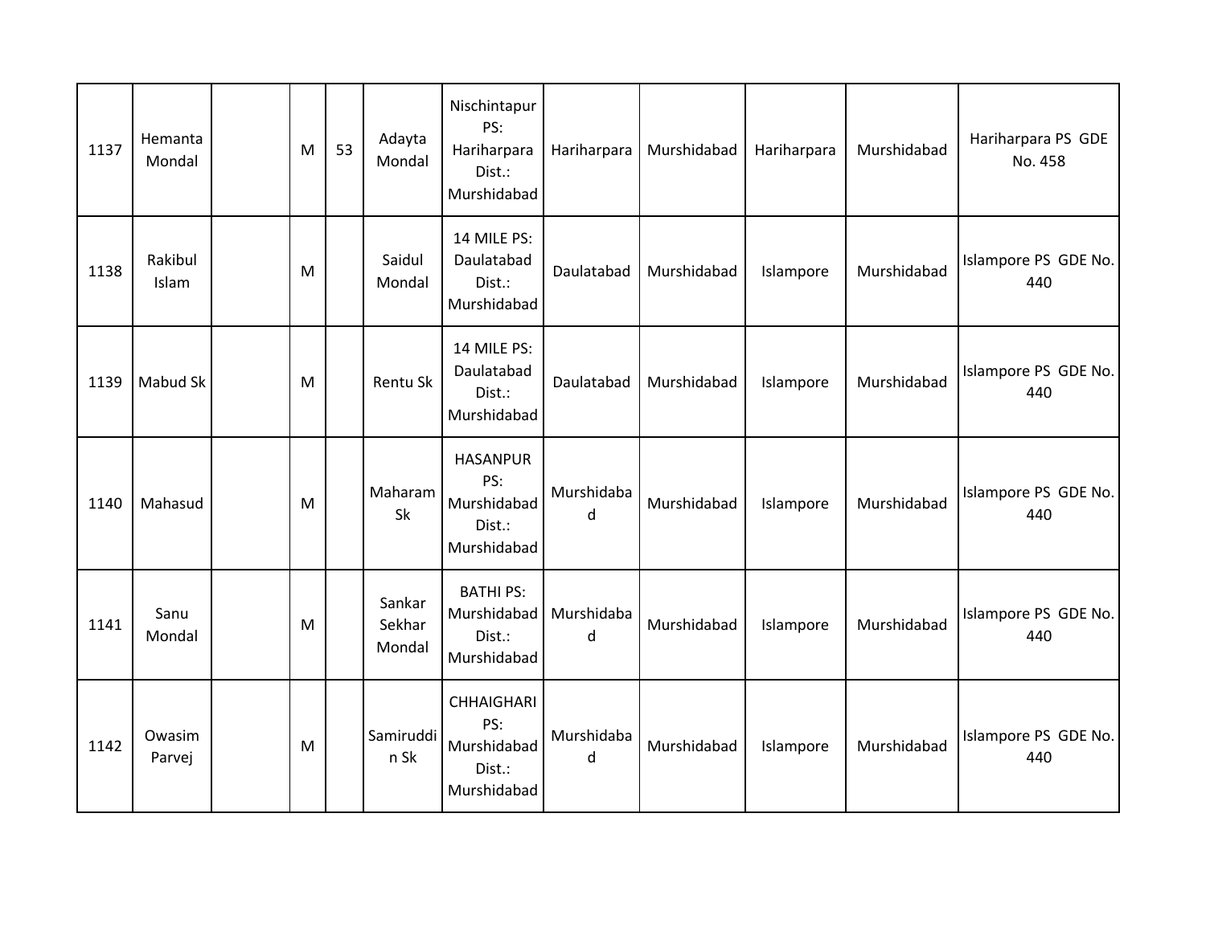| | | | | | | | | | | | |
|---|---|---|---|---|---|---|---|---|---|---|---|
| 1137 | Hemanta Mondal | | M | 53 | Adayta Mondal | Nischintapur PS: Hariharpara Dist.: Murshidabad | Hariharpara | Murshidabad | Hariharpara | Murshidabad | Hariharpara PS GDE No. 458 |
| 1138 | Rakibul Islam | | M | | Saidul Mondal | 14 MILE PS: Daulatabad Dist.: Murshidabad | Daulatabad | Murshidabad | Islampore | Murshidabad | Islampore PS GDE No. 440 |
| 1139 | Mabud Sk | | M | | Rentu Sk | 14 MILE PS: Daulatabad Dist.: Murshidabad | Daulatabad | Murshidabad | Islampore | Murshidabad | Islampore PS GDE No. 440 |
| 1140 | Mahasud | | M | | Maharam Sk | HASANPUR PS: Murshidabad Dist.: Murshidabad | Murshidabad | Murshidabad | Islampore | Murshidabad | Islampore PS GDE No. 440 |
| 1141 | Sanu Mondal | | M | | Sankar Sekhar Mondal | BATHI PS: Murshidabad Dist.: Murshidabad | Murshidabad | Murshidabad | Islampore | Murshidabad | Islampore PS GDE No. 440 |
| 1142 | Owasim Parvej | | M | | Samiruddin Sk | CHHAIGHARI PS: Murshidabad Dist.: Murshidabad | Murshidabad | Murshidabad | Islampore | Murshidabad | Islampore PS GDE No. 440 |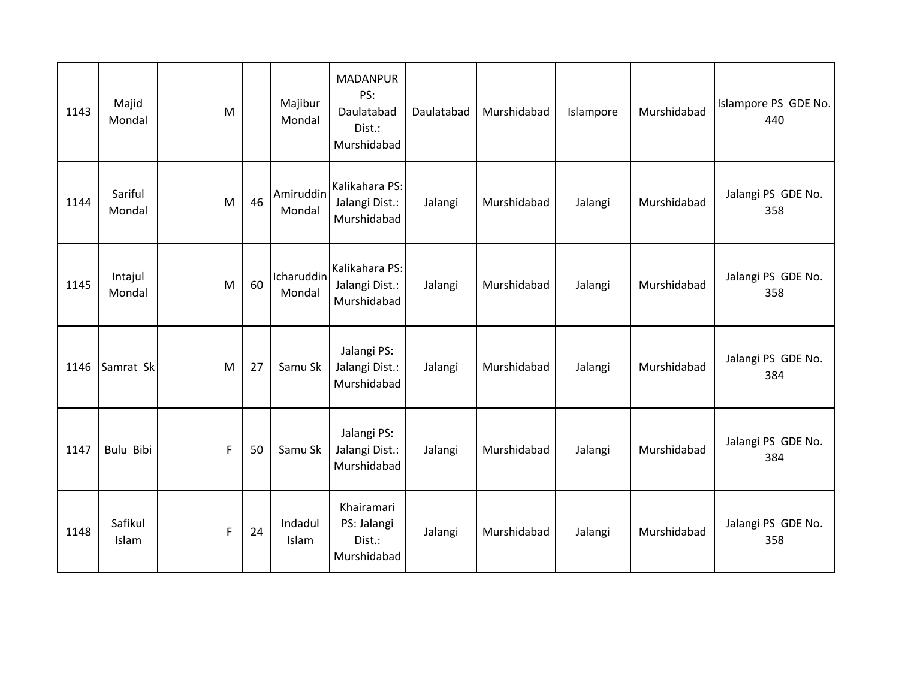| 1143 | Majid Mondal | | M | | Majibur Mondal | MADANPUR PS: Daulatabad Dist.: Murshidabad | Daulatabad | Murshidabad | Islampore | Murshidabad | Islampore PS GDE No. 440 |
|---|---|---|---|---|---|---|---|---|---|---|---|
| 1144 | Sariful Mondal | | M | 46 | Amiruddin Mondal | Kalikahara PS: Jalangi Dist.: Murshidabad | Jalangi | Murshidabad | Jalangi | Murshidabad | Jalangi PS GDE No. 358 |
| 1145 | Intajul Mondal | | M | 60 | Icharuddin Mondal | Kalikahara PS: Jalangi Dist.: Murshidabad | Jalangi | Murshidabad | Jalangi | Murshidabad | Jalangi PS GDE No. 358 |
| 1146 | Samrat Sk | | M | 27 | Samu Sk | Jalangi PS: Jalangi Dist.: Murshidabad | Jalangi | Murshidabad | Jalangi | Murshidabad | Jalangi PS GDE No. 384 |
| 1147 | Bulu Bibi | | F | 50 | Samu Sk | Jalangi PS: Jalangi Dist.: Murshidabad | Jalangi | Murshidabad | Jalangi | Murshidabad | Jalangi PS GDE No. 384 |
| 1148 | Safikul Islam | | F | 24 | Indadul Islam | Khairamari PS: Jalangi Dist.: Murshidabad | Jalangi | Murshidabad | Jalangi | Murshidabad | Jalangi PS GDE No. 358 |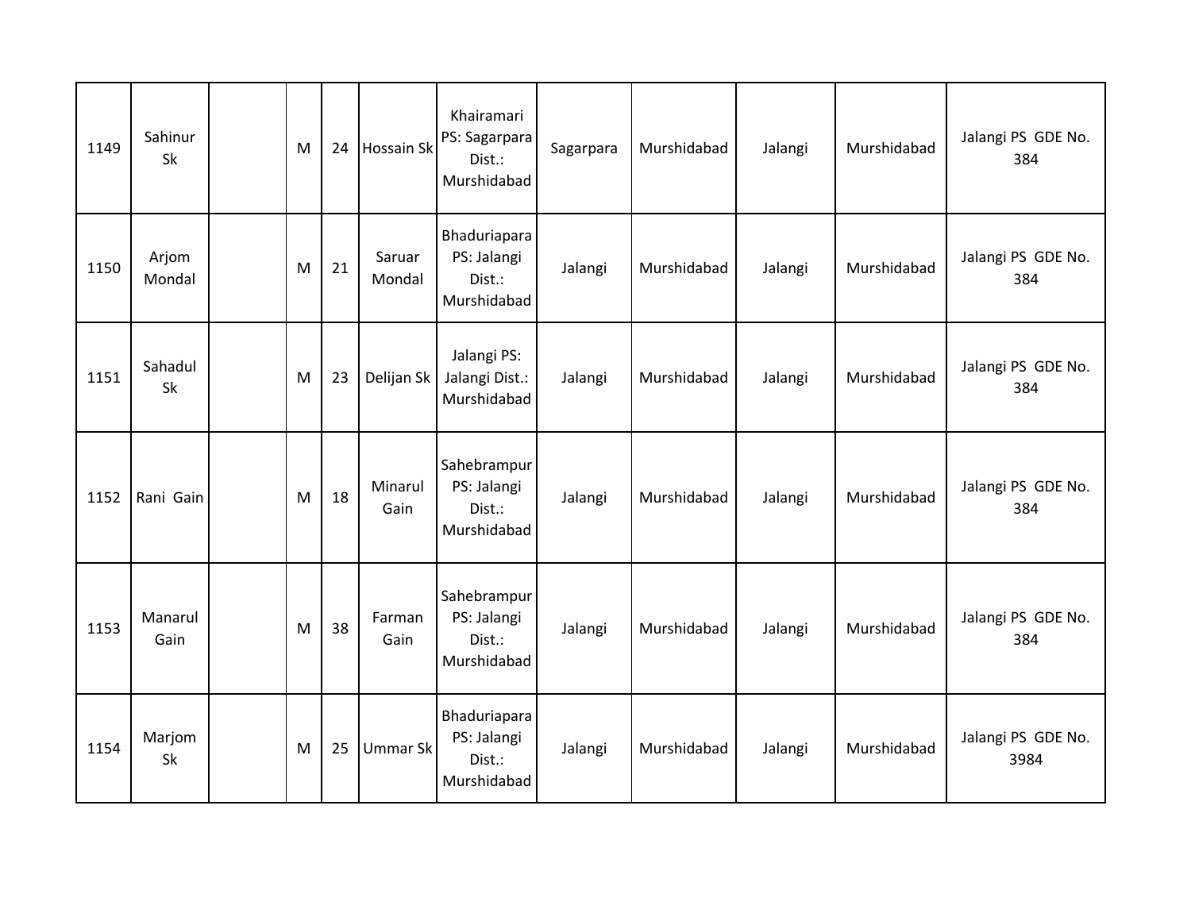| 1149 | Sahinur Sk | | M | 24 | Hossain Sk | Khairamari PS: Sagarpara Dist.: Murshidabad | Sagarpara | Murshidabad | Jalangi | Murshidabad | Jalangi PS GDE No. 384 |
|---|---|---|---|---|---|---|---|---|---|---|---|
| 1150 | Arjom Mondal | | M | 21 | Saruar Mondal | Bhaduriapara PS: Jalangi Dist.: Murshidabad | Jalangi | Murshidabad | Jalangi | Murshidabad | Jalangi PS GDE No. 384 |
| 1151 | Sahadul Sk | | M | 23 | Delijan Sk | Jalangi PS: Jalangi Dist.: Murshidabad | Jalangi | Murshidabad | Jalangi | Murshidabad | Jalangi PS GDE No. 384 |
| 1152 | Rani Gain | | M | 18 | Minarul Gain | Sahebrampur PS: Jalangi Dist.: Murshidabad | Jalangi | Murshidabad | Jalangi | Murshidabad | Jalangi PS GDE No. 384 |
| 1153 | Manarul Gain | | M | 38 | Farman Gain | Sahebrampur PS: Jalangi Dist.: Murshidabad | Jalangi | Murshidabad | Jalangi | Murshidabad | Jalangi PS GDE No. 384 |
| 1154 | Marjom Sk | | M | 25 | Ummar Sk | Bhaduriapara PS: Jalangi Dist.: Murshidabad | Jalangi | Murshidabad | Jalangi | Murshidabad | Jalangi PS GDE No. 3984 |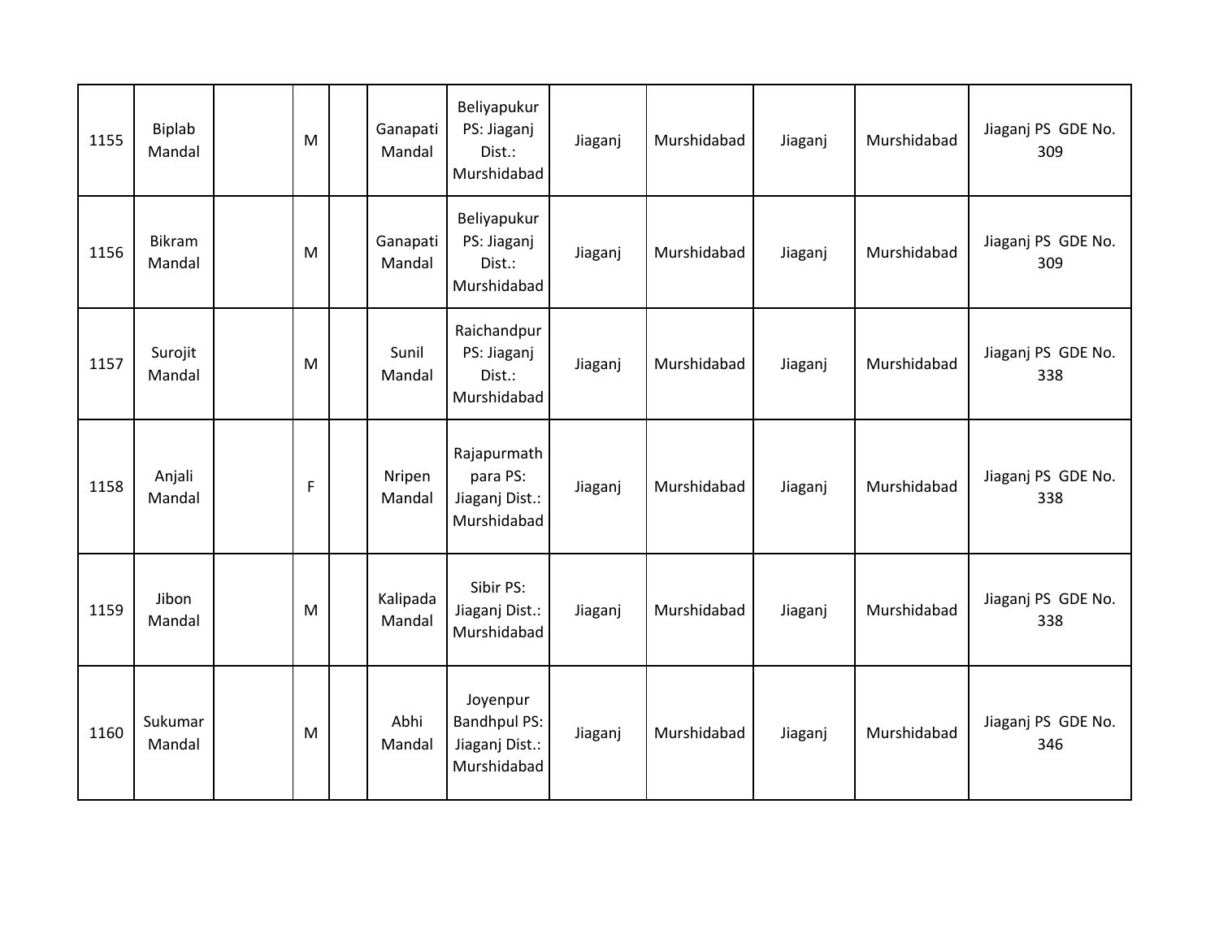| 1155 | Biplab Mandal | | M | | Ganapati Mandal | Beliyapukur PS: Jiaganj Dist.: Murshidabad | Jiaganj | Murshidabad | Jiaganj | Murshidabad | Jiaganj PS GDE No. 309 |
|---|---|---|---|---|---|---|---|---|---|---|---|
| 1156 | Bikram Mandal | | M | | Ganapati Mandal | Beliyapukur PS: Jiaganj Dist.: Murshidabad | Jiaganj | Murshidabad | Jiaganj | Murshidabad | Jiaganj PS GDE No. 309 |
| 1157 | Surojit Mandal | | M | | Sunil Mandal | Raichandpur PS: Jiaganj Dist.: Murshidabad | Jiaganj | Murshidabad | Jiaganj | Murshidabad | Jiaganj PS GDE No. 338 |
| 1158 | Anjali Mandal | | F | | Nripen Mandal | Rajapurmath para PS: Jiaganj Dist.: Murshidabad | Jiaganj | Murshidabad | Jiaganj | Murshidabad | Jiaganj PS GDE No. 338 |
| 1159 | Jibon Mandal | | M | | Kalipada Mandal | Sibir PS: Jiaganj Dist.: Murshidabad | Jiaganj | Murshidabad | Jiaganj | Murshidabad | Jiaganj PS GDE No. 338 |
| 1160 | Sukumar Mandal | | M | | Abhi Mandal | Joyenpur Bandhpul PS: Jiaganj Dist.: Murshidabad | Jiaganj | Murshidabad | Jiaganj | Murshidabad | Jiaganj PS GDE No. 346 |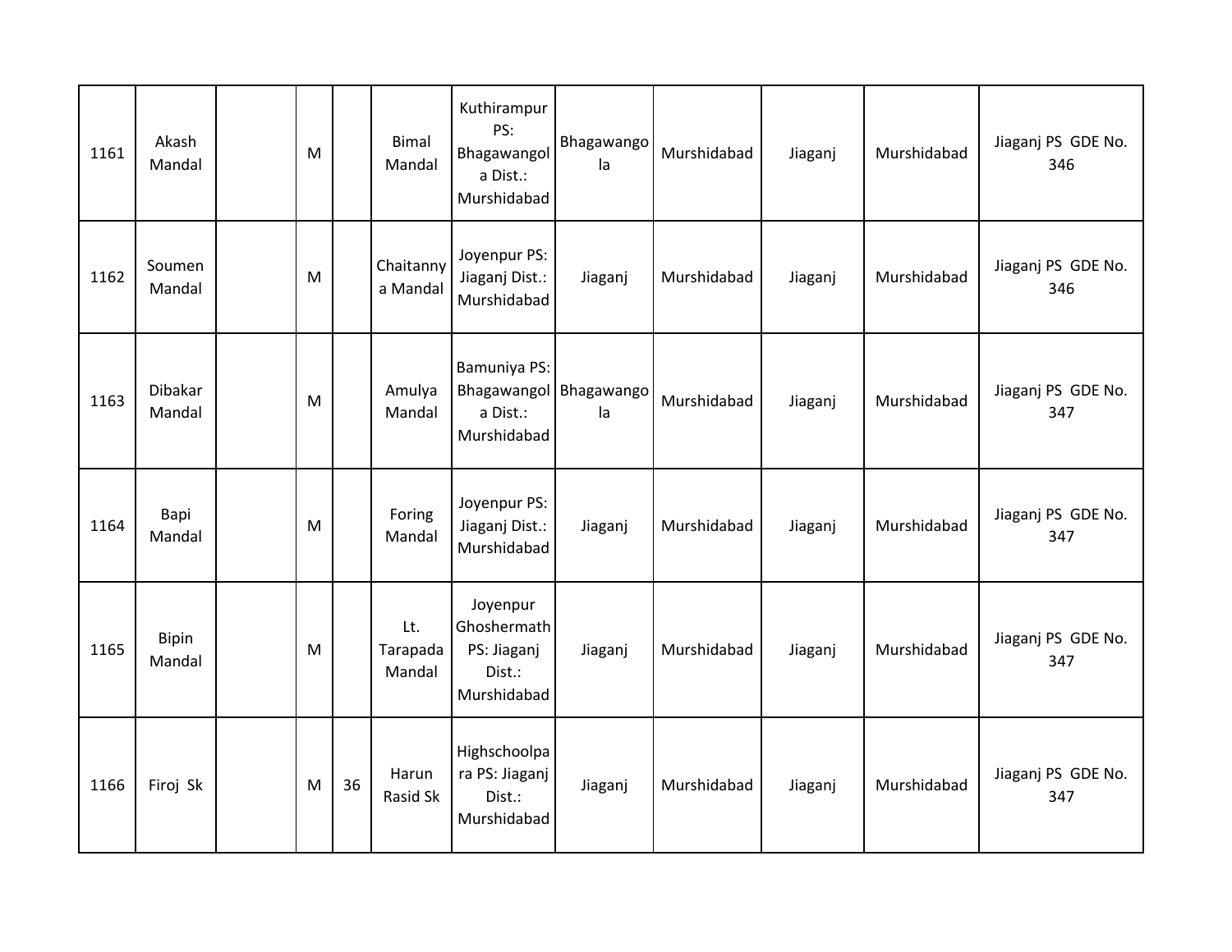| 1161 | Akash Mandal | | M | | Bimal Mandal | Kuthirampur PS: Bhagawangola Dist.: Murshidabad | Bhagawangola | Murshidabad | Jiaganj | Murshidabad | Jiaganj PS GDE No. 346 |
|---|---|---|---|---|---|---|---|---|---|---|---|
| 1162 | Soumen Mandal | | M | | Chaitannya Mandal | Joyenpur PS: Jiaganj Dist.: Murshidabad | Jiaganj | Murshidabad | Jiaganj | Murshidabad | Jiaganj PS GDE No. 346 |
| 1163 | Dibakar Mandal | | M | | Amulya Mandal | Bamuniya PS: Bhagawangola Dist.: Murshidabad | Bhagawangola | Murshidabad | Jiaganj | Murshidabad | Jiaganj PS GDE No. 347 |
| 1164 | Bapi Mandal | | M | | Foring Mandal | Joyenpur PS: Jiaganj Dist.: Murshidabad | Jiaganj | Murshidabad | Jiaganj | Murshidabad | Jiaganj PS GDE No. 347 |
| 1165 | Bipin Mandal | | M | | Lt. Tarapada Mandal | Joyenpur Ghoshermath PS: Jiaganj Dist.: Murshidabad | Jiaganj | Murshidabad | Jiaganj | Murshidabad | Jiaganj PS GDE No. 347 |
| 1166 | Firoj Sk | | M | 36 | Harun Rasid Sk | Highschoolpara PS: Jiaganj Dist.: Murshidabad | Jiaganj | Murshidabad | Jiaganj | Murshidabad | Jiaganj PS GDE No. 347 |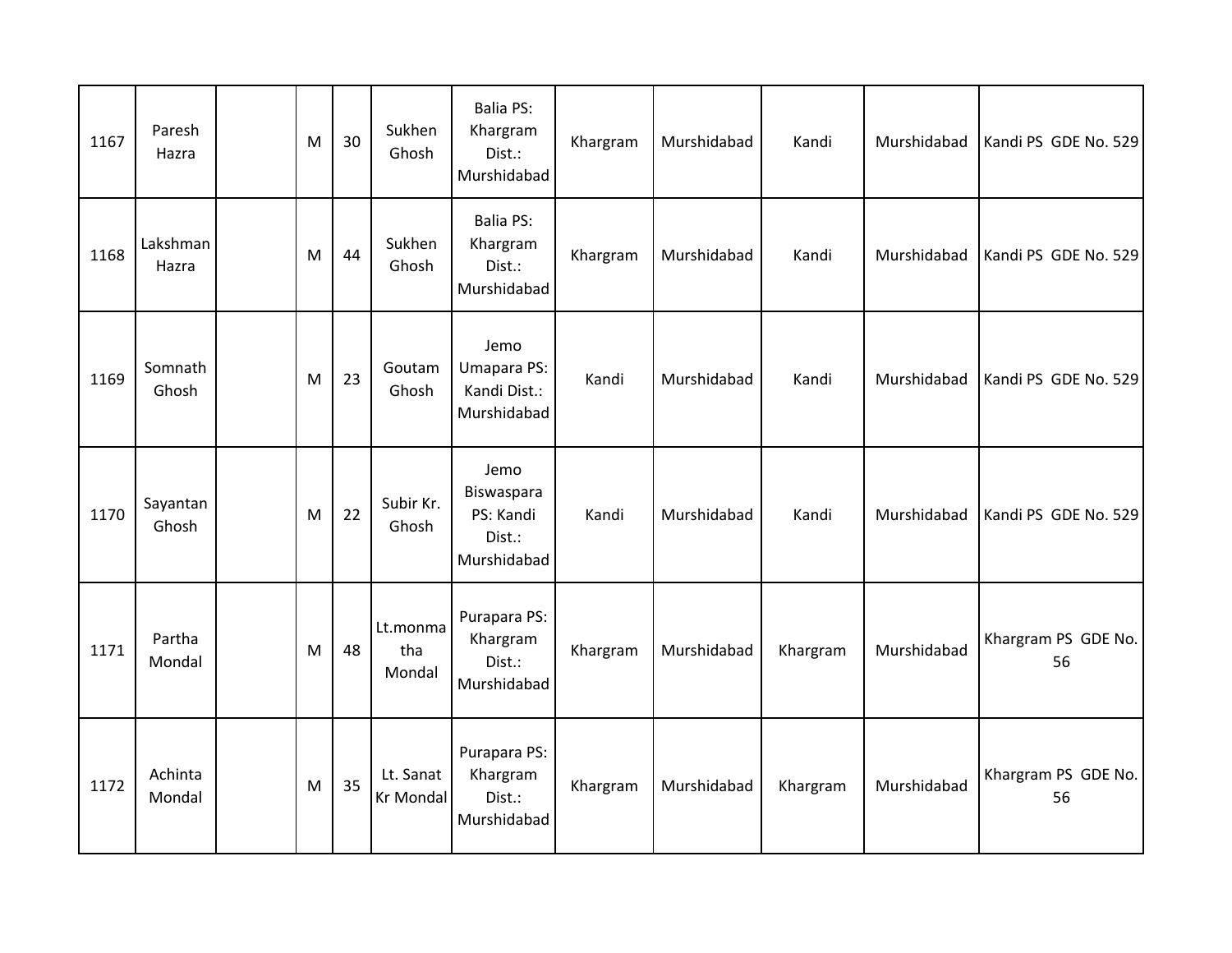| 1167 | Paresh Hazra | | M | 30 | Sukhen Ghosh | Balia PS: Khargram Dist.: Murshidabad | Khargram | Murshidabad | Kandi | Murshidabad | Kandi PS GDE No. 529 |
|---|---|---|---|---|---|---|---|---|---|---|---|
| 1168 | Lakshman Hazra | | M | 44 | Sukhen Ghosh | Balia PS: Khargram Dist.: Murshidabad | Khargram | Murshidabad | Kandi | Murshidabad | Kandi PS GDE No. 529 |
| 1169 | Somnath Ghosh | | M | 23 | Goutam Ghosh | Jemo Umapara PS: Kandi Dist.: Murshidabad | Kandi | Murshidabad | Kandi | Murshidabad | Kandi PS GDE No. 529 |
| 1170 | Sayantan Ghosh | | M | 22 | Subir Kr. Ghosh | Jemo Biswaspara PS: Kandi Dist.: Murshidabad | Kandi | Murshidabad | Kandi | Murshidabad | Kandi PS GDE No. 529 |
| 1171 | Partha Mondal | | M | 48 | Lt.monmatha Mondal | Purapara PS: Khargram Dist.: Murshidabad | Khargram | Murshidabad | Khargram | Murshidabad | Khargram PS GDE No. 56 |
| 1172 | Achinta Mondal | | M | 35 | Lt. Sanat Kr Mondal | Purapara PS: Khargram Dist.: Murshidabad | Khargram | Murshidabad | Khargram | Murshidabad | Khargram PS GDE No. 56 |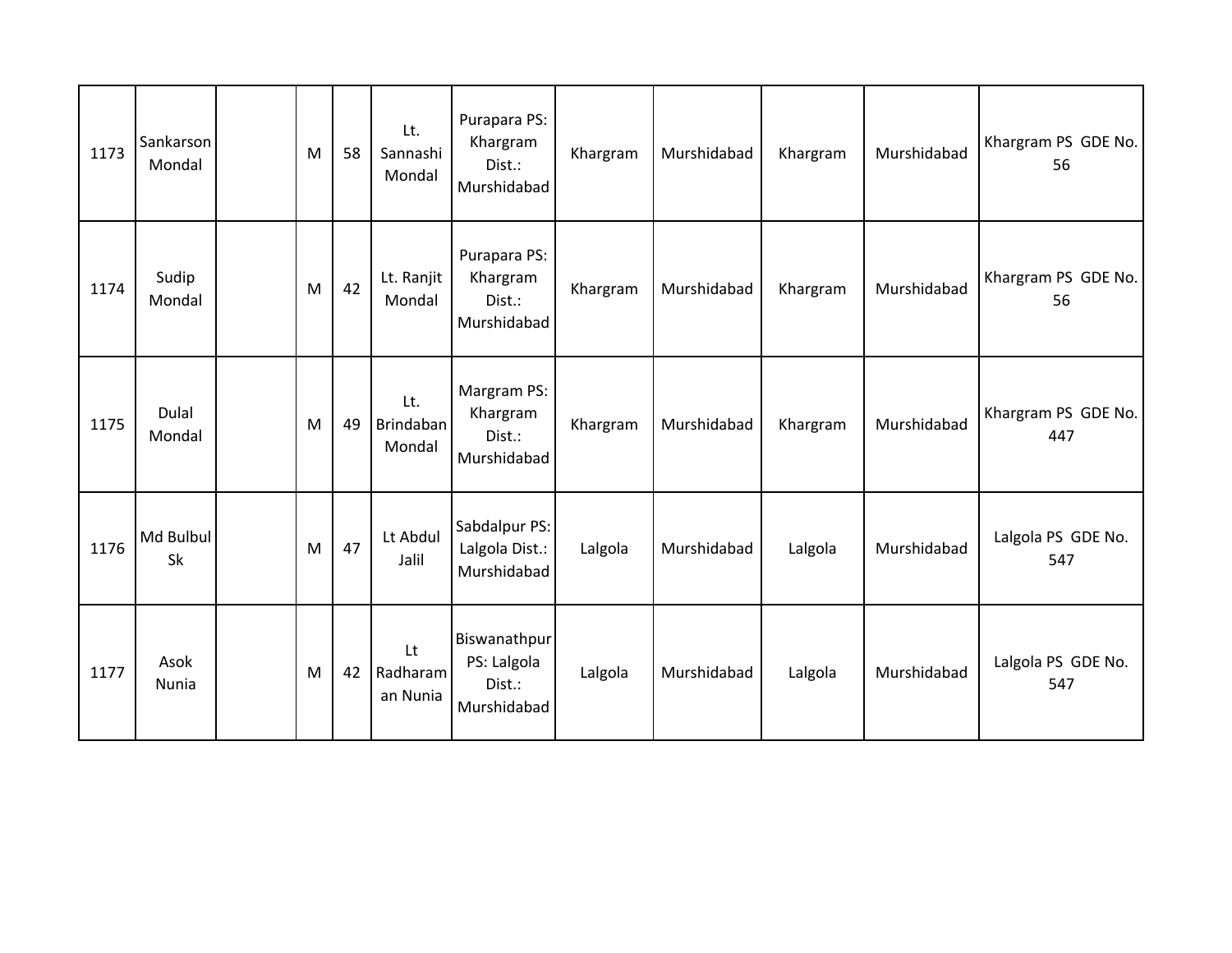| 1173 | Sankarson Mondal | | M | 58 | Lt. Sannashi Mondal | Purapara PS: Khargram Dist.: Murshidabad | Khargram | Murshidabad | Khargram | Murshidabad | Khargram PS GDE No. 56 |
|---|---|---|---|---|---|---|---|---|---|---|---|
| 1174 | Sudip Mondal | | M | 42 | Lt. Ranjit Mondal | Purapara PS: Khargram Dist.: Murshidabad | Khargram | Murshidabad | Khargram | Murshidabad | Khargram PS GDE No. 56 |
| 1175 | Dulal Mondal | | M | 49 | Lt. Brindaban Mondal | Margram PS: Khargram Dist.: Murshidabad | Khargram | Murshidabad | Khargram | Murshidabad | Khargram PS GDE No. 447 |
| 1176 | Md Bulbul Sk | | M | 47 | Lt Abdul Jalil | Sabdalpur PS: Lalgola Dist.: Murshidabad | Lalgola | Murshidabad | Lalgola | Murshidabad | Lalgola PS GDE No. 547 |
| 1177 | Asok Nunia | | M | 42 | Lt Radharaman Nunia | Biswanathpur PS: Lalgola Dist.: Murshidabad | Lalgola | Murshidabad | Lalgola | Murshidabad | Lalgola PS GDE No. 547 |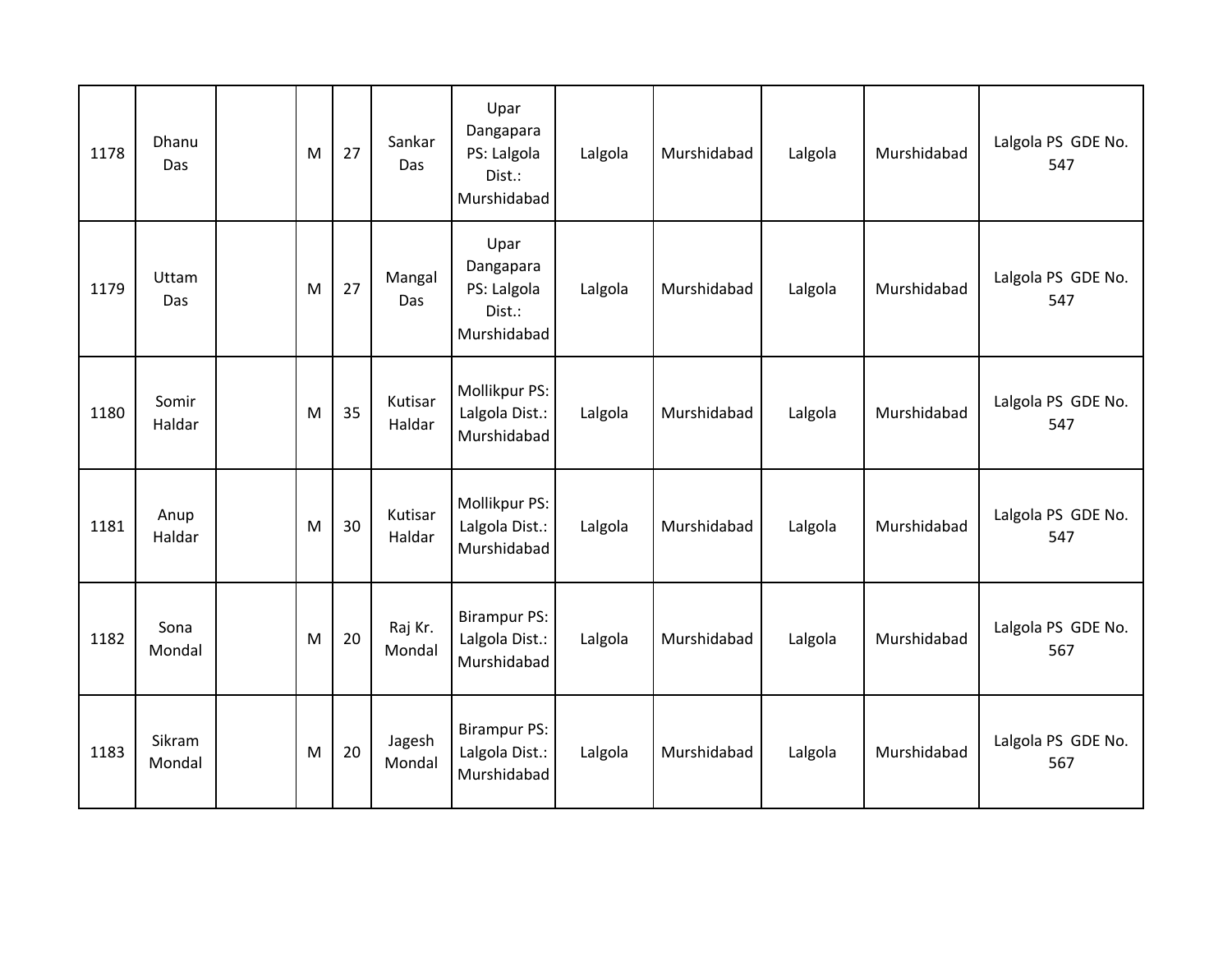| | | | | | | | | | | | |
|---|---|---|---|---|---|---|---|---|---|---|---|
| 1178 | Dhanu Das | | M | 27 | Sankar Das | Upar Dangapara PS: Lalgola Dist.: Murshidabad | Lalgola | Murshidabad | Lalgola | Murshidabad | Lalgola PS GDE No. 547 |
| 1179 | Uttam Das | | M | 27 | Mangal Das | Upar Dangapara PS: Lalgola Dist.: Murshidabad | Lalgola | Murshidabad | Lalgola | Murshidabad | Lalgola PS GDE No. 547 |
| 1180 | Somir Haldar | | M | 35 | Kutisar Haldar | Mollikpur PS: Lalgola Dist.: Murshidabad | Lalgola | Murshidabad | Lalgola | Murshidabad | Lalgola PS GDE No. 547 |
| 1181 | Anup Haldar | | M | 30 | Kutisar Haldar | Mollikpur PS: Lalgola Dist.: Murshidabad | Lalgola | Murshidabad | Lalgola | Murshidabad | Lalgola PS GDE No. 547 |
| 1182 | Sona Mondal | | M | 20 | Raj Kr. Mondal | Birampur PS: Lalgola Dist.: Murshidabad | Lalgola | Murshidabad | Lalgola | Murshidabad | Lalgola PS GDE No. 567 |
| 1183 | Sikram Mondal | | M | 20 | Jagesh Mondal | Birampur PS: Lalgola Dist.: Murshidabad | Lalgola | Murshidabad | Lalgola | Murshidabad | Lalgola PS GDE No. 567 |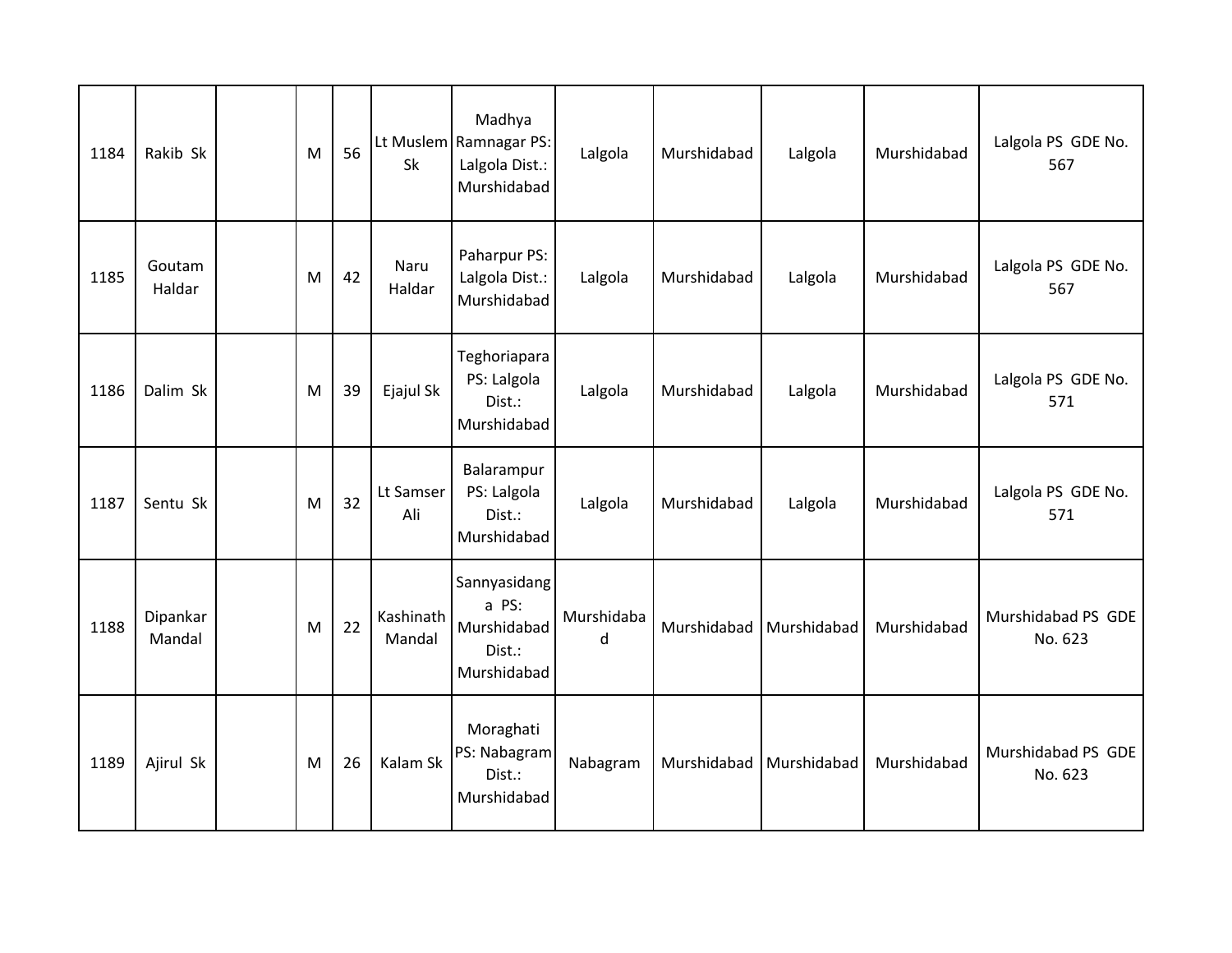| 1184 | Rakib Sk | | M | 56 | Lt Muslem Sk | Madhya Ramnagar PS: Lalgola Dist.: Murshidabad | Lalgola | Murshidabad | Lalgola | Murshidabad | Lalgola PS GDE No. 567 |
|---|---|---|---|---|---|---|---|---|---|---|---|
| 1185 | Goutam Haldar | | M | 42 | Naru Haldar | Paharpur PS: Lalgola Dist.: Murshidabad | Lalgola | Murshidabad | Lalgola | Murshidabad | Lalgola PS GDE No. 567 |
| 1186 | Dalim Sk | | M | 39 | Ejajul Sk | Teghoriapara PS: Lalgola Dist.: Murshidabad | Lalgola | Murshidabad | Lalgola | Murshidabad | Lalgola PS GDE No. 571 |
| 1187 | Sentu Sk | | M | 32 | Lt Samser Ali | Balarampur PS: Lalgola Dist.: Murshidabad | Lalgola | Murshidabad | Lalgola | Murshidabad | Lalgola PS GDE No. 571 |
| 1188 | Dipankar Mandal | | M | 22 | Kashinath Mandal | Sannyasidanga PS: Murshidabad Dist.: Murshidabad | Murshidabad | Murshidabad | Murshidabad | Murshidabad | Murshidabad PS GDE No. 623 |
| 1189 | Ajirul Sk | | M | 26 | Kalam Sk | Moraghati PS: Nabagram Dist.: Murshidabad | Nabagram | Murshidabad | Murshidabad | Murshidabad | Murshidabad PS GDE No. 623 |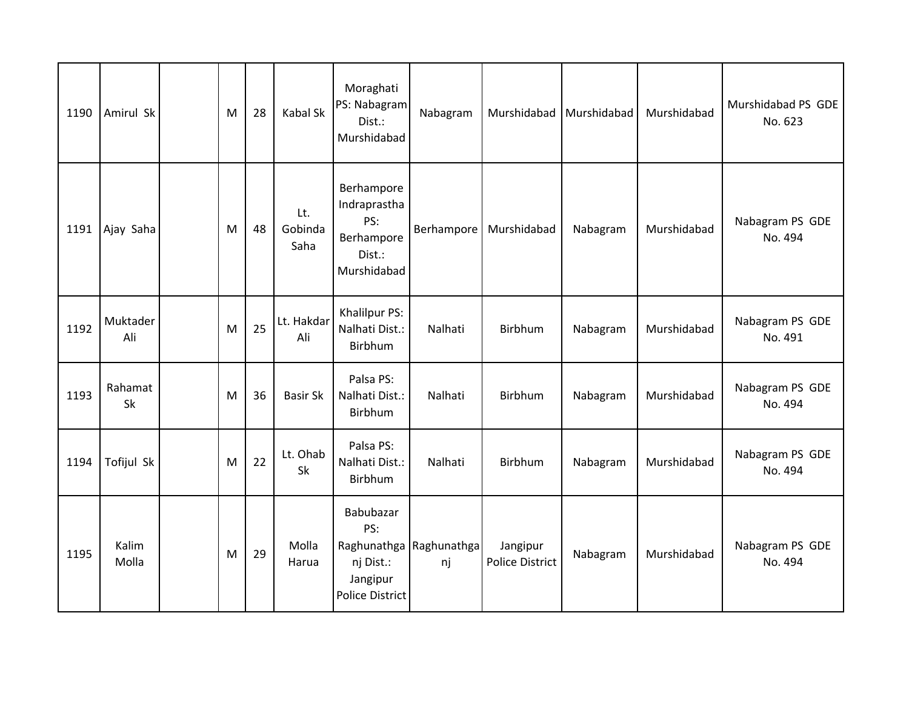| | | | | | | | | | | | |
|---|---|---|---|---|---|---|---|---|---|---|---|
| 1190 | Amirul Sk | | M | 28 | Kabal Sk | Moraghati PS: Nabagram Dist.: Murshidabad | Nabagram | Murshidabad | Murshidabad | Murshidabad | Murshidabad PS GDE No. 623 |
| 1191 | Ajay Saha | | M | 48 | Lt. Gobinda Saha | Berhampore Indraprastha PS: Berhampore Dist.: Murshidabad | Berhampore | Murshidabad | Nabagram | Murshidabad | Nabagram PS GDE No. 494 |
| 1192 | Muktader Ali | | M | 25 | Lt. Hakdar Ali | Khalilpur PS: Nalhati Dist.: Birbhum | Nalhati | Birbhum | Nabagram | Murshidabad | Nabagram PS GDE No. 491 |
| 1193 | Rahamat Sk | | M | 36 | Basir Sk | Palsa PS: Nalhati Dist.: Birbhum | Nalhati | Birbhum | Nabagram | Murshidabad | Nabagram PS GDE No. 494 |
| 1194 | Tofijul Sk | | M | 22 | Lt. Ohab Sk | Palsa PS: Nalhati Dist.: Birbhum | Nalhati | Birbhum | Nabagram | Murshidabad | Nabagram PS GDE No. 494 |
| 1195 | Kalim Molla | | M | 29 | Molla Harua | Babubazar PS: Raghunathganj Dist.: Jangipur Police District | Raghunathganj | Jangipur Police District | Nabagram | Murshidabad | Nabagram PS GDE No. 494 |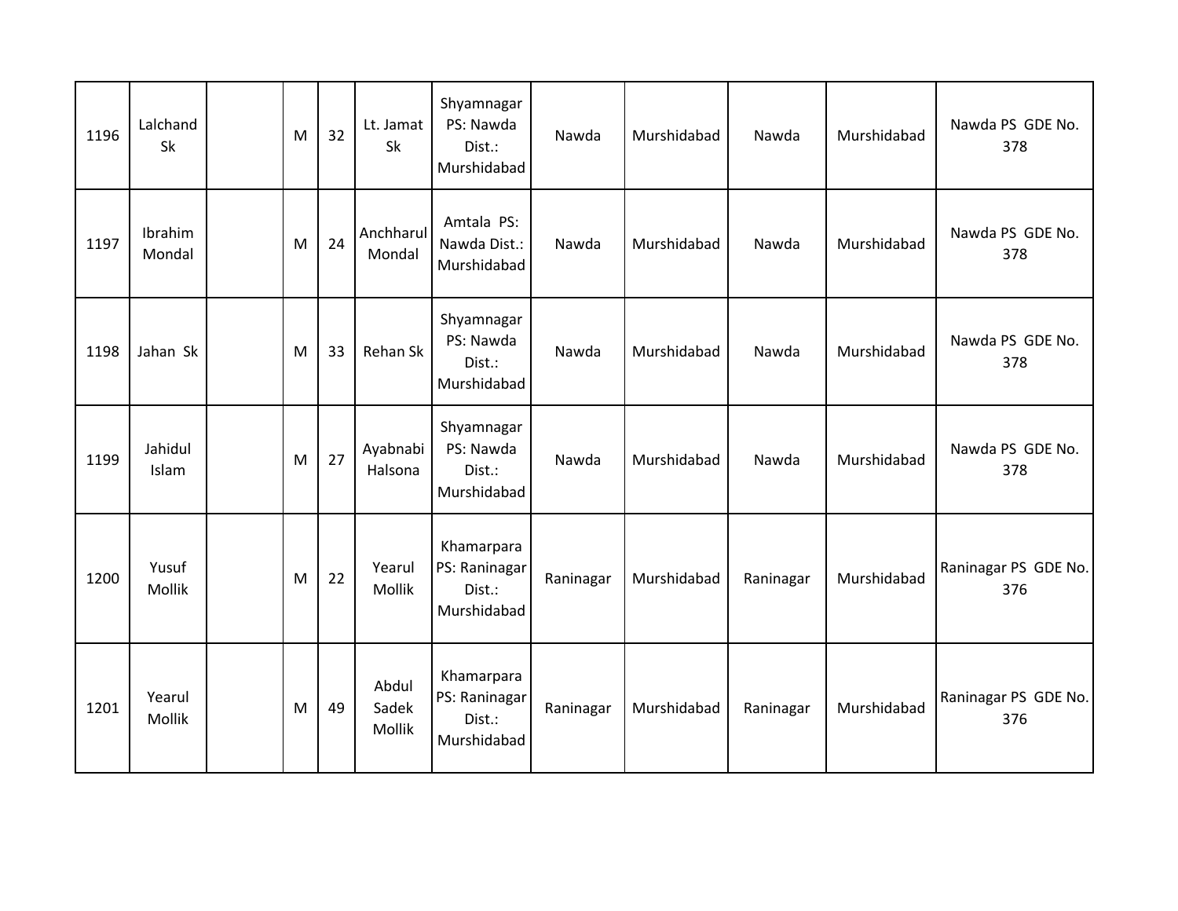| 1196 | Lalchand Sk | | M | 32 | Lt. Jamat Sk | Shyamnagar PS: Nawda Dist.: Murshidabad | Nawda | Murshidabad | Nawda | Murshidabad | Nawda PS GDE No. 378 |
|---|---|---|---|---|---|---|---|---|---|---|---|
| 1197 | Ibrahim Mondal | | M | 24 | Anchharul Mondal | Amtala PS: Nawda Dist.: Murshidabad | Nawda | Murshidabad | Nawda | Murshidabad | Nawda PS GDE No. 378 |
| 1198 | Jahan Sk | | M | 33 | Rehan Sk | Shyamnagar PS: Nawda Dist.: Murshidabad | Nawda | Murshidabad | Nawda | Murshidabad | Nawda PS GDE No. 378 |
| 1199 | Jahidul Islam | | M | 27 | Ayabnabi Halsona | Shyamnagar PS: Nawda Dist.: Murshidabad | Nawda | Murshidabad | Nawda | Murshidabad | Nawda PS GDE No. 378 |
| 1200 | Yusuf Mollik | | M | 22 | Yearul Mollik | Khamarpara PS: Raninagar Dist.: Murshidabad | Raninagar | Murshidabad | Raninagar | Murshidabad | Raninagar PS GDE No. 376 |
| 1201 | Yearul Mollik | | M | 49 | Abdul Sadek Mollik | Khamarpara PS: Raninagar Dist.: Murshidabad | Raninagar | Murshidabad | Raninagar | Murshidabad | Raninagar PS GDE No. 376 |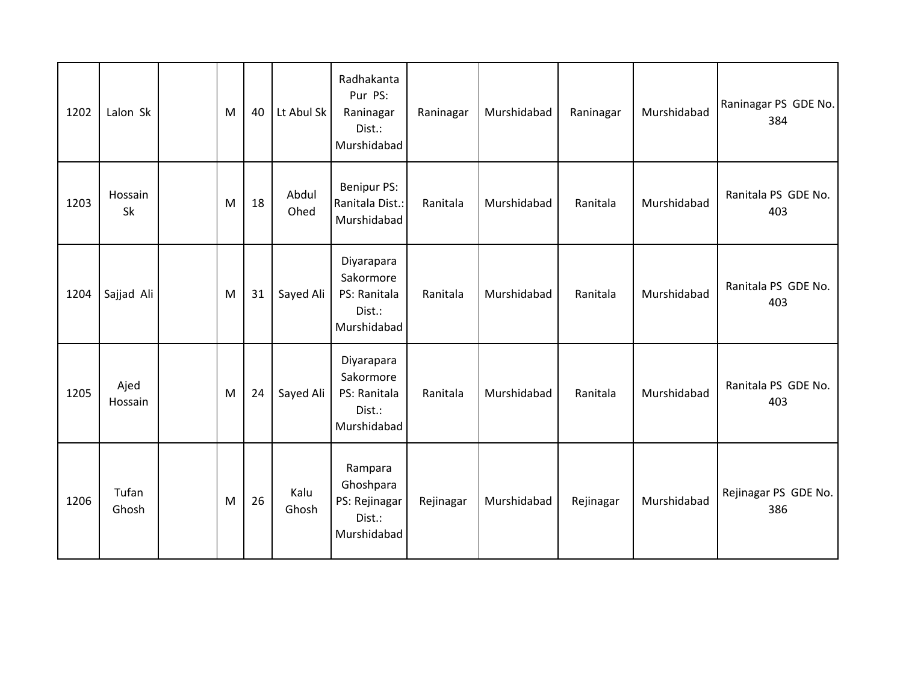| 1202 | Lalon Sk | | M | 40 | Lt Abul Sk | Radhakanta Pur PS: Raninagar Dist.: Murshidabad | Raninagar | Murshidabad | Raninagar | Murshidabad | Raninagar PS GDE No. 384 |
|---|---|---|---|---|---|---|---|---|---|---|---|
| 1203 | Hossain Sk | | M | 18 | Abdul Ohed | Benipur PS: Ranitala Dist.: Murshidabad | Ranitala | Murshidabad | Ranitala | Murshidabad | Ranitala PS GDE No. 403 |
| 1204 | Sajjad Ali | | M | 31 | Sayed Ali | Diyarapara Sakormore PS: Ranitala Dist.: Murshidabad | Ranitala | Murshidabad | Ranitala | Murshidabad | Ranitala PS GDE No. 403 |
| 1205 | Ajed Hossain | | M | 24 | Sayed Ali | Diyarapara Sakormore PS: Ranitala Dist.: Murshidabad | Ranitala | Murshidabad | Ranitala | Murshidabad | Ranitala PS GDE No. 403 |
| 1206 | Tufan Ghosh | | M | 26 | Kalu Ghosh | Rampara Ghoshpara PS: Rejinagar Dist.: Murshidabad | Rejinagar | Murshidabad | Rejinagar | Murshidabad | Rejinagar PS GDE No. 386 |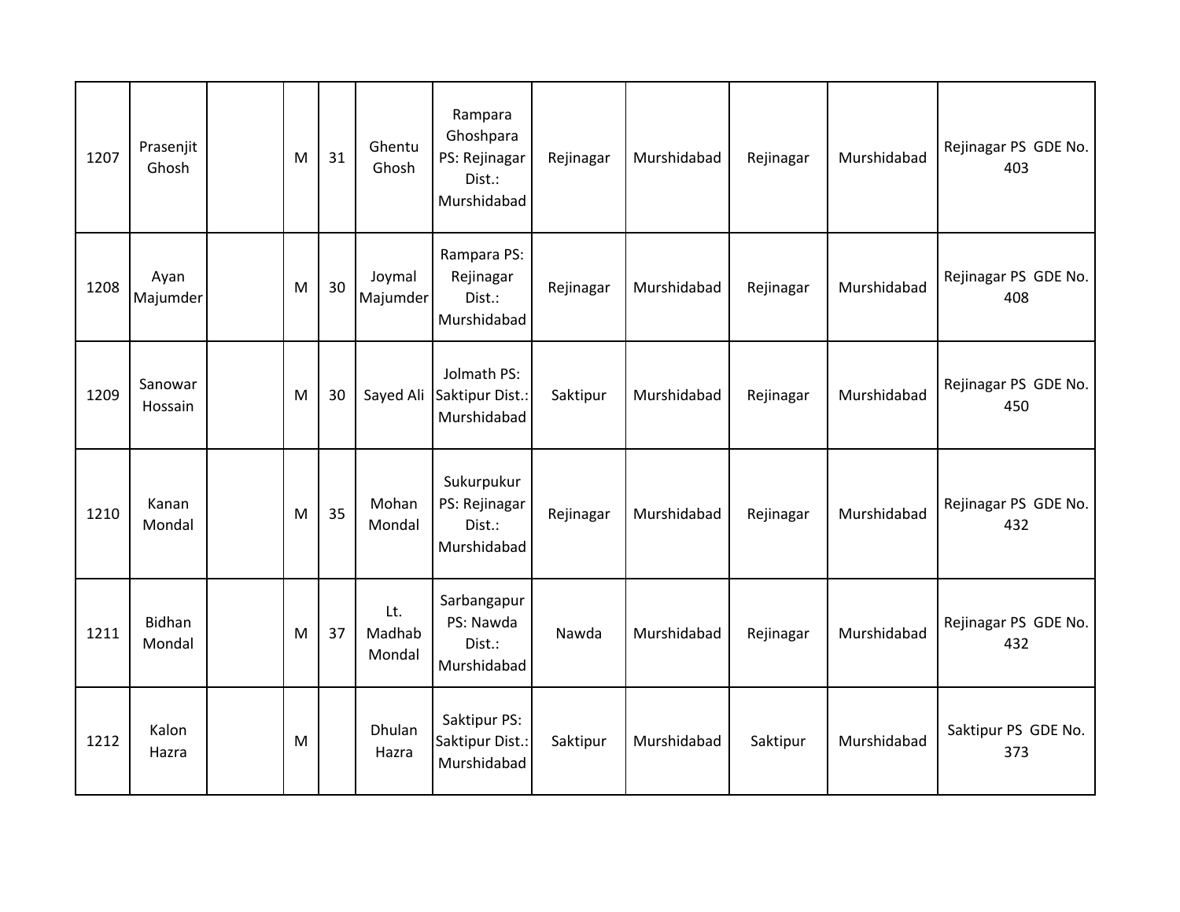| | | | | | | | | | | | |
|---|---|---|---|---|---|---|---|---|---|---|---|
| 1207 | Prasenjit Ghosh | | M | 31 | Ghentu Ghosh | Rampara Ghoshpara PS: Rejinagar Dist.: Murshidabad | Rejinagar | Murshidabad | Rejinagar | Murshidabad | Rejinagar PS GDE No. 403 |
| 1208 | Ayan Majumder | | M | 30 | Joymal Majumder | Rampara PS: Rejinagar Dist.: Murshidabad | Rejinagar | Murshidabad | Rejinagar | Murshidabad | Rejinagar PS GDE No. 408 |
| 1209 | Sanowar Hossain | | M | 30 | Sayed Ali | Jolmath PS: Saktipur Dist.: Murshidabad | Saktipur | Murshidabad | Rejinagar | Murshidabad | Rejinagar PS GDE No. 450 |
| 1210 | Kanan Mondal | | M | 35 | Mohan Mondal | Sukurpukur PS: Rejinagar Dist.: Murshidabad | Rejinagar | Murshidabad | Rejinagar | Murshidabad | Rejinagar PS GDE No. 432 |
| 1211 | Bidhan Mondal | | M | 37 | Lt. Madhab Mondal | Sarbangapur PS: Nawda Dist.: Murshidabad | Nawda | Murshidabad | Rejinagar | Murshidabad | Rejinagar PS GDE No. 432 |
| 1212 | Kalon Hazra | | M | | Dhulan Hazra | Saktipur PS: Saktipur Dist.: Murshidabad | Saktipur | Murshidabad | Saktipur | Murshidabad | Saktipur PS GDE No. 373 |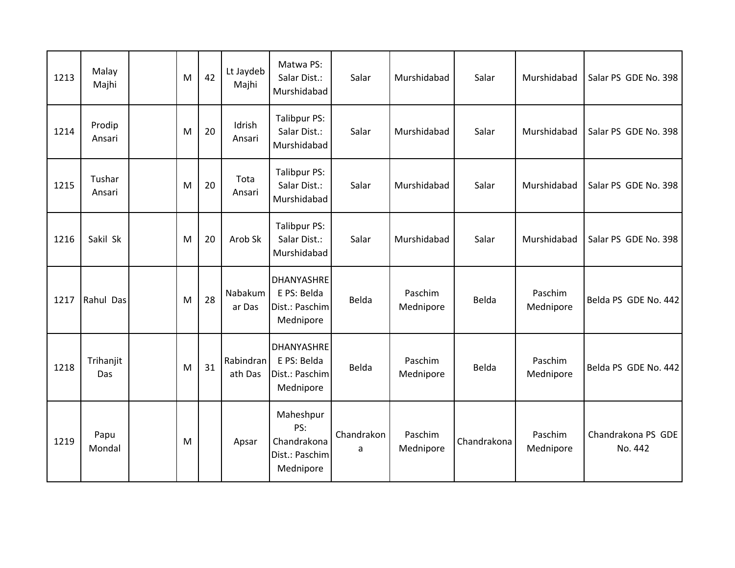| 1213 | Malay Majhi | | M | 42 | Lt Jaydeb Majhi | Matwa PS: Salar Dist.: Murshidabad | Salar | Murshidabad | Salar | Murshidabad | Salar PS GDE No. 398 |
|---|---|---|---|---|---|---|---|---|---|---|---|
| 1214 | Prodip Ansari | | M | 20 | Idrish Ansari | Talibpur PS: Salar Dist.: Murshidabad | Salar | Murshidabad | Salar | Murshidabad | Salar PS GDE No. 398 |
| 1215 | Tushar Ansari | | M | 20 | Tota Ansari | Talibpur PS: Salar Dist.: Murshidabad | Salar | Murshidabad | Salar | Murshidabad | Salar PS GDE No. 398 |
| 1216 | Sakil Sk | | M | 20 | Arob Sk | Talibpur PS: Salar Dist.: Murshidabad | Salar | Murshidabad | Salar | Murshidabad | Salar PS GDE No. 398 |
| 1217 | Rahul Das | | M | 28 | Nabakumar Das | DHANYASHREE PS: Belda Dist.: Paschim Mednipore | Belda | Paschim Mednipore | Belda | Paschim Mednipore | Belda PS GDE No. 442 |
| 1218 | Trihanjit Das | | M | 31 | Rabindranath Das | DHANYASHREE PS: Belda Dist.: Paschim Mednipore | Belda | Paschim Mednipore | Belda | Paschim Mednipore | Belda PS GDE No. 442 |
| 1219 | Papu Mondal | | M | | Apsar | Maheshpur PS: Chandrakona Dist.: Paschim Mednipore | Chandrakona | Paschim Mednipore | Chandrakona | Paschim Mednipore | Chandrakona PS GDE No. 442 |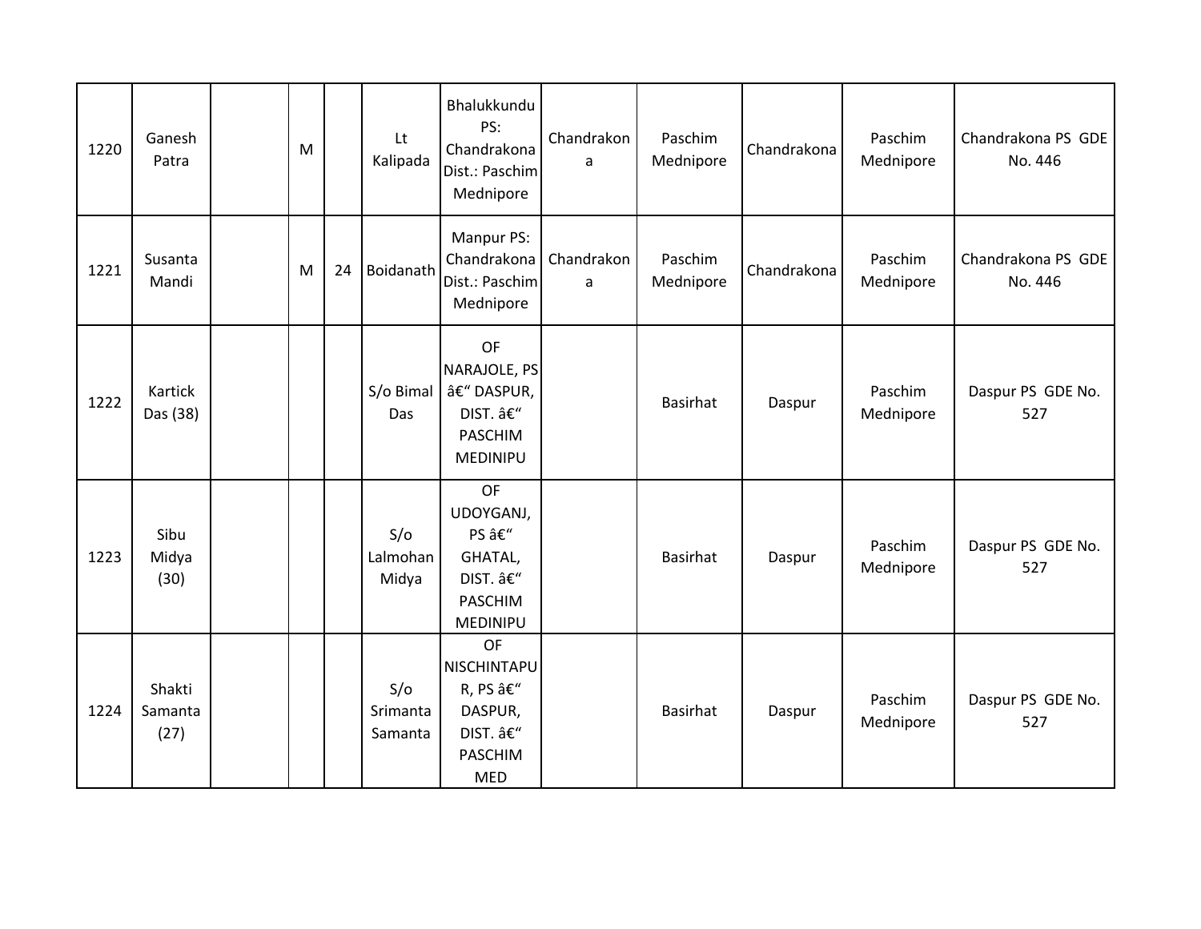| 1220 | Ganesh Patra | | M | | Lt Kalipada | Bhalukkundu PS: Chandrakona Dist.: Paschim Mednipore | Chandrakona | Paschim Mednipore | Chandrakona | Paschim Mednipore | Chandrakona PS GDE No. 446 |
|---|---|---|---|---|---|---|---|---|---|---|---|
| 1221 | Susanta Mandi | | M | 24 | Boidanath | Manpur PS: Chandrakona Dist.: Paschim Mednipore | Chandrakona | Paschim Mednipore | Chandrakona | Paschim Mednipore | Chandrakona PS GDE No. 446 |
| 1222 | Kartick Das (38) | | | | S/o Bimal Das | OF NARAJOLE, PS â€“ DASPUR, DIST. â€“ PASCHIM MEDINIPU | | Basirhat | Daspur | Paschim Mednipore | Daspur PS GDE No. 527 |
| 1223 | Sibu Midya (30) | | | | S/o Lalmohan Midya | OF UDOYGANJ, PS â€“ GHATAL, DIST. â€“ PASCHIM MEDINIPU | | Basirhat | Daspur | Paschim Mednipore | Daspur PS GDE No. 527 |
| 1224 | Shakti Samanta (27) | | | | S/o Srimanta Samanta | OF NISCHINTAPUR, PS â€“ DASPUR, DIST. â€“ PASCHIM MED | | Basirhat | Daspur | Paschim Mednipore | Daspur PS GDE No. 527 |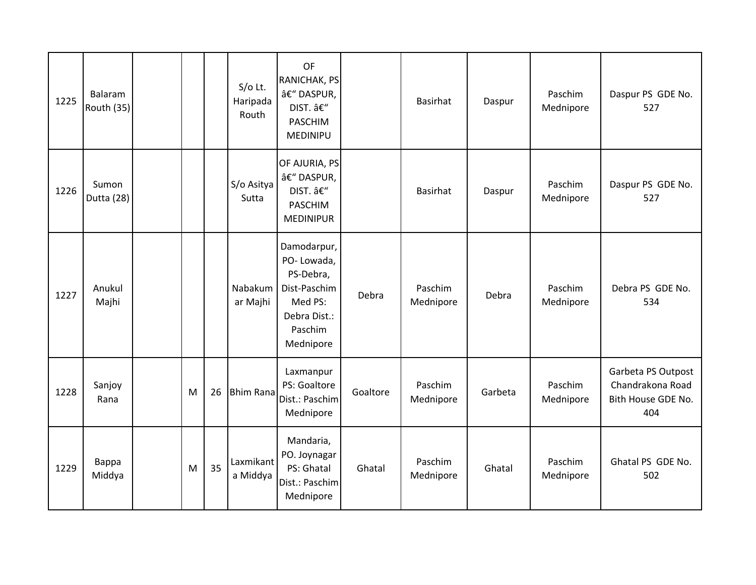| 1225 | Balaram Routh (35) | | | | S/o Lt. Haripada Routh | OF RANICHAK, PS â€“ DASPUR, DIST. â€“ PASCHIM MEDINIPU | | Basirhat | Daspur | Paschim Mednipore | Daspur PS GDE No. 527 |
|---|---|---|---|---|---|---|---|---|---|---|---|
| 1226 | Sumon Dutta (28) | | | | S/o Asitya Sutta | OF AJURIA, PS â€“ DASPUR, DIST. â€“ PASCHIM MEDINIPUR | | Basirhat | Daspur | Paschim Mednipore | Daspur PS GDE No. 527 |
| 1227 | Anukul Majhi | | | | Nabakumar Majhi | Damodarpur, PO- Lowada, PS-Debra, Dist-Paschim Med PS: Debra Dist.: Paschim Mednipore | Debra | Paschim Mednipore | Debra | Paschim Mednipore | Debra PS GDE No. 534 |
| 1228 | Sanjoy Rana | | M | 26 | Bhim Rana | Laxmanpur PS: Goaltore Dist.: Paschim Mednipore | Goaltore | Paschim Mednipore | Garbeta | Paschim Mednipore | Garbeta PS Outpost Chandrakona Road Bith House GDE No. 404 |
| 1229 | Bappa Middya | | M | 35 | Laxmikanta Middya | Mandaria, PO. Joynagar PS: Ghatal Dist.: Paschim Mednipore | Ghatal | Paschim Mednipore | Ghatal | Paschim Mednipore | Ghatal PS GDE No. 502 |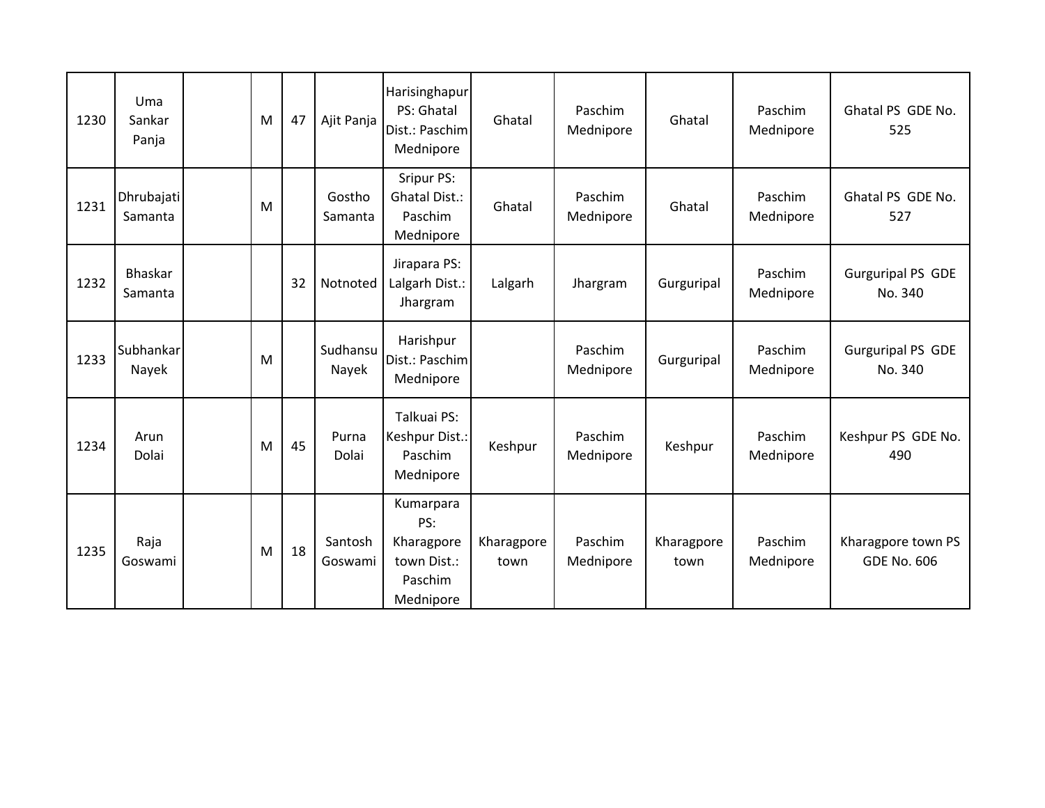| | | | | | | | | | | | |
|---|---|---|---|---|---|---|---|---|---|---|---|
| 1230 | Uma Sankar Panja | | M | 47 | Ajit Panja | Harisinghapur PS: Ghatal Dist.: Paschim Mednipore | Ghatal | Paschim Mednipore | Ghatal | Paschim Mednipore | Ghatal PS GDE No. 525 |
| 1231 | Dhrubajati Samanta | | M | | Gostho Samanta | Sripur PS: Ghatal Dist.: Paschim Mednipore | Ghatal | Paschim Mednipore | Ghatal | Paschim Mednipore | Ghatal PS GDE No. 527 |
| 1232 | Bhaskar Samanta | | | 32 | Notnoted | Jirapara PS: Lalgarh Dist.: Jhargram | Lalgarh | Jhargram | Gurguripal | Paschim Mednipore | Gurguripal PS GDE No. 340 |
| 1233 | Subhankar Nayek | | M | | Sudhansu Nayek | Harishpur Dist.: Paschim Mednipore | | Paschim Mednipore | Gurguripal | Paschim Mednipore | Gurguripal PS GDE No. 340 |
| 1234 | Arun Dolai | | M | 45 | Purna Dolai | Talkuai PS: Keshpur Dist.: Paschim Mednipore | Keshpur | Paschim Mednipore | Keshpur | Paschim Mednipore | Keshpur PS GDE No. 490 |
| 1235 | Raja Goswami | | M | 18 | Santosh Goswami | Kumarpara PS: Kharagpore town Dist.: Paschim Mednipore | Kharagpore town | Paschim Mednipore | Kharagpore town | Paschim Mednipore | Kharagpore town PS GDE No. 606 |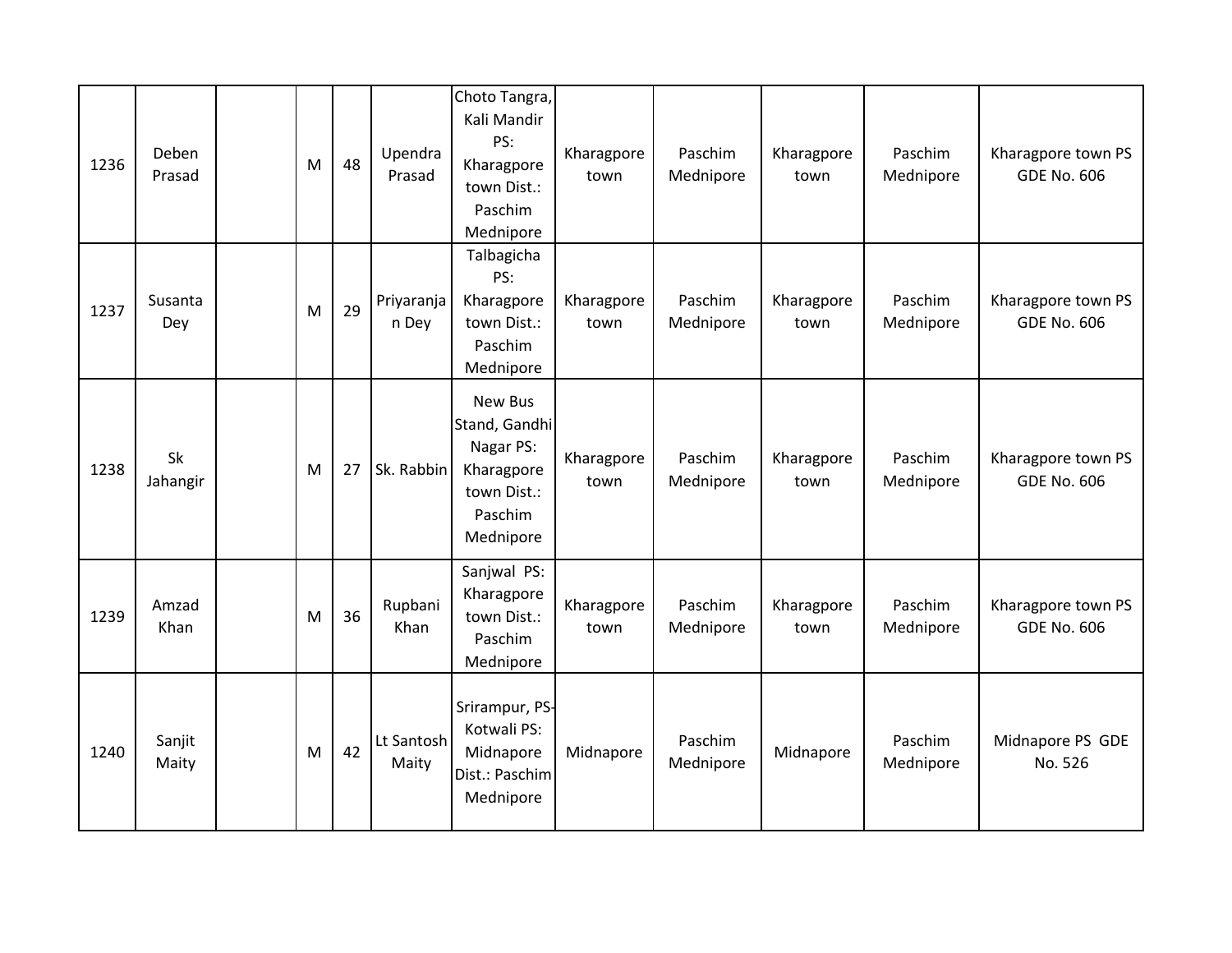| 1236 | Deben Prasad | | M | 48 | Upendra Prasad | Choto Tangra, Kali Mandir PS: Kharagpore town Dist.: Paschim Mednipore | Kharagpore town | Paschim Mednipore | Kharagpore town | Paschim Mednipore | Kharagpore town PS GDE No. 606 |
|---|---|---|---|---|---|---|---|---|---|---|---|
| 1237 | Susanta Dey | | M | 29 | Priyaranjan Dey | Talbagicha PS: Kharagpore town Dist.: Paschim Mednipore | Kharagpore town | Paschim Mednipore | Kharagpore town | Paschim Mednipore | Kharagpore town PS GDE No. 606 |
| 1238 | Sk Jahangir | | M | 27 | Sk. Rabbin | New Bus Stand, Gandhi Nagar PS: Kharagpore town Dist.: Paschim Mednipore | Kharagpore town | Paschim Mednipore | Kharagpore town | Paschim Mednipore | Kharagpore town PS GDE No. 606 |
| 1239 | Amzad Khan | | M | 36 | Rupbani Khan | Sanjwal PS: Kharagpore town Dist.: Paschim Mednipore | Kharagpore town | Paschim Mednipore | Kharagpore town | Paschim Mednipore | Kharagpore town PS GDE No. 606 |
| 1240 | Sanjit Maity | | M | 42 | Lt Santosh Maity | Srirampur, PS-Kotwali PS: Midnapore Dist.: Paschim Mednipore | Midnapore | Paschim Mednipore | Midnapore | Paschim Mednipore | Midnapore PS GDE No. 526 |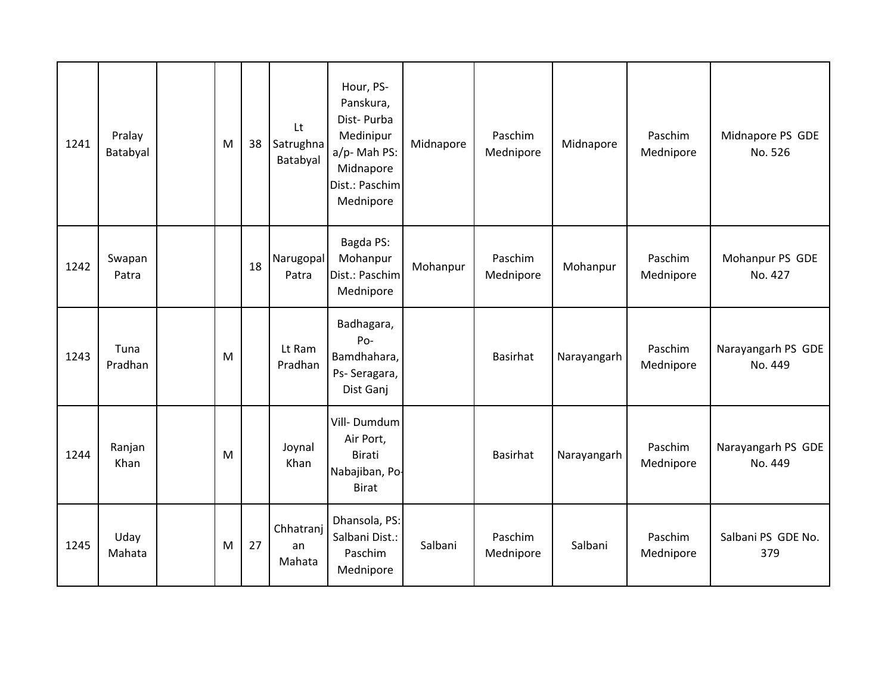| 1241 | Pralay Batabyal | | M | 38 | Lt Satrughna Batabyal | Hour, PS- Panskura, Dist- Purba Medinipur a/p- Mah PS: Midnapore Dist.: Paschim Mednipore | Midnapore | Paschim Mednipore | Midnapore | Paschim Mednipore | Midnapore PS GDE No. 526 |
|---|---|---|---|---|---|---|---|---|---|---|---|
| 1242 | Swapan Patra | | | 18 | Narugopal Patra | Bagda PS: Mohanpur Dist.: Paschim Mednipore | Mohanpur | Paschim Mednipore | Mohanpur | Paschim Mednipore | Mohanpur PS GDE No. 427 |
| 1243 | Tuna Pradhan | | M | | Lt Ram Pradhan | Badhagara, Po- Bamdhahara, Ps- Seragara, Dist Ganj | | Basirhat | Narayangarh | Paschim Mednipore | Narayangarh PS GDE No. 449 |
| 1244 | Ranjan Khan | | M | | Joynal Khan | Vill- Dumdum Air Port, Birati Nabajiban, Po- Birat | | Basirhat | Narayangarh | Paschim Mednipore | Narayangarh PS GDE No. 449 |
| 1245 | Uday Mahata | | M | 27 | Chhatranjan Mahata | Dhansola, PS: Salbani Dist.: Paschim Mednipore | Salbani | Paschim Mednipore | Salbani | Paschim Mednipore | Salbani PS GDE No. 379 |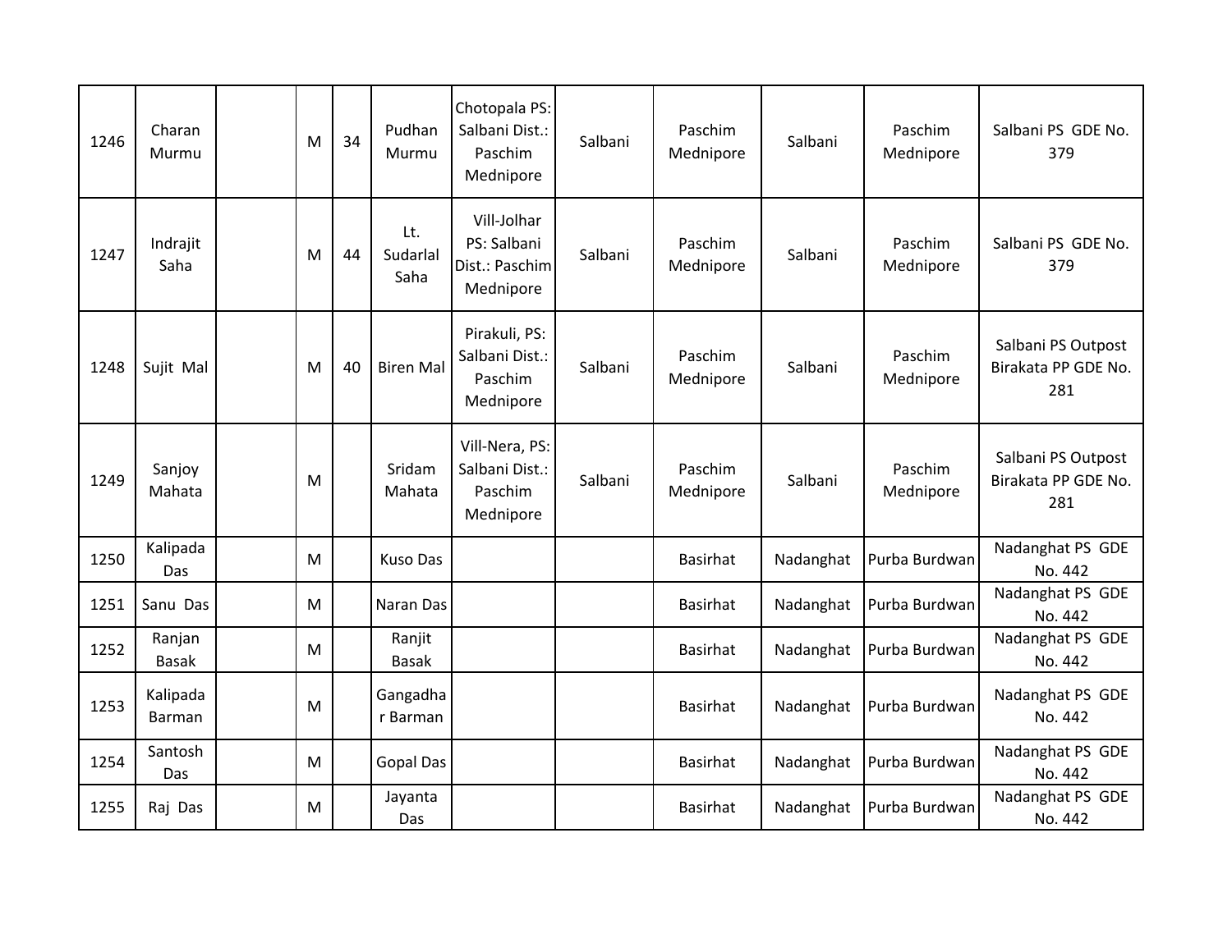| | | | | | | | | | | | |
|---|---|---|---|---|---|---|---|---|---|---|---|
| 1246 | Charan Murmu | | M | 34 | Pudhan Murmu | Chotopala PS: Salbani Dist.: Paschim Mednipore | Salbani | Paschim Mednipore | Salbani | Paschim Mednipore | Salbani PS GDE No. 379 |
| 1247 | Indrajit Saha | | M | 44 | Lt. Sudarlal Saha | Vill-Jolhar PS: Salbani Dist.: Paschim Mednipore | Salbani | Paschim Mednipore | Salbani | Paschim Mednipore | Salbani PS GDE No. 379 |
| 1248 | Sujit Mal | | M | 40 | Biren Mal | Pirakuli, PS: Salbani Dist.: Paschim Mednipore | Salbani | Paschim Mednipore | Salbani | Paschim Mednipore | Salbani PS Outpost Birakata PP GDE No. 281 |
| 1249 | Sanjoy Mahata | | M | | Sridam Mahata | Vill-Nera, PS: Salbani Dist.: Paschim Mednipore | Salbani | Paschim Mednipore | Salbani | Paschim Mednipore | Salbani PS Outpost Birakata PP GDE No. 281 |
| 1250 | Kalipada Das | | M | | Kuso Das | | | Basirhat | Nadanghat | Purba Burdwan | Nadanghat PS GDE No. 442 |
| 1251 | Sanu Das | | M | | Naran Das | | | Basirhat | Nadanghat | Purba Burdwan | Nadanghat PS GDE No. 442 |
| 1252 | Ranjan Basak | | M | | Ranjit Basak | | | Basirhat | Nadanghat | Purba Burdwan | Nadanghat PS GDE No. 442 |
| 1253 | Kalipada Barman | | M | | Gangadhar Barman | | | Basirhat | Nadanghat | Purba Burdwan | Nadanghat PS GDE No. 442 |
| 1254 | Santosh Das | | M | | Gopal Das | | | Basirhat | Nadanghat | Purba Burdwan | Nadanghat PS GDE No. 442 |
| 1255 | Raj Das | | M | | Jayanta Das | | | Basirhat | Nadanghat | Purba Burdwan | Nadanghat PS GDE No. 442 |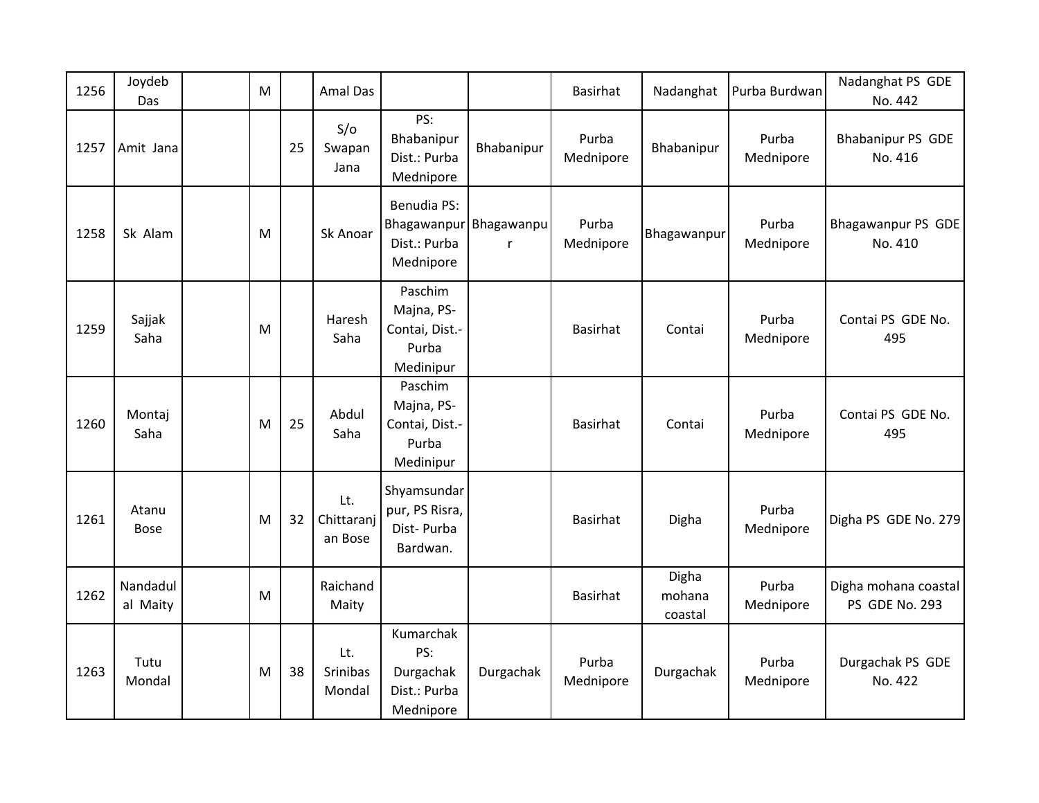| 1256 | Joydeb Das | | M | | Amal Das | | | Basirhat | Nadanghat | Purba Burdwan | Nadanghat PS GDE No. 442 |
|---|---|---|---|---|---|---|---|---|---|---|---|
| 1257 | Amit Jana | | | 25 | S/o Swapan Jana | PS: Bhabanipur Dist.: Purba Mednipore | Bhabanipur | Purba Mednipore | Bhabanipur | Purba Mednipore | Bhabanipur PS GDE No. 416 |
| 1258 | Sk Alam | | M | | Sk Anoar | Benudia PS: Bhagawanpur Dist.: Purba Mednipore | Bhagawanpur | Purba Mednipore | Bhagawanpur | Purba Mednipore | Bhagawanpur PS GDE No. 410 |
| 1259 | Sajjak Saha | | M | | Haresh Saha | Paschim Majna, PS-Contai, Dist.-Purba Medinipur | | Basirhat | Contai | Purba Mednipore | Contai PS GDE No. 495 |
| 1260 | Montaj Saha | | M | 25 | Abdul Saha | Paschim Majna, PS-Contai, Dist.-Purba Medinipur | | Basirhat | Contai | Purba Mednipore | Contai PS GDE No. 495 |
| 1261 | Atanu Bose | | M | 32 | Lt. Chittaranjan Bose | Shyamsundarpur, PS Risra, Dist- Purba Bardwan. | | Basirhat | Digha | Purba Mednipore | Digha PS GDE No. 279 |
| 1262 | Nandadulal Maity | | M | | Raichand Maity | | | Basirhat | Digha mohana coastal | Purba Mednipore | Digha mohana coastal PS GDE No. 293 |
| 1263 | Tutu Mondal | | M | 38 | Lt. Srinibas Mondal | Kumarchak PS: Durgachak Dist.: Purba Mednipore | Durgachak | Purba Mednipore | Durgachak | Purba Mednipore | Durgachak PS GDE No. 422 |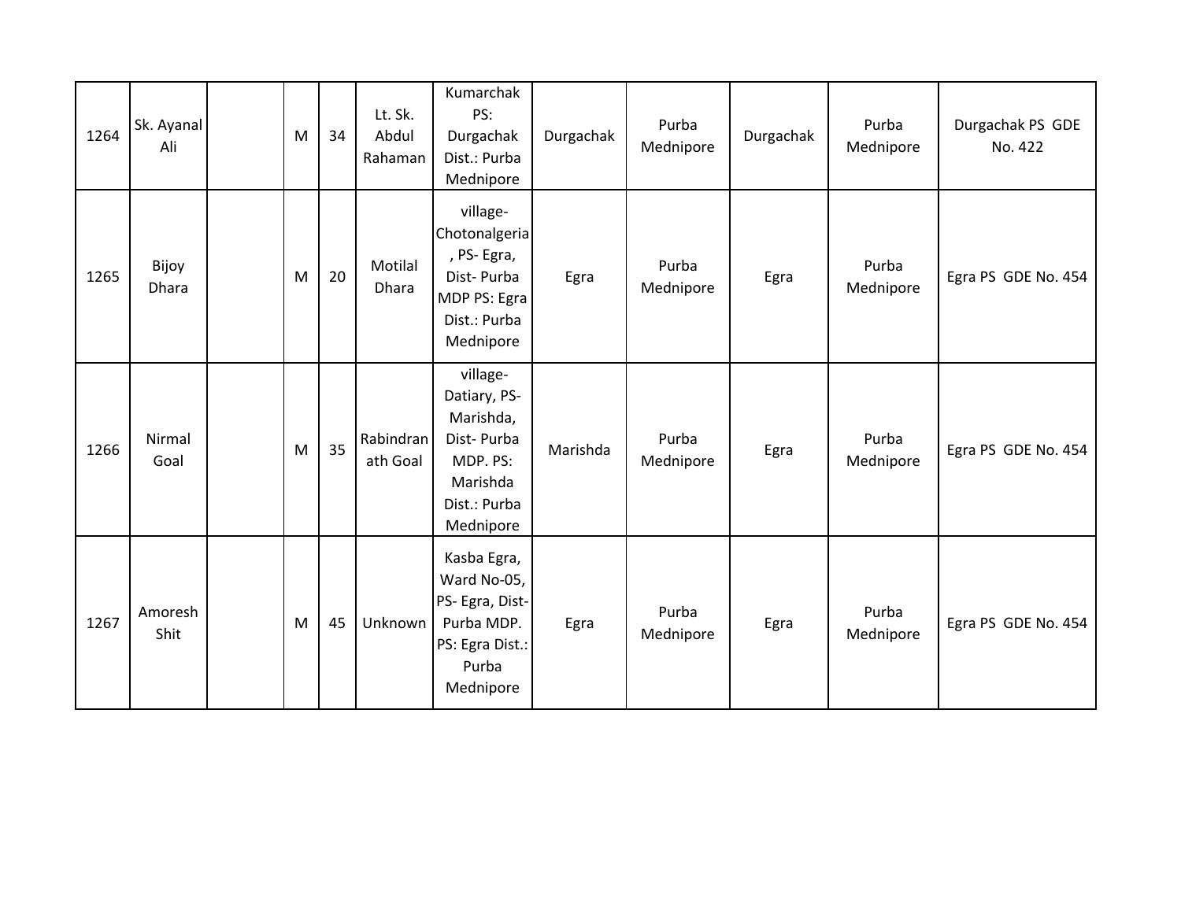| 1264 | Sk. Ayanal Ali | | M | 34 | Lt. Sk. Abdul Rahaman | Kumarchak PS: Durgachak Dist.: Purba Mednipore | Durgachak | Purba Mednipore | Durgachak | Purba Mednipore | Durgachak PS GDE No. 422 |
|---|---|---|---|---|---|---|---|---|---|---|---|
| 1265 | Bijoy Dhara | | M | 20 | Motilal Dhara | village- Chotonalgeria , PS- Egra, Dist- Purba MDP PS: Egra Dist.: Purba Mednipore | Egra | Purba Mednipore | Egra | Purba Mednipore | Egra PS GDE No. 454 |
| 1266 | Nirmal Goal | | M | 35 | Rabindranath Goal | village- Datiary, PS- Marishda, Dist- Purba MDP. PS: Marishda Dist.: Purba Mednipore | Marishda | Purba Mednipore | Egra | Purba Mednipore | Egra PS GDE No. 454 |
| 1267 | Amoresh Shit | | M | 45 | Unknown | Kasba Egra, Ward No-05, PS- Egra, Dist- Purba MDP. PS: Egra Dist.: Purba Mednipore | Egra | Purba Mednipore | Egra | Purba Mednipore | Egra PS GDE No. 454 |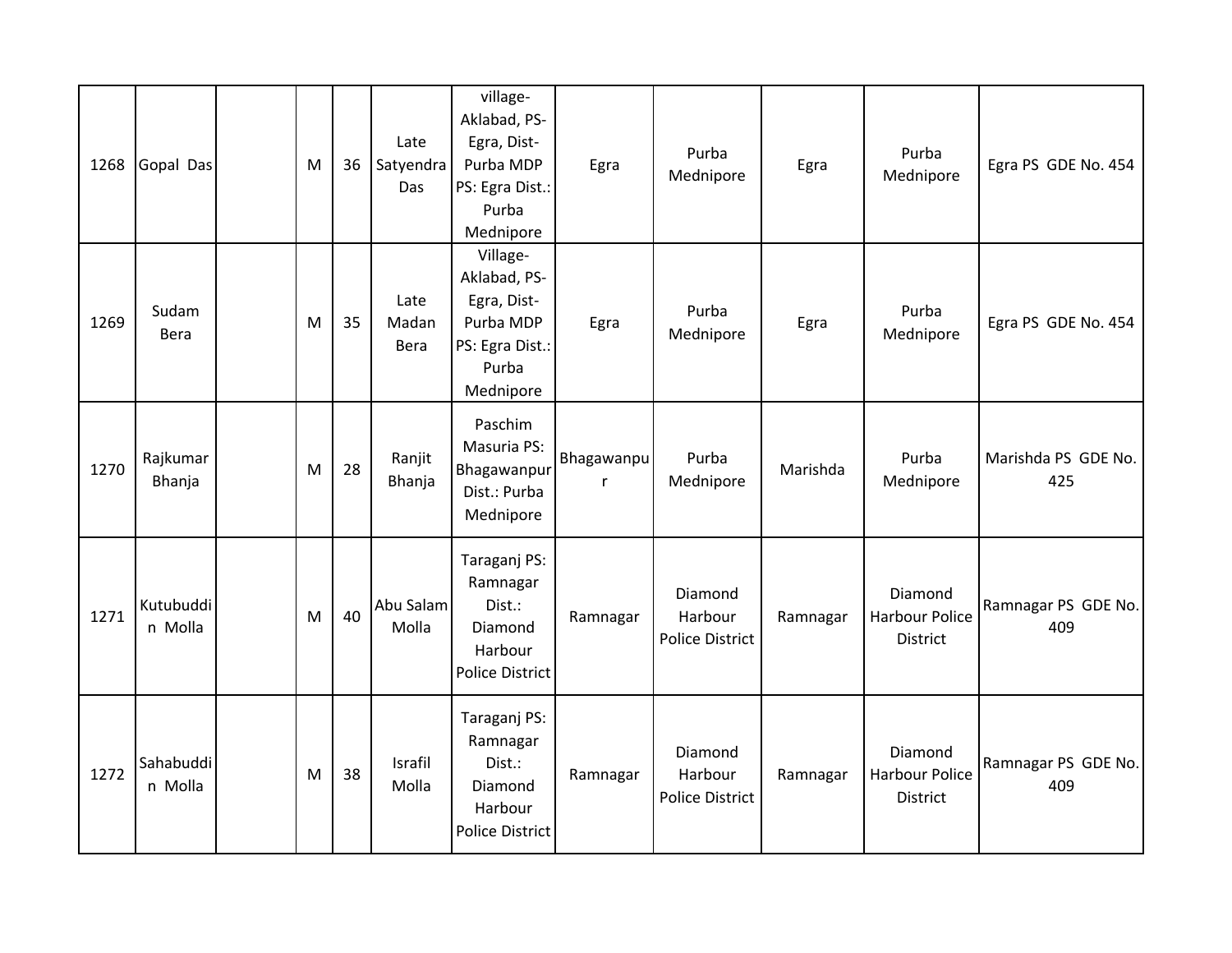| | | | | | | | | | | | |
|---|---|---|---|---|---|---|---|---|---|---|---|
| 1268 | Gopal Das | | M | 36 | Late Satyendra Das | village- Aklabad, PS- Egra, Dist- Purba MDP PS: Egra Dist.: Purba Mednipore | Egra | Purba Mednipore | Egra | Purba Mednipore | Egra PS GDE No. 454 |
| 1269 | Sudam Bera | | M | 35 | Late Madan Bera | Village- Aklabad, PS- Egra, Dist- Purba MDP PS: Egra Dist.: Purba Mednipore | Egra | Purba Mednipore | Egra | Purba Mednipore | Egra PS GDE No. 454 |
| 1270 | Rajkumar Bhanja | | M | 28 | Ranjit Bhanja | Paschim Masuria PS: Bhagawanpur Dist.: Purba Mednipore | Bhagawanpur | Purba Mednipore | Marishda | Purba Mednipore | Marishda PS GDE No. 425 |
| 1271 | Kutubuddin Molla | | M | 40 | Abu Salam Molla | Taraganj PS: Ramnagar Dist.: Diamond Harbour Police District | Ramnagar | Diamond Harbour Police District | Ramnagar | Diamond Harbour Police District | Ramnagar PS GDE No. 409 |
| 1272 | Sahabuddin Molla | | M | 38 | Israfil Molla | Taraganj PS: Ramnagar Dist.: Diamond Harbour Police District | Ramnagar | Diamond Harbour Police District | Ramnagar | Diamond Harbour Police District | Ramnagar PS GDE No. 409 |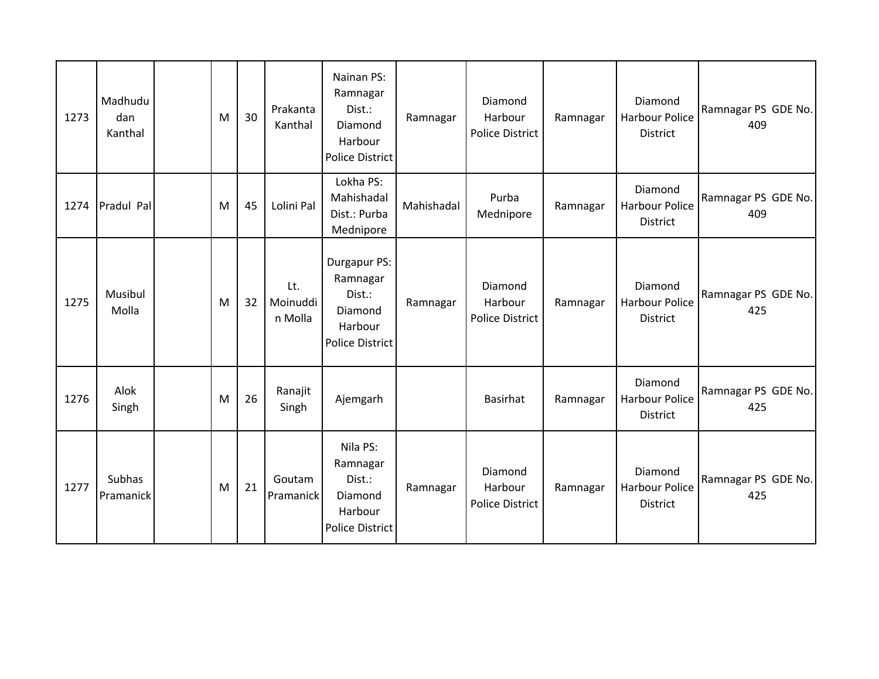| | | | | | | | | | | | |
|---|---|---|---|---|---|---|---|---|---|---|---|
| 1273 | Madhududan Kanthal | | M | 30 | Prakanta Kanthal | Nainan PS: Ramnagar Dist.: Diamond Harbour Police District | Ramnagar | Diamond Harbour Police District | Ramnagar | Diamond Harbour Police District | Ramnagar PS GDE No. 409 |
| 1274 | Pradul Pal | | M | 45 | Lolini Pal | Lokha PS: Mahishadal Dist.: Purba Mednipore | Mahishadal | Purba Mednipore | Ramnagar | Diamond Harbour Police District | Ramnagar PS GDE No. 409 |
| 1275 | Musibul Molla | | M | 32 | Lt. Moinuddin Molla | Durgapur PS: Ramnagar Dist.: Diamond Harbour Police District | Ramnagar | Diamond Harbour Police District | Ramnagar | Diamond Harbour Police District | Ramnagar PS GDE No. 425 |
| 1276 | Alok Singh | | M | 26 | Ranajit Singh | Ajemgarh | | Basirhat | Ramnagar | Diamond Harbour Police District | Ramnagar PS GDE No. 425 |
| 1277 | Subhas Pramanick | | M | 21 | Goutam Pramanick | Nila PS: Ramnagar Dist.: Diamond Harbour Police District | Ramnagar | Diamond Harbour Police District | Ramnagar | Diamond Harbour Police District | Ramnagar PS GDE No. 425 |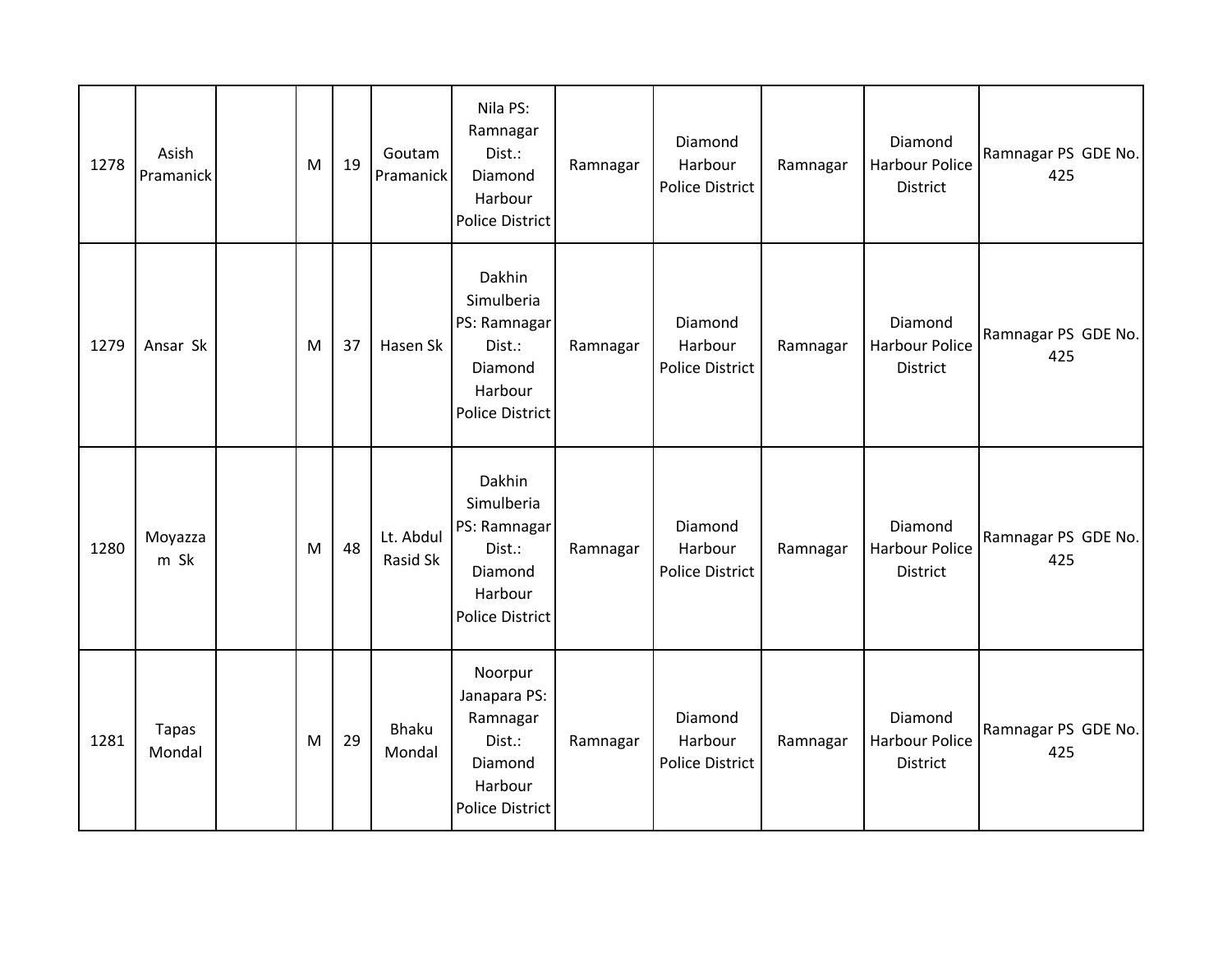| 1278 | Asish Pramanick | | M | 19 | Goutam Pramanick | Nila PS: Ramnagar Dist.: Diamond Harbour Police District | Ramnagar | Diamond Harbour Police District | Ramnagar | Diamond Harbour Police District | Ramnagar PS GDE No. 425 |
|---|---|---|---|---|---|---|---|---|---|---|---|
| 1279 | Ansar Sk | | M | 37 | Hasen Sk | Dakhin Simulberia PS: Ramnagar Dist.: Diamond Harbour Police District | Ramnagar | Diamond Harbour Police District | Ramnagar | Diamond Harbour Police District | Ramnagar PS GDE No. 425 |
| 1280 | Moyazzam Sk | | M | 48 | Lt. Abdul Rasid Sk | Dakhin Simulberia PS: Ramnagar Dist.: Diamond Harbour Police District | Ramnagar | Diamond Harbour Police District | Ramnagar | Diamond Harbour Police District | Ramnagar PS GDE No. 425 |
| 1281 | Tapas Mondal | | M | 29 | Bhaku Mondal | Noorpur Janapara PS: Ramnagar Dist.: Diamond Harbour Police District | Ramnagar | Diamond Harbour Police District | Ramnagar | Diamond Harbour Police District | Ramnagar PS GDE No. 425 |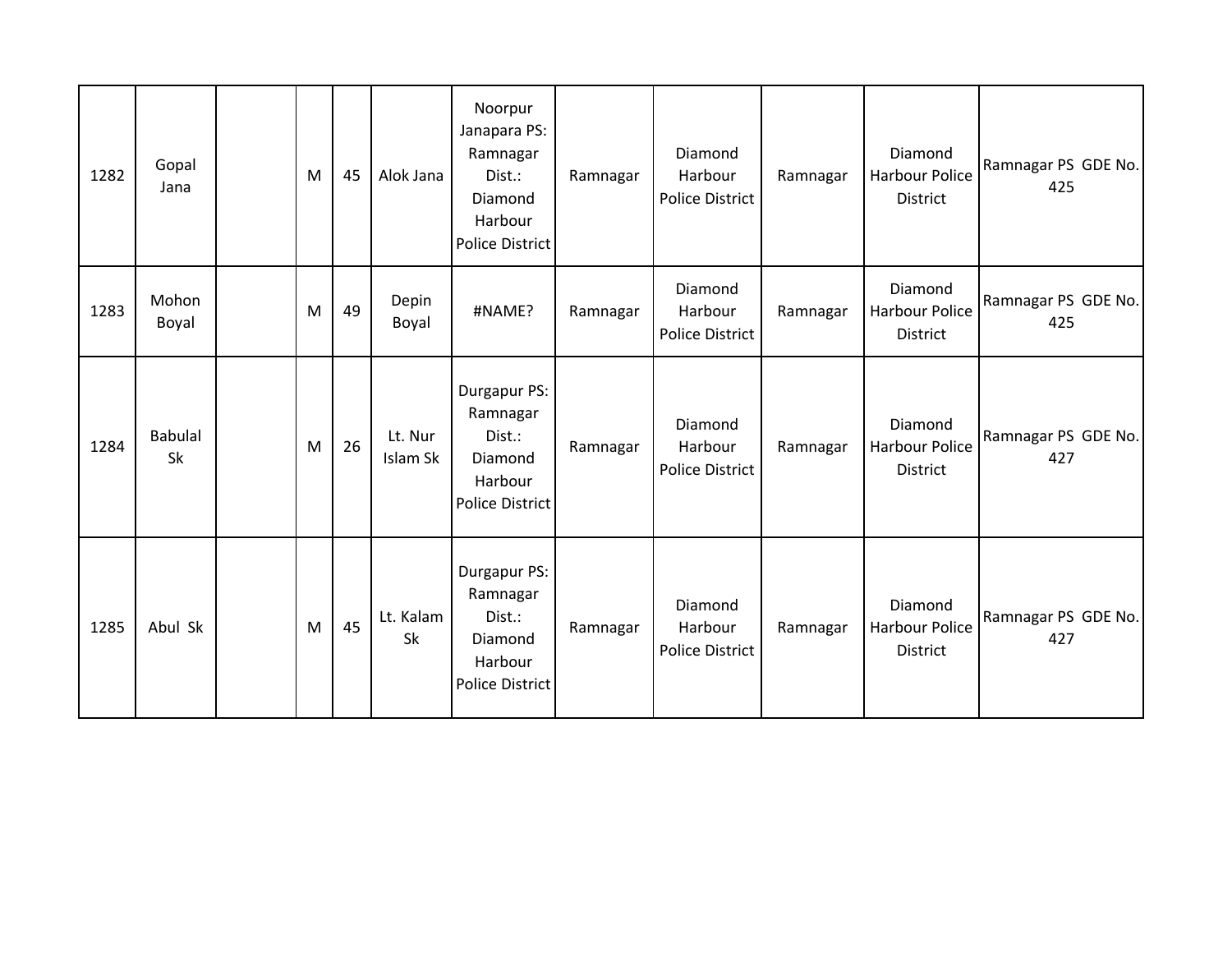| | | | | | | | | | | | |
|---|---|---|---|---|---|---|---|---|---|---|---|
| 1282 | Gopal Jana | | M | 45 | Alok Jana | Noorpur Janapara PS: Ramnagar Dist.: Diamond Harbour Police District | Ramnagar | Diamond Harbour Police District | Ramnagar | Diamond Harbour Police District | Ramnagar PS GDE No. 425 |
| 1283 | Mohon Boyal | | M | 49 | Depin Boyal | #NAME? | Ramnagar | Diamond Harbour Police District | Ramnagar | Diamond Harbour Police District | Ramnagar PS GDE No. 425 |
| 1284 | Babulal Sk | | M | 26 | Lt. Nur Islam Sk | Durgapur PS: Ramnagar Dist.: Diamond Harbour Police District | Ramnagar | Diamond Harbour Police District | Ramnagar | Diamond Harbour Police District | Ramnagar PS GDE No. 427 |
| 1285 | Abul Sk | | M | 45 | Lt. Kalam Sk | Durgapur PS: Ramnagar Dist.: Diamond Harbour Police District | Ramnagar | Diamond Harbour Police District | Ramnagar | Diamond Harbour Police District | Ramnagar PS GDE No. 427 |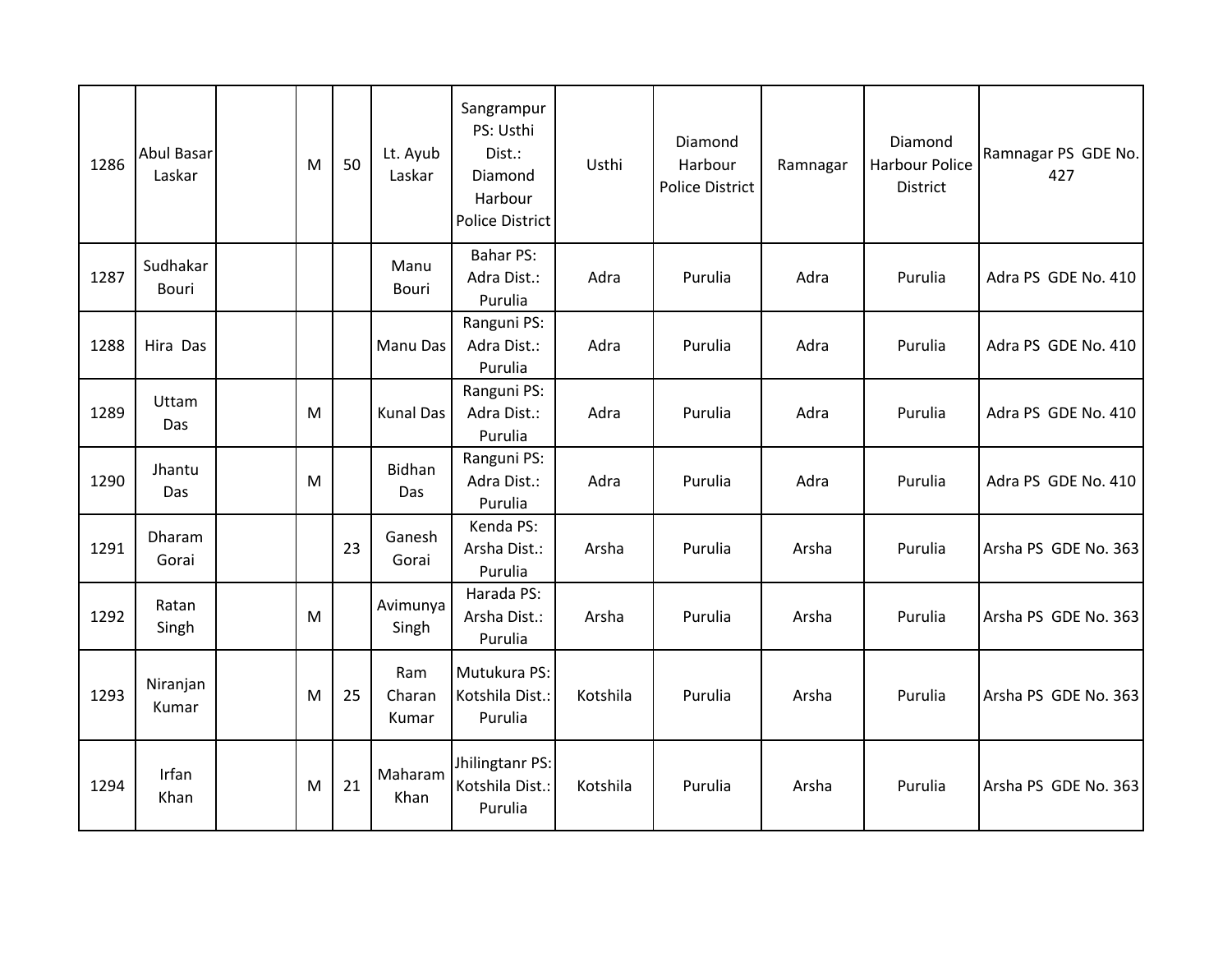| 1286 | Abul Basar Laskar | | M | 50 | Lt. Ayub Laskar | Sangrampur PS: Usthi Dist.: Diamond Harbour Police District | Usthi | Diamond Harbour Police District | Ramnagar | Diamond Harbour Police District | Ramnagar PS GDE No. 427 |
|---|---|---|---|---|---|---|---|---|---|---|---|
| 1287 | Sudhakar Bouri | | | | Manu Bouri | Bahar PS: Adra Dist.: Purulia | Adra | Purulia | Adra | Purulia | Adra PS GDE No. 410 |
| 1288 | Hira Das | | | | Manu Das | Ranguni PS: Adra Dist.: Purulia | Adra | Purulia | Adra | Purulia | Adra PS GDE No. 410 |
| 1289 | Uttam Das | | M | | Kunal Das | Ranguni PS: Adra Dist.: Purulia | Adra | Purulia | Adra | Purulia | Adra PS GDE No. 410 |
| 1290 | Jhantu Das | | M | | Bidhan Das | Ranguni PS: Adra Dist.: Purulia | Adra | Purulia | Adra | Purulia | Adra PS GDE No. 410 |
| 1291 | Dharam Gorai | | | 23 | Ganesh Gorai | Kenda PS: Arsha Dist.: Purulia | Arsha | Purulia | Arsha | Purulia | Arsha PS GDE No. 363 |
| 1292 | Ratan Singh | | M | | Avimunya Singh | Harada PS: Arsha Dist.: Purulia | Arsha | Purulia | Arsha | Purulia | Arsha PS GDE No. 363 |
| 1293 | Niranjan Kumar | | M | 25 | Ram Charan Kumar | Mutukura PS: Kotshila Dist.: Purulia | Kotshila | Purulia | Arsha | Purulia | Arsha PS GDE No. 363 |
| 1294 | Irfan Khan | | M | 21 | Maharam Khan | Jhilingtanr PS: Kotshila Dist.: Purulia | Kotshila | Purulia | Arsha | Purulia | Arsha PS GDE No. 363 |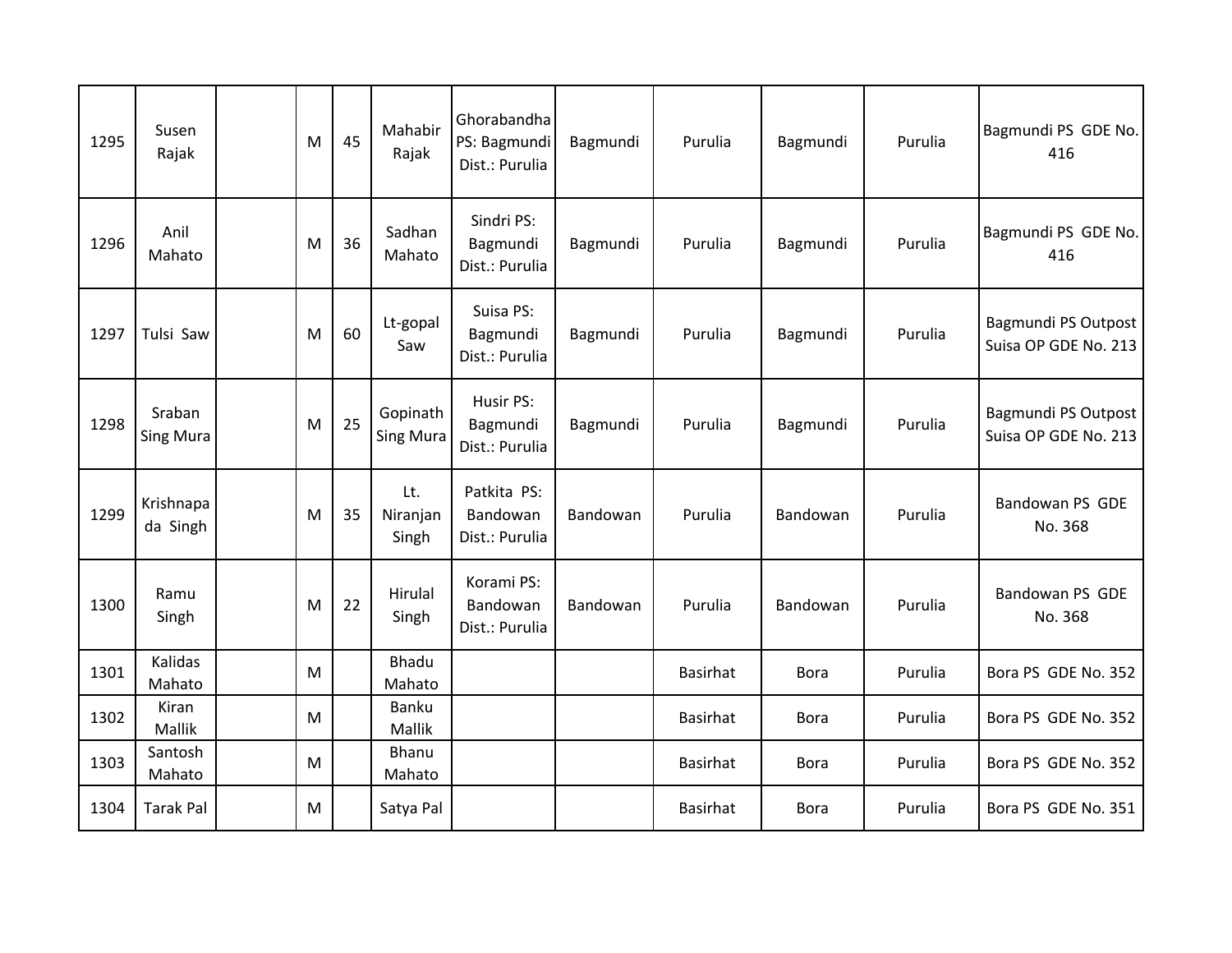| | | | | | | | | | | | |
|---|---|---|---|---|---|---|---|---|---|---|---|
| 1295 | Susen Rajak | | M | 45 | Mahabir Rajak | Ghorabandha PS: Bagmundi Dist.: Purulia | Bagmundi | Purulia | Bagmundi | Purulia | Bagmundi PS GDE No. 416 |
| 1296 | Anil Mahato | | M | 36 | Sadhan Mahato | Sindri PS: Bagmundi Dist.: Purulia | Bagmundi | Purulia | Bagmundi | Purulia | Bagmundi PS GDE No. 416 |
| 1297 | Tulsi Saw | | M | 60 | Lt-gopal Saw | Suisa PS: Bagmundi Dist.: Purulia | Bagmundi | Purulia | Bagmundi | Purulia | Bagmundi PS Outpost Suisa OP GDE No. 213 |
| 1298 | Sraban Sing Mura | | M | 25 | Gopinath Sing Mura | Husir PS: Bagmundi Dist.: Purulia | Bagmundi | Purulia | Bagmundi | Purulia | Bagmundi PS Outpost Suisa OP GDE No. 213 |
| 1299 | Krishnapada Singh | | M | 35 | Lt. Niranjan Singh | Patkita PS: Bandowan Dist.: Purulia | Bandowan | Purulia | Bandowan | Purulia | Bandowan PS GDE No. 368 |
| 1300 | Ramu Singh | | M | 22 | Hirulal Singh | Korami PS: Bandowan Dist.: Purulia | Bandowan | Purulia | Bandowan | Purulia | Bandowan PS GDE No. 368 |
| 1301 | Kalidas Mahato | | M | | Bhadu Mahato | | | Basirhat | Bora | Purulia | Bora PS GDE No. 352 |
| 1302 | Kiran Mallik | | M | | Banku Mallik | | | Basirhat | Bora | Purulia | Bora PS GDE No. 352 |
| 1303 | Santosh Mahato | | M | | Bhanu Mahato | | | Basirhat | Bora | Purulia | Bora PS GDE No. 352 |
| 1304 | Tarak Pal | | M | | Satya Pal | | | Basirhat | Bora | Purulia | Bora PS GDE No. 351 |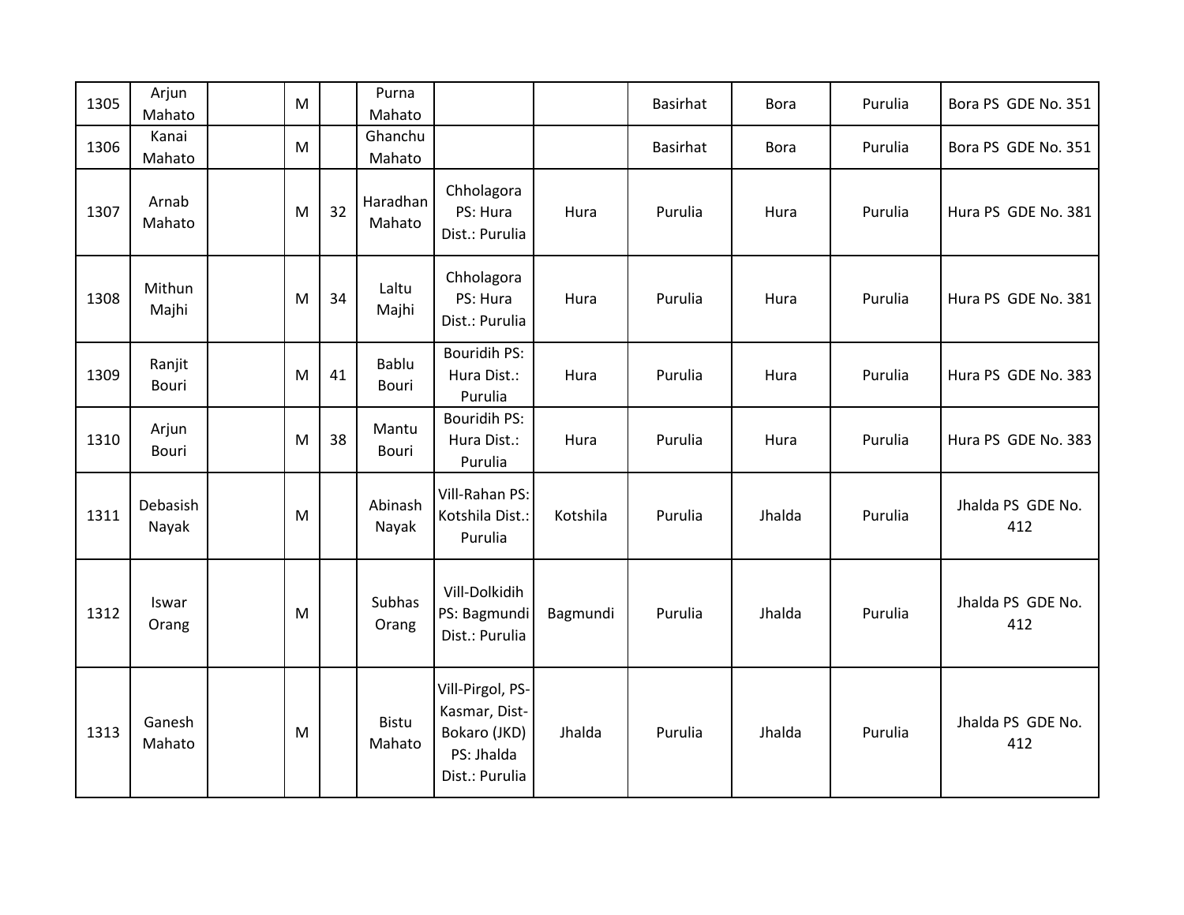| 1305 | Arjun Mahato | | M | | Purna Mahato | | | Basirhat | Bora | Purulia | Bora PS GDE No. 351 |
|---|---|---|---|---|---|---|---|---|---|---|---|
| 1306 | Kanai Mahato | | M | | Ghanchu Mahato | | | Basirhat | Bora | Purulia | Bora PS GDE No. 351 |
| 1307 | Arnab Mahato | | M | 32 | Haradhan Mahato | Chholagora PS: Hura Dist.: Purulia | Hura | Purulia | Hura | Purulia | Hura PS GDE No. 381 |
| 1308 | Mithun Majhi | | M | 34 | Laltu Majhi | Chholagora PS: Hura Dist.: Purulia | Hura | Purulia | Hura | Purulia | Hura PS GDE No. 381 |
| 1309 | Ranjit Bouri | | M | 41 | Bablu Bouri | Bouridih PS: Hura Dist.: Purulia | Hura | Purulia | Hura | Purulia | Hura PS GDE No. 383 |
| 1310 | Arjun Bouri | | M | 38 | Mantu Bouri | Bouridih PS: Hura Dist.: Purulia | Hura | Purulia | Hura | Purulia | Hura PS GDE No. 383 |
| 1311 | Debasish Nayak | | M | | Abinash Nayak | Vill-Rahan PS: Kotshila Dist.: Purulia | Kotshila | Purulia | Jhalda | Purulia | Jhalda PS GDE No. 412 |
| 1312 | Iswar Orang | | M | | Subhas Orang | Vill-Dolkidih PS: Bagmundi Dist.: Purulia | Bagmundi | Purulia | Jhalda | Purulia | Jhalda PS GDE No. 412 |
| 1313 | Ganesh Mahato | | M | | Bistu Mahato | Vill-Pirgol, PS-Kasmar, Dist-Bokaro (JKD) PS: Jhalda Dist.: Purulia | Jhalda | Purulia | Jhalda | Purulia | Jhalda PS GDE No. 412 |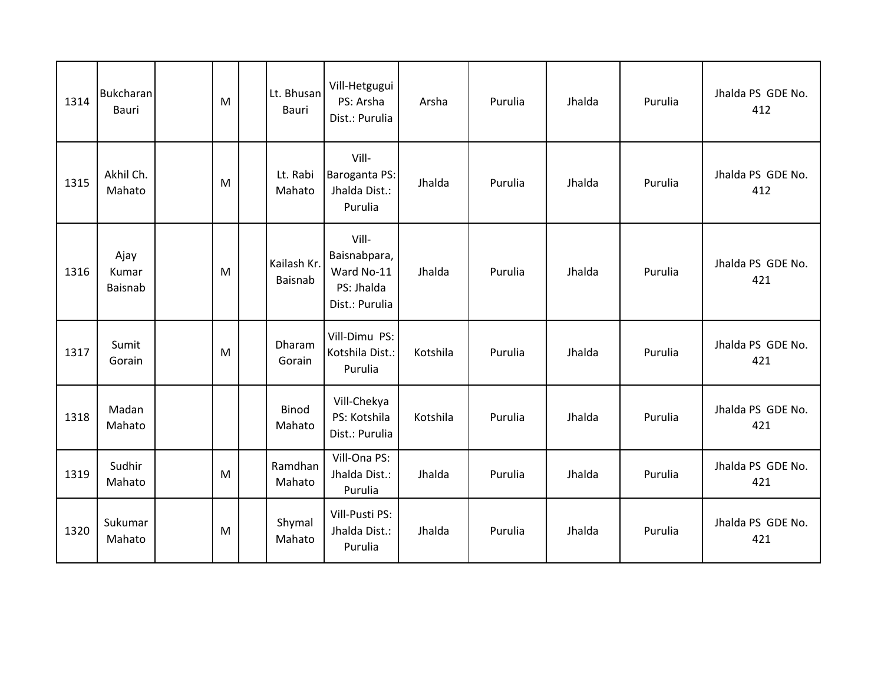| | | | | | | | | | | | |
|---|---|---|---|---|---|---|---|---|---|---|---|
| 1314 | Bukcharan Bauri | | M | | Lt. Bhusan Bauri | Vill-Hetgugui PS: Arsha Dist.: Purulia | Arsha | Purulia | Jhalda | Purulia | Jhalda PS GDE No. 412 |
| 1315 | Akhil Ch. Mahato | | M | | Lt. Rabi Mahato | Vill-Baroganta PS: Jhalda Dist.: Purulia | Jhalda | Purulia | Jhalda | Purulia | Jhalda PS GDE No. 412 |
| 1316 | Ajay Kumar Baisnab | | M | | Kailash Kr. Baisnab | Vill-Baisnabpara, Ward No-11 PS: Jhalda Dist.: Purulia | Jhalda | Purulia | Jhalda | Purulia | Jhalda PS GDE No. 421 |
| 1317 | Sumit Gorain | | M | | Dharam Gorain | Vill-Dimu PS: Kotshila Dist.: Purulia | Kotshila | Purulia | Jhalda | Purulia | Jhalda PS GDE No. 421 |
| 1318 | Madan Mahato | | | | Binod Mahato | Vill-Chekya PS: Kotshila Dist.: Purulia | Kotshila | Purulia | Jhalda | Purulia | Jhalda PS GDE No. 421 |
| 1319 | Sudhir Mahato | | M | | Ramdhan Mahato | Vill-Ona PS: Jhalda Dist.: Purulia | Jhalda | Purulia | Jhalda | Purulia | Jhalda PS GDE No. 421 |
| 1320 | Sukumar Mahato | | M | | Shymal Mahato | Vill-Pusti PS: Jhalda Dist.: Purulia | Jhalda | Purulia | Jhalda | Purulia | Jhalda PS GDE No. 421 |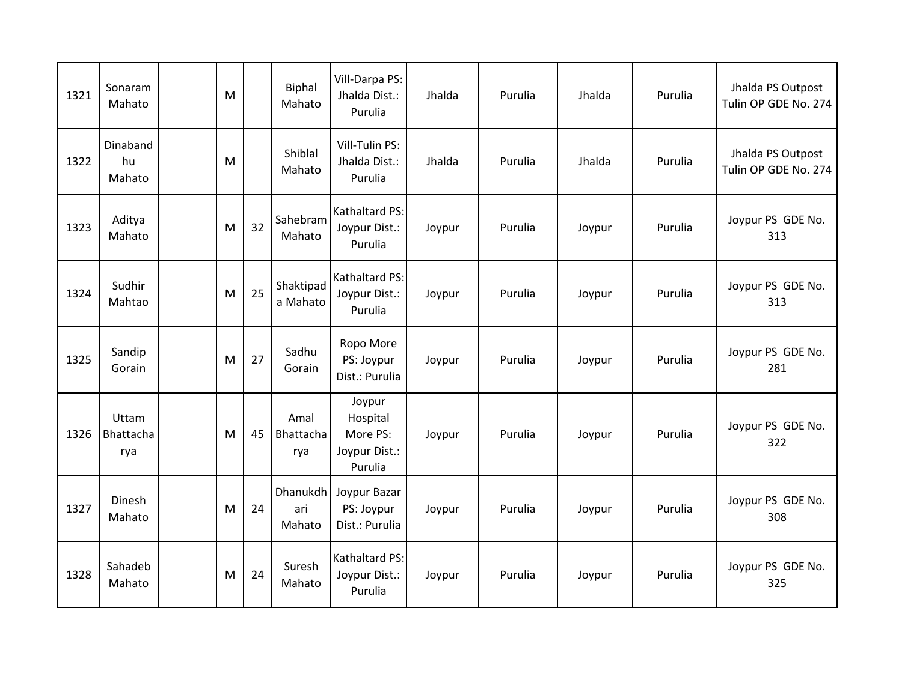| | | | | | | | | | | | |
|---|---|---|---|---|---|---|---|---|---|---|---|
| 1321 | Sonaram Mahato | | M | | Biphal Mahato | Vill-Darpa PS: Jhalda Dist.: Purulia | Jhalda | Purulia | Jhalda | Purulia | Jhalda PS Outpost Tulin OP GDE No. 274 |
| 1322 | Dinabandhu Mahato | | M | | Shiblal Mahato | Vill-Tulin PS: Jhalda Dist.: Purulia | Jhalda | Purulia | Jhalda | Purulia | Jhalda PS Outpost Tulin OP GDE No. 274 |
| 1323 | Aditya Mahato | | M | 32 | Sahebram Mahato | Kathaltard PS: Joypur Dist.: Purulia | Joypur | Purulia | Joypur | Purulia | Joypur PS GDE No. 313 |
| 1324 | Sudhir Mahtao | | M | 25 | Shaktipada Mahato | Kathaltard PS: Joypur Dist.: Purulia | Joypur | Purulia | Joypur | Purulia | Joypur PS GDE No. 313 |
| 1325 | Sandip Gorain | | M | 27 | Sadhu Gorain | Ropo More PS: Joypur Dist.: Purulia | Joypur | Purulia | Joypur | Purulia | Joypur PS GDE No. 281 |
| 1326 | Uttam Bhattacharya | | M | 45 | Amal Bhattacharya | Joypur Hospital More PS: Joypur Dist.: Purulia | Joypur | Purulia | Joypur | Purulia | Joypur PS GDE No. 322 |
| 1327 | Dinesh Mahato | | M | 24 | Dhanukdhari Mahato | Joypur Bazar PS: Joypur Dist.: Purulia | Joypur | Purulia | Joypur | Purulia | Joypur PS GDE No. 308 |
| 1328 | Sahadeb Mahato | | M | 24 | Suresh Mahato | Kathaltard PS: Joypur Dist.: Purulia | Joypur | Purulia | Joypur | Purulia | Joypur PS GDE No. 325 |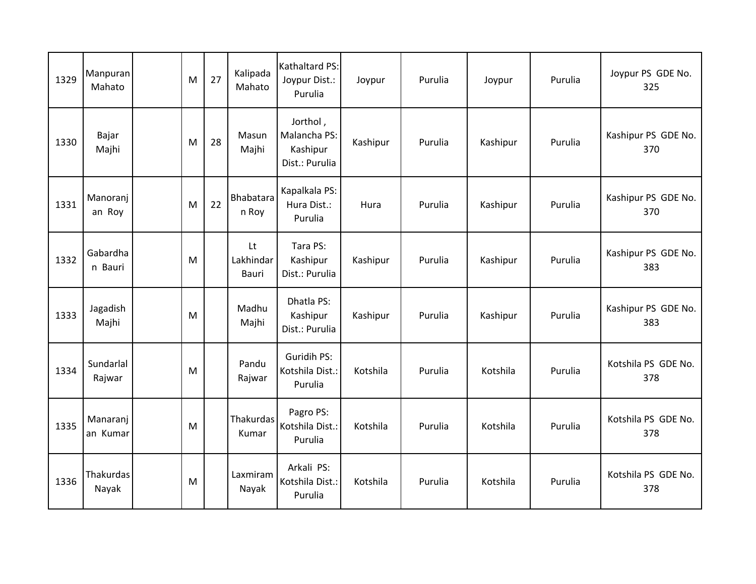| 1329 | Manpuran Mahato | | M | 27 | Kalipada Mahato | Kathaltard PS: Joypur Dist.: Purulia | Joypur | Purulia | Joypur | Purulia | Joypur PS GDE No. 325 |
|---|---|---|---|---|---|---|---|---|---|---|---|
| 1330 | Bajar Majhi | | M | 28 | Masun Majhi | Jorthol , Malancha PS: Kashipur Dist.: Purulia | Kashipur | Purulia | Kashipur | Purulia | Kashipur PS GDE No. 370 |
| 1331 | Manoranjan Roy | | M | 22 | Bhabataran Roy | Kapalkala PS: Hura Dist.: Purulia | Hura | Purulia | Kashipur | Purulia | Kashipur PS GDE No. 370 |
| 1332 | Gabardhan Bauri | | M | | Lt Lakhindar Bauri | Tara PS: Kashipur Dist.: Purulia | Kashipur | Purulia | Kashipur | Purulia | Kashipur PS GDE No. 383 |
| 1333 | Jagadish Majhi | | M | | Madhu Majhi | Dhatla PS: Kashipur Dist.: Purulia | Kashipur | Purulia | Kashipur | Purulia | Kashipur PS GDE No. 383 |
| 1334 | Sundarlal Rajwar | | M | | Pandu Rajwar | Guridih PS: Kotshila Dist.: Purulia | Kotshila | Purulia | Kotshila | Purulia | Kotshila PS GDE No. 378 |
| 1335 | Manaranjan Kumar | | M | | Thakurdas Kumar | Pagro PS: Kotshila Dist.: Purulia | Kotshila | Purulia | Kotshila | Purulia | Kotshila PS GDE No. 378 |
| 1336 | Thakurdas Nayak | | M | | Laxmiram Nayak | Arkali PS: Kotshila Dist.: Purulia | Kotshila | Purulia | Kotshila | Purulia | Kotshila PS GDE No. 378 |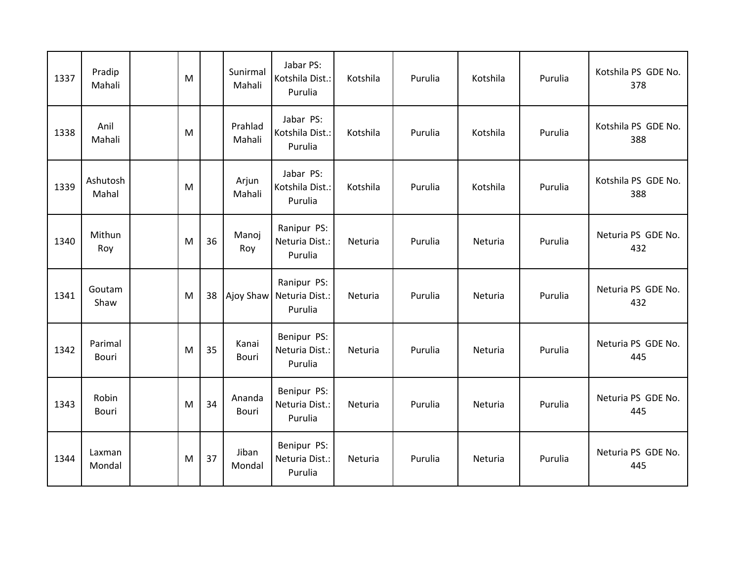| | | | | | | | | | | | |
|---|---|---|---|---|---|---|---|---|---|---|---|
| 1337 | Pradip Mahali | | M | | Sunirmal Mahali | Jabar PS: Kotshila Dist.: Purulia | Kotshila | Purulia | Kotshila | Purulia | Kotshila PS GDE No. 378 |
| 1338 | Anil Mahali | | M | | Prahlad Mahali | Jabar PS: Kotshila Dist.: Purulia | Kotshila | Purulia | Kotshila | Purulia | Kotshila PS GDE No. 388 |
| 1339 | Ashutosh Mahal | | M | | Arjun Mahali | Jabar PS: Kotshila Dist.: Purulia | Kotshila | Purulia | Kotshila | Purulia | Kotshila PS GDE No. 388 |
| 1340 | Mithun Roy | | M | 36 | Manoj Roy | Ranipur PS: Neturia Dist.: Purulia | Neturia | Purulia | Neturia | Purulia | Neturia PS GDE No. 432 |
| 1341 | Goutam Shaw | | M | 38 | Ajoy Shaw | Ranipur PS: Neturia Dist.: Purulia | Neturia | Purulia | Neturia | Purulia | Neturia PS GDE No. 432 |
| 1342 | Parimal Bouri | | M | 35 | Kanai Bouri | Benipur PS: Neturia Dist.: Purulia | Neturia | Purulia | Neturia | Purulia | Neturia PS GDE No. 445 |
| 1343 | Robin Bouri | | M | 34 | Ananda Bouri | Benipur PS: Neturia Dist.: Purulia | Neturia | Purulia | Neturia | Purulia | Neturia PS GDE No. 445 |
| 1344 | Laxman Mondal | | M | 37 | Jiban Mondal | Benipur PS: Neturia Dist.: Purulia | Neturia | Purulia | Neturia | Purulia | Neturia PS GDE No. 445 |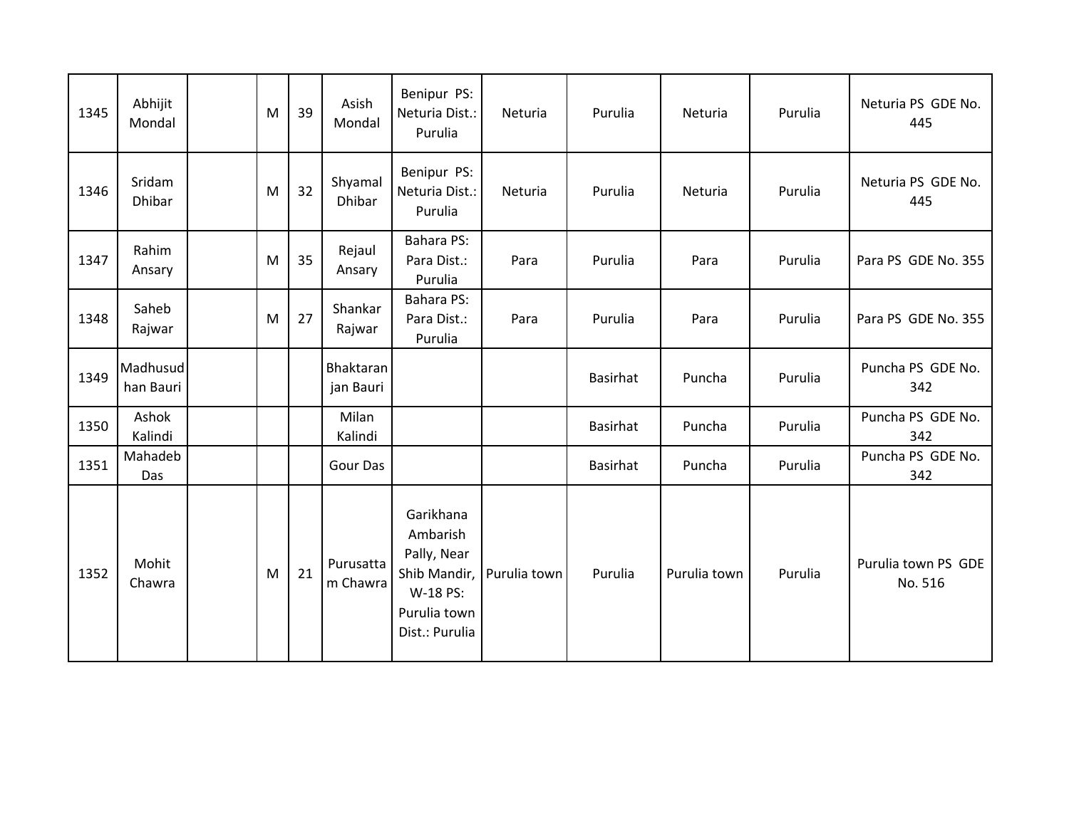| 1345 | Abhijit Mondal | | M | 39 | Asish Mondal | Benipur PS: Neturia Dist.: Purulia | Neturia | Purulia | Neturia | Purulia | Neturia PS GDE No. 445 |
|---|---|---|---|---|---|---|---|---|---|---|---|
| 1346 | Sridam Dhibar | | M | 32 | Shyamal Dhibar | Benipur PS: Neturia Dist.: Purulia | Neturia | Purulia | Neturia | Purulia | Neturia PS GDE No. 445 |
| 1347 | Rahim Ansary | | M | 35 | Rejaul Ansary | Bahara PS: Para Dist.: Purulia | Para | Purulia | Para | Purulia | Para PS GDE No. 355 |
| 1348 | Saheb Rajwar | | M | 27 | Shankar Rajwar | Bahara PS: Para Dist.: Purulia | Para | Purulia | Para | Purulia | Para PS GDE No. 355 |
| 1349 | Madhusudhan Bauri | | | | Bhaktaranjan Bauri | | | Basirhat | Puncha | Purulia | Puncha PS GDE No. 342 |
| 1350 | Ashok Kalindi | | | | Milan Kalindi | | | Basirhat | Puncha | Purulia | Puncha PS GDE No. 342 |
| 1351 | Mahadeb Das | | | | Gour Das | | | Basirhat | Puncha | Purulia | Puncha PS GDE No. 342 |
| 1352 | Mohit Chawra | | M | 21 | Purusattam Chawra | Garikhana Ambarish Pally, Near Shib Mandir, W-18 PS: Purulia town Dist.: Purulia | Purulia town | Purulia | Purulia town | Purulia | Purulia town PS GDE No. 516 |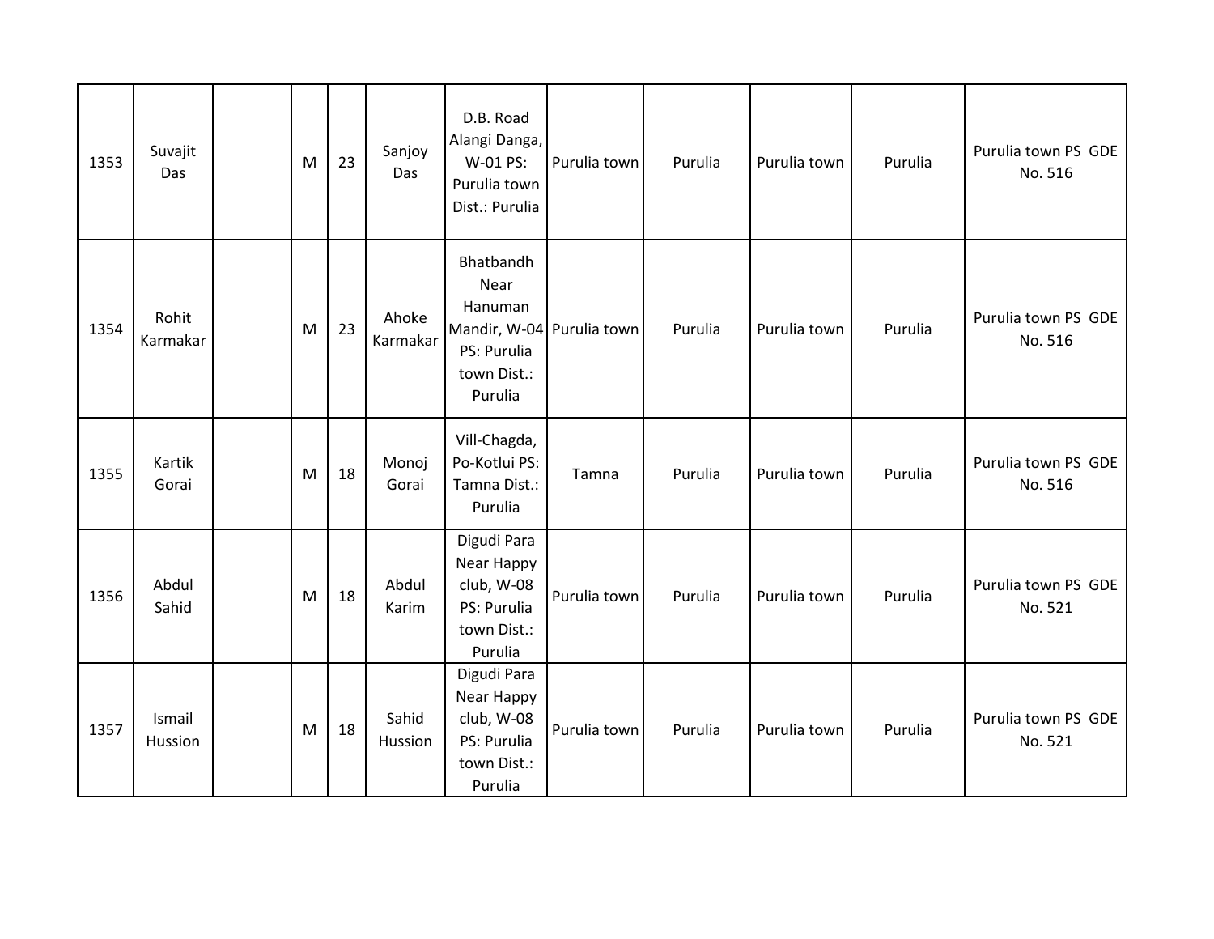| | | | | | | | | | | | |
|---|---|---|---|---|---|---|---|---|---|---|---|
| 1353 | Suvajit Das | | M | 23 | Sanjoy Das | D.B. Road Alangi Danga, W-01 PS: Purulia town Dist.: Purulia | Purulia town | Purulia | Purulia town | Purulia | Purulia town PS GDE No. 516 |
| 1354 | Rohit Karmakar | | M | 23 | Ahoke Karmakar | Bhatbandh Near Hanuman Mandir, W-04 PS: Purulia town Dist.: Purulia | Purulia town | Purulia | Purulia town | Purulia | Purulia town PS GDE No. 516 |
| 1355 | Kartik Gorai | | M | 18 | Monoj Gorai | Vill-Chagda, Po-Kotlui PS: Tamna Dist.: Purulia | Tamna | Purulia | Purulia town | Purulia | Purulia town PS GDE No. 516 |
| 1356 | Abdul Sahid | | M | 18 | Abdul Karim | Digudi Para Near Happy club, W-08 PS: Purulia town Dist.: Purulia | Purulia town | Purulia | Purulia town | Purulia | Purulia town PS GDE No. 521 |
| 1357 | Ismail Hussion | | M | 18 | Sahid Hussion | Digudi Para Near Happy club, W-08 PS: Purulia town Dist.: Purulia | Purulia town | Purulia | Purulia town | Purulia | Purulia town PS GDE No. 521 |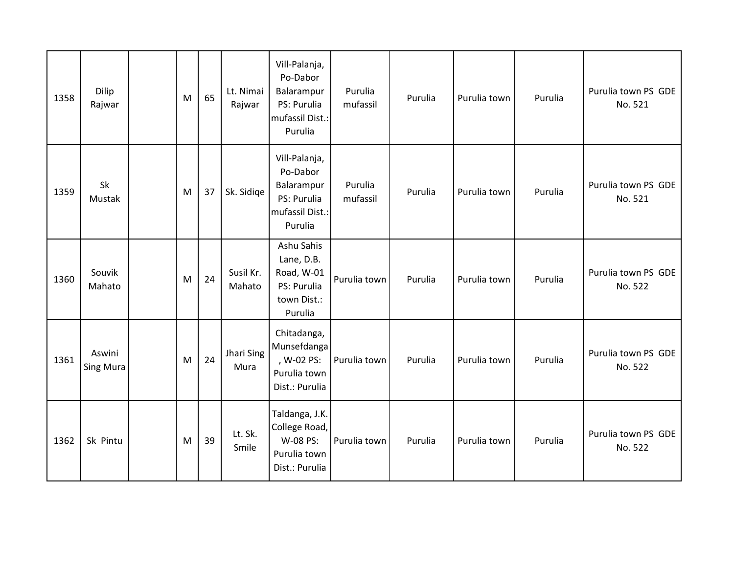| | | | | | | | | | | | |
|---|---|---|---|---|---|---|---|---|---|---|---|
| 1358 | Dilip Rajwar | | M | 65 | Lt. Nimai Rajwar | Vill-Palanja, Po-Dabor Balarampur PS: Purulia mufassil Dist.: Purulia | Purulia mufassil | Purulia | Purulia town | Purulia | Purulia town PS GDE No. 521 |
| 1359 | Sk Mustak | | M | 37 | Sk. Sidiqe | Vill-Palanja, Po-Dabor Balarampur PS: Purulia mufassil Dist.: Purulia | Purulia mufassil | Purulia | Purulia town | Purulia | Purulia town PS GDE No. 521 |
| 1360 | Souvik Mahato | | M | 24 | Susil Kr. Mahato | Ashu Sahis Lane, D.B. Road, W-01 PS: Purulia town Dist.: Purulia | Purulia town | Purulia | Purulia town | Purulia | Purulia town PS GDE No. 522 |
| 1361 | Aswini Sing Mura | | M | 24 | Jhari Sing Mura | Chitadanga, Munsefdanga, W-02 PS: Purulia town Dist.: Purulia | Purulia town | Purulia | Purulia town | Purulia | Purulia town PS GDE No. 522 |
| 1362 | Sk Pintu | | M | 39 | Lt. Sk. Smile | Taldanga, J.K. College Road, W-08 PS: Purulia town Dist.: Purulia | Purulia town | Purulia | Purulia town | Purulia | Purulia town PS GDE No. 522 |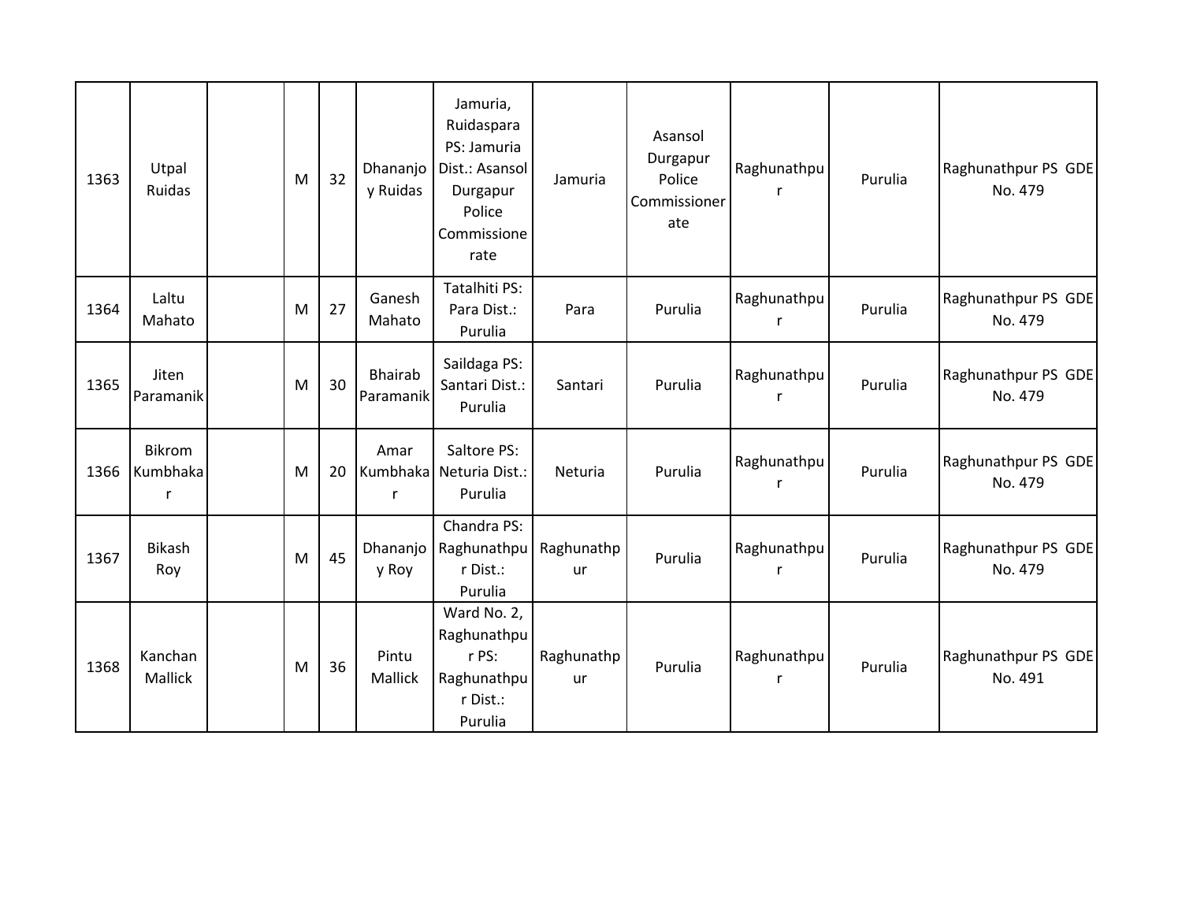| 1363 | Utpal Ruidas | | M | 32 | Dhananjoy Ruidas | Jamuria, Ruidaspara PS: Jamuria Dist.: Asansol Durgapur Police Commissionerate | Jamuria | Asansol Durgapur Police Commissionerate | Raghunathpur | Purulia | Raghunathpur PS GDE No. 479 |
|---|---|---|---|---|---|---|---|---|---|---|---|
| 1364 | Laltu Mahato | | M | 27 | Ganesh Mahato | Tatalhiti PS: Para Dist.: Purulia | Para | Purulia | Raghunathpur | Purulia | Raghunathpur PS GDE No. 479 |
| 1365 | Jiten Paramanik | | M | 30 | Bhairab Paramanik | Saildaga PS: Santari Dist.: Purulia | Santari | Purulia | Raghunathpur | Purulia | Raghunathpur PS GDE No. 479 |
| 1366 | Bikrom Kumbhakar | | M | 20 | Amar Kumbhakar | Saltore PS: Neturia Dist.: Purulia | Neturia | Purulia | Raghunathpur | Purulia | Raghunathpur PS GDE No. 479 |
| 1367 | Bikash Roy | | M | 45 | Dhananjoy Roy | Chandra PS: Raghunathpur Dist.: Purulia | Raghunathpur | Purulia | Raghunathpur | Purulia | Raghunathpur PS GDE No. 479 |
| 1368 | Kanchan Mallick | | M | 36 | Pintu Mallick | Ward No. 2, Raghunathpur PS: Raghunathpur Dist.: Purulia | Raghunathpur | Purulia | Raghunathpur | Purulia | Raghunathpur PS GDE No. 491 |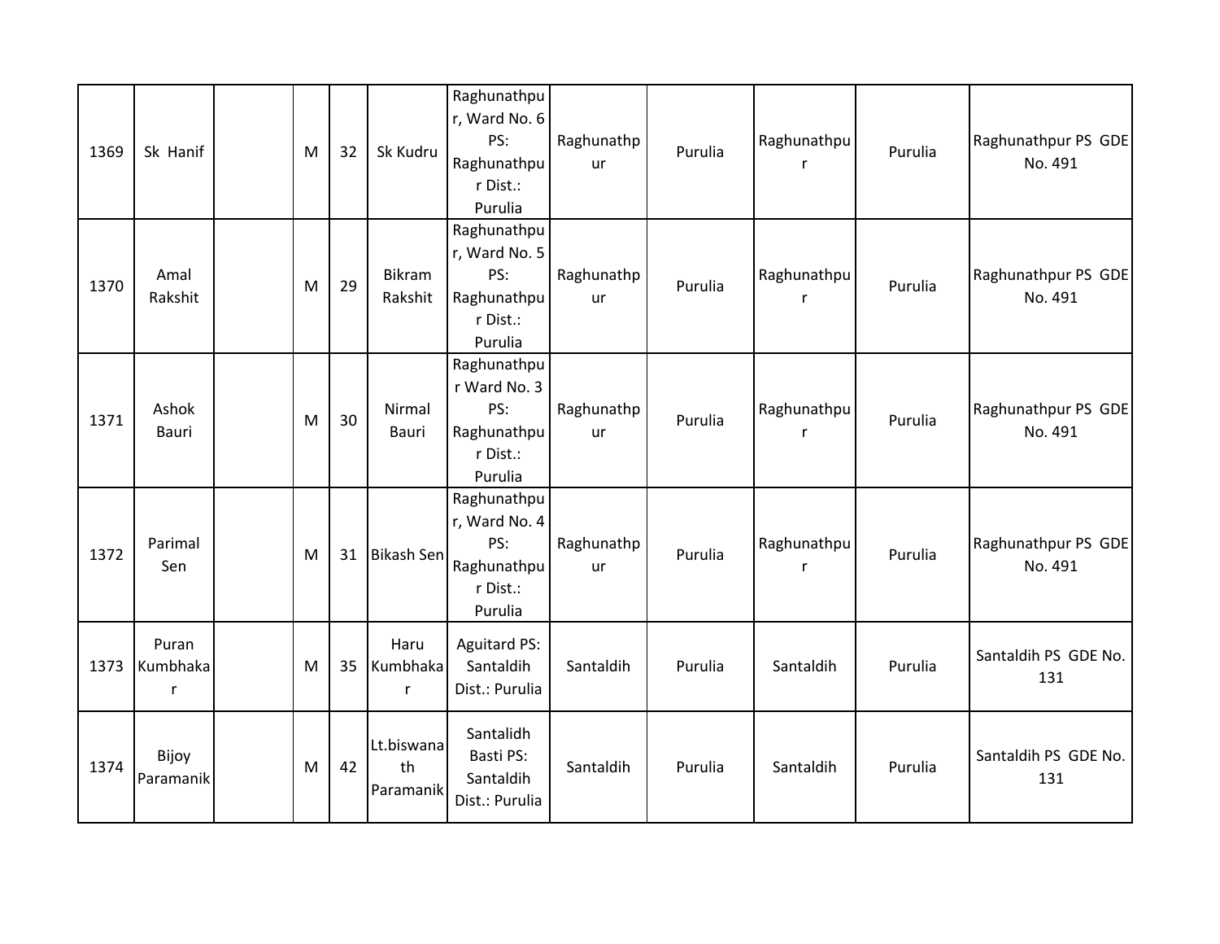| 1369 | Sk Hanif | | M | 32 | Sk Kudru | Raghunathpur, Ward No. 6 PS: Raghunathpur Dist.: Purulia | Raghunathpur | Purulia | Raghunathpur | Purulia | Raghunathpur PS GDE No. 491 |
|---|---|---|---|---|---|---|---|---|---|---|---|
| 1370 | Amal Rakshit | | M | 29 | Bikram Rakshit | Raghunathpur, Ward No. 5 PS: Raghunathpur Dist.: Purulia | Raghunathpur | Purulia | Raghunathpur | Purulia | Raghunathpur PS GDE No. 491 |
| 1371 | Ashok Bauri | | M | 30 | Nirmal Bauri | Raghunathpur Ward No. 3 PS: Raghunathpur Dist.: Purulia | Raghunathpur | Purulia | Raghunathpur | Purulia | Raghunathpur PS GDE No. 491 |
| 1372 | Parimal Sen | | M | 31 | Bikash Sen | Raghunathpur, Ward No. 4 PS: Raghunathpur Dist.: Purulia | Raghunathpur | Purulia | Raghunathpur | Purulia | Raghunathpur PS GDE No. 491 |
| 1373 | Puran Kumbhakar | | M | 35 | Haru Kumbhakar | Aguitard PS: Santaldih Dist.: Purulia | Santaldih | Purulia | Santaldih | Purulia | Santaldih PS GDE No. 131 |
| 1374 | Bijoy Paramanik | | M | 42 | Lt.biswanath Paramanik | Santalidh Basti PS: Santaldih Dist.: Purulia | Santaldih | Purulia | Santaldih | Purulia | Santaldih PS GDE No. 131 |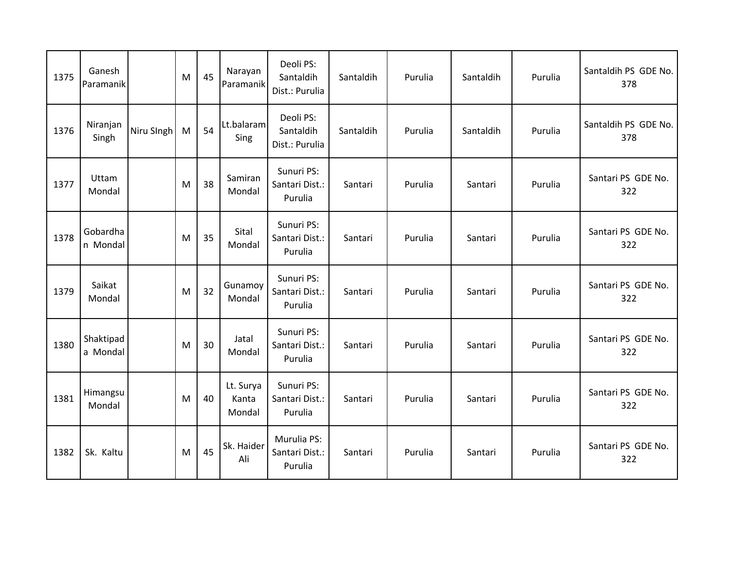| | | | | | | | | | | | |
|---|---|---|---|---|---|---|---|---|---|---|---|
| 1375 | Ganesh Paramanik | | M | 45 | Narayan Paramanik | Deoli PS: Santaldih Dist.: Purulia | Santaldih | Purulia | Santaldih | Purulia | Santaldih PS GDE No. 378 |
| 1376 | Niranjan Singh | Niru SIngh | M | 54 | Lt.balaram Sing | Deoli PS: Santaldih Dist.: Purulia | Santaldih | Purulia | Santaldih | Purulia | Santaldih PS GDE No. 378 |
| 1377 | Uttam Mondal | | M | 38 | Samiran Mondal | Sunuri PS: Santari Dist.: Purulia | Santari | Purulia | Santari | Purulia | Santari PS GDE No. 322 |
| 1378 | Gobardhan Mondal | | M | 35 | Sital Mondal | Sunuri PS: Santari Dist.: Purulia | Santari | Purulia | Santari | Purulia | Santari PS GDE No. 322 |
| 1379 | Saikat Mondal | | M | 32 | Gunamoy Mondal | Sunuri PS: Santari Dist.: Purulia | Santari | Purulia | Santari | Purulia | Santari PS GDE No. 322 |
| 1380 | Shaktipada Mondal | | M | 30 | Jatal Mondal | Sunuri PS: Santari Dist.: Purulia | Santari | Purulia | Santari | Purulia | Santari PS GDE No. 322 |
| 1381 | Himangsu Mondal | | M | 40 | Lt. Surya Kanta Mondal | Sunuri PS: Santari Dist.: Purulia | Santari | Purulia | Santari | Purulia | Santari PS GDE No. 322 |
| 1382 | Sk. Kaltu | | M | 45 | Sk. Haider Ali | Murulia PS: Santari Dist.: Purulia | Santari | Purulia | Santari | Purulia | Santari PS GDE No. 322 |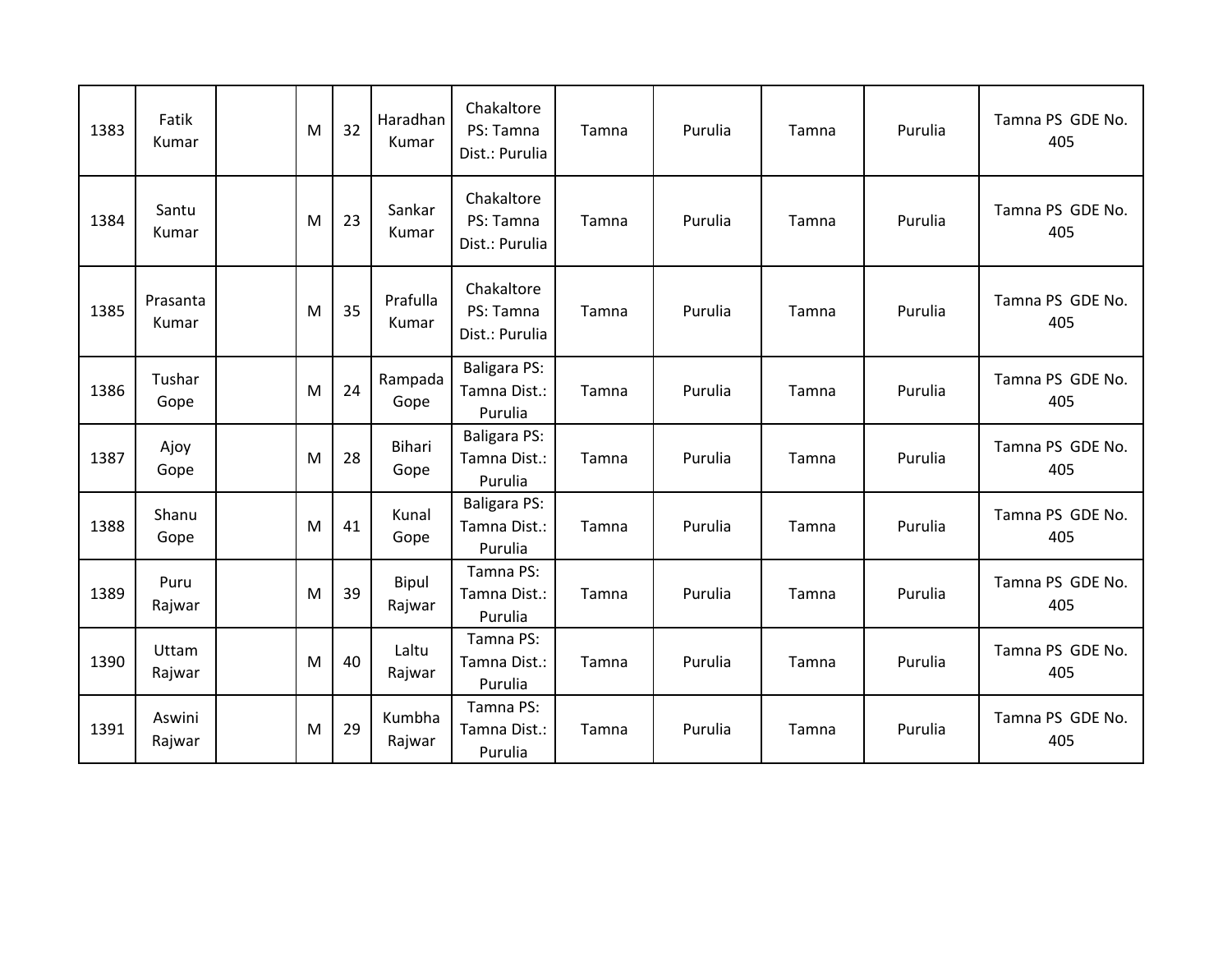| 1383 | Fatik Kumar | | M | 32 | Haradhan Kumar | Chakaltore PS: Tamna Dist.: Purulia | Tamna | Purulia | Tamna | Purulia | Tamna PS GDE No. 405 |
|---|---|---|---|---|---|---|---|---|---|---|---|
| 1384 | Santu Kumar | | M | 23 | Sankar Kumar | Chakaltore PS: Tamna Dist.: Purulia | Tamna | Purulia | Tamna | Purulia | Tamna PS GDE No. 405 |
| 1385 | Prasanta Kumar | | M | 35 | Prafulla Kumar | Chakaltore PS: Tamna Dist.: Purulia | Tamna | Purulia | Tamna | Purulia | Tamna PS GDE No. 405 |
| 1386 | Tushar Gope | | M | 24 | Rampada Gope | Baligara PS: Tamna Dist.: Purulia | Tamna | Purulia | Tamna | Purulia | Tamna PS GDE No. 405 |
| 1387 | Ajoy Gope | | M | 28 | Bihari Gope | Baligara PS: Tamna Dist.: Purulia | Tamna | Purulia | Tamna | Purulia | Tamna PS GDE No. 405 |
| 1388 | Shanu Gope | | M | 41 | Kunal Gope | Baligara PS: Tamna Dist.: Purulia | Tamna | Purulia | Tamna | Purulia | Tamna PS GDE No. 405 |
| 1389 | Puru Rajwar | | M | 39 | Bipul Rajwar | Tamna PS: Tamna Dist.: Purulia | Tamna | Purulia | Tamna | Purulia | Tamna PS GDE No. 405 |
| 1390 | Uttam Rajwar | | M | 40 | Laltu Rajwar | Tamna PS: Tamna Dist.: Purulia | Tamna | Purulia | Tamna | Purulia | Tamna PS GDE No. 405 |
| 1391 | Aswini Rajwar | | M | 29 | Kumbha Rajwar | Tamna PS: Tamna Dist.: Purulia | Tamna | Purulia | Tamna | Purulia | Tamna PS GDE No. 405 |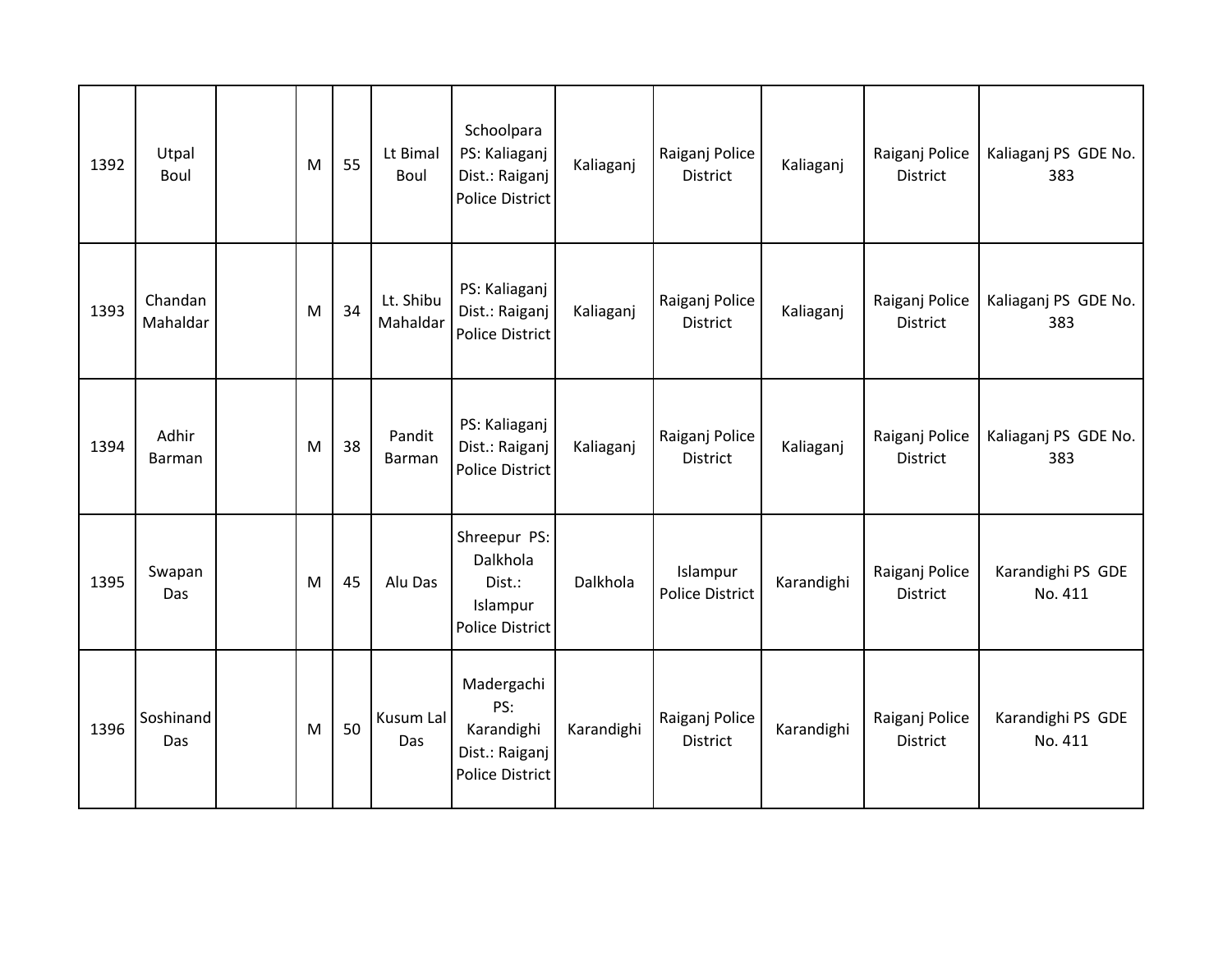| | | | | | | | | | | | |
|---|---|---|---|---|---|---|---|---|---|---|---|
| 1392 | Utpal Boul | | M | 55 | Lt Bimal Boul | Schoolpara PS: Kaliaganj Dist.: Raiganj Police District | Kaliaganj | Raiganj Police District | Kaliaganj | Raiganj Police District | Kaliaganj PS GDE No. 383 |
| 1393 | Chandan Mahaldar | | M | 34 | Lt. Shibu Mahaldar | PS: Kaliaganj Dist.: Raiganj Police District | Kaliaganj | Raiganj Police District | Kaliaganj | Raiganj Police District | Kaliaganj PS GDE No. 383 |
| 1394 | Adhir Barman | | M | 38 | Pandit Barman | PS: Kaliaganj Dist.: Raiganj Police District | Kaliaganj | Raiganj Police District | Kaliaganj | Raiganj Police District | Kaliaganj PS GDE No. 383 |
| 1395 | Swapan Das | | M | 45 | Alu Das | Shreepur PS: Dalkhola Dist.: Islampur Police District | Dalkhola | Islampur Police District | Karandighi | Raiganj Police District | Karandighi PS GDE No. 411 |
| 1396 | Soshinand Das | | M | 50 | Kusum Lal Das | Madergachi PS: Karandighi Dist.: Raiganj Police District | Karandighi | Raiganj Police District | Karandighi | Raiganj Police District | Karandighi PS GDE No. 411 |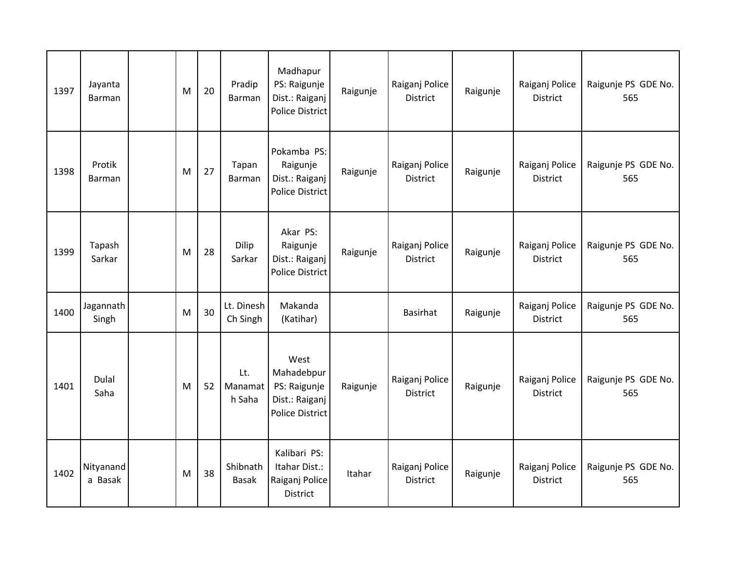| | | | | | | | | | | | |
|---|---|---|---|---|---|---|---|---|---|---|---|
| 1397 | Jayanta Barman | | M | 20 | Pradip Barman | Madhapur PS: Raigunje Dist.: Raiganj Police District | Raigunje | Raiganj Police District | Raigunje | Raiganj Police District | Raigunje PS GDE No. 565 |
| 1398 | Protik Barman | | M | 27 | Tapan Barman | Pokamba PS: Raigunje Dist.: Raiganj Police District | Raigunje | Raiganj Police District | Raigunje | Raiganj Police District | Raigunje PS GDE No. 565 |
| 1399 | Tapash Sarkar | | M | 28 | Dilip Sarkar | Akar PS: Raigunje Dist.: Raiganj Police District | Raigunje | Raiganj Police District | Raigunje | Raiganj Police District | Raigunje PS GDE No. 565 |
| 1400 | Jagannath Singh | | M | 30 | Lt. Dinesh Ch Singh | Makanda (Katihar) | | Basirhat | Raigunje | Raiganj Police District | Raigunje PS GDE No. 565 |
| 1401 | Dulal Saha | | M | 52 | Lt. Manamath Saha | West Mahadebpur PS: Raigunje Dist.: Raiganj Police District | Raigunje | Raiganj Police District | Raigunje | Raiganj Police District | Raigunje PS GDE No. 565 |
| 1402 | Nityananda Basak | | M | 38 | Shibnath Basak | Kalibari PS: Itahar Dist.: Raiganj Police District | Itahar | Raiganj Police District | Raigunje | Raiganj Police District | Raigunje PS GDE No. 565 |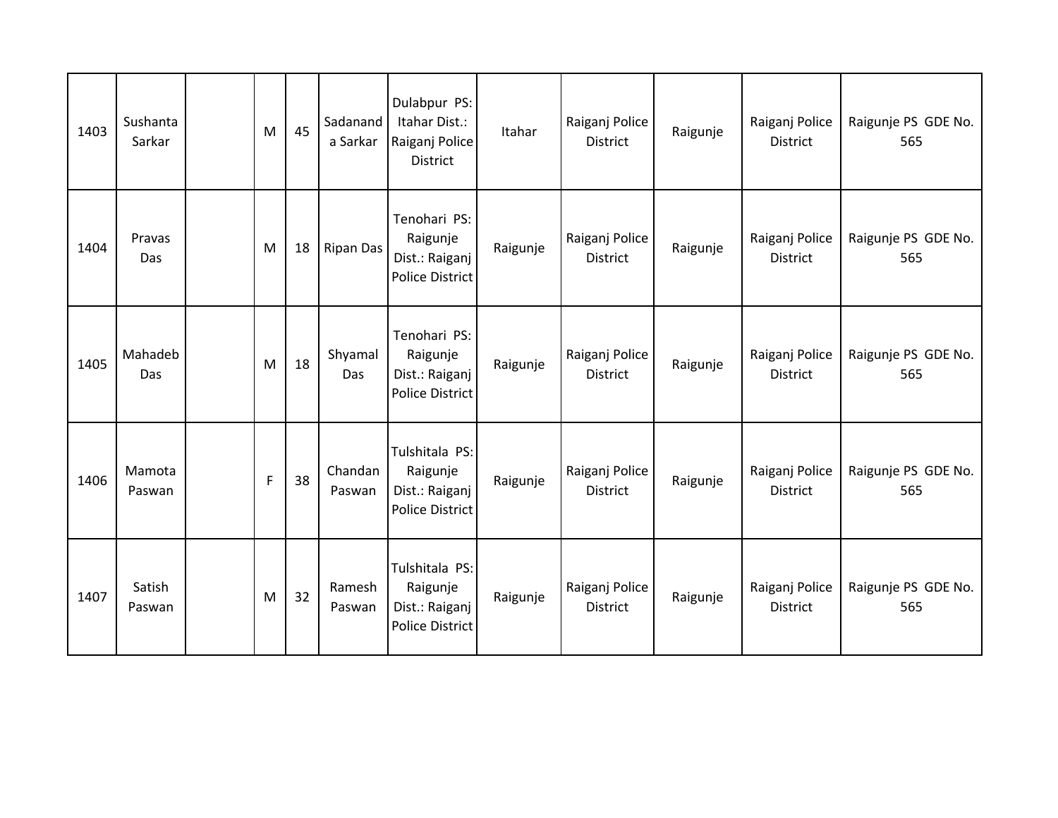| | | | | | | | | | | | |
|---|---|---|---|---|---|---|---|---|---|---|---|
| 1403 | Sushanta Sarkar | | M | 45 | Sadananda Sarkar | Dulabpur PS: Itahar Dist.: Raiganj Police District | Itahar | Raiganj Police District | Raigunje | Raiganj Police District | Raigunje PS GDE No. 565 |
| 1404 | Pravas Das | | M | 18 | Ripan Das | Tenohari PS: Raigunje Dist.: Raiganj Police District | Raigunje | Raiganj Police District | Raigunje | Raiganj Police District | Raigunje PS GDE No. 565 |
| 1405 | Mahadeb Das | | M | 18 | Shyamal Das | Tenohari PS: Raigunje Dist.: Raiganj Police District | Raigunje | Raiganj Police District | Raigunje | Raiganj Police District | Raigunje PS GDE No. 565 |
| 1406 | Mamota Paswan | | F | 38 | Chandan Paswan | Tulshitala PS: Raigunje Dist.: Raiganj Police District | Raigunje | Raiganj Police District | Raigunje | Raiganj Police District | Raigunje PS GDE No. 565 |
| 1407 | Satish Paswan | | M | 32 | Ramesh Paswan | Tulshitala PS: Raigunje Dist.: Raiganj Police District | Raigunje | Raiganj Police District | Raigunje | Raiganj Police District | Raigunje PS GDE No. 565 |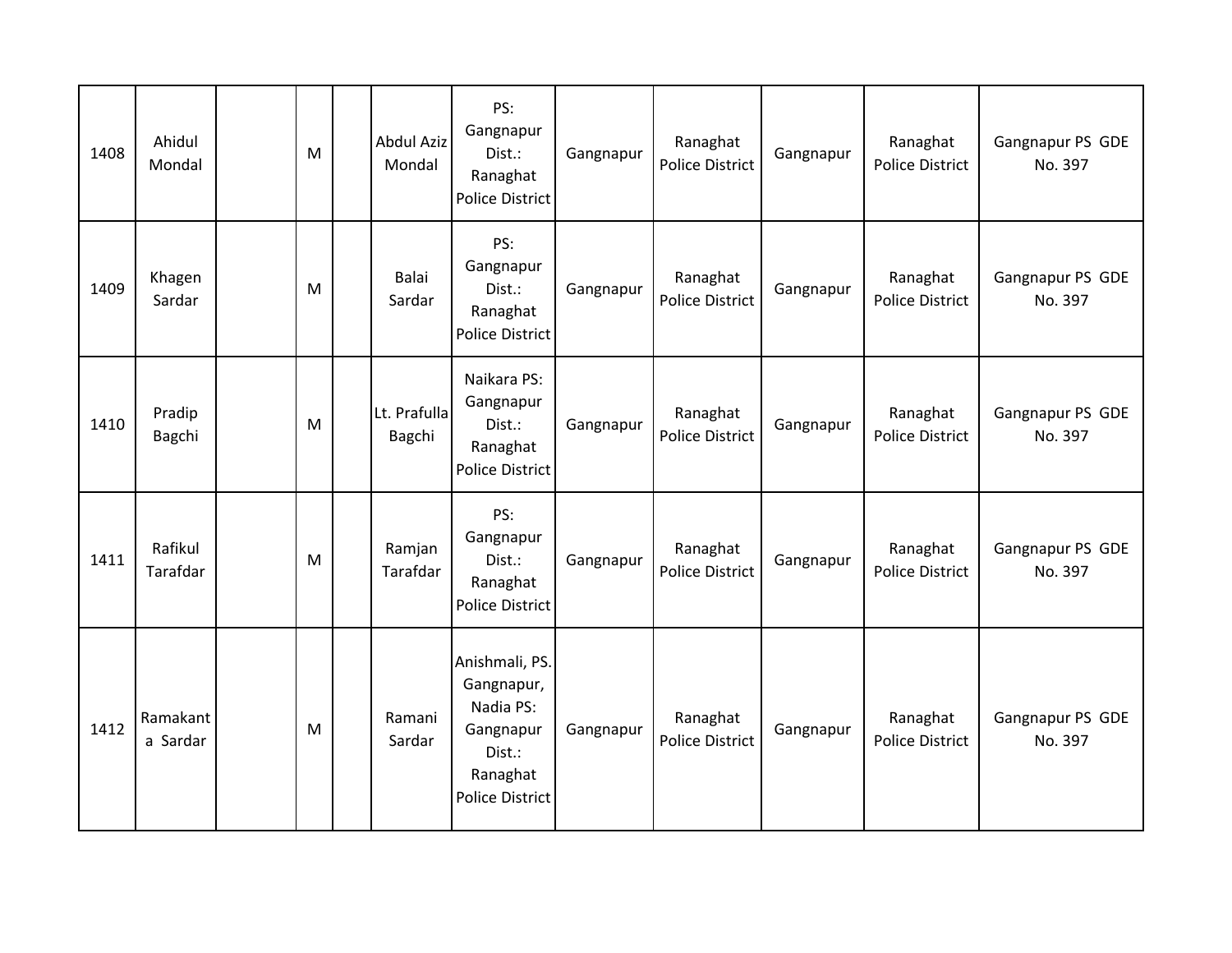| 1408 | Ahidul Mondal | | M | | Abdul Aziz Mondal | PS: Gangnapur Dist.: Ranaghat Police District | Gangnapur | Ranaghat Police District | Gangnapur | Ranaghat Police District | Gangnapur PS GDE No. 397 |
|---|---|---|---|---|---|---|---|---|---|---|---|
| 1409 | Khagen Sardar | | M | | Balai Sardar | PS: Gangnapur Dist.: Ranaghat Police District | Gangnapur | Ranaghat Police District | Gangnapur | Ranaghat Police District | Gangnapur PS GDE No. 397 |
| 1410 | Pradip Bagchi | | M | | Lt. Prafulla Bagchi | Naikara PS: Gangnapur Dist.: Ranaghat Police District | Gangnapur | Ranaghat Police District | Gangnapur | Ranaghat Police District | Gangnapur PS GDE No. 397 |
| 1411 | Rafikul Tarafdar | | M | | Ramjan Tarafdar | PS: Gangnapur Dist.: Ranaghat Police District | Gangnapur | Ranaghat Police District | Gangnapur | Ranaghat Police District | Gangnapur PS GDE No. 397 |
| 1412 | Ramakanta Sardar | | M | | Ramani Sardar | Anishmali, PS. Gangnapur, Nadia PS: Gangnapur Dist.: Ranaghat Police District | Gangnapur | Ranaghat Police District | Gangnapur | Ranaghat Police District | Gangnapur PS GDE No. 397 |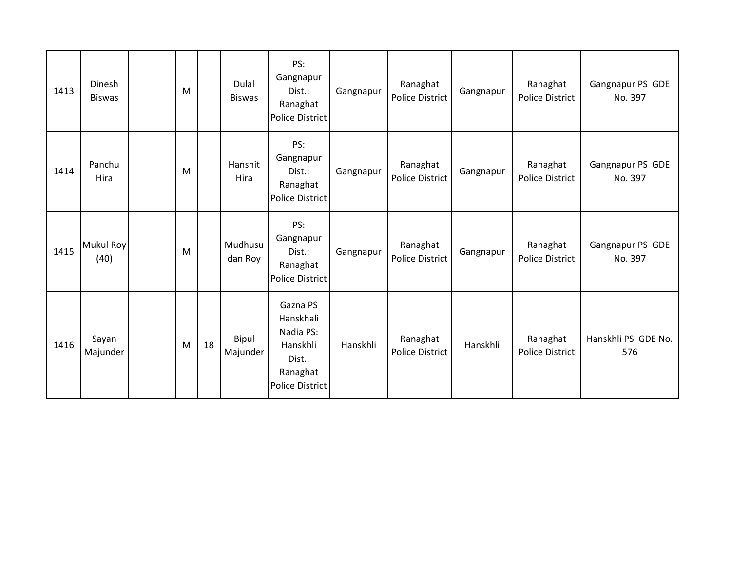| 1413 | Dinesh Biswas | | M | | Dulal Biswas | PS: Gangnapur Dist.: Ranaghat Police District | Gangnapur | Ranaghat Police District | Gangnapur | Ranaghat Police District | Gangnapur PS GDE No. 397 |
|---|---|---|---|---|---|---|---|---|---|---|---|
| 1414 | Panchu Hira | | M | | Hanshit Hira | PS: Gangnapur Dist.: Ranaghat Police District | Gangnapur | Ranaghat Police District | Gangnapur | Ranaghat Police District | Gangnapur PS GDE No. 397 |
| 1415 | Mukul Roy (40) | | M | | Mudhusudan Roy | PS: Gangnapur Dist.: Ranaghat Police District | Gangnapur | Ranaghat Police District | Gangnapur | Ranaghat Police District | Gangnapur PS GDE No. 397 |
| 1416 | Sayan Majunder | | M | 18 | Bipul Majunder | Gazna PS Hanskhali Nadia PS: Hanskhli Dist.: Ranaghat Police District | Hanskhli | Ranaghat Police District | Hanskhli | Ranaghat Police District | Hanskhli PS GDE No. 576 |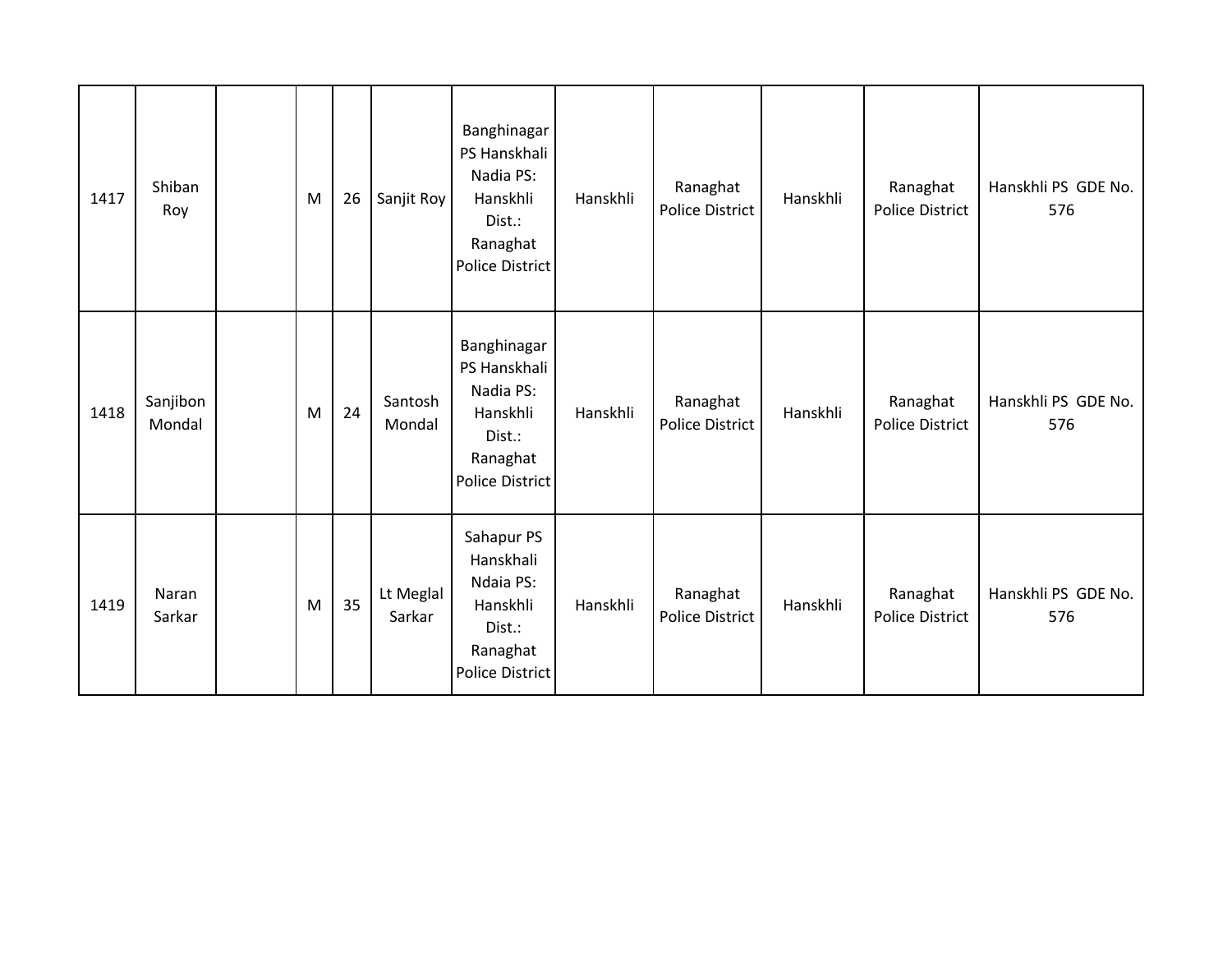| | | | | | | | | | | | |
|---|---|---|---|---|---|---|---|---|---|---|---|
| 1417 | Shiban Roy | | M | 26 | Sanjit Roy | Banghinagar PS Hanskhali Nadia PS: Hanskhli Dist.: Ranaghat Police District | Hanskhli | Ranaghat Police District | Hanskhli | Ranaghat Police District | Hanskhli PS GDE No. 576 |
| 1418 | Sanjibon Mondal | | M | 24 | Santosh Mondal | Banghinagar PS Hanskhali Nadia PS: Hanskhli Dist.: Ranaghat Police District | Hanskhli | Ranaghat Police District | Hanskhli | Ranaghat Police District | Hanskhli PS GDE No. 576 |
| 1419 | Naran Sarkar | | M | 35 | Lt Meglal Sarkar | Sahapur PS Hanskhali Ndaia PS: Hanskhli Dist.: Ranaghat Police District | Hanskhli | Ranaghat Police District | Hanskhli | Ranaghat Police District | Hanskhli PS GDE No. 576 |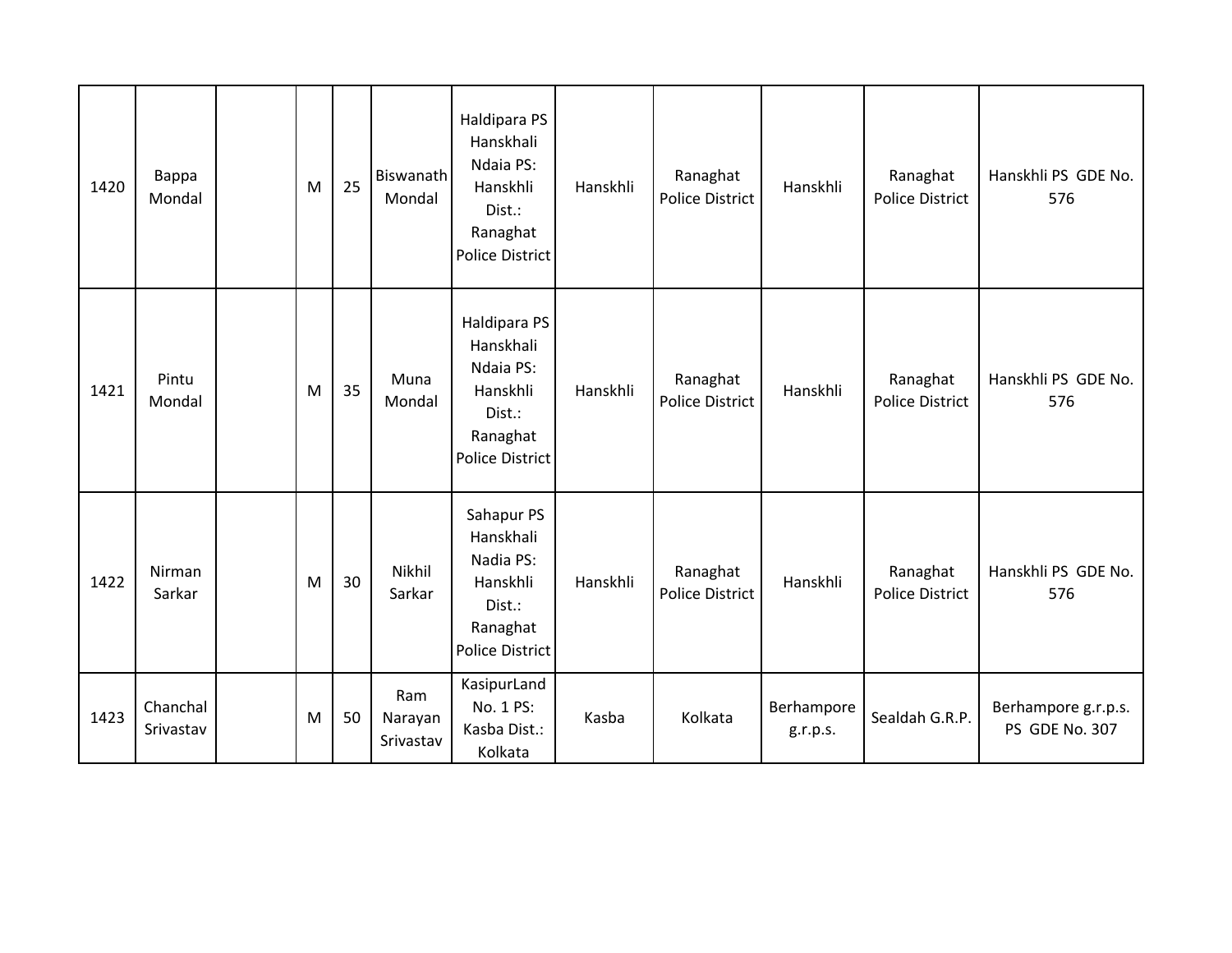| 1420 | Bappa Mondal | | M | 25 | Biswanath Mondal | Haldipara PS Hanskhali Ndaia PS: Hanskhli Dist.: Ranaghat Police District | Hanskhli | Ranaghat Police District | Hanskhli | Ranaghat Police District | Hanskhli PS GDE No. 576 |
|---|---|---|---|---|---|---|---|---|---|---|---|
| 1421 | Pintu Mondal | | M | 35 | Muna Mondal | Haldipara PS Hanskhali Ndaia PS: Hanskhli Dist.: Ranaghat Police District | Hanskhli | Ranaghat Police District | Hanskhli | Ranaghat Police District | Hanskhli PS GDE No. 576 |
| 1422 | Nirman Sarkar | | M | 30 | Nikhil Sarkar | Sahapur PS Hanskhali Nadia PS: Hanskhli Dist.: Ranaghat Police District | Hanskhli | Ranaghat Police District | Hanskhli | Ranaghat Police District | Hanskhli PS GDE No. 576 |
| 1423 | Chanchal Srivastav | | M | 50 | Ram Narayan Srivastav | KasipurLand No. 1 PS: Kasba Dist.: Kolkata | Kasba | Kolkata | Berhampore g.r.p.s. | Sealdah G.R.P. | Berhampore g.r.p.s. PS GDE No. 307 |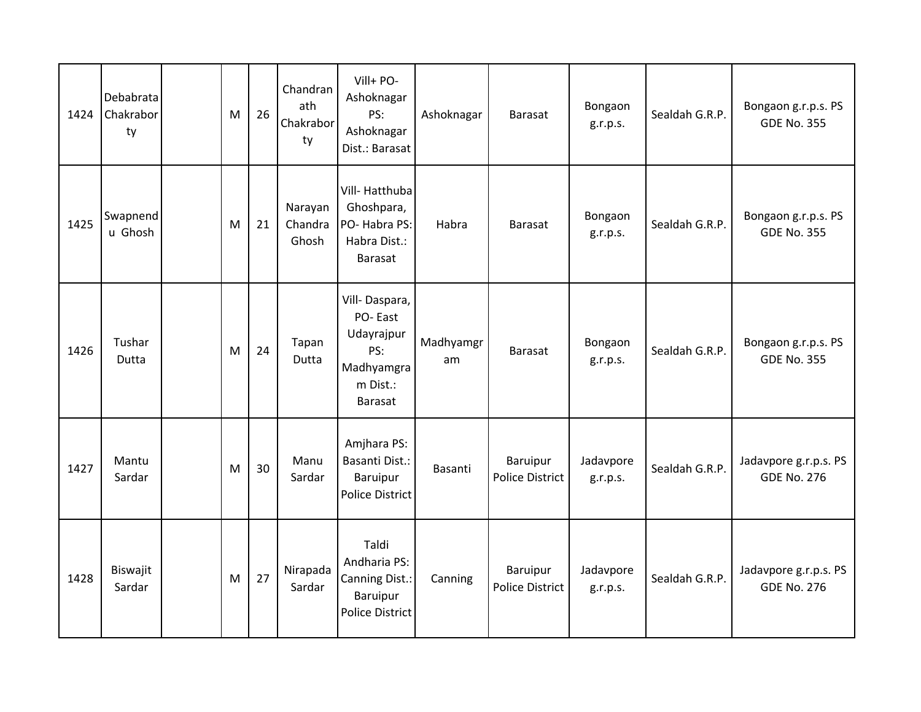| 1424 | Debabrata Chakraborty | | M | 26 | Chandranath Chakraborty | Vill+ PO- Ashoknagar PS: Ashoknagar Dist.: Barasat | Ashoknagar | Barasat | Bongaon g.r.p.s. | Sealdah G.R.P. | Bongaon g.r.p.s. PS GDE No. 355 |
|---|---|---|---|---|---|---|---|---|---|---|---|
| 1425 | Swapnendu Ghosh | | M | 21 | Narayan Chandra Ghosh | Vill- Hatthuba Ghoshpara, PO- Habra PS: Habra Dist.: Barasat | Habra | Barasat | Bongaon g.r.p.s. | Sealdah G.R.P. | Bongaon g.r.p.s. PS GDE No. 355 |
| 1426 | Tushar Dutta | | M | 24 | Tapan Dutta | Vill- Daspara, PO- East Udayrajpur PS: Madhyamgram Dist.: Barasat | Madhyamgram | Barasat | Bongaon g.r.p.s. | Sealdah G.R.P. | Bongaon g.r.p.s. PS GDE No. 355 |
| 1427 | Mantu Sardar | | M | 30 | Manu Sardar | Amjhara PS: Basanti Dist.: Baruipur Police District | Basanti | Baruipur Police District | Jadavpore g.r.p.s. | Sealdah G.R.P. | Jadavpore g.r.p.s. PS GDE No. 276 |
| 1428 | Biswajit Sardar | | M | 27 | Nirapada Sardar | Taldi Andharia PS: Canning Dist.: Baruipur Police District | Canning | Baruipur Police District | Jadavpore g.r.p.s. | Sealdah G.R.P. | Jadavpore g.r.p.s. PS GDE No. 276 |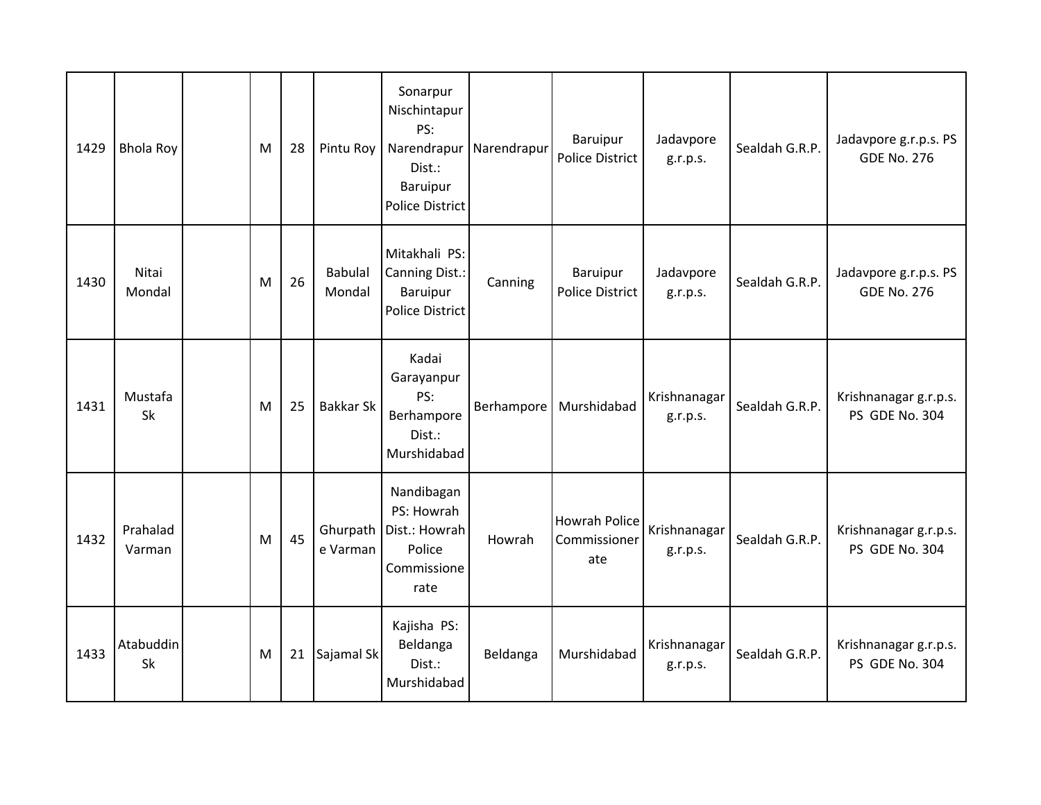| 1429 | Bhola Roy | | M | 28 | Pintu Roy | Sonarpur Nischintapur PS: Narendrapur Dist.: Baruipur Police District | Narendrapur | Baruipur Police District | Jadavpore g.r.p.s. | Sealdah G.R.P. | Jadavpore g.r.p.s. PS GDE No. 276 |
|---|---|---|---|---|---|---|---|---|---|---|---|
| 1430 | Nitai Mondal | | M | 26 | Babulal Mondal | Mitakhali PS: Canning Dist.: Baruipur Police District | Canning | Baruipur Police District | Jadavpore g.r.p.s. | Sealdah G.R.P. | Jadavpore g.r.p.s. PS GDE No. 276 |
| 1431 | Mustafa Sk | | M | 25 | Bakkar Sk | Kadai Garayanpur PS: Berhampore Dist.: Murshidabad | Berhampore | Murshidabad | Krishnanagar g.r.p.s. | Sealdah G.R.P. | Krishnanagar g.r.p.s. PS GDE No. 304 |
| 1432 | Prahalad Varman | | M | 45 | Ghurpathe Varman | Nandibagan PS: Howrah Dist.: Howrah Police Commissionerate | Howrah | Howrah Police Commissionerate | Krishnanagar g.r.p.s. | Sealdah G.R.P. | Krishnanagar g.r.p.s. PS GDE No. 304 |
| 1433 | Atabuddin Sk | | M | 21 | Sajamal Sk | Kajisha PS: Beldanga Dist.: Murshidabad | Beldanga | Murshidabad | Krishnanagar g.r.p.s. | Sealdah G.R.P. | Krishnanagar g.r.p.s. PS GDE No. 304 |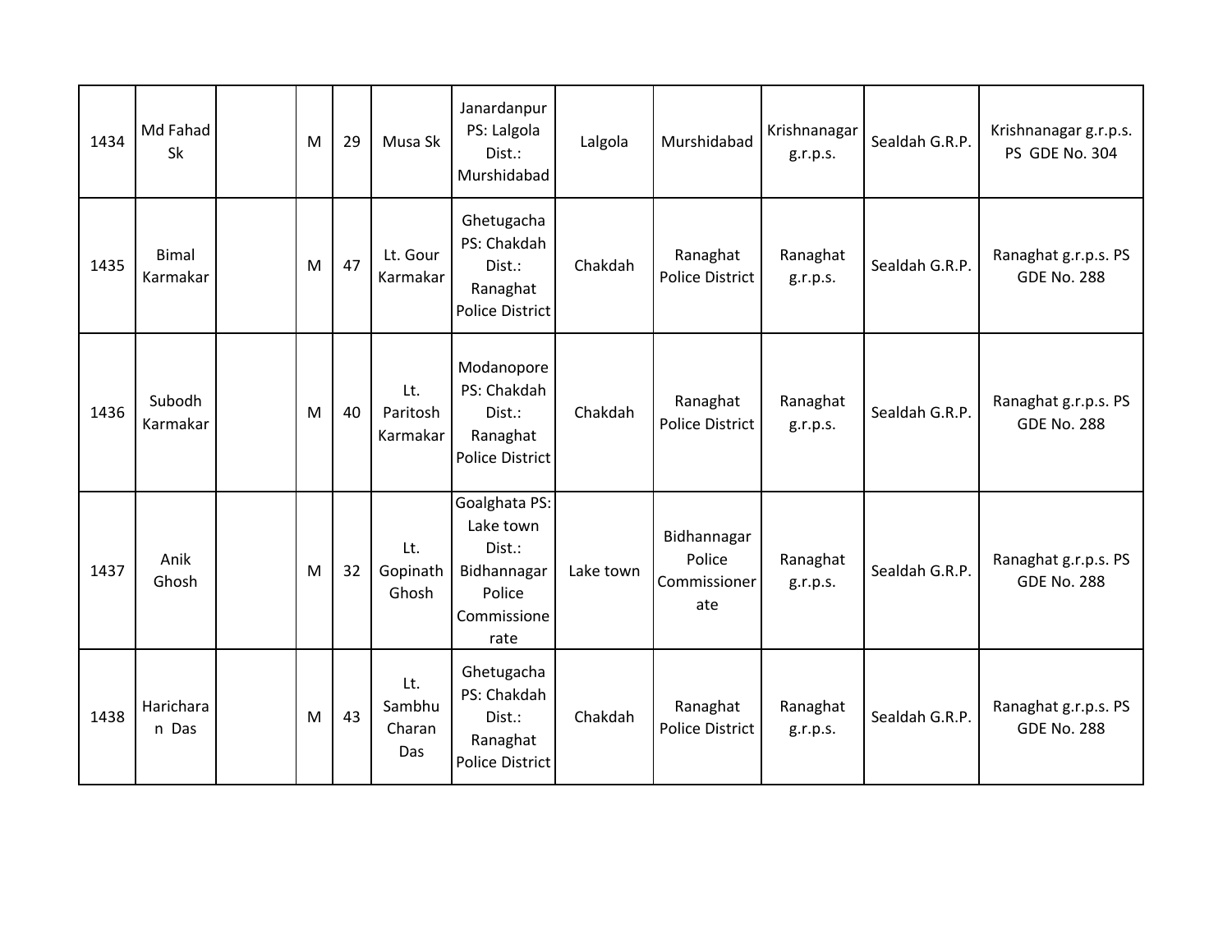| 1434 | Md Fahad Sk | | M | 29 | Musa Sk | Janardanpur PS: Lalgola Dist.: Murshidabad | Lalgola | Murshidabad | Krishnanagar g.r.p.s. | Sealdah G.R.P. | Krishnanagar g.r.p.s. PS GDE No. 304 |
|---|---|---|---|---|---|---|---|---|---|---|---|
| 1435 | Bimal Karmakar | | M | 47 | Lt. Gour Karmakar | Ghetugacha PS: Chakdah Dist.: Ranaghat Police District | Chakdah | Ranaghat Police District | Ranaghat g.r.p.s. | Sealdah G.R.P. | Ranaghat g.r.p.s. PS GDE No. 288 |
| 1436 | Subodh Karmakar | | M | 40 | Lt. Paritosh Karmakar | Modanopore PS: Chakdah Dist.: Ranaghat Police District | Chakdah | Ranaghat Police District | Ranaghat g.r.p.s. | Sealdah G.R.P. | Ranaghat g.r.p.s. PS GDE No. 288 |
| 1437 | Anik Ghosh | | M | 32 | Lt. Gopinath Ghosh | Goalghata PS: Lake town Dist.: Bidhannagar Police Commissionerate | Lake town | Bidhannagar Police Commissionerate | Ranaghat g.r.p.s. | Sealdah G.R.P. | Ranaghat g.r.p.s. PS GDE No. 288 |
| 1438 | Haricharan Das | | M | 43 | Lt. Sambhu Charan Das | Ghetugacha PS: Chakdah Dist.: Ranaghat Police District | Chakdah | Ranaghat Police District | Ranaghat g.r.p.s. | Sealdah G.R.P. | Ranaghat g.r.p.s. PS GDE No. 288 |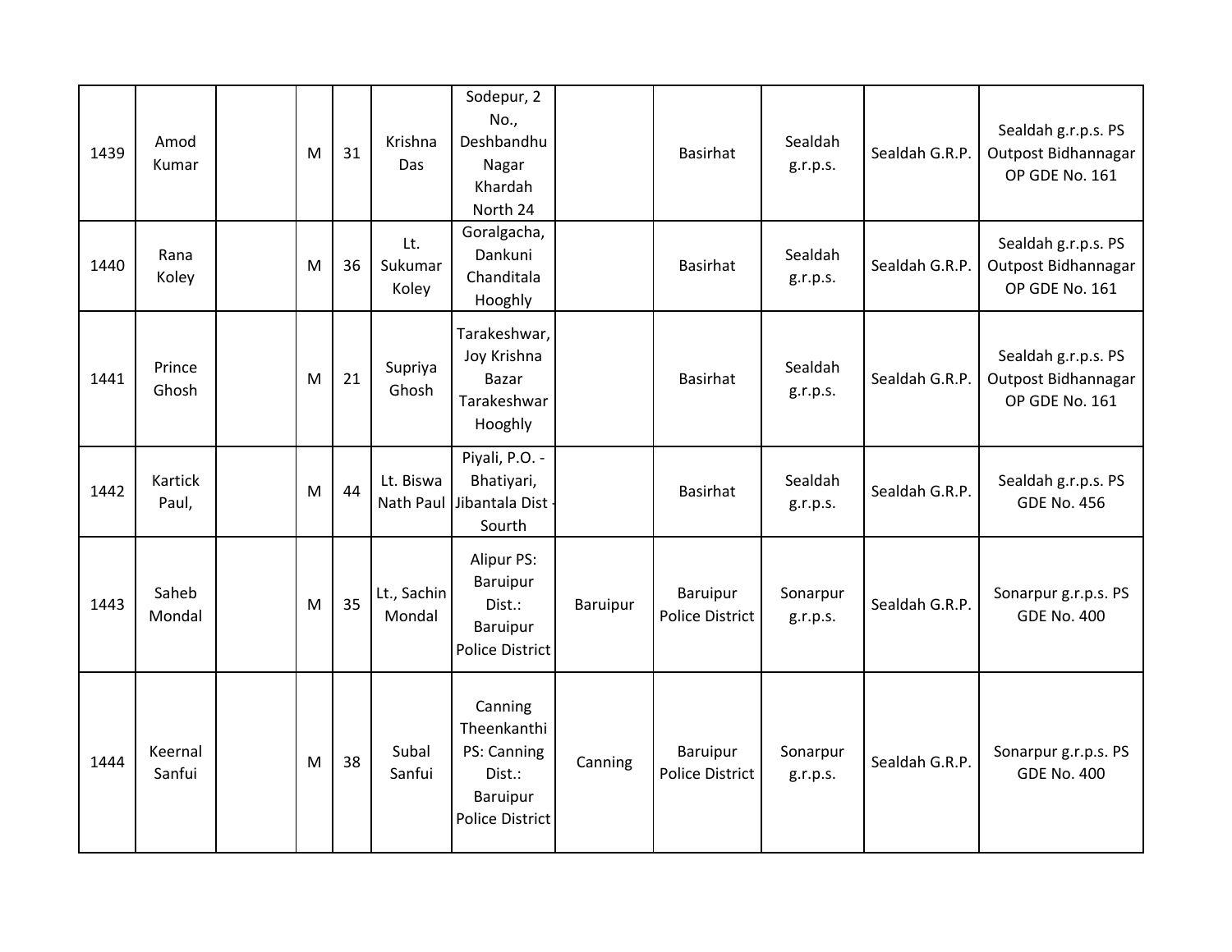| | | | | | | | | | | | |
|---|---|---|---|---|---|---|---|---|---|---|---|
| 1439 | Amod Kumar | | M | 31 | Krishna Das | Sodepur, 2 No., Deshbandhu Nagar Khardah North 24 | | Basirhat | Sealdah g.r.p.s. | Sealdah G.R.P. | Sealdah g.r.p.s. PS Outpost Bidhannagar OP GDE No. 161 |
| 1440 | Rana Koley | | M | 36 | Lt. Sukumar Koley | Goralgacha, Dankuni Chanditala Hooghly | | Basirhat | Sealdah g.r.p.s. | Sealdah G.R.P. | Sealdah g.r.p.s. PS Outpost Bidhannagar OP GDE No. 161 |
| 1441 | Prince Ghosh | | M | 21 | Supriya Ghosh | Tarakeshwar, Joy Krishna Bazar Tarakeshwar Hooghly | | Basirhat | Sealdah g.r.p.s. | Sealdah G.R.P. | Sealdah g.r.p.s. PS Outpost Bidhannagar OP GDE No. 161 |
| 1442 | Kartick Paul, | | M | 44 | Lt. Biswa Nath Paul | Piyali, P.O. - Bhatiyari, Jibantala Dist - Sourth | | Basirhat | Sealdah g.r.p.s. | Sealdah G.R.P. | Sealdah g.r.p.s. PS GDE No. 456 |
| 1443 | Saheb Mondal | | M | 35 | Lt., Sachin Mondal | Alipur PS: Baruipur Dist.: Baruipur Police District | Baruipur | Baruipur Police District | Sonarpur g.r.p.s. | Sealdah G.R.P. | Sonarpur g.r.p.s. PS GDE No. 400 |
| 1444 | Keernal Sanfui | | M | 38 | Subal Sanfui | Canning Theenkanthi PS: Canning Dist.: Baruipur Police District | Canning | Baruipur Police District | Sonarpur g.r.p.s. | Sealdah G.R.P. | Sonarpur g.r.p.s. PS GDE No. 400 |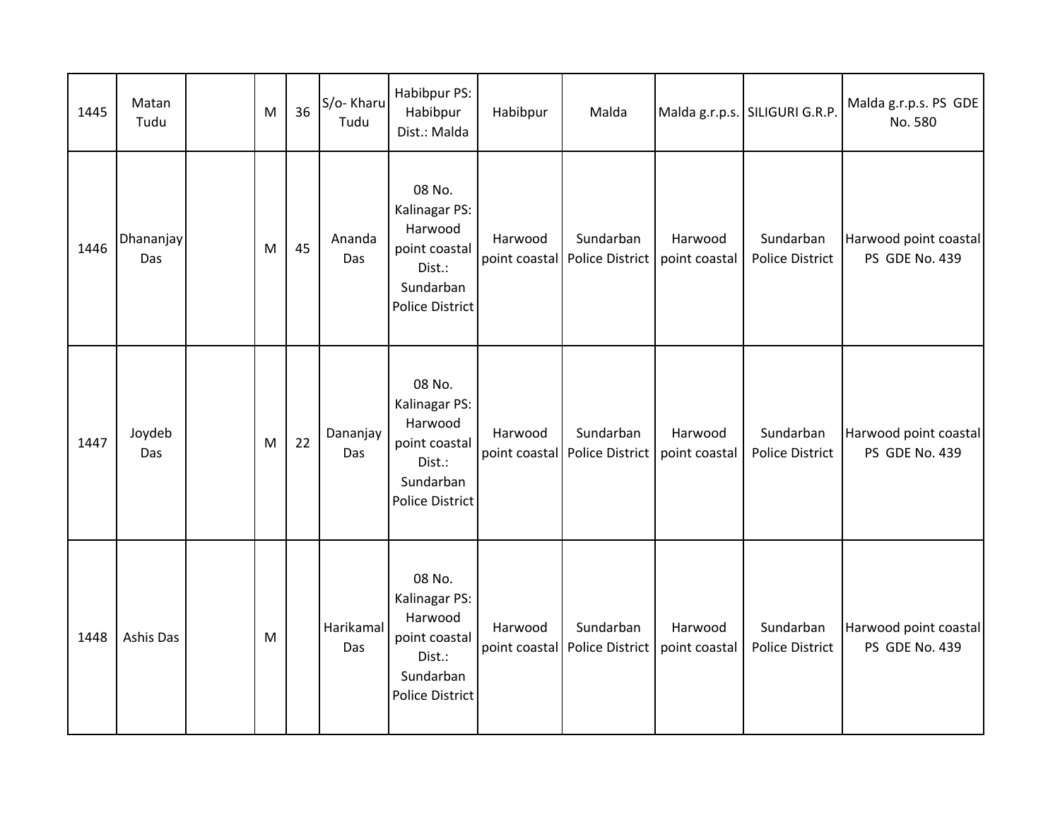| | | | | | | | | | | | |
|---|---|---|---|---|---|---|---|---|---|---|---|
| 1445 | Matan Tudu | | M | 36 | S/o- Kharu Tudu | Habibpur PS: Habibpur Dist.: Malda | Habibpur | Malda | Malda g.r.p.s. | SILIGURI G.R.P. | Malda g.r.p.s. PS GDE No. 580 |
| 1446 | Dhananjay Das | | M | 45 | Ananda Das | 08 No. Kalinagar PS: Harwood point coastal Dist.: Sundarban Police District | Harwood point coastal | Sundarban Police District | Harwood point coastal | Sundarban Police District | Harwood point coastal PS GDE No. 439 |
| 1447 | Joydeb Das | | M | 22 | Dananjay Das | 08 No. Kalinagar PS: Harwood point coastal Dist.: Sundarban Police District | Harwood point coastal | Sundarban Police District | Harwood point coastal | Sundarban Police District | Harwood point coastal PS GDE No. 439 |
| 1448 | Ashis Das | | M | | Harikamal Das | 08 No. Kalinagar PS: Harwood point coastal Dist.: Sundarban Police District | Harwood point coastal | Sundarban Police District | Harwood point coastal | Sundarban Police District | Harwood point coastal PS GDE No. 439 |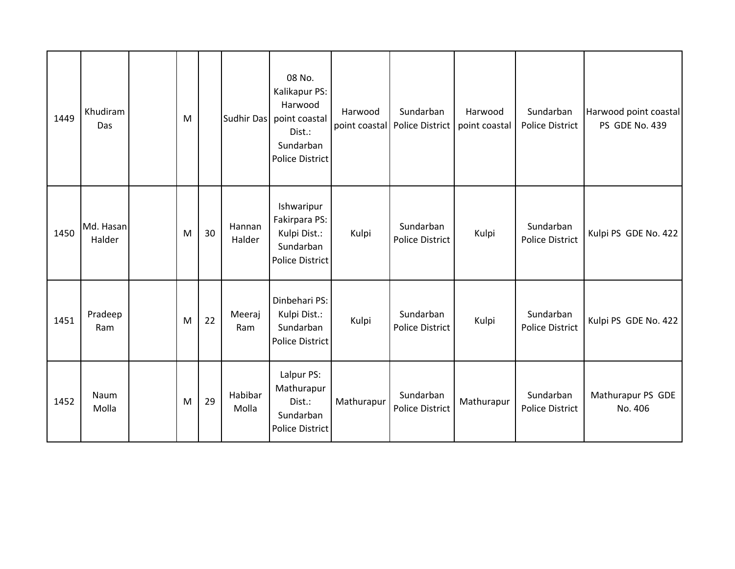| | | | | | | | | | | | |
|---|---|---|---|---|---|---|---|---|---|---|---|
| 1449 | Khudiram Das | | M | | Sudhir Das | 08 No. Kalikapur PS: Harwood point coastal Dist.: Sundarban Police District | Harwood point coastal | Sundarban Police District | Harwood point coastal | Sundarban Police District | Harwood point coastal PS GDE No. 439 |
| 1450 | Md. Hasan Halder | | M | 30 | Hannan Halder | Ishwaripur Fakirpara PS: Kulpi Dist.: Sundarban Police District | Kulpi | Sundarban Police District | Kulpi | Sundarban Police District | Kulpi PS GDE No. 422 |
| 1451 | Pradeep Ram | | M | 22 | Meeraj Ram | Dinbehari PS: Kulpi Dist.: Sundarban Police District | Kulpi | Sundarban Police District | Kulpi | Sundarban Police District | Kulpi PS GDE No. 422 |
| 1452 | Naum Molla | | M | 29 | Habibar Molla | Lalpur PS: Mathurapur Dist.: Sundarban Police District | Mathurapur | Sundarban Police District | Mathurapur | Sundarban Police District | Mathurapur PS GDE No. 406 |